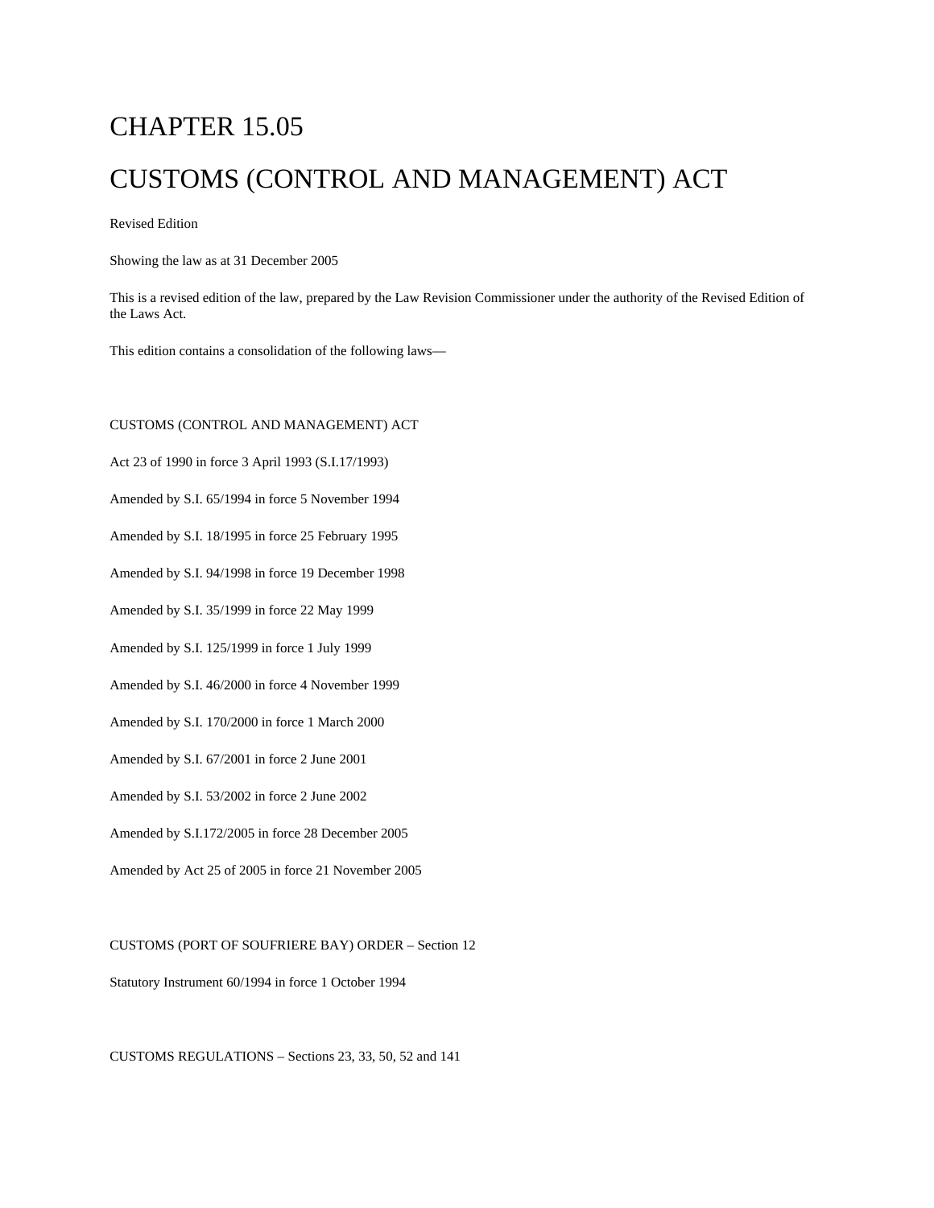# CHAPTER 15.05

# CUSTOMS (CONTROL AND MANAGEMENT) ACT

Revised Edition

Showing the law as at 31 December 2005

This is a revised edition of the law, prepared by the Law Revision Commissioner under the authority of the Revised Edition of the Laws Act.

This edition contains a consolidation of the following laws—

CUSTOMS (CONTROL AND MANAGEMENT) ACT

Act 23 of 1990 in force 3 April 1993 (S.I.17/1993)

Amended by S.I. 65/1994 in force 5 November 1994

Amended by S.I. 18/1995 in force 25 February 1995

Amended by S.I. 94/1998 in force 19 December 1998

Amended by S.I. 35/1999 in force 22 May 1999

Amended by S.I. 125/1999 in force 1 July 1999

Amended by S.I. 46/2000 in force 4 November 1999

Amended by S.I. 170/2000 in force 1 March 2000

Amended by S.I. 67/2001 in force 2 June 2001

Amended by S.I. 53/2002 in force 2 June 2002

Amended by S.I.172/2005 in force 28 December 2005

Amended by Act 25 of 2005 in force 21 November 2005

CUSTOMS (PORT OF SOUFRIERE BAY) ORDER – Section 12

Statutory Instrument 60/1994 in force 1 October 1994

CUSTOMS REGULATIONS – Sections 23, 33, 50, 52 and 141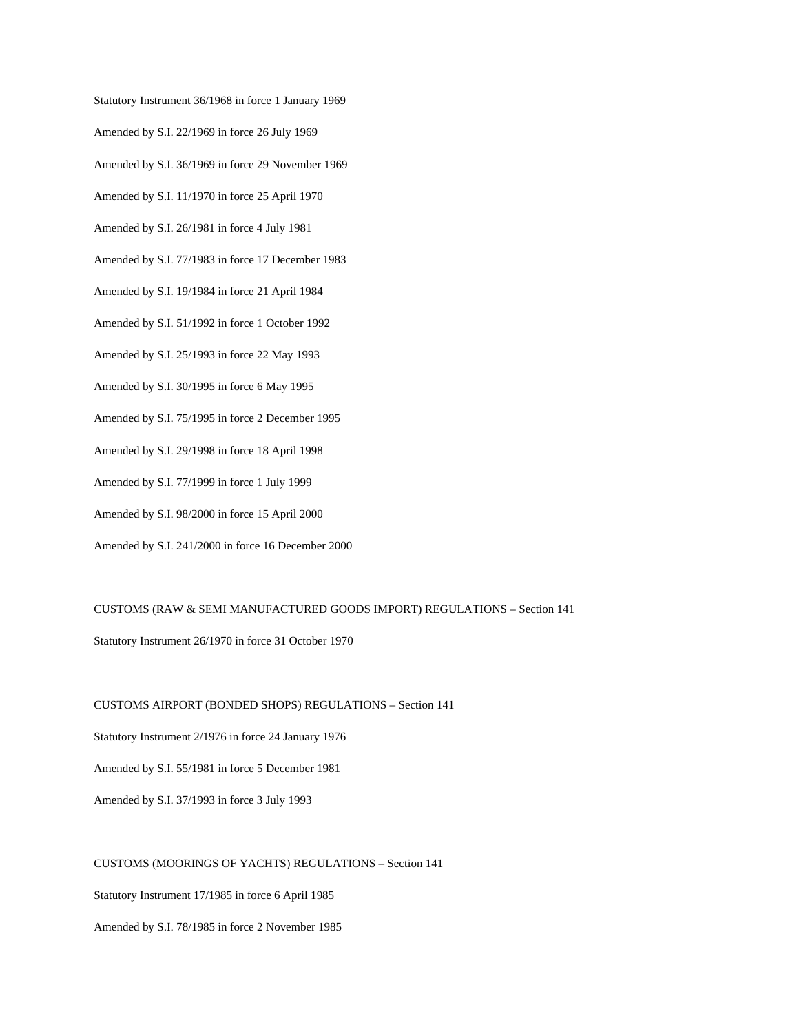Statutory Instrument 36/1968 in force 1 January 1969

Amended by S.I. 22/1969 in force 26 July 1969

Amended by S.I. 36/1969 in force 29 November 1969

Amended by S.I. 11/1970 in force 25 April 1970

Amended by S.I. 26/1981 in force 4 July 1981

Amended by S.I. 77/1983 in force 17 December 1983

Amended by S.I. 19/1984 in force 21 April 1984

Amended by S.I. 51/1992 in force 1 October 1992

Amended by S.I. 25/1993 in force 22 May 1993

Amended by S.I. 30/1995 in force 6 May 1995

Amended by S.I. 75/1995 in force 2 December 1995

Amended by S.I. 29/1998 in force 18 April 1998

Amended by S.I. 77/1999 in force 1 July 1999

Amended by S.I. 98/2000 in force 15 April 2000

Amended by S.I. 241/2000 in force 16 December 2000

CUSTOMS (RAW & SEMI MANUFACTURED GOODS IMPORT) REGULATIONS – Section 141

Statutory Instrument 26/1970 in force 31 October 1970

CUSTOMS AIRPORT (BONDED SHOPS) REGULATIONS – Section 141

Statutory Instrument 2/1976 in force 24 January 1976

Amended by S.I. 55/1981 in force 5 December 1981

Amended by S.I. 37/1993 in force 3 July 1993

CUSTOMS (MOORINGS OF YACHTS) REGULATIONS – Section 141

Statutory Instrument 17/1985 in force 6 April 1985

Amended by S.I. 78/1985 in force 2 November 1985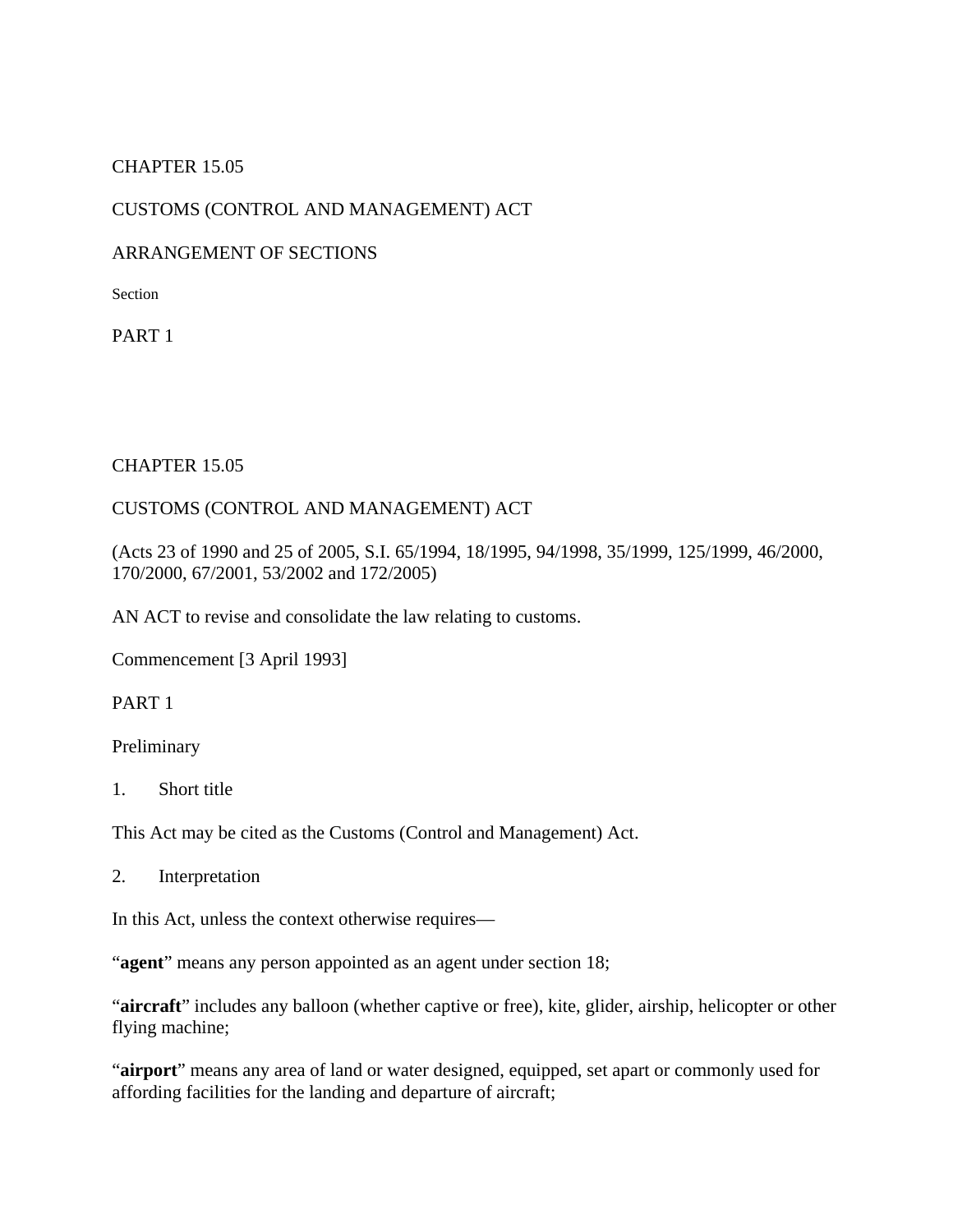CHAPTER 15.05

CUSTOMS (CONTROL AND MANAGEMENT) ACT

ARRANGEMENT OF SECTIONS

Section

PART 1

# CHAPTER 15.05

# CUSTOMS (CONTROL AND MANAGEMENT) ACT

(Acts 23 of 1990 and 25 of 2005, S.I. 65/1994, 18/1995, 94/1998, 35/1999, 125/1999, 46/2000, 170/2000, 67/2001, 53/2002 and 172/2005)

AN ACT to revise and consolidate the law relating to customs.

Commencement [3 April 1993]

## PART 1

## Preliminary

### 1. Short title

This Act may be cited as the Customs (Control and Management) Act.

### 2. Interpretation

In this Act, unless the context otherwise requires—

“**agent**” means any person appointed as an agent under section 18;

“**aircraft**” includes any balloon (whether captive or free), kite, glider, airship, helicopter or other flying machine;

“**airport**” means any area of land or water designed, equipped, set apart or commonly used for affording facilities for the landing and departure of aircraft;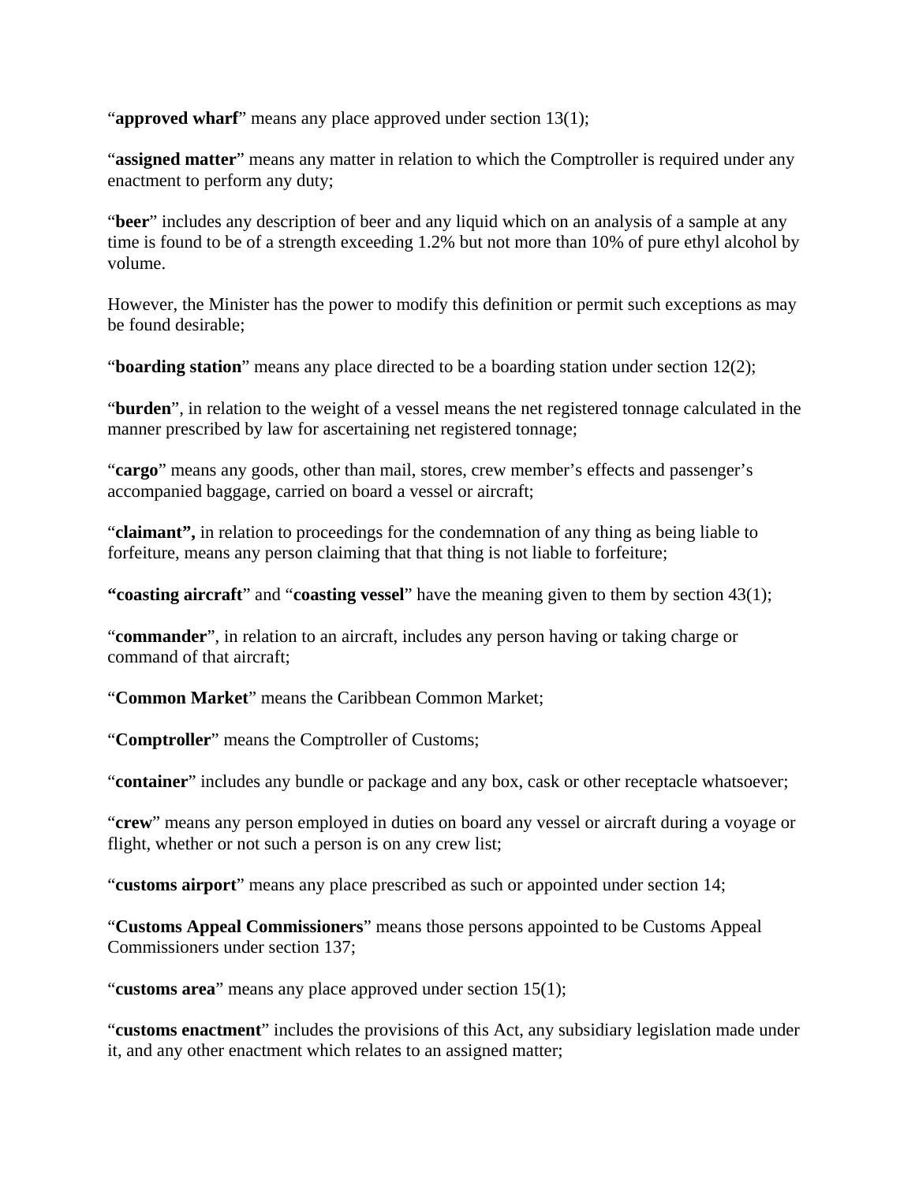"**approved wharf**" means any place approved under section 13(1);

"**assigned matter**" means any matter in relation to which the Comptroller is required under any enactment to perform any duty;

"**beer**" includes any description of beer and any liquid which on an analysis of a sample at any time is found to be of a strength exceeding 1.2% but not more than 10% of pure ethyl alcohol by volume.

However, the Minister has the power to modify this definition or permit such exceptions as may be found desirable;

"**boarding station**" means any place directed to be a boarding station under section 12(2);

"**burden**", in relation to the weight of a vessel means the net registered tonnage calculated in the manner prescribed by law for ascertaining net registered tonnage;

"**cargo**" means any goods, other than mail, stores, crew member's effects and passenger's accompanied baggage, carried on board a vessel or aircraft;

"**claimant",** in relation to proceedings for the condemnation of any thing as being liable to forfeiture, means any person claiming that that thing is not liable to forfeiture;

**"coasting aircraft**" and "**coasting vessel**" have the meaning given to them by section 43(1);

"**commander**", in relation to an aircraft, includes any person having or taking charge or command of that aircraft;

"**Common Market**" means the Caribbean Common Market;

"**Comptroller**" means the Comptroller of Customs;

"**container**" includes any bundle or package and any box, cask or other receptacle whatsoever;

"**crew**" means any person employed in duties on board any vessel or aircraft during a voyage or flight, whether or not such a person is on any crew list;

"**customs airport**" means any place prescribed as such or appointed under section 14;

"**Customs Appeal Commissioners**" means those persons appointed to be Customs Appeal Commissioners under section 137;

"**customs area**" means any place approved under section 15(1);

"**customs enactment**" includes the provisions of this Act, any subsidiary legislation made under it, and any other enactment which relates to an assigned matter;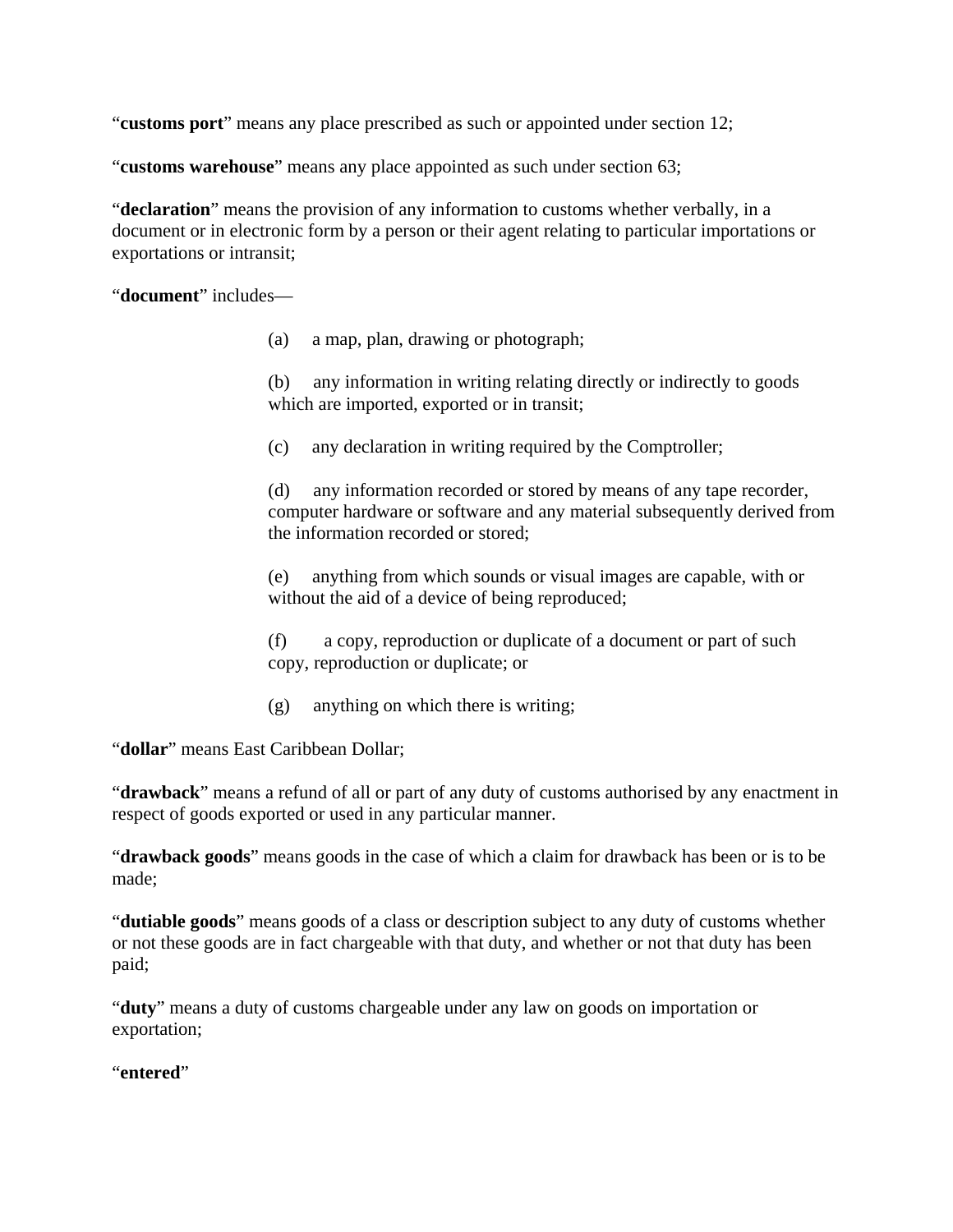"**customs port**" means any place prescribed as such or appointed under section 12;

"**customs warehouse**" means any place appointed as such under section 63;

"**declaration**" means the provision of any information to customs whether verbally, in a document or in electronic form by a person or their agent relating to particular importations or exportations or intransit;

"**document**" includes—

(a) a map, plan, drawing or photograph;

(b) any information in writing relating directly or indirectly to goods which are imported, exported or in transit;

(c) any declaration in writing required by the Comptroller;

(d) any information recorded or stored by means of any tape recorder, computer hardware or software and any material subsequently derived from the information recorded or stored;

(e) anything from which sounds or visual images are capable, with or without the aid of a device of being reproduced;

(f) a copy, reproduction or duplicate of a document or part of such copy, reproduction or duplicate; or

(g) anything on which there is writing;

"**dollar**" means East Caribbean Dollar;

"**drawback**" means a refund of all or part of any duty of customs authorised by any enactment in respect of goods exported or used in any particular manner.

"**drawback goods**" means goods in the case of which a claim for drawback has been or is to be made;

"**dutiable goods**" means goods of a class or description subject to any duty of customs whether or not these goods are in fact chargeable with that duty, and whether or not that duty has been paid;

"**duty**" means a duty of customs chargeable under any law on goods on importation or exportation;

"**entered**"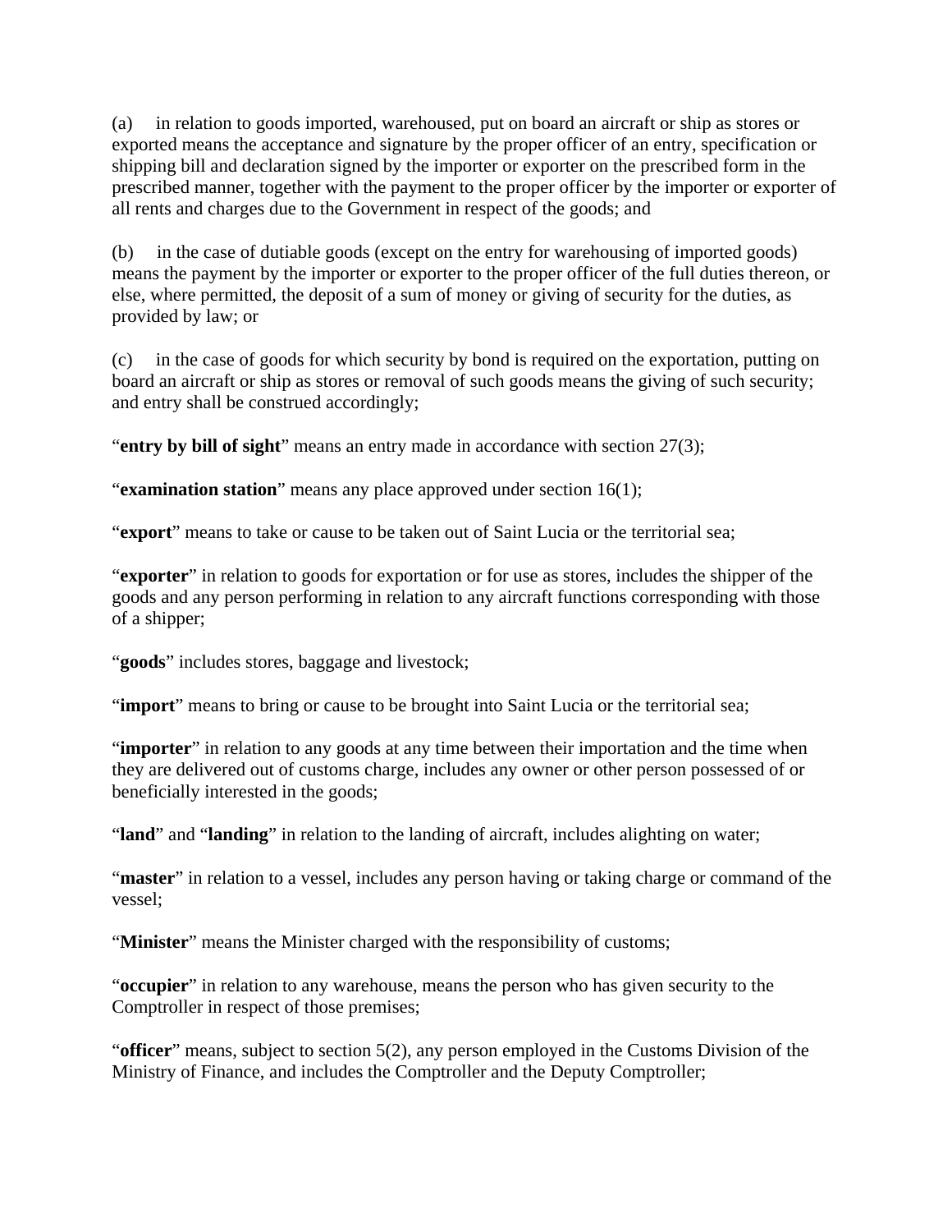(a) in relation to goods imported, warehoused, put on board an aircraft or ship as stores or exported means the acceptance and signature by the proper officer of an entry, specification or shipping bill and declaration signed by the importer or exporter on the prescribed form in the prescribed manner, together with the payment to the proper officer by the importer or exporter of all rents and charges due to the Government in respect of the goods; and

(b) in the case of dutiable goods (except on the entry for warehousing of imported goods) means the payment by the importer or exporter to the proper officer of the full duties thereon, or else, where permitted, the deposit of a sum of money or giving of security for the duties, as provided by law; or

(c) in the case of goods for which security by bond is required on the exportation, putting on board an aircraft or ship as stores or removal of such goods means the giving of such security; and entry shall be construed accordingly;

“**entry by bill of sight**” means an entry made in accordance with section 27(3);

“**examination station**” means any place approved under section 16(1);

“**export**” means to take or cause to be taken out of Saint Lucia or the territorial sea;

“**exporter**” in relation to goods for exportation or for use as stores, includes the shipper of the goods and any person performing in relation to any aircraft functions corresponding with those of a shipper;

“**goods**” includes stores, baggage and livestock;

“**import**” means to bring or cause to be brought into Saint Lucia or the territorial sea;

“**importer**” in relation to any goods at any time between their importation and the time when they are delivered out of customs charge, includes any owner or other person possessed of or beneficially interested in the goods;

“**land**” and “**landing**” in relation to the landing of aircraft, includes alighting on water;

“**master**” in relation to a vessel, includes any person having or taking charge or command of the vessel;

“**Minister**” means the Minister charged with the responsibility of customs;

“**occupier**” in relation to any warehouse, means the person who has given security to the Comptroller in respect of those premises;

“**officer**” means, subject to section 5(2), any person employed in the Customs Division of the Ministry of Finance, and includes the Comptroller and the Deputy Comptroller;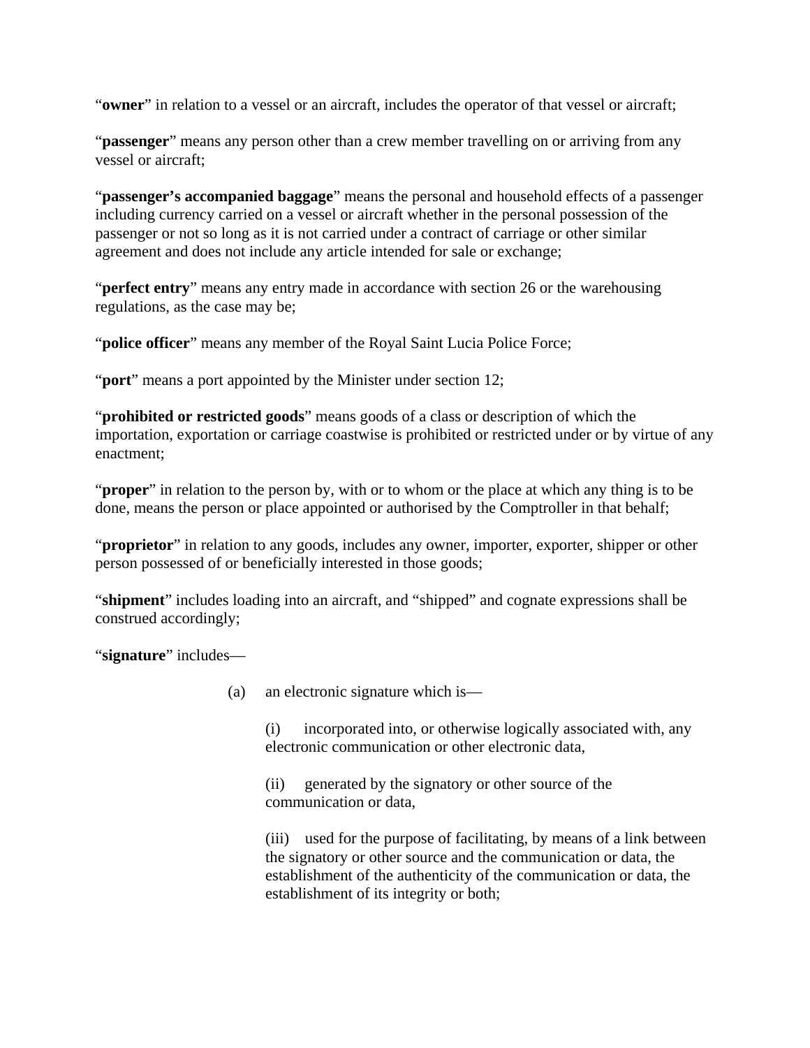"**owner**" in relation to a vessel or an aircraft, includes the operator of that vessel or aircraft;

"**passenger**" means any person other than a crew member travelling on or arriving from any vessel or aircraft;

"**passenger's accompanied baggage**" means the personal and household effects of a passenger including currency carried on a vessel or aircraft whether in the personal possession of the passenger or not so long as it is not carried under a contract of carriage or other similar agreement and does not include any article intended for sale or exchange;

"**perfect entry**" means any entry made in accordance with section 26 or the warehousing regulations, as the case may be;

"**police officer**" means any member of the Royal Saint Lucia Police Force;

"**port**" means a port appointed by the Minister under section 12;

"**prohibited or restricted goods**" means goods of a class or description of which the importation, exportation or carriage coastwise is prohibited or restricted under or by virtue of any enactment;

"**proper**" in relation to the person by, with or to whom or the place at which any thing is to be done, means the person or place appointed or authorised by the Comptroller in that behalf;

"**proprietor**" in relation to any goods, includes any owner, importer, exporter, shipper or other person possessed of or beneficially interested in those goods;

"**shipment**" includes loading into an aircraft, and "shipped" and cognate expressions shall be construed accordingly;

"**signature**" includes—

(a) an electronic signature which is—

(i) incorporated into, or otherwise logically associated with, any electronic communication or other electronic data,

(ii) generated by the signatory or other source of the communication or data,

(iii) used for the purpose of facilitating, by means of a link between the signatory or other source and the communication or data, the establishment of the authenticity of the communication or data, the establishment of its integrity or both;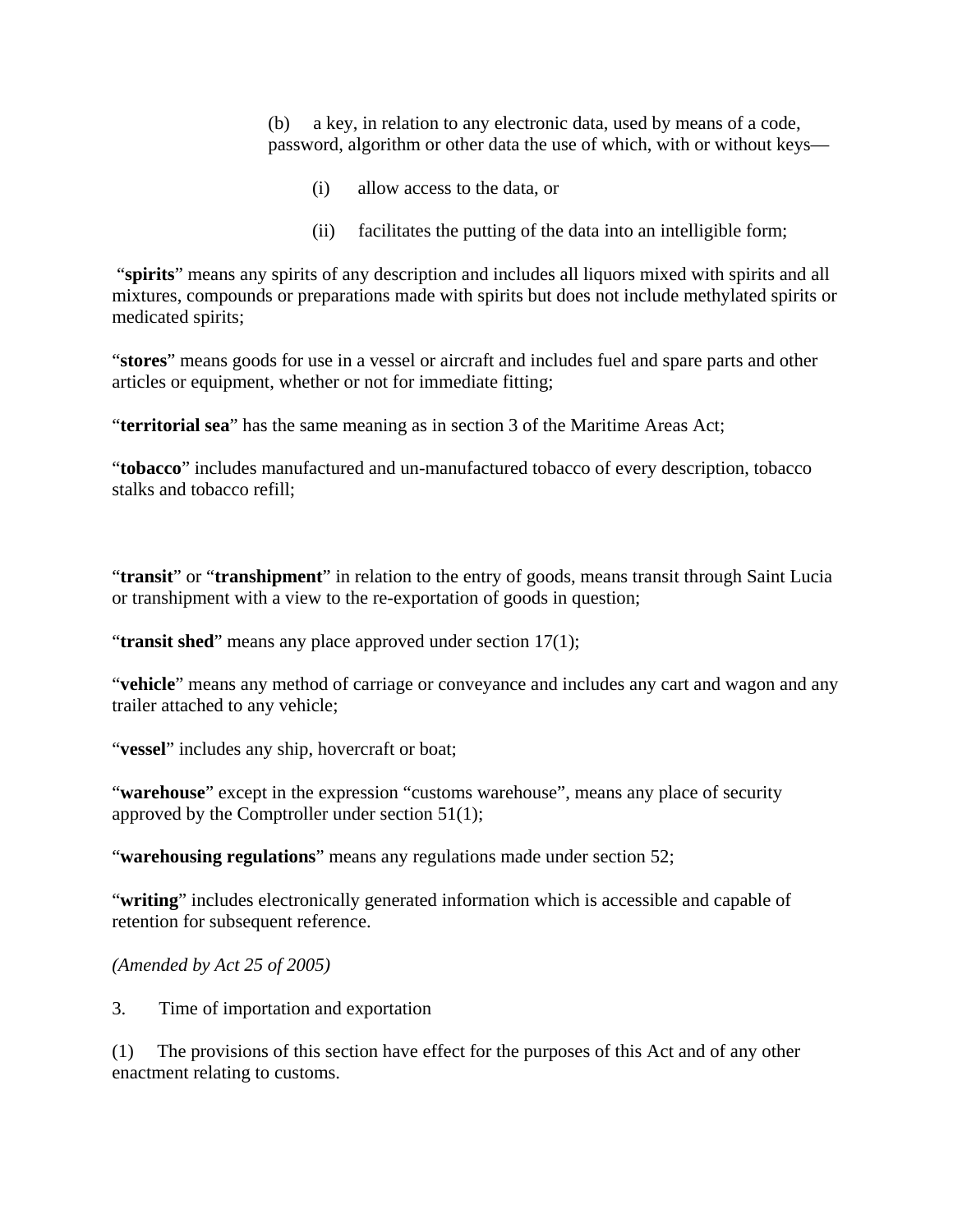(b) a key, in relation to any electronic data, used by means of a code, password, algorithm or other data the use of which, with or without keys—

(i) allow access to the data, or

(ii) facilitates the putting of the data into an intelligible form;

"**spirits**" means any spirits of any description and includes all liquors mixed with spirits and all mixtures, compounds or preparations made with spirits but does not include methylated spirits or medicated spirits;

"**stores**" means goods for use in a vessel or aircraft and includes fuel and spare parts and other articles or equipment, whether or not for immediate fitting;

"**territorial sea**" has the same meaning as in section 3 of the Maritime Areas Act;

"**tobacco**" includes manufactured and un-manufactured tobacco of every description, tobacco stalks and tobacco refill;

"**transit**" or "**transhipment**" in relation to the entry of goods, means transit through Saint Lucia or transhipment with a view to the re-exportation of goods in question;

"**transit shed**" means any place approved under section 17(1);

"**vehicle**" means any method of carriage or conveyance and includes any cart and wagon and any trailer attached to any vehicle;

"**vessel**" includes any ship, hovercraft or boat;

"**warehouse**" except in the expression "customs warehouse", means any place of security approved by the Comptroller under section 51(1);

"**warehousing regulations**" means any regulations made under section 52;

"**writing**" includes electronically generated information which is accessible and capable of retention for subsequent reference.

*(Amended by Act 25 of 2005)*

3. Time of importation and exportation

(1) The provisions of this section have effect for the purposes of this Act and of any other enactment relating to customs.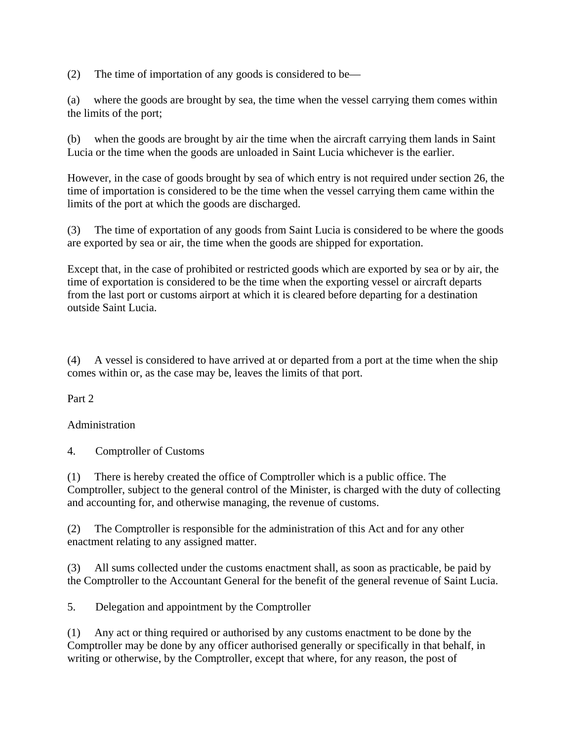(2) The time of importation of any goods is considered to be—

(a) where the goods are brought by sea, the time when the vessel carrying them comes within the limits of the port;

(b) when the goods are brought by air the time when the aircraft carrying them lands in Saint Lucia or the time when the goods are unloaded in Saint Lucia whichever is the earlier.

However, in the case of goods brought by sea of which entry is not required under section 26, the time of importation is considered to be the time when the vessel carrying them came within the limits of the port at which the goods are discharged.

(3) The time of exportation of any goods from Saint Lucia is considered to be where the goods are exported by sea or air, the time when the goods are shipped for exportation.

Except that, in the case of prohibited or restricted goods which are exported by sea or by air, the time of exportation is considered to be the time when the exporting vessel or aircraft departs from the last port or customs airport at which it is cleared before departing for a destination outside Saint Lucia.

(4) A vessel is considered to have arrived at or departed from a port at the time when the ship comes within or, as the case may be, leaves the limits of that port.

## Part 2

## Administration

### 4. Comptroller of Customs

(1) There is hereby created the office of Comptroller which is a public office. The Comptroller, subject to the general control of the Minister, is charged with the duty of collecting and accounting for, and otherwise managing, the revenue of customs.

(2) The Comptroller is responsible for the administration of this Act and for any other enactment relating to any assigned matter.

(3) All sums collected under the customs enactment shall, as soon as practicable, be paid by the Comptroller to the Accountant General for the benefit of the general revenue of Saint Lucia.

### 5. Delegation and appointment by the Comptroller

(1) Any act or thing required or authorised by any customs enactment to be done by the Comptroller may be done by any officer authorised generally or specifically in that behalf, in writing or otherwise, by the Comptroller, except that where, for any reason, the post of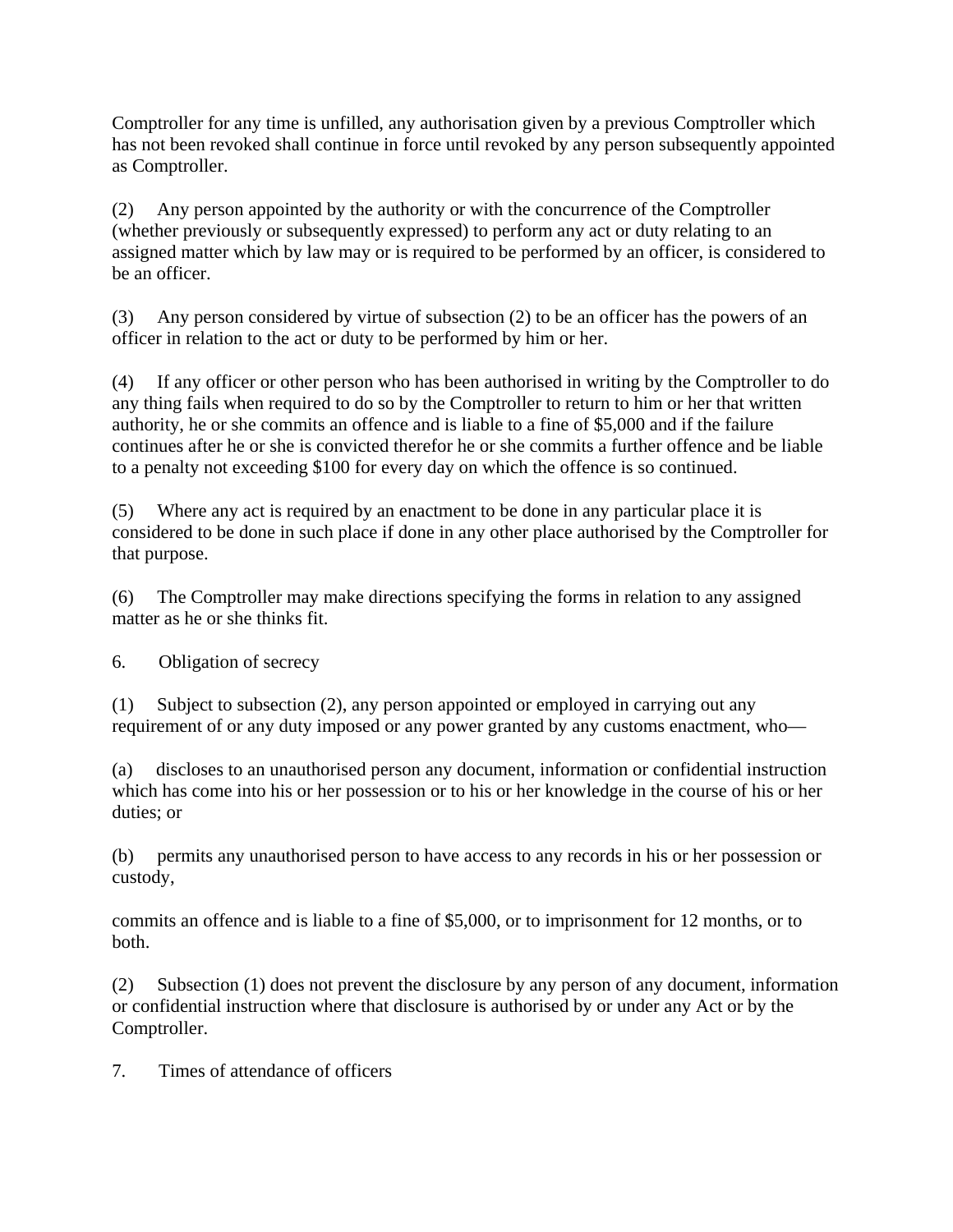Comptroller for any time is unfilled, any authorisation given by a previous Comptroller which has not been revoked shall continue in force until revoked by any person subsequently appointed as Comptroller.

(2) Any person appointed by the authority or with the concurrence of the Comptroller (whether previously or subsequently expressed) to perform any act or duty relating to an assigned matter which by law may or is required to be performed by an officer, is considered to be an officer.

(3) Any person considered by virtue of subsection (2) to be an officer has the powers of an officer in relation to the act or duty to be performed by him or her.

(4) If any officer or other person who has been authorised in writing by the Comptroller to do any thing fails when required to do so by the Comptroller to return to him or her that written authority, he or she commits an offence and is liable to a fine of $5,000 and if the failure continues after he or she is convicted therefor he or she commits a further offence and be liable to a penalty not exceeding $100 for every day on which the offence is so continued.

(5) Where any act is required by an enactment to be done in any particular place it is considered to be done in such place if done in any other place authorised by the Comptroller for that purpose.

(6) The Comptroller may make directions specifying the forms in relation to any assigned matter as he or she thinks fit.

6. Obligation of secrecy

(1) Subject to subsection (2), any person appointed or employed in carrying out any requirement of or any duty imposed or any power granted by any customs enactment, who—

(a) discloses to an unauthorised person any document, information or confidential instruction which has come into his or her possession or to his or her knowledge in the course of his or her duties; or

(b) permits any unauthorised person to have access to any records in his or her possession or custody,

commits an offence and is liable to a fine of $5,000, or to imprisonment for 12 months, or to both.

(2) Subsection (1) does not prevent the disclosure by any person of any document, information or confidential instruction where that disclosure is authorised by or under any Act or by the Comptroller.

7. Times of attendance of officers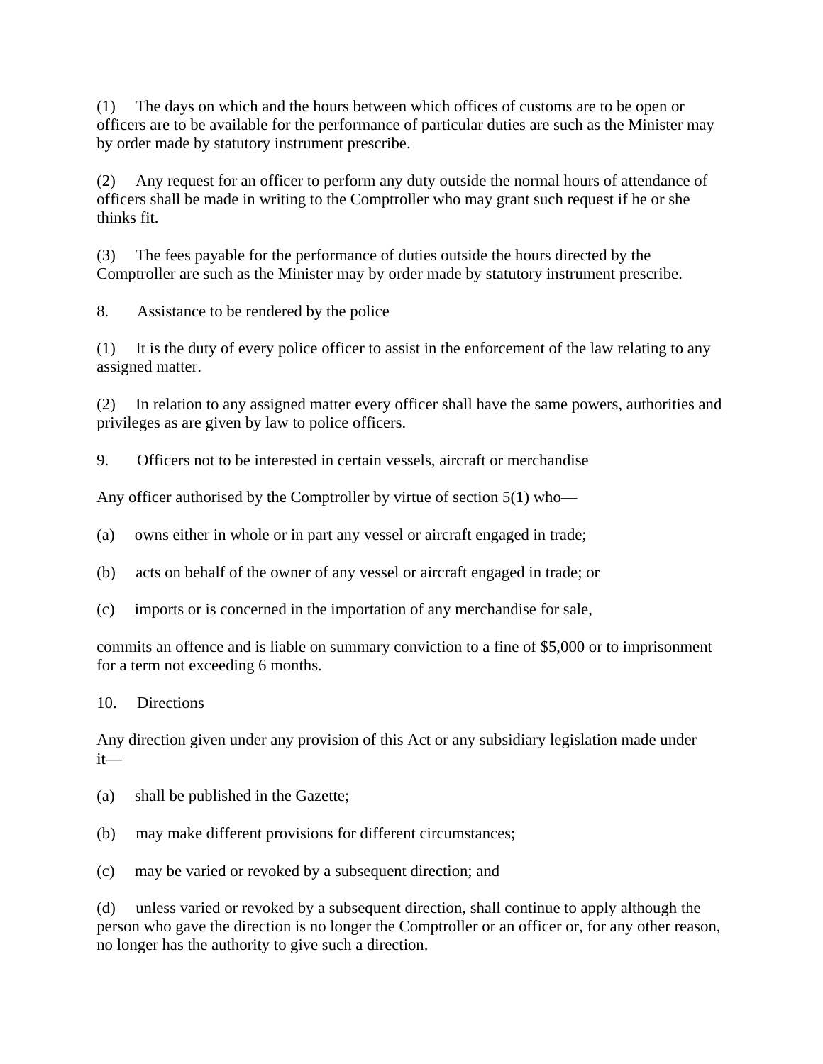(1) The days on which and the hours between which offices of customs are to be open or officers are to be available for the performance of particular duties are such as the Minister may by order made by statutory instrument prescribe.

(2) Any request for an officer to perform any duty outside the normal hours of attendance of officers shall be made in writing to the Comptroller who may grant such request if he or she thinks fit.

(3) The fees payable for the performance of duties outside the hours directed by the Comptroller are such as the Minister may by order made by statutory instrument prescribe.

## 8. Assistance to be rendered by the police

(1) It is the duty of every police officer to assist in the enforcement of the law relating to any assigned matter.

(2) In relation to any assigned matter every officer shall have the same powers, authorities and privileges as are given by law to police officers.

## 9. Officers not to be interested in certain vessels, aircraft or merchandise

Any officer authorised by the Comptroller by virtue of section 5(1) who—

(a) owns either in whole or in part any vessel or aircraft engaged in trade;

(b) acts on behalf of the owner of any vessel or aircraft engaged in trade; or

(c) imports or is concerned in the importation of any merchandise for sale,

commits an offence and is liable on summary conviction to a fine of $5,000 or to imprisonment for a term not exceeding 6 months.

## 10. Directions

Any direction given under any provision of this Act or any subsidiary legislation made under it—

(a) shall be published in the Gazette;

(b) may make different provisions for different circumstances;

(c) may be varied or revoked by a subsequent direction; and

(d) unless varied or revoked by a subsequent direction, shall continue to apply although the person who gave the direction is no longer the Comptroller or an officer or, for any other reason, no longer has the authority to give such a direction.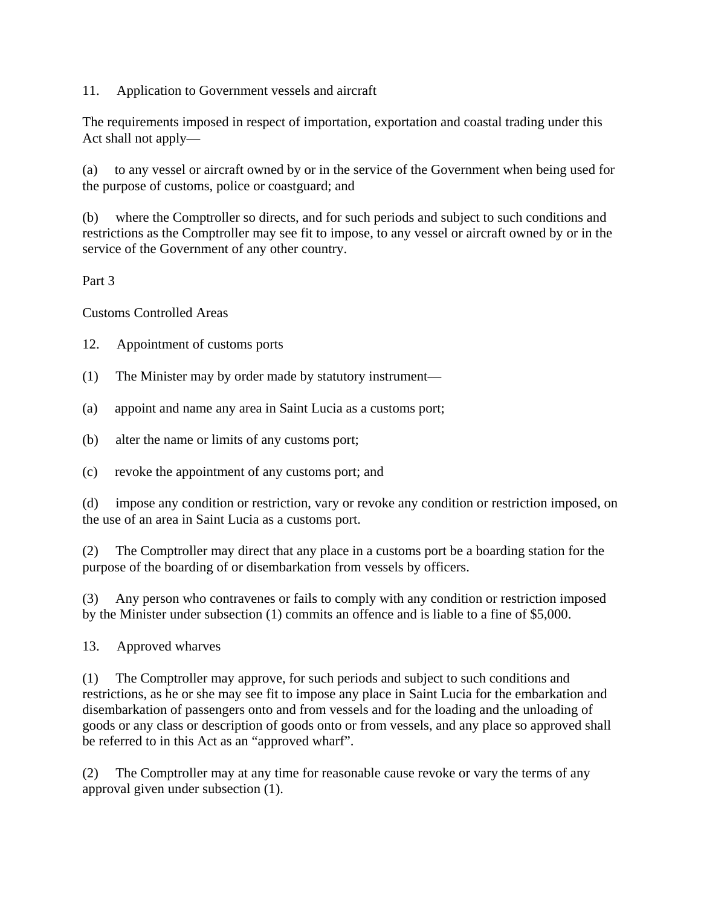11. Application to Government vessels and aircraft

The requirements imposed in respect of importation, exportation and coastal trading under this Act shall not apply—

(a) to any vessel or aircraft owned by or in the service of the Government when being used for the purpose of customs, police or coastguard; and

(b) where the Comptroller so directs, and for such periods and subject to such conditions and restrictions as the Comptroller may see fit to impose, to any vessel or aircraft owned by or in the service of the Government of any other country.

Part 3

Customs Controlled Areas

12. Appointment of customs ports

(1) The Minister may by order made by statutory instrument—

(a) appoint and name any area in Saint Lucia as a customs port;

(b) alter the name or limits of any customs port;

(c) revoke the appointment of any customs port; and

(d) impose any condition or restriction, vary or revoke any condition or restriction imposed, on the use of an area in Saint Lucia as a customs port.

(2) The Comptroller may direct that any place in a customs port be a boarding station for the purpose of the boarding of or disembarkation from vessels by officers.

(3) Any person who contravenes or fails to comply with any condition or restriction imposed by the Minister under subsection (1) commits an offence and is liable to a fine of $5,000.

13. Approved wharves

(1) The Comptroller may approve, for such periods and subject to such conditions and restrictions, as he or she may see fit to impose any place in Saint Lucia for the embarkation and disembarkation of passengers onto and from vessels and for the loading and the unloading of goods or any class or description of goods onto or from vessels, and any place so approved shall be referred to in this Act as an "approved wharf".

(2) The Comptroller may at any time for reasonable cause revoke or vary the terms of any approval given under subsection (1).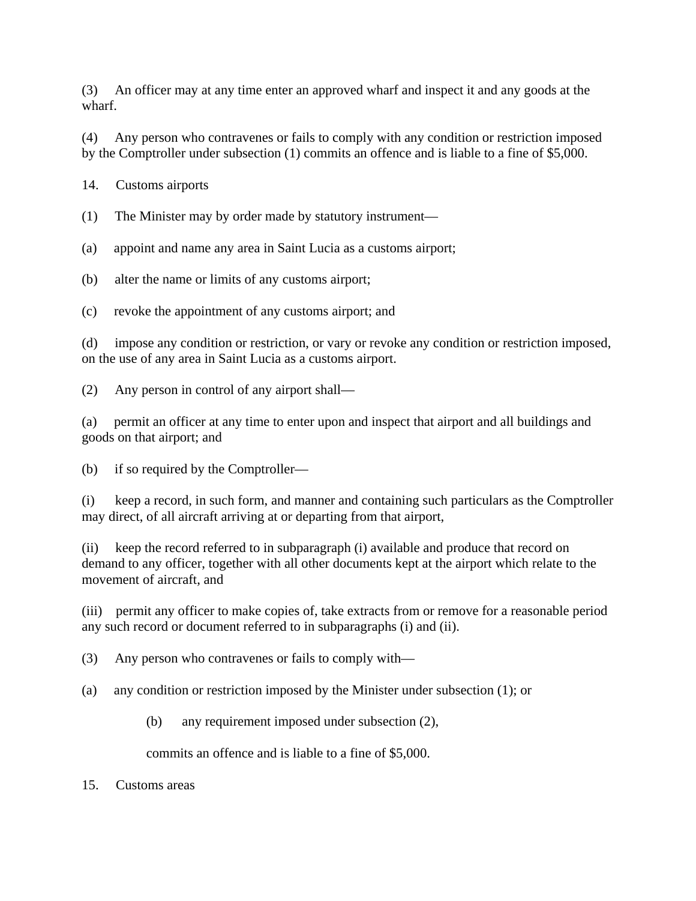(3) An officer may at any time enter an approved wharf and inspect it and any goods at the wharf.

(4) Any person who contravenes or fails to comply with any condition or restriction imposed by the Comptroller under subsection (1) commits an offence and is liable to a fine of $5,000.

14. Customs airports

(1) The Minister may by order made by statutory instrument—

(a) appoint and name any area in Saint Lucia as a customs airport;

(b) alter the name or limits of any customs airport;

(c) revoke the appointment of any customs airport; and

(d) impose any condition or restriction, or vary or revoke any condition or restriction imposed, on the use of any area in Saint Lucia as a customs airport.

(2) Any person in control of any airport shall—

(a) permit an officer at any time to enter upon and inspect that airport and all buildings and goods on that airport; and

(b) if so required by the Comptroller—

(i) keep a record, in such form, and manner and containing such particulars as the Comptroller may direct, of all aircraft arriving at or departing from that airport,

(ii) keep the record referred to in subparagraph (i) available and produce that record on demand to any officer, together with all other documents kept at the airport which relate to the movement of aircraft, and

(iii) permit any officer to make copies of, take extracts from or remove for a reasonable period any such record or document referred to in subparagraphs (i) and (ii).

(3) Any person who contravenes or fails to comply with—

(a) any condition or restriction imposed by the Minister under subsection (1); or

(b) any requirement imposed under subsection (2),

commits an offence and is liable to a fine of $5,000.

15. Customs areas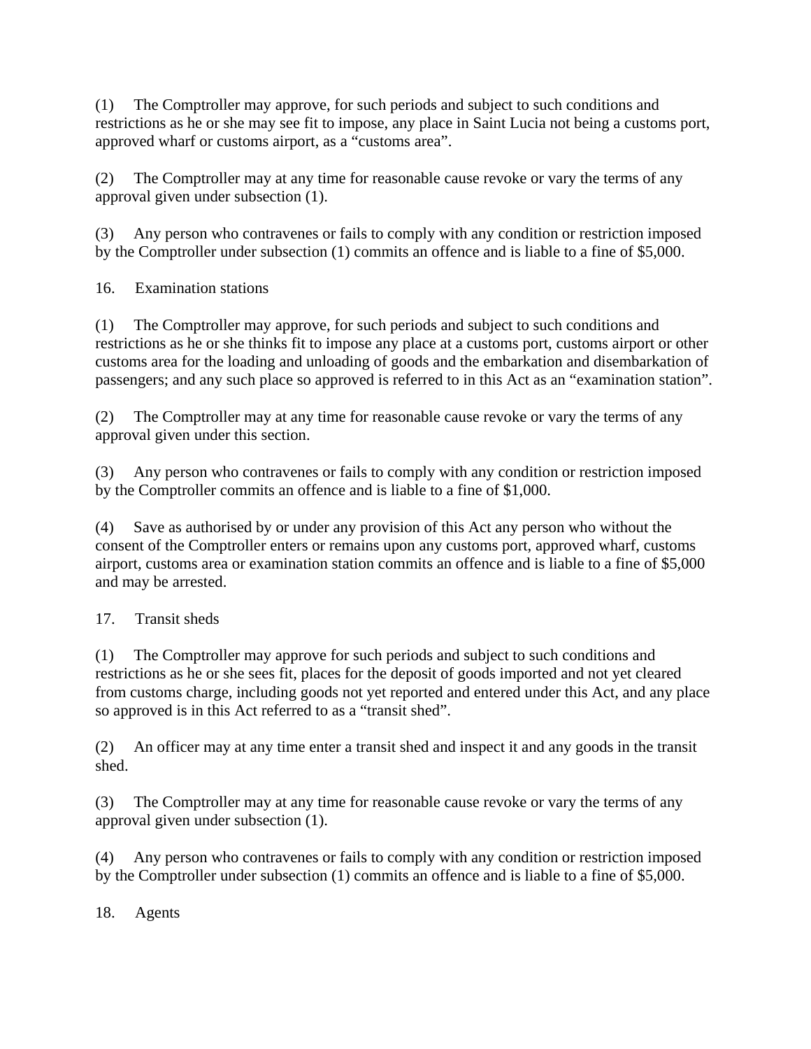(1) The Comptroller may approve, for such periods and subject to such conditions and restrictions as he or she may see fit to impose, any place in Saint Lucia not being a customs port, approved wharf or customs airport, as a “customs area”.

(2) The Comptroller may at any time for reasonable cause revoke or vary the terms of any approval given under subsection (1).

(3) Any person who contravenes or fails to comply with any condition or restriction imposed by the Comptroller under subsection (1) commits an offence and is liable to a fine of $5,000.

16. Examination stations

(1) The Comptroller may approve, for such periods and subject to such conditions and restrictions as he or she thinks fit to impose any place at a customs port, customs airport or other customs area for the loading and unloading of goods and the embarkation and disembarkation of passengers; and any such place so approved is referred to in this Act as an “examination station”.

(2) The Comptroller may at any time for reasonable cause revoke or vary the terms of any approval given under this section.

(3) Any person who contravenes or fails to comply with any condition or restriction imposed by the Comptroller commits an offence and is liable to a fine of $1,000.

(4) Save as authorised by or under any provision of this Act any person who without the consent of the Comptroller enters or remains upon any customs port, approved wharf, customs airport, customs area or examination station commits an offence and is liable to a fine of $5,000 and may be arrested.

17. Transit sheds

(1) The Comptroller may approve for such periods and subject to such conditions and restrictions as he or she sees fit, places for the deposit of goods imported and not yet cleared from customs charge, including goods not yet reported and entered under this Act, and any place so approved is in this Act referred to as a “transit shed”.

(2) An officer may at any time enter a transit shed and inspect it and any goods in the transit shed.

(3) The Comptroller may at any time for reasonable cause revoke or vary the terms of any approval given under subsection (1).

(4) Any person who contravenes or fails to comply with any condition or restriction imposed by the Comptroller under subsection (1) commits an offence and is liable to a fine of $5,000.

18. Agents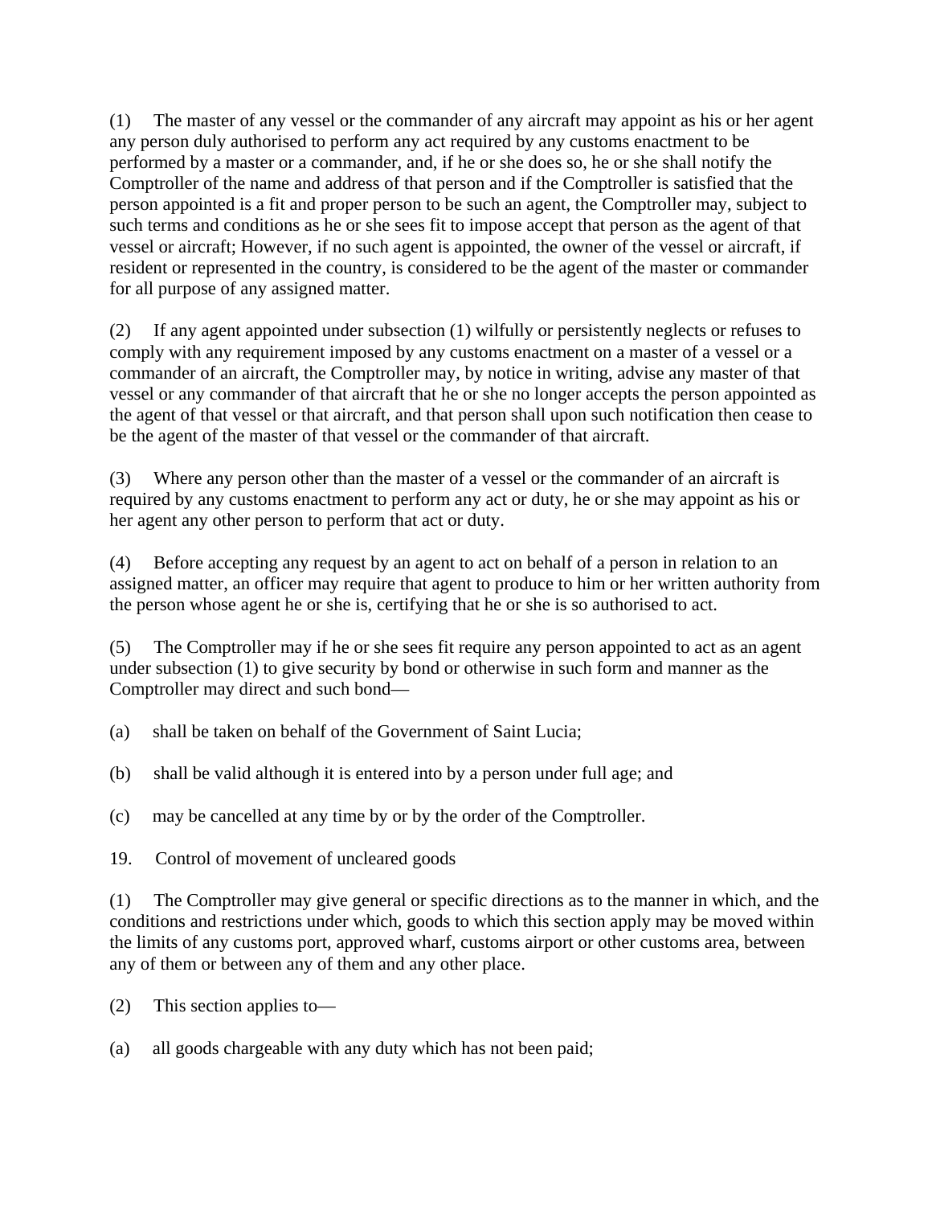(1) The master of any vessel or the commander of any aircraft may appoint as his or her agent any person duly authorised to perform any act required by any customs enactment to be performed by a master or a commander, and, if he or she does so, he or she shall notify the Comptroller of the name and address of that person and if the Comptroller is satisfied that the person appointed is a fit and proper person to be such an agent, the Comptroller may, subject to such terms and conditions as he or she sees fit to impose accept that person as the agent of that vessel or aircraft; However, if no such agent is appointed, the owner of the vessel or aircraft, if resident or represented in the country, is considered to be the agent of the master or commander for all purpose of any assigned matter.

(2) If any agent appointed under subsection (1) wilfully or persistently neglects or refuses to comply with any requirement imposed by any customs enactment on a master of a vessel or a commander of an aircraft, the Comptroller may, by notice in writing, advise any master of that vessel or any commander of that aircraft that he or she no longer accepts the person appointed as the agent of that vessel or that aircraft, and that person shall upon such notification then cease to be the agent of the master of that vessel or the commander of that aircraft.

(3) Where any person other than the master of a vessel or the commander of an aircraft is required by any customs enactment to perform any act or duty, he or she may appoint as his or her agent any other person to perform that act or duty.

(4) Before accepting any request by an agent to act on behalf of a person in relation to an assigned matter, an officer may require that agent to produce to him or her written authority from the person whose agent he or she is, certifying that he or she is so authorised to act.

(5) The Comptroller may if he or she sees fit require any person appointed to act as an agent under subsection (1) to give security by bond or otherwise in such form and manner as the Comptroller may direct and such bond—

(a) shall be taken on behalf of the Government of Saint Lucia;

(b) shall be valid although it is entered into by a person under full age; and

(c) may be cancelled at any time by or by the order of the Comptroller.

19. Control of movement of uncleared goods

(1) The Comptroller may give general or specific directions as to the manner in which, and the conditions and restrictions under which, goods to which this section apply may be moved within the limits of any customs port, approved wharf, customs airport or other customs area, between any of them or between any of them and any other place.

(2) This section applies to—

(a) all goods chargeable with any duty which has not been paid;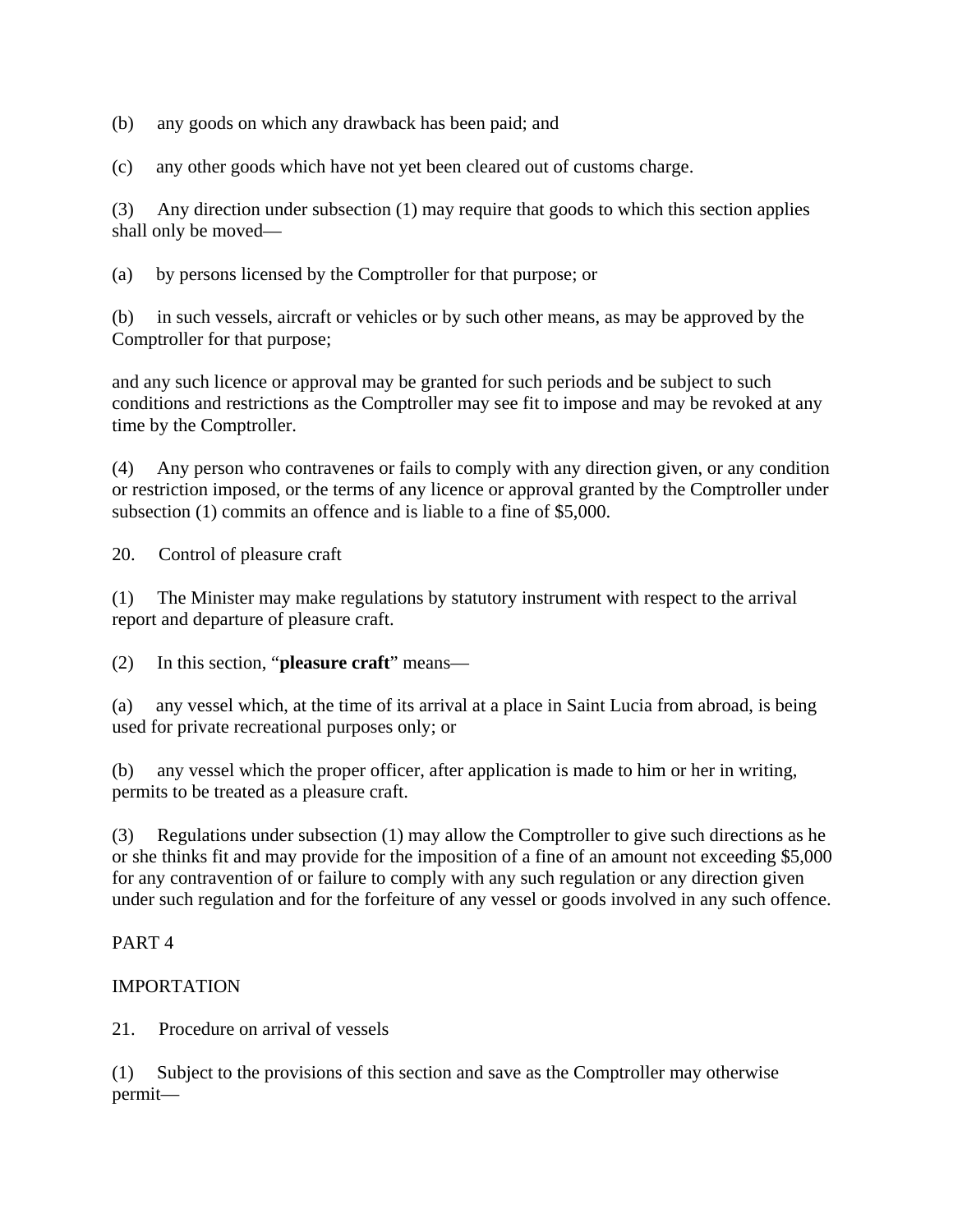(b) any goods on which any drawback has been paid; and

(c) any other goods which have not yet been cleared out of customs charge.

(3) Any direction under subsection (1) may require that goods to which this section applies shall only be moved—

(a) by persons licensed by the Comptroller for that purpose; or

(b) in such vessels, aircraft or vehicles or by such other means, as may be approved by the Comptroller for that purpose;

and any such licence or approval may be granted for such periods and be subject to such conditions and restrictions as the Comptroller may see fit to impose and may be revoked at any time by the Comptroller.

(4) Any person who contravenes or fails to comply with any direction given, or any condition or restriction imposed, or the terms of any licence or approval granted by the Comptroller under subsection (1) commits an offence and is liable to a fine of $5,000.

20. Control of pleasure craft

(1) The Minister may make regulations by statutory instrument with respect to the arrival report and departure of pleasure craft.

(2) In this section, "**pleasure craft**" means—

(a) any vessel which, at the time of its arrival at a place in Saint Lucia from abroad, is being used for private recreational purposes only; or

(b) any vessel which the proper officer, after application is made to him or her in writing, permits to be treated as a pleasure craft.

(3) Regulations under subsection (1) may allow the Comptroller to give such directions as he or she thinks fit and may provide for the imposition of a fine of an amount not exceeding $5,000 for any contravention of or failure to comply with any such regulation or any direction given under such regulation and for the forfeiture of any vessel or goods involved in any such offence.

PART 4

IMPORTATION

21. Procedure on arrival of vessels

(1) Subject to the provisions of this section and save as the Comptroller may otherwise permit—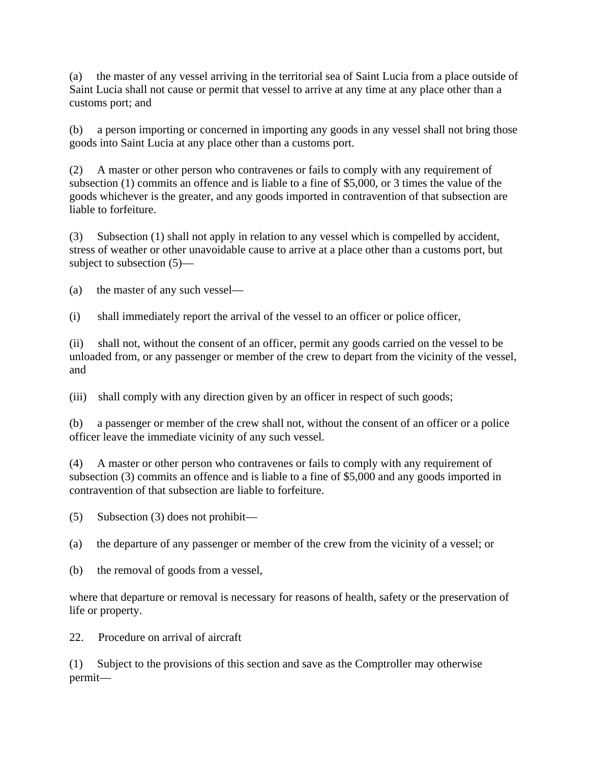(a) the master of any vessel arriving in the territorial sea of Saint Lucia from a place outside of Saint Lucia shall not cause or permit that vessel to arrive at any time at any place other than a customs port; and

(b) a person importing or concerned in importing any goods in any vessel shall not bring those goods into Saint Lucia at any place other than a customs port.

(2) A master or other person who contravenes or fails to comply with any requirement of subsection (1) commits an offence and is liable to a fine of $5,000, or 3 times the value of the goods whichever is the greater, and any goods imported in contravention of that subsection are liable to forfeiture.

(3) Subsection (1) shall not apply in relation to any vessel which is compelled by accident, stress of weather or other unavoidable cause to arrive at a place other than a customs port, but subject to subsection (5)—

(a) the master of any such vessel—

(i) shall immediately report the arrival of the vessel to an officer or police officer,

(ii) shall not, without the consent of an officer, permit any goods carried on the vessel to be unloaded from, or any passenger or member of the crew to depart from the vicinity of the vessel, and

(iii) shall comply with any direction given by an officer in respect of such goods;

(b) a passenger or member of the crew shall not, without the consent of an officer or a police officer leave the immediate vicinity of any such vessel.

(4) A master or other person who contravenes or fails to comply with any requirement of subsection (3) commits an offence and is liable to a fine of $5,000 and any goods imported in contravention of that subsection are liable to forfeiture.

(5) Subsection (3) does not prohibit—

(a) the departure of any passenger or member of the crew from the vicinity of a vessel; or

(b) the removal of goods from a vessel,

where that departure or removal is necessary for reasons of health, safety or the preservation of life or property.

22. Procedure on arrival of aircraft

(1) Subject to the provisions of this section and save as the Comptroller may otherwise permit—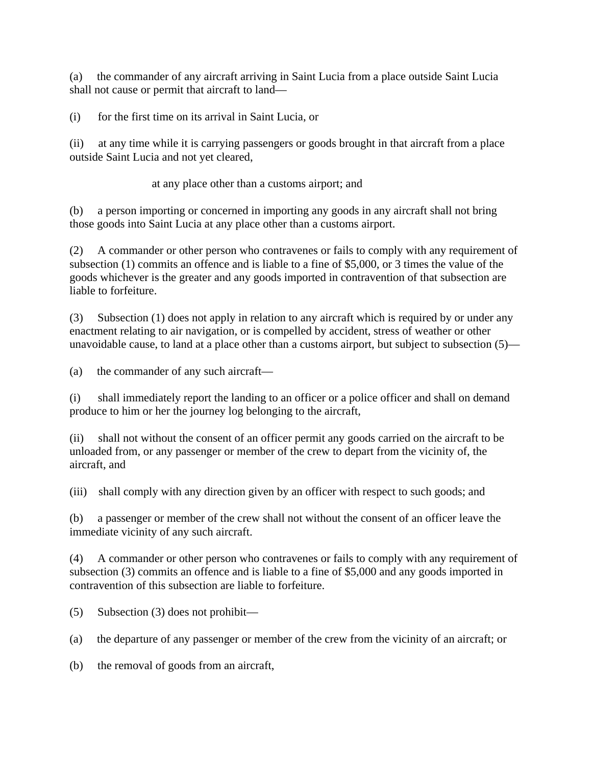(a) the commander of any aircraft arriving in Saint Lucia from a place outside Saint Lucia shall not cause or permit that aircraft to land—

(i) for the first time on its arrival in Saint Lucia, or

(ii) at any time while it is carrying passengers or goods brought in that aircraft from a place outside Saint Lucia and not yet cleared,

at any place other than a customs airport; and

(b) a person importing or concerned in importing any goods in any aircraft shall not bring those goods into Saint Lucia at any place other than a customs airport.

(2) A commander or other person who contravenes or fails to comply with any requirement of subsection (1) commits an offence and is liable to a fine of $5,000, or 3 times the value of the goods whichever is the greater and any goods imported in contravention of that subsection are liable to forfeiture.

(3) Subsection (1) does not apply in relation to any aircraft which is required by or under any enactment relating to air navigation, or is compelled by accident, stress of weather or other unavoidable cause, to land at a place other than a customs airport, but subject to subsection (5)—

(a) the commander of any such aircraft—

(i) shall immediately report the landing to an officer or a police officer and shall on demand produce to him or her the journey log belonging to the aircraft,

(ii) shall not without the consent of an officer permit any goods carried on the aircraft to be unloaded from, or any passenger or member of the crew to depart from the vicinity of, the aircraft, and

(iii) shall comply with any direction given by an officer with respect to such goods; and

(b) a passenger or member of the crew shall not without the consent of an officer leave the immediate vicinity of any such aircraft.

(4) A commander or other person who contravenes or fails to comply with any requirement of subsection (3) commits an offence and is liable to a fine of $5,000 and any goods imported in contravention of this subsection are liable to forfeiture.

(5) Subsection (3) does not prohibit—

(a) the departure of any passenger or member of the crew from the vicinity of an aircraft; or

(b) the removal of goods from an aircraft,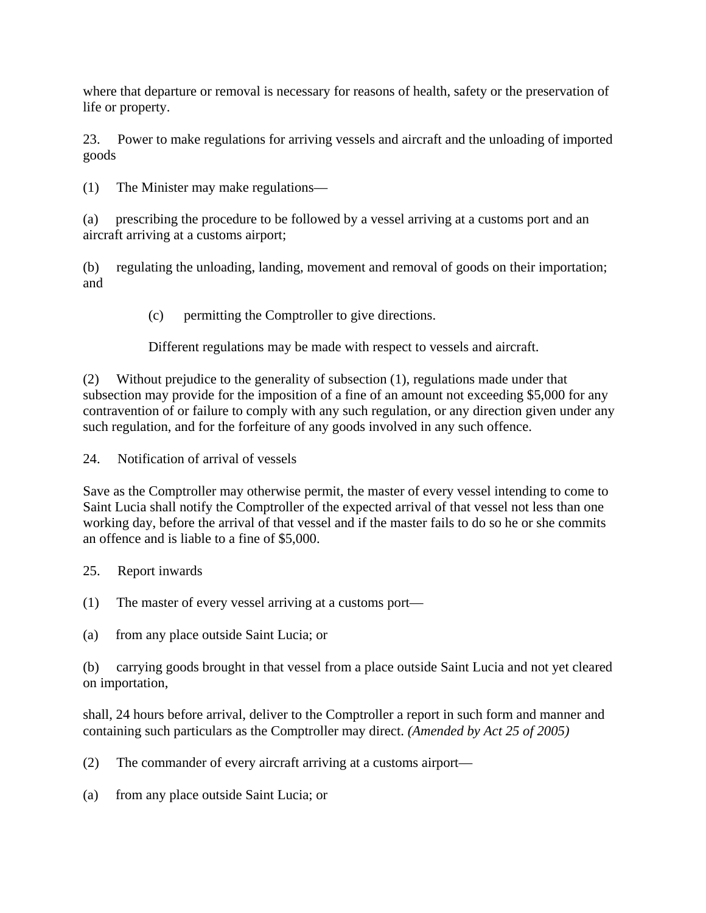where that departure or removal is necessary for reasons of health, safety or the preservation of life or property.

23. Power to make regulations for arriving vessels and aircraft and the unloading of imported goods

(1) The Minister may make regulations—

(a) prescribing the procedure to be followed by a vessel arriving at a customs port and an aircraft arriving at a customs airport;

(b) regulating the unloading, landing, movement and removal of goods on their importation; and

(c) permitting the Comptroller to give directions.

Different regulations may be made with respect to vessels and aircraft.

(2) Without prejudice to the generality of subsection (1), regulations made under that subsection may provide for the imposition of a fine of an amount not exceeding $5,000 for any contravention of or failure to comply with any such regulation, or any direction given under any such regulation, and for the forfeiture of any goods involved in any such offence.

24. Notification of arrival of vessels

Save as the Comptroller may otherwise permit, the master of every vessel intending to come to Saint Lucia shall notify the Comptroller of the expected arrival of that vessel not less than one working day, before the arrival of that vessel and if the master fails to do so he or she commits an offence and is liable to a fine of $5,000.

25. Report inwards

(1) The master of every vessel arriving at a customs port—

(a) from any place outside Saint Lucia; or

(b) carrying goods brought in that vessel from a place outside Saint Lucia and not yet cleared on importation,

shall, 24 hours before arrival, deliver to the Comptroller a report in such form and manner and containing such particulars as the Comptroller may direct. *(Amended by Act 25 of 2005)*

(2) The commander of every aircraft arriving at a customs airport—

(a) from any place outside Saint Lucia; or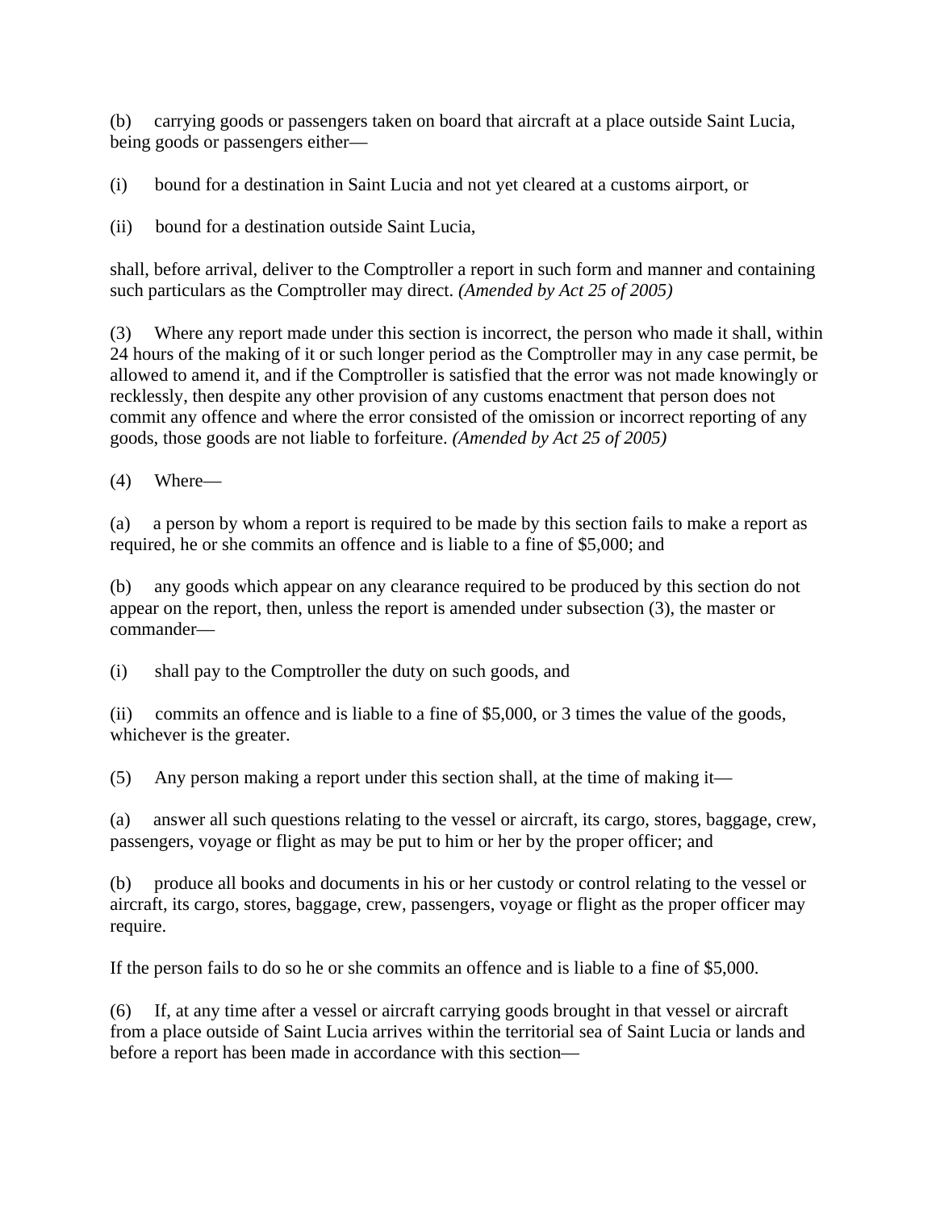(b) carrying goods or passengers taken on board that aircraft at a place outside Saint Lucia, being goods or passengers either—

(i) bound for a destination in Saint Lucia and not yet cleared at a customs airport, or

(ii) bound for a destination outside Saint Lucia,

shall, before arrival, deliver to the Comptroller a report in such form and manner and containing such particulars as the Comptroller may direct. *(Amended by Act 25 of 2005)*

(3) Where any report made under this section is incorrect, the person who made it shall, within 24 hours of the making of it or such longer period as the Comptroller may in any case permit, be allowed to amend it, and if the Comptroller is satisfied that the error was not made knowingly or recklessly, then despite any other provision of any customs enactment that person does not commit any offence and where the error consisted of the omission or incorrect reporting of any goods, those goods are not liable to forfeiture. *(Amended by Act 25 of 2005)*

(4) Where—

(a) a person by whom a report is required to be made by this section fails to make a report as required, he or she commits an offence and is liable to a fine of $5,000; and

(b) any goods which appear on any clearance required to be produced by this section do not appear on the report, then, unless the report is amended under subsection (3), the master or commander—

(i) shall pay to the Comptroller the duty on such goods, and

(ii) commits an offence and is liable to a fine of $5,000, or 3 times the value of the goods, whichever is the greater.

(5) Any person making a report under this section shall, at the time of making it—

(a) answer all such questions relating to the vessel or aircraft, its cargo, stores, baggage, crew, passengers, voyage or flight as may be put to him or her by the proper officer; and

(b) produce all books and documents in his or her custody or control relating to the vessel or aircraft, its cargo, stores, baggage, crew, passengers, voyage or flight as the proper officer may require.

If the person fails to do so he or she commits an offence and is liable to a fine of $5,000.

(6) If, at any time after a vessel or aircraft carrying goods brought in that vessel or aircraft from a place outside of Saint Lucia arrives within the territorial sea of Saint Lucia or lands and before a report has been made in accordance with this section—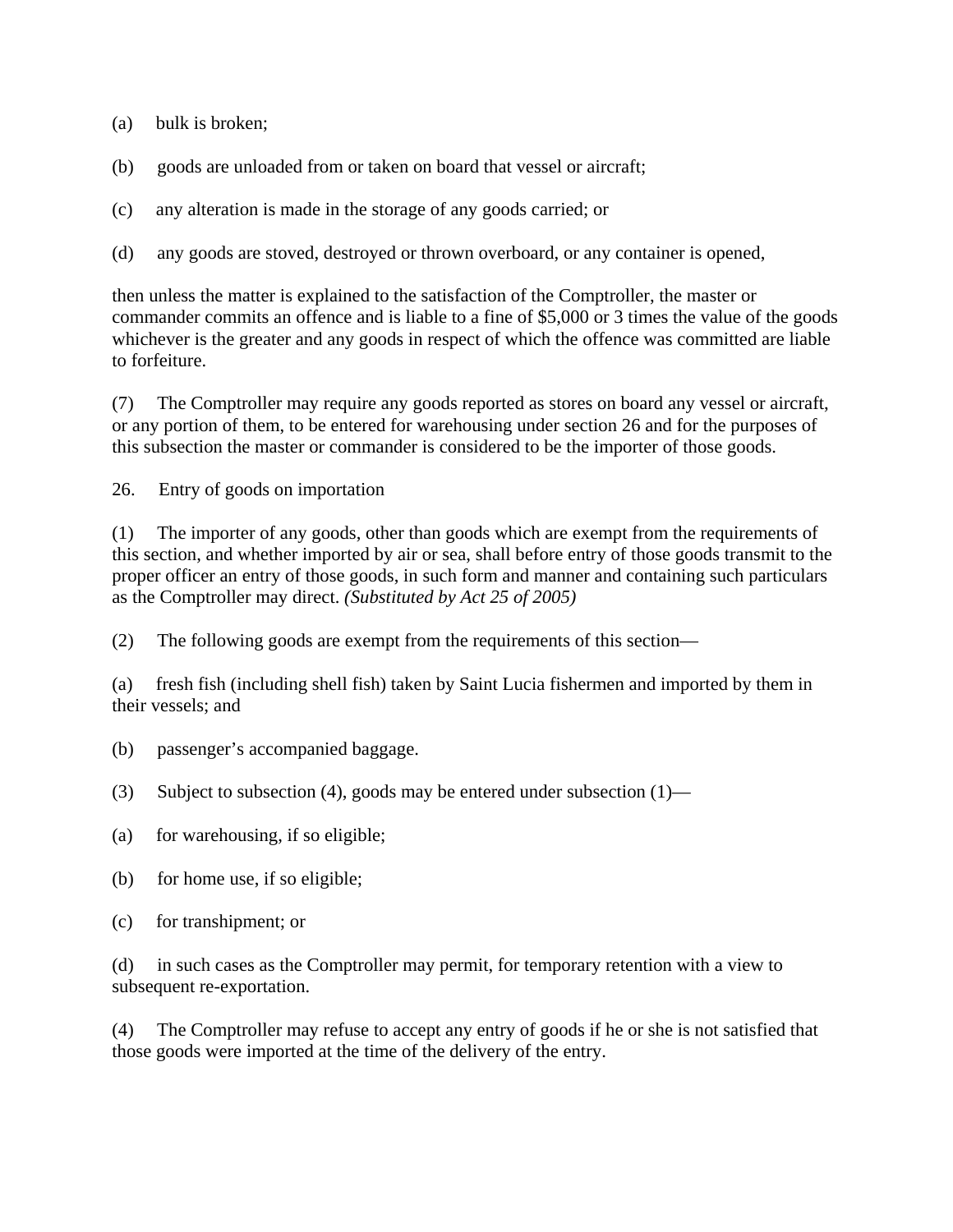(a) bulk is broken;

(b) goods are unloaded from or taken on board that vessel or aircraft;

(c) any alteration is made in the storage of any goods carried; or

(d) any goods are stoved, destroyed or thrown overboard, or any container is opened,

then unless the matter is explained to the satisfaction of the Comptroller, the master or commander commits an offence and is liable to a fine of $5,000 or 3 times the value of the goods whichever is the greater and any goods in respect of which the offence was committed are liable to forfeiture.

(7) The Comptroller may require any goods reported as stores on board any vessel or aircraft, or any portion of them, to be entered for warehousing under section 26 and for the purposes of this subsection the master or commander is considered to be the importer of those goods.

26. Entry of goods on importation

(1) The importer of any goods, other than goods which are exempt from the requirements of this section, and whether imported by air or sea, shall before entry of those goods transmit to the proper officer an entry of those goods, in such form and manner and containing such particulars as the Comptroller may direct. *(Substituted by Act 25 of 2005)*

(2) The following goods are exempt from the requirements of this section—

(a) fresh fish (including shell fish) taken by Saint Lucia fishermen and imported by them in their vessels; and

(b) passenger's accompanied baggage.

(3) Subject to subsection (4), goods may be entered under subsection (1)—

(a) for warehousing, if so eligible;

(b) for home use, if so eligible;

(c) for transhipment; or

(d) in such cases as the Comptroller may permit, for temporary retention with a view to subsequent re-exportation.

(4) The Comptroller may refuse to accept any entry of goods if he or she is not satisfied that those goods were imported at the time of the delivery of the entry.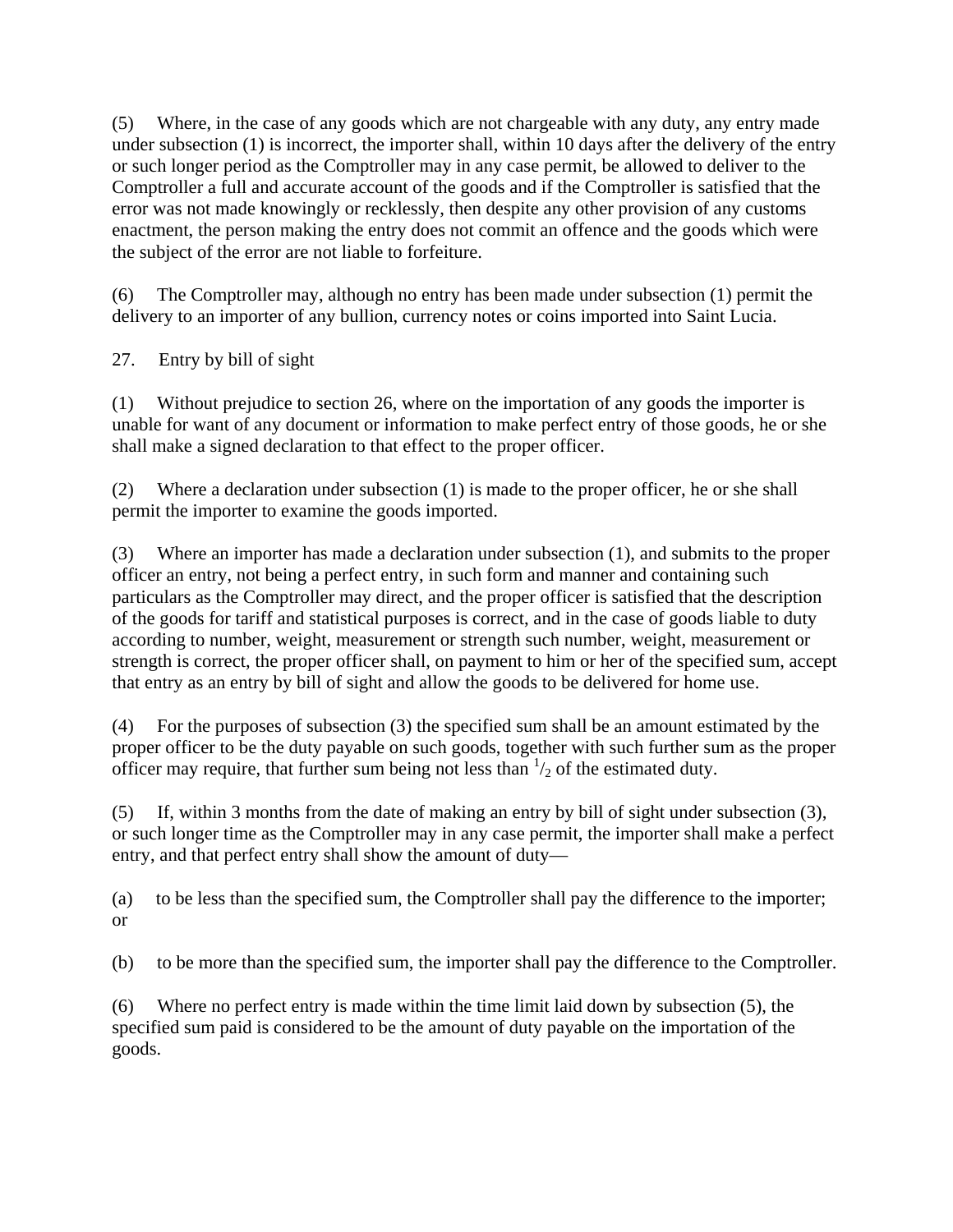(5) Where, in the case of any goods which are not chargeable with any duty, any entry made under subsection (1) is incorrect, the importer shall, within 10 days after the delivery of the entry or such longer period as the Comptroller may in any case permit, be allowed to deliver to the Comptroller a full and accurate account of the goods and if the Comptroller is satisfied that the error was not made knowingly or recklessly, then despite any other provision of any customs enactment, the person making the entry does not commit an offence and the goods which were the subject of the error are not liable to forfeiture.

(6) The Comptroller may, although no entry has been made under subsection (1) permit the delivery to an importer of any bullion, currency notes or coins imported into Saint Lucia.

## 27. Entry by bill of sight

(1) Without prejudice to section 26, where on the importation of any goods the importer is unable for want of any document or information to make perfect entry of those goods, he or she shall make a signed declaration to that effect to the proper officer.

(2) Where a declaration under subsection (1) is made to the proper officer, he or she shall permit the importer to examine the goods imported.

(3) Where an importer has made a declaration under subsection (1), and submits to the proper officer an entry, not being a perfect entry, in such form and manner and containing such particulars as the Comptroller may direct, and the proper officer is satisfied that the description of the goods for tariff and statistical purposes is correct, and in the case of goods liable to duty according to number, weight, measurement or strength such number, weight, measurement or strength is correct, the proper officer shall, on payment to him or her of the specified sum, accept that entry as an entry by bill of sight and allow the goods to be delivered for home use.

(4) For the purposes of subsection (3) the specified sum shall be an amount estimated by the proper officer to be the duty payable on such goods, together with such further sum as the proper officer may require, that further sum being not less than $^{1}/_{2}$ of the estimated duty.

(5) If, within 3 months from the date of making an entry by bill of sight under subsection (3), or such longer time as the Comptroller may in any case permit, the importer shall make a perfect entry, and that perfect entry shall show the amount of duty—

(a) to be less than the specified sum, the Comptroller shall pay the difference to the importer; or

(b) to be more than the specified sum, the importer shall pay the difference to the Comptroller.

(6) Where no perfect entry is made within the time limit laid down by subsection (5), the specified sum paid is considered to be the amount of duty payable on the importation of the goods.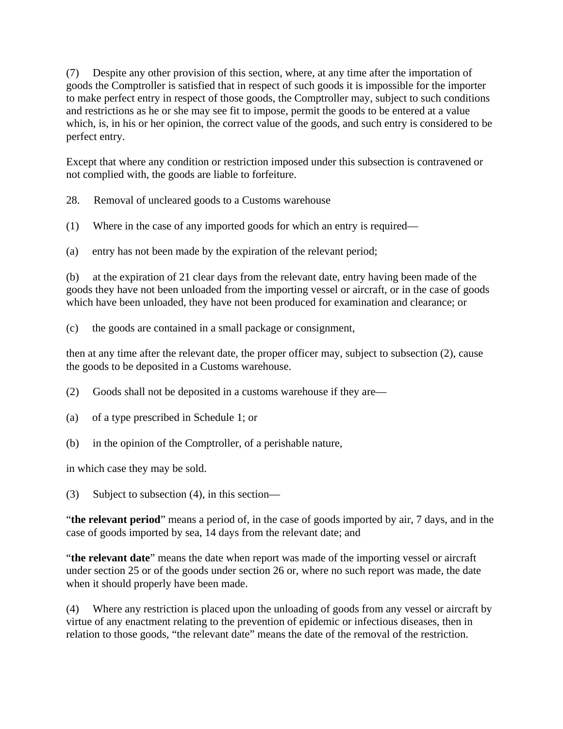(7) Despite any other provision of this section, where, at any time after the importation of goods the Comptroller is satisfied that in respect of such goods it is impossible for the importer to make perfect entry in respect of those goods, the Comptroller may, subject to such conditions and restrictions as he or she may see fit to impose, permit the goods to be entered at a value which, is, in his or her opinion, the correct value of the goods, and such entry is considered to be perfect entry.

Except that where any condition or restriction imposed under this subsection is contravened or not complied with, the goods are liable to forfeiture.

## 28. Removal of uncleared goods to a Customs warehouse

(1) Where in the case of any imported goods for which an entry is required—

(a) entry has not been made by the expiration of the relevant period;

(b) at the expiration of 21 clear days from the relevant date, entry having been made of the goods they have not been unloaded from the importing vessel or aircraft, or in the case of goods which have been unloaded, they have not been produced for examination and clearance; or

(c) the goods are contained in a small package or consignment,

then at any time after the relevant date, the proper officer may, subject to subsection (2), cause the goods to be deposited in a Customs warehouse.

(2) Goods shall not be deposited in a customs warehouse if they are—

(a) of a type prescribed in Schedule 1; or

(b) in the opinion of the Comptroller, of a perishable nature,

in which case they may be sold.

(3) Subject to subsection (4), in this section—

"**the relevant period**" means a period of, in the case of goods imported by air, 7 days, and in the case of goods imported by sea, 14 days from the relevant date; and

"**the relevant date**" means the date when report was made of the importing vessel or aircraft under section 25 or of the goods under section 26 or, where no such report was made, the date when it should properly have been made.

(4) Where any restriction is placed upon the unloading of goods from any vessel or aircraft by virtue of any enactment relating to the prevention of epidemic or infectious diseases, then in relation to those goods, "the relevant date" means the date of the removal of the restriction.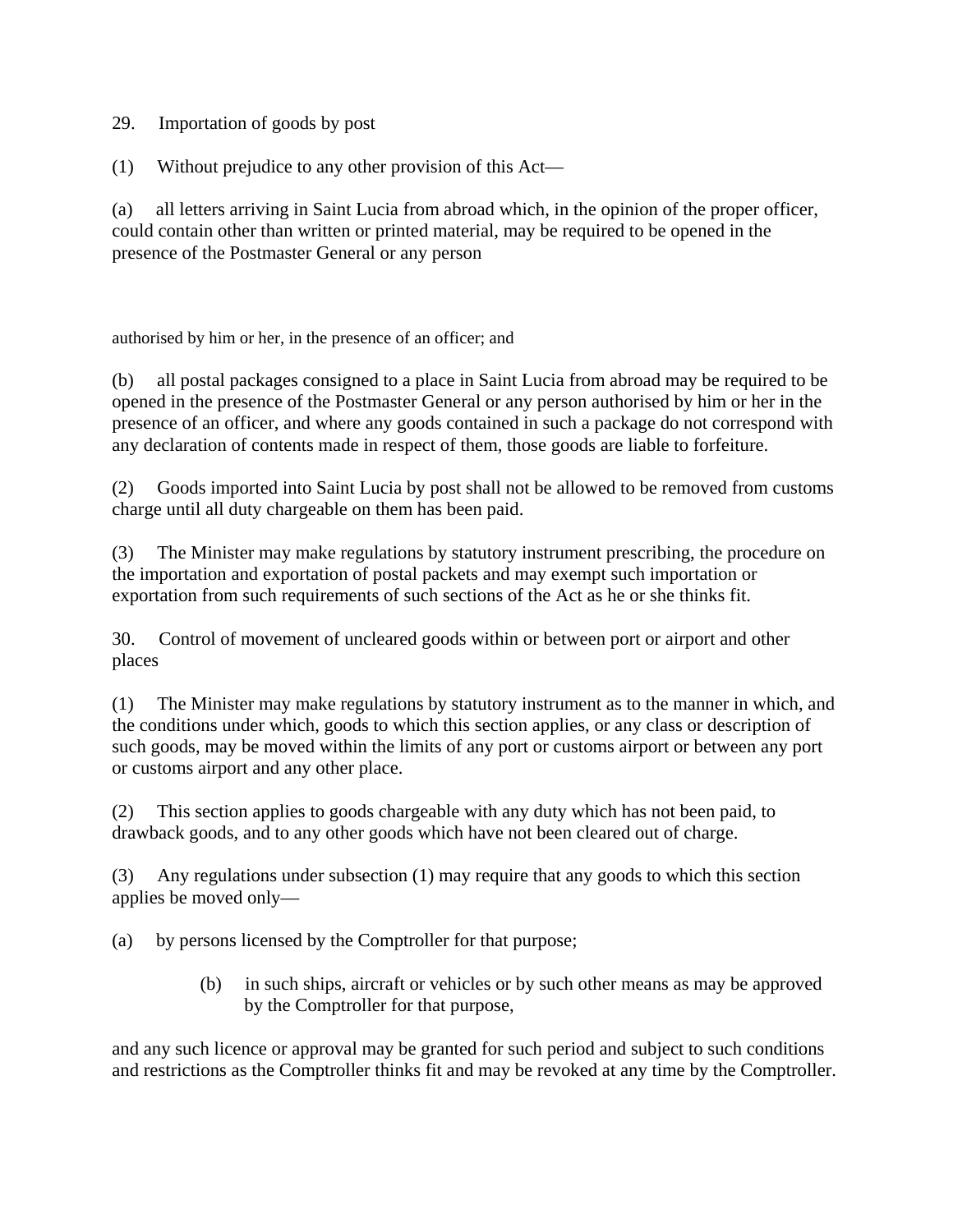29. Importation of goods by post

(1) Without prejudice to any other provision of this Act—

(a) all letters arriving in Saint Lucia from abroad which, in the opinion of the proper officer, could contain other than written or printed material, may be required to be opened in the presence of the Postmaster General or any person authorised by him or her, in the presence of an officer; and

(b) all postal packages consigned to a place in Saint Lucia from abroad may be required to be opened in the presence of the Postmaster General or any person authorised by him or her in the presence of an officer, and where any goods contained in such a package do not correspond with any declaration of contents made in respect of them, those goods are liable to forfeiture.

(2) Goods imported into Saint Lucia by post shall not be allowed to be removed from customs charge until all duty chargeable on them has been paid.

(3) The Minister may make regulations by statutory instrument prescribing, the procedure on the importation and exportation of postal packets and may exempt such importation or exportation from such requirements of such sections of the Act as he or she thinks fit.

30. Control of movement of uncleared goods within or between port or airport and other places

(1) The Minister may make regulations by statutory instrument as to the manner in which, and the conditions under which, goods to which this section applies, or any class or description of such goods, may be moved within the limits of any port or customs airport or between any port or customs airport and any other place.

(2) This section applies to goods chargeable with any duty which has not been paid, to drawback goods, and to any other goods which have not been cleared out of charge.

(3) Any regulations under subsection (1) may require that any goods to which this section applies be moved only—

(a) by persons licensed by the Comptroller for that purpose;

(b) in such ships, aircraft or vehicles or by such other means as may be approved by the Comptroller for that purpose,

and any such licence or approval may be granted for such period and subject to such conditions and restrictions as the Comptroller thinks fit and may be revoked at any time by the Comptroller.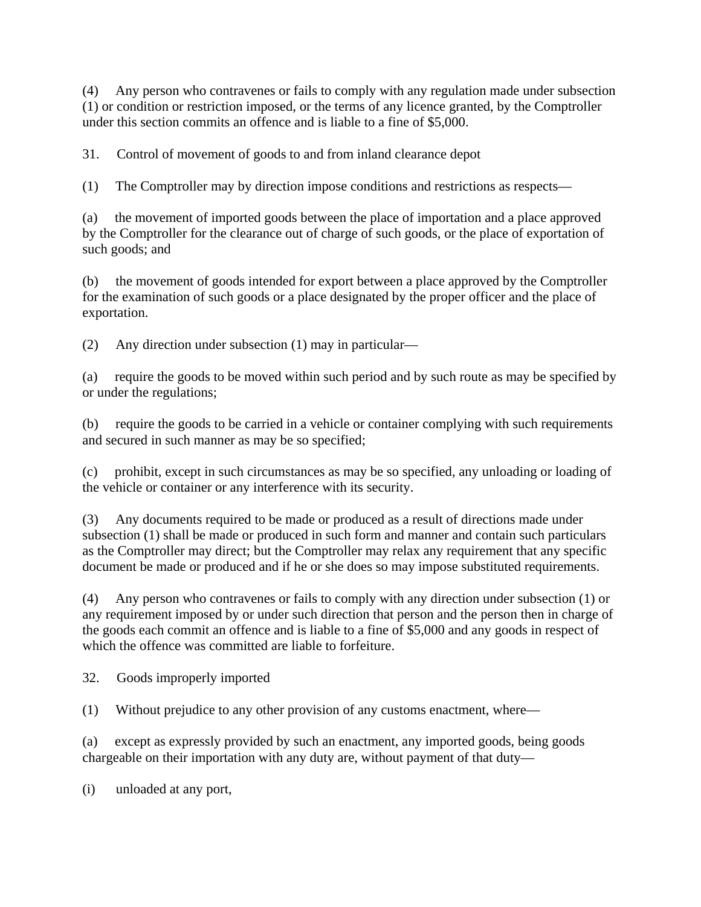(4) Any person who contravenes or fails to comply with any regulation made under subsection (1) or condition or restriction imposed, or the terms of any licence granted, by the Comptroller under this section commits an offence and is liable to a fine of $5,000.

## 31. Control of movement of goods to and from inland clearance depot

(1) The Comptroller may by direction impose conditions and restrictions as respects—

(a) the movement of imported goods between the place of importation and a place approved by the Comptroller for the clearance out of charge of such goods, or the place of exportation of such goods; and

(b) the movement of goods intended for export between a place approved by the Comptroller for the examination of such goods or a place designated by the proper officer and the place of exportation.

(2) Any direction under subsection (1) may in particular—

(a) require the goods to be moved within such period and by such route as may be specified by or under the regulations;

(b) require the goods to be carried in a vehicle or container complying with such requirements and secured in such manner as may be so specified;

(c) prohibit, except in such circumstances as may be so specified, any unloading or loading of the vehicle or container or any interference with its security.

(3) Any documents required to be made or produced as a result of directions made under subsection (1) shall be made or produced in such form and manner and contain such particulars as the Comptroller may direct; but the Comptroller may relax any requirement that any specific document be made or produced and if he or she does so may impose substituted requirements.

(4) Any person who contravenes or fails to comply with any direction under subsection (1) or any requirement imposed by or under such direction that person and the person then in charge of the goods each commit an offence and is liable to a fine of $5,000 and any goods in respect of which the offence was committed are liable to forfeiture.

## 32. Goods improperly imported

(1) Without prejudice to any other provision of any customs enactment, where—

(a) except as expressly provided by such an enactment, any imported goods, being goods chargeable on their importation with any duty are, without payment of that duty—

(i) unloaded at any port,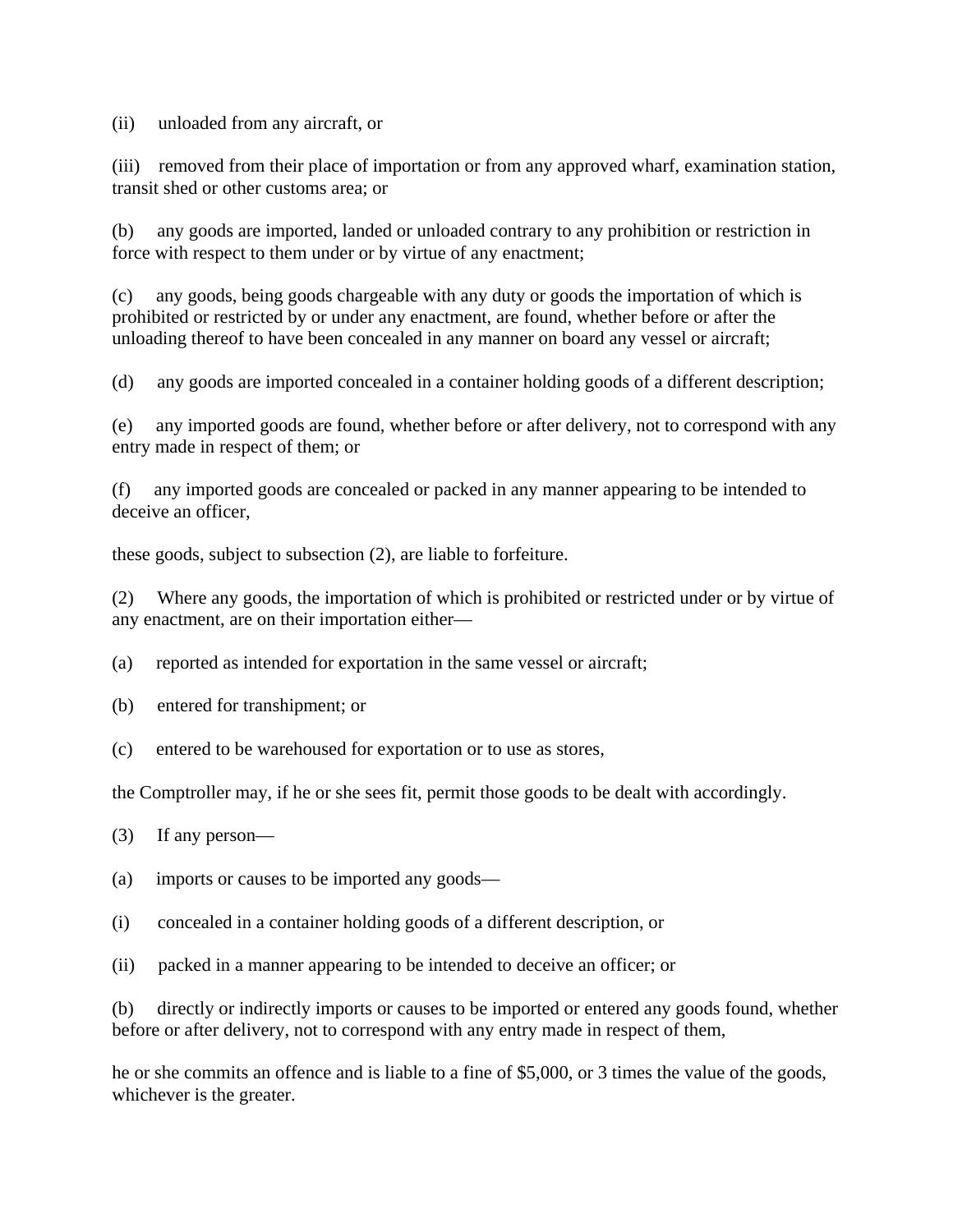(ii) unloaded from any aircraft, or

(iii) removed from their place of importation or from any approved wharf, examination station, transit shed or other customs area; or

(b) any goods are imported, landed or unloaded contrary to any prohibition or restriction in force with respect to them under or by virtue of any enactment;

(c) any goods, being goods chargeable with any duty or goods the importation of which is prohibited or restricted by or under any enactment, are found, whether before or after the unloading thereof to have been concealed in any manner on board any vessel or aircraft;

(d) any goods are imported concealed in a container holding goods of a different description;

(e) any imported goods are found, whether before or after delivery, not to correspond with any entry made in respect of them; or

(f) any imported goods are concealed or packed in any manner appearing to be intended to deceive an officer,

these goods, subject to subsection (2), are liable to forfeiture.

(2) Where any goods, the importation of which is prohibited or restricted under or by virtue of any enactment, are on their importation either—

(a) reported as intended for exportation in the same vessel or aircraft;

(b) entered for transhipment; or

(c) entered to be warehoused for exportation or to use as stores,

the Comptroller may, if he or she sees fit, permit those goods to be dealt with accordingly.

(3) If any person—

(a) imports or causes to be imported any goods—

(i) concealed in a container holding goods of a different description, or

(ii) packed in a manner appearing to be intended to deceive an officer; or

(b) directly or indirectly imports or causes to be imported or entered any goods found, whether before or after delivery, not to correspond with any entry made in respect of them,

he or she commits an offence and is liable to a fine of $5,000, or 3 times the value of the goods, whichever is the greater.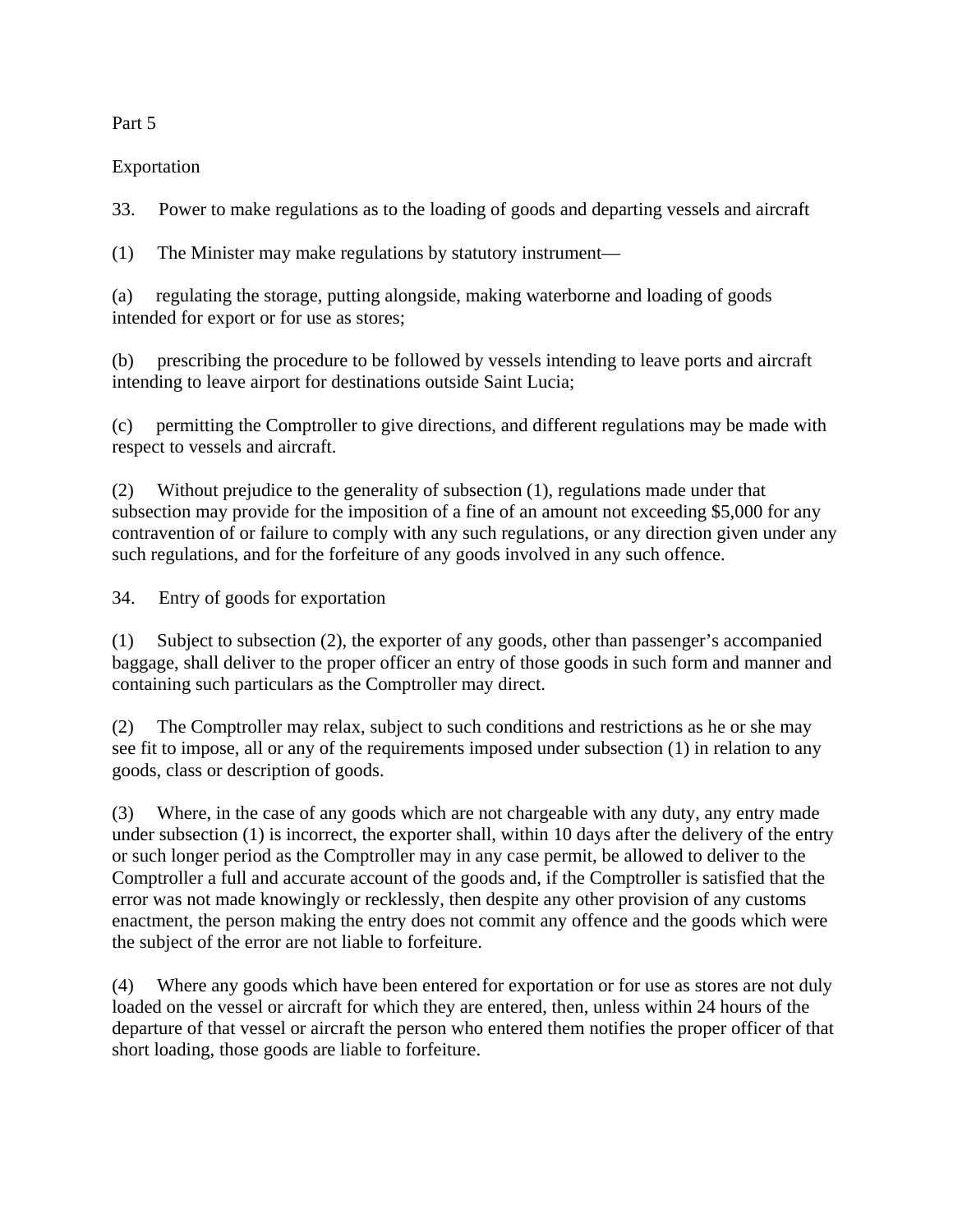## Part 5

## Exportation

### 33. Power to make regulations as to the loading of goods and departing vessels and aircraft

(1) The Minister may make regulations by statutory instrument—

(a) regulating the storage, putting alongside, making waterborne and loading of goods intended for export or for use as stores;

(b) prescribing the procedure to be followed by vessels intending to leave ports and aircraft intending to leave airport for destinations outside Saint Lucia;

(c) permitting the Comptroller to give directions, and different regulations may be made with respect to vessels and aircraft.

(2) Without prejudice to the generality of subsection (1), regulations made under that subsection may provide for the imposition of a fine of an amount not exceeding $5,000 for any contravention of or failure to comply with any such regulations, or any direction given under any such regulations, and for the forfeiture of any goods involved in any such offence.

### 34. Entry of goods for exportation

(1) Subject to subsection (2), the exporter of any goods, other than passenger's accompanied baggage, shall deliver to the proper officer an entry of those goods in such form and manner and containing such particulars as the Comptroller may direct.

(2) The Comptroller may relax, subject to such conditions and restrictions as he or she may see fit to impose, all or any of the requirements imposed under subsection (1) in relation to any goods, class or description of goods.

(3) Where, in the case of any goods which are not chargeable with any duty, any entry made under subsection (1) is incorrect, the exporter shall, within 10 days after the delivery of the entry or such longer period as the Comptroller may in any case permit, be allowed to deliver to the Comptroller a full and accurate account of the goods and, if the Comptroller is satisfied that the error was not made knowingly or recklessly, then despite any other provision of any customs enactment, the person making the entry does not commit any offence and the goods which were the subject of the error are not liable to forfeiture.

(4) Where any goods which have been entered for exportation or for use as stores are not duly loaded on the vessel or aircraft for which they are entered, then, unless within 24 hours of the departure of that vessel or aircraft the person who entered them notifies the proper officer of that short loading, those goods are liable to forfeiture.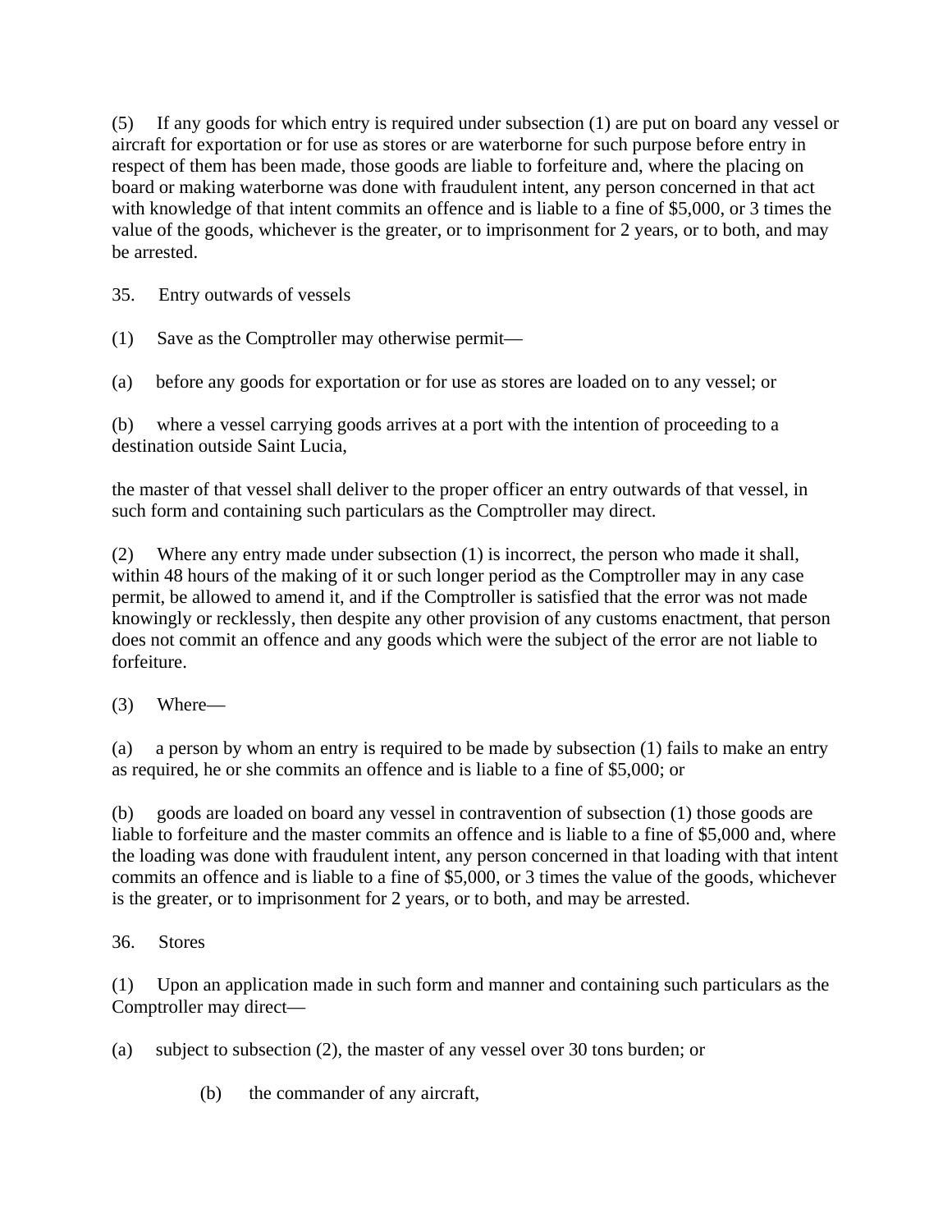(5) If any goods for which entry is required under subsection (1) are put on board any vessel or aircraft for exportation or for use as stores or are waterborne for such purpose before entry in respect of them has been made, those goods are liable to forfeiture and, where the placing on board or making waterborne was done with fraudulent intent, any person concerned in that act with knowledge of that intent commits an offence and is liable to a fine of $5,000, or 3 times the value of the goods, whichever is the greater, or to imprisonment for 2 years, or to both, and may be arrested.

## 35. Entry outwards of vessels

(1) Save as the Comptroller may otherwise permit—

(a) before any goods for exportation or for use as stores are loaded on to any vessel; or

(b) where a vessel carrying goods arrives at a port with the intention of proceeding to a destination outside Saint Lucia,

the master of that vessel shall deliver to the proper officer an entry outwards of that vessel, in such form and containing such particulars as the Comptroller may direct.

(2) Where any entry made under subsection (1) is incorrect, the person who made it shall, within 48 hours of the making of it or such longer period as the Comptroller may in any case permit, be allowed to amend it, and if the Comptroller is satisfied that the error was not made knowingly or recklessly, then despite any other provision of any customs enactment, that person does not commit an offence and any goods which were the subject of the error are not liable to forfeiture.

(3) Where—

(a) a person by whom an entry is required to be made by subsection (1) fails to make an entry as required, he or she commits an offence and is liable to a fine of $5,000; or

(b) goods are loaded on board any vessel in contravention of subsection (1) those goods are liable to forfeiture and the master commits an offence and is liable to a fine of $5,000 and, where the loading was done with fraudulent intent, any person concerned in that loading with that intent commits an offence and is liable to a fine of $5,000, or 3 times the value of the goods, whichever is the greater, or to imprisonment for 2 years, or to both, and may be arrested.

## 36. Stores

(1) Upon an application made in such form and manner and containing such particulars as the Comptroller may direct—

(a) subject to subsection (2), the master of any vessel over 30 tons burden; or

(b) the commander of any aircraft,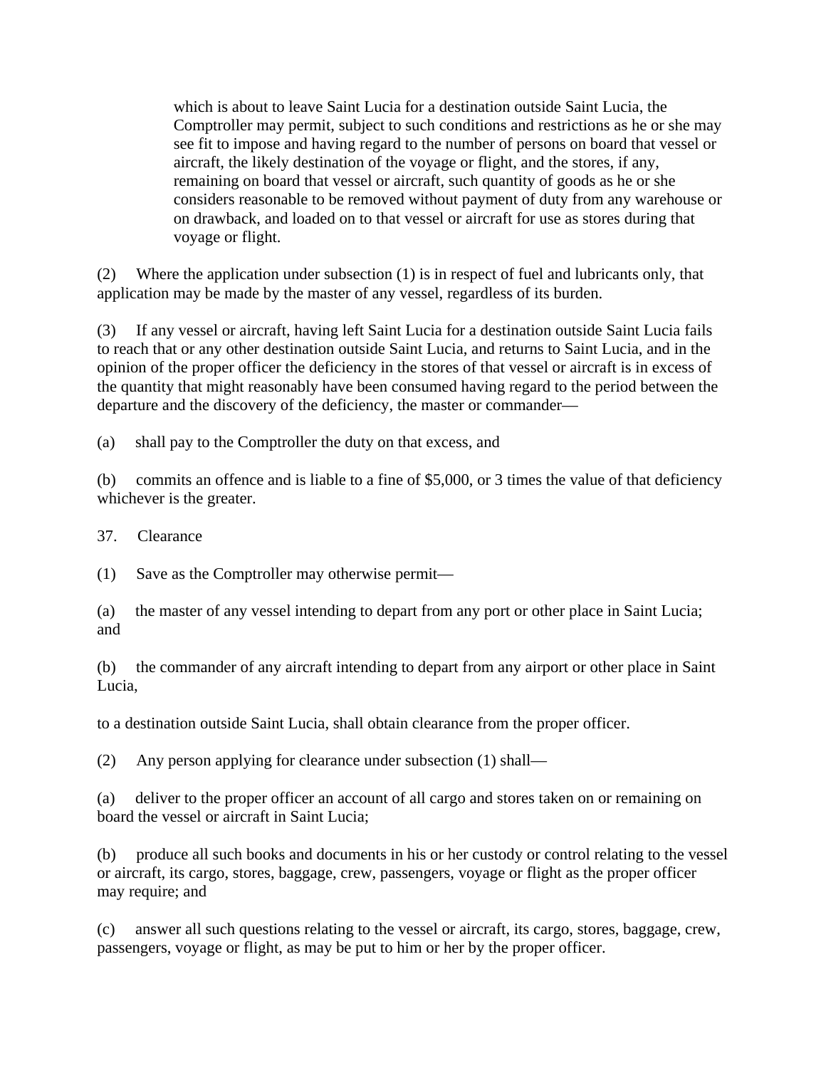which is about to leave Saint Lucia for a destination outside Saint Lucia, the Comptroller may permit, subject to such conditions and restrictions as he or she may see fit to impose and having regard to the number of persons on board that vessel or aircraft, the likely destination of the voyage or flight, and the stores, if any, remaining on board that vessel or aircraft, such quantity of goods as he or she considers reasonable to be removed without payment of duty from any warehouse or on drawback, and loaded on to that vessel or aircraft for use as stores during that voyage or flight.

(2) Where the application under subsection (1) is in respect of fuel and lubricants only, that application may be made by the master of any vessel, regardless of its burden.

(3) If any vessel or aircraft, having left Saint Lucia for a destination outside Saint Lucia fails to reach that or any other destination outside Saint Lucia, and returns to Saint Lucia, and in the opinion of the proper officer the deficiency in the stores of that vessel or aircraft is in excess of the quantity that might reasonably have been consumed having regard to the period between the departure and the discovery of the deficiency, the master or commander—

(a) shall pay to the Comptroller the duty on that excess, and

(b) commits an offence and is liable to a fine of $5,000, or 3 times the value of that deficiency whichever is the greater.

37. Clearance

(1) Save as the Comptroller may otherwise permit—

(a) the master of any vessel intending to depart from any port or other place in Saint Lucia; and

(b) the commander of any aircraft intending to depart from any airport or other place in Saint Lucia,

to a destination outside Saint Lucia, shall obtain clearance from the proper officer.

(2) Any person applying for clearance under subsection (1) shall—

(a) deliver to the proper officer an account of all cargo and stores taken on or remaining on board the vessel or aircraft in Saint Lucia;

(b) produce all such books and documents in his or her custody or control relating to the vessel or aircraft, its cargo, stores, baggage, crew, passengers, voyage or flight as the proper officer may require; and

(c) answer all such questions relating to the vessel or aircraft, its cargo, stores, baggage, crew, passengers, voyage or flight, as may be put to him or her by the proper officer.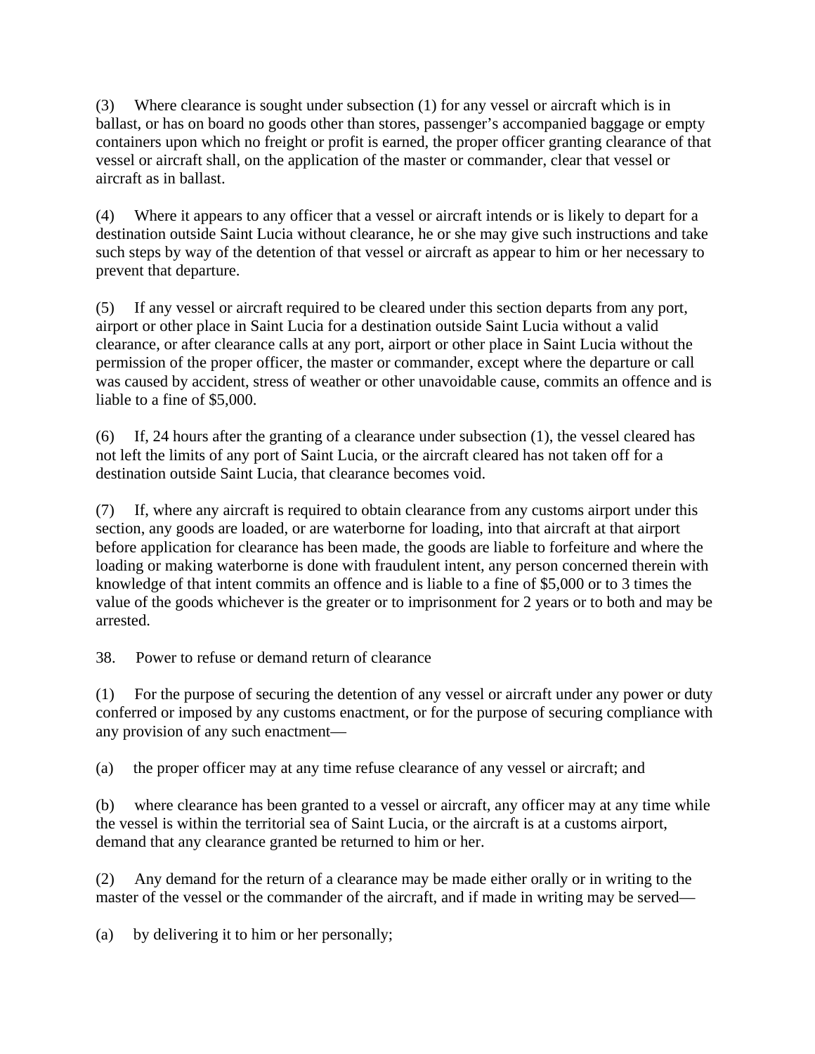(3) Where clearance is sought under subsection (1) for any vessel or aircraft which is in ballast, or has on board no goods other than stores, passenger's accompanied baggage or empty containers upon which no freight or profit is earned, the proper officer granting clearance of that vessel or aircraft shall, on the application of the master or commander, clear that vessel or aircraft as in ballast.

(4) Where it appears to any officer that a vessel or aircraft intends or is likely to depart for a destination outside Saint Lucia without clearance, he or she may give such instructions and take such steps by way of the detention of that vessel or aircraft as appear to him or her necessary to prevent that departure.

(5) If any vessel or aircraft required to be cleared under this section departs from any port, airport or other place in Saint Lucia for a destination outside Saint Lucia without a valid clearance, or after clearance calls at any port, airport or other place in Saint Lucia without the permission of the proper officer, the master or commander, except where the departure or call was caused by accident, stress of weather or other unavoidable cause, commits an offence and is liable to a fine of $5,000.

(6) If, 24 hours after the granting of a clearance under subsection (1), the vessel cleared has not left the limits of any port of Saint Lucia, or the aircraft cleared has not taken off for a destination outside Saint Lucia, that clearance becomes void.

(7) If, where any aircraft is required to obtain clearance from any customs airport under this section, any goods are loaded, or are waterborne for loading, into that aircraft at that airport before application for clearance has been made, the goods are liable to forfeiture and where the loading or making waterborne is done with fraudulent intent, any person concerned therein with knowledge of that intent commits an offence and is liable to a fine of $5,000 or to 3 times the value of the goods whichever is the greater or to imprisonment for 2 years or to both and may be arrested.

38. Power to refuse or demand return of clearance

(1) For the purpose of securing the detention of any vessel or aircraft under any power or duty conferred or imposed by any customs enactment, or for the purpose of securing compliance with any provision of any such enactment—

(a) the proper officer may at any time refuse clearance of any vessel or aircraft; and

(b) where clearance has been granted to a vessel or aircraft, any officer may at any time while the vessel is within the territorial sea of Saint Lucia, or the aircraft is at a customs airport, demand that any clearance granted be returned to him or her.

(2) Any demand for the return of a clearance may be made either orally or in writing to the master of the vessel or the commander of the aircraft, and if made in writing may be served—

(a) by delivering it to him or her personally;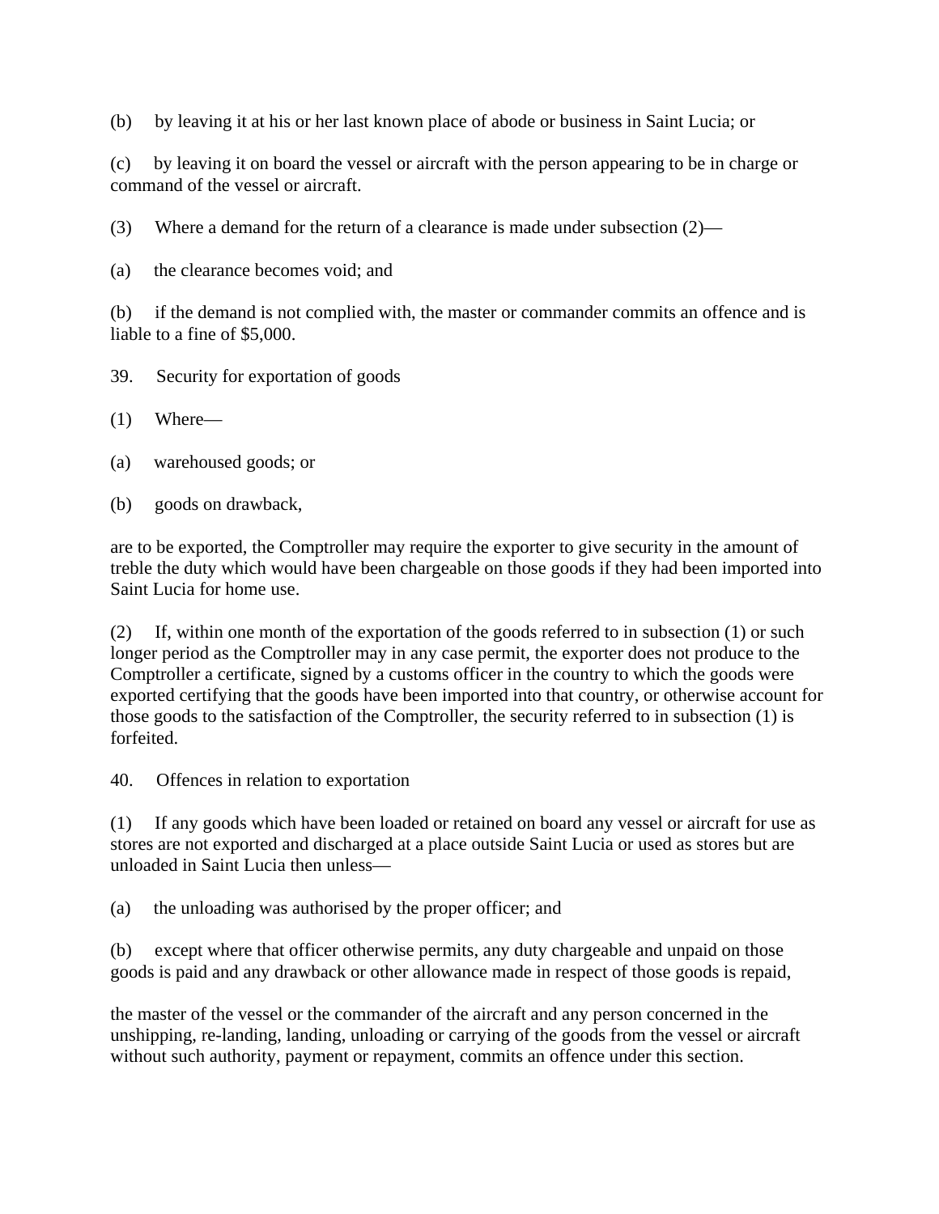(b) by leaving it at his or her last known place of abode or business in Saint Lucia; or

(c) by leaving it on board the vessel or aircraft with the person appearing to be in charge or command of the vessel or aircraft.

(3) Where a demand for the return of a clearance is made under subsection (2)—

(a) the clearance becomes void; and

(b) if the demand is not complied with, the master or commander commits an offence and is liable to a fine of $5,000.

## 39. Security for exportation of goods

(1) Where—

(a) warehoused goods; or

(b) goods on drawback,

are to be exported, the Comptroller may require the exporter to give security in the amount of treble the duty which would have been chargeable on those goods if they had been imported into Saint Lucia for home use.

(2) If, within one month of the exportation of the goods referred to in subsection (1) or such longer period as the Comptroller may in any case permit, the exporter does not produce to the Comptroller a certificate, signed by a customs officer in the country to which the goods were exported certifying that the goods have been imported into that country, or otherwise account for those goods to the satisfaction of the Comptroller, the security referred to in subsection (1) is forfeited.

## 40. Offences in relation to exportation

(1) If any goods which have been loaded or retained on board any vessel or aircraft for use as stores are not exported and discharged at a place outside Saint Lucia or used as stores but are unloaded in Saint Lucia then unless—

(a) the unloading was authorised by the proper officer; and

(b) except where that officer otherwise permits, any duty chargeable and unpaid on those goods is paid and any drawback or other allowance made in respect of those goods is repaid,

the master of the vessel or the commander of the aircraft and any person concerned in the unshipping, re-landing, landing, unloading or carrying of the goods from the vessel or aircraft without such authority, payment or repayment, commits an offence under this section.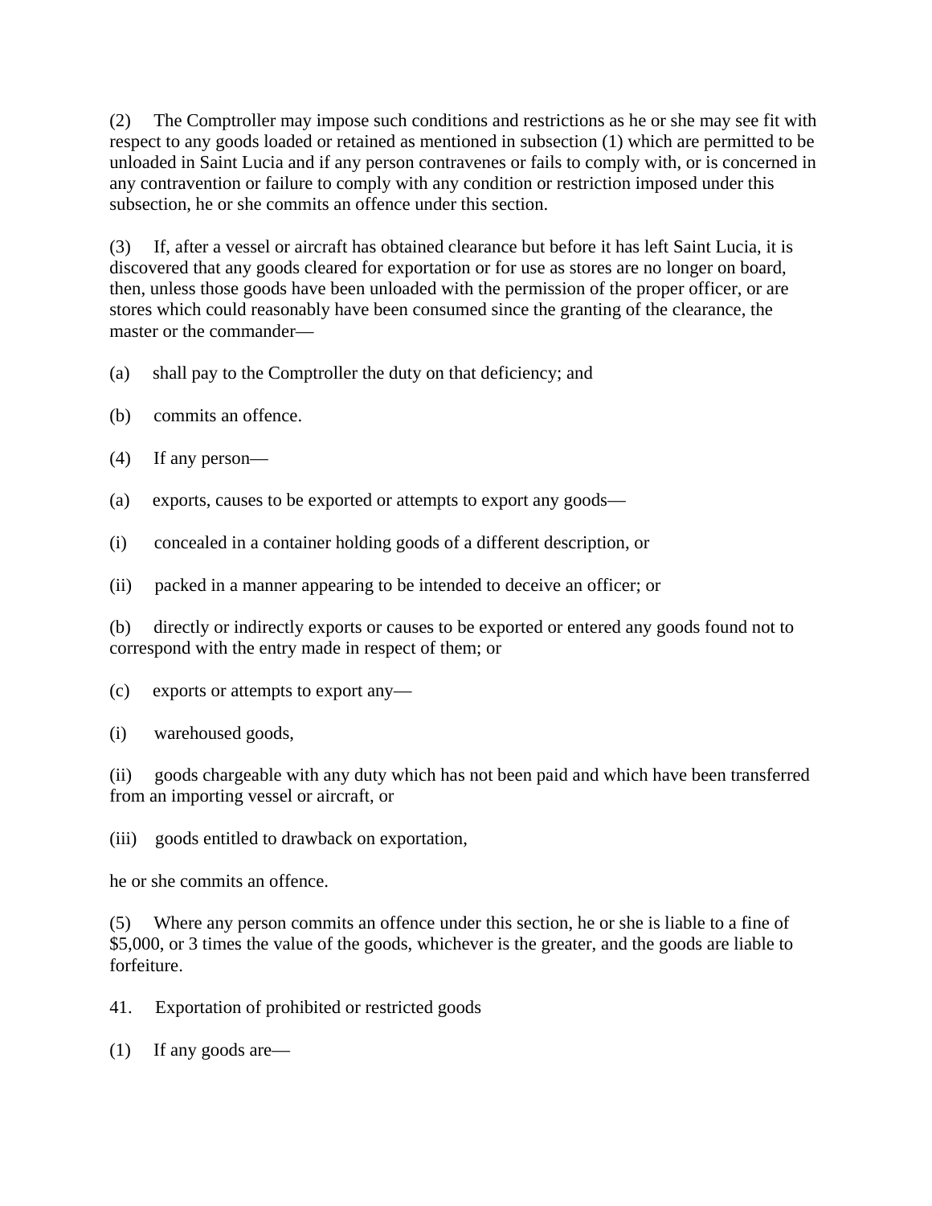(2) The Comptroller may impose such conditions and restrictions as he or she may see fit with respect to any goods loaded or retained as mentioned in subsection (1) which are permitted to be unloaded in Saint Lucia and if any person contravenes or fails to comply with, or is concerned in any contravention or failure to comply with any condition or restriction imposed under this subsection, he or she commits an offence under this section.

(3) If, after a vessel or aircraft has obtained clearance but before it has left Saint Lucia, it is discovered that any goods cleared for exportation or for use as stores are no longer on board, then, unless those goods have been unloaded with the permission of the proper officer, or are stores which could reasonably have been consumed since the granting of the clearance, the master or the commander—

(a) shall pay to the Comptroller the duty on that deficiency; and

(b) commits an offence.

(4) If any person—

(a) exports, causes to be exported or attempts to export any goods—

(i) concealed in a container holding goods of a different description, or

(ii) packed in a manner appearing to be intended to deceive an officer; or

(b) directly or indirectly exports or causes to be exported or entered any goods found not to correspond with the entry made in respect of them; or

(c) exports or attempts to export any—

(i) warehoused goods,

(ii) goods chargeable with any duty which has not been paid and which have been transferred from an importing vessel or aircraft, or

(iii) goods entitled to drawback on exportation,

he or she commits an offence.

(5) Where any person commits an offence under this section, he or she is liable to a fine of $5,000, or 3 times the value of the goods, whichever is the greater, and the goods are liable to forfeiture.

41. Exportation of prohibited or restricted goods

(1) If any goods are—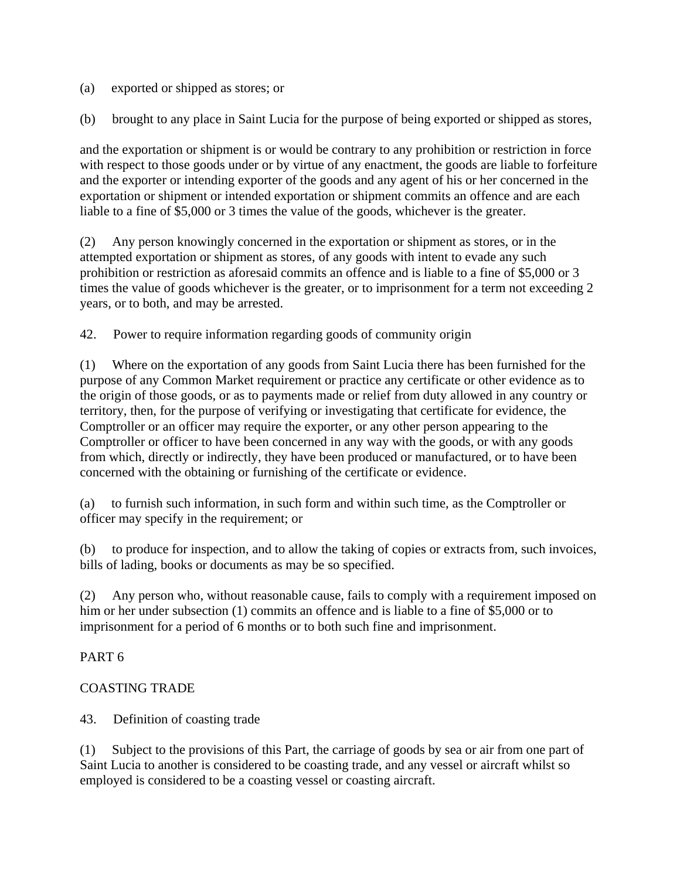(a) exported or shipped as stores; or

(b) brought to any place in Saint Lucia for the purpose of being exported or shipped as stores,

and the exportation or shipment is or would be contrary to any prohibition or restriction in force with respect to those goods under or by virtue of any enactment, the goods are liable to forfeiture and the exporter or intending exporter of the goods and any agent of his or her concerned in the exportation or shipment or intended exportation or shipment commits an offence and are each liable to a fine of $5,000 or 3 times the value of the goods, whichever is the greater.

(2) Any person knowingly concerned in the exportation or shipment as stores, or in the attempted exportation or shipment as stores, of any goods with intent to evade any such prohibition or restriction as aforesaid commits an offence and is liable to a fine of $5,000 or 3 times the value of goods whichever is the greater, or to imprisonment for a term not exceeding 2 years, or to both, and may be arrested.

42. Power to require information regarding goods of community origin

(1) Where on the exportation of any goods from Saint Lucia there has been furnished for the purpose of any Common Market requirement or practice any certificate or other evidence as to the origin of those goods, or as to payments made or relief from duty allowed in any country or territory, then, for the purpose of verifying or investigating that certificate for evidence, the Comptroller or an officer may require the exporter, or any other person appearing to the Comptroller or officer to have been concerned in any way with the goods, or with any goods from which, directly or indirectly, they have been produced or manufactured, or to have been concerned with the obtaining or furnishing of the certificate or evidence.

(a) to furnish such information, in such form and within such time, as the Comptroller or officer may specify in the requirement; or

(b) to produce for inspection, and to allow the taking of copies or extracts from, such invoices, bills of lading, books or documents as may be so specified.

(2) Any person who, without reasonable cause, fails to comply with a requirement imposed on him or her under subsection (1) commits an offence and is liable to a fine of $5,000 or to imprisonment for a period of 6 months or to both such fine and imprisonment.

PART 6

COASTING TRADE

43. Definition of coasting trade

(1) Subject to the provisions of this Part, the carriage of goods by sea or air from one part of Saint Lucia to another is considered to be coasting trade, and any vessel or aircraft whilst so employed is considered to be a coasting vessel or coasting aircraft.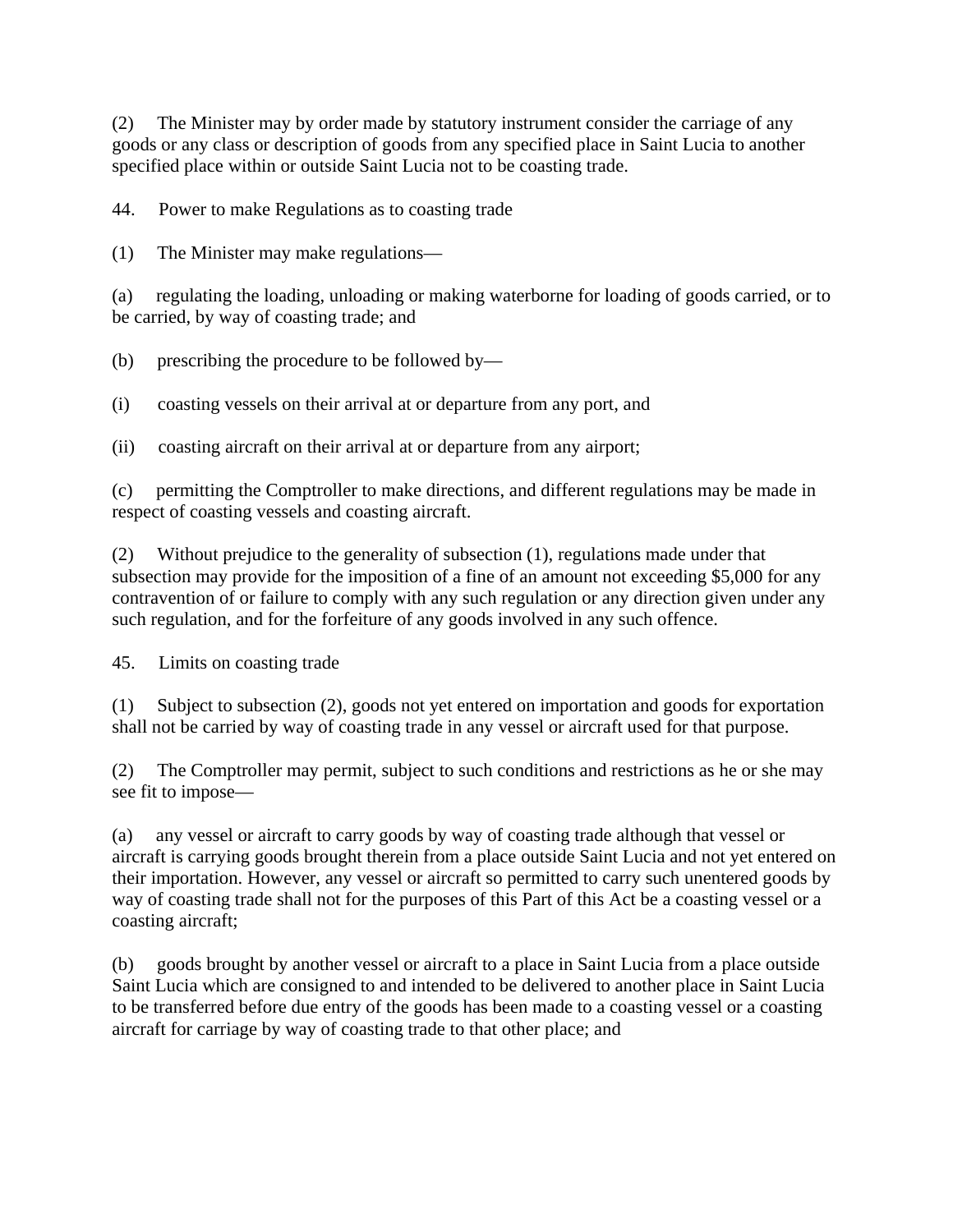(2) The Minister may by order made by statutory instrument consider the carriage of any goods or any class or description of goods from any specified place in Saint Lucia to another specified place within or outside Saint Lucia not to be coasting trade.

## 44. Power to make Regulations as to coasting trade

(1) The Minister may make regulations—

(a) regulating the loading, unloading or making waterborne for loading of goods carried, or to be carried, by way of coasting trade; and

(b) prescribing the procedure to be followed by—

(i) coasting vessels on their arrival at or departure from any port, and

(ii) coasting aircraft on their arrival at or departure from any airport;

(c) permitting the Comptroller to make directions, and different regulations may be made in respect of coasting vessels and coasting aircraft.

(2) Without prejudice to the generality of subsection (1), regulations made under that subsection may provide for the imposition of a fine of an amount not exceeding $5,000 for any contravention of or failure to comply with any such regulation or any direction given under any such regulation, and for the forfeiture of any goods involved in any such offence.

## 45. Limits on coasting trade

(1) Subject to subsection (2), goods not yet entered on importation and goods for exportation shall not be carried by way of coasting trade in any vessel or aircraft used for that purpose.

(2) The Comptroller may permit, subject to such conditions and restrictions as he or she may see fit to impose—

(a) any vessel or aircraft to carry goods by way of coasting trade although that vessel or aircraft is carrying goods brought therein from a place outside Saint Lucia and not yet entered on their importation. However, any vessel or aircraft so permitted to carry such unentered goods by way of coasting trade shall not for the purposes of this Part of this Act be a coasting vessel or a coasting aircraft;

(b) goods brought by another vessel or aircraft to a place in Saint Lucia from a place outside Saint Lucia which are consigned to and intended to be delivered to another place in Saint Lucia to be transferred before due entry of the goods has been made to a coasting vessel or a coasting aircraft for carriage by way of coasting trade to that other place; and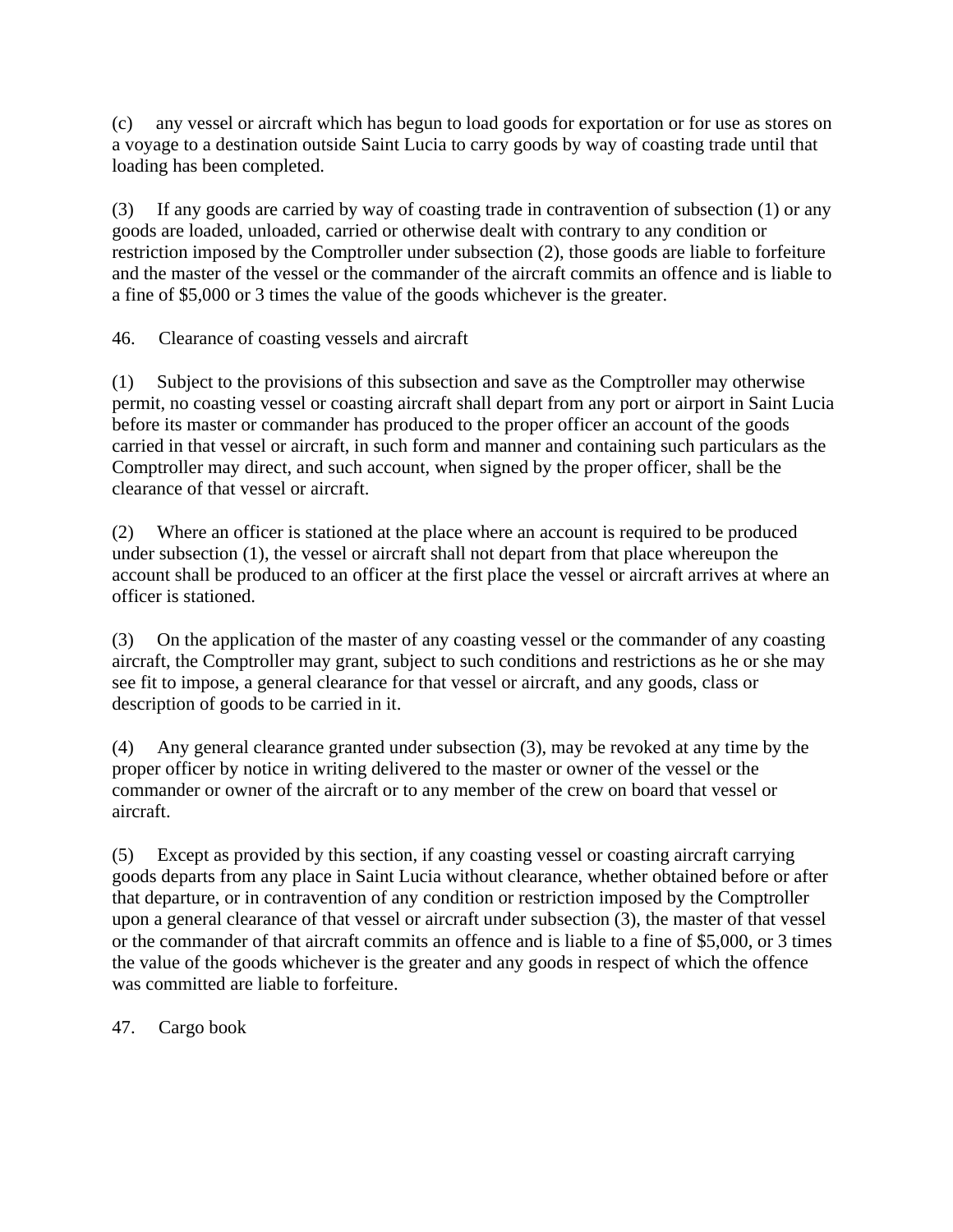(c) any vessel or aircraft which has begun to load goods for exportation or for use as stores on a voyage to a destination outside Saint Lucia to carry goods by way of coasting trade until that loading has been completed.

(3) If any goods are carried by way of coasting trade in contravention of subsection (1) or any goods are loaded, unloaded, carried or otherwise dealt with contrary to any condition or restriction imposed by the Comptroller under subsection (2), those goods are liable to forfeiture and the master of the vessel or the commander of the aircraft commits an offence and is liable to a fine of $5,000 or 3 times the value of the goods whichever is the greater.

## 46. Clearance of coasting vessels and aircraft

(1) Subject to the provisions of this subsection and save as the Comptroller may otherwise permit, no coasting vessel or coasting aircraft shall depart from any port or airport in Saint Lucia before its master or commander has produced to the proper officer an account of the goods carried in that vessel or aircraft, in such form and manner and containing such particulars as the Comptroller may direct, and such account, when signed by the proper officer, shall be the clearance of that vessel or aircraft.

(2) Where an officer is stationed at the place where an account is required to be produced under subsection (1), the vessel or aircraft shall not depart from that place whereupon the account shall be produced to an officer at the first place the vessel or aircraft arrives at where an officer is stationed.

(3) On the application of the master of any coasting vessel or the commander of any coasting aircraft, the Comptroller may grant, subject to such conditions and restrictions as he or she may see fit to impose, a general clearance for that vessel or aircraft, and any goods, class or description of goods to be carried in it.

(4) Any general clearance granted under subsection (3), may be revoked at any time by the proper officer by notice in writing delivered to the master or owner of the vessel or the commander or owner of the aircraft or to any member of the crew on board that vessel or aircraft.

(5) Except as provided by this section, if any coasting vessel or coasting aircraft carrying goods departs from any place in Saint Lucia without clearance, whether obtained before or after that departure, or in contravention of any condition or restriction imposed by the Comptroller upon a general clearance of that vessel or aircraft under subsection (3), the master of that vessel or the commander of that aircraft commits an offence and is liable to a fine of $5,000, or 3 times the value of the goods whichever is the greater and any goods in respect of which the offence was committed are liable to forfeiture.

## 47. Cargo book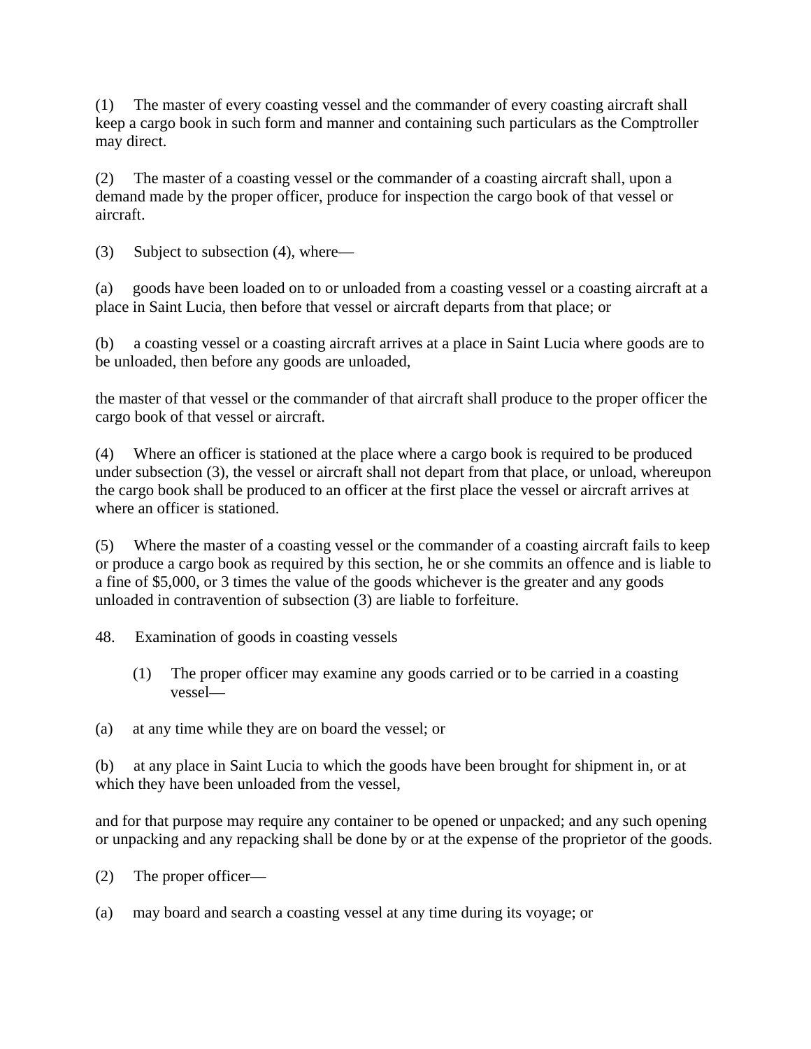(1) The master of every coasting vessel and the commander of every coasting aircraft shall keep a cargo book in such form and manner and containing such particulars as the Comptroller may direct.

(2) The master of a coasting vessel or the commander of a coasting aircraft shall, upon a demand made by the proper officer, produce for inspection the cargo book of that vessel or aircraft.

(3) Subject to subsection (4), where—

(a) goods have been loaded on to or unloaded from a coasting vessel or a coasting aircraft at a place in Saint Lucia, then before that vessel or aircraft departs from that place; or

(b) a coasting vessel or a coasting aircraft arrives at a place in Saint Lucia where goods are to be unloaded, then before any goods are unloaded,

the master of that vessel or the commander of that aircraft shall produce to the proper officer the cargo book of that vessel or aircraft.

(4) Where an officer is stationed at the place where a cargo book is required to be produced under subsection (3), the vessel or aircraft shall not depart from that place, or unload, whereupon the cargo book shall be produced to an officer at the first place the vessel or aircraft arrives at where an officer is stationed.

(5) Where the master of a coasting vessel or the commander of a coasting aircraft fails to keep or produce a cargo book as required by this section, he or she commits an offence and is liable to a fine of $5,000, or 3 times the value of the goods whichever is the greater and any goods unloaded in contravention of subsection (3) are liable to forfeiture.

48. Examination of goods in coasting vessels

(1) The proper officer may examine any goods carried or to be carried in a coasting vessel—

(a) at any time while they are on board the vessel; or

(b) at any place in Saint Lucia to which the goods have been brought for shipment in, or at which they have been unloaded from the vessel,

and for that purpose may require any container to be opened or unpacked; and any such opening or unpacking and any repacking shall be done by or at the expense of the proprietor of the goods.

(2) The proper officer—

(a) may board and search a coasting vessel at any time during its voyage; or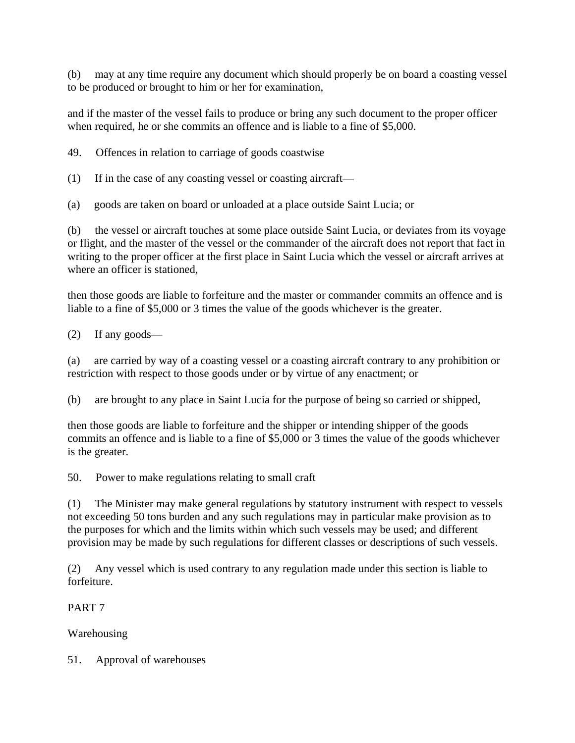(b) may at any time require any document which should properly be on board a coasting vessel to be produced or brought to him or her for examination,

and if the master of the vessel fails to produce or bring any such document to the proper officer when required, he or she commits an offence and is liable to a fine of $5,000.

49. Offences in relation to carriage of goods coastwise

(1) If in the case of any coasting vessel or coasting aircraft—

(a) goods are taken on board or unloaded at a place outside Saint Lucia; or

(b) the vessel or aircraft touches at some place outside Saint Lucia, or deviates from its voyage or flight, and the master of the vessel or the commander of the aircraft does not report that fact in writing to the proper officer at the first place in Saint Lucia which the vessel or aircraft arrives at where an officer is stationed,

then those goods are liable to forfeiture and the master or commander commits an offence and is liable to a fine of $5,000 or 3 times the value of the goods whichever is the greater.

(2) If any goods—

(a) are carried by way of a coasting vessel or a coasting aircraft contrary to any prohibition or restriction with respect to those goods under or by virtue of any enactment; or

(b) are brought to any place in Saint Lucia for the purpose of being so carried or shipped,

then those goods are liable to forfeiture and the shipper or intending shipper of the goods commits an offence and is liable to a fine of $5,000 or 3 times the value of the goods whichever is the greater.

50. Power to make regulations relating to small craft

(1) The Minister may make general regulations by statutory instrument with respect to vessels not exceeding 50 tons burden and any such regulations may in particular make provision as to the purposes for which and the limits within which such vessels may be used; and different provision may be made by such regulations for different classes or descriptions of such vessels.

(2) Any vessel which is used contrary to any regulation made under this section is liable to forfeiture.

PART 7

Warehousing

51. Approval of warehouses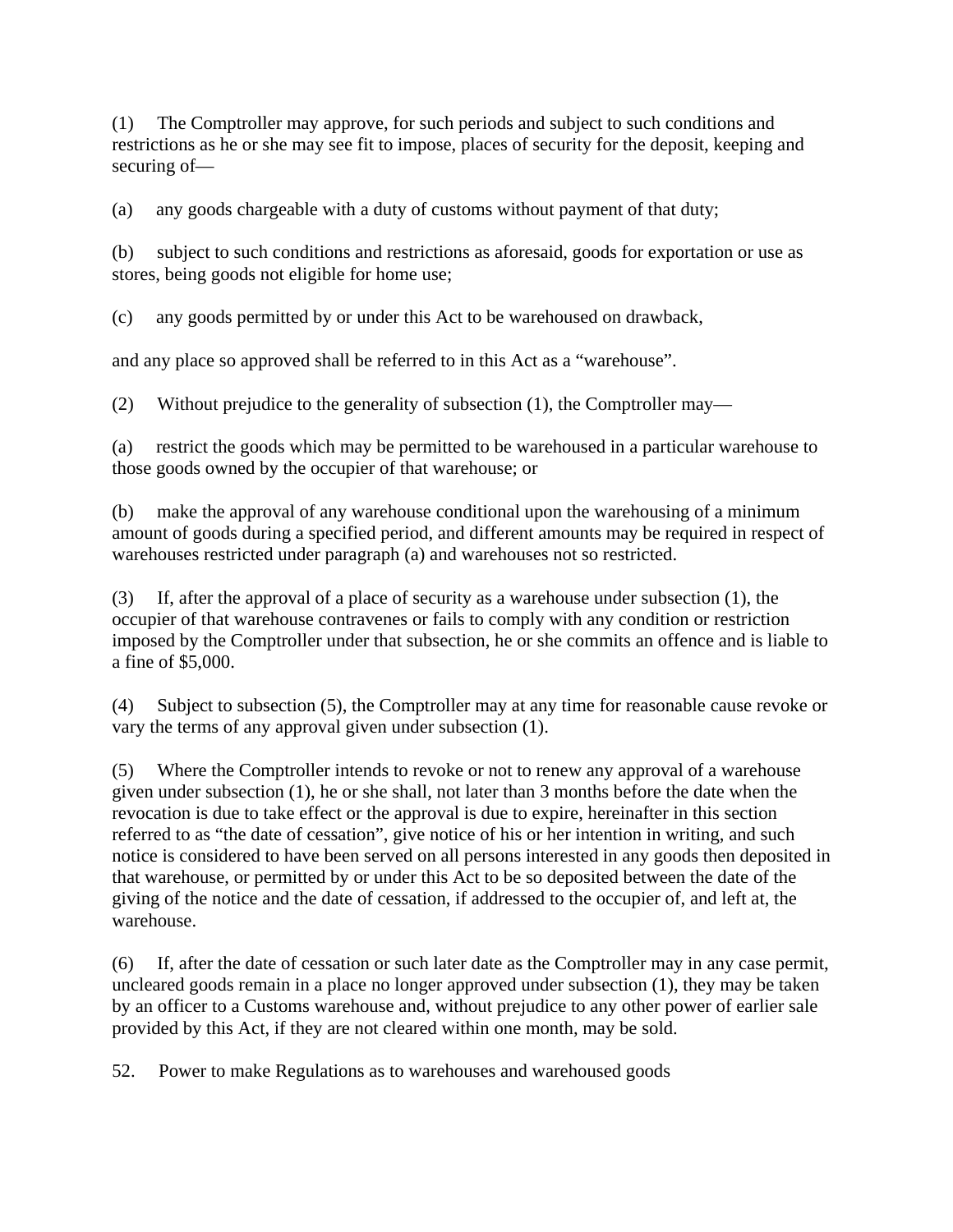(1) The Comptroller may approve, for such periods and subject to such conditions and restrictions as he or she may see fit to impose, places of security for the deposit, keeping and securing of—

(a) any goods chargeable with a duty of customs without payment of that duty;

(b) subject to such conditions and restrictions as aforesaid, goods for exportation or use as stores, being goods not eligible for home use;

(c) any goods permitted by or under this Act to be warehoused on drawback,

and any place so approved shall be referred to in this Act as a "warehouse".

(2) Without prejudice to the generality of subsection (1), the Comptroller may—

(a) restrict the goods which may be permitted to be warehoused in a particular warehouse to those goods owned by the occupier of that warehouse; or

(b) make the approval of any warehouse conditional upon the warehousing of a minimum amount of goods during a specified period, and different amounts may be required in respect of warehouses restricted under paragraph (a) and warehouses not so restricted.

(3) If, after the approval of a place of security as a warehouse under subsection (1), the occupier of that warehouse contravenes or fails to comply with any condition or restriction imposed by the Comptroller under that subsection, he or she commits an offence and is liable to a fine of $5,000.

(4) Subject to subsection (5), the Comptroller may at any time for reasonable cause revoke or vary the terms of any approval given under subsection (1).

(5) Where the Comptroller intends to revoke or not to renew any approval of a warehouse given under subsection (1), he or she shall, not later than 3 months before the date when the revocation is due to take effect or the approval is due to expire, hereinafter in this section referred to as "the date of cessation", give notice of his or her intention in writing, and such notice is considered to have been served on all persons interested in any goods then deposited in that warehouse, or permitted by or under this Act to be so deposited between the date of the giving of the notice and the date of cessation, if addressed to the occupier of, and left at, the warehouse.

(6) If, after the date of cessation or such later date as the Comptroller may in any case permit, uncleared goods remain in a place no longer approved under subsection (1), they may be taken by an officer to a Customs warehouse and, without prejudice to any other power of earlier sale provided by this Act, if they are not cleared within one month, may be sold.

52. Power to make Regulations as to warehouses and warehoused goods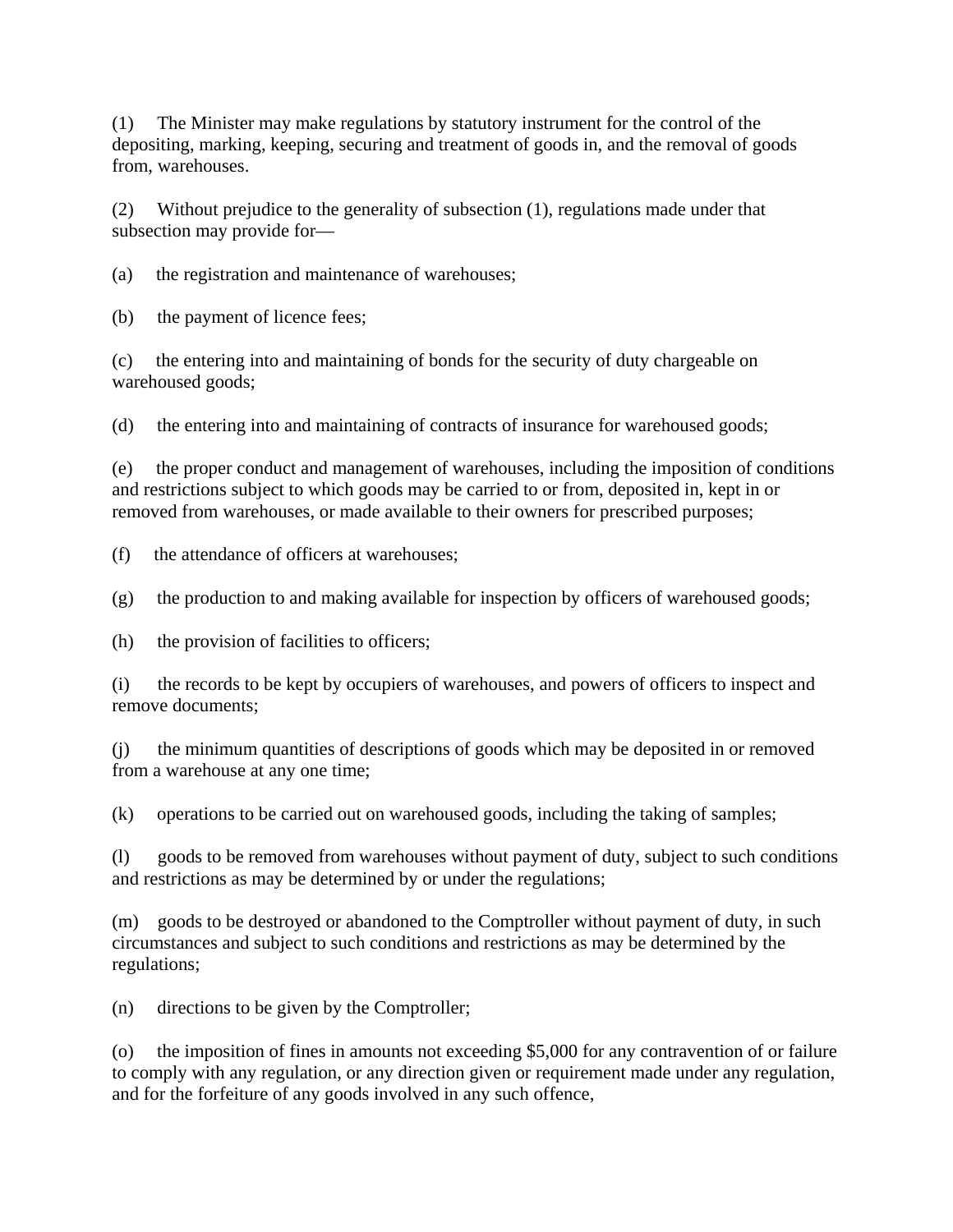(1) The Minister may make regulations by statutory instrument for the control of the depositing, marking, keeping, securing and treatment of goods in, and the removal of goods from, warehouses.

(2) Without prejudice to the generality of subsection (1), regulations made under that subsection may provide for—

(a) the registration and maintenance of warehouses;

(b) the payment of licence fees;

(c) the entering into and maintaining of bonds for the security of duty chargeable on warehoused goods;

(d) the entering into and maintaining of contracts of insurance for warehoused goods;

(e) the proper conduct and management of warehouses, including the imposition of conditions and restrictions subject to which goods may be carried to or from, deposited in, kept in or removed from warehouses, or made available to their owners for prescribed purposes;

(f) the attendance of officers at warehouses;

(g) the production to and making available for inspection by officers of warehoused goods;

(h) the provision of facilities to officers;

(i) the records to be kept by occupiers of warehouses, and powers of officers to inspect and remove documents;

(j) the minimum quantities of descriptions of goods which may be deposited in or removed from a warehouse at any one time;

(k) operations to be carried out on warehoused goods, including the taking of samples;

(l) goods to be removed from warehouses without payment of duty, subject to such conditions and restrictions as may be determined by or under the regulations;

(m) goods to be destroyed or abandoned to the Comptroller without payment of duty, in such circumstances and subject to such conditions and restrictions as may be determined by the regulations;

(n) directions to be given by the Comptroller;

(o) the imposition of fines in amounts not exceeding $5,000 for any contravention of or failure to comply with any regulation, or any direction given or requirement made under any regulation, and for the forfeiture of any goods involved in any such offence,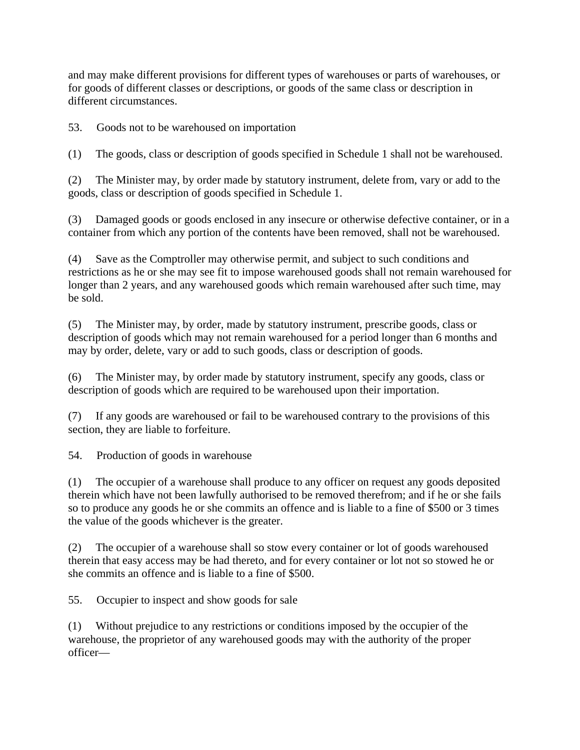and may make different provisions for different types of warehouses or parts of warehouses, or for goods of different classes or descriptions, or goods of the same class or description in different circumstances.

### 53. Goods not to be warehoused on importation

(1) The goods, class or description of goods specified in Schedule 1 shall not be warehoused.

(2) The Minister may, by order made by statutory instrument, delete from, vary or add to the goods, class or description of goods specified in Schedule 1.

(3) Damaged goods or goods enclosed in any insecure or otherwise defective container, or in a container from which any portion of the contents have been removed, shall not be warehoused.

(4) Save as the Comptroller may otherwise permit, and subject to such conditions and restrictions as he or she may see fit to impose warehoused goods shall not remain warehoused for longer than 2 years, and any warehoused goods which remain warehoused after such time, may be sold.

(5) The Minister may, by order, made by statutory instrument, prescribe goods, class or description of goods which may not remain warehoused for a period longer than 6 months and may by order, delete, vary or add to such goods, class or description of goods.

(6) The Minister may, by order made by statutory instrument, specify any goods, class or description of goods which are required to be warehoused upon their importation.

(7) If any goods are warehoused or fail to be warehoused contrary to the provisions of this section, they are liable to forfeiture.

### 54. Production of goods in warehouse

(1) The occupier of a warehouse shall produce to any officer on request any goods deposited therein which have not been lawfully authorised to be removed therefrom; and if he or she fails so to produce any goods he or she commits an offence and is liable to a fine of $500 or 3 times the value of the goods whichever is the greater.

(2) The occupier of a warehouse shall so stow every container or lot of goods warehoused therein that easy access may be had thereto, and for every container or lot not so stowed he or she commits an offence and is liable to a fine of $500.

### 55. Occupier to inspect and show goods for sale

(1) Without prejudice to any restrictions or conditions imposed by the occupier of the warehouse, the proprietor of any warehoused goods may with the authority of the proper officer—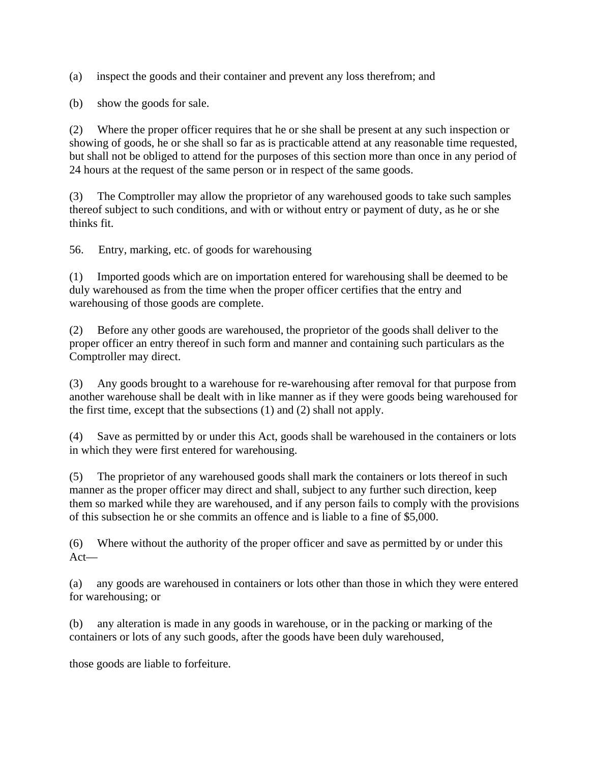(a) inspect the goods and their container and prevent any loss therefrom; and

(b) show the goods for sale.

(2) Where the proper officer requires that he or she shall be present at any such inspection or showing of goods, he or she shall so far as is practicable attend at any reasonable time requested, but shall not be obliged to attend for the purposes of this section more than once in any period of 24 hours at the request of the same person or in respect of the same goods.

(3) The Comptroller may allow the proprietor of any warehoused goods to take such samples thereof subject to such conditions, and with or without entry or payment of duty, as he or she thinks fit.

56. Entry, marking, etc. of goods for warehousing

(1) Imported goods which are on importation entered for warehousing shall be deemed to be duly warehoused as from the time when the proper officer certifies that the entry and warehousing of those goods are complete.

(2) Before any other goods are warehoused, the proprietor of the goods shall deliver to the proper officer an entry thereof in such form and manner and containing such particulars as the Comptroller may direct.

(3) Any goods brought to a warehouse for re-warehousing after removal for that purpose from another warehouse shall be dealt with in like manner as if they were goods being warehoused for the first time, except that the subsections (1) and (2) shall not apply.

(4) Save as permitted by or under this Act, goods shall be warehoused in the containers or lots in which they were first entered for warehousing.

(5) The proprietor of any warehoused goods shall mark the containers or lots thereof in such manner as the proper officer may direct and shall, subject to any further such direction, keep them so marked while they are warehoused, and if any person fails to comply with the provisions of this subsection he or she commits an offence and is liable to a fine of $5,000.

(6) Where without the authority of the proper officer and save as permitted by or under this Act—

(a) any goods are warehoused in containers or lots other than those in which they were entered for warehousing; or

(b) any alteration is made in any goods in warehouse, or in the packing or marking of the containers or lots of any such goods, after the goods have been duly warehoused,

those goods are liable to forfeiture.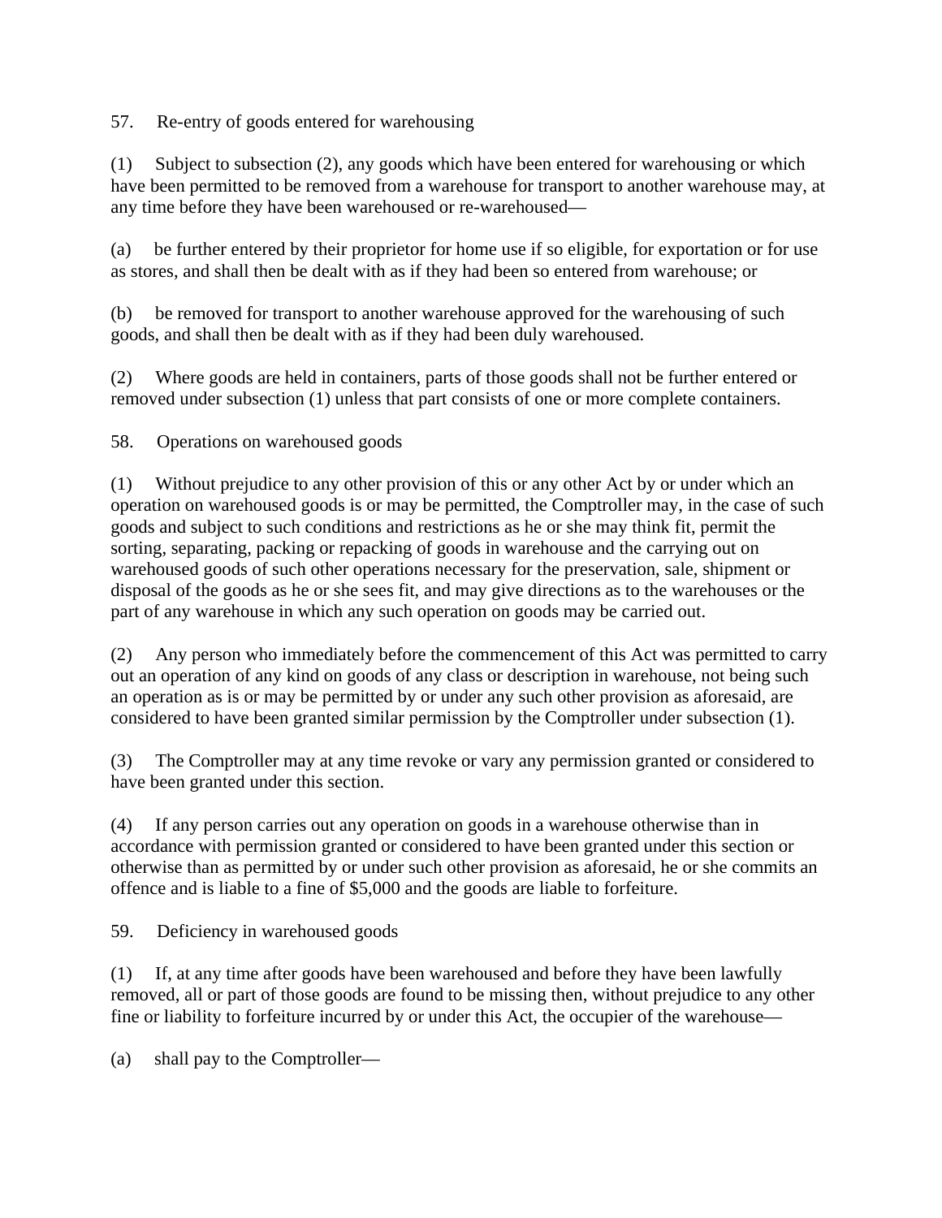## 57. Re-entry of goods entered for warehousing

(1) Subject to subsection (2), any goods which have been entered for warehousing or which have been permitted to be removed from a warehouse for transport to another warehouse may, at any time before they have been warehoused or re-warehoused—

(a) be further entered by their proprietor for home use if so eligible, for exportation or for use as stores, and shall then be dealt with as if they had been so entered from warehouse; or

(b) be removed for transport to another warehouse approved for the warehousing of such goods, and shall then be dealt with as if they had been duly warehoused.

(2) Where goods are held in containers, parts of those goods shall not be further entered or removed under subsection (1) unless that part consists of one or more complete containers.

## 58. Operations on warehoused goods

(1) Without prejudice to any other provision of this or any other Act by or under which an operation on warehoused goods is or may be permitted, the Comptroller may, in the case of such goods and subject to such conditions and restrictions as he or she may think fit, permit the sorting, separating, packing or repacking of goods in warehouse and the carrying out on warehoused goods of such other operations necessary for the preservation, sale, shipment or disposal of the goods as he or she sees fit, and may give directions as to the warehouses or the part of any warehouse in which any such operation on goods may be carried out.

(2) Any person who immediately before the commencement of this Act was permitted to carry out an operation of any kind on goods of any class or description in warehouse, not being such an operation as is or may be permitted by or under any such other provision as aforesaid, are considered to have been granted similar permission by the Comptroller under subsection (1).

(3) The Comptroller may at any time revoke or vary any permission granted or considered to have been granted under this section.

(4) If any person carries out any operation on goods in a warehouse otherwise than in accordance with permission granted or considered to have been granted under this section or otherwise than as permitted by or under such other provision as aforesaid, he or she commits an offence and is liable to a fine of $5,000 and the goods are liable to forfeiture.

## 59. Deficiency in warehoused goods

(1) If, at any time after goods have been warehoused and before they have been lawfully removed, all or part of those goods are found to be missing then, without prejudice to any other fine or liability to forfeiture incurred by or under this Act, the occupier of the warehouse—

(a) shall pay to the Comptroller—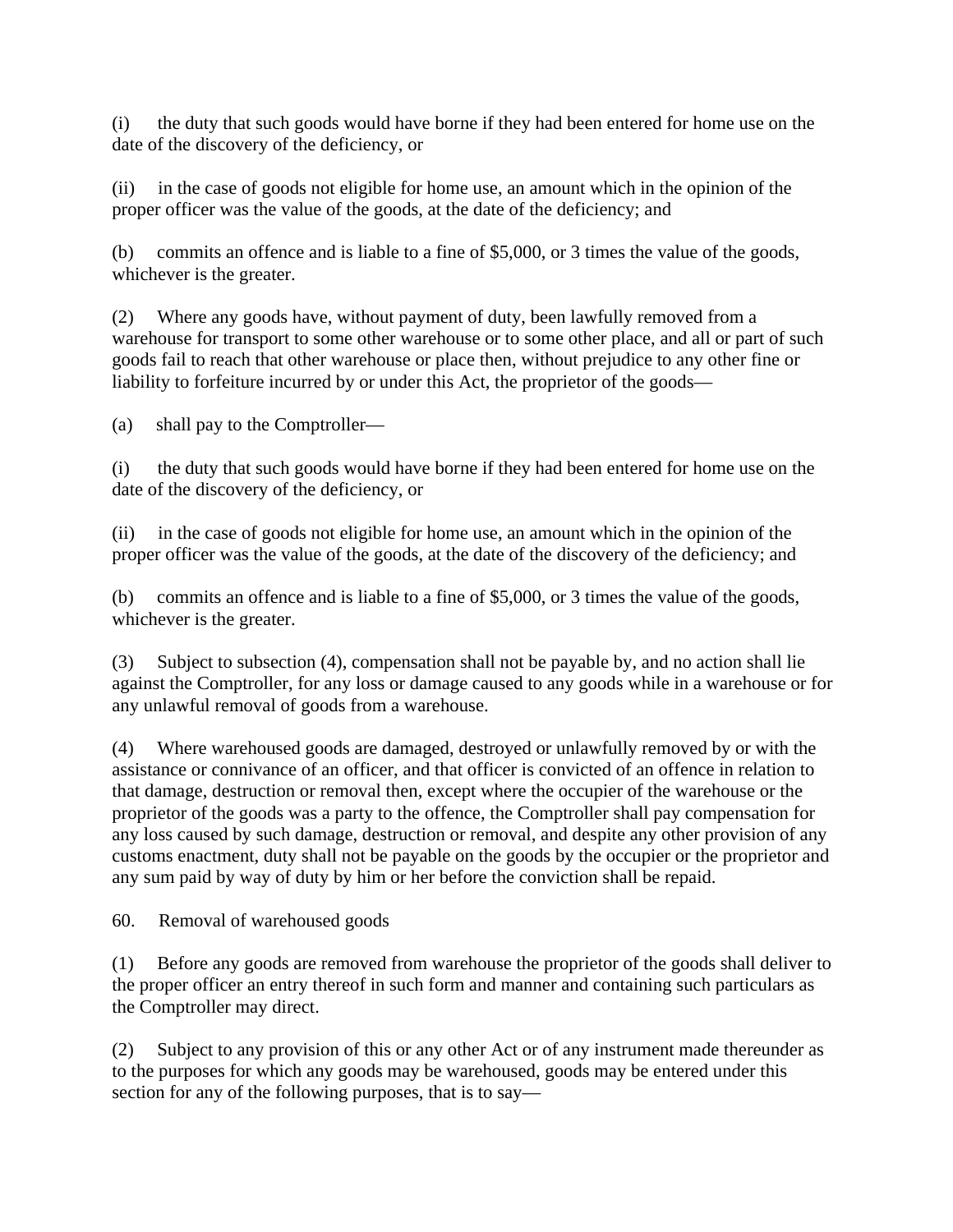(i) the duty that such goods would have borne if they had been entered for home use on the date of the discovery of the deficiency, or

(ii) in the case of goods not eligible for home use, an amount which in the opinion of the proper officer was the value of the goods, at the date of the deficiency; and

(b) commits an offence and is liable to a fine of $5,000, or 3 times the value of the goods, whichever is the greater.

(2) Where any goods have, without payment of duty, been lawfully removed from a warehouse for transport to some other warehouse or to some other place, and all or part of such goods fail to reach that other warehouse or place then, without prejudice to any other fine or liability to forfeiture incurred by or under this Act, the proprietor of the goods—

(a) shall pay to the Comptroller—

(i) the duty that such goods would have borne if they had been entered for home use on the date of the discovery of the deficiency, or

(ii) in the case of goods not eligible for home use, an amount which in the opinion of the proper officer was the value of the goods, at the date of the discovery of the deficiency; and

(b) commits an offence and is liable to a fine of $5,000, or 3 times the value of the goods, whichever is the greater.

(3) Subject to subsection (4), compensation shall not be payable by, and no action shall lie against the Comptroller, for any loss or damage caused to any goods while in a warehouse or for any unlawful removal of goods from a warehouse.

(4) Where warehoused goods are damaged, destroyed or unlawfully removed by or with the assistance or connivance of an officer, and that officer is convicted of an offence in relation to that damage, destruction or removal then, except where the occupier of the warehouse or the proprietor of the goods was a party to the offence, the Comptroller shall pay compensation for any loss caused by such damage, destruction or removal, and despite any other provision of any customs enactment, duty shall not be payable on the goods by the occupier or the proprietor and any sum paid by way of duty by him or her before the conviction shall be repaid.

60. Removal of warehoused goods

(1) Before any goods are removed from warehouse the proprietor of the goods shall deliver to the proper officer an entry thereof in such form and manner and containing such particulars as the Comptroller may direct.

(2) Subject to any provision of this or any other Act or of any instrument made thereunder as to the purposes for which any goods may be warehoused, goods may be entered under this section for any of the following purposes, that is to say—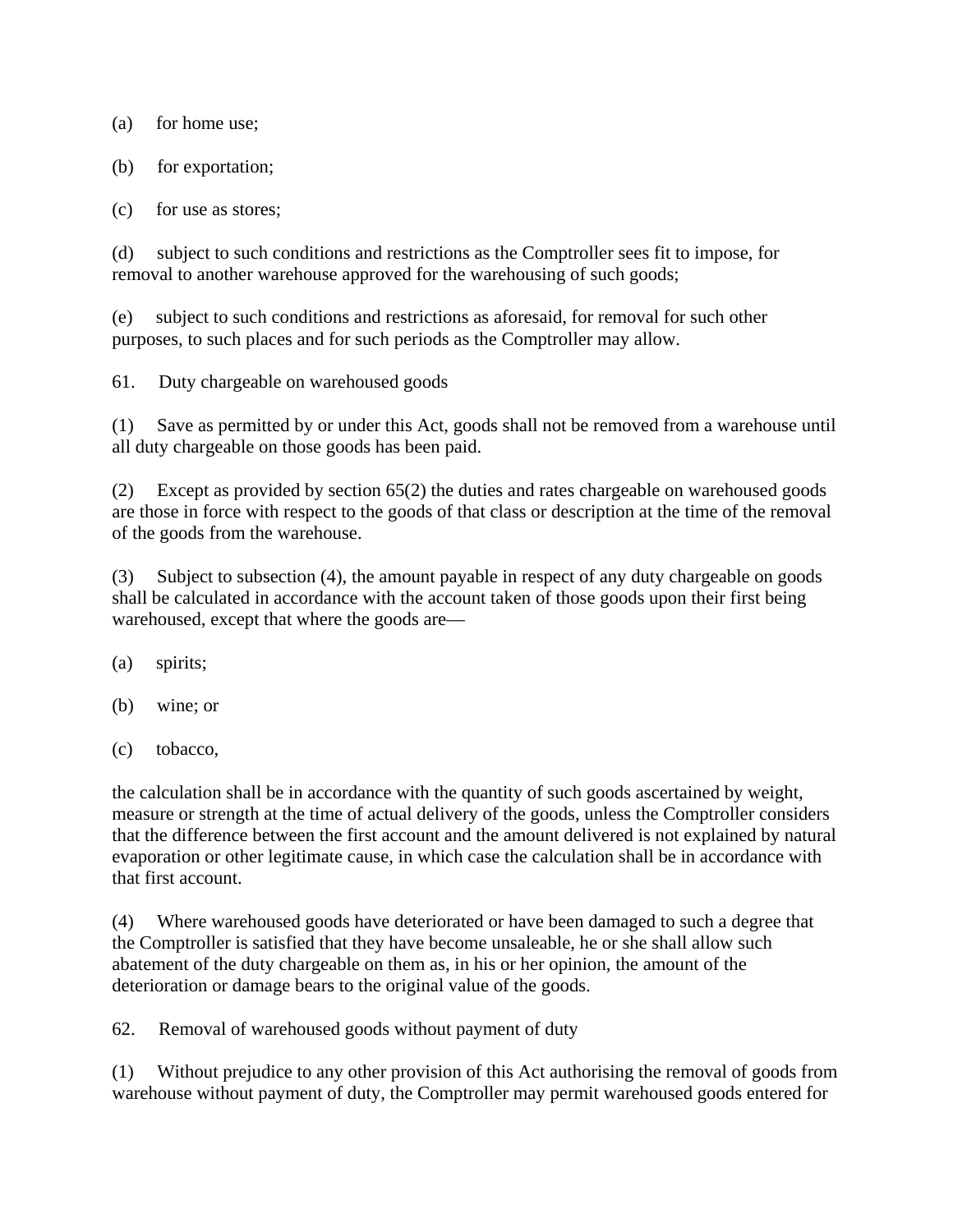(a) for home use;

(b) for exportation;

(c) for use as stores;

(d) subject to such conditions and restrictions as the Comptroller sees fit to impose, for removal to another warehouse approved for the warehousing of such goods;

(e) subject to such conditions and restrictions as aforesaid, for removal for such other purposes, to such places and for such periods as the Comptroller may allow.

## 61. Duty chargeable on warehoused goods

(1) Save as permitted by or under this Act, goods shall not be removed from a warehouse until all duty chargeable on those goods has been paid.

(2) Except as provided by section 65(2) the duties and rates chargeable on warehoused goods are those in force with respect to the goods of that class or description at the time of the removal of the goods from the warehouse.

(3) Subject to subsection (4), the amount payable in respect of any duty chargeable on goods shall be calculated in accordance with the account taken of those goods upon their first being warehoused, except that where the goods are—

(a) spirits;

(b) wine; or

(c) tobacco,

the calculation shall be in accordance with the quantity of such goods ascertained by weight, measure or strength at the time of actual delivery of the goods, unless the Comptroller considers that the difference between the first account and the amount delivered is not explained by natural evaporation or other legitimate cause, in which case the calculation shall be in accordance with that first account.

(4) Where warehoused goods have deteriorated or have been damaged to such a degree that the Comptroller is satisfied that they have become unsaleable, he or she shall allow such abatement of the duty chargeable on them as, in his or her opinion, the amount of the deterioration or damage bears to the original value of the goods.

## 62. Removal of warehoused goods without payment of duty

(1) Without prejudice to any other provision of this Act authorising the removal of goods from warehouse without payment of duty, the Comptroller may permit warehoused goods entered for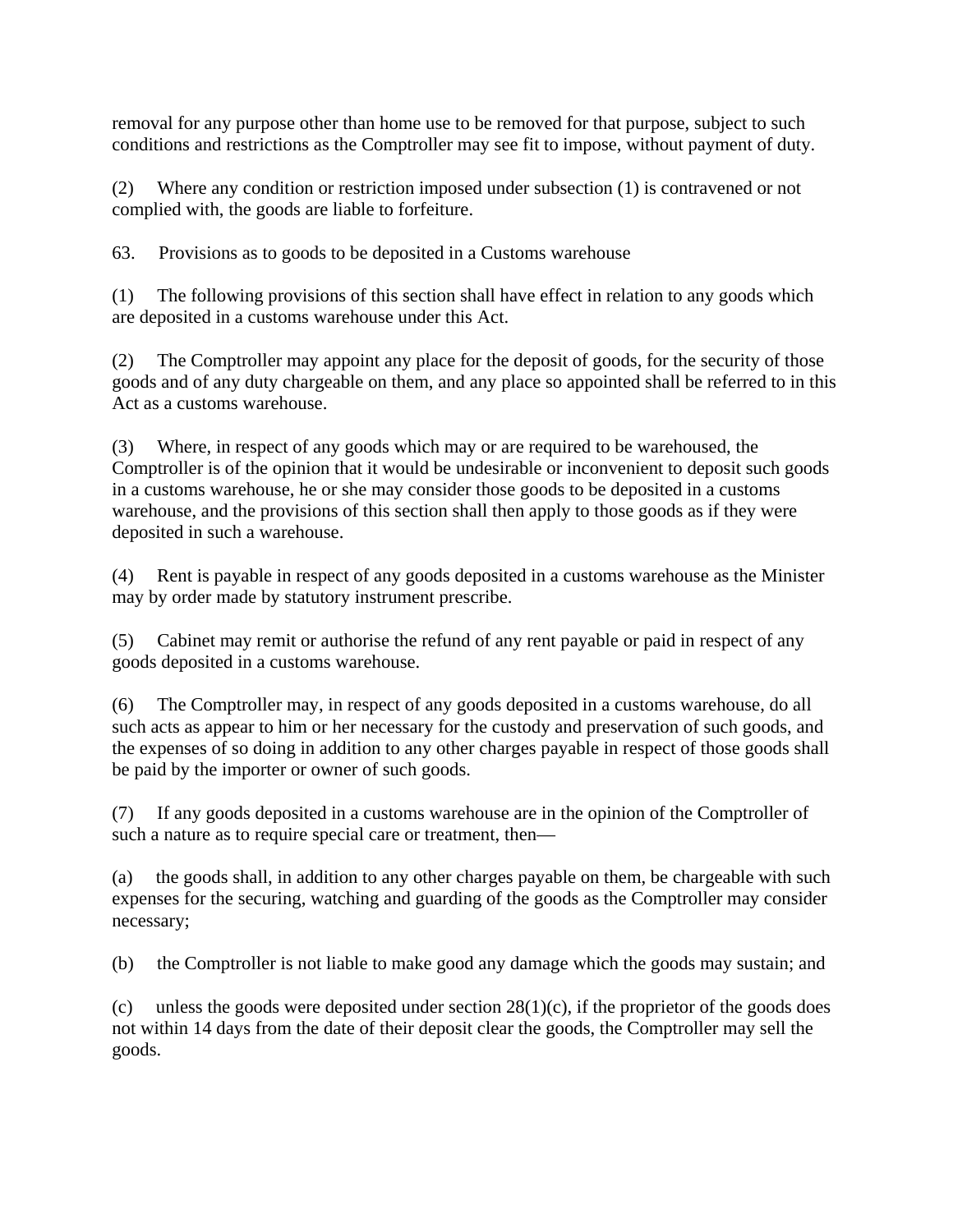removal for any purpose other than home use to be removed for that purpose, subject to such conditions and restrictions as the Comptroller may see fit to impose, without payment of duty.

(2) Where any condition or restriction imposed under subsection (1) is contravened or not complied with, the goods are liable to forfeiture.

## 63. Provisions as to goods to be deposited in a Customs warehouse

(1) The following provisions of this section shall have effect in relation to any goods which are deposited in a customs warehouse under this Act.

(2) The Comptroller may appoint any place for the deposit of goods, for the security of those goods and of any duty chargeable on them, and any place so appointed shall be referred to in this Act as a customs warehouse.

(3) Where, in respect of any goods which may or are required to be warehoused, the Comptroller is of the opinion that it would be undesirable or inconvenient to deposit such goods in a customs warehouse, he or she may consider those goods to be deposited in a customs warehouse, and the provisions of this section shall then apply to those goods as if they were deposited in such a warehouse.

(4) Rent is payable in respect of any goods deposited in a customs warehouse as the Minister may by order made by statutory instrument prescribe.

(5) Cabinet may remit or authorise the refund of any rent payable or paid in respect of any goods deposited in a customs warehouse.

(6) The Comptroller may, in respect of any goods deposited in a customs warehouse, do all such acts as appear to him or her necessary for the custody and preservation of such goods, and the expenses of so doing in addition to any other charges payable in respect of those goods shall be paid by the importer or owner of such goods.

(7) If any goods deposited in a customs warehouse are in the opinion of the Comptroller of such a nature as to require special care or treatment, then—

(a) the goods shall, in addition to any other charges payable on them, be chargeable with such expenses for the securing, watching and guarding of the goods as the Comptroller may consider necessary;

(b) the Comptroller is not liable to make good any damage which the goods may sustain; and

(c) unless the goods were deposited under section 28(1)(c), if the proprietor of the goods does not within 14 days from the date of their deposit clear the goods, the Comptroller may sell the goods.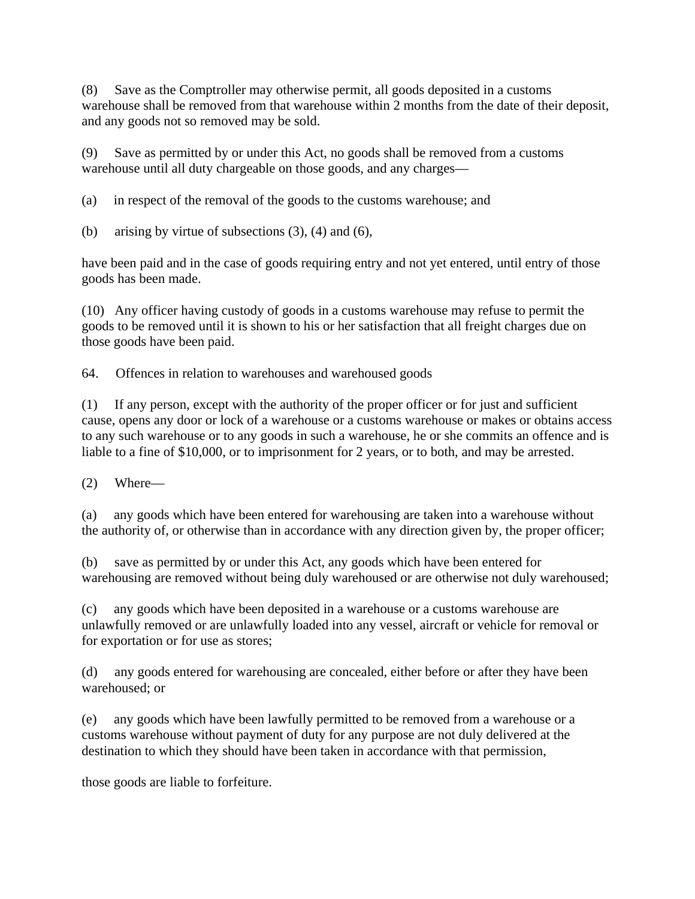(8) Save as the Comptroller may otherwise permit, all goods deposited in a customs warehouse shall be removed from that warehouse within 2 months from the date of their deposit, and any goods not so removed may be sold.

(9) Save as permitted by or under this Act, no goods shall be removed from a customs warehouse until all duty chargeable on those goods, and any charges—

(a) in respect of the removal of the goods to the customs warehouse; and

(b) arising by virtue of subsections (3), (4) and (6),

have been paid and in the case of goods requiring entry and not yet entered, until entry of those goods has been made.

(10) Any officer having custody of goods in a customs warehouse may refuse to permit the goods to be removed until it is shown to his or her satisfaction that all freight charges due on those goods have been paid.

64. Offences in relation to warehouses and warehoused goods

(1) If any person, except with the authority of the proper officer or for just and sufficient cause, opens any door or lock of a warehouse or a customs warehouse or makes or obtains access to any such warehouse or to any goods in such a warehouse, he or she commits an offence and is liable to a fine of $10,000, or to imprisonment for 2 years, or to both, and may be arrested.

(2) Where—

(a) any goods which have been entered for warehousing are taken into a warehouse without the authority of, or otherwise than in accordance with any direction given by, the proper officer;

(b) save as permitted by or under this Act, any goods which have been entered for warehousing are removed without being duly warehoused or are otherwise not duly warehoused;

(c) any goods which have been deposited in a warehouse or a customs warehouse are unlawfully removed or are unlawfully loaded into any vessel, aircraft or vehicle for removal or for exportation or for use as stores;

(d) any goods entered for warehousing are concealed, either before or after they have been warehoused; or

(e) any goods which have been lawfully permitted to be removed from a warehouse or a customs warehouse without payment of duty for any purpose are not duly delivered at the destination to which they should have been taken in accordance with that permission,

those goods are liable to forfeiture.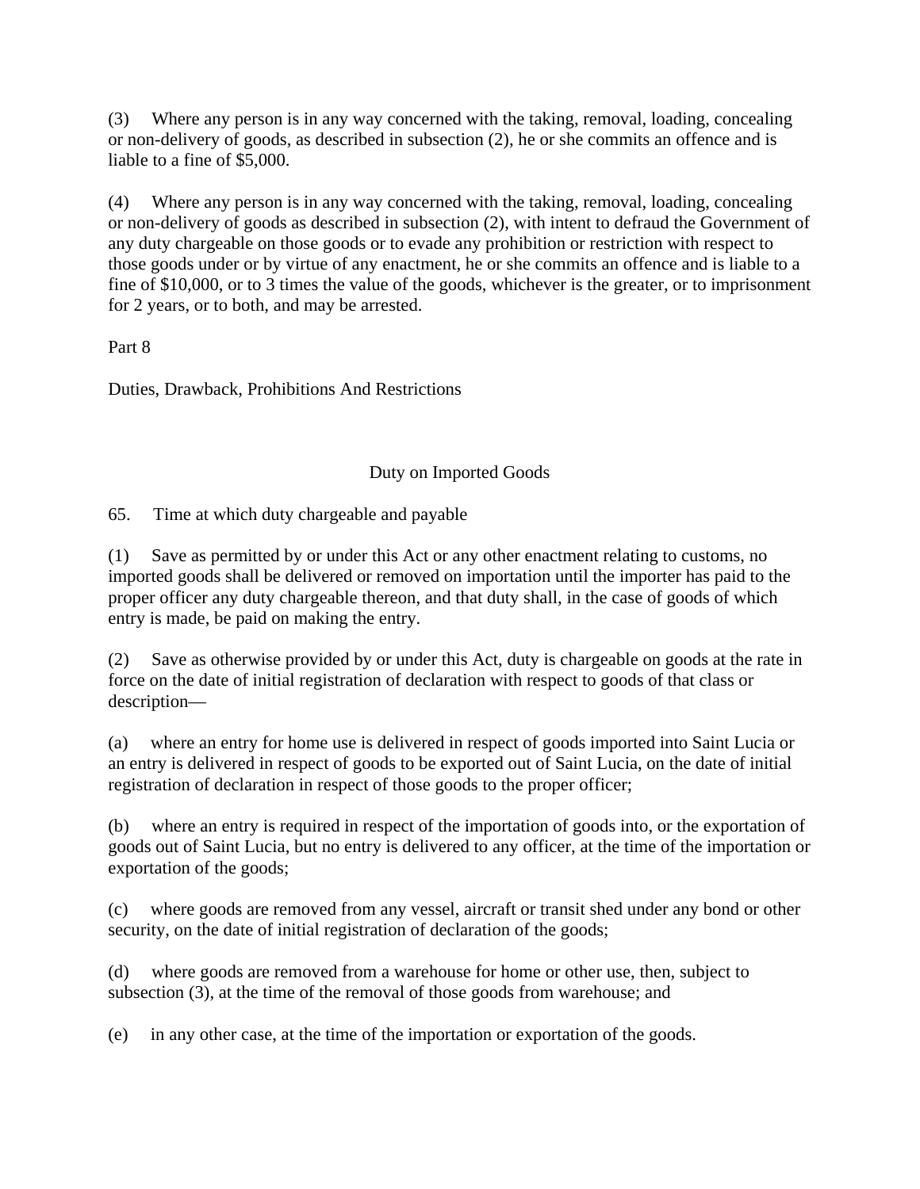(3) Where any person is in any way concerned with the taking, removal, loading, concealing or non-delivery of goods, as described in subsection (2), he or she commits an offence and is liable to a fine of $5,000.

(4) Where any person is in any way concerned with the taking, removal, loading, concealing or non-delivery of goods as described in subsection (2), with intent to defraud the Government of any duty chargeable on those goods or to evade any prohibition or restriction with respect to those goods under or by virtue of any enactment, he or she commits an offence and is liable to a fine of $10,000, or to 3 times the value of the goods, whichever is the greater, or to imprisonment for 2 years, or to both, and may be arrested.

## Part 8

## Duties, Drawback, Prohibitions And Restrictions

### Duty on Imported Goods

#### 65. Time at which duty chargeable and payable

(1) Save as permitted by or under this Act or any other enactment relating to customs, no imported goods shall be delivered or removed on importation until the importer has paid to the proper officer any duty chargeable thereon, and that duty shall, in the case of goods of which entry is made, be paid on making the entry.

(2) Save as otherwise provided by or under this Act, duty is chargeable on goods at the rate in force on the date of initial registration of declaration with respect to goods of that class or description—

(a) where an entry for home use is delivered in respect of goods imported into Saint Lucia or an entry is delivered in respect of goods to be exported out of Saint Lucia, on the date of initial registration of declaration in respect of those goods to the proper officer;

(b) where an entry is required in respect of the importation of goods into, or the exportation of goods out of Saint Lucia, but no entry is delivered to any officer, at the time of the importation or exportation of the goods;

(c) where goods are removed from any vessel, aircraft or transit shed under any bond or other security, on the date of initial registration of declaration of the goods;

(d) where goods are removed from a warehouse for home or other use, then, subject to subsection (3), at the time of the removal of those goods from warehouse; and

(e) in any other case, at the time of the importation or exportation of the goods.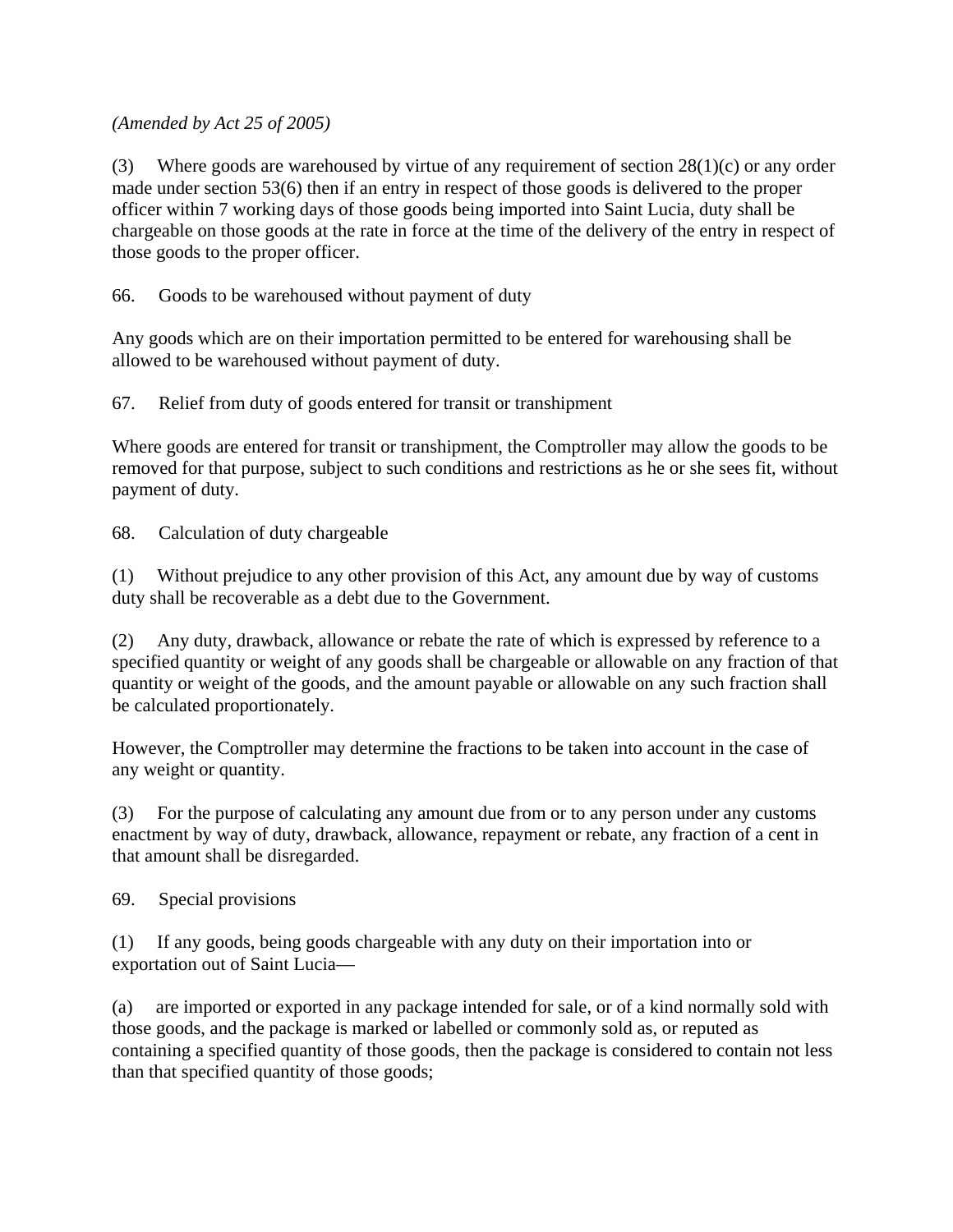*(Amended by Act 25 of 2005)*

(3) Where goods are warehoused by virtue of any requirement of section 28(1)(c) or any order made under section 53(6) then if an entry in respect of those goods is delivered to the proper officer within 7 working days of those goods being imported into Saint Lucia, duty shall be chargeable on those goods at the rate in force at the time of the delivery of the entry in respect of those goods to the proper officer.

### 66. Goods to be warehoused without payment of duty

Any goods which are on their importation permitted to be entered for warehousing shall be allowed to be warehoused without payment of duty.

### 67. Relief from duty of goods entered for transit or transhipment

Where goods are entered for transit or transhipment, the Comptroller may allow the goods to be removed for that purpose, subject to such conditions and restrictions as he or she sees fit, without payment of duty.

### 68. Calculation of duty chargeable

(1) Without prejudice to any other provision of this Act, any amount due by way of customs duty shall be recoverable as a debt due to the Government.

(2) Any duty, drawback, allowance or rebate the rate of which is expressed by reference to a specified quantity or weight of any goods shall be chargeable or allowable on any fraction of that quantity or weight of the goods, and the amount payable or allowable on any such fraction shall be calculated proportionately.

However, the Comptroller may determine the fractions to be taken into account in the case of any weight or quantity.

(3) For the purpose of calculating any amount due from or to any person under any customs enactment by way of duty, drawback, allowance, repayment or rebate, any fraction of a cent in that amount shall be disregarded.

### 69. Special provisions

(1) If any goods, being goods chargeable with any duty on their importation into or exportation out of Saint Lucia—

(a) are imported or exported in any package intended for sale, or of a kind normally sold with those goods, and the package is marked or labelled or commonly sold as, or reputed as containing a specified quantity of those goods, then the package is considered to contain not less than that specified quantity of those goods;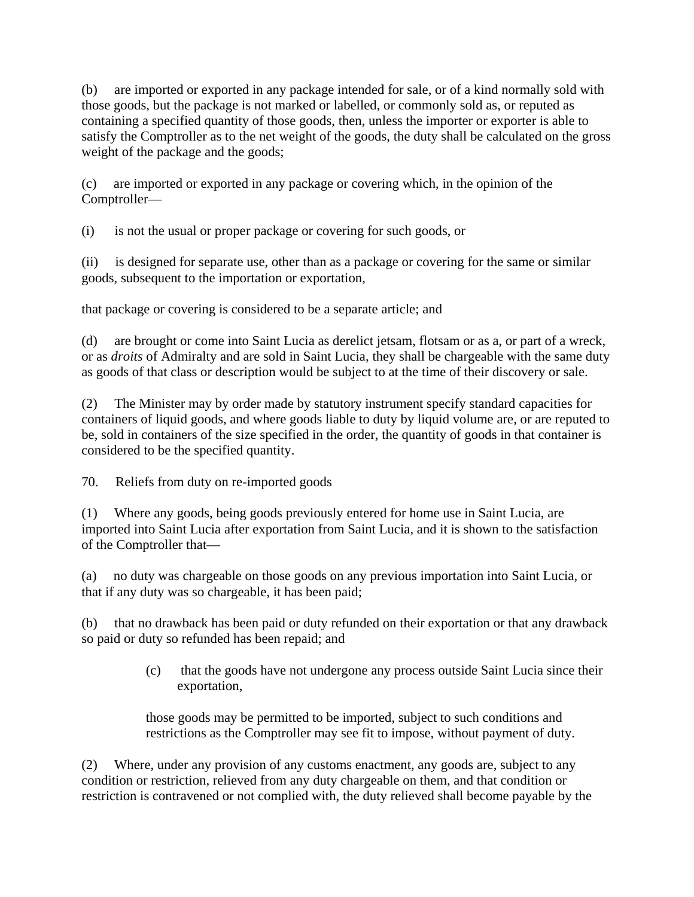(b) are imported or exported in any package intended for sale, or of a kind normally sold with those goods, but the package is not marked or labelled, or commonly sold as, or reputed as containing a specified quantity of those goods, then, unless the importer or exporter is able to satisfy the Comptroller as to the net weight of the goods, the duty shall be calculated on the gross weight of the package and the goods;

(c) are imported or exported in any package or covering which, in the opinion of the Comptroller—

(i) is not the usual or proper package or covering for such goods, or

(ii) is designed for separate use, other than as a package or covering for the same or similar goods, subsequent to the importation or exportation,

that package or covering is considered to be a separate article; and

(d) are brought or come into Saint Lucia as derelict jetsam, flotsam or as a, or part of a wreck, or as *droits* of Admiralty and are sold in Saint Lucia, they shall be chargeable with the same duty as goods of that class or description would be subject to at the time of their discovery or sale.

(2) The Minister may by order made by statutory instrument specify standard capacities for containers of liquid goods, and where goods liable to duty by liquid volume are, or are reputed to be, sold in containers of the size specified in the order, the quantity of goods in that container is considered to be the specified quantity.

70. Reliefs from duty on re-imported goods

(1) Where any goods, being goods previously entered for home use in Saint Lucia, are imported into Saint Lucia after exportation from Saint Lucia, and it is shown to the satisfaction of the Comptroller that—

(a) no duty was chargeable on those goods on any previous importation into Saint Lucia, or that if any duty was so chargeable, it has been paid;

(b) that no drawback has been paid or duty refunded on their exportation or that any drawback so paid or duty so refunded has been repaid; and

(c) that the goods have not undergone any process outside Saint Lucia since their exportation,

those goods may be permitted to be imported, subject to such conditions and restrictions as the Comptroller may see fit to impose, without payment of duty.

(2) Where, under any provision of any customs enactment, any goods are, subject to any condition or restriction, relieved from any duty chargeable on them, and that condition or restriction is contravened or not complied with, the duty relieved shall become payable by the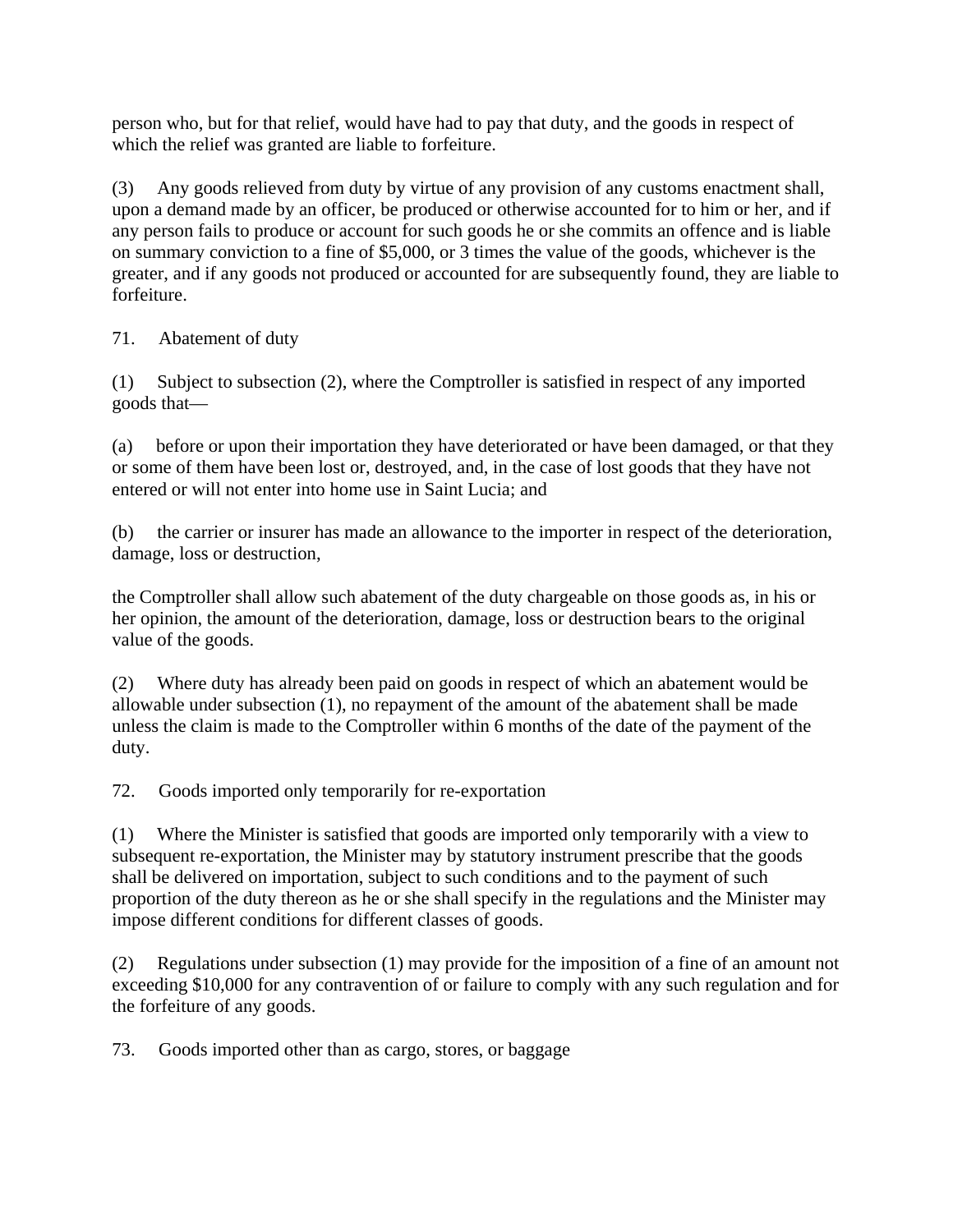person who, but for that relief, would have had to pay that duty, and the goods in respect of which the relief was granted are liable to forfeiture.

(3) Any goods relieved from duty by virtue of any provision of any customs enactment shall, upon a demand made by an officer, be produced or otherwise accounted for to him or her, and if any person fails to produce or account for such goods he or she commits an offence and is liable on summary conviction to a fine of $5,000, or 3 times the value of the goods, whichever is the greater, and if any goods not produced or accounted for are subsequently found, they are liable to forfeiture.

71. Abatement of duty

(1) Subject to subsection (2), where the Comptroller is satisfied in respect of any imported goods that—

(a) before or upon their importation they have deteriorated or have been damaged, or that they or some of them have been lost or, destroyed, and, in the case of lost goods that they have not entered or will not enter into home use in Saint Lucia; and

(b) the carrier or insurer has made an allowance to the importer in respect of the deterioration, damage, loss or destruction,

the Comptroller shall allow such abatement of the duty chargeable on those goods as, in his or her opinion, the amount of the deterioration, damage, loss or destruction bears to the original value of the goods.

(2) Where duty has already been paid on goods in respect of which an abatement would be allowable under subsection (1), no repayment of the amount of the abatement shall be made unless the claim is made to the Comptroller within 6 months of the date of the payment of the duty.

72. Goods imported only temporarily for re-exportation

(1) Where the Minister is satisfied that goods are imported only temporarily with a view to subsequent re-exportation, the Minister may by statutory instrument prescribe that the goods shall be delivered on importation, subject to such conditions and to the payment of such proportion of the duty thereon as he or she shall specify in the regulations and the Minister may impose different conditions for different classes of goods.

(2) Regulations under subsection (1) may provide for the imposition of a fine of an amount not exceeding $10,000 for any contravention of or failure to comply with any such regulation and for the forfeiture of any goods.

73. Goods imported other than as cargo, stores, or baggage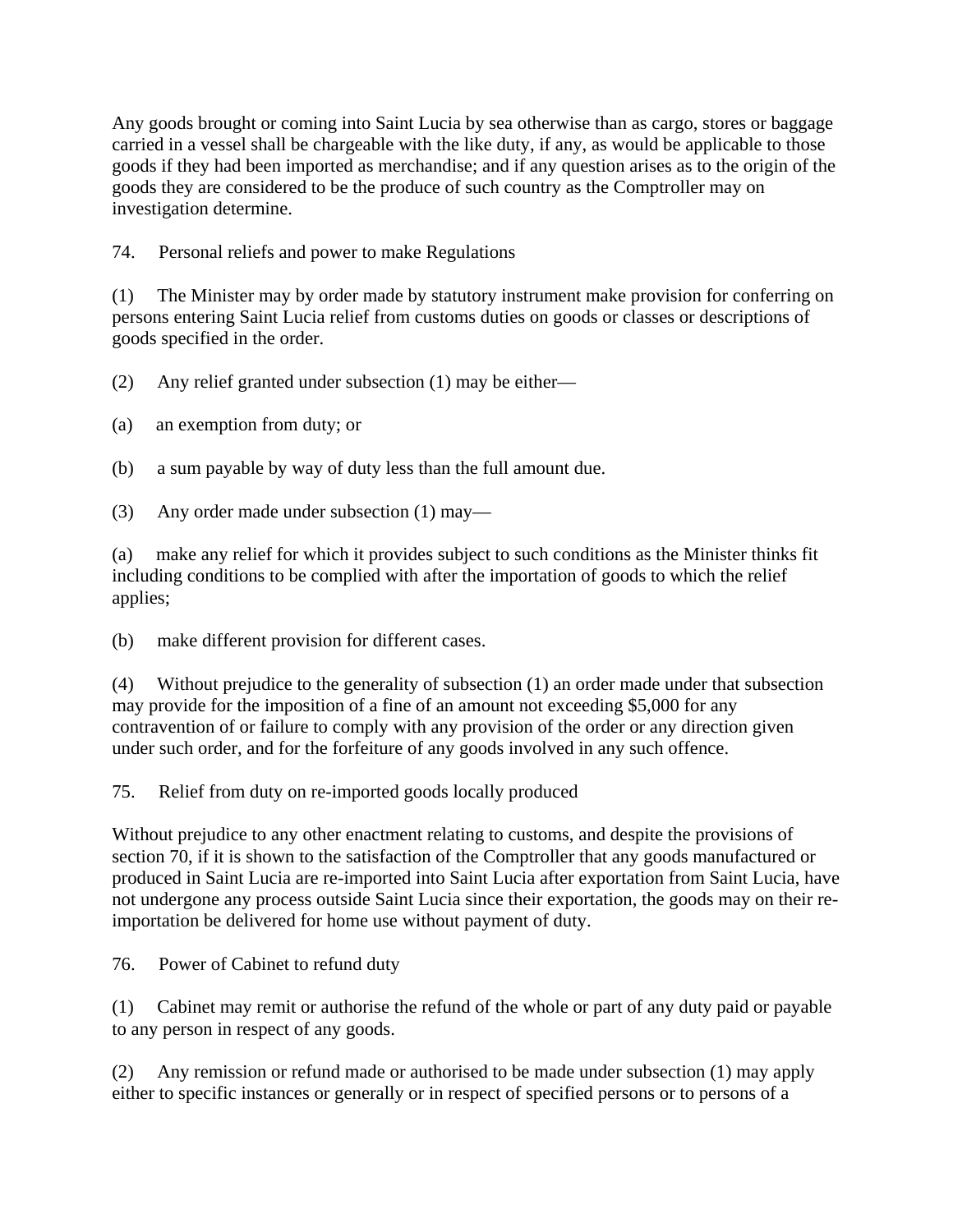Any goods brought or coming into Saint Lucia by sea otherwise than as cargo, stores or baggage carried in a vessel shall be chargeable with the like duty, if any, as would be applicable to those goods if they had been imported as merchandise; and if any question arises as to the origin of the goods they are considered to be the produce of such country as the Comptroller may on investigation determine.

74. Personal reliefs and power to make Regulations

(1) The Minister may by order made by statutory instrument make provision for conferring on persons entering Saint Lucia relief from customs duties on goods or classes or descriptions of goods specified in the order.

(2) Any relief granted under subsection (1) may be either—

(a) an exemption from duty; or

(b) a sum payable by way of duty less than the full amount due.

(3) Any order made under subsection (1) may—

(a) make any relief for which it provides subject to such conditions as the Minister thinks fit including conditions to be complied with after the importation of goods to which the relief applies;

(b) make different provision for different cases.

(4) Without prejudice to the generality of subsection (1) an order made under that subsection may provide for the imposition of a fine of an amount not exceeding $5,000 for any contravention of or failure to comply with any provision of the order or any direction given under such order, and for the forfeiture of any goods involved in any such offence.

75. Relief from duty on re-imported goods locally produced

Without prejudice to any other enactment relating to customs, and despite the provisions of section 70, if it is shown to the satisfaction of the Comptroller that any goods manufactured or produced in Saint Lucia are re-imported into Saint Lucia after exportation from Saint Lucia, have not undergone any process outside Saint Lucia since their exportation, the goods may on their re-importation be delivered for home use without payment of duty.

76. Power of Cabinet to refund duty

(1) Cabinet may remit or authorise the refund of the whole or part of any duty paid or payable to any person in respect of any goods.

(2) Any remission or refund made or authorised to be made under subsection (1) may apply either to specific instances or generally or in respect of specified persons or to persons of a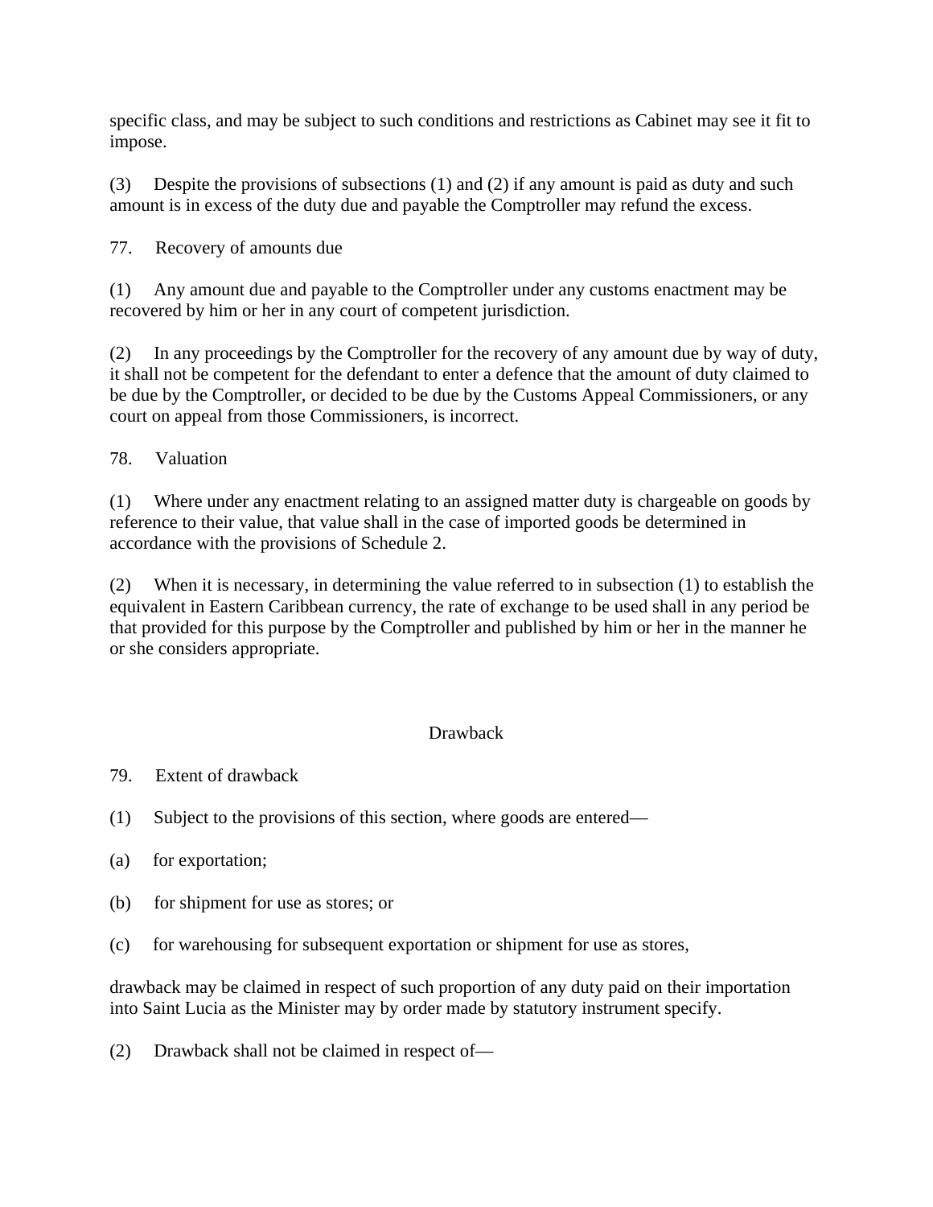specific class, and may be subject to such conditions and restrictions as Cabinet may see it fit to impose.

(3) Despite the provisions of subsections (1) and (2) if any amount is paid as duty and such amount is in excess of the duty due and payable the Comptroller may refund the excess.

77. Recovery of amounts due

(1) Any amount due and payable to the Comptroller under any customs enactment may be recovered by him or her in any court of competent jurisdiction.

(2) In any proceedings by the Comptroller for the recovery of any amount due by way of duty, it shall not be competent for the defendant to enter a defence that the amount of duty claimed to be due by the Comptroller, or decided to be due by the Customs Appeal Commissioners, or any court on appeal from those Commissioners, is incorrect.

78. Valuation

(1) Where under any enactment relating to an assigned matter duty is chargeable on goods by reference to their value, that value shall in the case of imported goods be determined in accordance with the provisions of Schedule 2.

(2) When it is necessary, in determining the value referred to in subsection (1) to establish the equivalent in Eastern Caribbean currency, the rate of exchange to be used shall in any period be that provided for this purpose by the Comptroller and published by him or her in the manner he or she considers appropriate.

## Drawback

79. Extent of drawback

(1) Subject to the provisions of this section, where goods are entered—

(a) for exportation;

(b) for shipment for use as stores; or

(c) for warehousing for subsequent exportation or shipment for use as stores,

drawback may be claimed in respect of such proportion of any duty paid on their importation into Saint Lucia as the Minister may by order made by statutory instrument specify.

(2) Drawback shall not be claimed in respect of—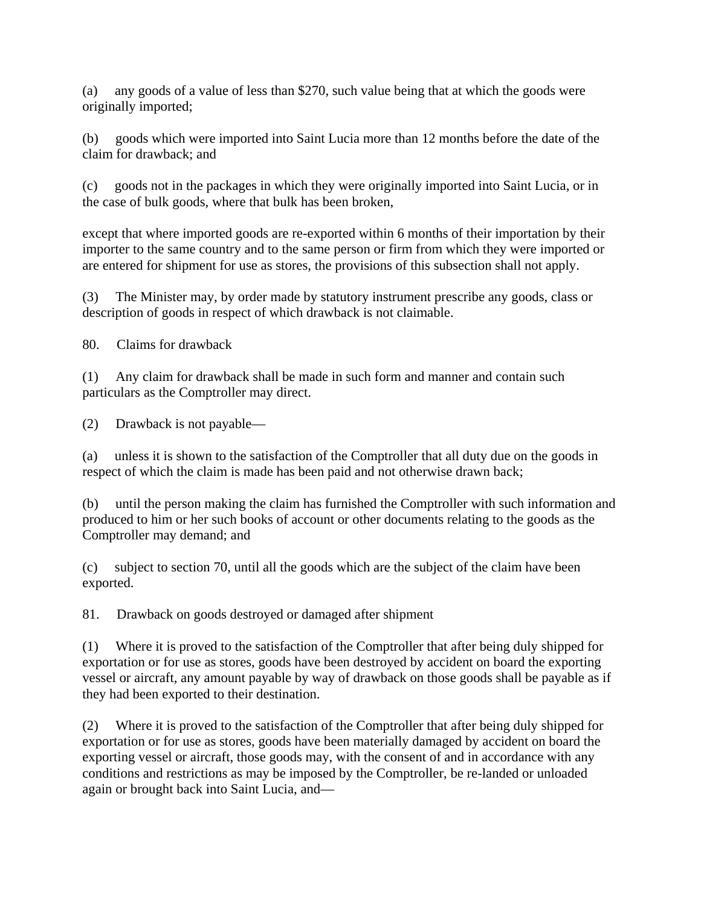(a) any goods of a value of less than $270, such value being that at which the goods were originally imported;

(b) goods which were imported into Saint Lucia more than 12 months before the date of the claim for drawback; and

(c) goods not in the packages in which they were originally imported into Saint Lucia, or in the case of bulk goods, where that bulk has been broken,

except that where imported goods are re-exported within 6 months of their importation by their importer to the same country and to the same person or firm from which they were imported or are entered for shipment for use as stores, the provisions of this subsection shall not apply.

(3) The Minister may, by order made by statutory instrument prescribe any goods, class or description of goods in respect of which drawback is not claimable.

80. Claims for drawback

(1) Any claim for drawback shall be made in such form and manner and contain such particulars as the Comptroller may direct.

(2) Drawback is not payable—

(a) unless it is shown to the satisfaction of the Comptroller that all duty due on the goods in respect of which the claim is made has been paid and not otherwise drawn back;

(b) until the person making the claim has furnished the Comptroller with such information and produced to him or her such books of account or other documents relating to the goods as the Comptroller may demand; and

(c) subject to section 70, until all the goods which are the subject of the claim have been exported.

81. Drawback on goods destroyed or damaged after shipment

(1) Where it is proved to the satisfaction of the Comptroller that after being duly shipped for exportation or for use as stores, goods have been destroyed by accident on board the exporting vessel or aircraft, any amount payable by way of drawback on those goods shall be payable as if they had been exported to their destination.

(2) Where it is proved to the satisfaction of the Comptroller that after being duly shipped for exportation or for use as stores, goods have been materially damaged by accident on board the exporting vessel or aircraft, those goods may, with the consent of and in accordance with any conditions and restrictions as may be imposed by the Comptroller, be re-landed or unloaded again or brought back into Saint Lucia, and—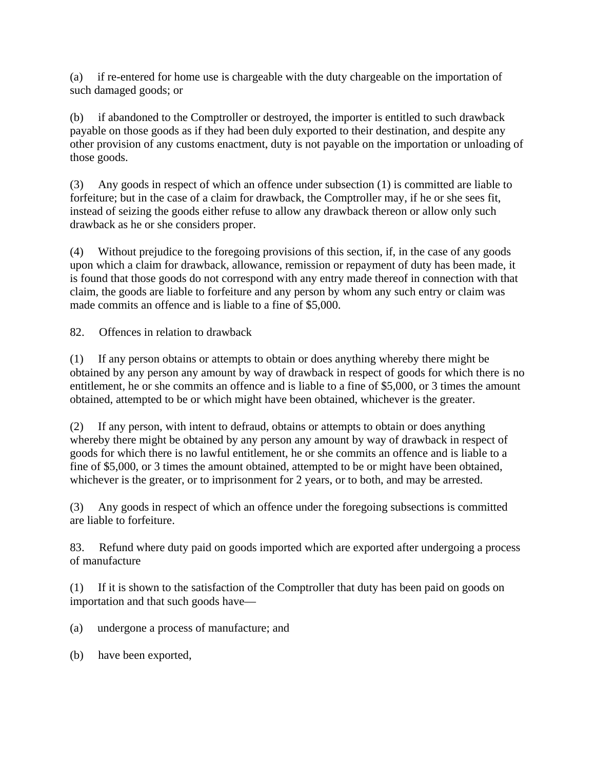(a) if re-entered for home use is chargeable with the duty chargeable on the importation of such damaged goods; or

(b) if abandoned to the Comptroller or destroyed, the importer is entitled to such drawback payable on those goods as if they had been duly exported to their destination, and despite any other provision of any customs enactment, duty is not payable on the importation or unloading of those goods.

(3) Any goods in respect of which an offence under subsection (1) is committed are liable to forfeiture; but in the case of a claim for drawback, the Comptroller may, if he or she sees fit, instead of seizing the goods either refuse to allow any drawback thereon or allow only such drawback as he or she considers proper.

(4) Without prejudice to the foregoing provisions of this section, if, in the case of any goods upon which a claim for drawback, allowance, remission or repayment of duty has been made, it is found that those goods do not correspond with any entry made thereof in connection with that claim, the goods are liable to forfeiture and any person by whom any such entry or claim was made commits an offence and is liable to a fine of $5,000.

82. Offences in relation to drawback

(1) If any person obtains or attempts to obtain or does anything whereby there might be obtained by any person any amount by way of drawback in respect of goods for which there is no entitlement, he or she commits an offence and is liable to a fine of $5,000, or 3 times the amount obtained, attempted to be or which might have been obtained, whichever is the greater.

(2) If any person, with intent to defraud, obtains or attempts to obtain or does anything whereby there might be obtained by any person any amount by way of drawback in respect of goods for which there is no lawful entitlement, he or she commits an offence and is liable to a fine of $5,000, or 3 times the amount obtained, attempted to be or might have been obtained, whichever is the greater, or to imprisonment for 2 years, or to both, and may be arrested.

(3) Any goods in respect of which an offence under the foregoing subsections is committed are liable to forfeiture.

83. Refund where duty paid on goods imported which are exported after undergoing a process of manufacture

(1) If it is shown to the satisfaction of the Comptroller that duty has been paid on goods on importation and that such goods have—

(a) undergone a process of manufacture; and

(b) have been exported,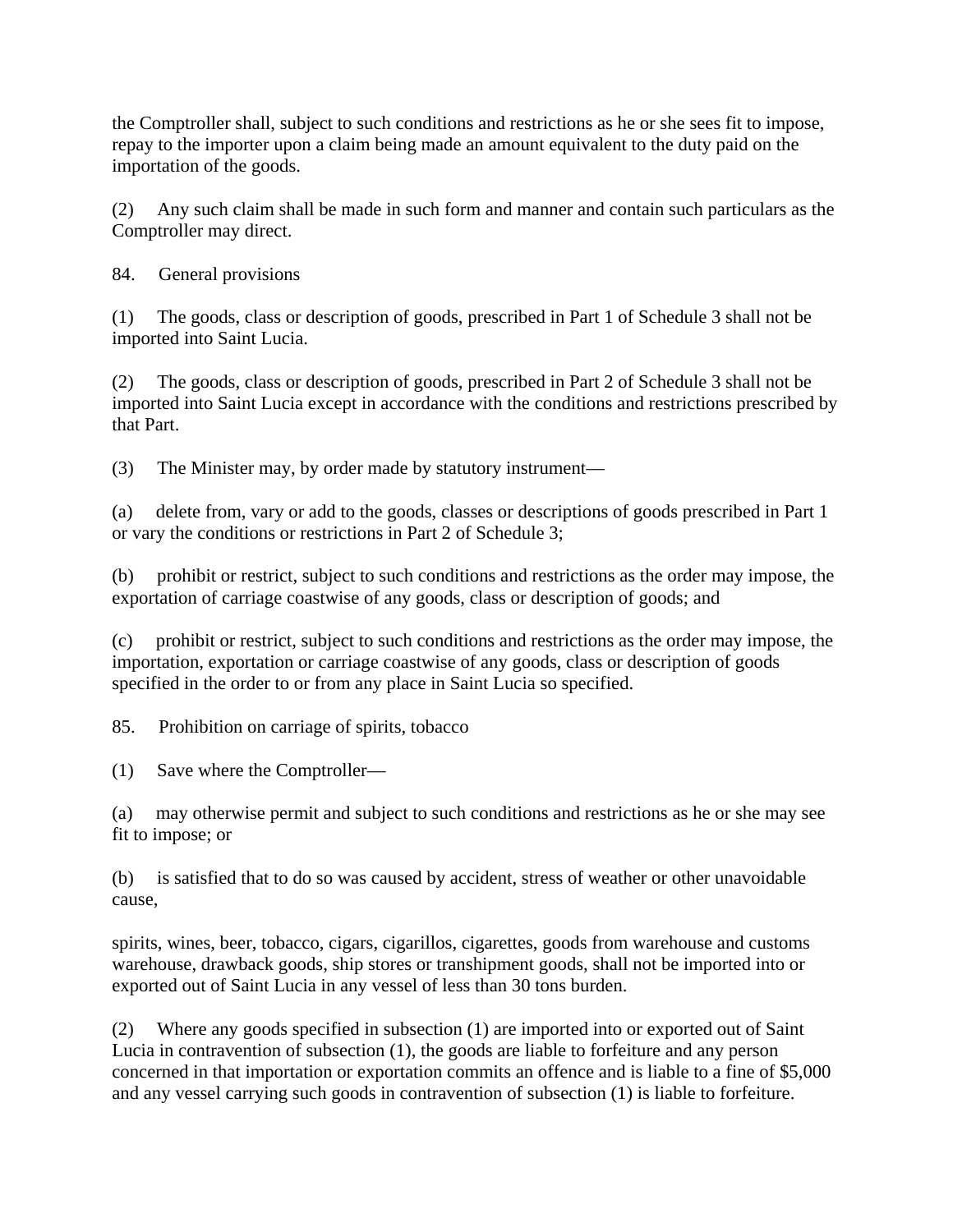the Comptroller shall, subject to such conditions and restrictions as he or she sees fit to impose, repay to the importer upon a claim being made an amount equivalent to the duty paid on the importation of the goods.

(2) Any such claim shall be made in such form and manner and contain such particulars as the Comptroller may direct.

84. General provisions

(1) The goods, class or description of goods, prescribed in Part 1 of Schedule 3 shall not be imported into Saint Lucia.

(2) The goods, class or description of goods, prescribed in Part 2 of Schedule 3 shall not be imported into Saint Lucia except in accordance with the conditions and restrictions prescribed by that Part.

(3) The Minister may, by order made by statutory instrument—

(a) delete from, vary or add to the goods, classes or descriptions of goods prescribed in Part 1 or vary the conditions or restrictions in Part 2 of Schedule 3;

(b) prohibit or restrict, subject to such conditions and restrictions as the order may impose, the exportation of carriage coastwise of any goods, class or description of goods; and

(c) prohibit or restrict, subject to such conditions and restrictions as the order may impose, the importation, exportation or carriage coastwise of any goods, class or description of goods specified in the order to or from any place in Saint Lucia so specified.

85. Prohibition on carriage of spirits, tobacco

(1) Save where the Comptroller—

(a) may otherwise permit and subject to such conditions and restrictions as he or she may see fit to impose; or

(b) is satisfied that to do so was caused by accident, stress of weather or other unavoidable cause,

spirits, wines, beer, tobacco, cigars, cigarillos, cigarettes, goods from warehouse and customs warehouse, drawback goods, ship stores or transhipment goods, shall not be imported into or exported out of Saint Lucia in any vessel of less than 30 tons burden.

(2) Where any goods specified in subsection (1) are imported into or exported out of Saint Lucia in contravention of subsection (1), the goods are liable to forfeiture and any person concerned in that importation or exportation commits an offence and is liable to a fine of $5,000 and any vessel carrying such goods in contravention of subsection (1) is liable to forfeiture.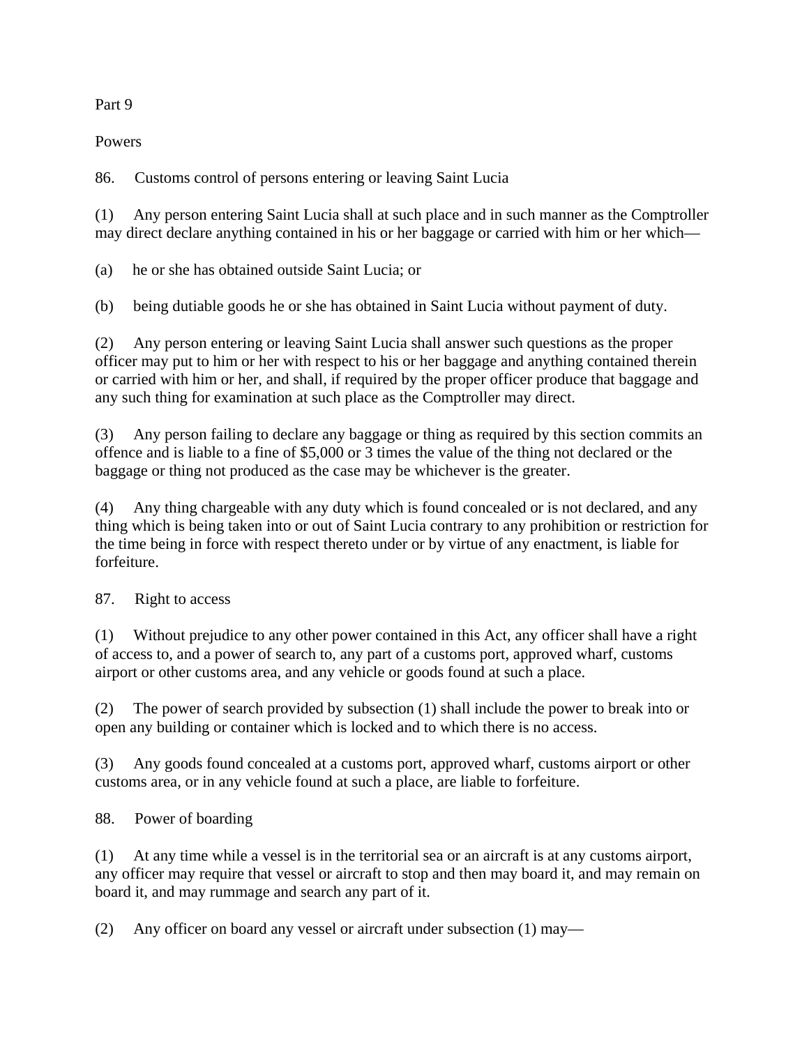## Part 9

## Powers

### 86. Customs control of persons entering or leaving Saint Lucia

(1) Any person entering Saint Lucia shall at such place and in such manner as the Comptroller may direct declare anything contained in his or her baggage or carried with him or her which—

(a) he or she has obtained outside Saint Lucia; or

(b) being dutiable goods he or she has obtained in Saint Lucia without payment of duty.

(2) Any person entering or leaving Saint Lucia shall answer such questions as the proper officer may put to him or her with respect to his or her baggage and anything contained therein or carried with him or her, and shall, if required by the proper officer produce that baggage and any such thing for examination at such place as the Comptroller may direct.

(3) Any person failing to declare any baggage or thing as required by this section commits an offence and is liable to a fine of $5,000 or 3 times the value of the thing not declared or the baggage or thing not produced as the case may be whichever is the greater.

(4) Any thing chargeable with any duty which is found concealed or is not declared, and any thing which is being taken into or out of Saint Lucia contrary to any prohibition or restriction for the time being in force with respect thereto under or by virtue of any enactment, is liable for forfeiture.

### 87. Right to access

(1) Without prejudice to any other power contained in this Act, any officer shall have a right of access to, and a power of search to, any part of a customs port, approved wharf, customs airport or other customs area, and any vehicle or goods found at such a place.

(2) The power of search provided by subsection (1) shall include the power to break into or open any building or container which is locked and to which there is no access.

(3) Any goods found concealed at a customs port, approved wharf, customs airport or other customs area, or in any vehicle found at such a place, are liable to forfeiture.

### 88. Power of boarding

(1) At any time while a vessel is in the territorial sea or an aircraft is at any customs airport, any officer may require that vessel or aircraft to stop and then may board it, and may remain on board it, and may rummage and search any part of it.

(2) Any officer on board any vessel or aircraft under subsection (1) may—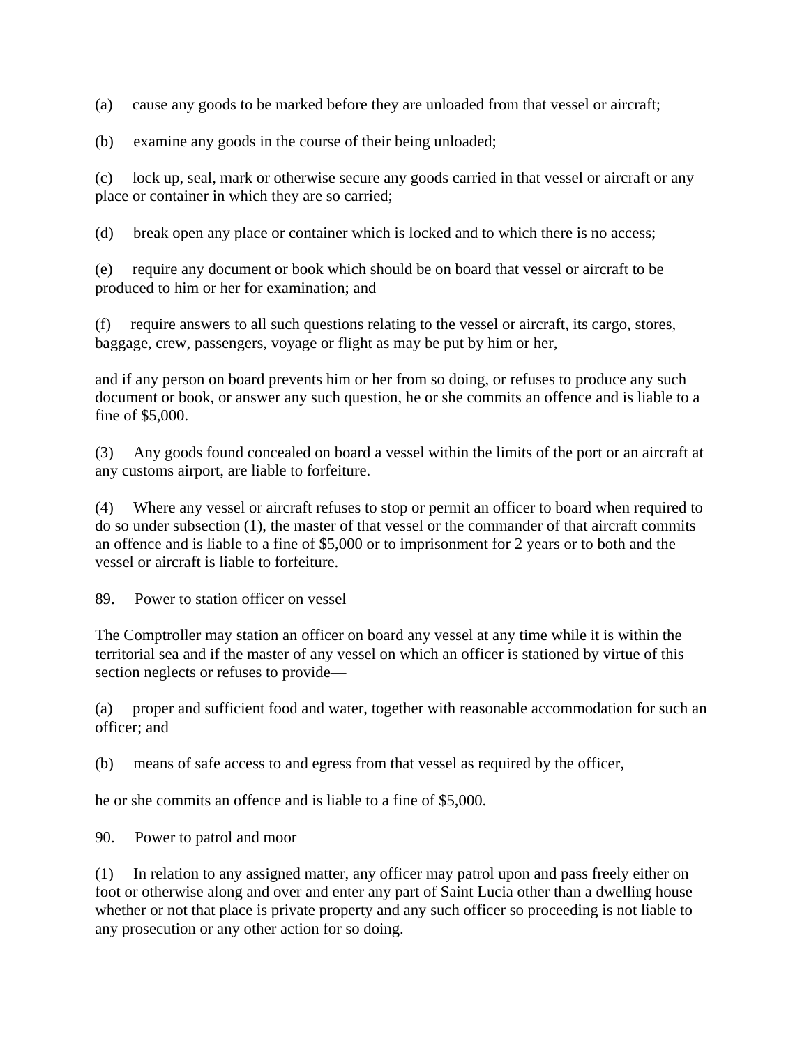(a) cause any goods to be marked before they are unloaded from that vessel or aircraft;

(b) examine any goods in the course of their being unloaded;

(c) lock up, seal, mark or otherwise secure any goods carried in that vessel or aircraft or any place or container in which they are so carried;

(d) break open any place or container which is locked and to which there is no access;

(e) require any document or book which should be on board that vessel or aircraft to be produced to him or her for examination; and

(f) require answers to all such questions relating to the vessel or aircraft, its cargo, stores, baggage, crew, passengers, voyage or flight as may be put by him or her,

and if any person on board prevents him or her from so doing, or refuses to produce any such document or book, or answer any such question, he or she commits an offence and is liable to a fine of $5,000.

(3) Any goods found concealed on board a vessel within the limits of the port or an aircraft at any customs airport, are liable to forfeiture.

(4) Where any vessel or aircraft refuses to stop or permit an officer to board when required to do so under subsection (1), the master of that vessel or the commander of that aircraft commits an offence and is liable to a fine of $5,000 or to imprisonment for 2 years or to both and the vessel or aircraft is liable to forfeiture.

## 89. Power to station officer on vessel

The Comptroller may station an officer on board any vessel at any time while it is within the territorial sea and if the master of any vessel on which an officer is stationed by virtue of this section neglects or refuses to provide—

(a) proper and sufficient food and water, together with reasonable accommodation for such an officer; and

(b) means of safe access to and egress from that vessel as required by the officer,

he or she commits an offence and is liable to a fine of $5,000.

## 90. Power to patrol and moor

(1) In relation to any assigned matter, any officer may patrol upon and pass freely either on foot or otherwise along and over and enter any part of Saint Lucia other than a dwelling house whether or not that place is private property and any such officer so proceeding is not liable to any prosecution or any other action for so doing.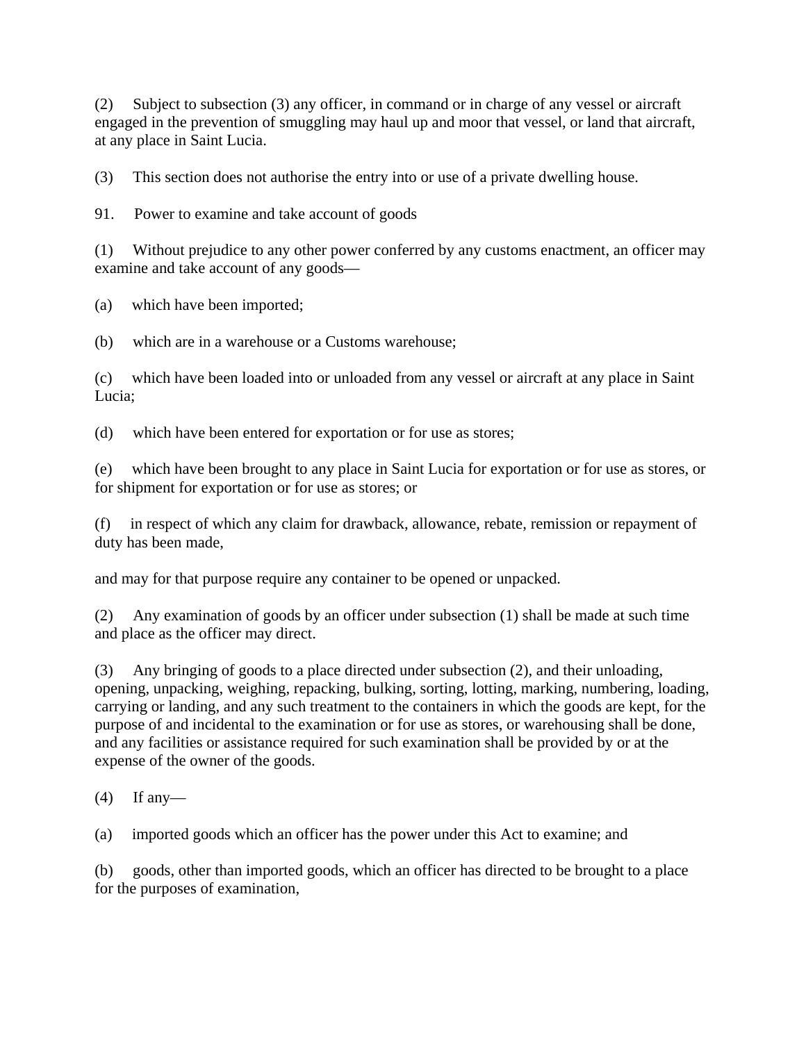(2) Subject to subsection (3) any officer, in command or in charge of any vessel or aircraft engaged in the prevention of smuggling may haul up and moor that vessel, or land that aircraft, at any place in Saint Lucia.

(3) This section does not authorise the entry into or use of a private dwelling house.

91. Power to examine and take account of goods

(1) Without prejudice to any other power conferred by any customs enactment, an officer may examine and take account of any goods—

(a) which have been imported;

(b) which are in a warehouse or a Customs warehouse;

(c) which have been loaded into or unloaded from any vessel or aircraft at any place in Saint Lucia;

(d) which have been entered for exportation or for use as stores;

(e) which have been brought to any place in Saint Lucia for exportation or for use as stores, or for shipment for exportation or for use as stores; or

(f) in respect of which any claim for drawback, allowance, rebate, remission or repayment of duty has been made,

and may for that purpose require any container to be opened or unpacked.

(2) Any examination of goods by an officer under subsection (1) shall be made at such time and place as the officer may direct.

(3) Any bringing of goods to a place directed under subsection (2), and their unloading, opening, unpacking, weighing, repacking, bulking, sorting, lotting, marking, numbering, loading, carrying or landing, and any such treatment to the containers in which the goods are kept, for the purpose of and incidental to the examination or for use as stores, or warehousing shall be done, and any facilities or assistance required for such examination shall be provided by or at the expense of the owner of the goods.

(4) If any—

(a) imported goods which an officer has the power under this Act to examine; and

(b) goods, other than imported goods, which an officer has directed to be brought to a place for the purposes of examination,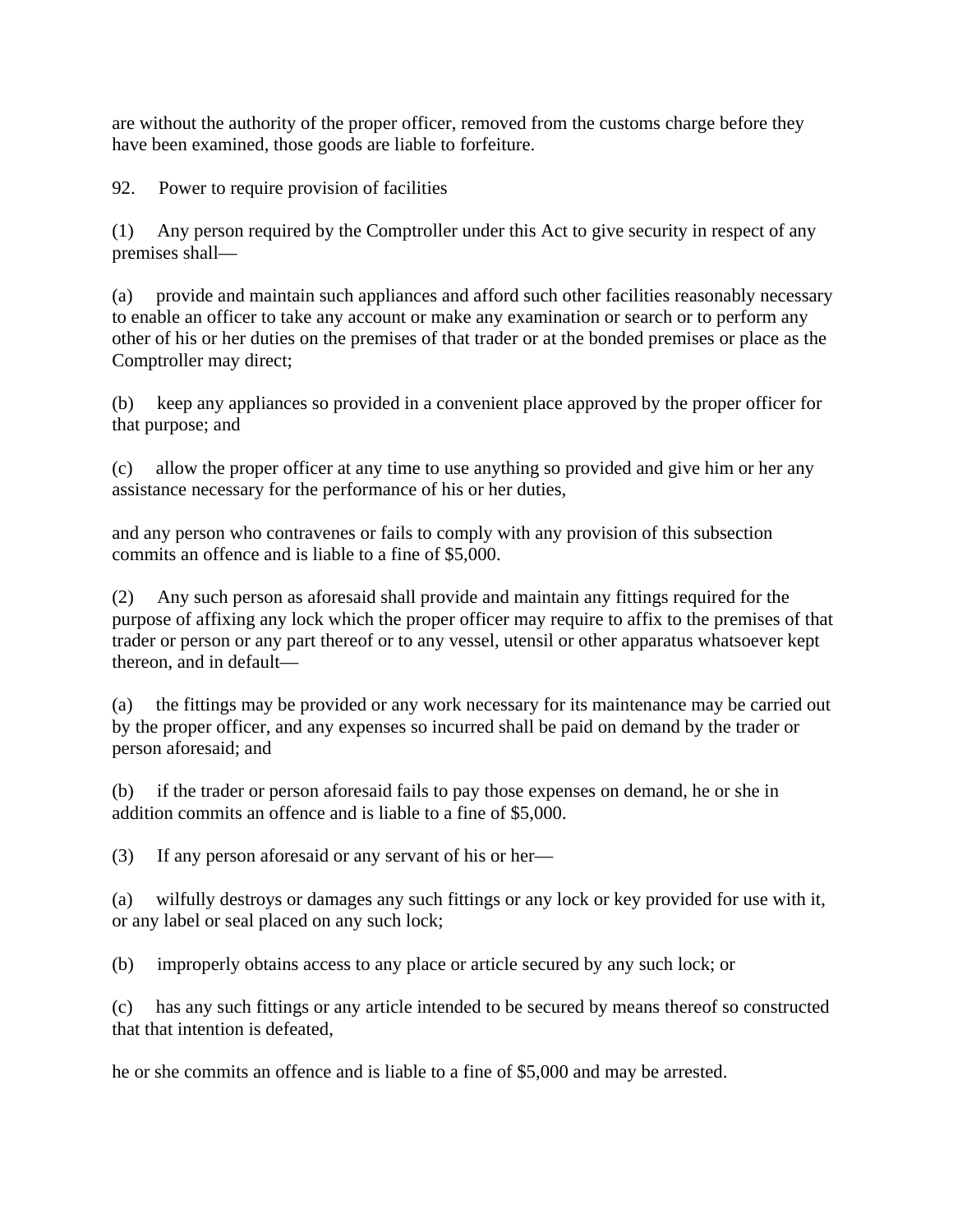are without the authority of the proper officer, removed from the customs charge before they have been examined, those goods are liable to forfeiture.

92. Power to require provision of facilities

(1) Any person required by the Comptroller under this Act to give security in respect of any premises shall—

(a) provide and maintain such appliances and afford such other facilities reasonably necessary to enable an officer to take any account or make any examination or search or to perform any other of his or her duties on the premises of that trader or at the bonded premises or place as the Comptroller may direct;

(b) keep any appliances so provided in a convenient place approved by the proper officer for that purpose; and

(c) allow the proper officer at any time to use anything so provided and give him or her any assistance necessary for the performance of his or her duties,

and any person who contravenes or fails to comply with any provision of this subsection commits an offence and is liable to a fine of $5,000.

(2) Any such person as aforesaid shall provide and maintain any fittings required for the purpose of affixing any lock which the proper officer may require to affix to the premises of that trader or person or any part thereof or to any vessel, utensil or other apparatus whatsoever kept thereon, and in default—

(a) the fittings may be provided or any work necessary for its maintenance may be carried out by the proper officer, and any expenses so incurred shall be paid on demand by the trader or person aforesaid; and

(b) if the trader or person aforesaid fails to pay those expenses on demand, he or she in addition commits an offence and is liable to a fine of $5,000.

(3) If any person aforesaid or any servant of his or her—

(a) wilfully destroys or damages any such fittings or any lock or key provided for use with it, or any label or seal placed on any such lock;

(b) improperly obtains access to any place or article secured by any such lock; or

(c) has any such fittings or any article intended to be secured by means thereof so constructed that that intention is defeated,

he or she commits an offence and is liable to a fine of $5,000 and may be arrested.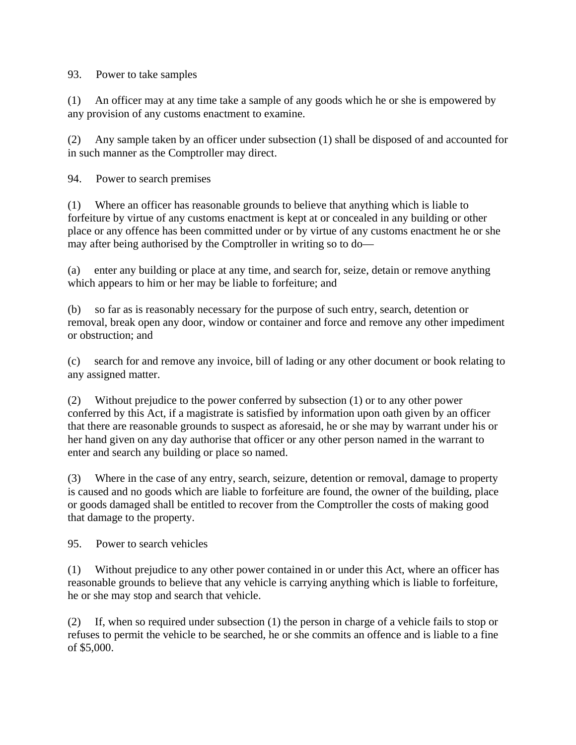93.     Power to take samples

(1)     An officer may at any time take a sample of any goods which he or she is empowered by any provision of any customs enactment to examine.

(2)     Any sample taken by an officer under subsection (1) shall be disposed of and accounted for in such manner as the Comptroller may direct.

94.     Power to search premises

(1)     Where an officer has reasonable grounds to believe that anything which is liable to forfeiture by virtue of any customs enactment is kept at or concealed in any building or other place or any offence has been committed under or by virtue of any customs enactment he or she may after being authorised by the Comptroller in writing so to do—

(a)     enter any building or place at any time, and search for, seize, detain or remove anything which appears to him or her may be liable to forfeiture; and

(b)     so far as is reasonably necessary for the purpose of such entry, search, detention or removal, break open any door, window or container and force and remove any other impediment or obstruction; and

(c)     search for and remove any invoice, bill of lading or any other document or book relating to any assigned matter.

(2)     Without prejudice to the power conferred by subsection (1) or to any other power conferred by this Act, if a magistrate is satisfied by information upon oath given by an officer that there are reasonable grounds to suspect as aforesaid, he or she may by warrant under his or her hand given on any day authorise that officer or any other person named in the warrant to enter and search any building or place so named.

(3)     Where in the case of any entry, search, seizure, detention or removal, damage to property is caused and no goods which are liable to forfeiture are found, the owner of the building, place or goods damaged shall be entitled to recover from the Comptroller the costs of making good that damage to the property.

95.     Power to search vehicles

(1)     Without prejudice to any other power contained in or under this Act, where an officer has reasonable grounds to believe that any vehicle is carrying anything which is liable to forfeiture, he or she may stop and search that vehicle.

(2)     If, when so required under subsection (1) the person in charge of a vehicle fails to stop or refuses to permit the vehicle to be searched, he or she commits an offence and is liable to a fine of $5,000.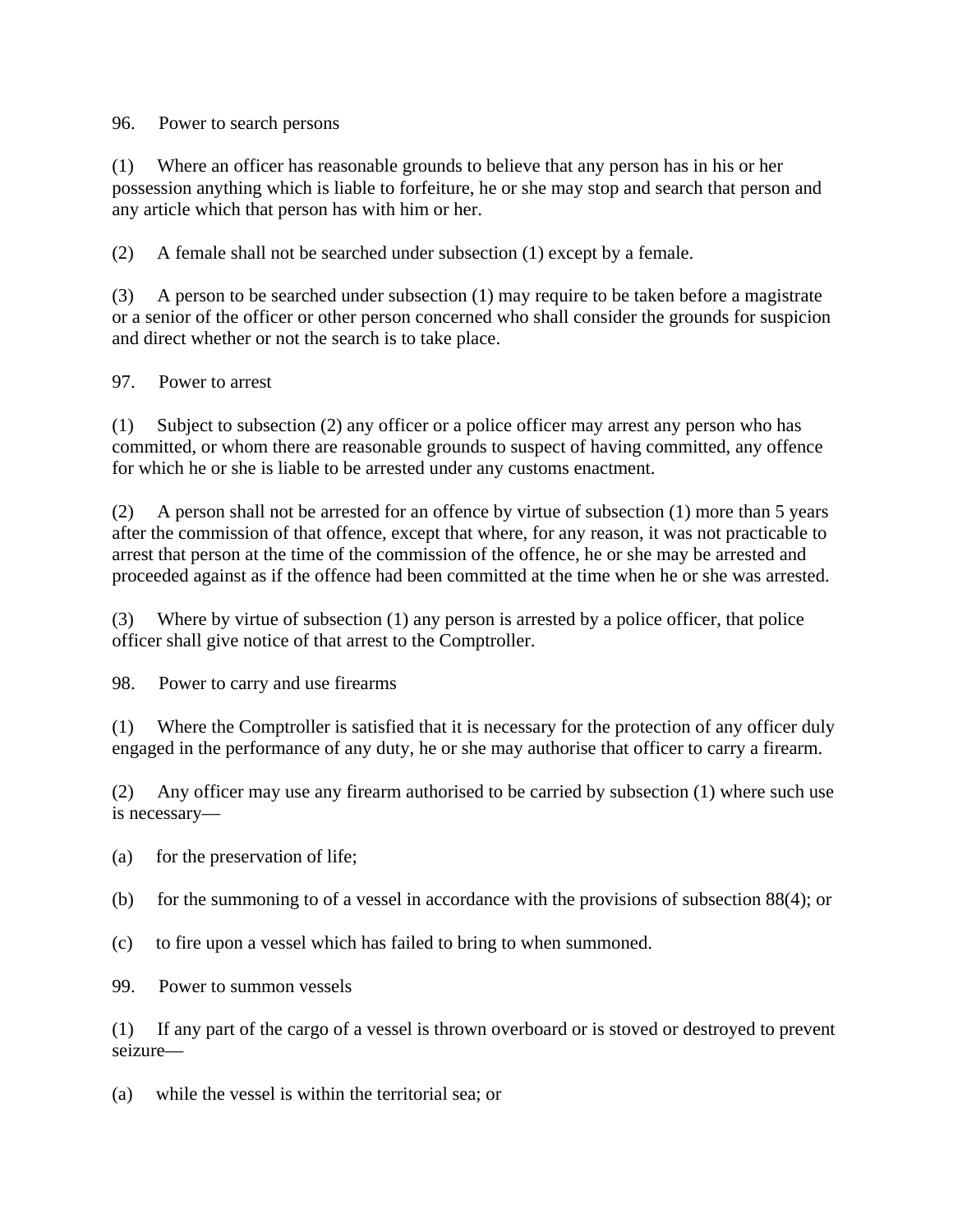### 96. Power to search persons

(1) Where an officer has reasonable grounds to believe that any person has in his or her possession anything which is liable to forfeiture, he or she may stop and search that person and any article which that person has with him or her.

(2) A female shall not be searched under subsection (1) except by a female.

(3) A person to be searched under subsection (1) may require to be taken before a magistrate or a senior of the officer or other person concerned who shall consider the grounds for suspicion and direct whether or not the search is to take place.

### 97. Power to arrest

(1) Subject to subsection (2) any officer or a police officer may arrest any person who has committed, or whom there are reasonable grounds to suspect of having committed, any offence for which he or she is liable to be arrested under any customs enactment.

(2) A person shall not be arrested for an offence by virtue of subsection (1) more than 5 years after the commission of that offence, except that where, for any reason, it was not practicable to arrest that person at the time of the commission of the offence, he or she may be arrested and proceeded against as if the offence had been committed at the time when he or she was arrested.

(3) Where by virtue of subsection (1) any person is arrested by a police officer, that police officer shall give notice of that arrest to the Comptroller.

### 98. Power to carry and use firearms

(1) Where the Comptroller is satisfied that it is necessary for the protection of any officer duly engaged in the performance of any duty, he or she may authorise that officer to carry a firearm.

(2) Any officer may use any firearm authorised to be carried by subsection (1) where such use is necessary—

(a) for the preservation of life;

(b) for the summoning to of a vessel in accordance with the provisions of subsection 88(4); or

(c) to fire upon a vessel which has failed to bring to when summoned.

### 99. Power to summon vessels

(1) If any part of the cargo of a vessel is thrown overboard or is stoved or destroyed to prevent seizure—

(a) while the vessel is within the territorial sea; or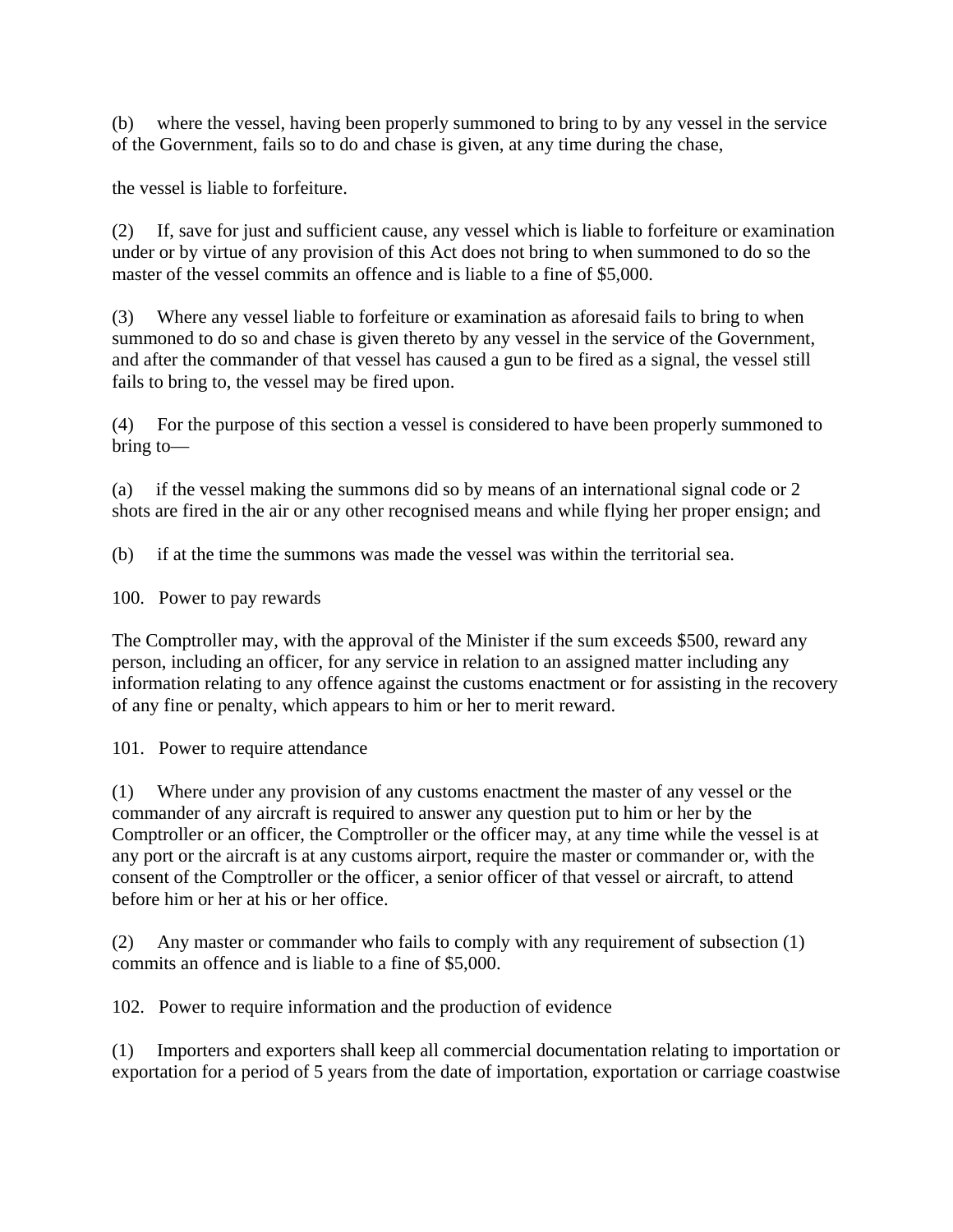(b) where the vessel, having been properly summoned to bring to by any vessel in the service of the Government, fails so to do and chase is given, at any time during the chase,

the vessel is liable to forfeiture.

(2) If, save for just and sufficient cause, any vessel which is liable to forfeiture or examination under or by virtue of any provision of this Act does not bring to when summoned to do so the master of the vessel commits an offence and is liable to a fine of $5,000.

(3) Where any vessel liable to forfeiture or examination as aforesaid fails to bring to when summoned to do so and chase is given thereto by any vessel in the service of the Government, and after the commander of that vessel has caused a gun to be fired as a signal, the vessel still fails to bring to, the vessel may be fired upon.

(4) For the purpose of this section a vessel is considered to have been properly summoned to bring to—

(a) if the vessel making the summons did so by means of an international signal code or 2 shots are fired in the air or any other recognised means and while flying her proper ensign; and

(b) if at the time the summons was made the vessel was within the territorial sea.

100. Power to pay rewards

The Comptroller may, with the approval of the Minister if the sum exceeds $500, reward any person, including an officer, for any service in relation to an assigned matter including any information relating to any offence against the customs enactment or for assisting in the recovery of any fine or penalty, which appears to him or her to merit reward.

101. Power to require attendance

(1) Where under any provision of any customs enactment the master of any vessel or the commander of any aircraft is required to answer any question put to him or her by the Comptroller or an officer, the Comptroller or the officer may, at any time while the vessel is at any port or the aircraft is at any customs airport, require the master or commander or, with the consent of the Comptroller or the officer, a senior officer of that vessel or aircraft, to attend before him or her at his or her office.

(2) Any master or commander who fails to comply with any requirement of subsection (1) commits an offence and is liable to a fine of $5,000.

102. Power to require information and the production of evidence

(1) Importers and exporters shall keep all commercial documentation relating to importation or exportation for a period of 5 years from the date of importation, exportation or carriage coastwise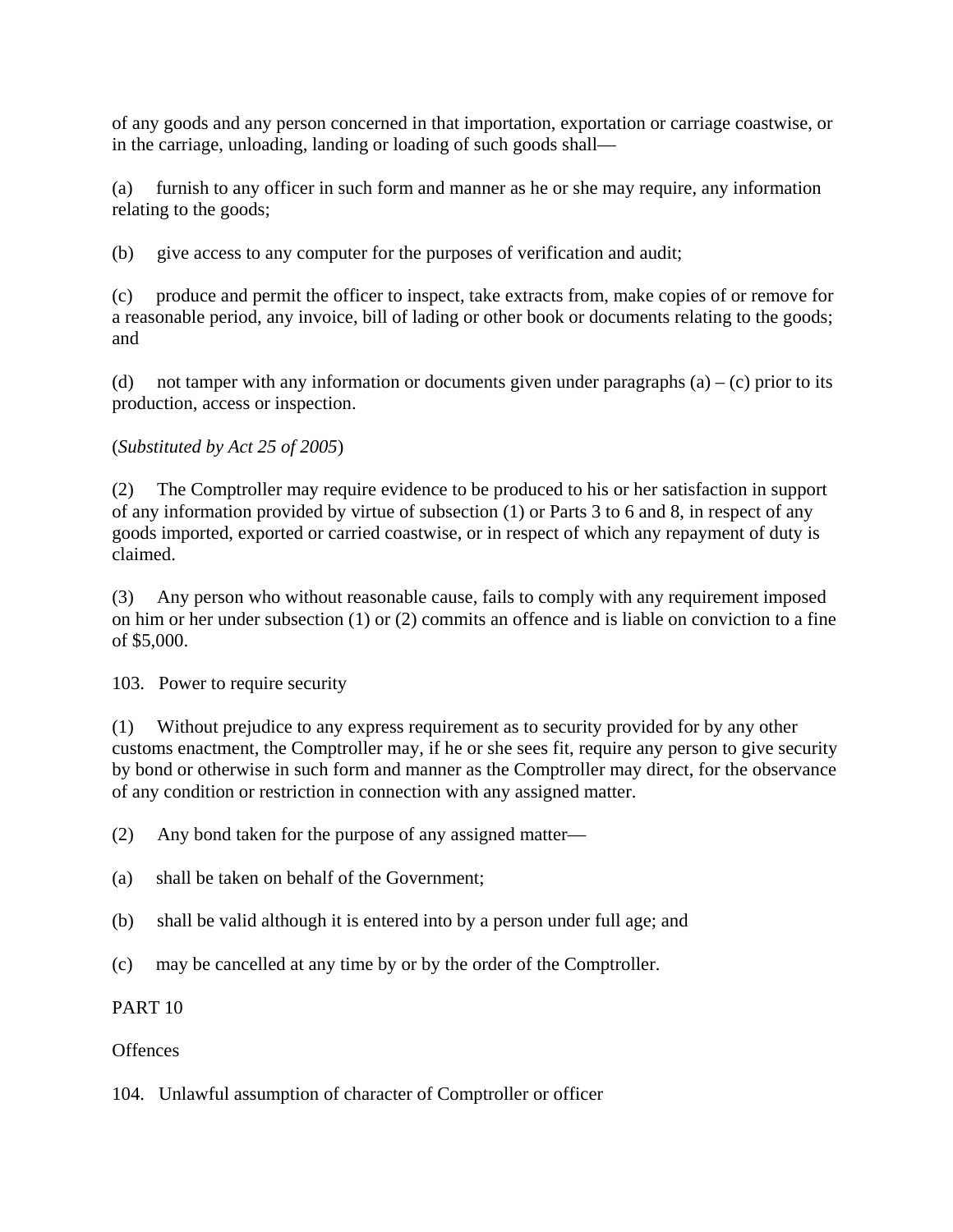of any goods and any person concerned in that importation, exportation or carriage coastwise, or in the carriage, unloading, landing or loading of such goods shall—

(a) furnish to any officer in such form and manner as he or she may require, any information relating to the goods;

(b) give access to any computer for the purposes of verification and audit;

(c) produce and permit the officer to inspect, take extracts from, make copies of or remove for a reasonable period, any invoice, bill of lading or other book or documents relating to the goods; and

(d) not tamper with any information or documents given under paragraphs (a) – (c) prior to its production, access or inspection.

(*Substituted by Act 25 of 2005*)

(2) The Comptroller may require evidence to be produced to his or her satisfaction in support of any information provided by virtue of subsection (1) or Parts 3 to 6 and 8, in respect of any goods imported, exported or carried coastwise, or in respect of which any repayment of duty is claimed.

(3) Any person who without reasonable cause, fails to comply with any requirement imposed on him or her under subsection (1) or (2) commits an offence and is liable on conviction to a fine of $5,000.

### 103. Power to require security

(1) Without prejudice to any express requirement as to security provided for by any other customs enactment, the Comptroller may, if he or she sees fit, require any person to give security by bond or otherwise in such form and manner as the Comptroller may direct, for the observance of any condition or restriction in connection with any assigned matter.

(2) Any bond taken for the purpose of any assigned matter—

(a) shall be taken on behalf of the Government;

(b) shall be valid although it is entered into by a person under full age; and

(c) may be cancelled at any time by or by the order of the Comptroller.

## PART 10

## Offences

### 104. Unlawful assumption of character of Comptroller or officer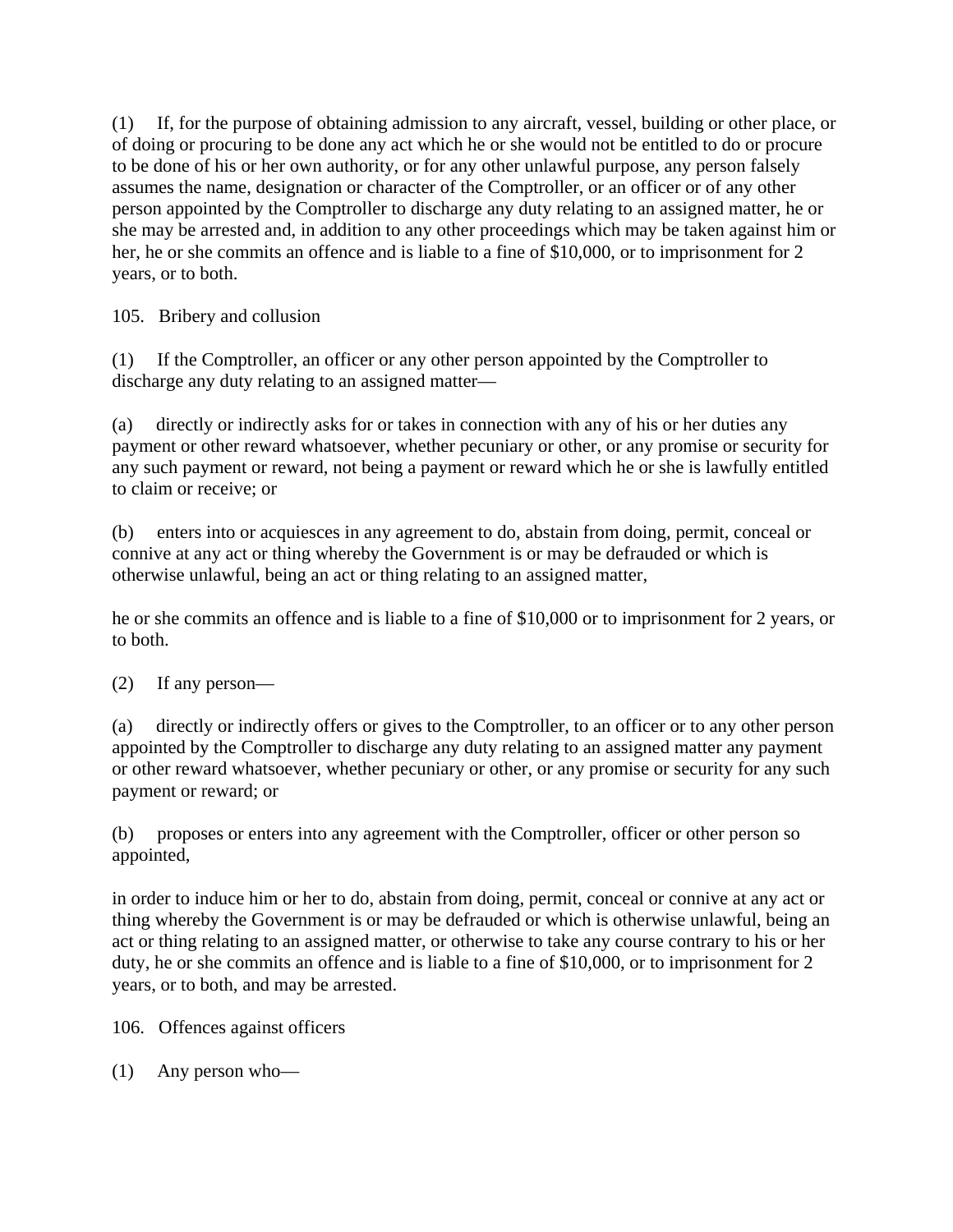(1) If, for the purpose of obtaining admission to any aircraft, vessel, building or other place, or of doing or procuring to be done any act which he or she would not be entitled to do or procure to be done of his or her own authority, or for any other unlawful purpose, any person falsely assumes the name, designation or character of the Comptroller, or an officer or of any other person appointed by the Comptroller to discharge any duty relating to an assigned matter, he or she may be arrested and, in addition to any other proceedings which may be taken against him or her, he or she commits an offence and is liable to a fine of $10,000, or to imprisonment for 2 years, or to both.

105. Bribery and collusion

(1) If the Comptroller, an officer or any other person appointed by the Comptroller to discharge any duty relating to an assigned matter—

(a) directly or indirectly asks for or takes in connection with any of his or her duties any payment or other reward whatsoever, whether pecuniary or other, or any promise or security for any such payment or reward, not being a payment or reward which he or she is lawfully entitled to claim or receive; or

(b) enters into or acquiesces in any agreement to do, abstain from doing, permit, conceal or connive at any act or thing whereby the Government is or may be defrauded or which is otherwise unlawful, being an act or thing relating to an assigned matter,

he or she commits an offence and is liable to a fine of $10,000 or to imprisonment for 2 years, or to both.

(2) If any person—

(a) directly or indirectly offers or gives to the Comptroller, to an officer or to any other person appointed by the Comptroller to discharge any duty relating to an assigned matter any payment or other reward whatsoever, whether pecuniary or other, or any promise or security for any such payment or reward; or

(b) proposes or enters into any agreement with the Comptroller, officer or other person so appointed,

in order to induce him or her to do, abstain from doing, permit, conceal or connive at any act or thing whereby the Government is or may be defrauded or which is otherwise unlawful, being an act or thing relating to an assigned matter, or otherwise to take any course contrary to his or her duty, he or she commits an offence and is liable to a fine of $10,000, or to imprisonment for 2 years, or to both, and may be arrested.

106. Offences against officers

(1) Any person who—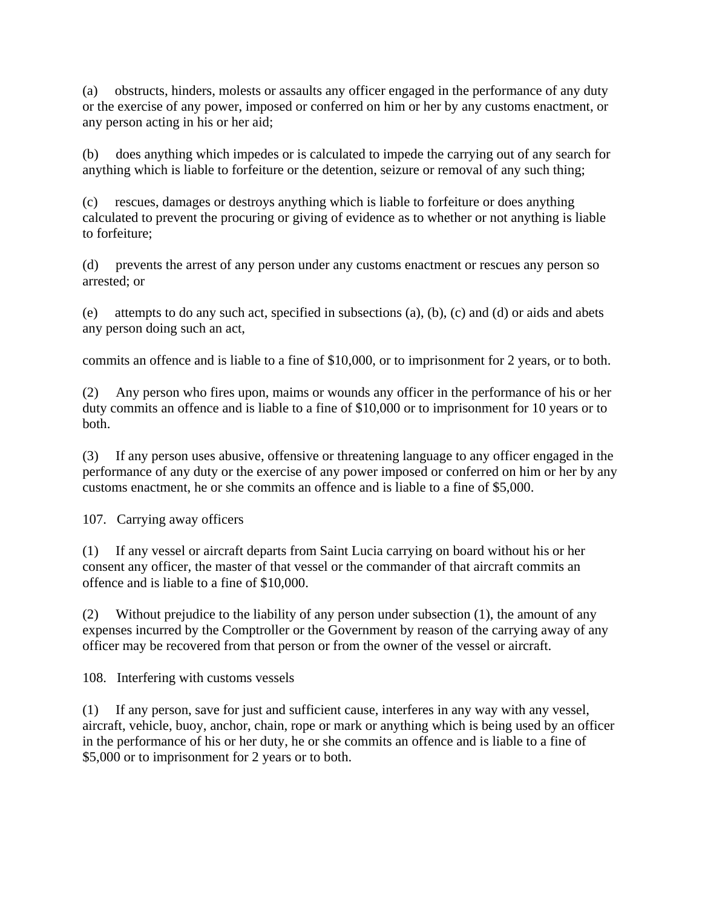(a) obstructs, hinders, molests or assaults any officer engaged in the performance of any duty or the exercise of any power, imposed or conferred on him or her by any customs enactment, or any person acting in his or her aid;

(b) does anything which impedes or is calculated to impede the carrying out of any search for anything which is liable to forfeiture or the detention, seizure or removal of any such thing;

(c) rescues, damages or destroys anything which is liable to forfeiture or does anything calculated to prevent the procuring or giving of evidence as to whether or not anything is liable to forfeiture;

(d) prevents the arrest of any person under any customs enactment or rescues any person so arrested; or

(e) attempts to do any such act, specified in subsections (a), (b), (c) and (d) or aids and abets any person doing such an act,

commits an offence and is liable to a fine of $10,000, or to imprisonment for 2 years, or to both.

(2) Any person who fires upon, maims or wounds any officer in the performance of his or her duty commits an offence and is liable to a fine of $10,000 or to imprisonment for 10 years or to both.

(3) If any person uses abusive, offensive or threatening language to any officer engaged in the performance of any duty or the exercise of any power imposed or conferred on him or her by any customs enactment, he or she commits an offence and is liable to a fine of $5,000.

107. Carrying away officers

(1) If any vessel or aircraft departs from Saint Lucia carrying on board without his or her consent any officer, the master of that vessel or the commander of that aircraft commits an offence and is liable to a fine of $10,000.

(2) Without prejudice to the liability of any person under subsection (1), the amount of any expenses incurred by the Comptroller or the Government by reason of the carrying away of any officer may be recovered from that person or from the owner of the vessel or aircraft.

108. Interfering with customs vessels

(1) If any person, save for just and sufficient cause, interferes in any way with any vessel, aircraft, vehicle, buoy, anchor, chain, rope or mark or anything which is being used by an officer in the performance of his or her duty, he or she commits an offence and is liable to a fine of $5,000 or to imprisonment for 2 years or to both.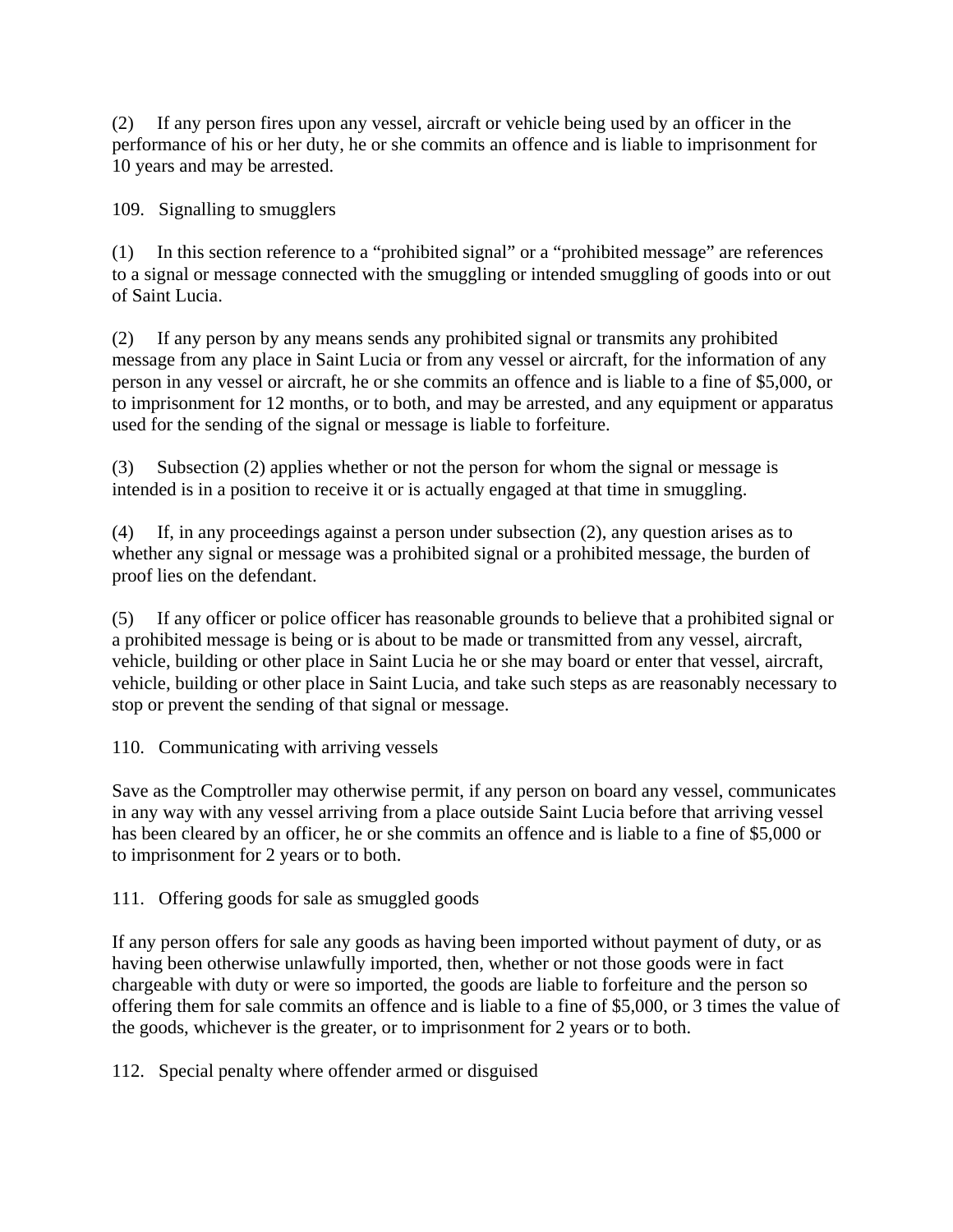(2) If any person fires upon any vessel, aircraft or vehicle being used by an officer in the performance of his or her duty, he or she commits an offence and is liable to imprisonment for 10 years and may be arrested.

### 109. Signalling to smugglers

(1) In this section reference to a "prohibited signal" or a "prohibited message" are references to a signal or message connected with the smuggling or intended smuggling of goods into or out of Saint Lucia.

(2) If any person by any means sends any prohibited signal or transmits any prohibited message from any place in Saint Lucia or from any vessel or aircraft, for the information of any person in any vessel or aircraft, he or she commits an offence and is liable to a fine of $5,000, or to imprisonment for 12 months, or to both, and may be arrested, and any equipment or apparatus used for the sending of the signal or message is liable to forfeiture.

(3) Subsection (2) applies whether or not the person for whom the signal or message is intended is in a position to receive it or is actually engaged at that time in smuggling.

(4) If, in any proceedings against a person under subsection (2), any question arises as to whether any signal or message was a prohibited signal or a prohibited message, the burden of proof lies on the defendant.

(5) If any officer or police officer has reasonable grounds to believe that a prohibited signal or a prohibited message is being or is about to be made or transmitted from any vessel, aircraft, vehicle, building or other place in Saint Lucia he or she may board or enter that vessel, aircraft, vehicle, building or other place in Saint Lucia, and take such steps as are reasonably necessary to stop or prevent the sending of that signal or message.

### 110. Communicating with arriving vessels

Save as the Comptroller may otherwise permit, if any person on board any vessel, communicates in any way with any vessel arriving from a place outside Saint Lucia before that arriving vessel has been cleared by an officer, he or she commits an offence and is liable to a fine of $5,000 or to imprisonment for 2 years or to both.

### 111. Offering goods for sale as smuggled goods

If any person offers for sale any goods as having been imported without payment of duty, or as having been otherwise unlawfully imported, then, whether or not those goods were in fact chargeable with duty or were so imported, the goods are liable to forfeiture and the person so offering them for sale commits an offence and is liable to a fine of $5,000, or 3 times the value of the goods, whichever is the greater, or to imprisonment for 2 years or to both.

### 112. Special penalty where offender armed or disguised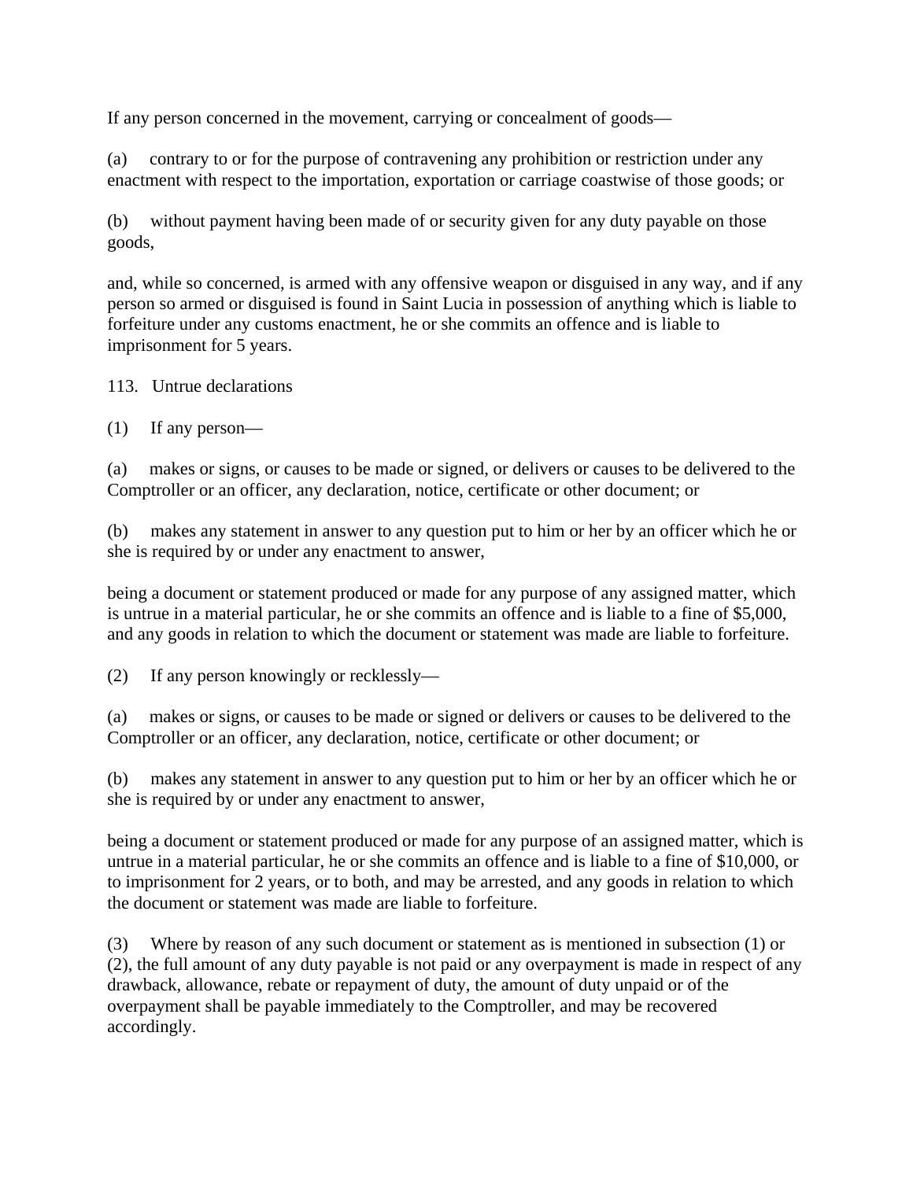If any person concerned in the movement, carrying or concealment of goods—

(a) contrary to or for the purpose of contravening any prohibition or restriction under any enactment with respect to the importation, exportation or carriage coastwise of those goods; or

(b) without payment having been made of or security given for any duty payable on those goods,

and, while so concerned, is armed with any offensive weapon or disguised in any way, and if any person so armed or disguised is found in Saint Lucia in possession of anything which is liable to forfeiture under any customs enactment, he or she commits an offence and is liable to imprisonment for 5 years.

113. Untrue declarations

(1) If any person—

(a) makes or signs, or causes to be made or signed, or delivers or causes to be delivered to the Comptroller or an officer, any declaration, notice, certificate or other document; or

(b) makes any statement in answer to any question put to him or her by an officer which he or she is required by or under any enactment to answer,

being a document or statement produced or made for any purpose of any assigned matter, which is untrue in a material particular, he or she commits an offence and is liable to a fine of $5,000, and any goods in relation to which the document or statement was made are liable to forfeiture.

(2) If any person knowingly or recklessly—

(a) makes or signs, or causes to be made or signed or delivers or causes to be delivered to the Comptroller or an officer, any declaration, notice, certificate or other document; or

(b) makes any statement in answer to any question put to him or her by an officer which he or she is required by or under any enactment to answer,

being a document or statement produced or made for any purpose of an assigned matter, which is untrue in a material particular, he or she commits an offence and is liable to a fine of $10,000, or to imprisonment for 2 years, or to both, and may be arrested, and any goods in relation to which the document or statement was made are liable to forfeiture.

(3) Where by reason of any such document or statement as is mentioned in subsection (1) or (2), the full amount of any duty payable is not paid or any overpayment is made in respect of any drawback, allowance, rebate or repayment of duty, the amount of duty unpaid or of the overpayment shall be payable immediately to the Comptroller, and may be recovered accordingly.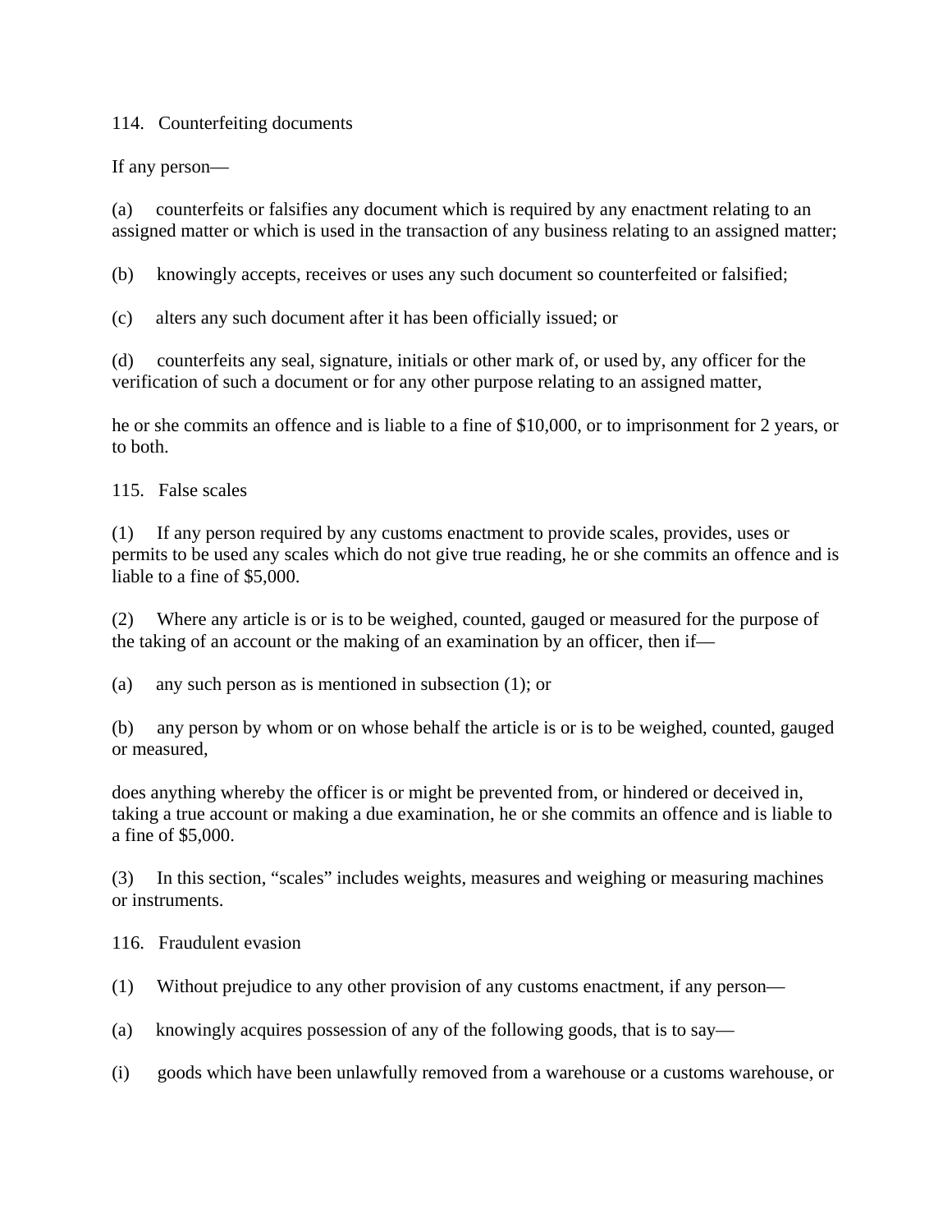### 114. Counterfeiting documents

If any person—

(a) counterfeits or falsifies any document which is required by any enactment relating to an assigned matter or which is used in the transaction of any business relating to an assigned matter;

(b) knowingly accepts, receives or uses any such document so counterfeited or falsified;

(c) alters any such document after it has been officially issued; or

(d) counterfeits any seal, signature, initials or other mark of, or used by, any officer for the verification of such a document or for any other purpose relating to an assigned matter,

he or she commits an offence and is liable to a fine of $10,000, or to imprisonment for 2 years, or to both.

### 115. False scales

(1) If any person required by any customs enactment to provide scales, provides, uses or permits to be used any scales which do not give true reading, he or she commits an offence and is liable to a fine of $5,000.

(2) Where any article is or is to be weighed, counted, gauged or measured for the purpose of the taking of an account or the making of an examination by an officer, then if—

(a) any such person as is mentioned in subsection (1); or

(b) any person by whom or on whose behalf the article is or is to be weighed, counted, gauged or measured,

does anything whereby the officer is or might be prevented from, or hindered or deceived in, taking a true account or making a due examination, he or she commits an offence and is liable to a fine of $5,000.

(3) In this section, “scales” includes weights, measures and weighing or measuring machines or instruments.

### 116. Fraudulent evasion

(1) Without prejudice to any other provision of any customs enactment, if any person—

(a) knowingly acquires possession of any of the following goods, that is to say—

(i) goods which have been unlawfully removed from a warehouse or a customs warehouse, or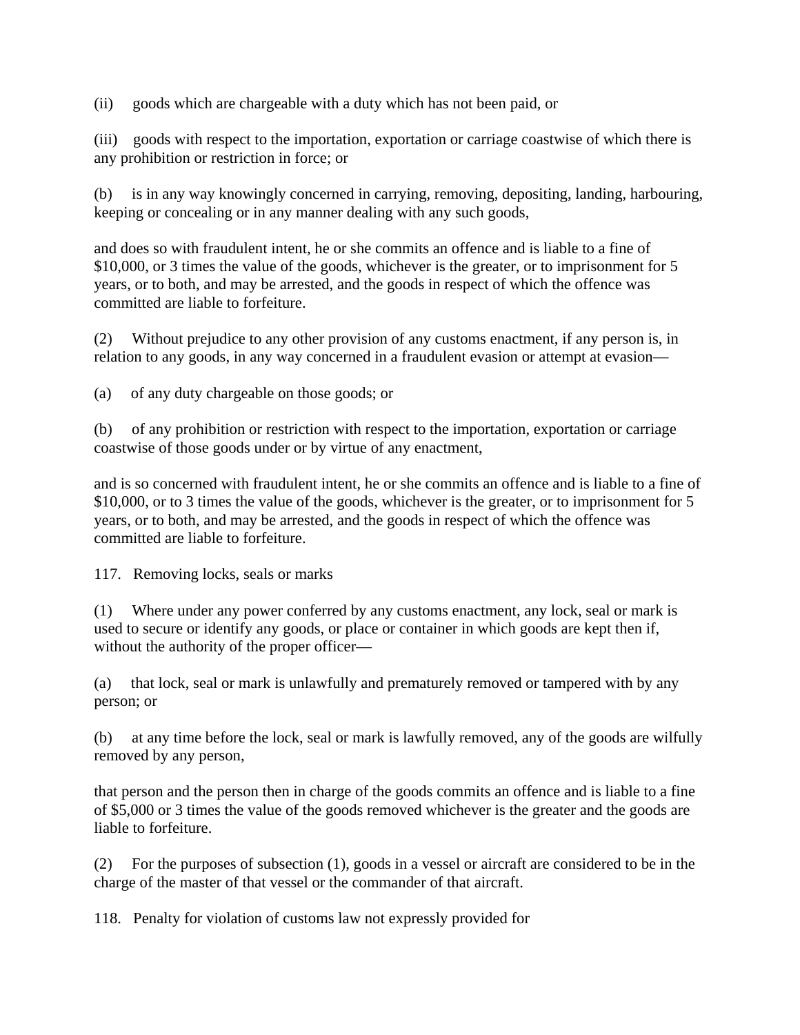(ii) goods which are chargeable with a duty which has not been paid, or

(iii) goods with respect to the importation, exportation or carriage coastwise of which there is any prohibition or restriction in force; or

(b) is in any way knowingly concerned in carrying, removing, depositing, landing, harbouring, keeping or concealing or in any manner dealing with any such goods,

and does so with fraudulent intent, he or she commits an offence and is liable to a fine of $10,000, or 3 times the value of the goods, whichever is the greater, or to imprisonment for 5 years, or to both, and may be arrested, and the goods in respect of which the offence was committed are liable to forfeiture.

(2) Without prejudice to any other provision of any customs enactment, if any person is, in relation to any goods, in any way concerned in a fraudulent evasion or attempt at evasion—

(a) of any duty chargeable on those goods; or

(b) of any prohibition or restriction with respect to the importation, exportation or carriage coastwise of those goods under or by virtue of any enactment,

and is so concerned with fraudulent intent, he or she commits an offence and is liable to a fine of $10,000, or to 3 times the value of the goods, whichever is the greater, or to imprisonment for 5 years, or to both, and may be arrested, and the goods in respect of which the offence was committed are liable to forfeiture.

117. Removing locks, seals or marks

(1) Where under any power conferred by any customs enactment, any lock, seal or mark is used to secure or identify any goods, or place or container in which goods are kept then if, without the authority of the proper officer—

(a) that lock, seal or mark is unlawfully and prematurely removed or tampered with by any person; or

(b) at any time before the lock, seal or mark is lawfully removed, any of the goods are wilfully removed by any person,

that person and the person then in charge of the goods commits an offence and is liable to a fine of $5,000 or 3 times the value of the goods removed whichever is the greater and the goods are liable to forfeiture.

(2) For the purposes of subsection (1), goods in a vessel or aircraft are considered to be in the charge of the master of that vessel or the commander of that aircraft.

118. Penalty for violation of customs law not expressly provided for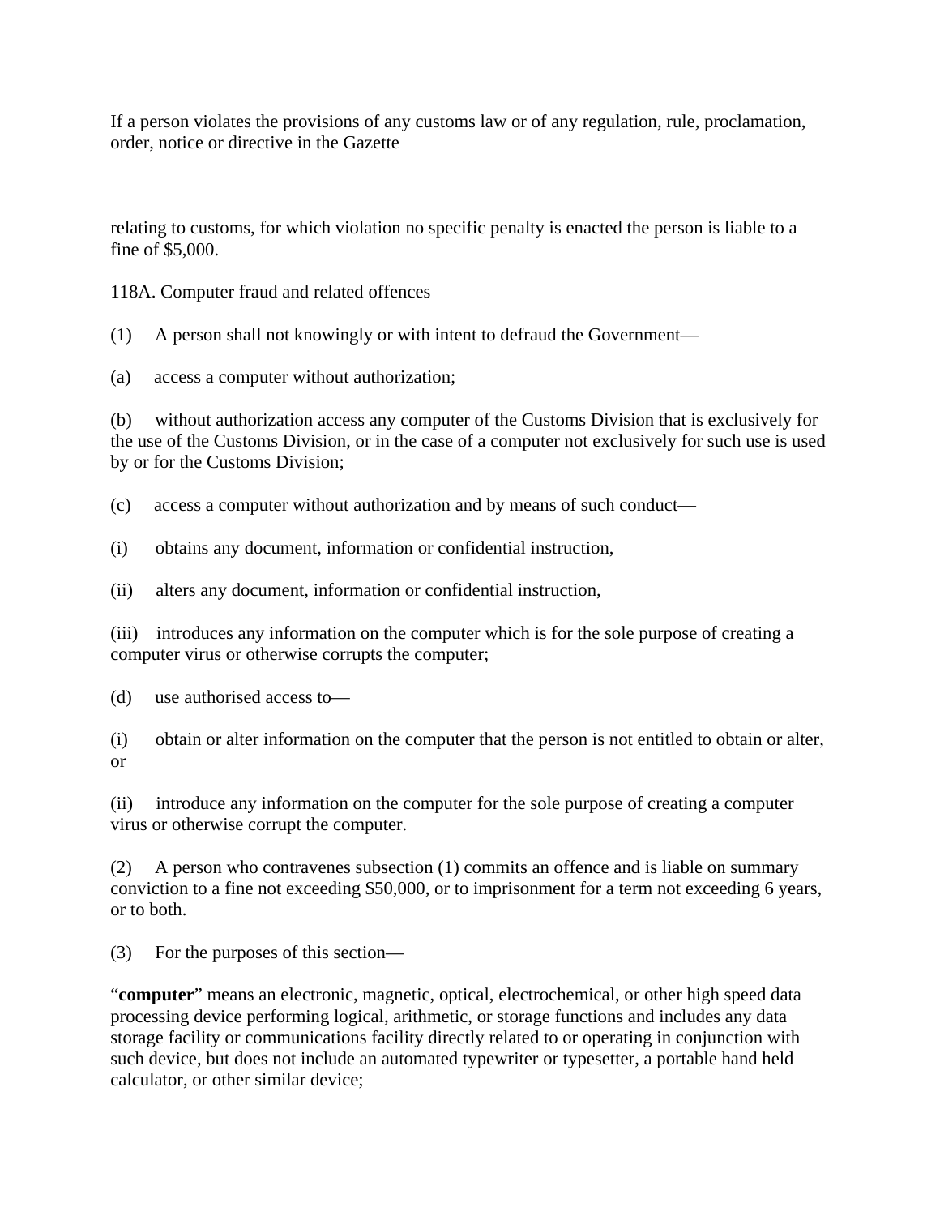If a person violates the provisions of any customs law or of any regulation, rule, proclamation, order, notice or directive in the Gazette

relating to customs, for which violation no specific penalty is enacted the person is liable to a fine of $5,000.

118A. Computer fraud and related offences

(1) A person shall not knowingly or with intent to defraud the Government—

(a) access a computer without authorization;

(b) without authorization access any computer of the Customs Division that is exclusively for the use of the Customs Division, or in the case of a computer not exclusively for such use is used by or for the Customs Division;

(c) access a computer without authorization and by means of such conduct—

(i) obtains any document, information or confidential instruction,

(ii) alters any document, information or confidential instruction,

(iii) introduces any information on the computer which is for the sole purpose of creating a computer virus or otherwise corrupts the computer;

(d) use authorised access to—

(i) obtain or alter information on the computer that the person is not entitled to obtain or alter, or

(ii) introduce any information on the computer for the sole purpose of creating a computer virus or otherwise corrupt the computer.

(2) A person who contravenes subsection (1) commits an offence and is liable on summary conviction to a fine not exceeding $50,000, or to imprisonment for a term not exceeding 6 years, or to both.

(3) For the purposes of this section—

"**computer**" means an electronic, magnetic, optical, electrochemical, or other high speed data processing device performing logical, arithmetic, or storage functions and includes any data storage facility or communications facility directly related to or operating in conjunction with such device, but does not include an automated typewriter or typesetter, a portable hand held calculator, or other similar device;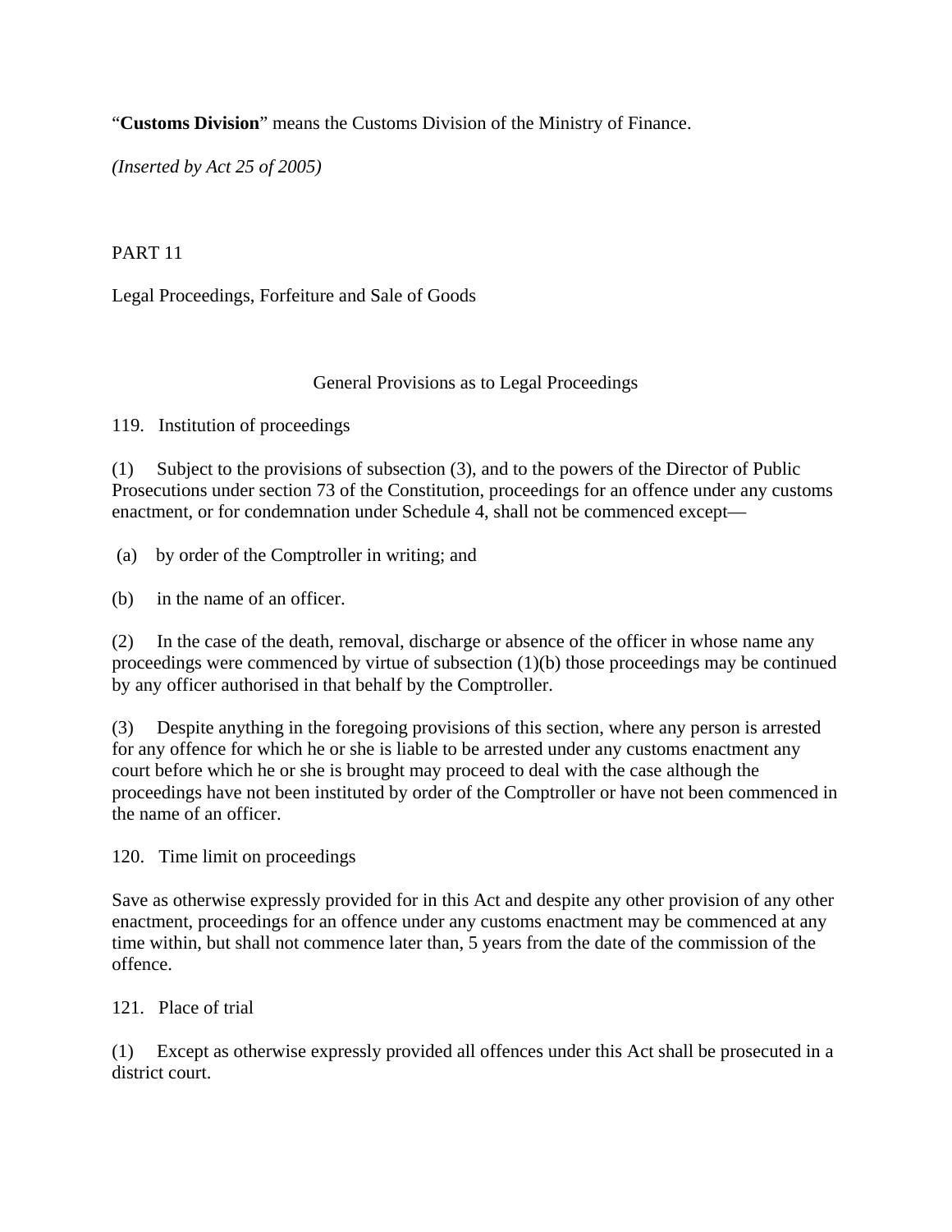"**Customs Division**" means the Customs Division of the Ministry of Finance.

*(Inserted by Act 25 of 2005)*

## PART 11

## Legal Proceedings, Forfeiture and Sale of Goods

### General Provisions as to Legal Proceedings

#### 119. Institution of proceedings

(1) Subject to the provisions of subsection (3), and to the powers of the Director of Public Prosecutions under section 73 of the Constitution, proceedings for an offence under any customs enactment, or for condemnation under Schedule 4, shall not be commenced except—

(a) by order of the Comptroller in writing; and

(b) in the name of an officer.

(2) In the case of the death, removal, discharge or absence of the officer in whose name any proceedings were commenced by virtue of subsection (1)(b) those proceedings may be continued by any officer authorised in that behalf by the Comptroller.

(3) Despite anything in the foregoing provisions of this section, where any person is arrested for any offence for which he or she is liable to be arrested under any customs enactment any court before which he or she is brought may proceed to deal with the case although the proceedings have not been instituted by order of the Comptroller or have not been commenced in the name of an officer.

#### 120. Time limit on proceedings

Save as otherwise expressly provided for in this Act and despite any other provision of any other enactment, proceedings for an offence under any customs enactment may be commenced at any time within, but shall not commence later than, 5 years from the date of the commission of the offence.

#### 121. Place of trial

(1) Except as otherwise expressly provided all offences under this Act shall be prosecuted in a district court.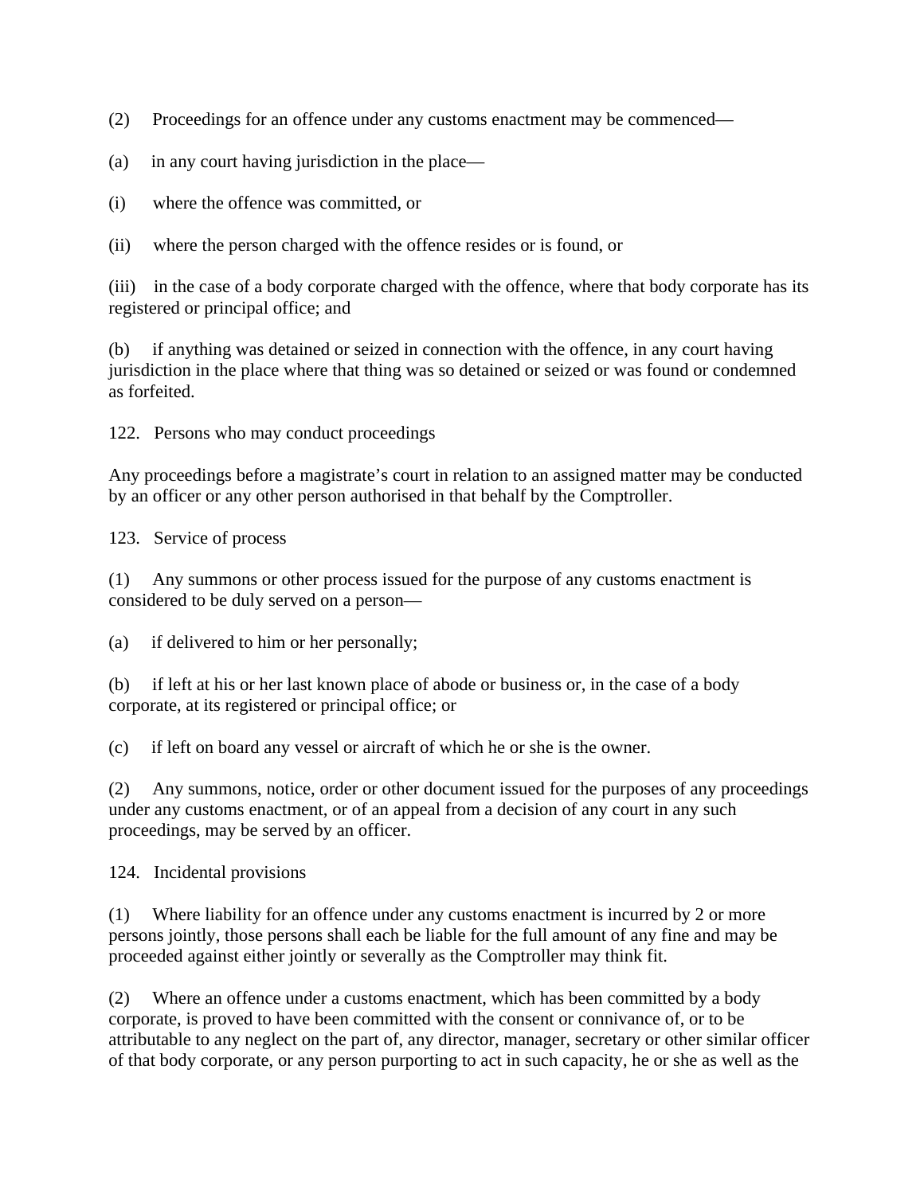(2) Proceedings for an offence under any customs enactment may be commenced—

(a) in any court having jurisdiction in the place—

(i) where the offence was committed, or

(ii) where the person charged with the offence resides or is found, or

(iii) in the case of a body corporate charged with the offence, where that body corporate has its registered or principal office; and

(b) if anything was detained or seized in connection with the offence, in any court having jurisdiction in the place where that thing was so detained or seized or was found or condemned as forfeited.

122. Persons who may conduct proceedings

Any proceedings before a magistrate's court in relation to an assigned matter may be conducted by an officer or any other person authorised in that behalf by the Comptroller.

123. Service of process

(1) Any summons or other process issued for the purpose of any customs enactment is considered to be duly served on a person—

(a) if delivered to him or her personally;

(b) if left at his or her last known place of abode or business or, in the case of a body corporate, at its registered or principal office; or

(c) if left on board any vessel or aircraft of which he or she is the owner.

(2) Any summons, notice, order or other document issued for the purposes of any proceedings under any customs enactment, or of an appeal from a decision of any court in any such proceedings, may be served by an officer.

124. Incidental provisions

(1) Where liability for an offence under any customs enactment is incurred by 2 or more persons jointly, those persons shall each be liable for the full amount of any fine and may be proceeded against either jointly or severally as the Comptroller may think fit.

(2) Where an offence under a customs enactment, which has been committed by a body corporate, is proved to have been committed with the consent or connivance of, or to be attributable to any neglect on the part of, any director, manager, secretary or other similar officer of that body corporate, or any person purporting to act in such capacity, he or she as well as the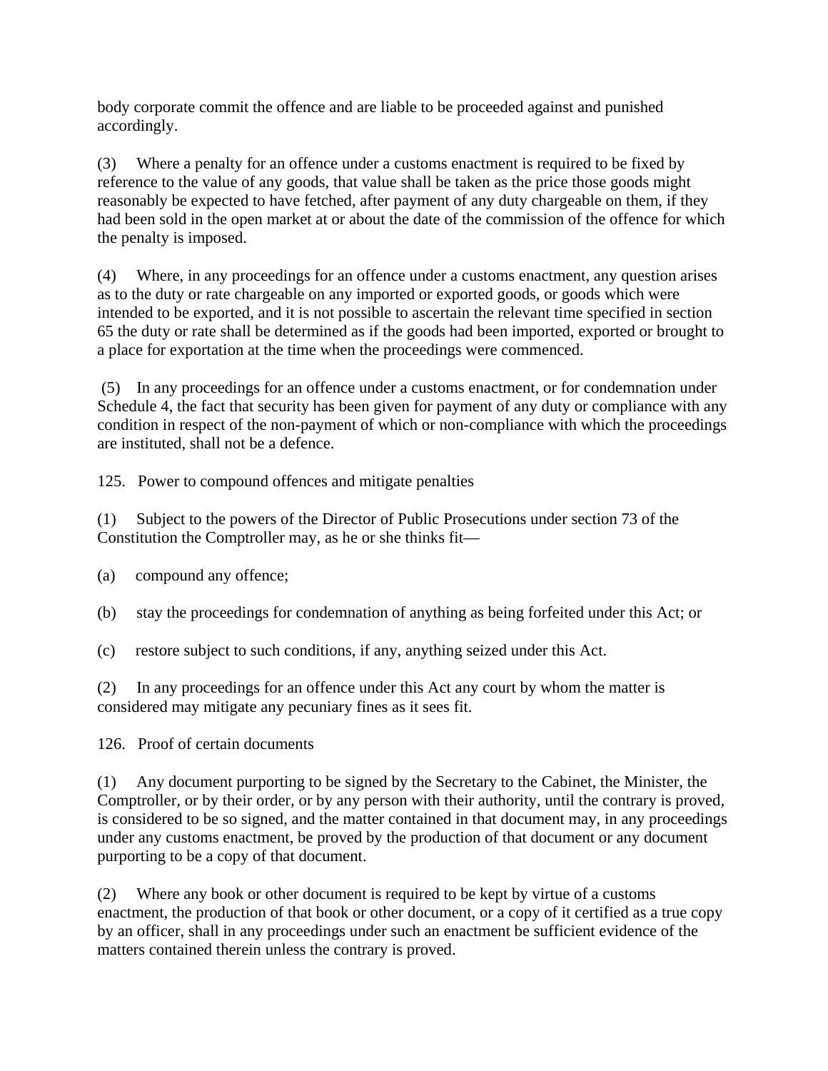body corporate commit the offence and are liable to be proceeded against and punished accordingly.

(3) Where a penalty for an offence under a customs enactment is required to be fixed by reference to the value of any goods, that value shall be taken as the price those goods might reasonably be expected to have fetched, after payment of any duty chargeable on them, if they had been sold in the open market at or about the date of the commission of the offence for which the penalty is imposed.

(4) Where, in any proceedings for an offence under a customs enactment, any question arises as to the duty or rate chargeable on any imported or exported goods, or goods which were intended to be exported, and it is not possible to ascertain the relevant time specified in section 65 the duty or rate shall be determined as if the goods had been imported, exported or brought to a place for exportation at the time when the proceedings were commenced.

(5) In any proceedings for an offence under a customs enactment, or for condemnation under Schedule 4, the fact that security has been given for payment of any duty or compliance with any condition in respect of the non-payment of which or non-compliance with which the proceedings are instituted, shall not be a defence.

125. Power to compound offences and mitigate penalties

(1) Subject to the powers of the Director of Public Prosecutions under section 73 of the Constitution the Comptroller may, as he or she thinks fit—

(a) compound any offence;

(b) stay the proceedings for condemnation of anything as being forfeited under this Act; or

(c) restore subject to such conditions, if any, anything seized under this Act.

(2) In any proceedings for an offence under this Act any court by whom the matter is considered may mitigate any pecuniary fines as it sees fit.

126. Proof of certain documents

(1) Any document purporting to be signed by the Secretary to the Cabinet, the Minister, the Comptroller, or by their order, or by any person with their authority, until the contrary is proved, is considered to be so signed, and the matter contained in that document may, in any proceedings under any customs enactment, be proved by the production of that document or any document purporting to be a copy of that document.

(2) Where any book or other document is required to be kept by virtue of a customs enactment, the production of that book or other document, or a copy of it certified as a true copy by an officer, shall in any proceedings under such an enactment be sufficient evidence of the matters contained therein unless the contrary is proved.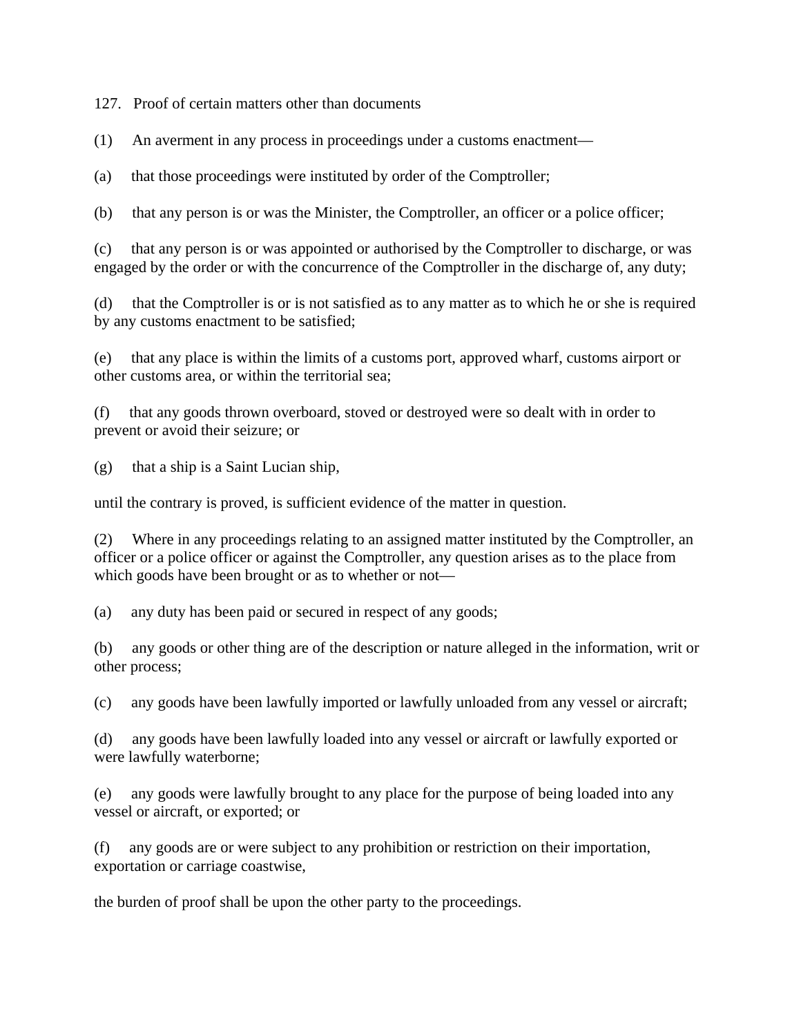127. Proof of certain matters other than documents

(1) An averment in any process in proceedings under a customs enactment—

(a) that those proceedings were instituted by order of the Comptroller;

(b) that any person is or was the Minister, the Comptroller, an officer or a police officer;

(c) that any person is or was appointed or authorised by the Comptroller to discharge, or was engaged by the order or with the concurrence of the Comptroller in the discharge of, any duty;

(d) that the Comptroller is or is not satisfied as to any matter as to which he or she is required by any customs enactment to be satisfied;

(e) that any place is within the limits of a customs port, approved wharf, customs airport or other customs area, or within the territorial sea;

(f) that any goods thrown overboard, stoved or destroyed were so dealt with in order to prevent or avoid their seizure; or

(g) that a ship is a Saint Lucian ship,

until the contrary is proved, is sufficient evidence of the matter in question.

(2) Where in any proceedings relating to an assigned matter instituted by the Comptroller, an officer or a police officer or against the Comptroller, any question arises as to the place from which goods have been brought or as to whether or not—

(a) any duty has been paid or secured in respect of any goods;

(b) any goods or other thing are of the description or nature alleged in the information, writ or other process;

(c) any goods have been lawfully imported or lawfully unloaded from any vessel or aircraft;

(d) any goods have been lawfully loaded into any vessel or aircraft or lawfully exported or were lawfully waterborne;

(e) any goods were lawfully brought to any place for the purpose of being loaded into any vessel or aircraft, or exported; or

(f) any goods are or were subject to any prohibition or restriction on their importation, exportation or carriage coastwise,

the burden of proof shall be upon the other party to the proceedings.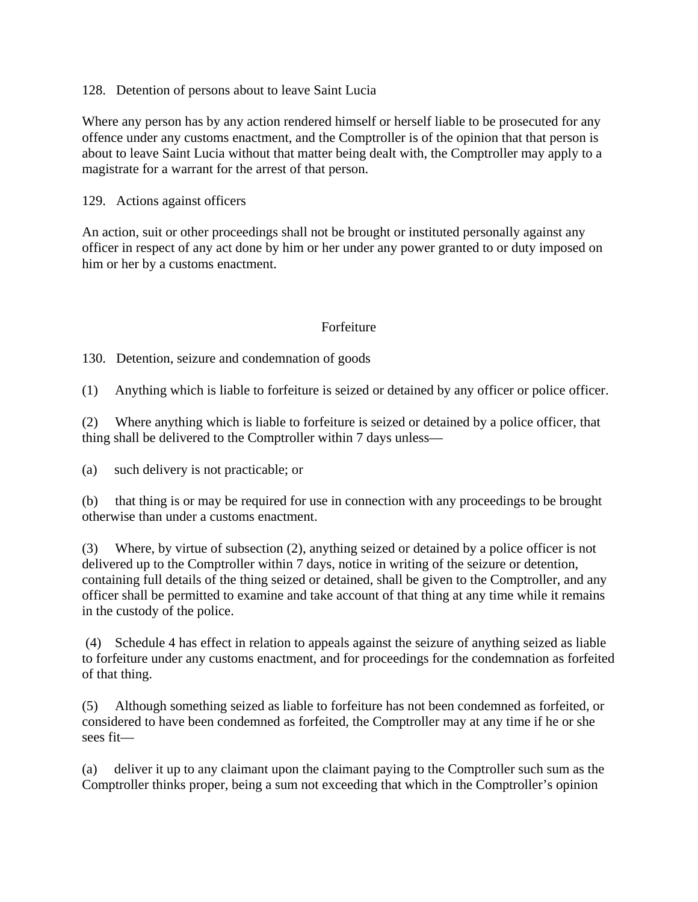128. Detention of persons about to leave Saint Lucia

Where any person has by any action rendered himself or herself liable to be prosecuted for any offence under any customs enactment, and the Comptroller is of the opinion that that person is about to leave Saint Lucia without that matter being dealt with, the Comptroller may apply to a magistrate for a warrant for the arrest of that person.

129. Actions against officers

An action, suit or other proceedings shall not be brought or instituted personally against any officer in respect of any act done by him or her under any power granted to or duty imposed on him or her by a customs enactment.

## Forfeiture

130. Detention, seizure and condemnation of goods

(1) Anything which is liable to forfeiture is seized or detained by any officer or police officer.

(2) Where anything which is liable to forfeiture is seized or detained by a police officer, that thing shall be delivered to the Comptroller within 7 days unless—

(a) such delivery is not practicable; or

(b) that thing is or may be required for use in connection with any proceedings to be brought otherwise than under a customs enactment.

(3) Where, by virtue of subsection (2), anything seized or detained by a police officer is not delivered up to the Comptroller within 7 days, notice in writing of the seizure or detention, containing full details of the thing seized or detained, shall be given to the Comptroller, and any officer shall be permitted to examine and take account of that thing at any time while it remains in the custody of the police.

(4) Schedule 4 has effect in relation to appeals against the seizure of anything seized as liable to forfeiture under any customs enactment, and for proceedings for the condemnation as forfeited of that thing.

(5) Although something seized as liable to forfeiture has not been condemned as forfeited, or considered to have been condemned as forfeited, the Comptroller may at any time if he or she sees fit—

(a) deliver it up to any claimant upon the claimant paying to the Comptroller such sum as the Comptroller thinks proper, being a sum not exceeding that which in the Comptroller's opinion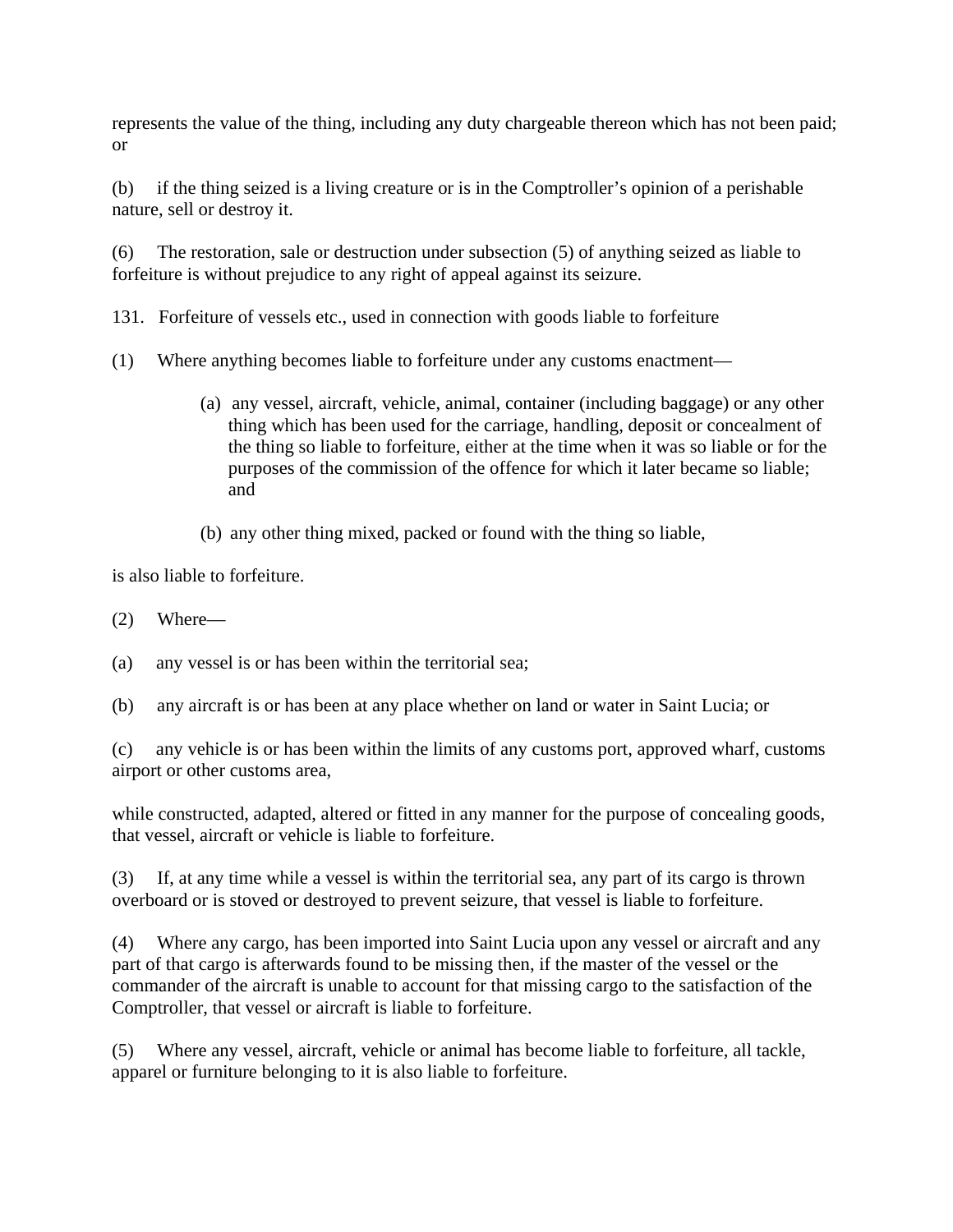represents the value of the thing, including any duty chargeable thereon which has not been paid; or

(b) if the thing seized is a living creature or is in the Comptroller's opinion of a perishable nature, sell or destroy it.

(6) The restoration, sale or destruction under subsection (5) of anything seized as liable to forfeiture is without prejudice to any right of appeal against its seizure.

131. Forfeiture of vessels etc., used in connection with goods liable to forfeiture

(1) Where anything becomes liable to forfeiture under any customs enactment—

> (a) any vessel, aircraft, vehicle, animal, container (including baggage) or any other thing which has been used for the carriage, handling, deposit or concealment of the thing so liable to forfeiture, either at the time when it was so liable or for the purposes of the commission of the offence for which it later became so liable; and
>
> (b) any other thing mixed, packed or found with the thing so liable,

is also liable to forfeiture.

(2) Where—

(a) any vessel is or has been within the territorial sea;

(b) any aircraft is or has been at any place whether on land or water in Saint Lucia; or

(c) any vehicle is or has been within the limits of any customs port, approved wharf, customs airport or other customs area,

while constructed, adapted, altered or fitted in any manner for the purpose of concealing goods, that vessel, aircraft or vehicle is liable to forfeiture.

(3) If, at any time while a vessel is within the territorial sea, any part of its cargo is thrown overboard or is stoved or destroyed to prevent seizure, that vessel is liable to forfeiture.

(4) Where any cargo, has been imported into Saint Lucia upon any vessel or aircraft and any part of that cargo is afterwards found to be missing then, if the master of the vessel or the commander of the aircraft is unable to account for that missing cargo to the satisfaction of the Comptroller, that vessel or aircraft is liable to forfeiture.

(5) Where any vessel, aircraft, vehicle or animal has become liable to forfeiture, all tackle, apparel or furniture belonging to it is also liable to forfeiture.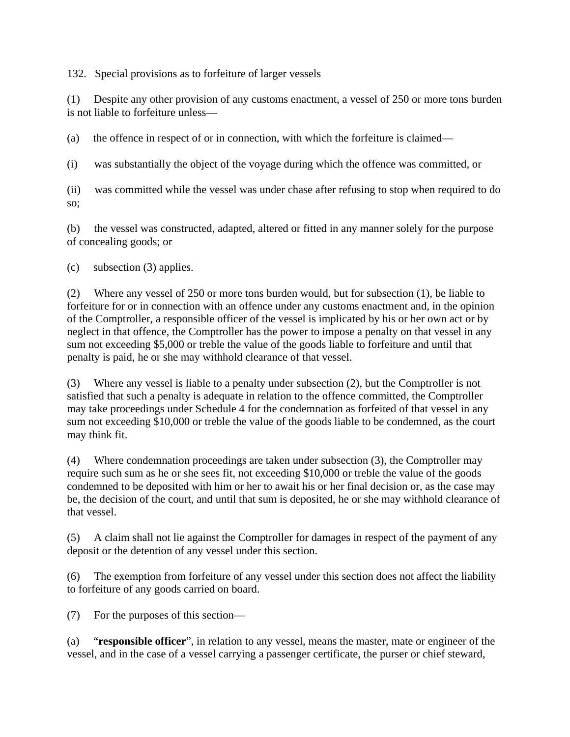132. Special provisions as to forfeiture of larger vessels

(1) Despite any other provision of any customs enactment, a vessel of 250 or more tons burden is not liable to forfeiture unless—

(a) the offence in respect of or in connection, with which the forfeiture is claimed—

(i) was substantially the object of the voyage during which the offence was committed, or

(ii) was committed while the vessel was under chase after refusing to stop when required to do so;

(b) the vessel was constructed, adapted, altered or fitted in any manner solely for the purpose of concealing goods; or

(c) subsection (3) applies.

(2) Where any vessel of 250 or more tons burden would, but for subsection (1), be liable to forfeiture for or in connection with an offence under any customs enactment and, in the opinion of the Comptroller, a responsible officer of the vessel is implicated by his or her own act or by neglect in that offence, the Comptroller has the power to impose a penalty on that vessel in any sum not exceeding $5,000 or treble the value of the goods liable to forfeiture and until that penalty is paid, he or she may withhold clearance of that vessel.

(3) Where any vessel is liable to a penalty under subsection (2), but the Comptroller is not satisfied that such a penalty is adequate in relation to the offence committed, the Comptroller may take proceedings under Schedule 4 for the condemnation as forfeited of that vessel in any sum not exceeding $10,000 or treble the value of the goods liable to be condemned, as the court may think fit.

(4) Where condemnation proceedings are taken under subsection (3), the Comptroller may require such sum as he or she sees fit, not exceeding $10,000 or treble the value of the goods condemned to be deposited with him or her to await his or her final decision or, as the case may be, the decision of the court, and until that sum is deposited, he or she may withhold clearance of that vessel.

(5) A claim shall not lie against the Comptroller for damages in respect of the payment of any deposit or the detention of any vessel under this section.

(6) The exemption from forfeiture of any vessel under this section does not affect the liability to forfeiture of any goods carried on board.

(7) For the purposes of this section—

(a) "**responsible officer**", in relation to any vessel, means the master, mate or engineer of the vessel, and in the case of a vessel carrying a passenger certificate, the purser or chief steward,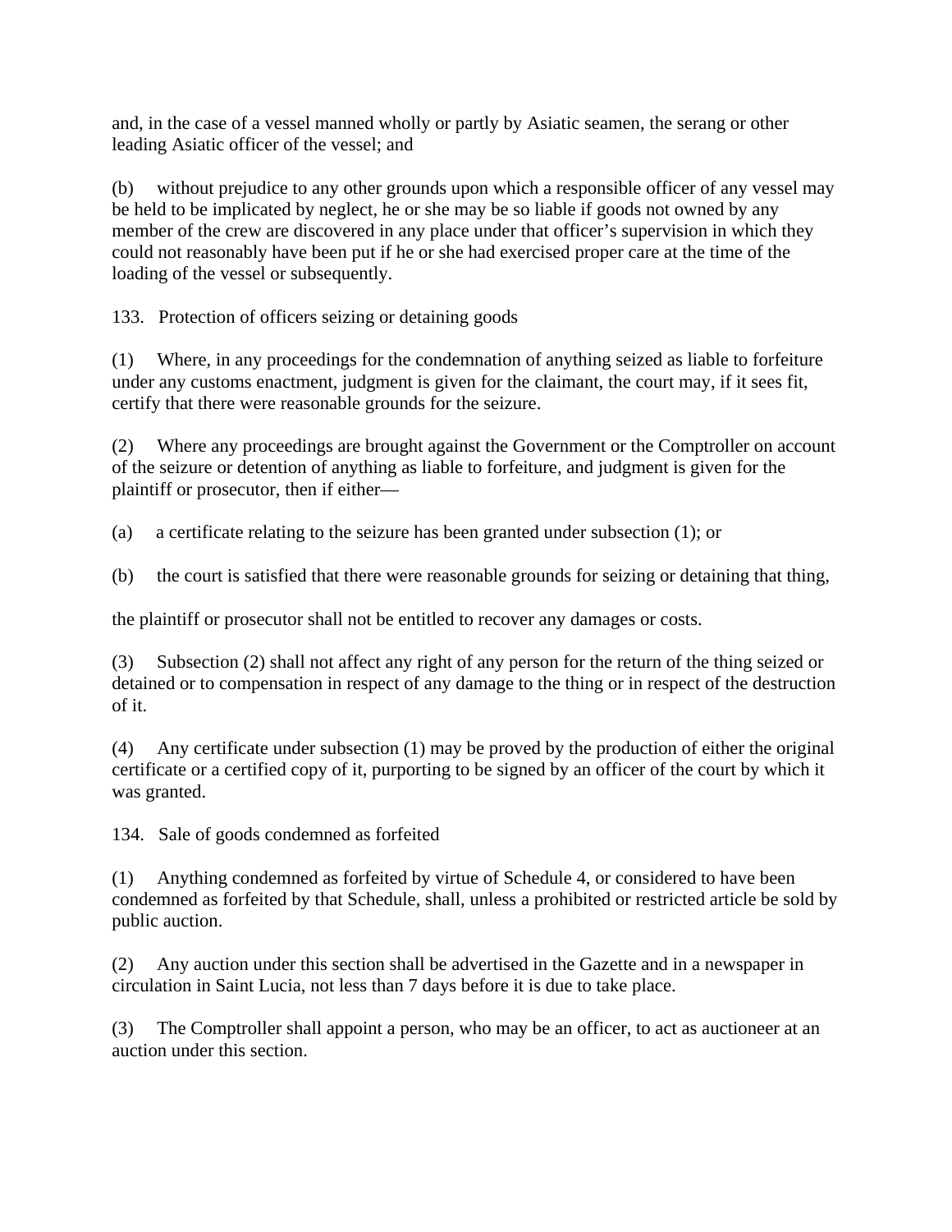and, in the case of a vessel manned wholly or partly by Asiatic seamen, the serang or other leading Asiatic officer of the vessel; and

(b) without prejudice to any other grounds upon which a responsible officer of any vessel may be held to be implicated by neglect, he or she may be so liable if goods not owned by any member of the crew are discovered in any place under that officer’s supervision in which they could not reasonably have been put if he or she had exercised proper care at the time of the loading of the vessel or subsequently.

133. Protection of officers seizing or detaining goods

(1) Where, in any proceedings for the condemnation of anything seized as liable to forfeiture under any customs enactment, judgment is given for the claimant, the court may, if it sees fit, certify that there were reasonable grounds for the seizure.

(2) Where any proceedings are brought against the Government or the Comptroller on account of the seizure or detention of anything as liable to forfeiture, and judgment is given for the plaintiff or prosecutor, then if either—

(a) a certificate relating to the seizure has been granted under subsection (1); or

(b) the court is satisfied that there were reasonable grounds for seizing or detaining that thing,

the plaintiff or prosecutor shall not be entitled to recover any damages or costs.

(3) Subsection (2) shall not affect any right of any person for the return of the thing seized or detained or to compensation in respect of any damage to the thing or in respect of the destruction of it.

(4) Any certificate under subsection (1) may be proved by the production of either the original certificate or a certified copy of it, purporting to be signed by an officer of the court by which it was granted.

134. Sale of goods condemned as forfeited

(1) Anything condemned as forfeited by virtue of Schedule 4, or considered to have been condemned as forfeited by that Schedule, shall, unless a prohibited or restricted article be sold by public auction.

(2) Any auction under this section shall be advertised in the Gazette and in a newspaper in circulation in Saint Lucia, not less than 7 days before it is due to take place.

(3) The Comptroller shall appoint a person, who may be an officer, to act as auctioneer at an auction under this section.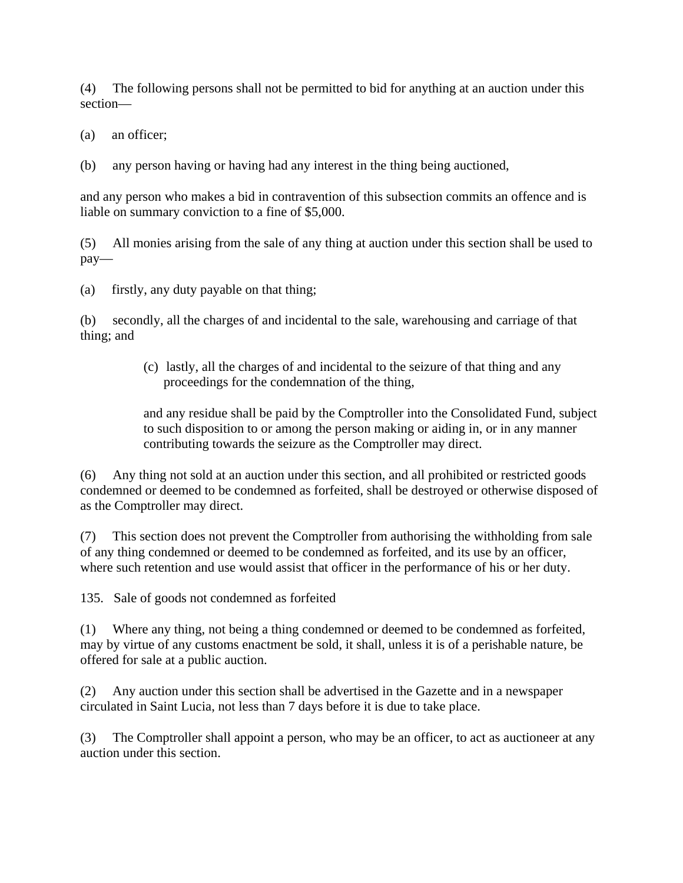(4) The following persons shall not be permitted to bid for anything at an auction under this section—

(a) an officer;

(b) any person having or having had any interest in the thing being auctioned,

and any person who makes a bid in contravention of this subsection commits an offence and is liable on summary conviction to a fine of $5,000.

(5) All monies arising from the sale of any thing at auction under this section shall be used to pay—

(a) firstly, any duty payable on that thing;

(b) secondly, all the charges of and incidental to the sale, warehousing and carriage of that thing; and

(c) lastly, all the charges of and incidental to the seizure of that thing and any proceedings for the condemnation of the thing,

and any residue shall be paid by the Comptroller into the Consolidated Fund, subject to such disposition to or among the person making or aiding in, or in any manner contributing towards the seizure as the Comptroller may direct.

(6) Any thing not sold at an auction under this section, and all prohibited or restricted goods condemned or deemed to be condemned as forfeited, shall be destroyed or otherwise disposed of as the Comptroller may direct.

(7) This section does not prevent the Comptroller from authorising the withholding from sale of any thing condemned or deemed to be condemned as forfeited, and its use by an officer, where such retention and use would assist that officer in the performance of his or her duty.

135. Sale of goods not condemned as forfeited

(1) Where any thing, not being a thing condemned or deemed to be condemned as forfeited, may by virtue of any customs enactment be sold, it shall, unless it is of a perishable nature, be offered for sale at a public auction.

(2) Any auction under this section shall be advertised in the Gazette and in a newspaper circulated in Saint Lucia, not less than 7 days before it is due to take place.

(3) The Comptroller shall appoint a person, who may be an officer, to act as auctioneer at any auction under this section.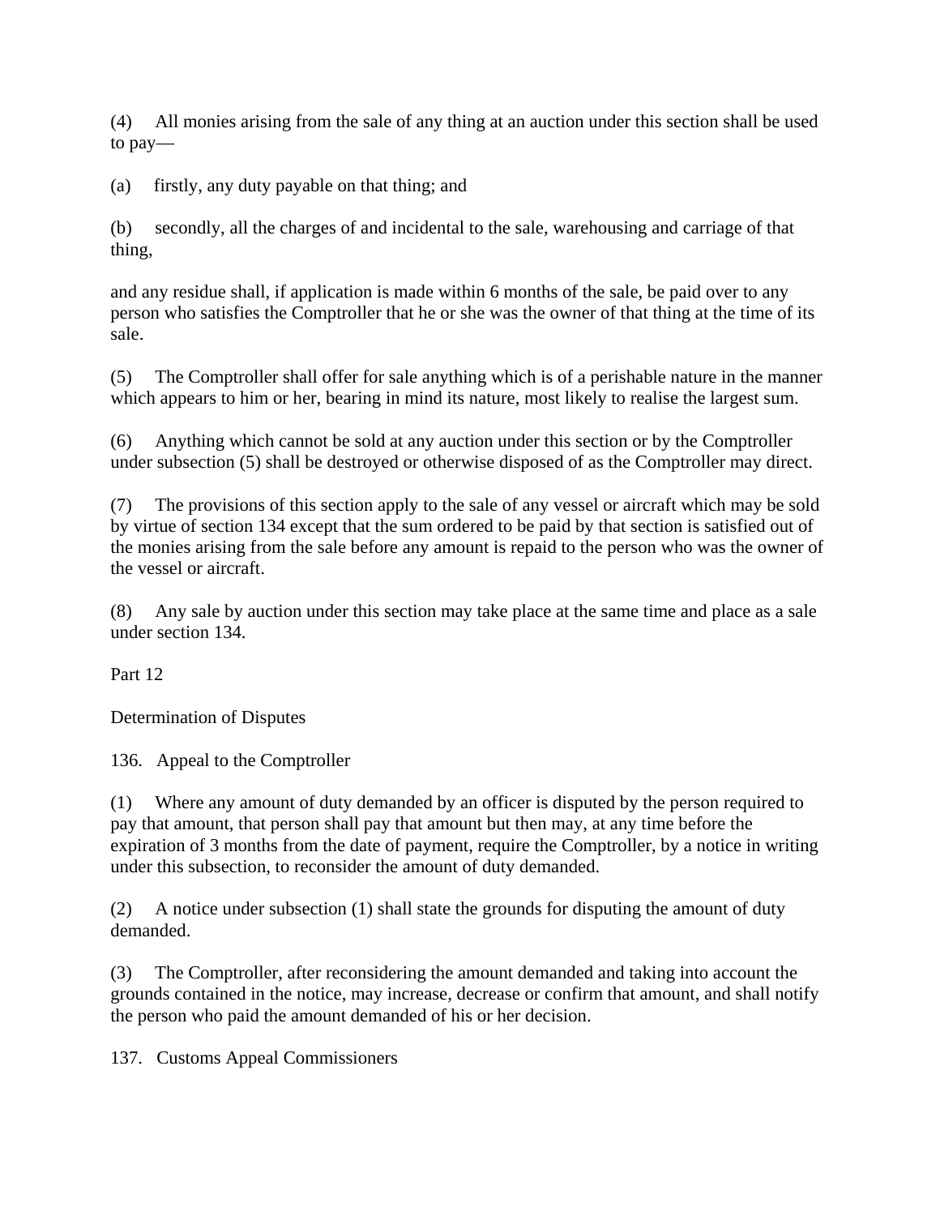(4) All monies arising from the sale of any thing at an auction under this section shall be used to pay—

(a) firstly, any duty payable on that thing; and

(b) secondly, all the charges of and incidental to the sale, warehousing and carriage of that thing,

and any residue shall, if application is made within 6 months of the sale, be paid over to any person who satisfies the Comptroller that he or she was the owner of that thing at the time of its sale.

(5) The Comptroller shall offer for sale anything which is of a perishable nature in the manner which appears to him or her, bearing in mind its nature, most likely to realise the largest sum.

(6) Anything which cannot be sold at any auction under this section or by the Comptroller under subsection (5) shall be destroyed or otherwise disposed of as the Comptroller may direct.

(7) The provisions of this section apply to the sale of any vessel or aircraft which may be sold by virtue of section 134 except that the sum ordered to be paid by that section is satisfied out of the monies arising from the sale before any amount is repaid to the person who was the owner of the vessel or aircraft.

(8) Any sale by auction under this section may take place at the same time and place as a sale under section 134.

## Part 12

## Determination of Disputes

### 136. Appeal to the Comptroller

(1) Where any amount of duty demanded by an officer is disputed by the person required to pay that amount, that person shall pay that amount but then may, at any time before the expiration of 3 months from the date of payment, require the Comptroller, by a notice in writing under this subsection, to reconsider the amount of duty demanded.

(2) A notice under subsection (1) shall state the grounds for disputing the amount of duty demanded.

(3) The Comptroller, after reconsidering the amount demanded and taking into account the grounds contained in the notice, may increase, decrease or confirm that amount, and shall notify the person who paid the amount demanded of his or her decision.

### 137. Customs Appeal Commissioners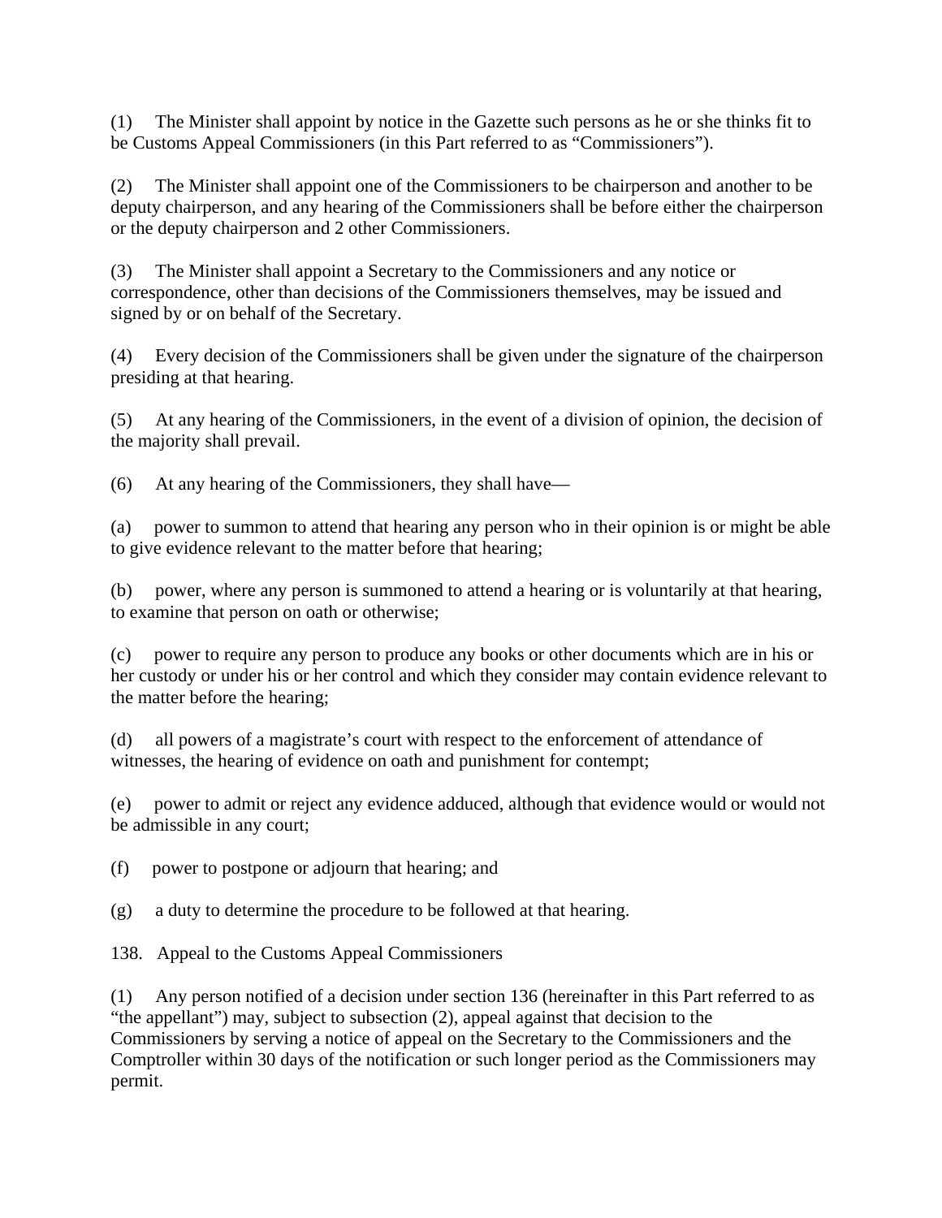(1) The Minister shall appoint by notice in the Gazette such persons as he or she thinks fit to be Customs Appeal Commissioners (in this Part referred to as "Commissioners").

(2) The Minister shall appoint one of the Commissioners to be chairperson and another to be deputy chairperson, and any hearing of the Commissioners shall be before either the chairperson or the deputy chairperson and 2 other Commissioners.

(3) The Minister shall appoint a Secretary to the Commissioners and any notice or correspondence, other than decisions of the Commissioners themselves, may be issued and signed by or on behalf of the Secretary.

(4) Every decision of the Commissioners shall be given under the signature of the chairperson presiding at that hearing.

(5) At any hearing of the Commissioners, in the event of a division of opinion, the decision of the majority shall prevail.

(6) At any hearing of the Commissioners, they shall have—

(a) power to summon to attend that hearing any person who in their opinion is or might be able to give evidence relevant to the matter before that hearing;

(b) power, where any person is summoned to attend a hearing or is voluntarily at that hearing, to examine that person on oath or otherwise;

(c) power to require any person to produce any books or other documents which are in his or her custody or under his or her control and which they consider may contain evidence relevant to the matter before the hearing;

(d) all powers of a magistrate's court with respect to the enforcement of attendance of witnesses, the hearing of evidence on oath and punishment for contempt;

(e) power to admit or reject any evidence adduced, although that evidence would or would not be admissible in any court;

(f) power to postpone or adjourn that hearing; and

(g) a duty to determine the procedure to be followed at that hearing.

## 138. Appeal to the Customs Appeal Commissioners

(1) Any person notified of a decision under section 136 (hereinafter in this Part referred to as "the appellant") may, subject to subsection (2), appeal against that decision to the Commissioners by serving a notice of appeal on the Secretary to the Commissioners and the Comptroller within 30 days of the notification or such longer period as the Commissioners may permit.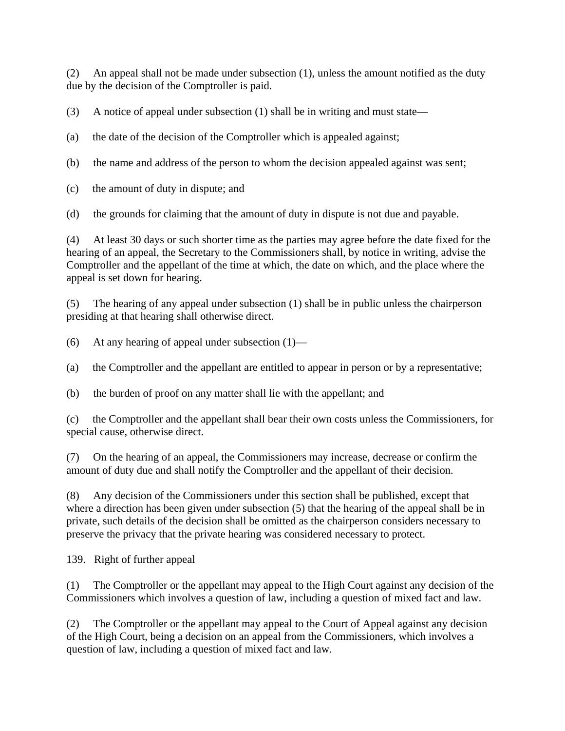(2) An appeal shall not be made under subsection (1), unless the amount notified as the duty due by the decision of the Comptroller is paid.

(3) A notice of appeal under subsection (1) shall be in writing and must state—

(a) the date of the decision of the Comptroller which is appealed against;

(b) the name and address of the person to whom the decision appealed against was sent;

(c) the amount of duty in dispute; and

(d) the grounds for claiming that the amount of duty in dispute is not due and payable.

(4) At least 30 days or such shorter time as the parties may agree before the date fixed for the hearing of an appeal, the Secretary to the Commissioners shall, by notice in writing, advise the Comptroller and the appellant of the time at which, the date on which, and the place where the appeal is set down for hearing.

(5) The hearing of any appeal under subsection (1) shall be in public unless the chairperson presiding at that hearing shall otherwise direct.

(6) At any hearing of appeal under subsection (1)—

(a) the Comptroller and the appellant are entitled to appear in person or by a representative;

(b) the burden of proof on any matter shall lie with the appellant; and

(c) the Comptroller and the appellant shall bear their own costs unless the Commissioners, for special cause, otherwise direct.

(7) On the hearing of an appeal, the Commissioners may increase, decrease or confirm the amount of duty due and shall notify the Comptroller and the appellant of their decision.

(8) Any decision of the Commissioners under this section shall be published, except that where a direction has been given under subsection (5) that the hearing of the appeal shall be in private, such details of the decision shall be omitted as the chairperson considers necessary to preserve the privacy that the private hearing was considered necessary to protect.

139. Right of further appeal

(1) The Comptroller or the appellant may appeal to the High Court against any decision of the Commissioners which involves a question of law, including a question of mixed fact and law.

(2) The Comptroller or the appellant may appeal to the Court of Appeal against any decision of the High Court, being a decision on an appeal from the Commissioners, which involves a question of law, including a question of mixed fact and law.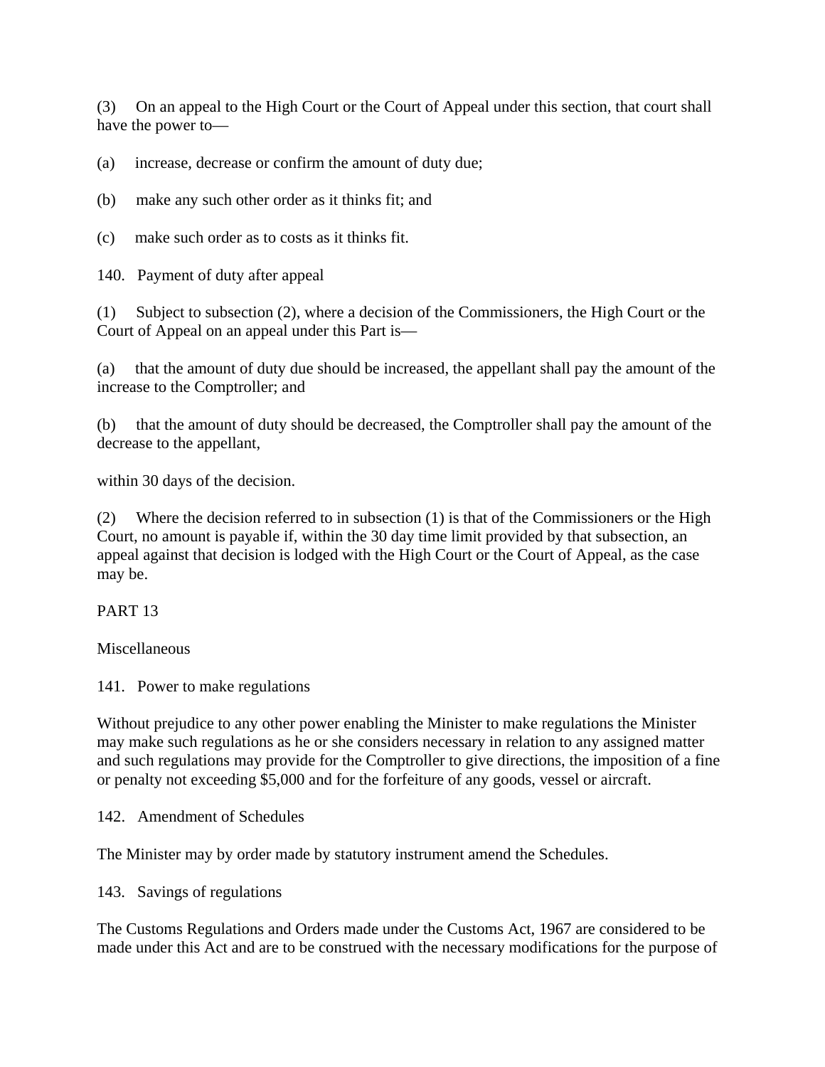(3) On an appeal to the High Court or the Court of Appeal under this section, that court shall have the power to—

(a) increase, decrease or confirm the amount of duty due;

(b) make any such other order as it thinks fit; and

(c) make such order as to costs as it thinks fit.

### 140. Payment of duty after appeal

(1) Subject to subsection (2), where a decision of the Commissioners, the High Court or the Court of Appeal on an appeal under this Part is—

(a) that the amount of duty due should be increased, the appellant shall pay the amount of the increase to the Comptroller; and

(b) that the amount of duty should be decreased, the Comptroller shall pay the amount of the decrease to the appellant,

within 30 days of the decision.

(2) Where the decision referred to in subsection (1) is that of the Commissioners or the High Court, no amount is payable if, within the 30 day time limit provided by that subsection, an appeal against that decision is lodged with the High Court or the Court of Appeal, as the case may be.

## PART 13

## Miscellaneous

### 141. Power to make regulations

Without prejudice to any other power enabling the Minister to make regulations the Minister may make such regulations as he or she considers necessary in relation to any assigned matter and such regulations may provide for the Comptroller to give directions, the imposition of a fine or penalty not exceeding $5,000 and for the forfeiture of any goods, vessel or aircraft.

### 142. Amendment of Schedules

The Minister may by order made by statutory instrument amend the Schedules.

### 143. Savings of regulations

The Customs Regulations and Orders made under the Customs Act, 1967 are considered to be made under this Act and are to be construed with the necessary modifications for the purpose of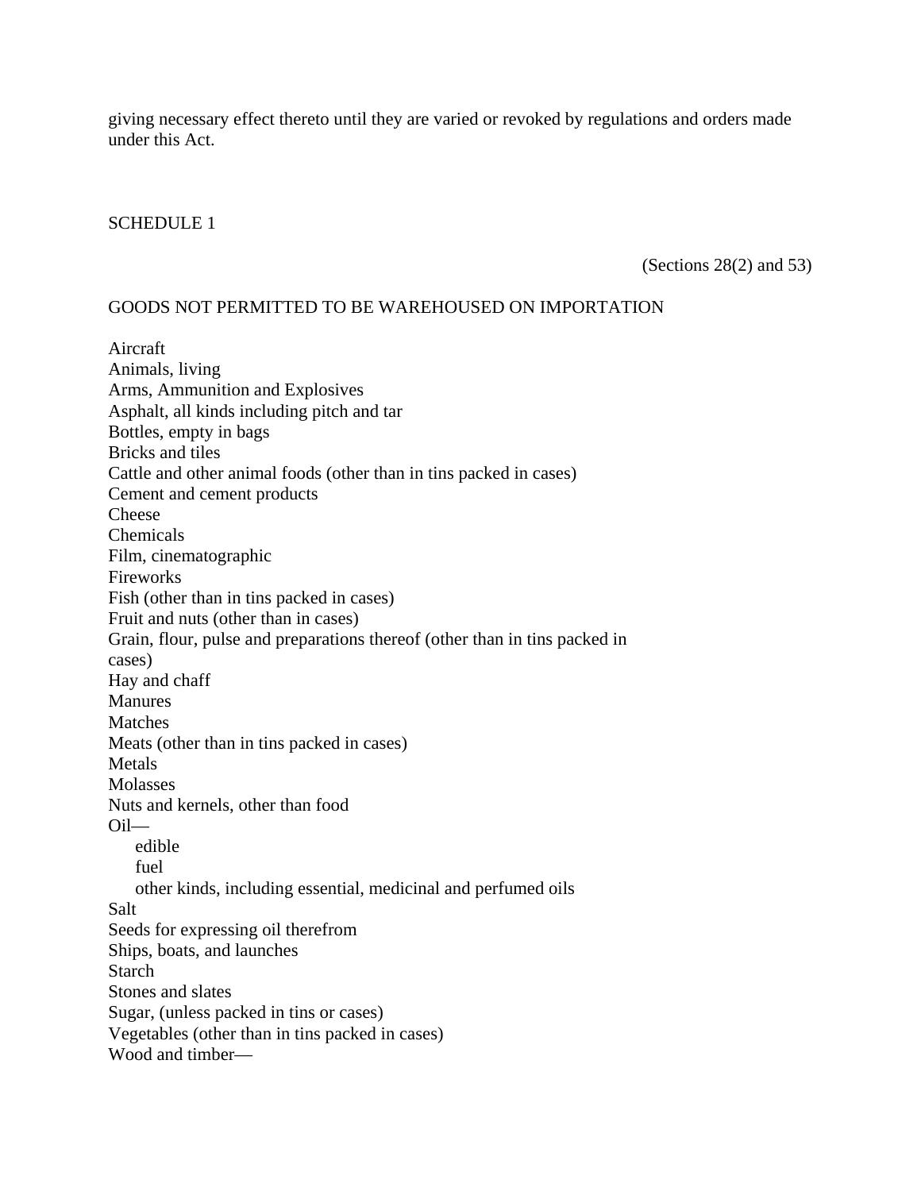giving necessary effect thereto until they are varied or revoked by regulations and orders made under this Act.

## SCHEDULE 1

(Sections 28(2) and 53)

### GOODS NOT PERMITTED TO BE WAREHOUSED ON IMPORTATION

Aircraft
Animals, living
Arms, Ammunition and Explosives
Asphalt, all kinds including pitch and tar
Bottles, empty in bags
Bricks and tiles
Cattle and other animal foods (other than in tins packed in cases)
Cement and cement products
Cheese
Chemicals
Film, cinematographic
Fireworks
Fish (other than in tins packed in cases)
Fruit and nuts (other than in cases)
Grain, flour, pulse and preparations thereof (other than in tins packed in cases)
Hay and chaff
Manures
Matches
Meats (other than in tins packed in cases)
Metals
Molasses
Nuts and kernels, other than food
Oil—
    edible
    fuel
    other kinds, including essential, medicinal and perfumed oils
Salt
Seeds for expressing oil therefrom
Ships, boats, and launches
Starch
Stones and slates
Sugar, (unless packed in tins or cases)
Vegetables (other than in tins packed in cases)
Wood and timber—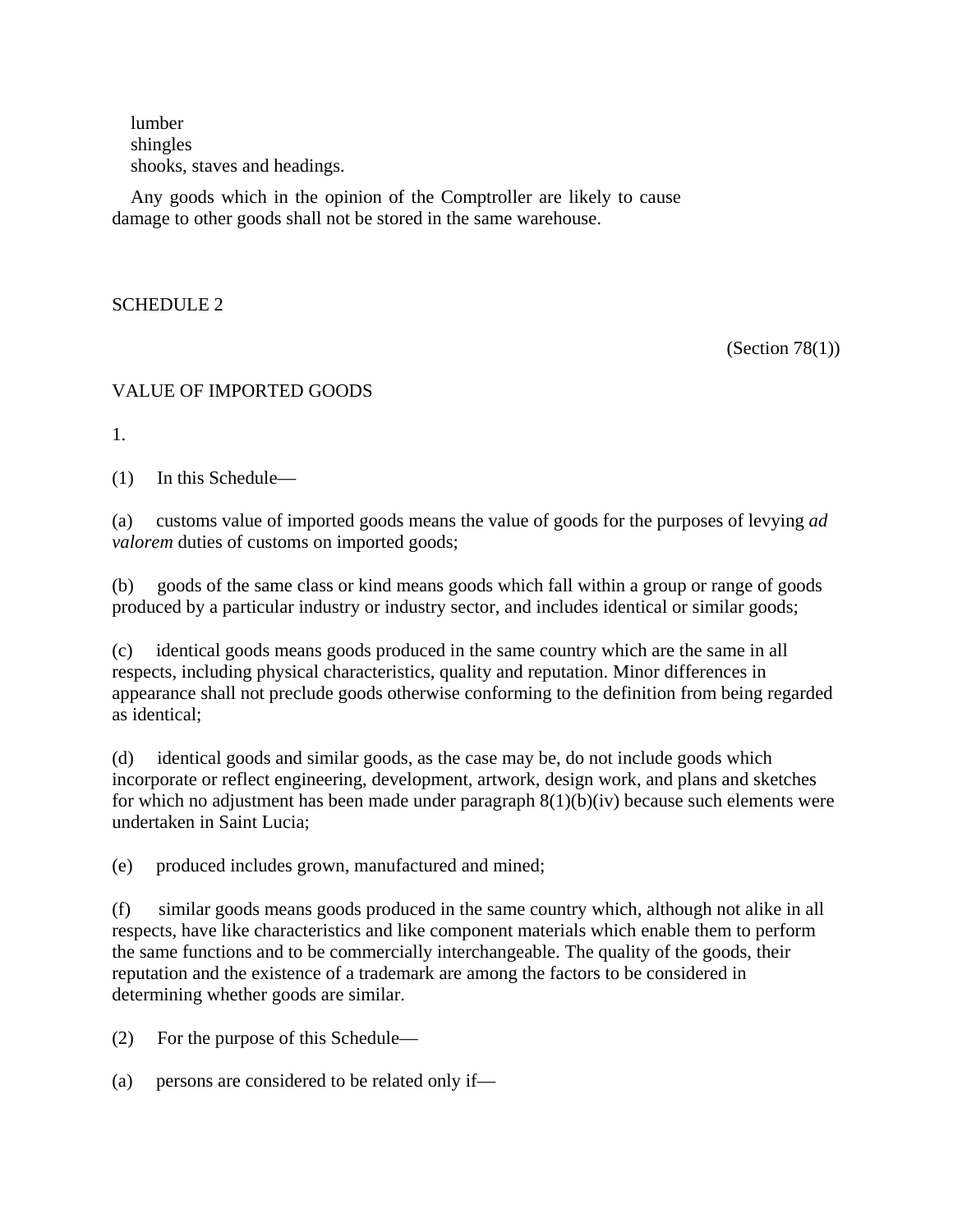lumber
shingles
shooks, staves and headings.

Any goods which in the opinion of the Comptroller are likely to cause damage to other goods shall not be stored in the same warehouse.

## SCHEDULE 2

(Section 78(1))

### VALUE OF IMPORTED GOODS

1.

(1) In this Schedule—

(a) customs value of imported goods means the value of goods for the purposes of levying *ad valorem* duties of customs on imported goods;

(b) goods of the same class or kind means goods which fall within a group or range of goods produced by a particular industry or industry sector, and includes identical or similar goods;

(c) identical goods means goods produced in the same country which are the same in all respects, including physical characteristics, quality and reputation. Minor differences in appearance shall not preclude goods otherwise conforming to the definition from being regarded as identical;

(d) identical goods and similar goods, as the case may be, do not include goods which incorporate or reflect engineering, development, artwork, design work, and plans and sketches for which no adjustment has been made under paragraph 8(1)(b)(iv) because such elements were undertaken in Saint Lucia;

(e) produced includes grown, manufactured and mined;

(f) similar goods means goods produced in the same country which, although not alike in all respects, have like characteristics and like component materials which enable them to perform the same functions and to be commercially interchangeable. The quality of the goods, their reputation and the existence of a trademark are among the factors to be considered in determining whether goods are similar.

(2) For the purpose of this Schedule—

(a) persons are considered to be related only if—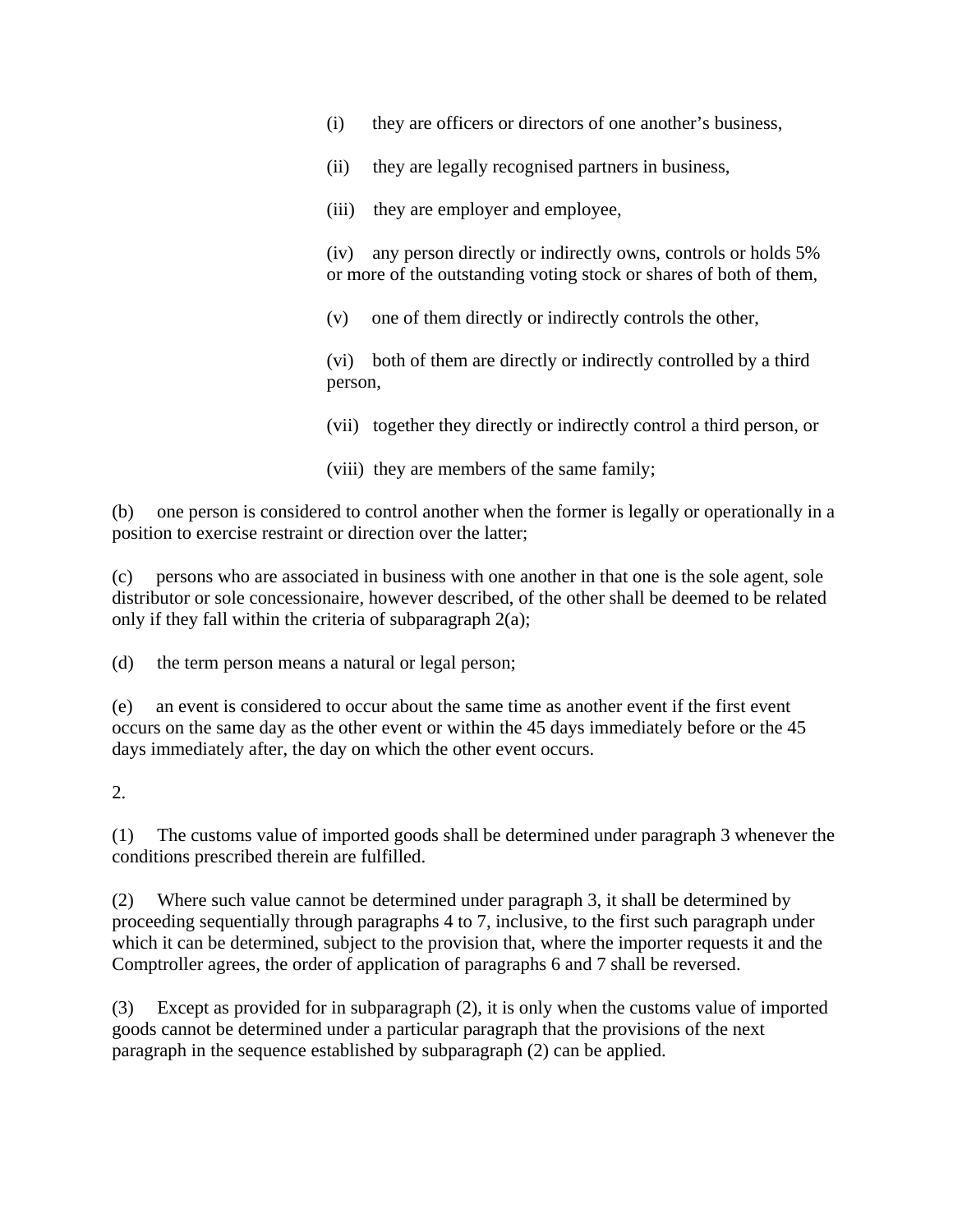(i) they are officers or directors of one another's business,

(ii) they are legally recognised partners in business,

(iii) they are employer and employee,

(iv) any person directly or indirectly owns, controls or holds 5% or more of the outstanding voting stock or shares of both of them,

(v) one of them directly or indirectly controls the other,

(vi) both of them are directly or indirectly controlled by a third person,

(vii) together they directly or indirectly control a third person, or

(viii) they are members of the same family;

(b) one person is considered to control another when the former is legally or operationally in a position to exercise restraint or direction over the latter;

(c) persons who are associated in business with one another in that one is the sole agent, sole distributor or sole concessionaire, however described, of the other shall be deemed to be related only if they fall within the criteria of subparagraph 2(a);

(d) the term person means a natural or legal person;

(e) an event is considered to occur about the same time as another event if the first event occurs on the same day as the other event or within the 45 days immediately before or the 45 days immediately after, the day on which the other event occurs.

2.

(1) The customs value of imported goods shall be determined under paragraph 3 whenever the conditions prescribed therein are fulfilled.

(2) Where such value cannot be determined under paragraph 3, it shall be determined by proceeding sequentially through paragraphs 4 to 7, inclusive, to the first such paragraph under which it can be determined, subject to the provision that, where the importer requests it and the Comptroller agrees, the order of application of paragraphs 6 and 7 shall be reversed.

(3) Except as provided for in subparagraph (2), it is only when the customs value of imported goods cannot be determined under a particular paragraph that the provisions of the next paragraph in the sequence established by subparagraph (2) can be applied.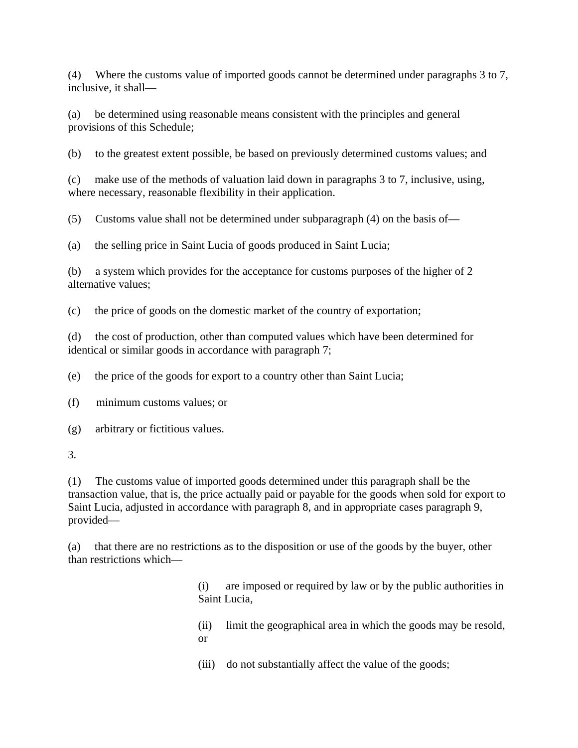(4) Where the customs value of imported goods cannot be determined under paragraphs 3 to 7, inclusive, it shall—

(a) be determined using reasonable means consistent with the principles and general provisions of this Schedule;

(b) to the greatest extent possible, be based on previously determined customs values; and

(c) make use of the methods of valuation laid down in paragraphs 3 to 7, inclusive, using, where necessary, reasonable flexibility in their application.

(5) Customs value shall not be determined under subparagraph (4) on the basis of—

(a) the selling price in Saint Lucia of goods produced in Saint Lucia;

(b) a system which provides for the acceptance for customs purposes of the higher of 2 alternative values;

(c) the price of goods on the domestic market of the country of exportation;

(d) the cost of production, other than computed values which have been determined for identical or similar goods in accordance with paragraph 7;

(e) the price of the goods for export to a country other than Saint Lucia;

(f) minimum customs values; or

(g) arbitrary or fictitious values.

3.

(1) The customs value of imported goods determined under this paragraph shall be the transaction value, that is, the price actually paid or payable for the goods when sold for export to Saint Lucia, adjusted in accordance with paragraph 8, and in appropriate cases paragraph 9, provided—

(a) that there are no restrictions as to the disposition or use of the goods by the buyer, other than restrictions which—

> (i) are imposed or required by law or by the public authorities in Saint Lucia,
>
> (ii) limit the geographical area in which the goods may be resold, or
>
> (iii) do not substantially affect the value of the goods;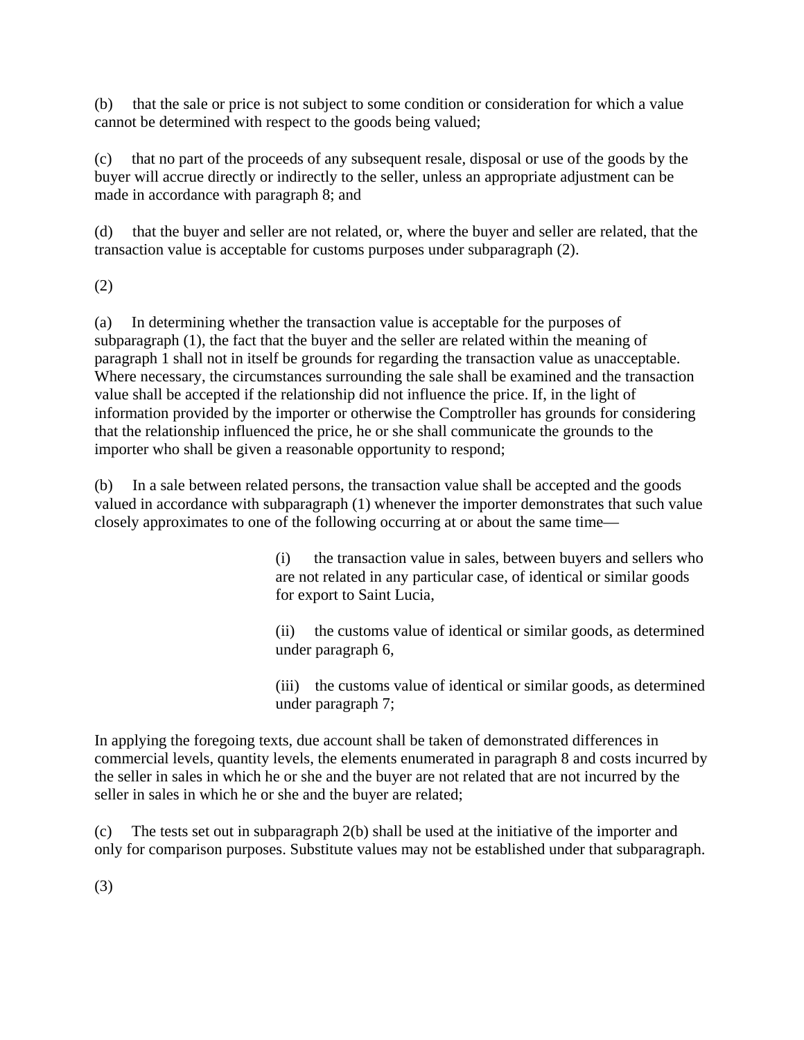(b) that the sale or price is not subject to some condition or consideration for which a value cannot be determined with respect to the goods being valued;

(c) that no part of the proceeds of any subsequent resale, disposal or use of the goods by the buyer will accrue directly or indirectly to the seller, unless an appropriate adjustment can be made in accordance with paragraph 8; and

(d) that the buyer and seller are not related, or, where the buyer and seller are related, that the transaction value is acceptable for customs purposes under subparagraph (2).

(2)

(a) In determining whether the transaction value is acceptable for the purposes of subparagraph (1), the fact that the buyer and the seller are related within the meaning of paragraph 1 shall not in itself be grounds for regarding the transaction value as unacceptable. Where necessary, the circumstances surrounding the sale shall be examined and the transaction value shall be accepted if the relationship did not influence the price. If, in the light of information provided by the importer or otherwise the Comptroller has grounds for considering that the relationship influenced the price, he or she shall communicate the grounds to the importer who shall be given a reasonable opportunity to respond;

(b) In a sale between related persons, the transaction value shall be accepted and the goods valued in accordance with subparagraph (1) whenever the importer demonstrates that such value closely approximates to one of the following occurring at or about the same time—

> (i) the transaction value in sales, between buyers and sellers who are not related in any particular case, of identical or similar goods for export to Saint Lucia,
>
> (ii) the customs value of identical or similar goods, as determined under paragraph 6,
>
> (iii) the customs value of identical or similar goods, as determined under paragraph 7;

In applying the foregoing texts, due account shall be taken of demonstrated differences in commercial levels, quantity levels, the elements enumerated in paragraph 8 and costs incurred by the seller in sales in which he or she and the buyer are not related that are not incurred by the seller in sales in which he or she and the buyer are related;

(c) The tests set out in subparagraph 2(b) shall be used at the initiative of the importer and only for comparison purposes. Substitute values may not be established under that subparagraph.

(3)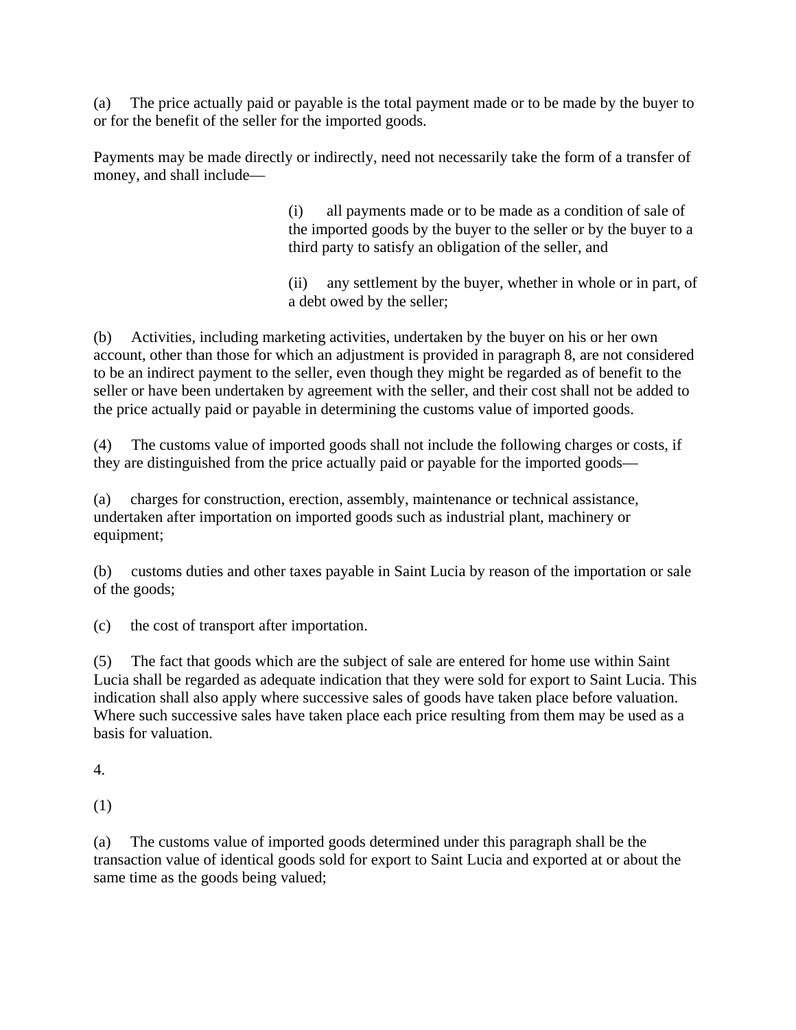(a) The price actually paid or payable is the total payment made or to be made by the buyer to or for the benefit of the seller for the imported goods.

Payments may be made directly or indirectly, need not necessarily take the form of a transfer of money, and shall include—

(i) all payments made or to be made as a condition of sale of the imported goods by the buyer to the seller or by the buyer to a third party to satisfy an obligation of the seller, and

(ii) any settlement by the buyer, whether in whole or in part, of a debt owed by the seller;

(b) Activities, including marketing activities, undertaken by the buyer on his or her own account, other than those for which an adjustment is provided in paragraph 8, are not considered to be an indirect payment to the seller, even though they might be regarded as of benefit to the seller or have been undertaken by agreement with the seller, and their cost shall not be added to the price actually paid or payable in determining the customs value of imported goods.

(4) The customs value of imported goods shall not include the following charges or costs, if they are distinguished from the price actually paid or payable for the imported goods—

(a) charges for construction, erection, assembly, maintenance or technical assistance, undertaken after importation on imported goods such as industrial plant, machinery or equipment;

(b) customs duties and other taxes payable in Saint Lucia by reason of the importation or sale of the goods;

(c) the cost of transport after importation.

(5) The fact that goods which are the subject of sale are entered for home use within Saint Lucia shall be regarded as adequate indication that they were sold for export to Saint Lucia. This indication shall also apply where successive sales of goods have taken place before valuation. Where such successive sales have taken place each price resulting from them may be used as a basis for valuation.

4.

(1)

(a) The customs value of imported goods determined under this paragraph shall be the transaction value of identical goods sold for export to Saint Lucia and exported at or about the same time as the goods being valued;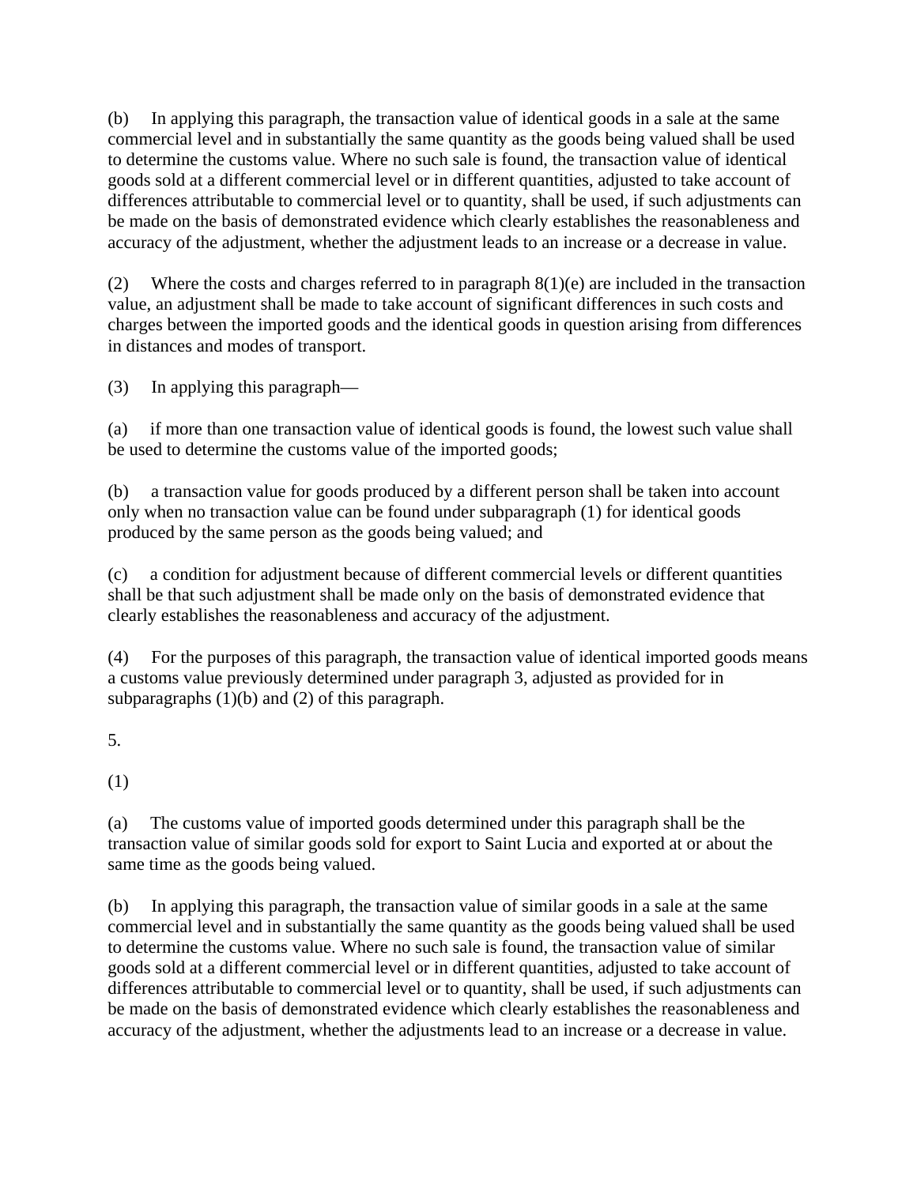(b) In applying this paragraph, the transaction value of identical goods in a sale at the same commercial level and in substantially the same quantity as the goods being valued shall be used to determine the customs value. Where no such sale is found, the transaction value of identical goods sold at a different commercial level or in different quantities, adjusted to take account of differences attributable to commercial level or to quantity, shall be used, if such adjustments can be made on the basis of demonstrated evidence which clearly establishes the reasonableness and accuracy of the adjustment, whether the adjustment leads to an increase or a decrease in value.

(2) Where the costs and charges referred to in paragraph 8(1)(e) are included in the transaction value, an adjustment shall be made to take account of significant differences in such costs and charges between the imported goods and the identical goods in question arising from differences in distances and modes of transport.

(3) In applying this paragraph—

(a) if more than one transaction value of identical goods is found, the lowest such value shall be used to determine the customs value of the imported goods;

(b) a transaction value for goods produced by a different person shall be taken into account only when no transaction value can be found under subparagraph (1) for identical goods produced by the same person as the goods being valued; and

(c) a condition for adjustment because of different commercial levels or different quantities shall be that such adjustment shall be made only on the basis of demonstrated evidence that clearly establishes the reasonableness and accuracy of the adjustment.

(4) For the purposes of this paragraph, the transaction value of identical imported goods means a customs value previously determined under paragraph 3, adjusted as provided for in subparagraphs (1)(b) and (2) of this paragraph.

5.

(1)

(a) The customs value of imported goods determined under this paragraph shall be the transaction value of similar goods sold for export to Saint Lucia and exported at or about the same time as the goods being valued.

(b) In applying this paragraph, the transaction value of similar goods in a sale at the same commercial level and in substantially the same quantity as the goods being valued shall be used to determine the customs value. Where no such sale is found, the transaction value of similar goods sold at a different commercial level or in different quantities, adjusted to take account of differences attributable to commercial level or to quantity, shall be used, if such adjustments can be made on the basis of demonstrated evidence which clearly establishes the reasonableness and accuracy of the adjustment, whether the adjustments lead to an increase or a decrease in value.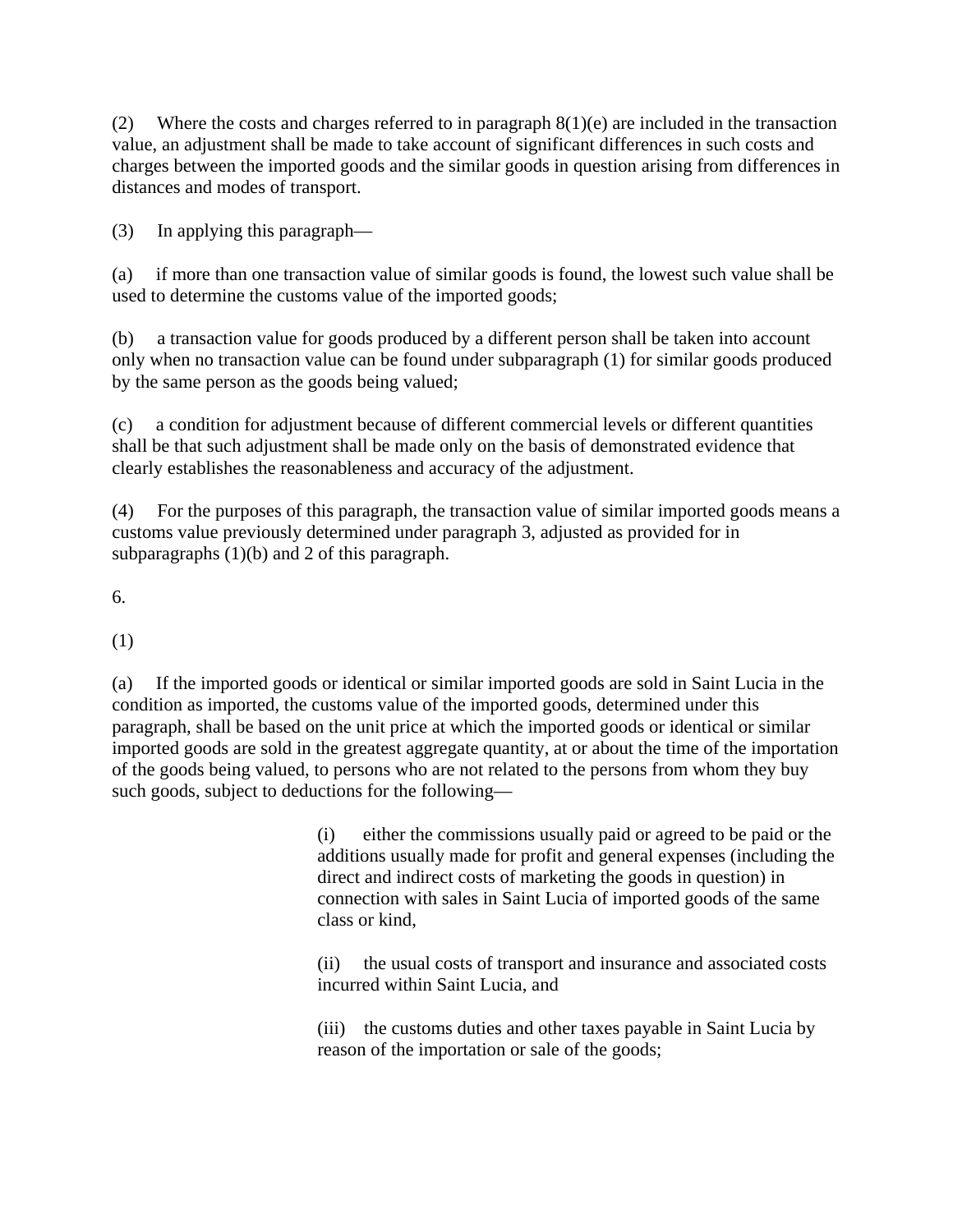(2) Where the costs and charges referred to in paragraph 8(1)(e) are included in the transaction value, an adjustment shall be made to take account of significant differences in such costs and charges between the imported goods and the similar goods in question arising from differences in distances and modes of transport.

(3) In applying this paragraph—

(a) if more than one transaction value of similar goods is found, the lowest such value shall be used to determine the customs value of the imported goods;

(b) a transaction value for goods produced by a different person shall be taken into account only when no transaction value can be found under subparagraph (1) for similar goods produced by the same person as the goods being valued;

(c) a condition for adjustment because of different commercial levels or different quantities shall be that such adjustment shall be made only on the basis of demonstrated evidence that clearly establishes the reasonableness and accuracy of the adjustment.

(4) For the purposes of this paragraph, the transaction value of similar imported goods means a customs value previously determined under paragraph 3, adjusted as provided for in subparagraphs (1)(b) and 2 of this paragraph.

6.

(1)

(a) If the imported goods or identical or similar imported goods are sold in Saint Lucia in the condition as imported, the customs value of the imported goods, determined under this paragraph, shall be based on the unit price at which the imported goods or identical or similar imported goods are sold in the greatest aggregate quantity, at or about the time of the importation of the goods being valued, to persons who are not related to the persons from whom they buy such goods, subject to deductions for the following—

> (i) either the commissions usually paid or agreed to be paid or the additions usually made for profit and general expenses (including the direct and indirect costs of marketing the goods in question) in connection with sales in Saint Lucia of imported goods of the same class or kind,
>
> (ii) the usual costs of transport and insurance and associated costs incurred within Saint Lucia, and
>
> (iii) the customs duties and other taxes payable in Saint Lucia by reason of the importation or sale of the goods;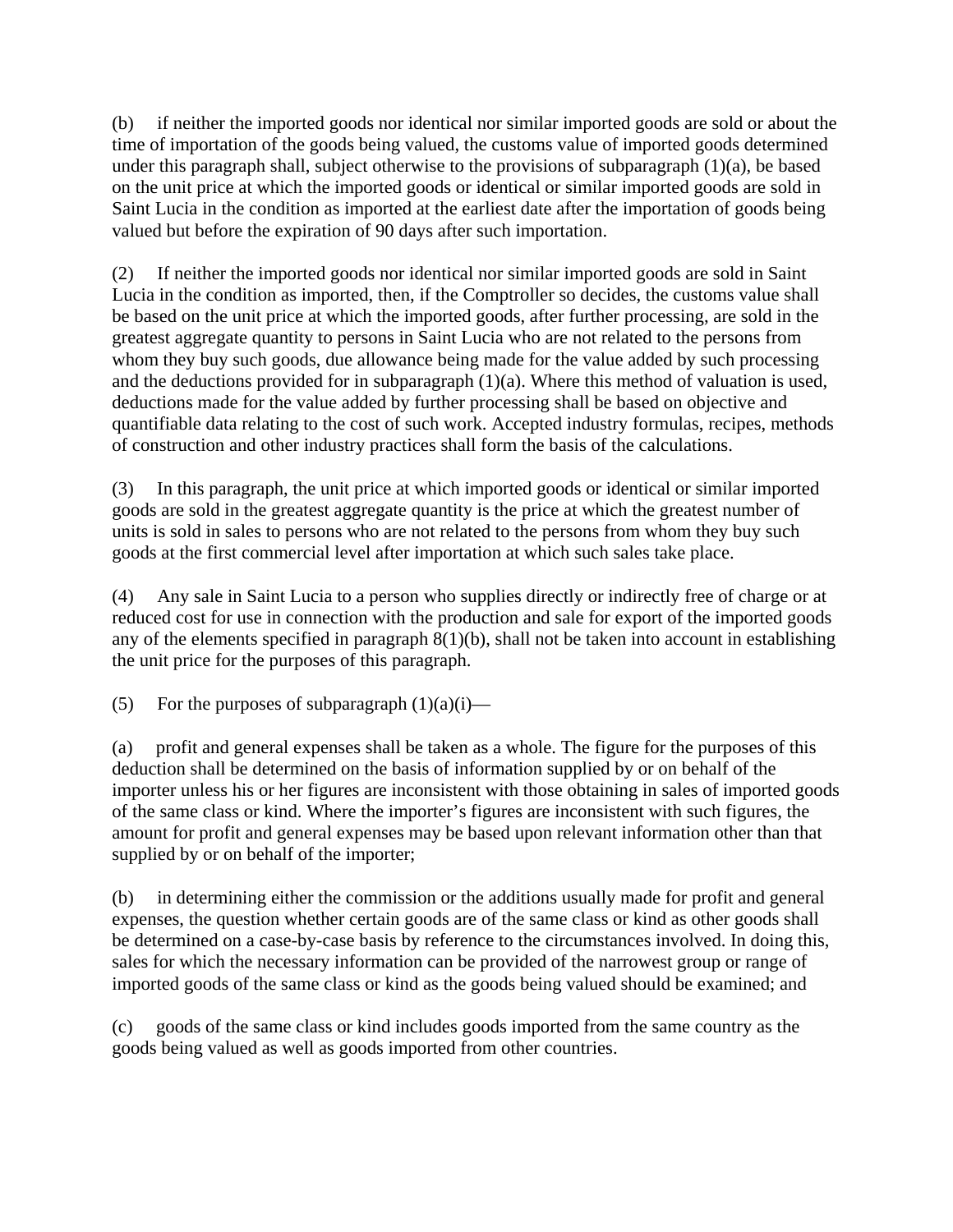(b) if neither the imported goods nor identical nor similar imported goods are sold or about the time of importation of the goods being valued, the customs value of imported goods determined under this paragraph shall, subject otherwise to the provisions of subparagraph (1)(a), be based on the unit price at which the imported goods or identical or similar imported goods are sold in Saint Lucia in the condition as imported at the earliest date after the importation of goods being valued but before the expiration of 90 days after such importation.

(2) If neither the imported goods nor identical nor similar imported goods are sold in Saint Lucia in the condition as imported, then, if the Comptroller so decides, the customs value shall be based on the unit price at which the imported goods, after further processing, are sold in the greatest aggregate quantity to persons in Saint Lucia who are not related to the persons from whom they buy such goods, due allowance being made for the value added by such processing and the deductions provided for in subparagraph (1)(a). Where this method of valuation is used, deductions made for the value added by further processing shall be based on objective and quantifiable data relating to the cost of such work. Accepted industry formulas, recipes, methods of construction and other industry practices shall form the basis of the calculations.

(3) In this paragraph, the unit price at which imported goods or identical or similar imported goods are sold in the greatest aggregate quantity is the price at which the greatest number of units is sold in sales to persons who are not related to the persons from whom they buy such goods at the first commercial level after importation at which such sales take place.

(4) Any sale in Saint Lucia to a person who supplies directly or indirectly free of charge or at reduced cost for use in connection with the production and sale for export of the imported goods any of the elements specified in paragraph 8(1)(b), shall not be taken into account in establishing the unit price for the purposes of this paragraph.

(5) For the purposes of subparagraph (1)(a)(i)—

(a) profit and general expenses shall be taken as a whole. The figure for the purposes of this deduction shall be determined on the basis of information supplied by or on behalf of the importer unless his or her figures are inconsistent with those obtaining in sales of imported goods of the same class or kind. Where the importer's figures are inconsistent with such figures, the amount for profit and general expenses may be based upon relevant information other than that supplied by or on behalf of the importer;

(b) in determining either the commission or the additions usually made for profit and general expenses, the question whether certain goods are of the same class or kind as other goods shall be determined on a case-by-case basis by reference to the circumstances involved. In doing this, sales for which the necessary information can be provided of the narrowest group or range of imported goods of the same class or kind as the goods being valued should be examined; and

(c) goods of the same class or kind includes goods imported from the same country as the goods being valued as well as goods imported from other countries.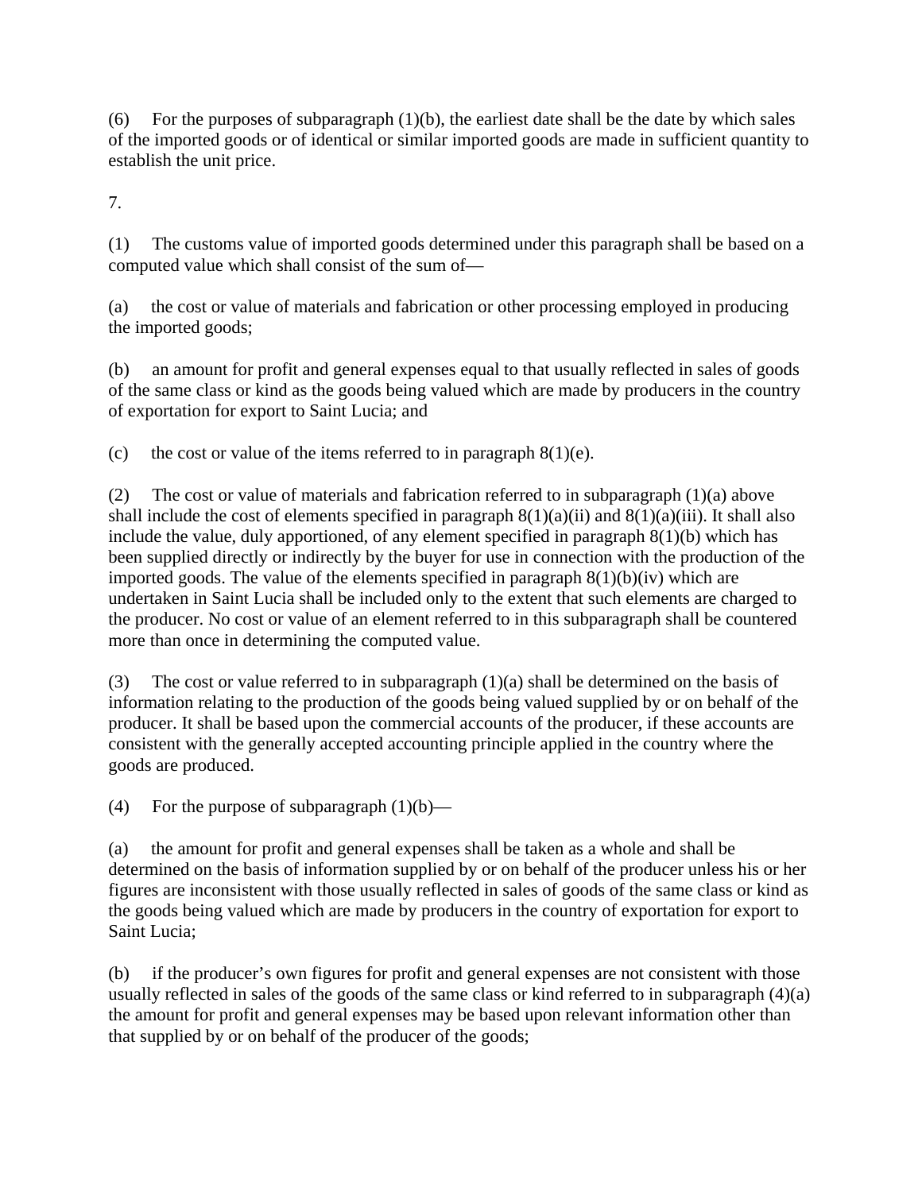(6) For the purposes of subparagraph (1)(b), the earliest date shall be the date by which sales of the imported goods or of identical or similar imported goods are made in sufficient quantity to establish the unit price.

7.

(1) The customs value of imported goods determined under this paragraph shall be based on a computed value which shall consist of the sum of—

(a) the cost or value of materials and fabrication or other processing employed in producing the imported goods;

(b) an amount for profit and general expenses equal to that usually reflected in sales of goods of the same class or kind as the goods being valued which are made by producers in the country of exportation for export to Saint Lucia; and

(c) the cost or value of the items referred to in paragraph 8(1)(e).

(2) The cost or value of materials and fabrication referred to in subparagraph (1)(a) above shall include the cost of elements specified in paragraph 8(1)(a)(ii) and 8(1)(a)(iii). It shall also include the value, duly apportioned, of any element specified in paragraph 8(1)(b) which has been supplied directly or indirectly by the buyer for use in connection with the production of the imported goods. The value of the elements specified in paragraph 8(1)(b)(iv) which are undertaken in Saint Lucia shall be included only to the extent that such elements are charged to the producer. No cost or value of an element referred to in this subparagraph shall be countered more than once in determining the computed value.

(3) The cost or value referred to in subparagraph (1)(a) shall be determined on the basis of information relating to the production of the goods being valued supplied by or on behalf of the producer. It shall be based upon the commercial accounts of the producer, if these accounts are consistent with the generally accepted accounting principle applied in the country where the goods are produced.

(4) For the purpose of subparagraph (1)(b)—

(a) the amount for profit and general expenses shall be taken as a whole and shall be determined on the basis of information supplied by or on behalf of the producer unless his or her figures are inconsistent with those usually reflected in sales of goods of the same class or kind as the goods being valued which are made by producers in the country of exportation for export to Saint Lucia;

(b) if the producer's own figures for profit and general expenses are not consistent with those usually reflected in sales of the goods of the same class or kind referred to in subparagraph (4)(a) the amount for profit and general expenses may be based upon relevant information other than that supplied by or on behalf of the producer of the goods;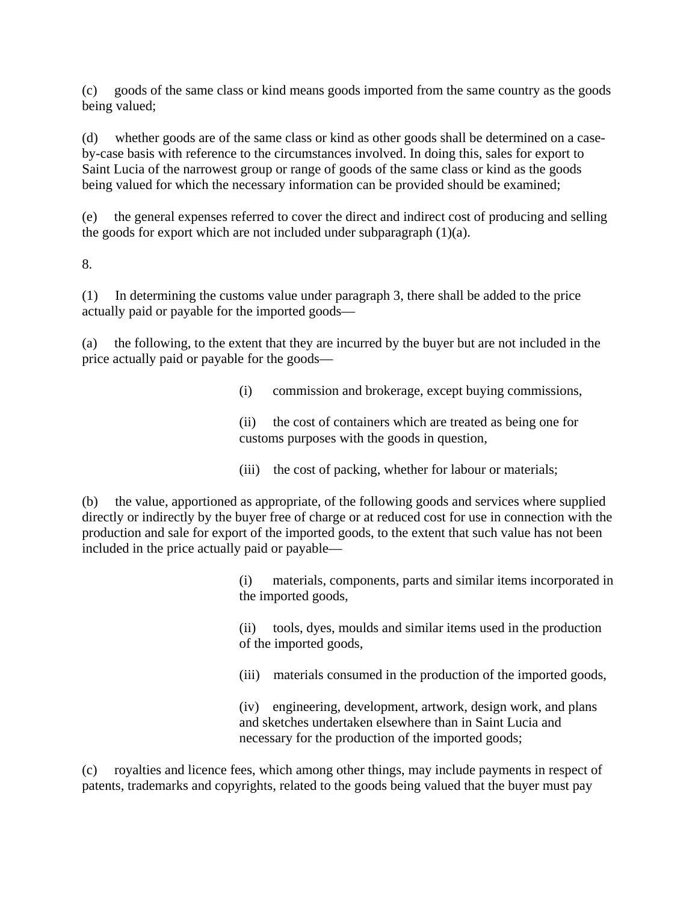(c) goods of the same class or kind means goods imported from the same country as the goods being valued;

(d) whether goods are of the same class or kind as other goods shall be determined on a case-by-case basis with reference to the circumstances involved. In doing this, sales for export to Saint Lucia of the narrowest group or range of goods of the same class or kind as the goods being valued for which the necessary information can be provided should be examined;

(e) the general expenses referred to cover the direct and indirect cost of producing and selling the goods for export which are not included under subparagraph (1)(a).

8.

(1) In determining the customs value under paragraph 3, there shall be added to the price actually paid or payable for the imported goods—

(a) the following, to the extent that they are incurred by the buyer but are not included in the price actually paid or payable for the goods—

> (i) commission and brokerage, except buying commissions,
>
> (ii) the cost of containers which are treated as being one for customs purposes with the goods in question,
>
> (iii) the cost of packing, whether for labour or materials;

(b) the value, apportioned as appropriate, of the following goods and services where supplied directly or indirectly by the buyer free of charge or at reduced cost for use in connection with the production and sale for export of the imported goods, to the extent that such value has not been included in the price actually paid or payable—

> (i) materials, components, parts and similar items incorporated in the imported goods,
>
> (ii) tools, dyes, moulds and similar items used in the production of the imported goods,
>
> (iii) materials consumed in the production of the imported goods,
>
> (iv) engineering, development, artwork, design work, and plans and sketches undertaken elsewhere than in Saint Lucia and necessary for the production of the imported goods;

(c) royalties and licence fees, which among other things, may include payments in respect of patents, trademarks and copyrights, related to the goods being valued that the buyer must pay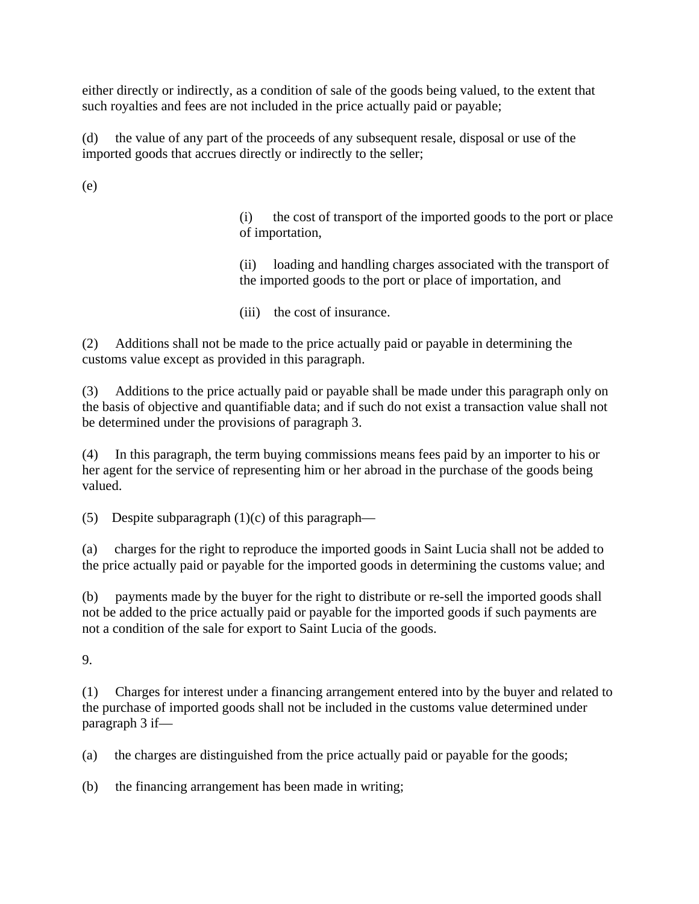either directly or indirectly, as a condition of sale of the goods being valued, to the extent that such royalties and fees are not included in the price actually paid or payable;

(d) the value of any part of the proceeds of any subsequent resale, disposal or use of the imported goods that accrues directly or indirectly to the seller;

(e)

(i) the cost of transport of the imported goods to the port or place of importation,

(ii) loading and handling charges associated with the transport of the imported goods to the port or place of importation, and

(iii) the cost of insurance.

(2) Additions shall not be made to the price actually paid or payable in determining the customs value except as provided in this paragraph.

(3) Additions to the price actually paid or payable shall be made under this paragraph only on the basis of objective and quantifiable data; and if such do not exist a transaction value shall not be determined under the provisions of paragraph 3.

(4) In this paragraph, the term buying commissions means fees paid by an importer to his or her agent for the service of representing him or her abroad in the purchase of the goods being valued.

(5) Despite subparagraph (1)(c) of this paragraph—

(a) charges for the right to reproduce the imported goods in Saint Lucia shall not be added to the price actually paid or payable for the imported goods in determining the customs value; and

(b) payments made by the buyer for the right to distribute or re-sell the imported goods shall not be added to the price actually paid or payable for the imported goods if such payments are not a condition of the sale for export to Saint Lucia of the goods.

9.

(1) Charges for interest under a financing arrangement entered into by the buyer and related to the purchase of imported goods shall not be included in the customs value determined under paragraph 3 if—

(a) the charges are distinguished from the price actually paid or payable for the goods;

(b) the financing arrangement has been made in writing;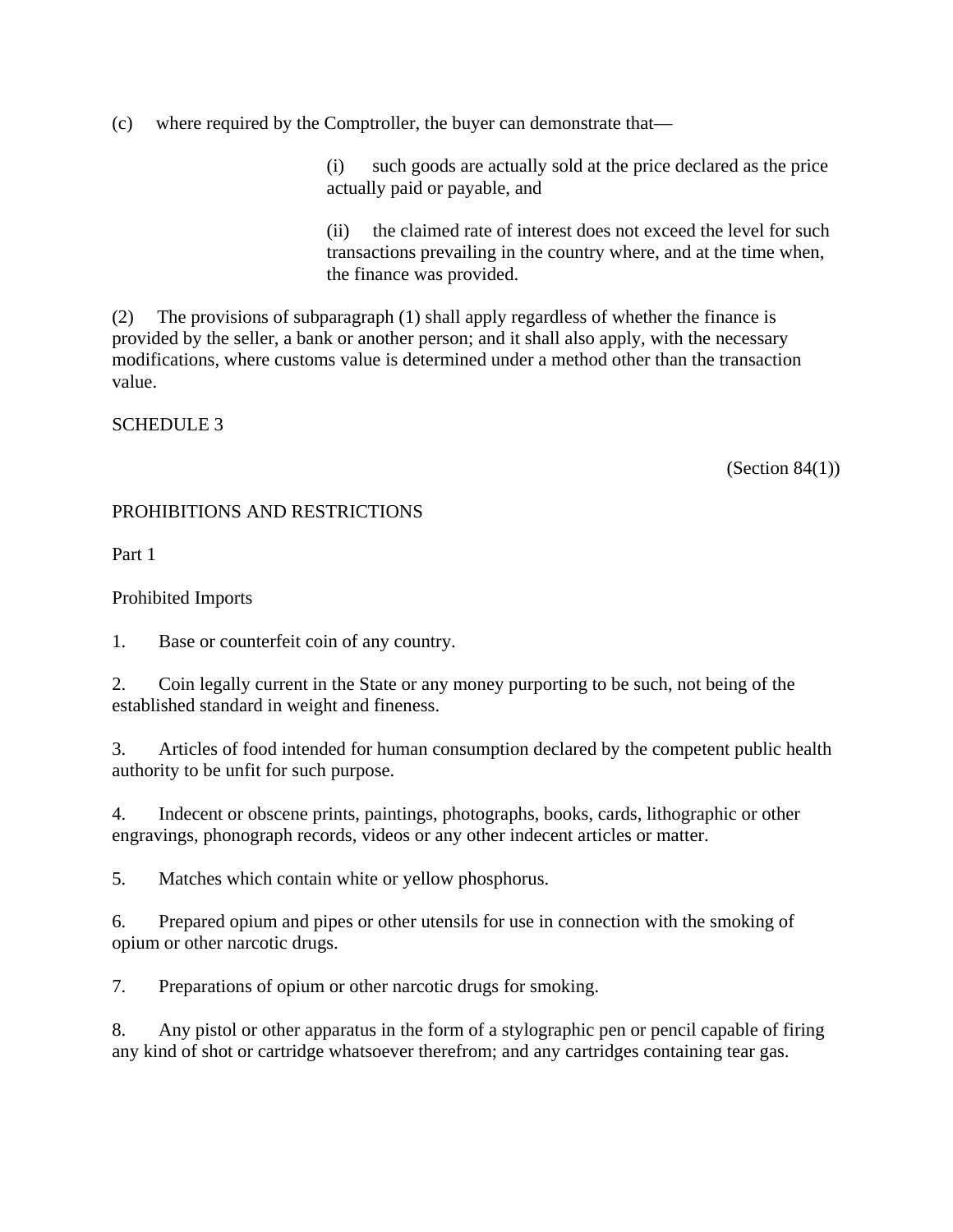(c) where required by the Comptroller, the buyer can demonstrate that—

> (i) such goods are actually sold at the price declared as the price actually paid or payable, and
>
> (ii) the claimed rate of interest does not exceed the level for such transactions prevailing in the country where, and at the time when, the finance was provided.

(2) The provisions of subparagraph (1) shall apply regardless of whether the finance is provided by the seller, a bank or another person; and it shall also apply, with the necessary modifications, where customs value is determined under a method other than the transaction value.

SCHEDULE 3

(Section 84(1))

PROHIBITIONS AND RESTRICTIONS

Part 1

Prohibited Imports

1. Base or counterfeit coin of any country.

2. Coin legally current in the State or any money purporting to be such, not being of the established standard in weight and fineness.

3. Articles of food intended for human consumption declared by the competent public health authority to be unfit for such purpose.

4. Indecent or obscene prints, paintings, photographs, books, cards, lithographic or other engravings, phonograph records, videos or any other indecent articles or matter.

5. Matches which contain white or yellow phosphorus.

6. Prepared opium and pipes or other utensils for use in connection with the smoking of opium or other narcotic drugs.

7. Preparations of opium or other narcotic drugs for smoking.

8. Any pistol or other apparatus in the form of a stylographic pen or pencil capable of firing any kind of shot or cartridge whatsoever therefrom; and any cartridges containing tear gas.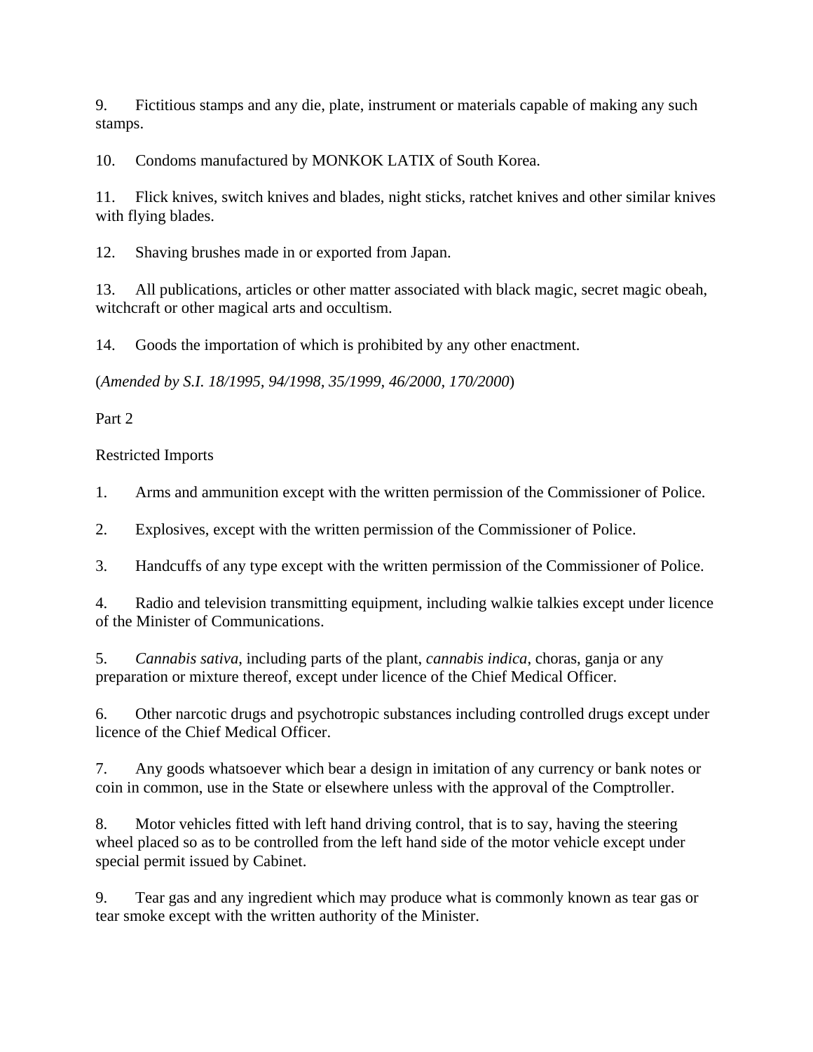9. Fictitious stamps and any die, plate, instrument or materials capable of making any such stamps.

10. Condoms manufactured by MONKOK LATIX of South Korea.

11. Flick knives, switch knives and blades, night sticks, ratchet knives and other similar knives with flying blades.

12. Shaving brushes made in or exported from Japan.

13. All publications, articles or other matter associated with black magic, secret magic obeah, witchcraft or other magical arts and occultism.

14. Goods the importation of which is prohibited by any other enactment.

(*Amended by S.I. 18/1995, 94/1998, 35/1999, 46/2000, 170/2000*)

Part 2

Restricted Imports

1. Arms and ammunition except with the written permission of the Commissioner of Police.

2. Explosives, except with the written permission of the Commissioner of Police.

3. Handcuffs of any type except with the written permission of the Commissioner of Police.

4. Radio and television transmitting equipment, including walkie talkies except under licence of the Minister of Communications.

5. *Cannabis sativa*, including parts of the plant, *cannabis indica*, choras, ganja or any preparation or mixture thereof, except under licence of the Chief Medical Officer.

6. Other narcotic drugs and psychotropic substances including controlled drugs except under licence of the Chief Medical Officer.

7. Any goods whatsoever which bear a design in imitation of any currency or bank notes or coin in common, use in the State or elsewhere unless with the approval of the Comptroller.

8. Motor vehicles fitted with left hand driving control, that is to say, having the steering wheel placed so as to be controlled from the left hand side of the motor vehicle except under special permit issued by Cabinet.

9. Tear gas and any ingredient which may produce what is commonly known as tear gas or tear smoke except with the written authority of the Minister.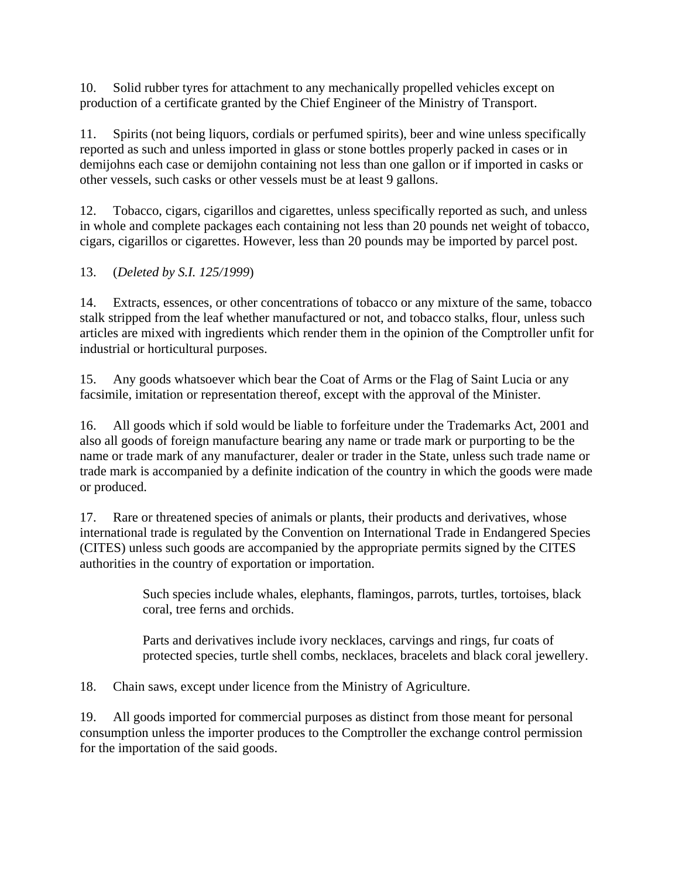10. Solid rubber tyres for attachment to any mechanically propelled vehicles except on production of a certificate granted by the Chief Engineer of the Ministry of Transport.

11. Spirits (not being liquors, cordials or perfumed spirits), beer and wine unless specifically reported as such and unless imported in glass or stone bottles properly packed in cases or in demijohns each case or demijohn containing not less than one gallon or if imported in casks or other vessels, such casks or other vessels must be at least 9 gallons.

12. Tobacco, cigars, cigarillos and cigarettes, unless specifically reported as such, and unless in whole and complete packages each containing not less than 20 pounds net weight of tobacco, cigars, cigarillos or cigarettes. However, less than 20 pounds may be imported by parcel post.

13. (*Deleted by S.I. 125/1999*)

14. Extracts, essences, or other concentrations of tobacco or any mixture of the same, tobacco stalk stripped from the leaf whether manufactured or not, and tobacco stalks, flour, unless such articles are mixed with ingredients which render them in the opinion of the Comptroller unfit for industrial or horticultural purposes.

15. Any goods whatsoever which bear the Coat of Arms or the Flag of Saint Lucia or any facsimile, imitation or representation thereof, except with the approval of the Minister.

16. All goods which if sold would be liable to forfeiture under the Trademarks Act, 2001 and also all goods of foreign manufacture bearing any name or trade mark or purporting to be the name or trade mark of any manufacturer, dealer or trader in the State, unless such trade name or trade mark is accompanied by a definite indication of the country in which the goods were made or produced.

17. Rare or threatened species of animals or plants, their products and derivatives, whose international trade is regulated by the Convention on International Trade in Endangered Species (CITES) unless such goods are accompanied by the appropriate permits signed by the CITES authorities in the country of exportation or importation.

> Such species include whales, elephants, flamingos, parrots, turtles, tortoises, black coral, tree ferns and orchids.
>
> Parts and derivatives include ivory necklaces, carvings and rings, fur coats of protected species, turtle shell combs, necklaces, bracelets and black coral jewellery.

18. Chain saws, except under licence from the Ministry of Agriculture.

19. All goods imported for commercial purposes as distinct from those meant for personal consumption unless the importer produces to the Comptroller the exchange control permission for the importation of the said goods.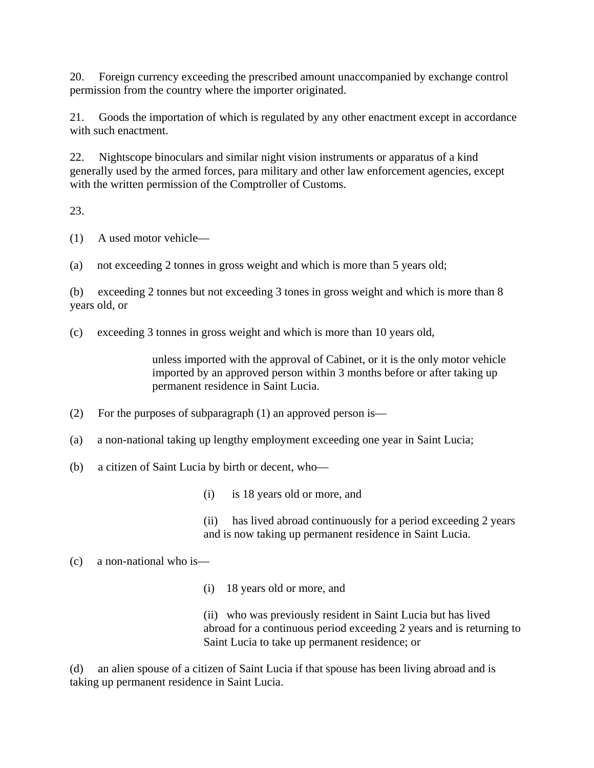20. Foreign currency exceeding the prescribed amount unaccompanied by exchange control permission from the country where the importer originated.

21. Goods the importation of which is regulated by any other enactment except in accordance with such enactment.

22. Nightscope binoculars and similar night vision instruments or apparatus of a kind generally used by the armed forces, para military and other law enforcement agencies, except with the written permission of the Comptroller of Customs.

23.

(1) A used motor vehicle—

(a) not exceeding 2 tonnes in gross weight and which is more than 5 years old;

(b) exceeding 2 tonnes but not exceeding 3 tones in gross weight and which is more than 8 years old, or

(c) exceeding 3 tonnes in gross weight and which is more than 10 years old,

unless imported with the approval of Cabinet, or it is the only motor vehicle imported by an approved person within 3 months before or after taking up permanent residence in Saint Lucia.

(2) For the purposes of subparagraph (1) an approved person is—

(a) a non-national taking up lengthy employment exceeding one year in Saint Lucia;

(b) a citizen of Saint Lucia by birth or decent, who—

(i) is 18 years old or more, and

(ii) has lived abroad continuously for a period exceeding 2 years and is now taking up permanent residence in Saint Lucia.

(c) a non-national who is—

(i) 18 years old or more, and

(ii) who was previously resident in Saint Lucia but has lived abroad for a continuous period exceeding 2 years and is returning to Saint Lucia to take up permanent residence; or

(d) an alien spouse of a citizen of Saint Lucia if that spouse has been living abroad and is taking up permanent residence in Saint Lucia.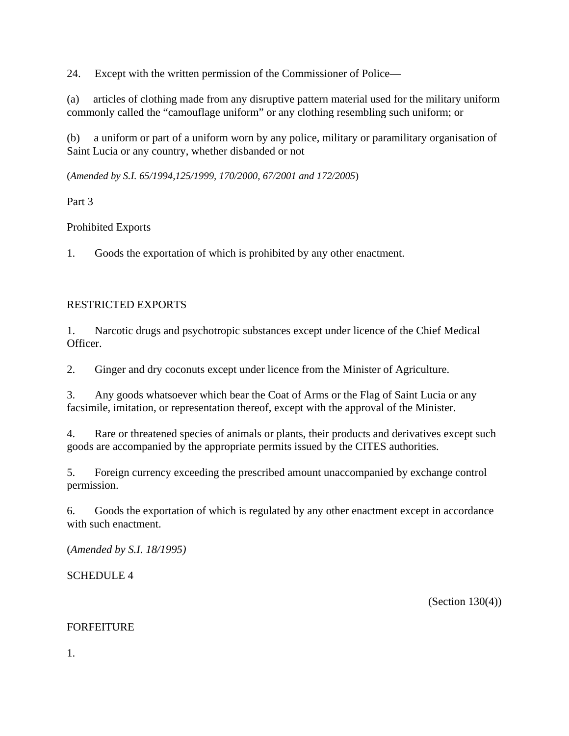24. Except with the written permission of the Commissioner of Police—

(a) articles of clothing made from any disruptive pattern material used for the military uniform commonly called the "camouflage uniform" or any clothing resembling such uniform; or

(b) a uniform or part of a uniform worn by any police, military or paramilitary organisation of Saint Lucia or any country, whether disbanded or not

(*Amended by S.I. 65/1994,125/1999, 170/2000, 67/2001 and 172/2005*)

Part 3

Prohibited Exports

1. Goods the exportation of which is prohibited by any other enactment.

RESTRICTED EXPORTS

1. Narcotic drugs and psychotropic substances except under licence of the Chief Medical Officer.

2. Ginger and dry coconuts except under licence from the Minister of Agriculture.

3. Any goods whatsoever which bear the Coat of Arms or the Flag of Saint Lucia or any facsimile, imitation, or representation thereof, except with the approval of the Minister.

4. Rare or threatened species of animals or plants, their products and derivatives except such goods are accompanied by the appropriate permits issued by the CITES authorities.

5. Foreign currency exceeding the prescribed amount unaccompanied by exchange control permission.

6. Goods the exportation of which is regulated by any other enactment except in accordance with such enactment.

(*Amended by S.I. 18/1995)*

SCHEDULE 4

(Section 130(4))

FORFEITURE

1.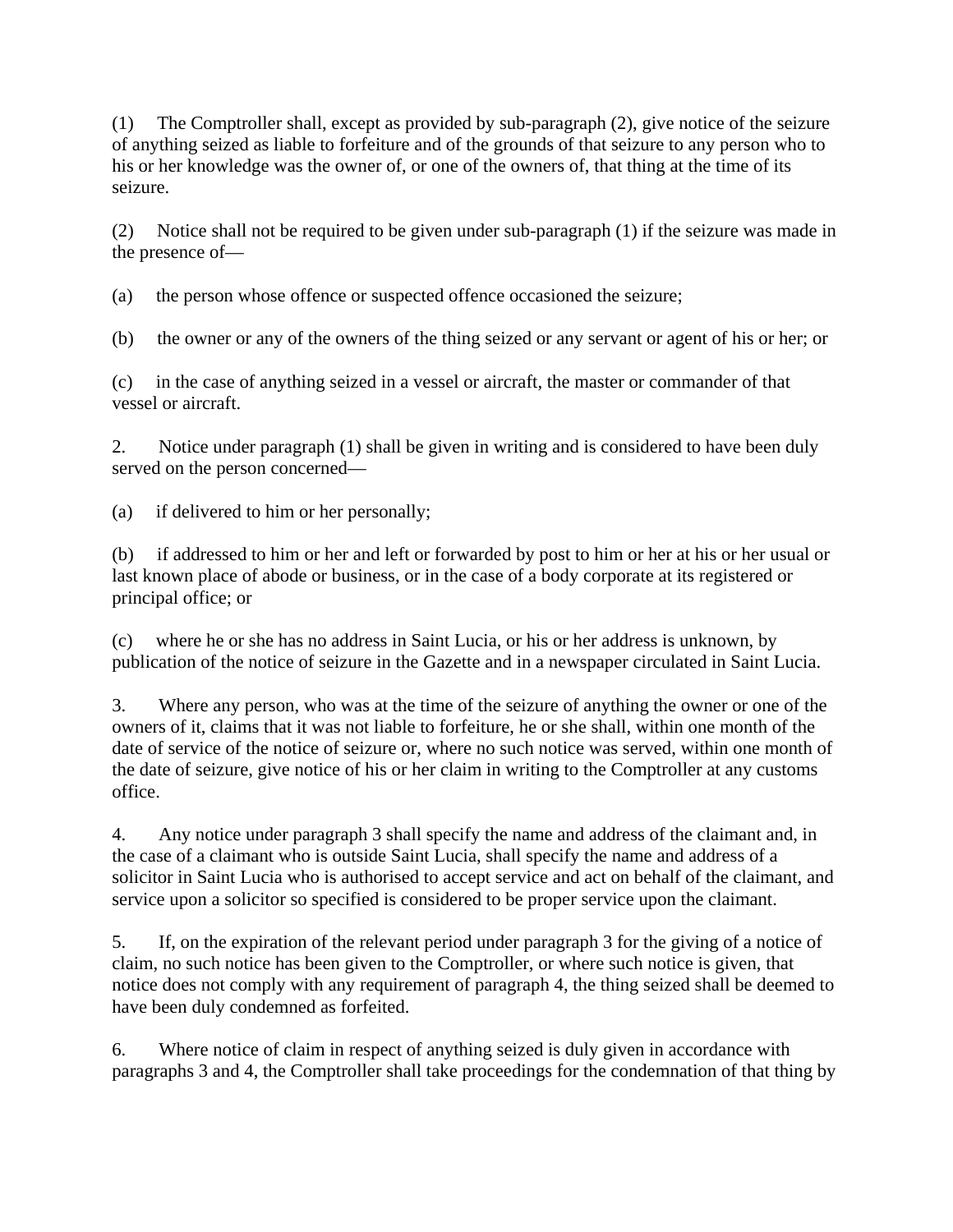(1) The Comptroller shall, except as provided by sub-paragraph (2), give notice of the seizure of anything seized as liable to forfeiture and of the grounds of that seizure to any person who to his or her knowledge was the owner of, or one of the owners of, that thing at the time of its seizure.

(2) Notice shall not be required to be given under sub-paragraph (1) if the seizure was made in the presence of—

(a) the person whose offence or suspected offence occasioned the seizure;

(b) the owner or any of the owners of the thing seized or any servant or agent of his or her; or

(c) in the case of anything seized in a vessel or aircraft, the master or commander of that vessel or aircraft.

2. Notice under paragraph (1) shall be given in writing and is considered to have been duly served on the person concerned—

(a) if delivered to him or her personally;

(b) if addressed to him or her and left or forwarded by post to him or her at his or her usual or last known place of abode or business, or in the case of a body corporate at its registered or principal office; or

(c) where he or she has no address in Saint Lucia, or his or her address is unknown, by publication of the notice of seizure in the Gazette and in a newspaper circulated in Saint Lucia.

3. Where any person, who was at the time of the seizure of anything the owner or one of the owners of it, claims that it was not liable to forfeiture, he or she shall, within one month of the date of service of the notice of seizure or, where no such notice was served, within one month of the date of seizure, give notice of his or her claim in writing to the Comptroller at any customs office.

4. Any notice under paragraph 3 shall specify the name and address of the claimant and, in the case of a claimant who is outside Saint Lucia, shall specify the name and address of a solicitor in Saint Lucia who is authorised to accept service and act on behalf of the claimant, and service upon a solicitor so specified is considered to be proper service upon the claimant.

5. If, on the expiration of the relevant period under paragraph 3 for the giving of a notice of claim, no such notice has been given to the Comptroller, or where such notice is given, that notice does not comply with any requirement of paragraph 4, the thing seized shall be deemed to have been duly condemned as forfeited.

6. Where notice of claim in respect of anything seized is duly given in accordance with paragraphs 3 and 4, the Comptroller shall take proceedings for the condemnation of that thing by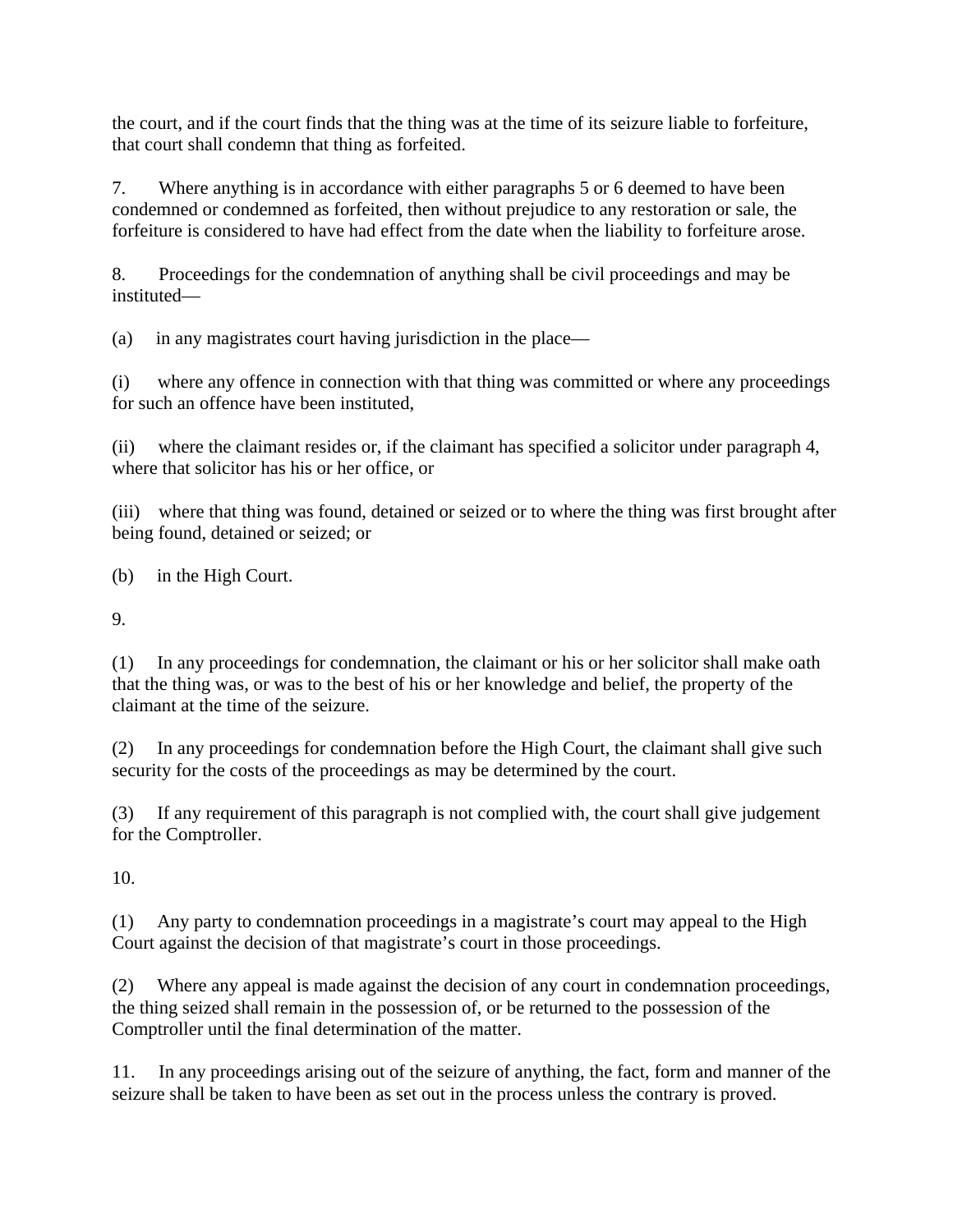the court, and if the court finds that the thing was at the time of its seizure liable to forfeiture, that court shall condemn that thing as forfeited.

7. Where anything is in accordance with either paragraphs 5 or 6 deemed to have been condemned or condemned as forfeited, then without prejudice to any restoration or sale, the forfeiture is considered to have had effect from the date when the liability to forfeiture arose.

8. Proceedings for the condemnation of anything shall be civil proceedings and may be instituted—

(a) in any magistrates court having jurisdiction in the place—

(i) where any offence in connection with that thing was committed or where any proceedings for such an offence have been instituted,

(ii) where the claimant resides or, if the claimant has specified a solicitor under paragraph 4, where that solicitor has his or her office, or

(iii) where that thing was found, detained or seized or to where the thing was first brought after being found, detained or seized; or

(b) in the High Court.

9.

(1) In any proceedings for condemnation, the claimant or his or her solicitor shall make oath that the thing was, or was to the best of his or her knowledge and belief, the property of the claimant at the time of the seizure.

(2) In any proceedings for condemnation before the High Court, the claimant shall give such security for the costs of the proceedings as may be determined by the court.

(3) If any requirement of this paragraph is not complied with, the court shall give judgement for the Comptroller.

10.

(1) Any party to condemnation proceedings in a magistrate's court may appeal to the High Court against the decision of that magistrate's court in those proceedings.

(2) Where any appeal is made against the decision of any court in condemnation proceedings, the thing seized shall remain in the possession of, or be returned to the possession of the Comptroller until the final determination of the matter.

11. In any proceedings arising out of the seizure of anything, the fact, form and manner of the seizure shall be taken to have been as set out in the process unless the contrary is proved.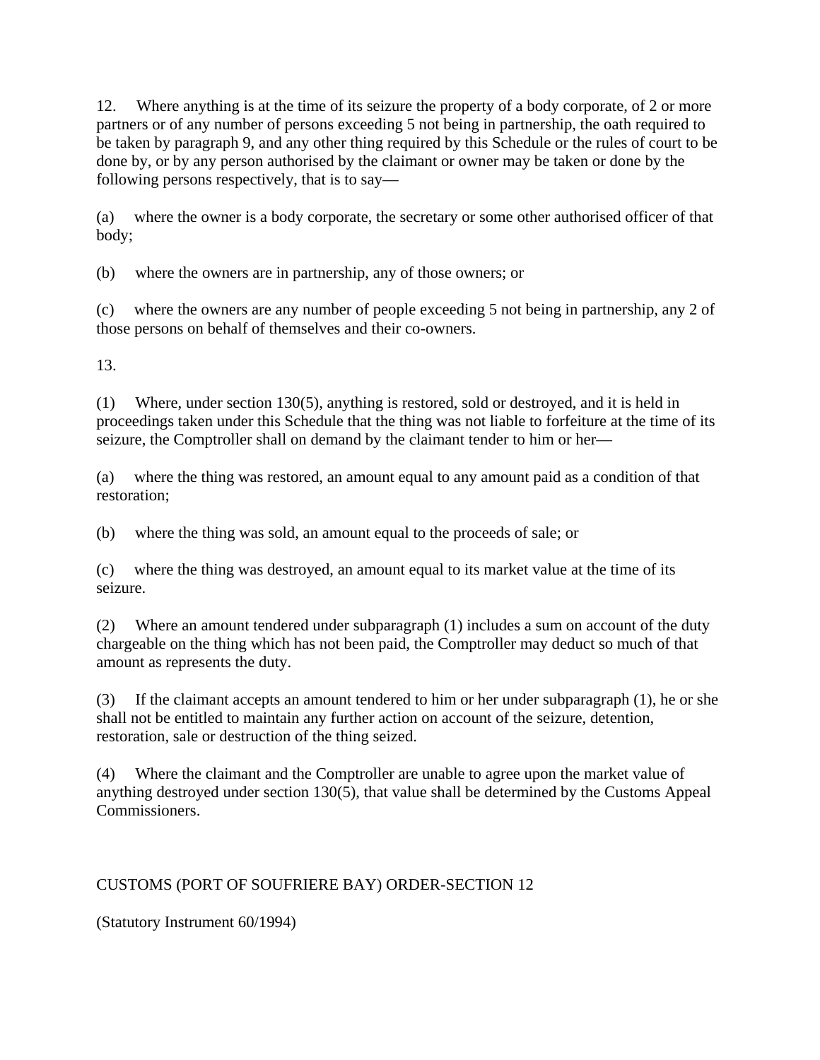12. Where anything is at the time of its seizure the property of a body corporate, of 2 or more partners or of any number of persons exceeding 5 not being in partnership, the oath required to be taken by paragraph 9, and any other thing required by this Schedule or the rules of court to be done by, or by any person authorised by the claimant or owner may be taken or done by the following persons respectively, that is to say—

(a) where the owner is a body corporate, the secretary or some other authorised officer of that body;

(b) where the owners are in partnership, any of those owners; or

(c) where the owners are any number of people exceeding 5 not being in partnership, any 2 of those persons on behalf of themselves and their co-owners.

13.

(1) Where, under section 130(5), anything is restored, sold or destroyed, and it is held in proceedings taken under this Schedule that the thing was not liable to forfeiture at the time of its seizure, the Comptroller shall on demand by the claimant tender to him or her—

(a) where the thing was restored, an amount equal to any amount paid as a condition of that restoration;

(b) where the thing was sold, an amount equal to the proceeds of sale; or

(c) where the thing was destroyed, an amount equal to its market value at the time of its seizure.

(2) Where an amount tendered under subparagraph (1) includes a sum on account of the duty chargeable on the thing which has not been paid, the Comptroller may deduct so much of that amount as represents the duty.

(3) If the claimant accepts an amount tendered to him or her under subparagraph (1), he or she shall not be entitled to maintain any further action on account of the seizure, detention, restoration, sale or destruction of the thing seized.

(4) Where the claimant and the Comptroller are unable to agree upon the market value of anything destroyed under section 130(5), that value shall be determined by the Customs Appeal Commissioners.

CUSTOMS (PORT OF SOUFRIERE BAY) ORDER-SECTION 12

(Statutory Instrument 60/1994)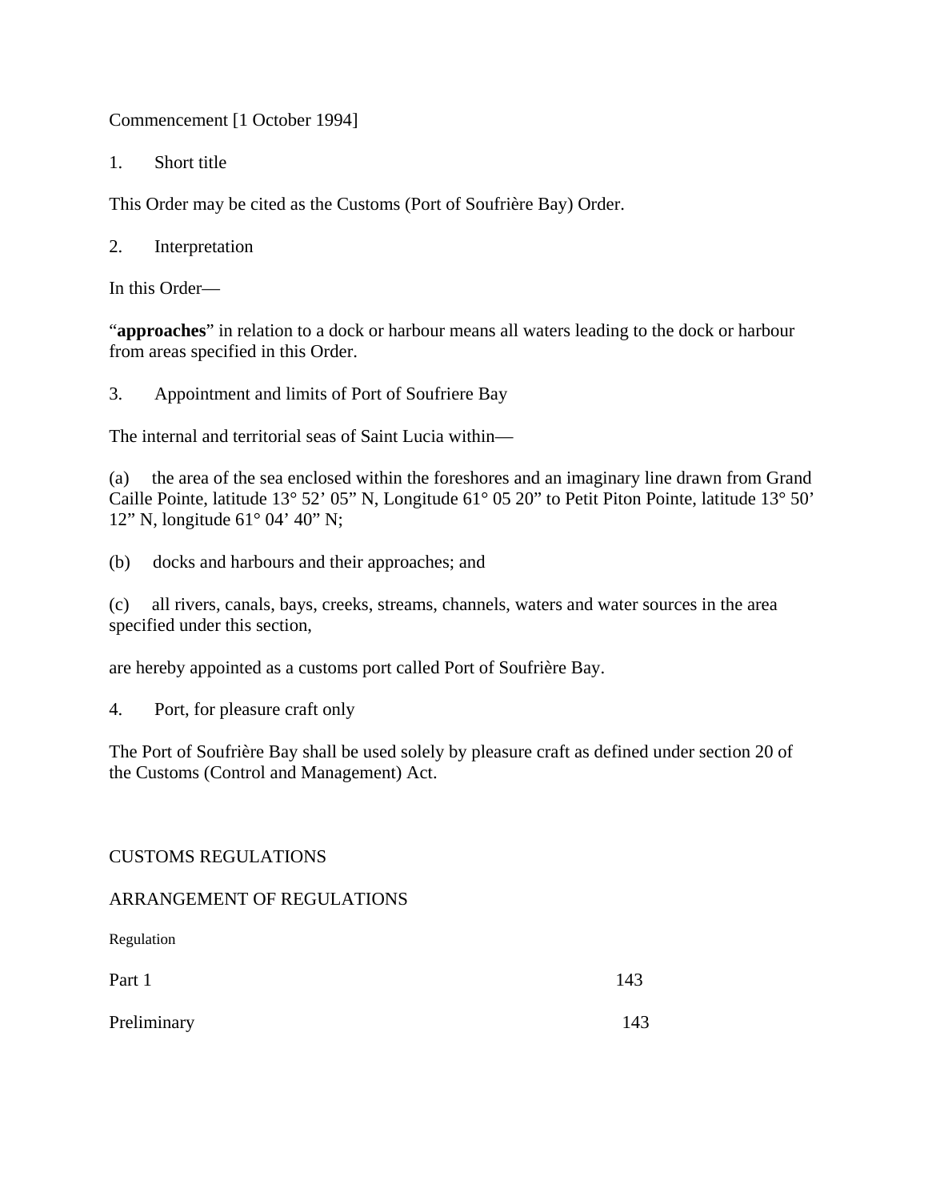Commencement [1 October 1994]

1. Short title

This Order may be cited as the Customs (Port of Soufrière Bay) Order.

2. Interpretation

In this Order—

"**approaches**" in relation to a dock or harbour means all waters leading to the dock or harbour from areas specified in this Order.

3. Appointment and limits of Port of Soufriere Bay

The internal and territorial seas of Saint Lucia within—

(a) the area of the sea enclosed within the foreshores and an imaginary line drawn from Grand Caille Pointe, latitude 13° 52' 05" N, Longitude 61° 05 20" to Petit Piton Pointe, latitude 13° 50' 12" N, longitude 61° 04' 40" N;

(b) docks and harbours and their approaches; and

(c) all rivers, canals, bays, creeks, streams, channels, waters and water sources in the area specified under this section,

are hereby appointed as a customs port called Port of Soufrière Bay.

4. Port, for pleasure craft only

The Port of Soufrière Bay shall be used solely by pleasure craft as defined under section 20 of the Customs (Control and Management) Act.

CUSTOMS REGULATIONS

ARRANGEMENT OF REGULATIONS

Regulation

| | |
|---|---|
| Part 1 | 143 |
| Preliminary | 143 |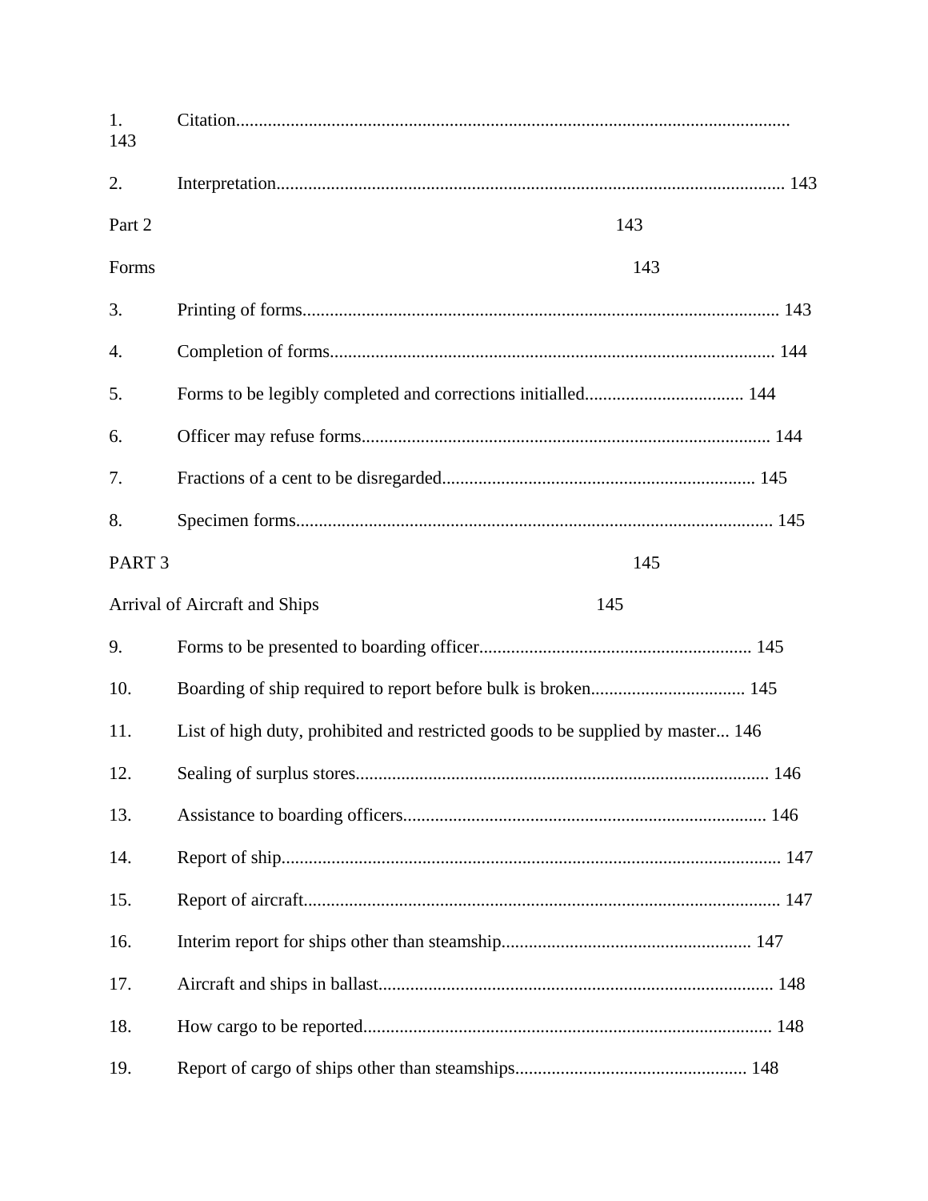1. Citation.......................................................................................................... 143

2. Interpretation............................................................................................................... 143

Part 2 143

Forms 143

3. Printing of forms......................................................................................................... 143

4. Completion of forms.................................................................................................. 144

5. Forms to be legibly completed and corrections initialled................................... 144

6. Officer may refuse forms.......................................................................................... 144

7. Fractions of a cent to be disregarded..................................................................... 145

8. Specimen forms......................................................................................................... 145

PART 3 145

Arrival of Aircraft and Ships 145

9. Forms to be presented to boarding officer............................................................ 145

10. Boarding of ship required to report before bulk is broken.................................. 145

11. List of high duty, prohibited and restricted goods to be supplied by master... 146

12. Sealing of surplus stores........................................................................................... 146

13. Assistance to boarding officers................................................................................ 146

14. Report of ship............................................................................................................. 147

15. Report of aircraft........................................................................................................ 147

16. Interim report for ships other than steamship....................................................... 147

17. Aircraft and ships in ballast....................................................................................... 148

18. How cargo to be reported.......................................................................................... 148

19. Report of cargo of ships other than steamships................................................... 148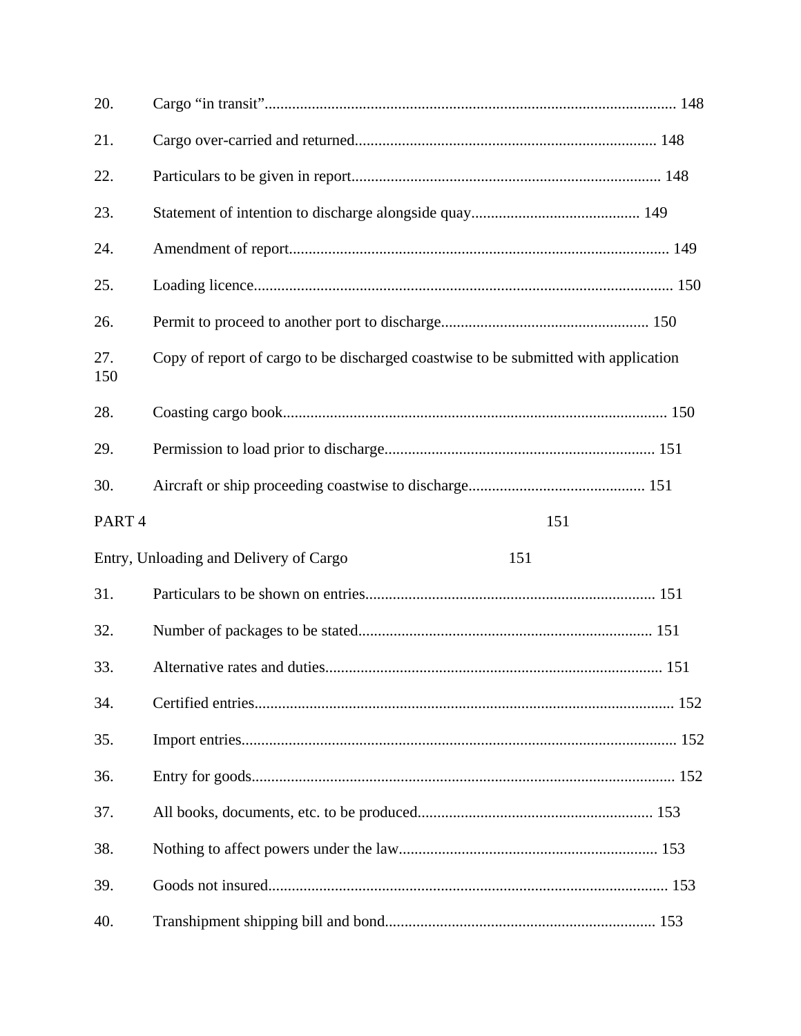20. Cargo “in transit”........................................................................................................ 148

21. Cargo over-carried and returned............................................................................ 148

22. Particulars to be given in report.............................................................................. 148

23. Statement of intention to discharge alongside quay........................................... 149

24. Amendment of report................................................................................................ 149

25. Loading licence.......................................................................................................... 150

26. Permit to proceed to another port to discharge..................................................... 150

27. Copy of report of cargo to be discharged coastwise to be submitted with application 150

28. Coasting cargo book.................................................................................................. 150

29. Permission to load prior to discharge..................................................................... 151

30. Aircraft or ship proceeding coastwise to discharge............................................. 151

PART 4 151

Entry, Unloading and Delivery of Cargo 151

31. Particulars to be shown on entries.......................................................................... 151

32. Number of packages to be stated........................................................................... 151

33. Alternative rates and duties..................................................................................... 151

34. Certified entries.......................................................................................................... 152

35. Import entries.............................................................................................................. 152

36. Entry for goods........................................................................................................... 152

37. All books, documents, etc. to be produced............................................................ 153

38. Nothing to affect powers under the law.................................................................. 153

39. Goods not insured...................................................................................................... 153

40. Transhipment shipping bill and bond..................................................................... 153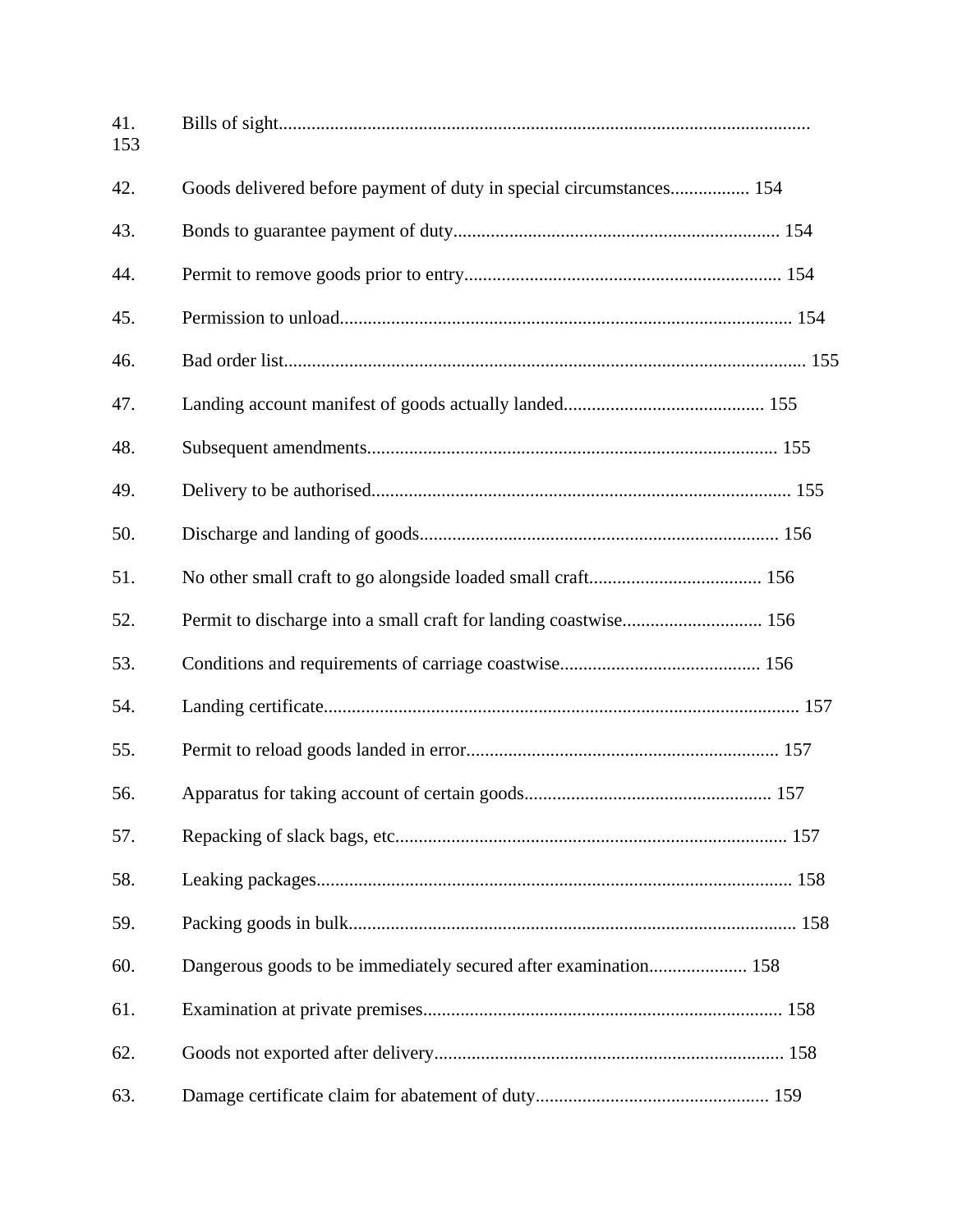41. Bills of sight................................................................................................................ 153

42. Goods delivered before payment of duty in special circumstances................. 154

43. Bonds to guarantee payment of duty..................................................................... 154

44. Permit to remove goods prior to entry................................................................... 154

45. Permission to unload................................................................................................ 154

46. Bad order list............................................................................................................... 155

47. Landing account manifest of goods actually landed.......................................... 155

48. Subsequent amendments....................................................................................... 155

49. Delivery to be authorised.......................................................................................... 155

50. Discharge and landing of goods............................................................................ 156

51. No other small craft to go alongside loaded small craft.................................... 156

52. Permit to discharge into a small craft for landing coastwise............................. 156

53. Conditions and requirements of carriage coastwise.......................................... 156

54. Landing certificate..................................................................................................... 157

55. Permit to reload goods landed in error.................................................................. 157

56. Apparatus for taking account of certain goods.................................................... 157

57. Repacking of slack bags, etc................................................................................... 157

58. Leaking packages..................................................................................................... 158

59. Packing goods in bulk............................................................................................... 158

60. Dangerous goods to be immediately secured after examination.................... 158

61. Examination at private premises............................................................................ 158

62. Goods not exported after delivery.......................................................................... 158

63. Damage certificate claim for abatement of duty.................................................. 159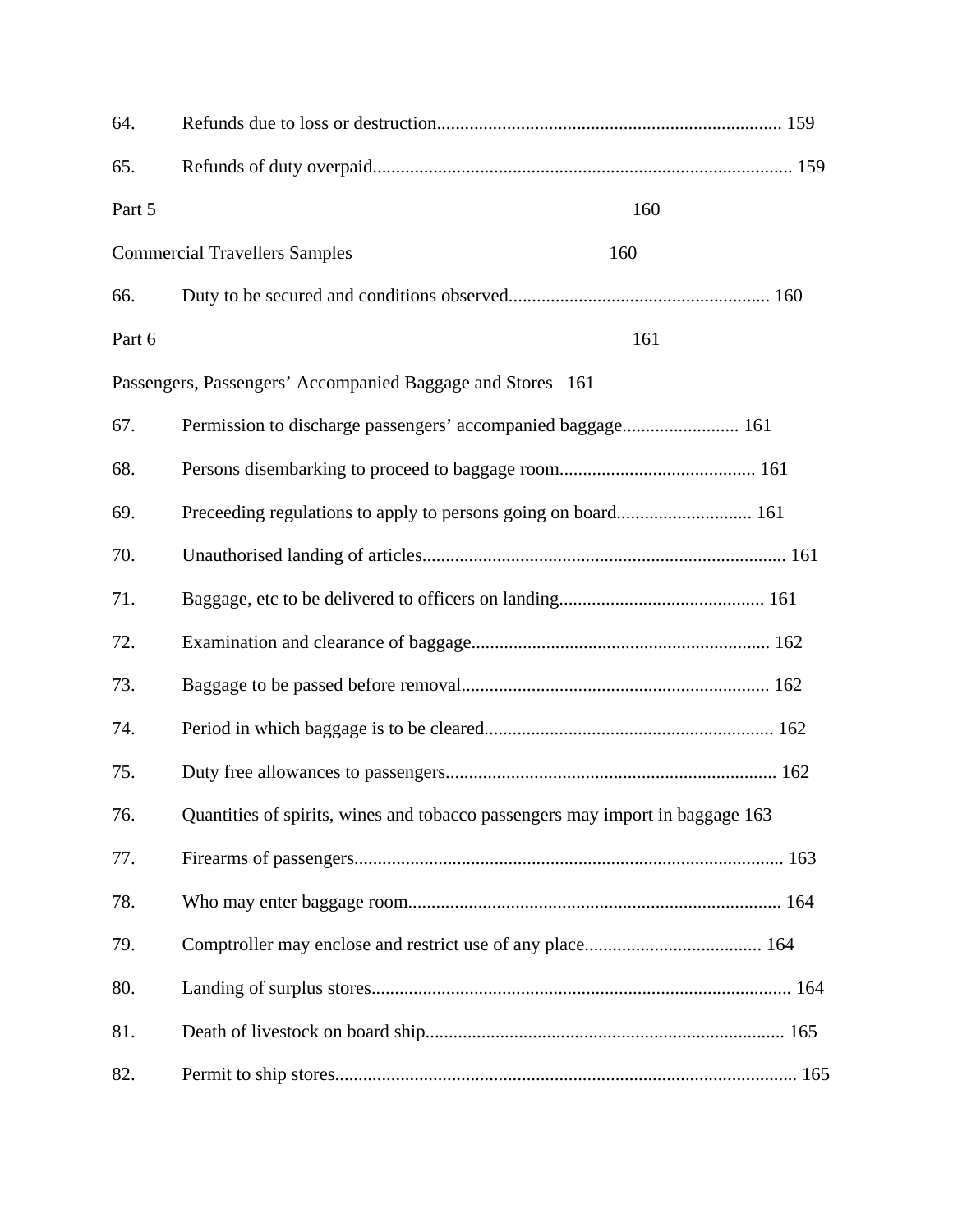64. Refunds due to loss or destruction......................................................................... 159

65. Refunds of duty overpaid......................................................................................... 159

Part 5 160

Commercial Travellers Samples 160

66. Duty to be secured and conditions observed....................................................... 160

Part 6 161

Passengers, Passengers' Accompanied Baggage and Stores 161

67. Permission to discharge passengers' accompanied baggage......................... 161

68. Persons disembarking to proceed to baggage room.......................................... 161

69. Preceeding regulations to apply to persons going on board............................. 161

70. Unauthorised landing of articles............................................................................. 161

71. Baggage, etc to be delivered to officers on landing............................................ 161

72. Examination and clearance of baggage................................................................ 162

73. Baggage to be passed before removal.................................................................. 162

74. Period in which baggage is to be cleared.............................................................. 162

75. Duty free allowances to passengers...................................................................... 162

76. Quantities of spirits, wines and tobacco passengers may import in baggage 163

77. Firearms of passengers........................................................................................... 163

78. Who may enter baggage room............................................................................... 164

79. Comptroller may enclose and restrict use of any place...................................... 164

80. Landing of surplus stores......................................................................................... 164

81. Death of livestock on board ship............................................................................ 165

82. Permit to ship stores................................................................................................. 165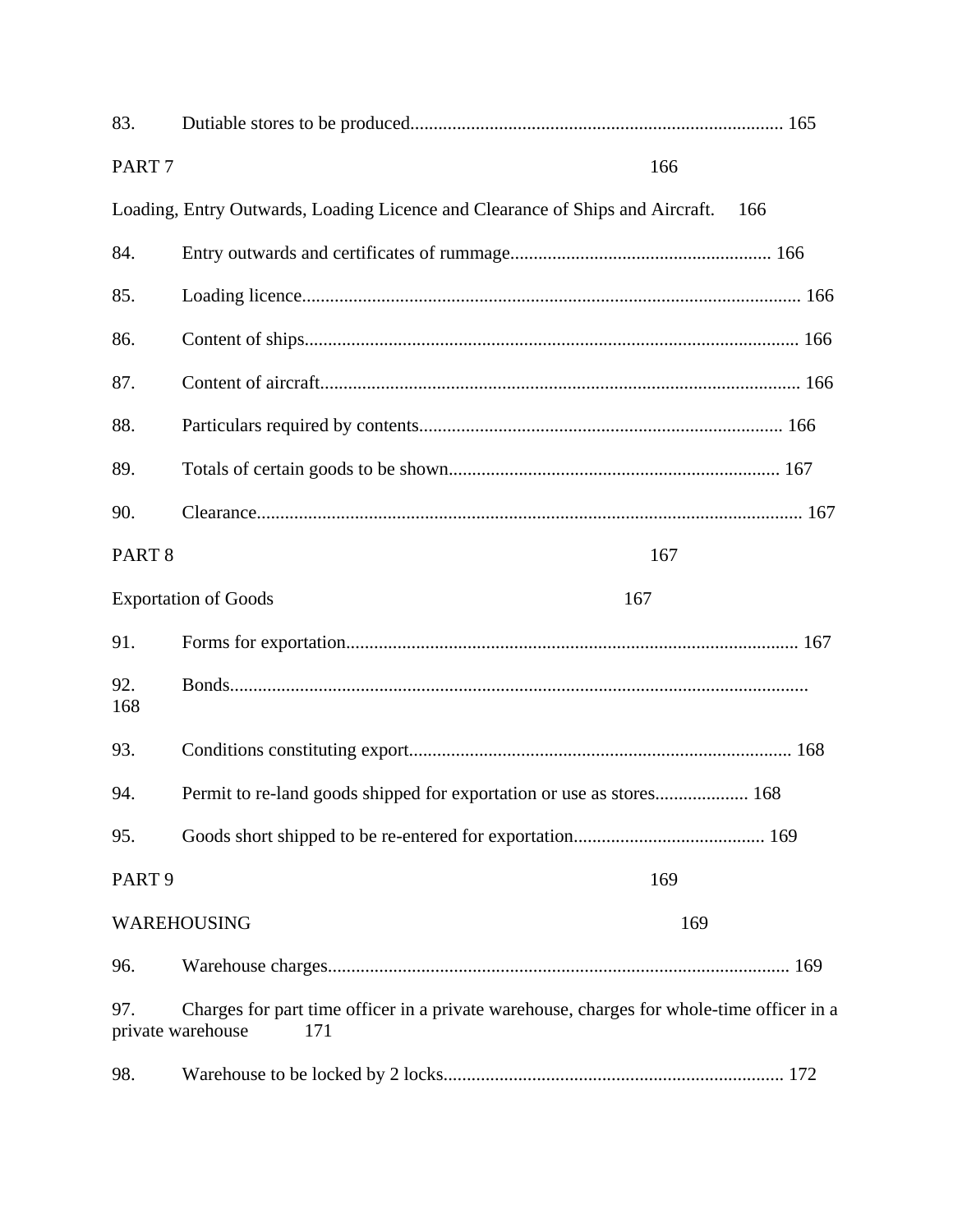83. Dutiable stores to be produced................................................................................ 165

PART 7 166

Loading, Entry Outwards, Loading Licence and Clearance of Ships and Aircraft. 166

84. Entry outwards and certificates of rummage........................................................ 166

85. Loading licence........................................................................................................... 166

86. Content of ships......................................................................................................... 166

87. Content of aircraft...................................................................................................... 166

88. Particulars required by contents............................................................................. 166

89. Totals of certain goods to be shown....................................................................... 167

90. Clearance.................................................................................................................... 167

PART 8 167

Exportation of Goods 167

91. Forms for exportation................................................................................................ 167

92. Bonds........................................................................................................................... 168

93. Conditions constituting export.................................................................................. 168

94. Permit to re-land goods shipped for exportation or use as stores.................... 168

95. Goods short shipped to be re-entered for exportation......................................... 169

PART 9 169

WAREHOUSING 169

96. Warehouse charges.................................................................................................. 169

97. Charges for part time officer in a private warehouse, charges for whole-time officer in a private warehouse 171

98. Warehouse to be locked by 2 locks........................................................................ 172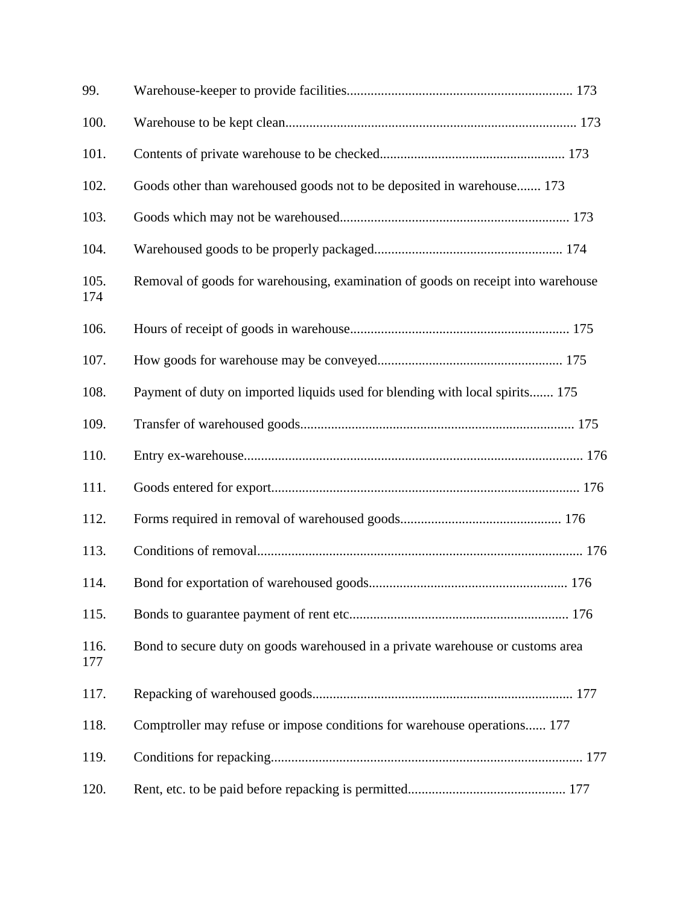99. Warehouse-keeper to provide facilities................................................................. 173

100. Warehouse to be kept clean.................................................................................... 173

101. Contents of private warehouse to be checked...................................................... 173

102. Goods other than warehoused goods not to be deposited in warehouse....... 173

103. Goods which may not be warehoused.................................................................. 173

104. Warehoused goods to be properly packaged...................................................... 174

105. Removal of goods for warehousing, examination of goods on receipt into warehouse 174

106. Hours of receipt of goods in warehouse............................................................... 175

107. How goods for warehouse may be conveyed...................................................... 175

108. Payment of duty on imported liquids used for blending with local spirits....... 175

109. Transfer of warehoused goods............................................................................... 175

110. Entry ex-warehouse.................................................................................................. 176

111. Goods entered for export......................................................................................... 176

112. Forms required in removal of warehoused goods............................................... 176

113. Conditions of removal.............................................................................................. 176

114. Bond for exportation of warehoused goods.......................................................... 176

115. Bonds to guarantee payment of rent etc............................................................... 176

116. Bond to secure duty on goods warehoused in a private warehouse or customs area 177

117. Repacking of warehoused goods............................................................................ 177

118. Comptroller may refuse or impose conditions for warehouse operations...... 177

119. Conditions for repacking.......................................................................................... 177

120. Rent, etc. to be paid before repacking is permitted............................................. 177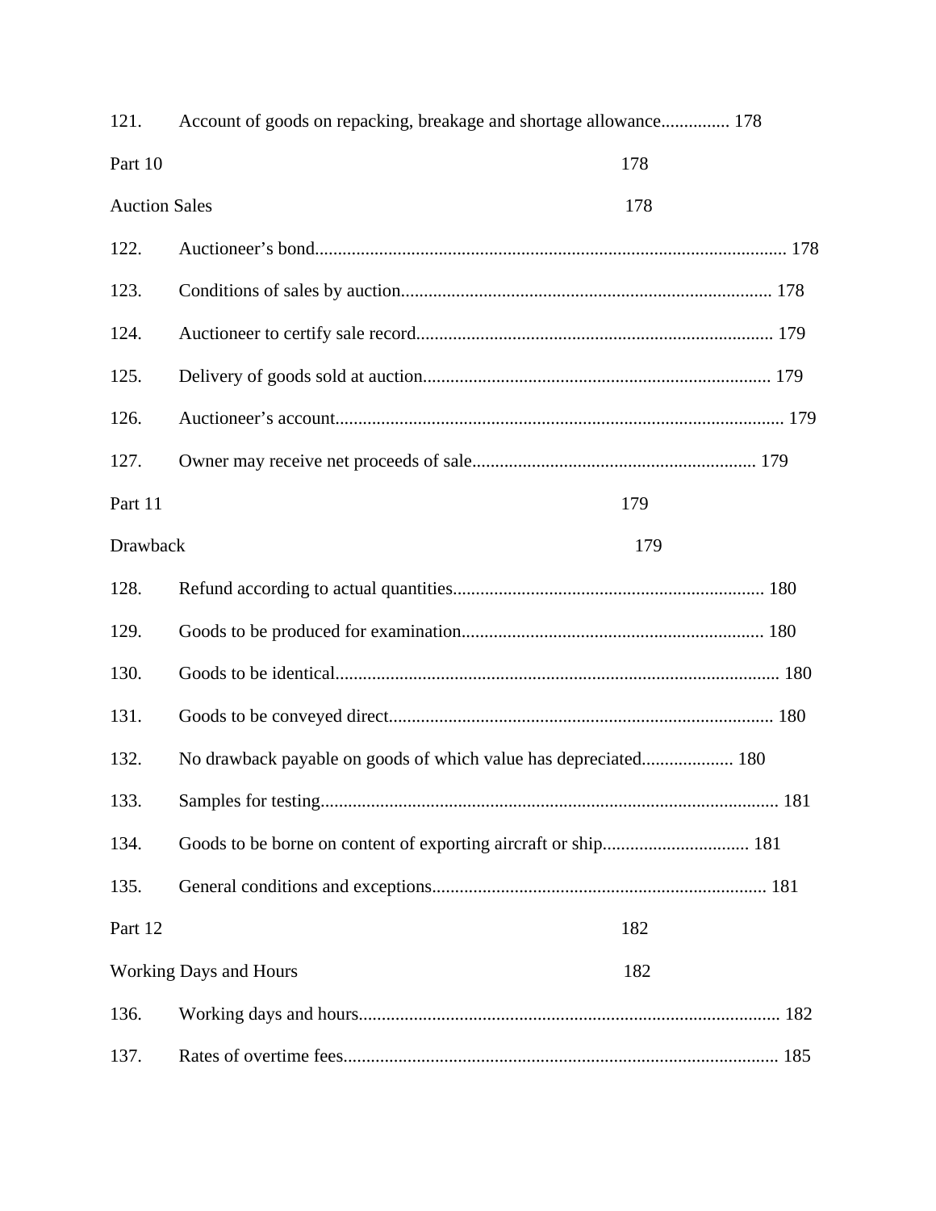121. Account of goods on repacking, breakage and shortage allowance............... 178

Part 10 178

Auction Sales 178

122. Auctioneer's bond...................................................................................................... 178

123. Conditions of sales by auction................................................................................. 178

124. Auctioneer to certify sale record............................................................................. 179

125. Delivery of goods sold at auction........................................................................... 179

126. Auctioneer's account................................................................................................. 179

127. Owner may receive net proceeds of sale.............................................................. 179

Part 11 179

Drawback 179

128. Refund according to actual quantities.................................................................... 180

129. Goods to be produced for examination.................................................................. 180

130. Goods to be identical................................................................................................. 180

131. Goods to be conveyed direct.................................................................................... 180

132. No drawback payable on goods of which value has depreciated.................... 180

133. Samples for testing.................................................................................................... 181

134. Goods to be borne on content of exporting aircraft or ship................................ 181

135. General conditions and exceptions......................................................................... 181

Part 12 182

Working Days and Hours 182

136. Working days and hours............................................................................................ 182

137. Rates of overtime fees............................................................................................... 185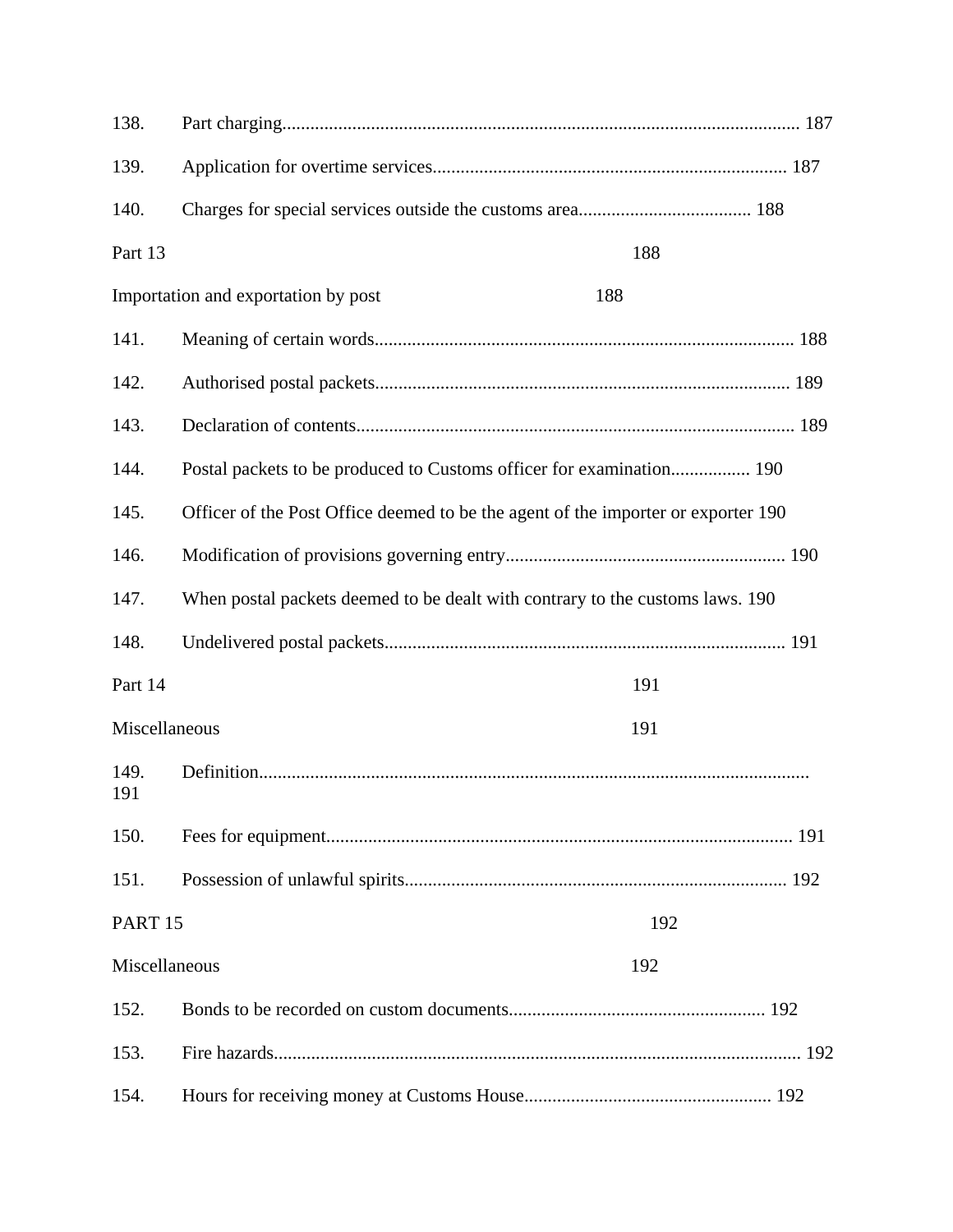138. Part charging................................................................................................................ 187

139. Application for overtime services........................................................................... 187

140. Charges for special services outside the customs area..................................... 188

Part 13 188

Importation and exportation by post 188

141. Meaning of certain words......................................................................................... 188

142. Authorised postal packets........................................................................................ 189

143. Declaration of contents............................................................................................. 189

144. Postal packets to be produced to Customs officer for examination................. 190

145. Officer of the Post Office deemed to be the agent of the importer or exporter 190

146. Modification of provisions governing entry............................................................ 190

147. When postal packets deemed to be dealt with contrary to the customs laws. 190

148. Undelivered postal packets...................................................................................... 191

Part 14 191

Miscellaneous 191

149. Definition..................................................................................................................... 191

150. Fees for equipment.................................................................................................... 191

151. Possession of unlawful spirits.................................................................................. 192

PART 15 192

Miscellaneous 192

152. Bonds to be recorded on custom documents....................................................... 192

153. Fire hazards................................................................................................................. 192

154. Hours for receiving money at Customs House...................................................... 192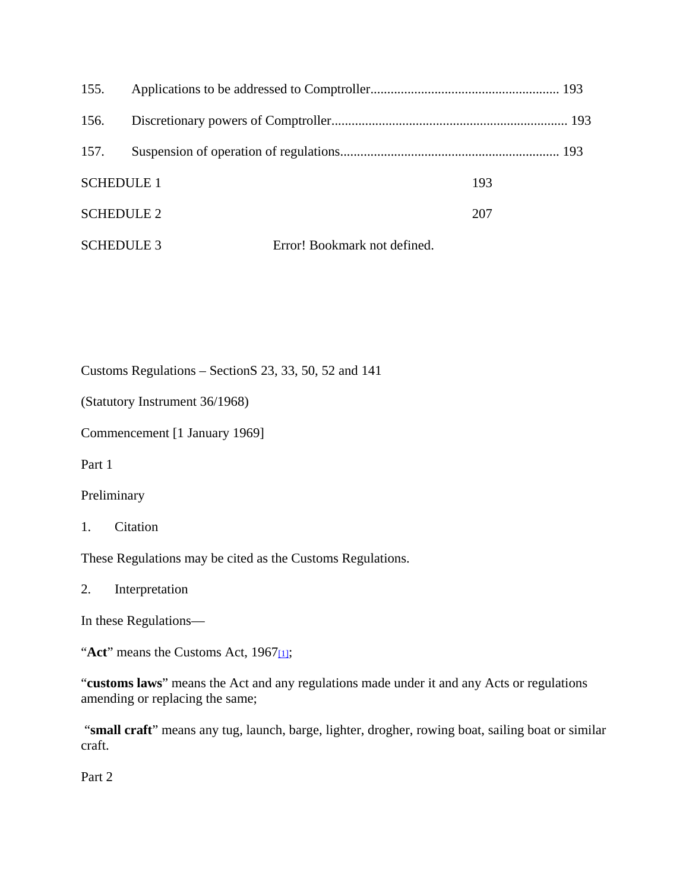155. Applications to be addressed to Comptroller........................................................ 193

156. Discretionary powers of Comptroller...................................................................... 193

157. Suspension of operation of regulations................................................................. 193

SCHEDULE 1 193

SCHEDULE 2 207

SCHEDULE 3 Error! Bookmark not defined.

Customs Regulations – SectionS 23, 33, 50, 52 and 141

(Statutory Instrument 36/1968)

Commencement [1 January 1969]

## Part 1

## Preliminary

### 1. Citation

These Regulations may be cited as the Customs Regulations.

### 2. Interpretation

In these Regulations—

"**Act**" means the Customs Act, 1967[1];

"**customs laws**" means the Act and any regulations made under it and any Acts or regulations amending or replacing the same;

"**small craft**" means any tug, launch, barge, lighter, drogher, rowing boat, sailing boat or similar craft.

## Part 2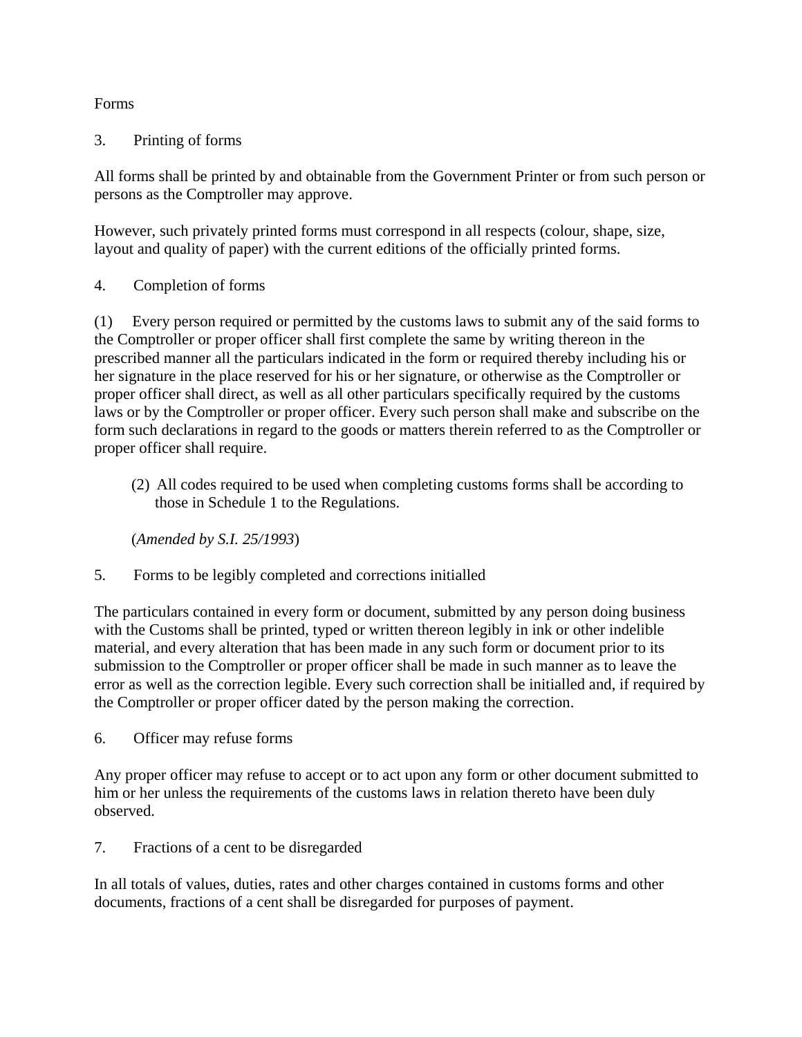Forms

3. Printing of forms

All forms shall be printed by and obtainable from the Government Printer or from such person or persons as the Comptroller may approve.

However, such privately printed forms must correspond in all respects (colour, shape, size, layout and quality of paper) with the current editions of the officially printed forms.

4. Completion of forms

(1) Every person required or permitted by the customs laws to submit any of the said forms to the Comptroller or proper officer shall first complete the same by writing thereon in the prescribed manner all the particulars indicated in the form or required thereby including his or her signature in the place reserved for his or her signature, or otherwise as the Comptroller or proper officer shall direct, as well as all other particulars specifically required by the customs laws or by the Comptroller or proper officer. Every such person shall make and subscribe on the form such declarations in regard to the goods or matters therein referred to as the Comptroller or proper officer shall require.

(2) All codes required to be used when completing customs forms shall be according to those in Schedule 1 to the Regulations.

(*Amended by S.I. 25/1993*)

5. Forms to be legibly completed and corrections initialled

The particulars contained in every form or document, submitted by any person doing business with the Customs shall be printed, typed or written thereon legibly in ink or other indelible material, and every alteration that has been made in any such form or document prior to its submission to the Comptroller or proper officer shall be made in such manner as to leave the error as well as the correction legible. Every such correction shall be initialled and, if required by the Comptroller or proper officer dated by the person making the correction.

6. Officer may refuse forms

Any proper officer may refuse to accept or to act upon any form or other document submitted to him or her unless the requirements of the customs laws in relation thereto have been duly observed.

7. Fractions of a cent to be disregarded

In all totals of values, duties, rates and other charges contained in customs forms and other documents, fractions of a cent shall be disregarded for purposes of payment.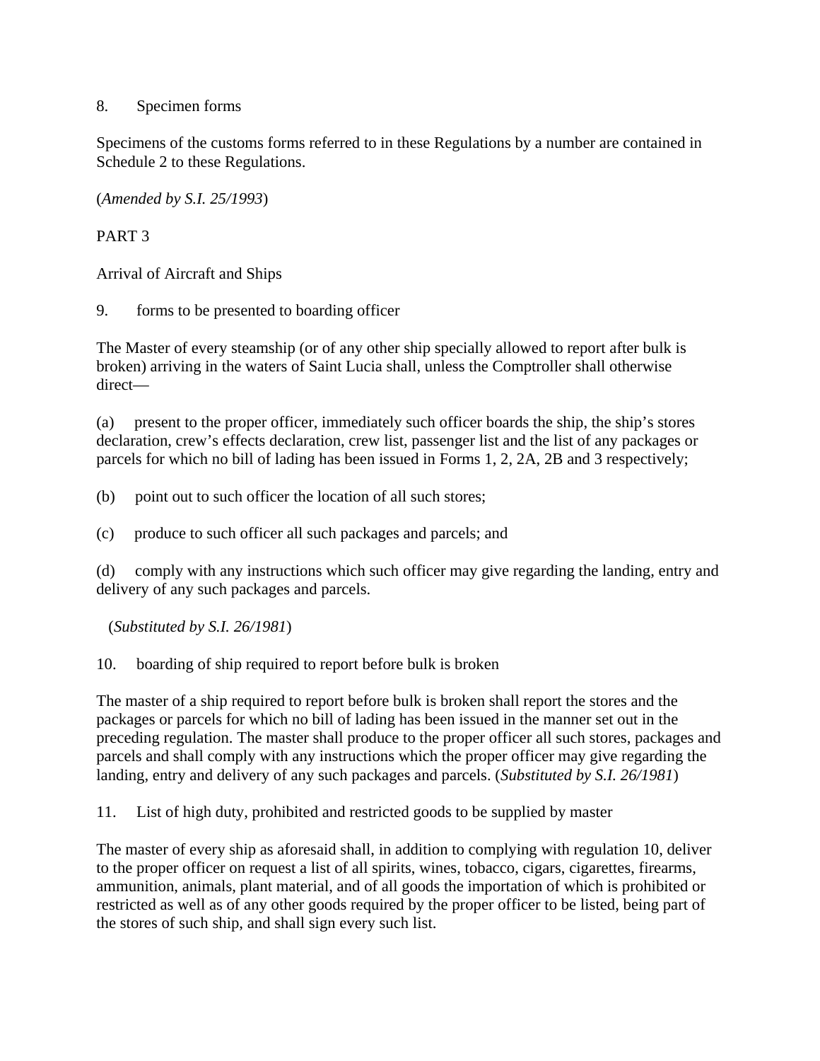8. Specimen forms

Specimens of the customs forms referred to in these Regulations by a number are contained in Schedule 2 to these Regulations.

(*Amended by S.I. 25/1993*)

PART 3

Arrival of Aircraft and Ships

9. forms to be presented to boarding officer

The Master of every steamship (or of any other ship specially allowed to report after bulk is broken) arriving in the waters of Saint Lucia shall, unless the Comptroller shall otherwise direct—

(a) present to the proper officer, immediately such officer boards the ship, the ship's stores declaration, crew's effects declaration, crew list, passenger list and the list of any packages or parcels for which no bill of lading has been issued in Forms 1, 2, 2A, 2B and 3 respectively;

(b) point out to such officer the location of all such stores;

(c) produce to such officer all such packages and parcels; and

(d) comply with any instructions which such officer may give regarding the landing, entry and delivery of any such packages and parcels.

(*Substituted by S.I. 26/1981*)

10. boarding of ship required to report before bulk is broken

The master of a ship required to report before bulk is broken shall report the stores and the packages or parcels for which no bill of lading has been issued in the manner set out in the preceding regulation. The master shall produce to the proper officer all such stores, packages and parcels and shall comply with any instructions which the proper officer may give regarding the landing, entry and delivery of any such packages and parcels. (*Substituted by S.I. 26/1981*)

11. List of high duty, prohibited and restricted goods to be supplied by master

The master of every ship as aforesaid shall, in addition to complying with regulation 10, deliver to the proper officer on request a list of all spirits, wines, tobacco, cigars, cigarettes, firearms, ammunition, animals, plant material, and of all goods the importation of which is prohibited or restricted as well as of any other goods required by the proper officer to be listed, being part of the stores of such ship, and shall sign every such list.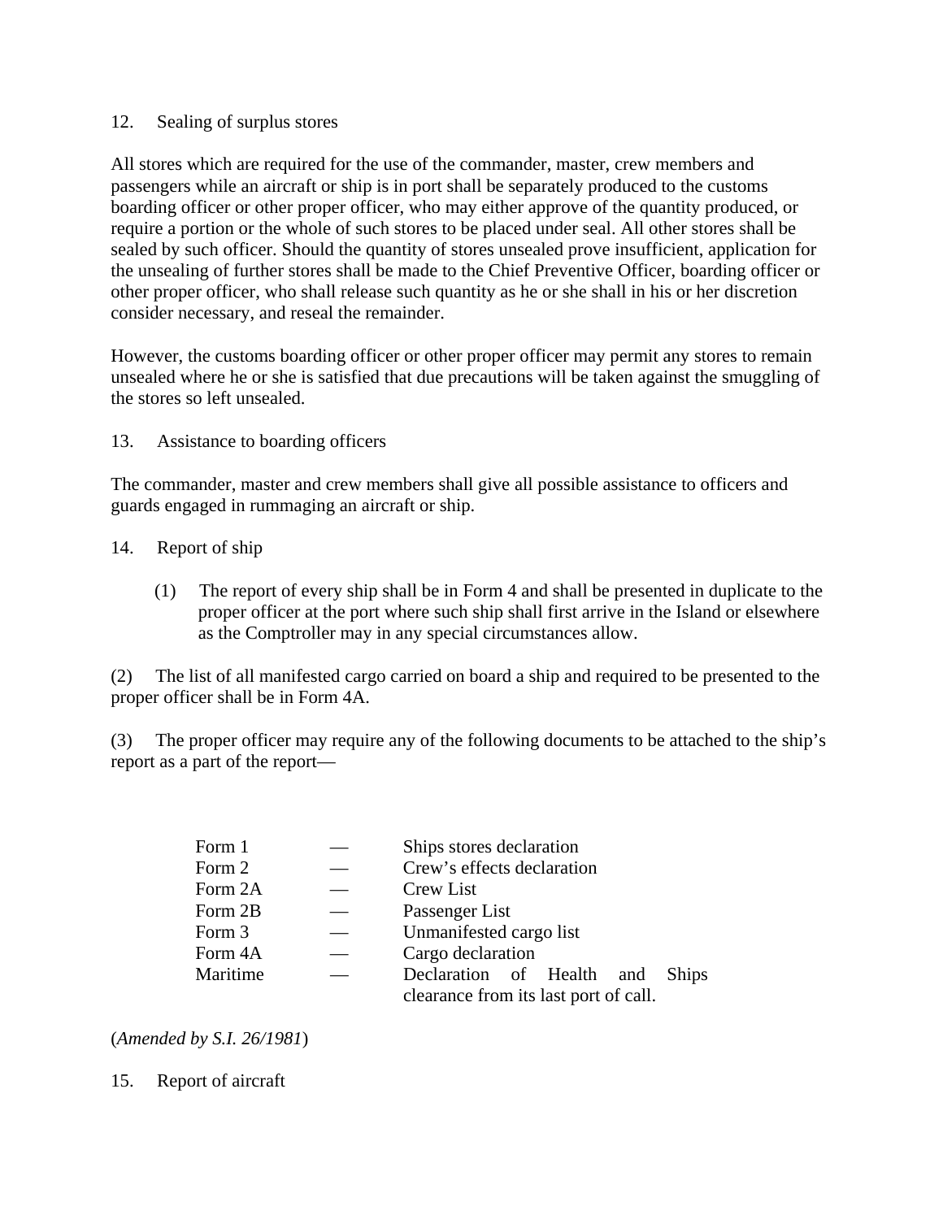12. Sealing of surplus stores

All stores which are required for the use of the commander, master, crew members and passengers while an aircraft or ship is in port shall be separately produced to the customs boarding officer or other proper officer, who may either approve of the quantity produced, or require a portion or the whole of such stores to be placed under seal. All other stores shall be sealed by such officer. Should the quantity of stores unsealed prove insufficient, application for the unsealing of further stores shall be made to the Chief Preventive Officer, boarding officer or other proper officer, who shall release such quantity as he or she shall in his or her discretion consider necessary, and reseal the remainder.

However, the customs boarding officer or other proper officer may permit any stores to remain unsealed where he or she is satisfied that due precautions will be taken against the smuggling of the stores so left unsealed.

13. Assistance to boarding officers

The commander, master and crew members shall give all possible assistance to officers and guards engaged in rummaging an aircraft or ship.

14. Report of ship

(1) The report of every ship shall be in Form 4 and shall be presented in duplicate to the proper officer at the port where such ship shall first arrive in the Island or elsewhere as the Comptroller may in any special circumstances allow.

(2) The list of all manifested cargo carried on board a ship and required to be presented to the proper officer shall be in Form 4A.

(3) The proper officer may require any of the following documents to be attached to the ship's report as a part of the report—

| | | |
|---|---|---|
| Form 1 | — | Ships stores declaration |
| Form 2 | — | Crew's effects declaration |
| Form 2A | — | Crew List |
| Form 2B | — | Passenger List |
| Form 3 | — | Unmanifested cargo list |
| Form 4A | — | Cargo declaration |
| Maritime | — | Declaration of Health and Ships clearance from its last port of call. |

(*Amended by S.I. 26/1981*)

15. Report of aircraft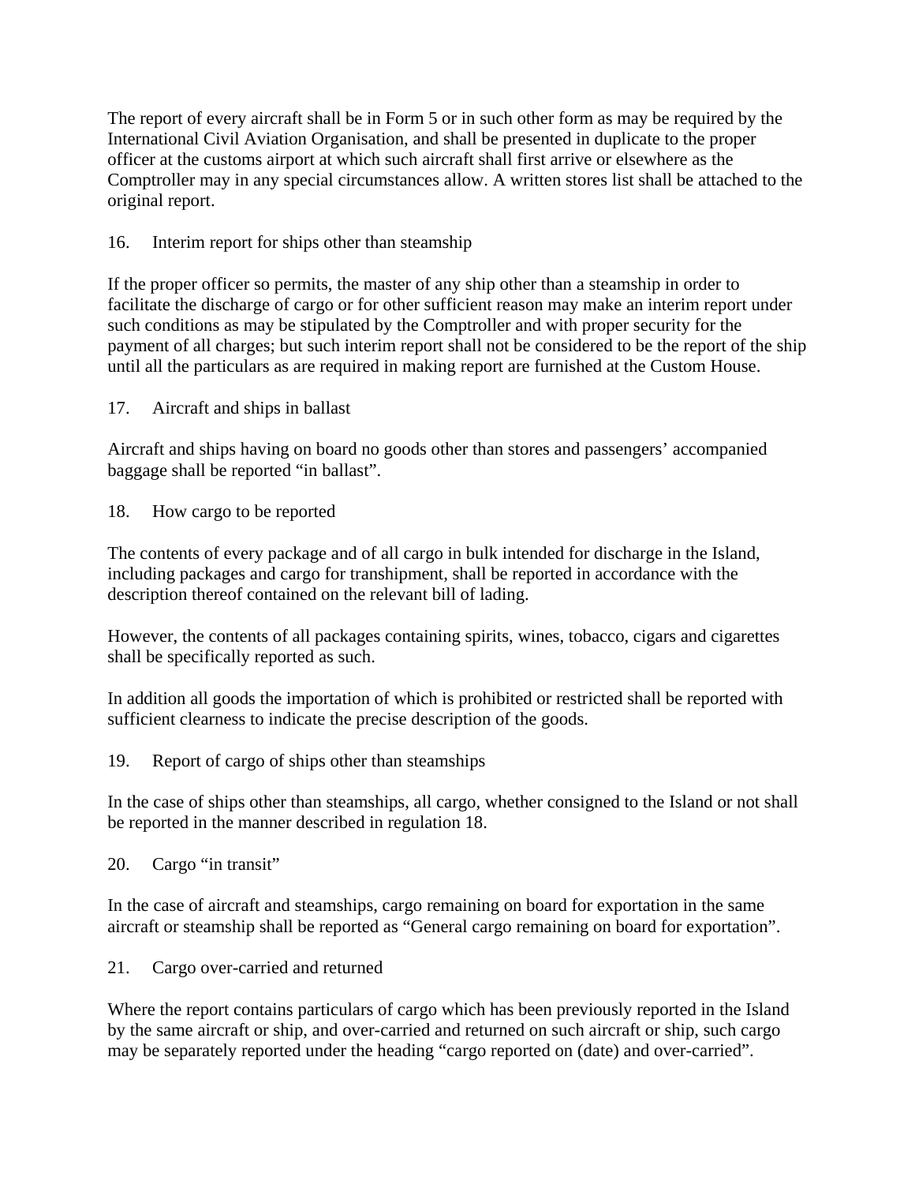The report of every aircraft shall be in Form 5 or in such other form as may be required by the International Civil Aviation Organisation, and shall be presented in duplicate to the proper officer at the customs airport at which such aircraft shall first arrive or elsewhere as the Comptroller may in any special circumstances allow. A written stores list shall be attached to the original report.

16. Interim report for ships other than steamship

If the proper officer so permits, the master of any ship other than a steamship in order to facilitate the discharge of cargo or for other sufficient reason may make an interim report under such conditions as may be stipulated by the Comptroller and with proper security for the payment of all charges; but such interim report shall not be considered to be the report of the ship until all the particulars as are required in making report are furnished at the Custom House.

17. Aircraft and ships in ballast

Aircraft and ships having on board no goods other than stores and passengers’ accompanied baggage shall be reported “in ballast”.

18. How cargo to be reported

The contents of every package and of all cargo in bulk intended for discharge in the Island, including packages and cargo for transhipment, shall be reported in accordance with the description thereof contained on the relevant bill of lading.

However, the contents of all packages containing spirits, wines, tobacco, cigars and cigarettes shall be specifically reported as such.

In addition all goods the importation of which is prohibited or restricted shall be reported with sufficient clearness to indicate the precise description of the goods.

19. Report of cargo of ships other than steamships

In the case of ships other than steamships, all cargo, whether consigned to the Island or not shall be reported in the manner described in regulation 18.

20. Cargo “in transit”

In the case of aircraft and steamships, cargo remaining on board for exportation in the same aircraft or steamship shall be reported as “General cargo remaining on board for exportation”.

21. Cargo over-carried and returned

Where the report contains particulars of cargo which has been previously reported in the Island by the same aircraft or ship, and over-carried and returned on such aircraft or ship, such cargo may be separately reported under the heading “cargo reported on (date) and over-carried”.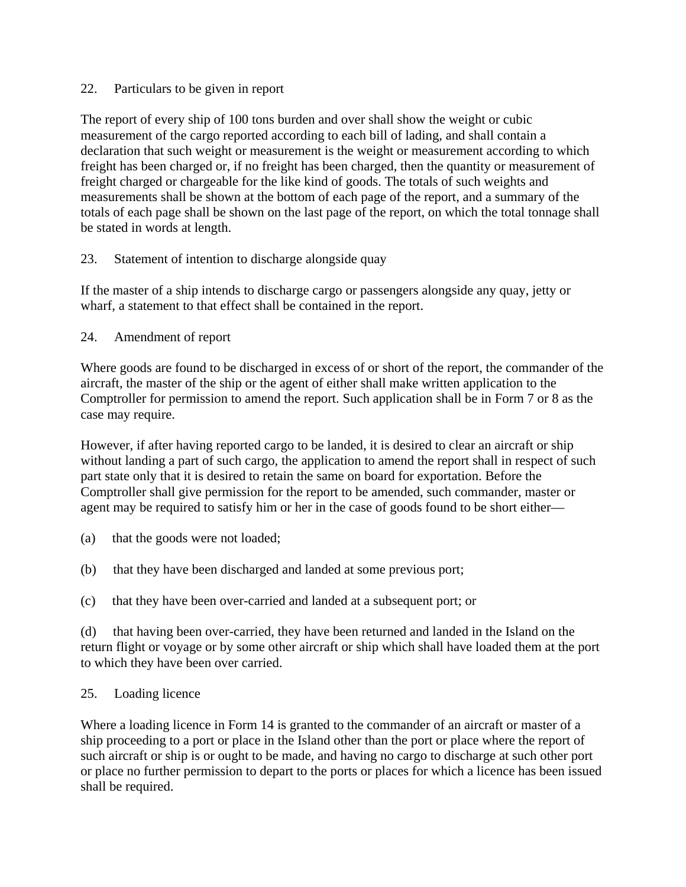## 22. Particulars to be given in report

The report of every ship of 100 tons burden and over shall show the weight or cubic measurement of the cargo reported according to each bill of lading, and shall contain a declaration that such weight or measurement is the weight or measurement according to which freight has been charged or, if no freight has been charged, then the quantity or measurement of freight charged or chargeable for the like kind of goods. The totals of such weights and measurements shall be shown at the bottom of each page of the report, and a summary of the totals of each page shall be shown on the last page of the report, on which the total tonnage shall be stated in words at length.

## 23. Statement of intention to discharge alongside quay

If the master of a ship intends to discharge cargo or passengers alongside any quay, jetty or wharf, a statement to that effect shall be contained in the report.

## 24. Amendment of report

Where goods are found to be discharged in excess of or short of the report, the commander of the aircraft, the master of the ship or the agent of either shall make written application to the Comptroller for permission to amend the report. Such application shall be in Form 7 or 8 as the case may require.

However, if after having reported cargo to be landed, it is desired to clear an aircraft or ship without landing a part of such cargo, the application to amend the report shall in respect of such part state only that it is desired to retain the same on board for exportation. Before the Comptroller shall give permission for the report to be amended, such commander, master or agent may be required to satisfy him or her in the case of goods found to be short either—

(a) that the goods were not loaded;

(b) that they have been discharged and landed at some previous port;

(c) that they have been over-carried and landed at a subsequent port; or

(d) that having been over-carried, they have been returned and landed in the Island on the return flight or voyage or by some other aircraft or ship which shall have loaded them at the port to which they have been over carried.

## 25. Loading licence

Where a loading licence in Form 14 is granted to the commander of an aircraft or master of a ship proceeding to a port or place in the Island other than the port or place where the report of such aircraft or ship is or ought to be made, and having no cargo to discharge at such other port or place no further permission to depart to the ports or places for which a licence has been issued shall be required.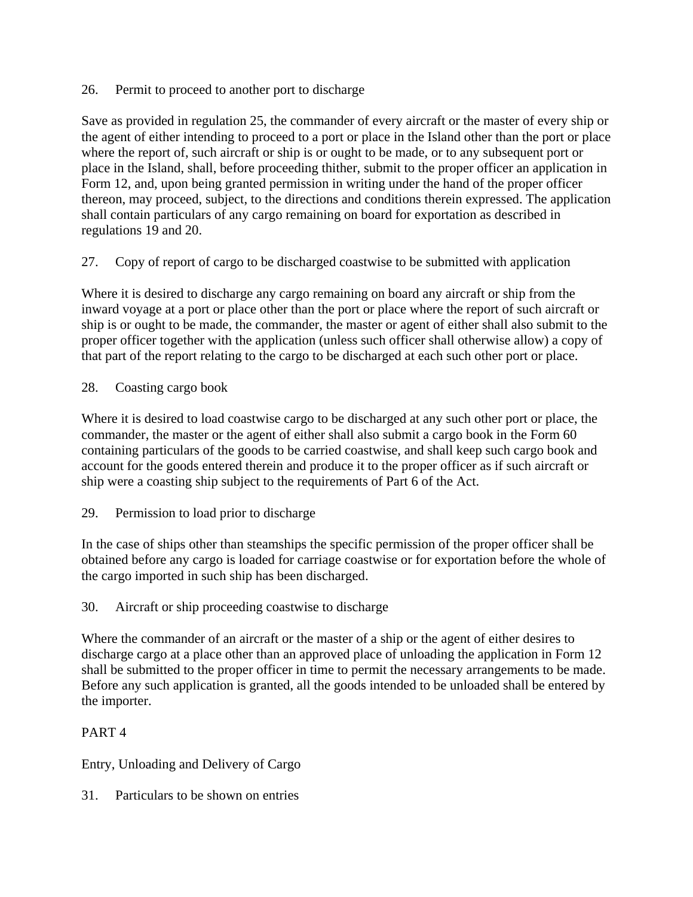26. Permit to proceed to another port to discharge

Save as provided in regulation 25, the commander of every aircraft or the master of every ship or the agent of either intending to proceed to a port or place in the Island other than the port or place where the report of, such aircraft or ship is or ought to be made, or to any subsequent port or place in the Island, shall, before proceeding thither, submit to the proper officer an application in Form 12, and, upon being granted permission in writing under the hand of the proper officer thereon, may proceed, subject, to the directions and conditions therein expressed. The application shall contain particulars of any cargo remaining on board for exportation as described in regulations 19 and 20.

27. Copy of report of cargo to be discharged coastwise to be submitted with application

Where it is desired to discharge any cargo remaining on board any aircraft or ship from the inward voyage at a port or place other than the port or place where the report of such aircraft or ship is or ought to be made, the commander, the master or agent of either shall also submit to the proper officer together with the application (unless such officer shall otherwise allow) a copy of that part of the report relating to the cargo to be discharged at each such other port or place.

28. Coasting cargo book

Where it is desired to load coastwise cargo to be discharged at any such other port or place, the commander, the master or the agent of either shall also submit a cargo book in the Form 60 containing particulars of the goods to be carried coastwise, and shall keep such cargo book and account for the goods entered therein and produce it to the proper officer as if such aircraft or ship were a coasting ship subject to the requirements of Part 6 of the Act.

29. Permission to load prior to discharge

In the case of ships other than steamships the specific permission of the proper officer shall be obtained before any cargo is loaded for carriage coastwise or for exportation before the whole of the cargo imported in such ship has been discharged.

30. Aircraft or ship proceeding coastwise to discharge

Where the commander of an aircraft or the master of a ship or the agent of either desires to discharge cargo at a place other than an approved place of unloading the application in Form 12 shall be submitted to the proper officer in time to permit the necessary arrangements to be made. Before any such application is granted, all the goods intended to be unloaded shall be entered by the importer.

PART 4

Entry, Unloading and Delivery of Cargo

31. Particulars to be shown on entries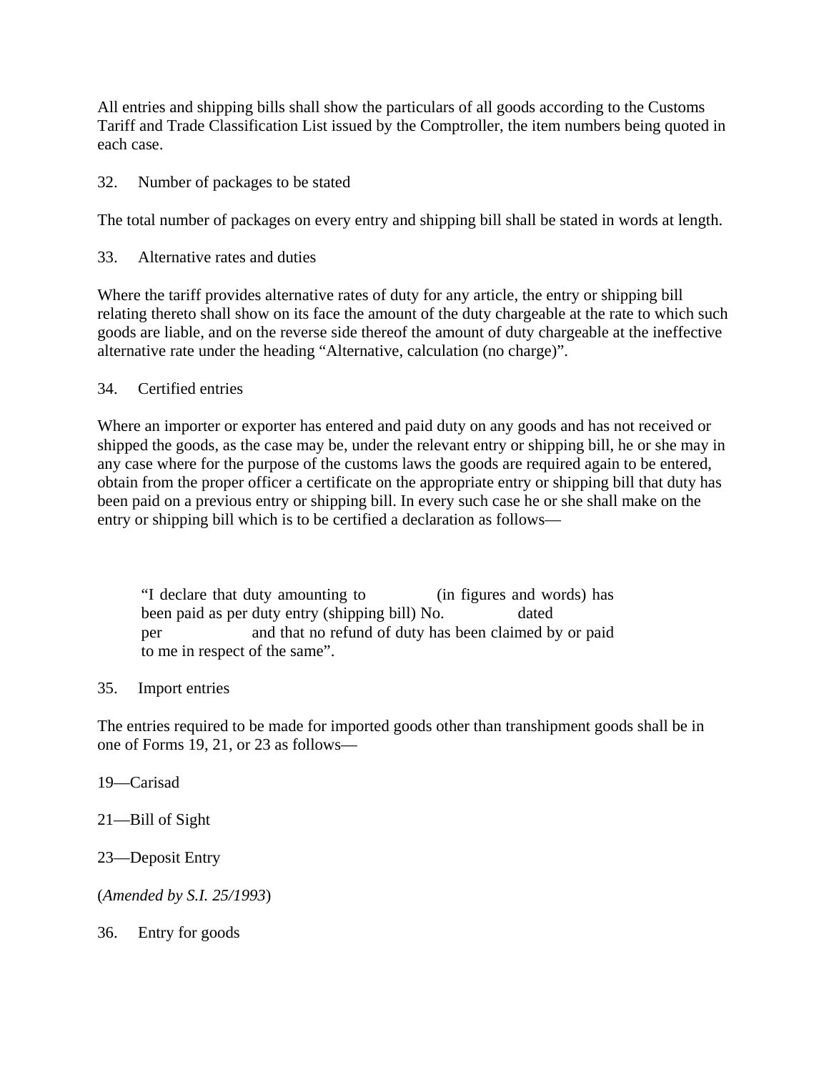All entries and shipping bills shall show the particulars of all goods according to the Customs Tariff and Trade Classification List issued by the Comptroller, the item numbers being quoted in each case.

32. Number of packages to be stated

The total number of packages on every entry and shipping bill shall be stated in words at length.

33. Alternative rates and duties

Where the tariff provides alternative rates of duty for any article, the entry or shipping bill relating thereto shall show on its face the amount of the duty chargeable at the rate to which such goods are liable, and on the reverse side thereof the amount of duty chargeable at the ineffective alternative rate under the heading "Alternative, calculation (no charge)".

34. Certified entries

Where an importer or exporter has entered and paid duty on any goods and has not received or shipped the goods, as the case may be, under the relevant entry or shipping bill, he or she may in any case where for the purpose of the customs laws the goods are required again to be entered, obtain from the proper officer a certificate on the appropriate entry or shipping bill that duty has been paid on a previous entry or shipping bill. In every such case he or she shall make on the entry or shipping bill which is to be certified a declaration as follows—

> "I declare that duty amounting to (in figures and words) has been paid as per duty entry (shipping bill) No. dated per and that no refund of duty has been claimed by or paid to me in respect of the same".

35. Import entries

The entries required to be made for imported goods other than transhipment goods shall be in one of Forms 19, 21, or 23 as follows—

19—Carisad

21—Bill of Sight

23—Deposit Entry

(*Amended by S.I. 25/1993*)

36. Entry for goods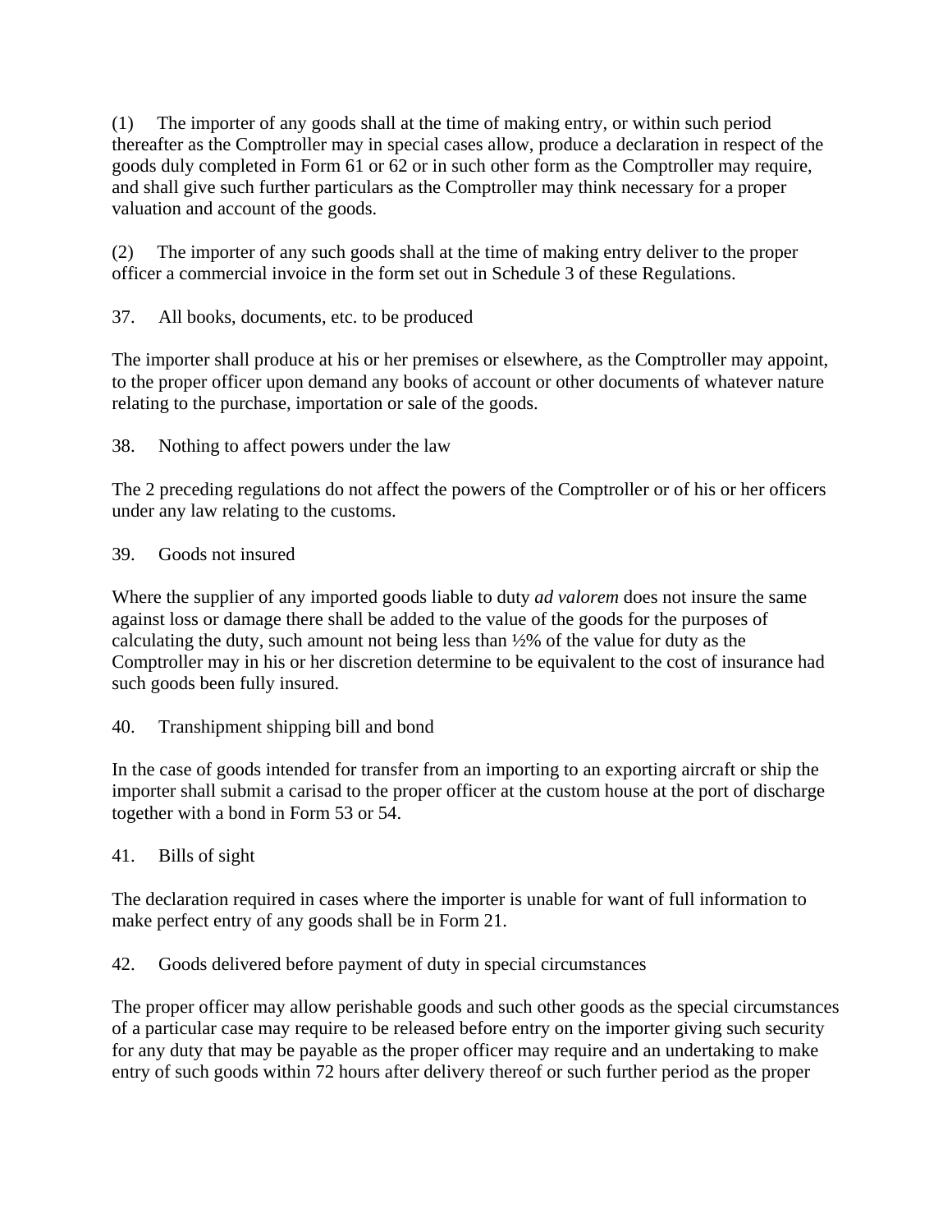(1) The importer of any goods shall at the time of making entry, or within such period thereafter as the Comptroller may in special cases allow, produce a declaration in respect of the goods duly completed in Form 61 or 62 or in such other form as the Comptroller may require, and shall give such further particulars as the Comptroller may think necessary for a proper valuation and account of the goods.

(2) The importer of any such goods shall at the time of making entry deliver to the proper officer a commercial invoice in the form set out in Schedule 3 of these Regulations.

37. All books, documents, etc. to be produced

The importer shall produce at his or her premises or elsewhere, as the Comptroller may appoint, to the proper officer upon demand any books of account or other documents of whatever nature relating to the purchase, importation or sale of the goods.

38. Nothing to affect powers under the law

The 2 preceding regulations do not affect the powers of the Comptroller or of his or her officers under any law relating to the customs.

39. Goods not insured

Where the supplier of any imported goods liable to duty *ad valorem* does not insure the same against loss or damage there shall be added to the value of the goods for the purposes of calculating the duty, such amount not being less than ½% of the value for duty as the Comptroller may in his or her discretion determine to be equivalent to the cost of insurance had such goods been fully insured.

40. Transhipment shipping bill and bond

In the case of goods intended for transfer from an importing to an exporting aircraft or ship the importer shall submit a carisad to the proper officer at the custom house at the port of discharge together with a bond in Form 53 or 54.

41. Bills of sight

The declaration required in cases where the importer is unable for want of full information to make perfect entry of any goods shall be in Form 21.

42. Goods delivered before payment of duty in special circumstances

The proper officer may allow perishable goods and such other goods as the special circumstances of a particular case may require to be released before entry on the importer giving such security for any duty that may be payable as the proper officer may require and an undertaking to make entry of such goods within 72 hours after delivery thereof or such further period as the proper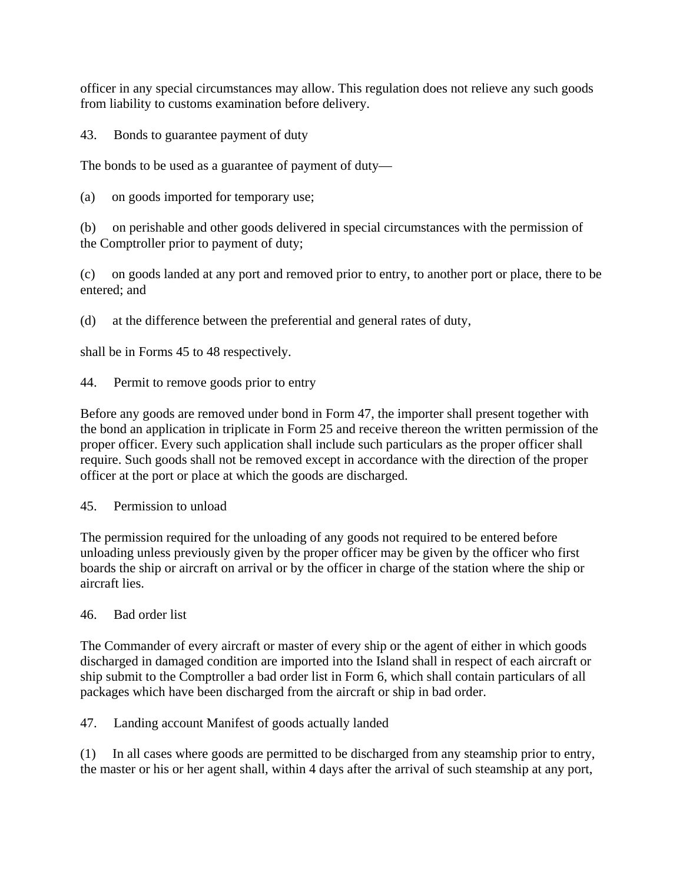officer in any special circumstances may allow. This regulation does not relieve any such goods from liability to customs examination before delivery.

43. Bonds to guarantee payment of duty

The bonds to be used as a guarantee of payment of duty—

(a) on goods imported for temporary use;

(b) on perishable and other goods delivered in special circumstances with the permission of the Comptroller prior to payment of duty;

(c) on goods landed at any port and removed prior to entry, to another port or place, there to be entered; and

(d) at the difference between the preferential and general rates of duty,

shall be in Forms 45 to 48 respectively.

44. Permit to remove goods prior to entry

Before any goods are removed under bond in Form 47, the importer shall present together with the bond an application in triplicate in Form 25 and receive thereon the written permission of the proper officer. Every such application shall include such particulars as the proper officer shall require. Such goods shall not be removed except in accordance with the direction of the proper officer at the port or place at which the goods are discharged.

45. Permission to unload

The permission required for the unloading of any goods not required to be entered before unloading unless previously given by the proper officer may be given by the officer who first boards the ship or aircraft on arrival or by the officer in charge of the station where the ship or aircraft lies.

46. Bad order list

The Commander of every aircraft or master of every ship or the agent of either in which goods discharged in damaged condition are imported into the Island shall in respect of each aircraft or ship submit to the Comptroller a bad order list in Form 6, which shall contain particulars of all packages which have been discharged from the aircraft or ship in bad order.

47. Landing account Manifest of goods actually landed

(1) In all cases where goods are permitted to be discharged from any steamship prior to entry, the master or his or her agent shall, within 4 days after the arrival of such steamship at any port,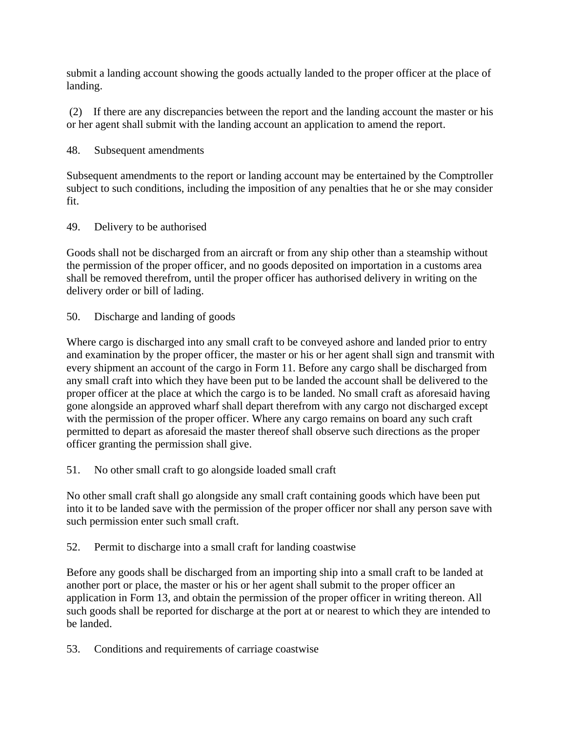submit a landing account showing the goods actually landed to the proper officer at the place of landing.

(2) If there are any discrepancies between the report and the landing account the master or his or her agent shall submit with the landing account an application to amend the report.

48. Subsequent amendments

Subsequent amendments to the report or landing account may be entertained by the Comptroller subject to such conditions, including the imposition of any penalties that he or she may consider fit.

49. Delivery to be authorised

Goods shall not be discharged from an aircraft or from any ship other than a steamship without the permission of the proper officer, and no goods deposited on importation in a customs area shall be removed therefrom, until the proper officer has authorised delivery in writing on the delivery order or bill of lading.

50. Discharge and landing of goods

Where cargo is discharged into any small craft to be conveyed ashore and landed prior to entry and examination by the proper officer, the master or his or her agent shall sign and transmit with every shipment an account of the cargo in Form 11. Before any cargo shall be discharged from any small craft into which they have been put to be landed the account shall be delivered to the proper officer at the place at which the cargo is to be landed. No small craft as aforesaid having gone alongside an approved wharf shall depart therefrom with any cargo not discharged except with the permission of the proper officer. Where any cargo remains on board any such craft permitted to depart as aforesaid the master thereof shall observe such directions as the proper officer granting the permission shall give.

51. No other small craft to go alongside loaded small craft

No other small craft shall go alongside any small craft containing goods which have been put into it to be landed save with the permission of the proper officer nor shall any person save with such permission enter such small craft.

52. Permit to discharge into a small craft for landing coastwise

Before any goods shall be discharged from an importing ship into a small craft to be landed at another port or place, the master or his or her agent shall submit to the proper officer an application in Form 13, and obtain the permission of the proper officer in writing thereon. All such goods shall be reported for discharge at the port at or nearest to which they are intended to be landed.

53. Conditions and requirements of carriage coastwise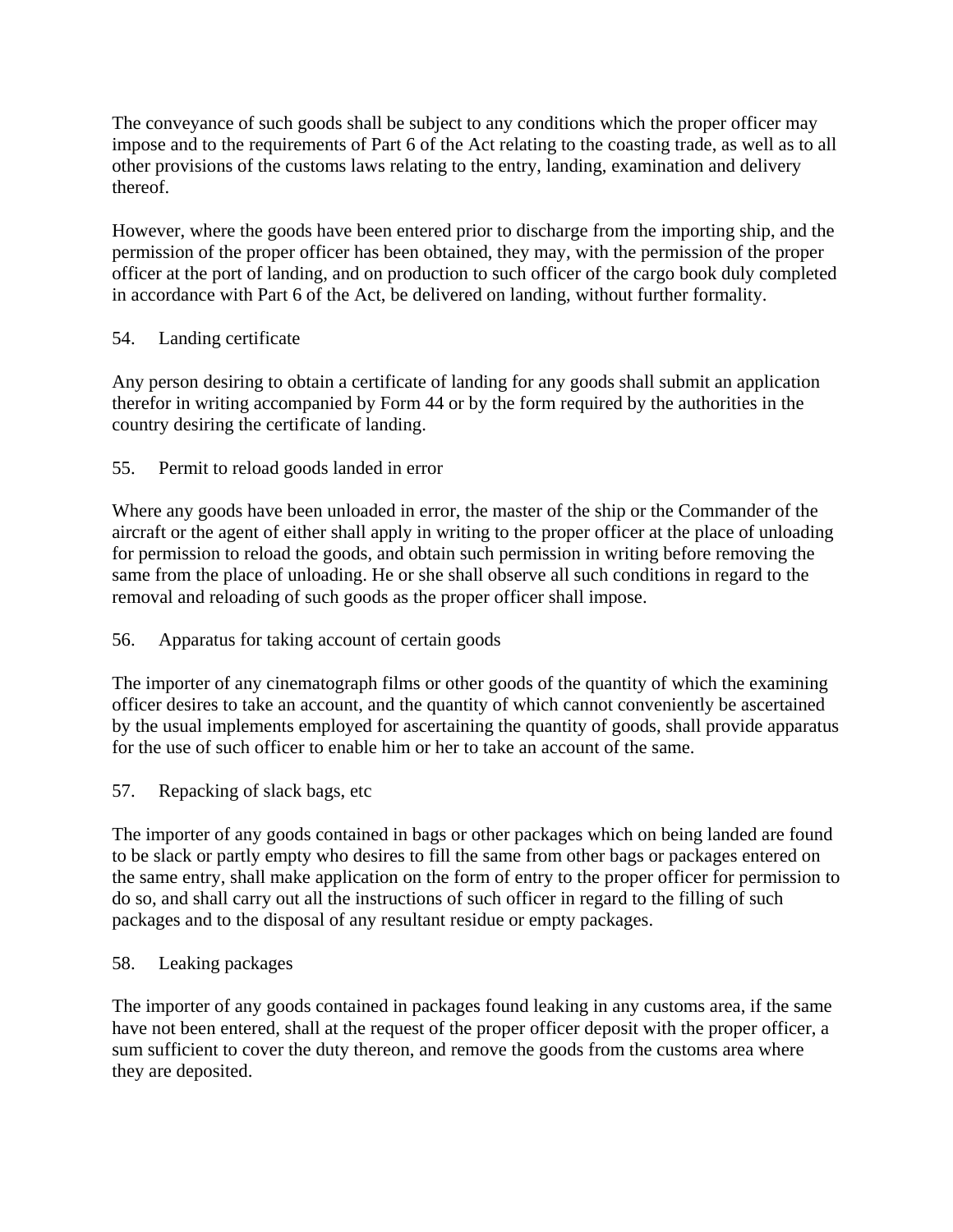The conveyance of such goods shall be subject to any conditions which the proper officer may impose and to the requirements of Part 6 of the Act relating to the coasting trade, as well as to all other provisions of the customs laws relating to the entry, landing, examination and delivery thereof.

However, where the goods have been entered prior to discharge from the importing ship, and the permission of the proper officer has been obtained, they may, with the permission of the proper officer at the port of landing, and on production to such officer of the cargo book duly completed in accordance with Part 6 of the Act, be delivered on landing, without further formality.

54. Landing certificate

Any person desiring to obtain a certificate of landing for any goods shall submit an application therefor in writing accompanied by Form 44 or by the form required by the authorities in the country desiring the certificate of landing.

55. Permit to reload goods landed in error

Where any goods have been unloaded in error, the master of the ship or the Commander of the aircraft or the agent of either shall apply in writing to the proper officer at the place of unloading for permission to reload the goods, and obtain such permission in writing before removing the same from the place of unloading. He or she shall observe all such conditions in regard to the removal and reloading of such goods as the proper officer shall impose.

56. Apparatus for taking account of certain goods

The importer of any cinematograph films or other goods of the quantity of which the examining officer desires to take an account, and the quantity of which cannot conveniently be ascertained by the usual implements employed for ascertaining the quantity of goods, shall provide apparatus for the use of such officer to enable him or her to take an account of the same.

57. Repacking of slack bags, etc

The importer of any goods contained in bags or other packages which on being landed are found to be slack or partly empty who desires to fill the same from other bags or packages entered on the same entry, shall make application on the form of entry to the proper officer for permission to do so, and shall carry out all the instructions of such officer in regard to the filling of such packages and to the disposal of any resultant residue or empty packages.

58. Leaking packages

The importer of any goods contained in packages found leaking in any customs area, if the same have not been entered, shall at the request of the proper officer deposit with the proper officer, a sum sufficient to cover the duty thereon, and remove the goods from the customs area where they are deposited.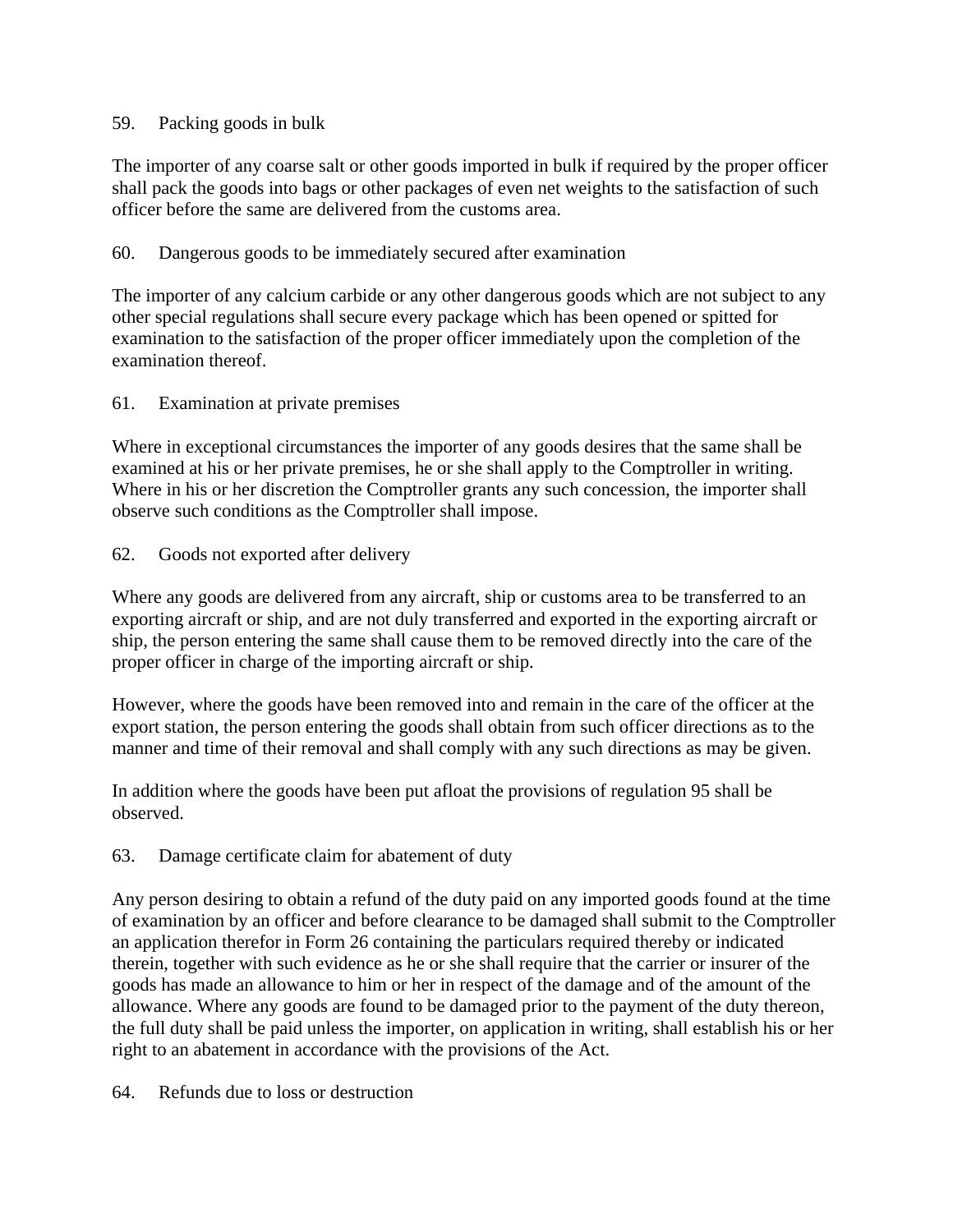59. Packing goods in bulk

The importer of any coarse salt or other goods imported in bulk if required by the proper officer shall pack the goods into bags or other packages of even net weights to the satisfaction of such officer before the same are delivered from the customs area.

60. Dangerous goods to be immediately secured after examination

The importer of any calcium carbide or any other dangerous goods which are not subject to any other special regulations shall secure every package which has been opened or spitted for examination to the satisfaction of the proper officer immediately upon the completion of the examination thereof.

61. Examination at private premises

Where in exceptional circumstances the importer of any goods desires that the same shall be examined at his or her private premises, he or she shall apply to the Comptroller in writing. Where in his or her discretion the Comptroller grants any such concession, the importer shall observe such conditions as the Comptroller shall impose.

62. Goods not exported after delivery

Where any goods are delivered from any aircraft, ship or customs area to be transferred to an exporting aircraft or ship, and are not duly transferred and exported in the exporting aircraft or ship, the person entering the same shall cause them to be removed directly into the care of the proper officer in charge of the importing aircraft or ship.

However, where the goods have been removed into and remain in the care of the officer at the export station, the person entering the goods shall obtain from such officer directions as to the manner and time of their removal and shall comply with any such directions as may be given.

In addition where the goods have been put afloat the provisions of regulation 95 shall be observed.

63. Damage certificate claim for abatement of duty

Any person desiring to obtain a refund of the duty paid on any imported goods found at the time of examination by an officer and before clearance to be damaged shall submit to the Comptroller an application therefor in Form 26 containing the particulars required thereby or indicated therein, together with such evidence as he or she shall require that the carrier or insurer of the goods has made an allowance to him or her in respect of the damage and of the amount of the allowance. Where any goods are found to be damaged prior to the payment of the duty thereon, the full duty shall be paid unless the importer, on application in writing, shall establish his or her right to an abatement in accordance with the provisions of the Act.

64. Refunds due to loss or destruction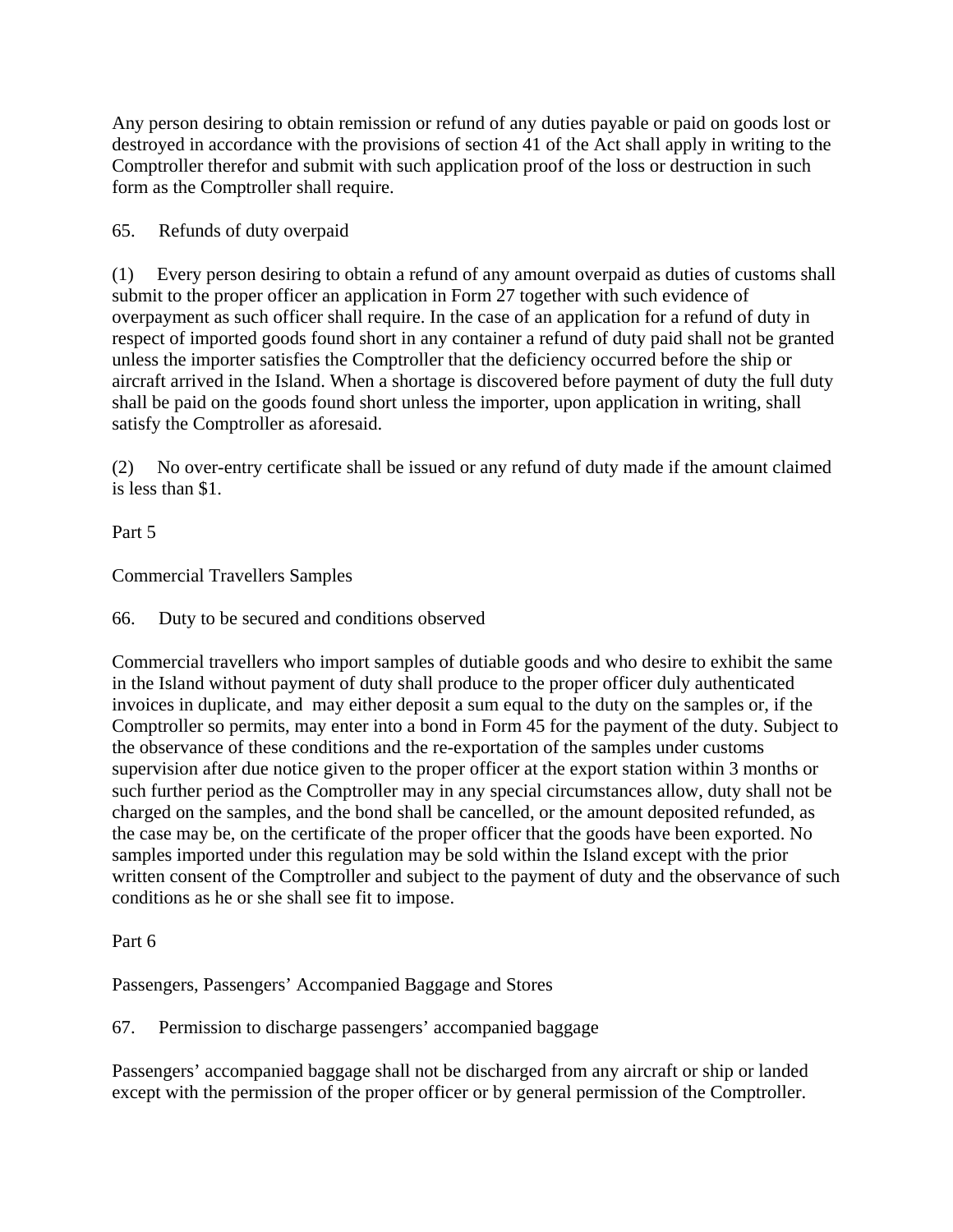Any person desiring to obtain remission or refund of any duties payable or paid on goods lost or destroyed in accordance with the provisions of section 41 of the Act shall apply in writing to the Comptroller therefor and submit with such application proof of the loss or destruction in such form as the Comptroller shall require.

### 65. Refunds of duty overpaid

(1) Every person desiring to obtain a refund of any amount overpaid as duties of customs shall submit to the proper officer an application in Form 27 together with such evidence of overpayment as such officer shall require. In the case of an application for a refund of duty in respect of imported goods found short in any container a refund of duty paid shall not be granted unless the importer satisfies the Comptroller that the deficiency occurred before the ship or aircraft arrived in the Island. When a shortage is discovered before payment of duty the full duty shall be paid on the goods found short unless the importer, upon application in writing, shall satisfy the Comptroller as aforesaid.

(2) No over-entry certificate shall be issued or any refund of duty made if the amount claimed is less than $1.

## Part 5

## Commercial Travellers Samples

### 66. Duty to be secured and conditions observed

Commercial travellers who import samples of dutiable goods and who desire to exhibit the same in the Island without payment of duty shall produce to the proper officer duly authenticated invoices in duplicate, and may either deposit a sum equal to the duty on the samples or, if the Comptroller so permits, may enter into a bond in Form 45 for the payment of the duty. Subject to the observance of these conditions and the re-exportation of the samples under customs supervision after due notice given to the proper officer at the export station within 3 months or such further period as the Comptroller may in any special circumstances allow, duty shall not be charged on the samples, and the bond shall be cancelled, or the amount deposited refunded, as the case may be, on the certificate of the proper officer that the goods have been exported. No samples imported under this regulation may be sold within the Island except with the prior written consent of the Comptroller and subject to the payment of duty and the observance of such conditions as he or she shall see fit to impose.

## Part 6

## Passengers, Passengers' Accompanied Baggage and Stores

### 67. Permission to discharge passengers' accompanied baggage

Passengers' accompanied baggage shall not be discharged from any aircraft or ship or landed except with the permission of the proper officer or by general permission of the Comptroller.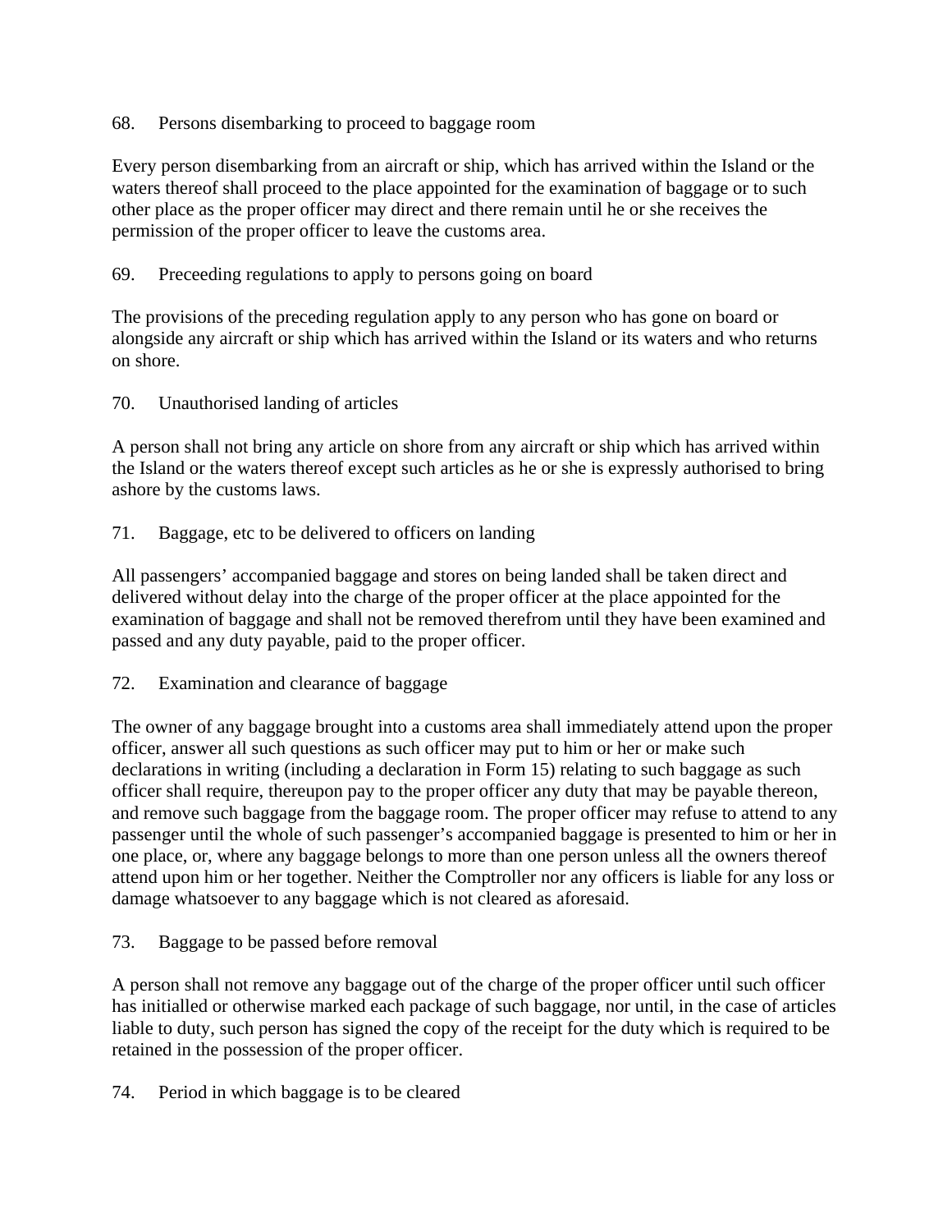68. Persons disembarking to proceed to baggage room

Every person disembarking from an aircraft or ship, which has arrived within the Island or the waters thereof shall proceed to the place appointed for the examination of baggage or to such other place as the proper officer may direct and there remain until he or she receives the permission of the proper officer to leave the customs area.

69. Preceeding regulations to apply to persons going on board

The provisions of the preceding regulation apply to any person who has gone on board or alongside any aircraft or ship which has arrived within the Island or its waters and who returns on shore.

70. Unauthorised landing of articles

A person shall not bring any article on shore from any aircraft or ship which has arrived within the Island or the waters thereof except such articles as he or she is expressly authorised to bring ashore by the customs laws.

71. Baggage, etc to be delivered to officers on landing

All passengers' accompanied baggage and stores on being landed shall be taken direct and delivered without delay into the charge of the proper officer at the place appointed for the examination of baggage and shall not be removed therefrom until they have been examined and passed and any duty payable, paid to the proper officer.

72. Examination and clearance of baggage

The owner of any baggage brought into a customs area shall immediately attend upon the proper officer, answer all such questions as such officer may put to him or her or make such declarations in writing (including a declaration in Form 15) relating to such baggage as such officer shall require, thereupon pay to the proper officer any duty that may be payable thereon, and remove such baggage from the baggage room. The proper officer may refuse to attend to any passenger until the whole of such passenger's accompanied baggage is presented to him or her in one place, or, where any baggage belongs to more than one person unless all the owners thereof attend upon him or her together. Neither the Comptroller nor any officers is liable for any loss or damage whatsoever to any baggage which is not cleared as aforesaid.

73. Baggage to be passed before removal

A person shall not remove any baggage out of the charge of the proper officer until such officer has initialled or otherwise marked each package of such baggage, nor until, in the case of articles liable to duty, such person has signed the copy of the receipt for the duty which is required to be retained in the possession of the proper officer.

74. Period in which baggage is to be cleared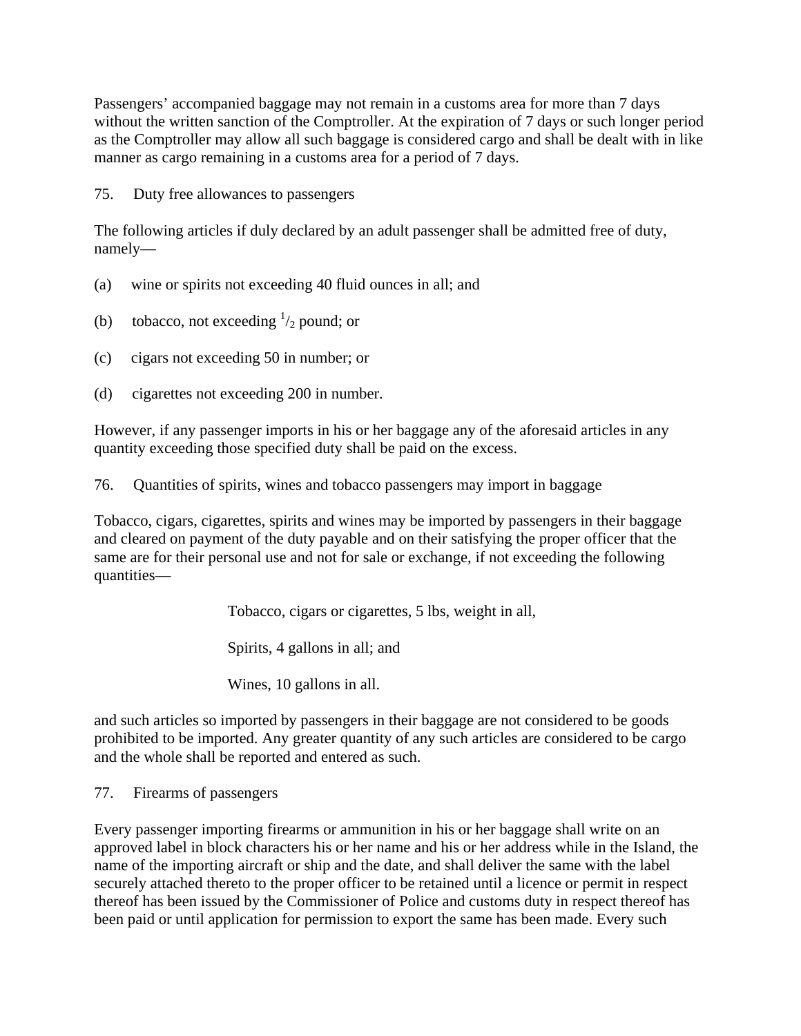Passengers' accompanied baggage may not remain in a customs area for more than 7 days without the written sanction of the Comptroller. At the expiration of 7 days or such longer period as the Comptroller may allow all such baggage is considered cargo and shall be dealt with in like manner as cargo remaining in a customs area for a period of 7 days.

75. Duty free allowances to passengers

The following articles if duly declared by an adult passenger shall be admitted free of duty, namely—

(a) wine or spirits not exceeding 40 fluid ounces in all; and

(b) tobacco, not exceeding $^{1}/_{2}$ pound; or

(c) cigars not exceeding 50 in number; or

(d) cigarettes not exceeding 200 in number.

However, if any passenger imports in his or her baggage any of the aforesaid articles in any quantity exceeding those specified duty shall be paid on the excess.

76. Quantities of spirits, wines and tobacco passengers may import in baggage

Tobacco, cigars, cigarettes, spirits and wines may be imported by passengers in their baggage and cleared on payment of the duty payable and on their satisfying the proper officer that the same are for their personal use and not for sale or exchange, if not exceeding the following quantities—

Tobacco, cigars or cigarettes, 5 lbs, weight in all,

Spirits, 4 gallons in all; and

Wines, 10 gallons in all.

and such articles so imported by passengers in their baggage are not considered to be goods prohibited to be imported. Any greater quantity of any such articles are considered to be cargo and the whole shall be reported and entered as such.

77. Firearms of passengers

Every passenger importing firearms or ammunition in his or her baggage shall write on an approved label in block characters his or her name and his or her address while in the Island, the name of the importing aircraft or ship and the date, and shall deliver the same with the label securely attached thereto to the proper officer to be retained until a licence or permit in respect thereof has been issued by the Commissioner of Police and customs duty in respect thereof has been paid or until application for permission to export the same has been made. Every such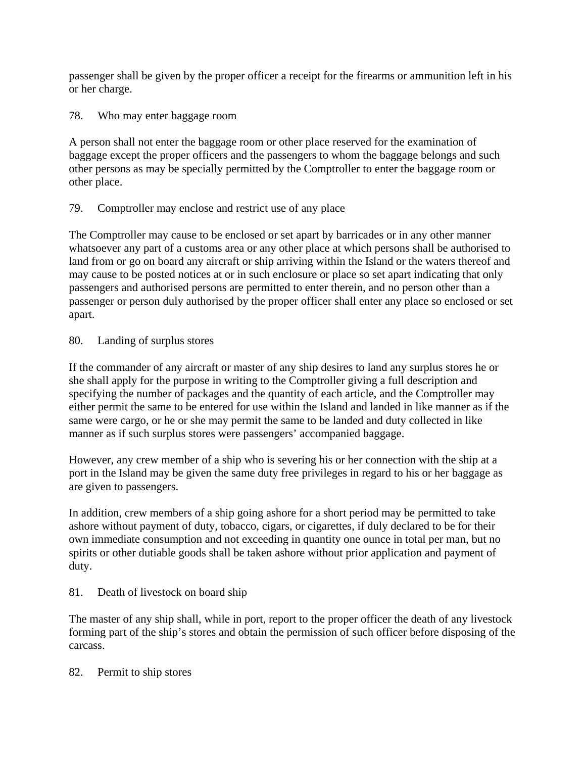passenger shall be given by the proper officer a receipt for the firearms or ammunition left in his or her charge.

### 78. Who may enter baggage room

A person shall not enter the baggage room or other place reserved for the examination of baggage except the proper officers and the passengers to whom the baggage belongs and such other persons as may be specially permitted by the Comptroller to enter the baggage room or other place.

### 79. Comptroller may enclose and restrict use of any place

The Comptroller may cause to be enclosed or set apart by barricades or in any other manner whatsoever any part of a customs area or any other place at which persons shall be authorised to land from or go on board any aircraft or ship arriving within the Island or the waters thereof and may cause to be posted notices at or in such enclosure or place so set apart indicating that only passengers and authorised persons are permitted to enter therein, and no person other than a passenger or person duly authorised by the proper officer shall enter any place so enclosed or set apart.

### 80. Landing of surplus stores

If the commander of any aircraft or master of any ship desires to land any surplus stores he or she shall apply for the purpose in writing to the Comptroller giving a full description and specifying the number of packages and the quantity of each article, and the Comptroller may either permit the same to be entered for use within the Island and landed in like manner as if the same were cargo, or he or she may permit the same to be landed and duty collected in like manner as if such surplus stores were passengers' accompanied baggage.

However, any crew member of a ship who is severing his or her connection with the ship at a port in the Island may be given the same duty free privileges in regard to his or her baggage as are given to passengers.

In addition, crew members of a ship going ashore for a short period may be permitted to take ashore without payment of duty, tobacco, cigars, or cigarettes, if duly declared to be for their own immediate consumption and not exceeding in quantity one ounce in total per man, but no spirits or other dutiable goods shall be taken ashore without prior application and payment of duty.

### 81. Death of livestock on board ship

The master of any ship shall, while in port, report to the proper officer the death of any livestock forming part of the ship's stores and obtain the permission of such officer before disposing of the carcass.

### 82. Permit to ship stores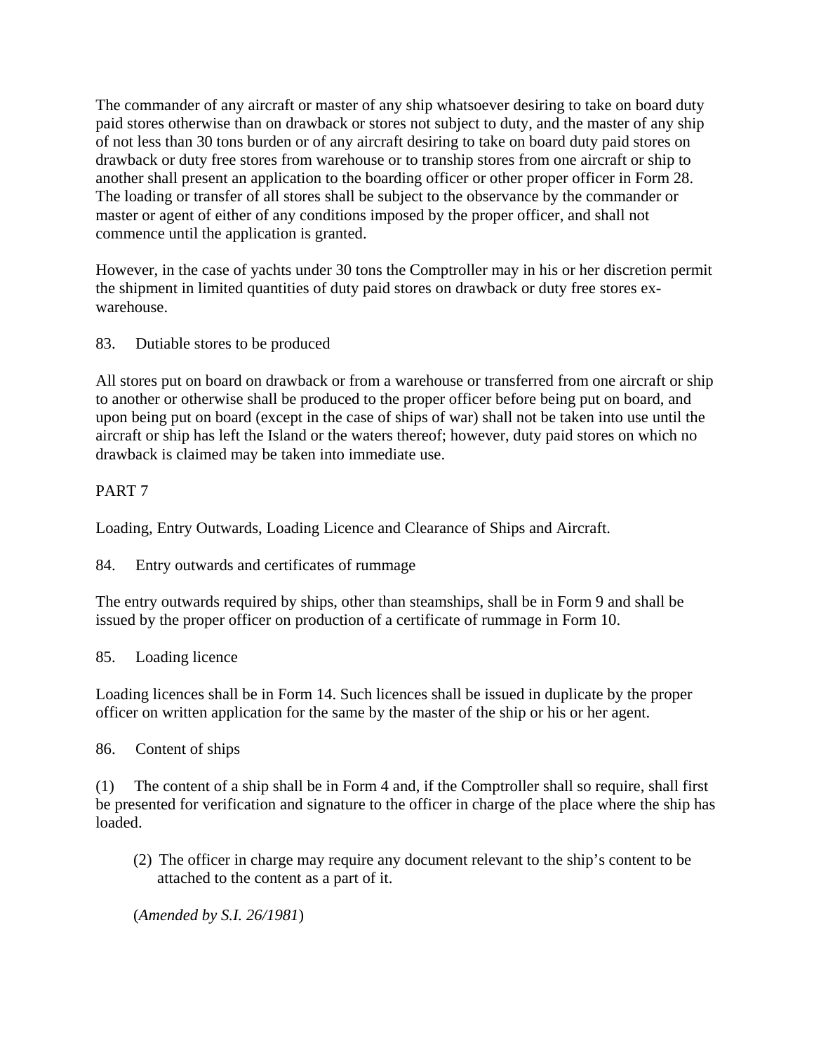The commander of any aircraft or master of any ship whatsoever desiring to take on board duty paid stores otherwise than on drawback or stores not subject to duty, and the master of any ship of not less than 30 tons burden or of any aircraft desiring to take on board duty paid stores on drawback or duty free stores from warehouse or to tranship stores from one aircraft or ship to another shall present an application to the boarding officer or other proper officer in Form 28. The loading or transfer of all stores shall be subject to the observance by the commander or master or agent of either of any conditions imposed by the proper officer, and shall not commence until the application is granted.

However, in the case of yachts under 30 tons the Comptroller may in his or her discretion permit the shipment in limited quantities of duty paid stores on drawback or duty free stores ex-warehouse.

83. Dutiable stores to be produced

All stores put on board on drawback or from a warehouse or transferred from one aircraft or ship to another or otherwise shall be produced to the proper officer before being put on board, and upon being put on board (except in the case of ships of war) shall not be taken into use until the aircraft or ship has left the Island or the waters thereof; however, duty paid stores on which no drawback is claimed may be taken into immediate use.

## PART 7

Loading, Entry Outwards, Loading Licence and Clearance of Ships and Aircraft.

84. Entry outwards and certificates of rummage

The entry outwards required by ships, other than steamships, shall be in Form 9 and shall be issued by the proper officer on production of a certificate of rummage in Form 10.

85. Loading licence

Loading licences shall be in Form 14. Such licences shall be issued in duplicate by the proper officer on written application for the same by the master of the ship or his or her agent.

86. Content of ships

(1) The content of a ship shall be in Form 4 and, if the Comptroller shall so require, shall first be presented for verification and signature to the officer in charge of the place where the ship has loaded.

(2) The officer in charge may require any document relevant to the ship's content to be attached to the content as a part of it.

(*Amended by S.I. 26/1981*)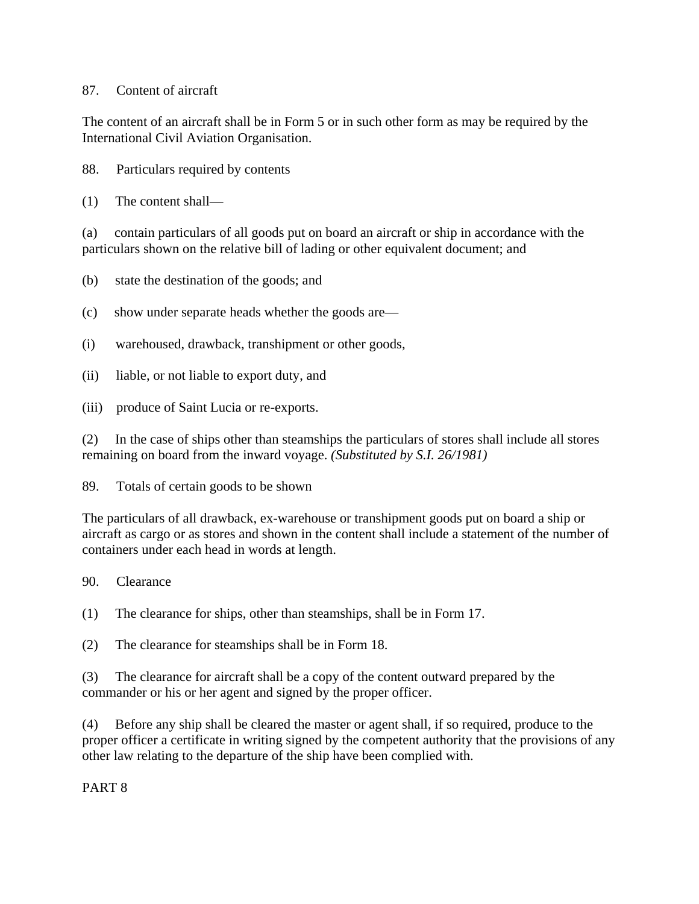87. Content of aircraft

The content of an aircraft shall be in Form 5 or in such other form as may be required by the International Civil Aviation Organisation.

88. Particulars required by contents

(1) The content shall—

(a) contain particulars of all goods put on board an aircraft or ship in accordance with the particulars shown on the relative bill of lading or other equivalent document; and

(b) state the destination of the goods; and

(c) show under separate heads whether the goods are—

(i) warehoused, drawback, transhipment or other goods,

(ii) liable, or not liable to export duty, and

(iii) produce of Saint Lucia or re-exports.

(2) In the case of ships other than steamships the particulars of stores shall include all stores remaining on board from the inward voyage. *(Substituted by S.I. 26/1981)*

89. Totals of certain goods to be shown

The particulars of all drawback, ex-warehouse or transhipment goods put on board a ship or aircraft as cargo or as stores and shown in the content shall include a statement of the number of containers under each head in words at length.

90. Clearance

(1) The clearance for ships, other than steamships, shall be in Form 17.

(2) The clearance for steamships shall be in Form 18.

(3) The clearance for aircraft shall be a copy of the content outward prepared by the commander or his or her agent and signed by the proper officer.

(4) Before any ship shall be cleared the master or agent shall, if so required, produce to the proper officer a certificate in writing signed by the competent authority that the provisions of any other law relating to the departure of the ship have been complied with.

PART 8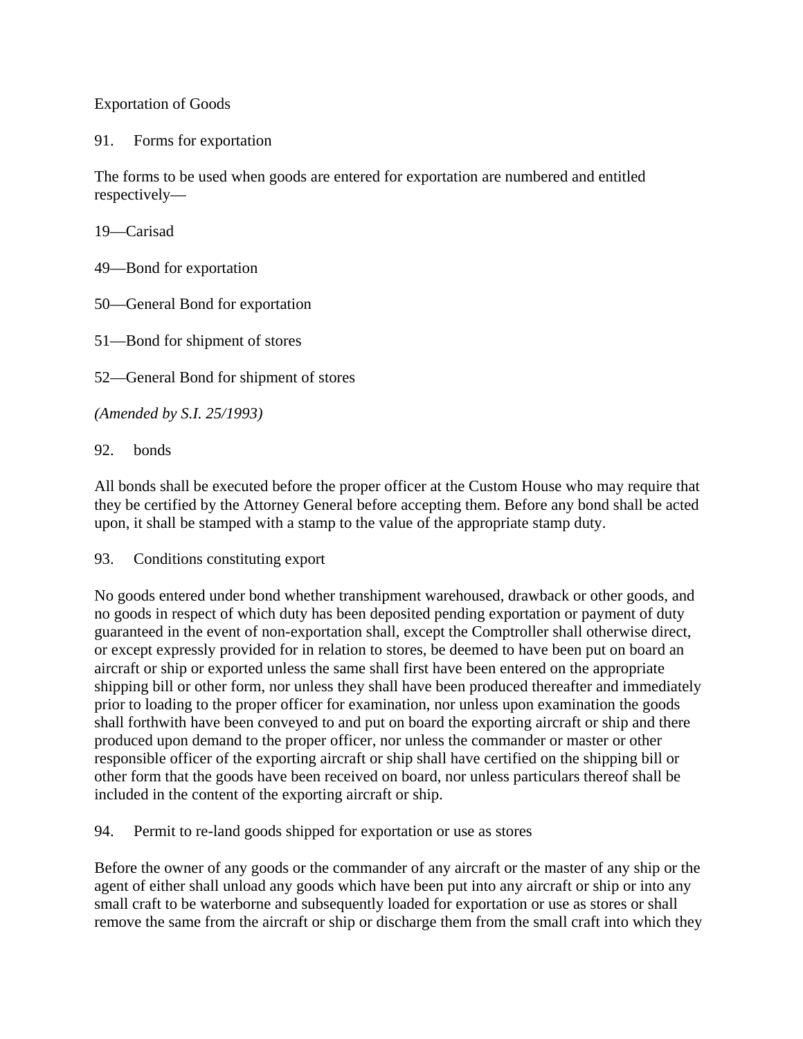Exportation of Goods

91. Forms for exportation

The forms to be used when goods are entered for exportation are numbered and entitled respectively—

19—Carisad

49—Bond for exportation

50—General Bond for exportation

51—Bond for shipment of stores

52—General Bond for shipment of stores

*(Amended by S.I. 25/1993)*

92. bonds

All bonds shall be executed before the proper officer at the Custom House who may require that they be certified by the Attorney General before accepting them. Before any bond shall be acted upon, it shall be stamped with a stamp to the value of the appropriate stamp duty.

93. Conditions constituting export

No goods entered under bond whether transhipment warehoused, drawback or other goods, and no goods in respect of which duty has been deposited pending exportation or payment of duty guaranteed in the event of non-exportation shall, except the Comptroller shall otherwise direct, or except expressly provided for in relation to stores, be deemed to have been put on board an aircraft or ship or exported unless the same shall first have been entered on the appropriate shipping bill or other form, nor unless they shall have been produced thereafter and immediately prior to loading to the proper officer for examination, nor unless upon examination the goods shall forthwith have been conveyed to and put on board the exporting aircraft or ship and there produced upon demand to the proper officer, nor unless the commander or master or other responsible officer of the exporting aircraft or ship shall have certified on the shipping bill or other form that the goods have been received on board, nor unless particulars thereof shall be included in the content of the exporting aircraft or ship.

94. Permit to re-land goods shipped for exportation or use as stores

Before the owner of any goods or the commander of any aircraft or the master of any ship or the agent of either shall unload any goods which have been put into any aircraft or ship or into any small craft to be waterborne and subsequently loaded for exportation or use as stores or shall remove the same from the aircraft or ship or discharge them from the small craft into which they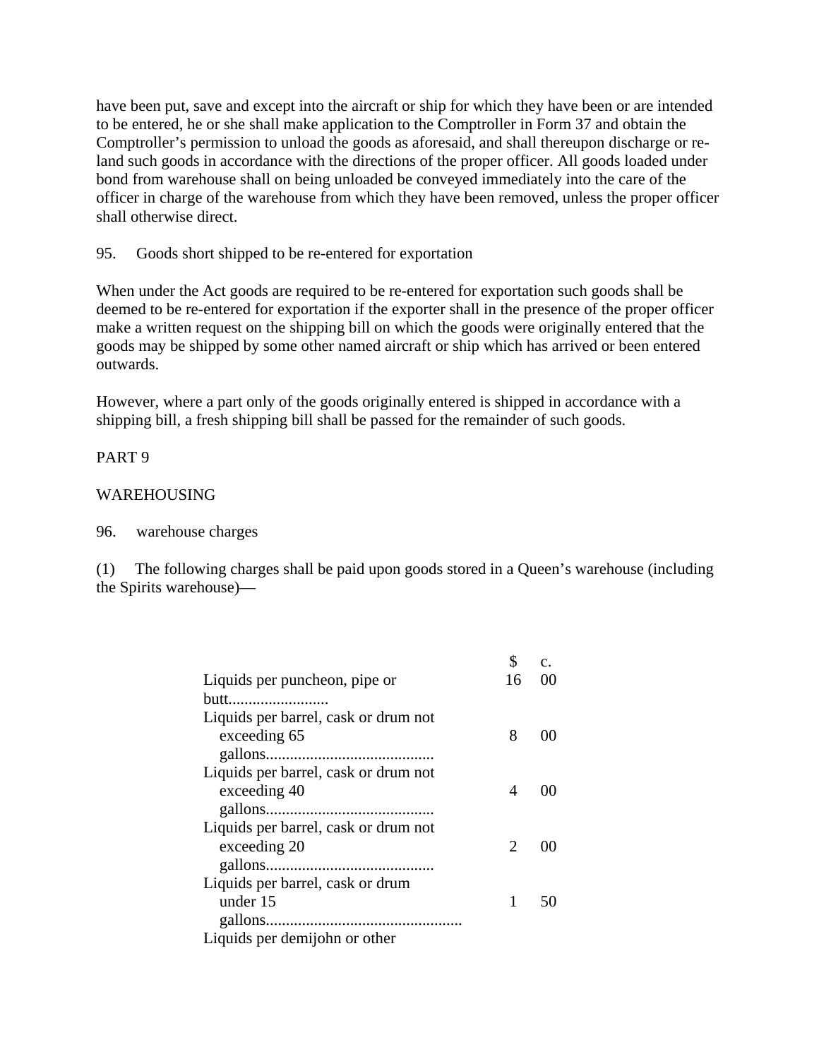have been put, save and except into the aircraft or ship for which they have been or are intended to be entered, he or she shall make application to the Comptroller in Form 37 and obtain the Comptroller's permission to unload the goods as aforesaid, and shall thereupon discharge or re-land such goods in accordance with the directions of the proper officer. All goods loaded under bond from warehouse shall on being unloaded be conveyed immediately into the care of the officer in charge of the warehouse from which they have been removed, unless the proper officer shall otherwise direct.

95. Goods short shipped to be re-entered for exportation

When under the Act goods are required to be re-entered for exportation such goods shall be deemed to be re-entered for exportation if the exporter shall in the presence of the proper officer make a written request on the shipping bill on which the goods were originally entered that the goods may be shipped by some other named aircraft or ship which has arrived or been entered outwards.

However, where a part only of the goods originally entered is shipped in accordance with a shipping bill, a fresh shipping bill shall be passed for the remainder of such goods.

PART 9

WAREHOUSING

96. warehouse charges

(1) The following charges shall be paid upon goods stored in a Queen's warehouse (including the Spirits warehouse)—

| | $ | c. |
|---|---|---|
| Liquids per puncheon, pipe or butt......................... | 16 | 00 |
| Liquids per barrel, cask or drum not exceeding 65 gallons.......................................... | 8 | 00 |
| Liquids per barrel, cask or drum not exceeding 40 gallons.......................................... | 4 | 00 |
| Liquids per barrel, cask or drum not exceeding 20 gallons.......................................... | 2 | 00 |
| Liquids per barrel, cask or drum under 15 gallons................................................ | 1 | 50 |
| Liquids per demijohn or other | | |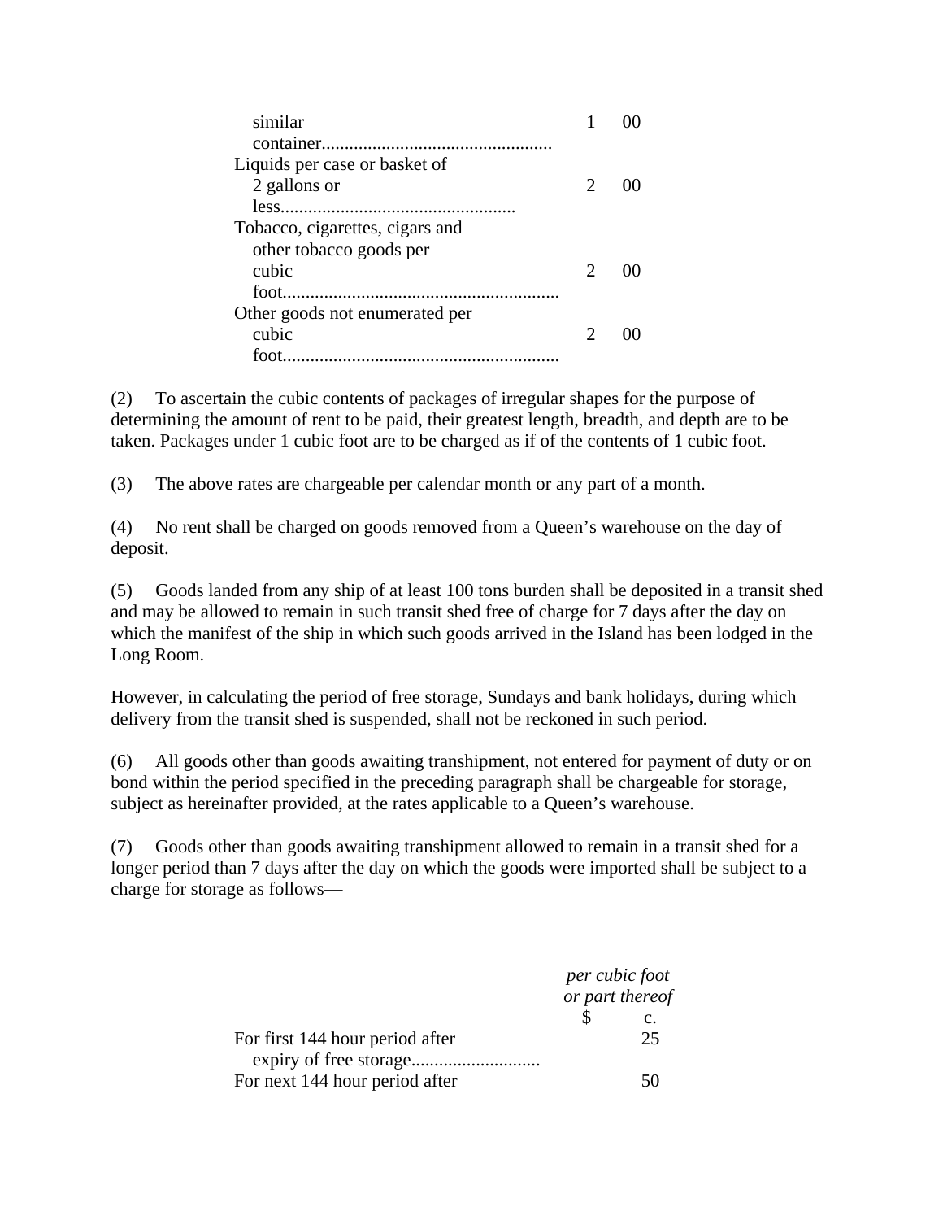| | $ | c. |
|---|---|---|
| similar container.................................................. | 1 | 00 |
| Liquids per case or basket of 2 gallons or less.................................................. | 2 | 00 |
| Tobacco, cigarettes, cigars and other tobacco goods per cubic foot............................................................ | 2 | 00 |
| Other goods not enumerated per cubic foot............................................................ | 2 | 00 |

(2) To ascertain the cubic contents of packages of irregular shapes for the purpose of determining the amount of rent to be paid, their greatest length, breadth, and depth are to be taken. Packages under 1 cubic foot are to be charged as if of the contents of 1 cubic foot.

(3) The above rates are chargeable per calendar month or any part of a month.

(4) No rent shall be charged on goods removed from a Queen's warehouse on the day of deposit.

(5) Goods landed from any ship of at least 100 tons burden shall be deposited in a transit shed and may be allowed to remain in such transit shed free of charge for 7 days after the day on which the manifest of the ship in which such goods arrived in the Island has been lodged in the Long Room.

However, in calculating the period of free storage, Sundays and bank holidays, during which delivery from the transit shed is suspended, shall not be reckoned in such period.

(6) All goods other than goods awaiting transhipment, not entered for payment of duty or on bond within the period specified in the preceding paragraph shall be chargeable for storage, subject as hereinafter provided, at the rates applicable to a Queen's warehouse.

(7) Goods other than goods awaiting transhipment allowed to remain in a transit shed for a longer period than 7 days after the day on which the goods were imported shall be subject to a charge for storage as follows—

| | *per cubic foot or part thereof* | |
|---|---|---|
| | $ | c. |
| For first 144 hour period after expiry of free storage............................ | | 25 |
| For next 144 hour period after | | 50 |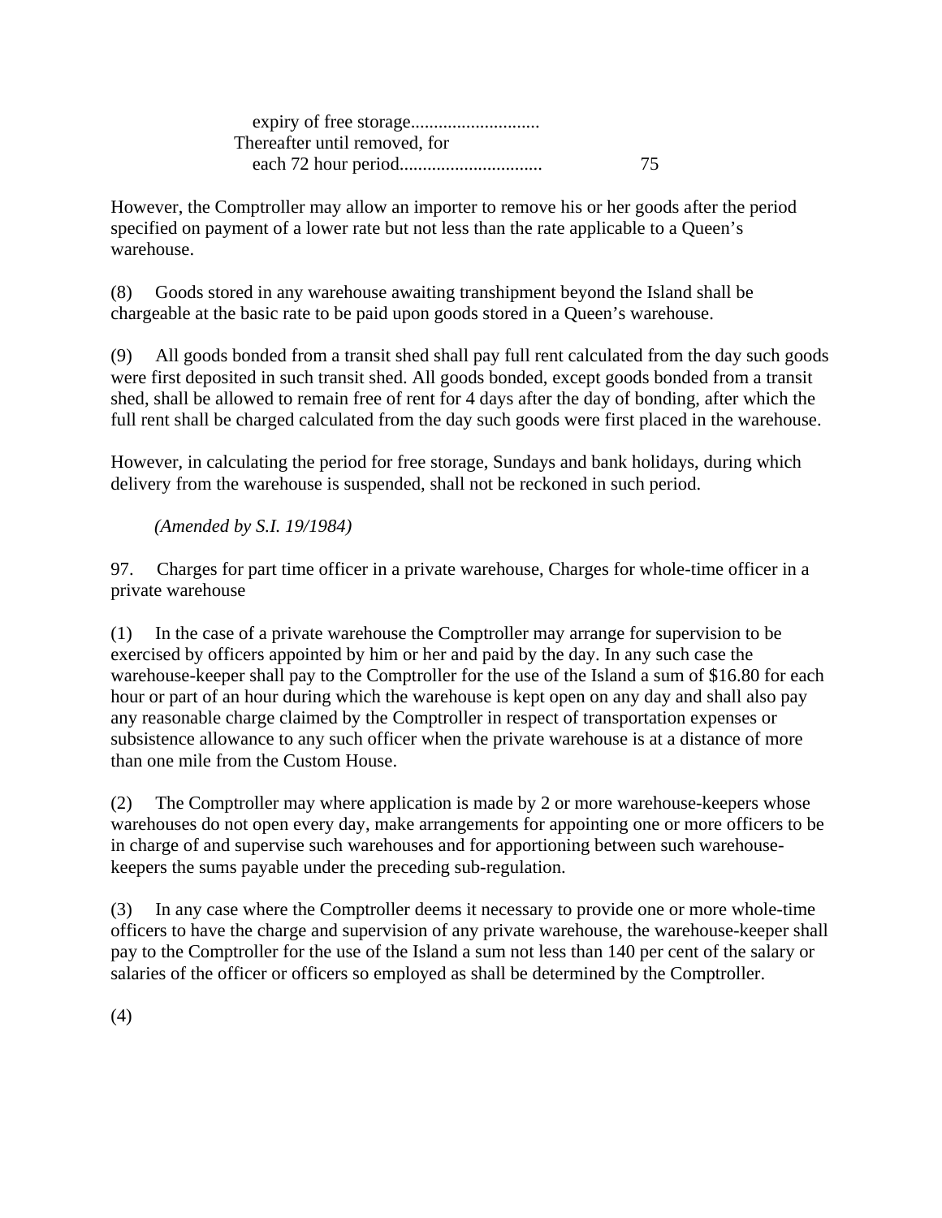expiry of free storage............................
Thereafter until removed, for
each 72 hour period.............................. 75

However, the Comptroller may allow an importer to remove his or her goods after the period specified on payment of a lower rate but not less than the rate applicable to a Queen's warehouse.

(8) Goods stored in any warehouse awaiting transhipment beyond the Island shall be chargeable at the basic rate to be paid upon goods stored in a Queen's warehouse.

(9) All goods bonded from a transit shed shall pay full rent calculated from the day such goods were first deposited in such transit shed. All goods bonded, except goods bonded from a transit shed, shall be allowed to remain free of rent for 4 days after the day of bonding, after which the full rent shall be charged calculated from the day such goods were first placed in the warehouse.

However, in calculating the period for free storage, Sundays and bank holidays, during which delivery from the warehouse is suspended, shall not be reckoned in such period.

*(Amended by S.I. 19/1984)*

97. Charges for part time officer in a private warehouse, Charges for whole-time officer in a private warehouse

(1) In the case of a private warehouse the Comptroller may arrange for supervision to be exercised by officers appointed by him or her and paid by the day. In any such case the warehouse-keeper shall pay to the Comptroller for the use of the Island a sum of $16.80 for each hour or part of an hour during which the warehouse is kept open on any day and shall also pay any reasonable charge claimed by the Comptroller in respect of transportation expenses or subsistence allowance to any such officer when the private warehouse is at a distance of more than one mile from the Custom House.

(2) The Comptroller may where application is made by 2 or more warehouse-keepers whose warehouses do not open every day, make arrangements for appointing one or more officers to be in charge of and supervise such warehouses and for apportioning between such warehouse-keepers the sums payable under the preceding sub-regulation.

(3) In any case where the Comptroller deems it necessary to provide one or more whole-time officers to have the charge and supervision of any private warehouse, the warehouse-keeper shall pay to the Comptroller for the use of the Island a sum not less than 140 per cent of the salary or salaries of the officer or officers so employed as shall be determined by the Comptroller.

(4)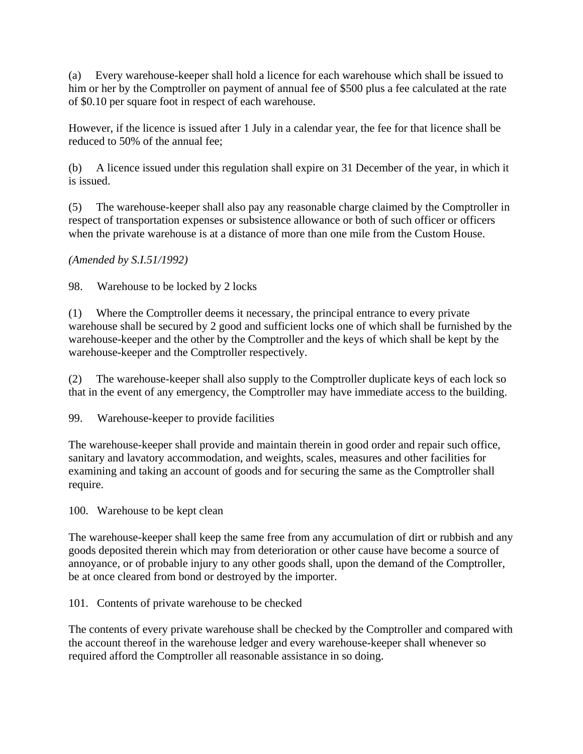(a) Every warehouse-keeper shall hold a licence for each warehouse which shall be issued to him or her by the Comptroller on payment of annual fee of $500 plus a fee calculated at the rate of $0.10 per square foot in respect of each warehouse.

However, if the licence is issued after 1 July in a calendar year, the fee for that licence shall be reduced to 50% of the annual fee;

(b) A licence issued under this regulation shall expire on 31 December of the year, in which it is issued.

(5) The warehouse-keeper shall also pay any reasonable charge claimed by the Comptroller in respect of transportation expenses or subsistence allowance or both of such officer or officers when the private warehouse is at a distance of more than one mile from the Custom House.

*(Amended by S.I.51/1992)*

98. Warehouse to be locked by 2 locks

(1) Where the Comptroller deems it necessary, the principal entrance to every private warehouse shall be secured by 2 good and sufficient locks one of which shall be furnished by the warehouse-keeper and the other by the Comptroller and the keys of which shall be kept by the warehouse-keeper and the Comptroller respectively.

(2) The warehouse-keeper shall also supply to the Comptroller duplicate keys of each lock so that in the event of any emergency, the Comptroller may have immediate access to the building.

99. Warehouse-keeper to provide facilities

The warehouse-keeper shall provide and maintain therein in good order and repair such office, sanitary and lavatory accommodation, and weights, scales, measures and other facilities for examining and taking an account of goods and for securing the same as the Comptroller shall require.

100. Warehouse to be kept clean

The warehouse-keeper shall keep the same free from any accumulation of dirt or rubbish and any goods deposited therein which may from deterioration or other cause have become a source of annoyance, or of probable injury to any other goods shall, upon the demand of the Comptroller, be at once cleared from bond or destroyed by the importer.

101. Contents of private warehouse to be checked

The contents of every private warehouse shall be checked by the Comptroller and compared with the account thereof in the warehouse ledger and every warehouse-keeper shall whenever so required afford the Comptroller all reasonable assistance in so doing.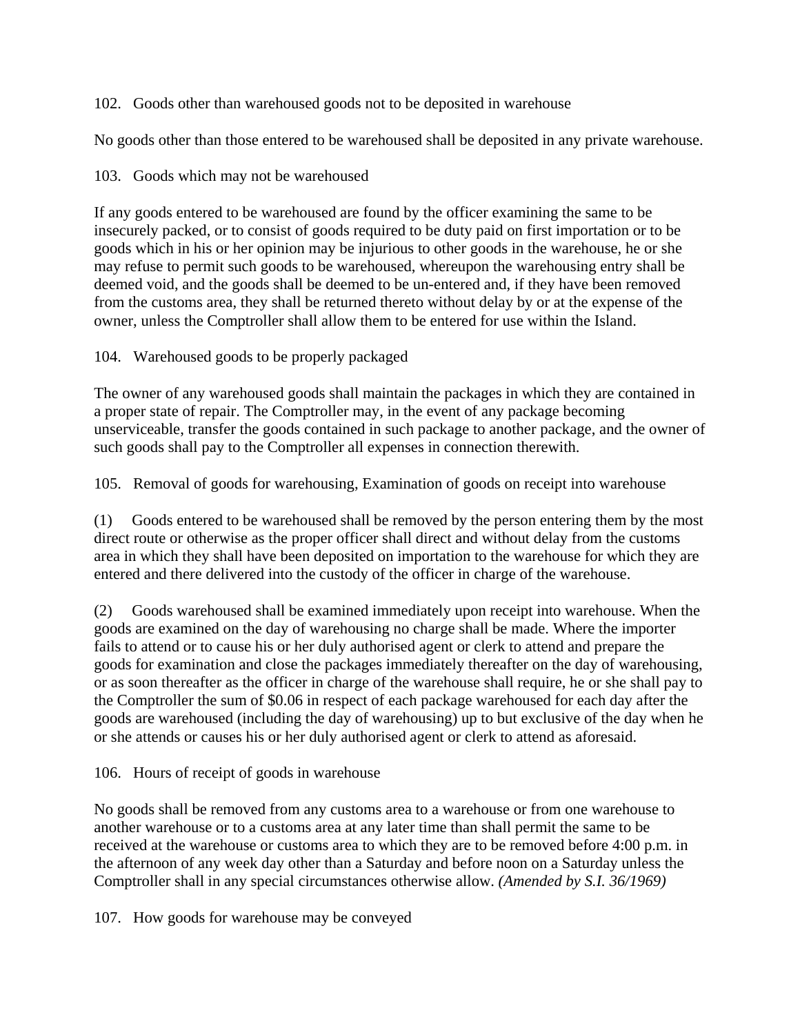102. Goods other than warehoused goods not to be deposited in warehouse

No goods other than those entered to be warehoused shall be deposited in any private warehouse.

103. Goods which may not be warehoused

If any goods entered to be warehoused are found by the officer examining the same to be insecurely packed, or to consist of goods required to be duty paid on first importation or to be goods which in his or her opinion may be injurious to other goods in the warehouse, he or she may refuse to permit such goods to be warehoused, whereupon the warehousing entry shall be deemed void, and the goods shall be deemed to be un-entered and, if they have been removed from the customs area, they shall be returned thereto without delay by or at the expense of the owner, unless the Comptroller shall allow them to be entered for use within the Island.

104. Warehoused goods to be properly packaged

The owner of any warehoused goods shall maintain the packages in which they are contained in a proper state of repair. The Comptroller may, in the event of any package becoming unserviceable, transfer the goods contained in such package to another package, and the owner of such goods shall pay to the Comptroller all expenses in connection therewith.

105. Removal of goods for warehousing, Examination of goods on receipt into warehouse

(1) Goods entered to be warehoused shall be removed by the person entering them by the most direct route or otherwise as the proper officer shall direct and without delay from the customs area in which they shall have been deposited on importation to the warehouse for which they are entered and there delivered into the custody of the officer in charge of the warehouse.

(2) Goods warehoused shall be examined immediately upon receipt into warehouse. When the goods are examined on the day of warehousing no charge shall be made. Where the importer fails to attend or to cause his or her duly authorised agent or clerk to attend and prepare the goods for examination and close the packages immediately thereafter on the day of warehousing, or as soon thereafter as the officer in charge of the warehouse shall require, he or she shall pay to the Comptroller the sum of $0.06 in respect of each package warehoused for each day after the goods are warehoused (including the day of warehousing) up to but exclusive of the day when he or she attends or causes his or her duly authorised agent or clerk to attend as aforesaid.

106. Hours of receipt of goods in warehouse

No goods shall be removed from any customs area to a warehouse or from one warehouse to another warehouse or to a customs area at any later time than shall permit the same to be received at the warehouse or customs area to which they are to be removed before 4:00 p.m. in the afternoon of any week day other than a Saturday and before noon on a Saturday unless the Comptroller shall in any special circumstances otherwise allow. *(Amended by S.I. 36/1969)*

107. How goods for warehouse may be conveyed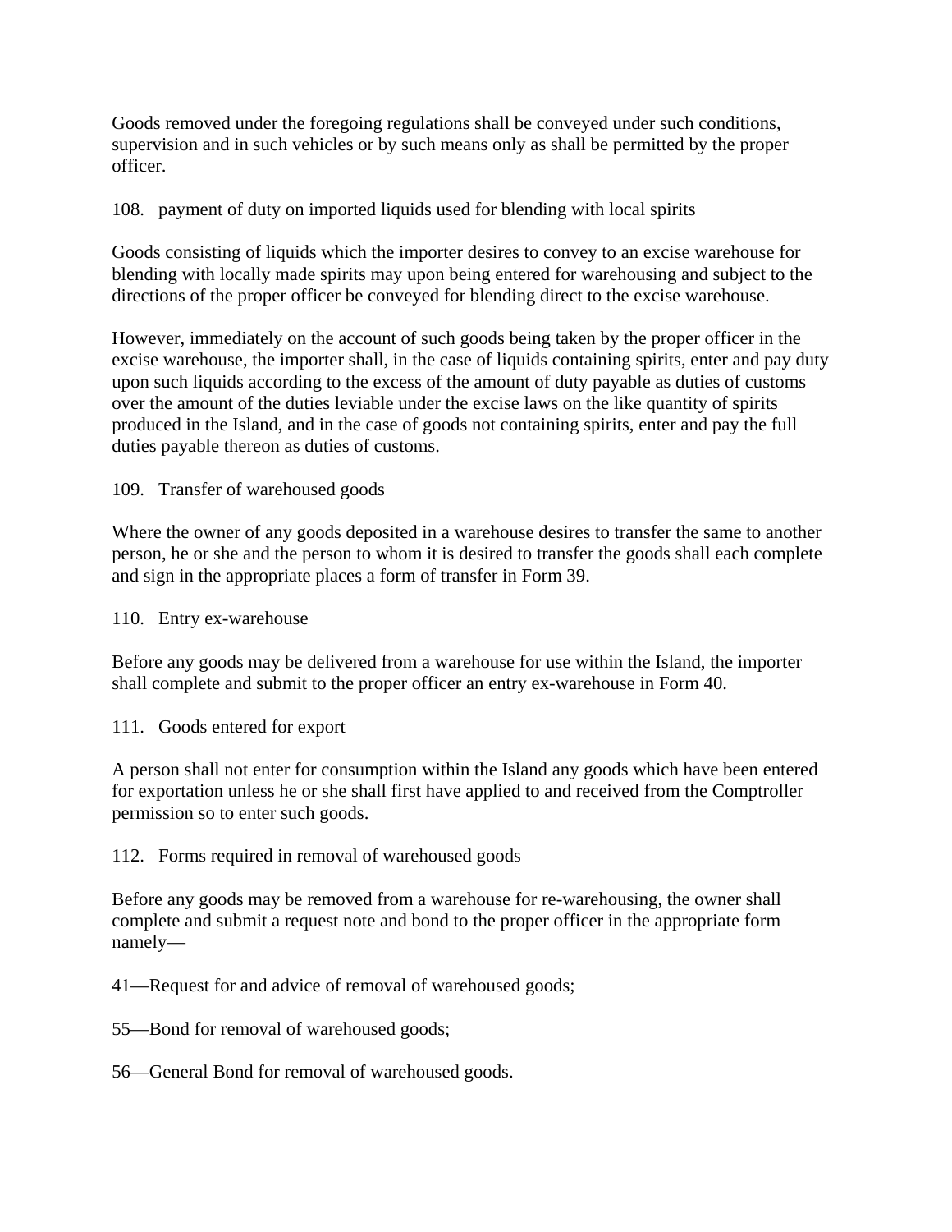Goods removed under the foregoing regulations shall be conveyed under such conditions, supervision and in such vehicles or by such means only as shall be permitted by the proper officer.

108. payment of duty on imported liquids used for blending with local spirits

Goods consisting of liquids which the importer desires to convey to an excise warehouse for blending with locally made spirits may upon being entered for warehousing and subject to the directions of the proper officer be conveyed for blending direct to the excise warehouse.

However, immediately on the account of such goods being taken by the proper officer in the excise warehouse, the importer shall, in the case of liquids containing spirits, enter and pay duty upon such liquids according to the excess of the amount of duty payable as duties of customs over the amount of the duties leviable under the excise laws on the like quantity of spirits produced in the Island, and in the case of goods not containing spirits, enter and pay the full duties payable thereon as duties of customs.

109. Transfer of warehoused goods

Where the owner of any goods deposited in a warehouse desires to transfer the same to another person, he or she and the person to whom it is desired to transfer the goods shall each complete and sign in the appropriate places a form of transfer in Form 39.

110. Entry ex-warehouse

Before any goods may be delivered from a warehouse for use within the Island, the importer shall complete and submit to the proper officer an entry ex-warehouse in Form 40.

111. Goods entered for export

A person shall not enter for consumption within the Island any goods which have been entered for exportation unless he or she shall first have applied to and received from the Comptroller permission so to enter such goods.

112. Forms required in removal of warehoused goods

Before any goods may be removed from a warehouse for re-warehousing, the owner shall complete and submit a request note and bond to the proper officer in the appropriate form namely—

41—Request for and advice of removal of warehoused goods;

55—Bond for removal of warehoused goods;

56—General Bond for removal of warehoused goods.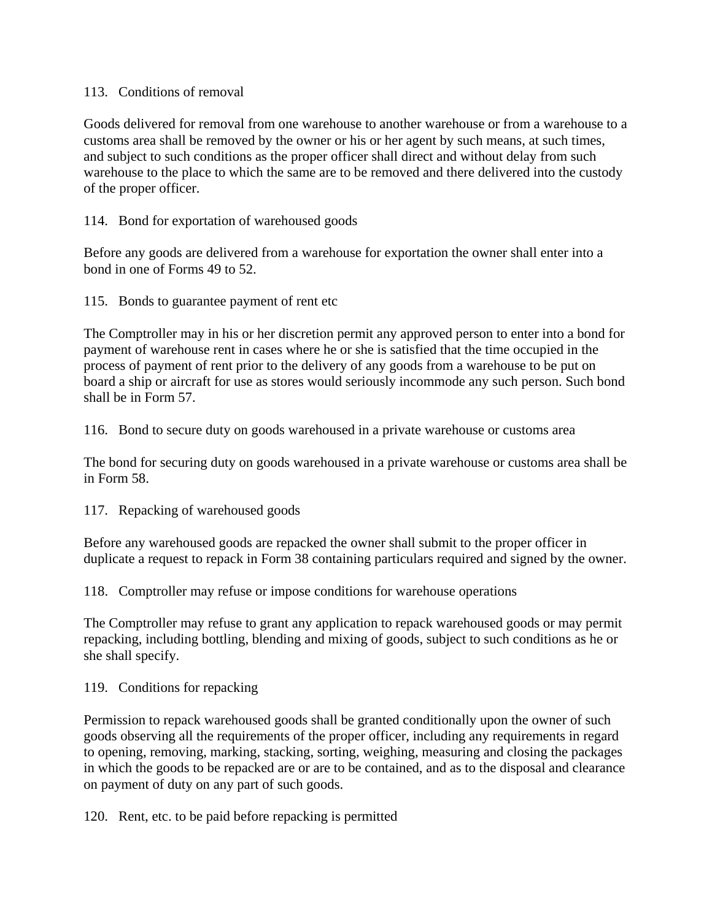113. Conditions of removal

Goods delivered for removal from one warehouse to another warehouse or from a warehouse to a customs area shall be removed by the owner or his or her agent by such means, at such times, and subject to such conditions as the proper officer shall direct and without delay from such warehouse to the place to which the same are to be removed and there delivered into the custody of the proper officer.

114. Bond for exportation of warehoused goods

Before any goods are delivered from a warehouse for exportation the owner shall enter into a bond in one of Forms 49 to 52.

115. Bonds to guarantee payment of rent etc

The Comptroller may in his or her discretion permit any approved person to enter into a bond for payment of warehouse rent in cases where he or she is satisfied that the time occupied in the process of payment of rent prior to the delivery of any goods from a warehouse to be put on board a ship or aircraft for use as stores would seriously incommode any such person. Such bond shall be in Form 57.

116. Bond to secure duty on goods warehoused in a private warehouse or customs area

The bond for securing duty on goods warehoused in a private warehouse or customs area shall be in Form 58.

117. Repacking of warehoused goods

Before any warehoused goods are repacked the owner shall submit to the proper officer in duplicate a request to repack in Form 38 containing particulars required and signed by the owner.

118. Comptroller may refuse or impose conditions for warehouse operations

The Comptroller may refuse to grant any application to repack warehoused goods or may permit repacking, including bottling, blending and mixing of goods, subject to such conditions as he or she shall specify.

119. Conditions for repacking

Permission to repack warehoused goods shall be granted conditionally upon the owner of such goods observing all the requirements of the proper officer, including any requirements in regard to opening, removing, marking, stacking, sorting, weighing, measuring and closing the packages in which the goods to be repacked are or are to be contained, and as to the disposal and clearance on payment of duty on any part of such goods.

120. Rent, etc. to be paid before repacking is permitted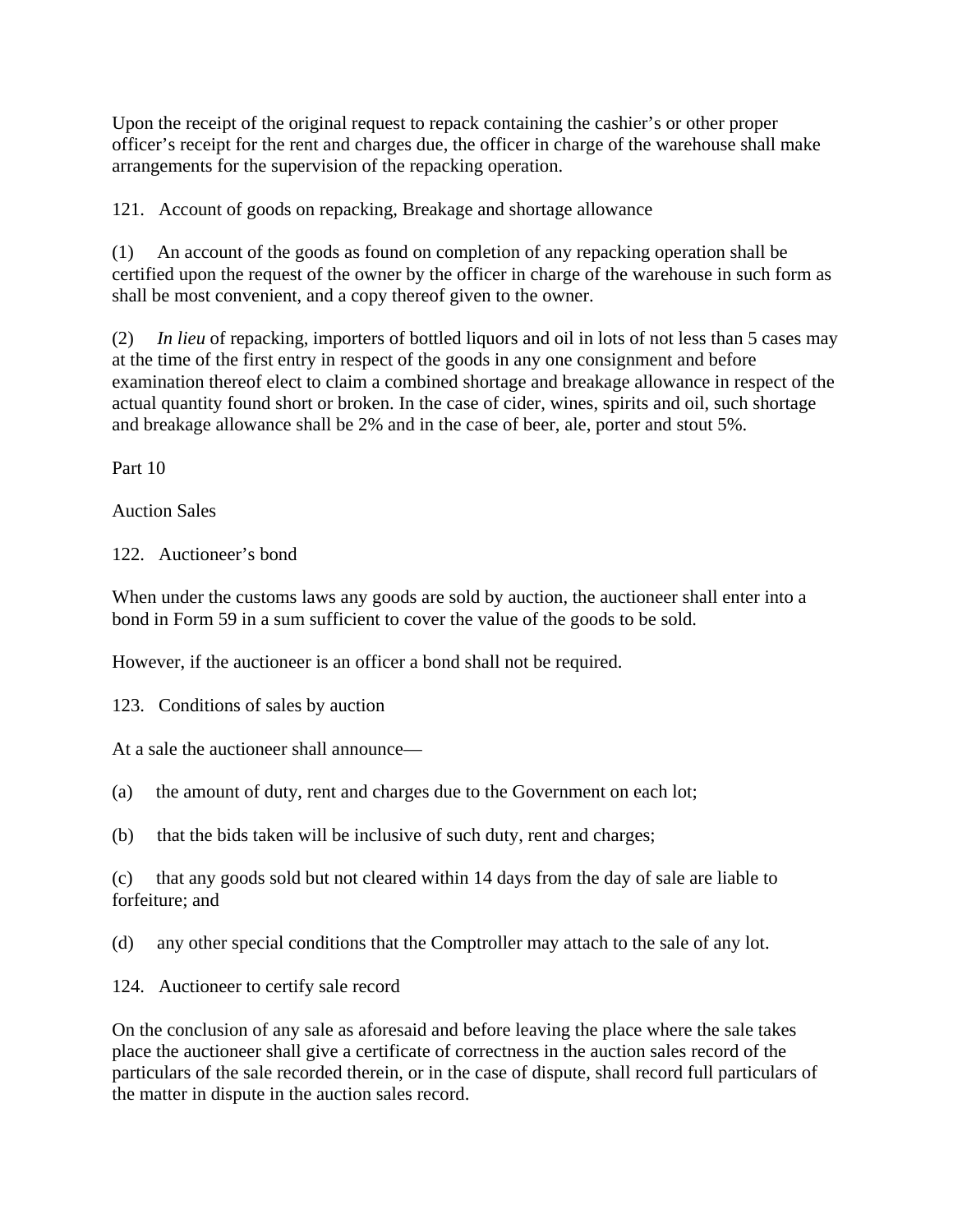Upon the receipt of the original request to repack containing the cashier's or other proper officer's receipt for the rent and charges due, the officer in charge of the warehouse shall make arrangements for the supervision of the repacking operation.

### 121. Account of goods on repacking, Breakage and shortage allowance

(1) An account of the goods as found on completion of any repacking operation shall be certified upon the request of the owner by the officer in charge of the warehouse in such form as shall be most convenient, and a copy thereof given to the owner.

(2) *In lieu* of repacking, importers of bottled liquors and oil in lots of not less than 5 cases may at the time of the first entry in respect of the goods in any one consignment and before examination thereof elect to claim a combined shortage and breakage allowance in respect of the actual quantity found short or broken. In the case of cider, wines, spirits and oil, such shortage and breakage allowance shall be 2% and in the case of beer, ale, porter and stout 5%.

## Part 10

## Auction Sales

### 122. Auctioneer's bond

When under the customs laws any goods are sold by auction, the auctioneer shall enter into a bond in Form 59 in a sum sufficient to cover the value of the goods to be sold.

However, if the auctioneer is an officer a bond shall not be required.

### 123. Conditions of sales by auction

At a sale the auctioneer shall announce—

(a) the amount of duty, rent and charges due to the Government on each lot;

(b) that the bids taken will be inclusive of such duty, rent and charges;

(c) that any goods sold but not cleared within 14 days from the day of sale are liable to forfeiture; and

(d) any other special conditions that the Comptroller may attach to the sale of any lot.

### 124. Auctioneer to certify sale record

On the conclusion of any sale as aforesaid and before leaving the place where the sale takes place the auctioneer shall give a certificate of correctness in the auction sales record of the particulars of the sale recorded therein, or in the case of dispute, shall record full particulars of the matter in dispute in the auction sales record.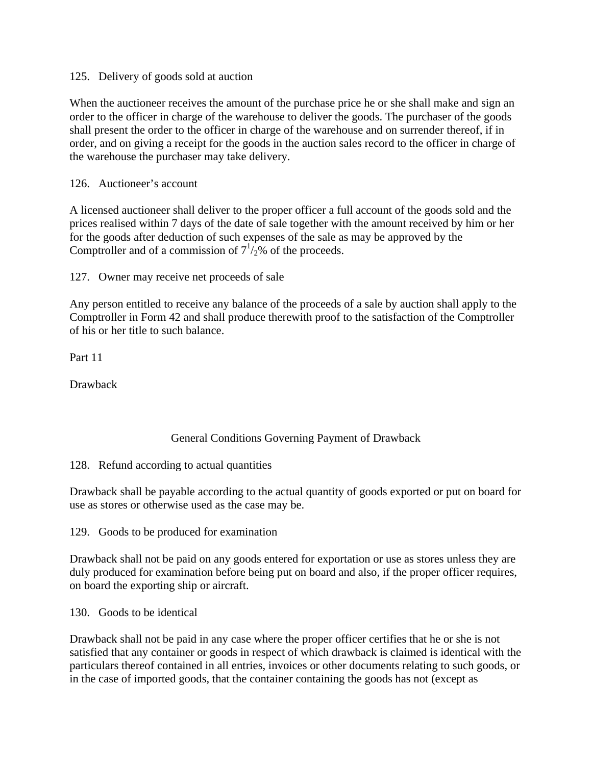125. Delivery of goods sold at auction

When the auctioneer receives the amount of the purchase price he or she shall make and sign an order to the officer in charge of the warehouse to deliver the goods. The purchaser of the goods shall present the order to the officer in charge of the warehouse and on surrender thereof, if in order, and on giving a receipt for the goods in the auction sales record to the officer in charge of the warehouse the purchaser may take delivery.

126. Auctioneer's account

A licensed auctioneer shall deliver to the proper officer a full account of the goods sold and the prices realised within 7 days of the date of sale together with the amount received by him or her for the goods after deduction of such expenses of the sale as may be approved by the Comptroller and of a commission of $7^{1}/_{2}$% of the proceeds.

127. Owner may receive net proceeds of sale

Any person entitled to receive any balance of the proceeds of a sale by auction shall apply to the Comptroller in Form 42 and shall produce therewith proof to the satisfaction of the Comptroller of his or her title to such balance.

## Part 11

## Drawback

### General Conditions Governing Payment of Drawback

128. Refund according to actual quantities

Drawback shall be payable according to the actual quantity of goods exported or put on board for use as stores or otherwise used as the case may be.

129. Goods to be produced for examination

Drawback shall not be paid on any goods entered for exportation or use as stores unless they are duly produced for examination before being put on board and also, if the proper officer requires, on board the exporting ship or aircraft.

130. Goods to be identical

Drawback shall not be paid in any case where the proper officer certifies that he or she is not satisfied that any container or goods in respect of which drawback is claimed is identical with the particulars thereof contained in all entries, invoices or other documents relating to such goods, or in the case of imported goods, that the container containing the goods has not (except as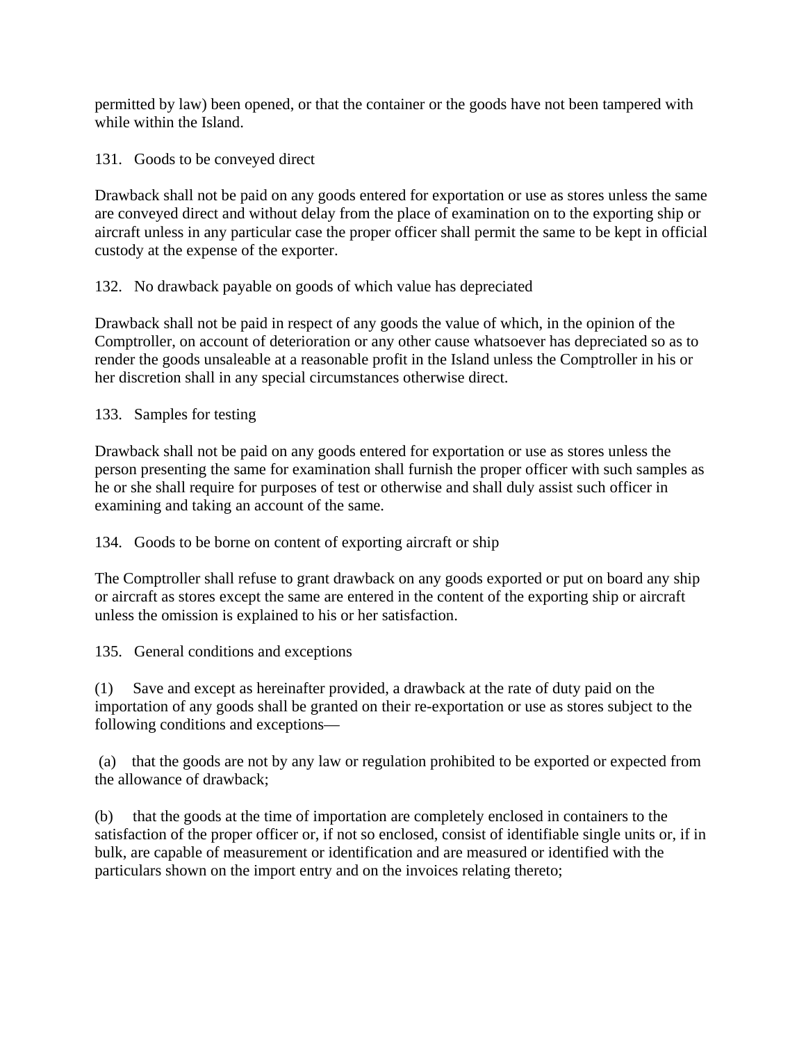permitted by law) been opened, or that the container or the goods have not been tampered with while within the Island.

### 131. Goods to be conveyed direct

Drawback shall not be paid on any goods entered for exportation or use as stores unless the same are conveyed direct and without delay from the place of examination on to the exporting ship or aircraft unless in any particular case the proper officer shall permit the same to be kept in official custody at the expense of the exporter.

### 132. No drawback payable on goods of which value has depreciated

Drawback shall not be paid in respect of any goods the value of which, in the opinion of the Comptroller, on account of deterioration or any other cause whatsoever has depreciated so as to render the goods unsaleable at a reasonable profit in the Island unless the Comptroller in his or her discretion shall in any special circumstances otherwise direct.

### 133. Samples for testing

Drawback shall not be paid on any goods entered for exportation or use as stores unless the person presenting the same for examination shall furnish the proper officer with such samples as he or she shall require for purposes of test or otherwise and shall duly assist such officer in examining and taking an account of the same.

### 134. Goods to be borne on content of exporting aircraft or ship

The Comptroller shall refuse to grant drawback on any goods exported or put on board any ship or aircraft as stores except the same are entered in the content of the exporting ship or aircraft unless the omission is explained to his or her satisfaction.

### 135. General conditions and exceptions

(1) Save and except as hereinafter provided, a drawback at the rate of duty paid on the importation of any goods shall be granted on their re-exportation or use as stores subject to the following conditions and exceptions—

(a) that the goods are not by any law or regulation prohibited to be exported or expected from the allowance of drawback;

(b) that the goods at the time of importation are completely enclosed in containers to the satisfaction of the proper officer or, if not so enclosed, consist of identifiable single units or, if in bulk, are capable of measurement or identification and are measured or identified with the particulars shown on the import entry and on the invoices relating thereto;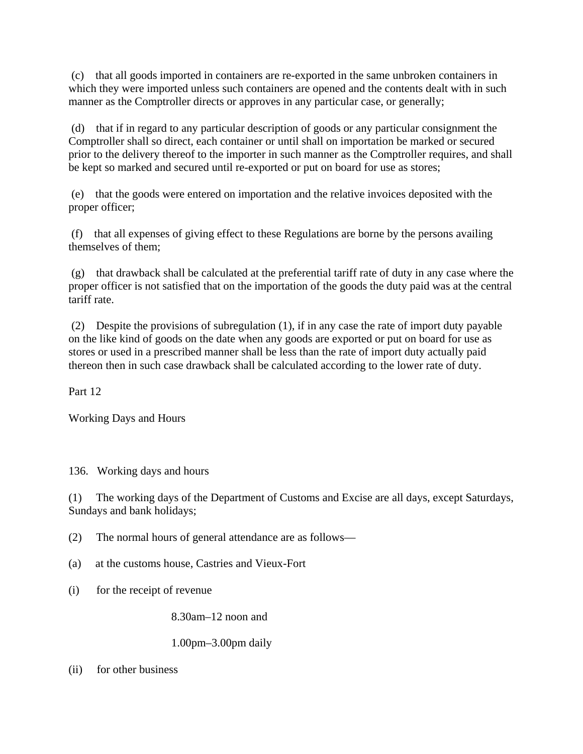(c) that all goods imported in containers are re-exported in the same unbroken containers in which they were imported unless such containers are opened and the contents dealt with in such manner as the Comptroller directs or approves in any particular case, or generally;

(d) that if in regard to any particular description of goods or any particular consignment the Comptroller shall so direct, each container or until shall on importation be marked or secured prior to the delivery thereof to the importer in such manner as the Comptroller requires, and shall be kept so marked and secured until re-exported or put on board for use as stores;

(e) that the goods were entered on importation and the relative invoices deposited with the proper officer;

(f) that all expenses of giving effect to these Regulations are borne by the persons availing themselves of them;

(g) that drawback shall be calculated at the preferential tariff rate of duty in any case where the proper officer is not satisfied that on the importation of the goods the duty paid was at the central tariff rate.

(2) Despite the provisions of subregulation (1), if in any case the rate of import duty payable on the like kind of goods on the date when any goods are exported or put on board for use as stores or used in a prescribed manner shall be less than the rate of import duty actually paid thereon then in such case drawback shall be calculated according to the lower rate of duty.

## Part 12

## Working Days and Hours

### 136. Working days and hours

(1) The working days of the Department of Customs and Excise are all days, except Saturdays, Sundays and bank holidays;

(2) The normal hours of general attendance are as follows—

(a) at the customs house, Castries and Vieux-Fort

(i) for the receipt of revenue

8.30am–12 noon and

1.00pm–3.00pm daily

(ii) for other business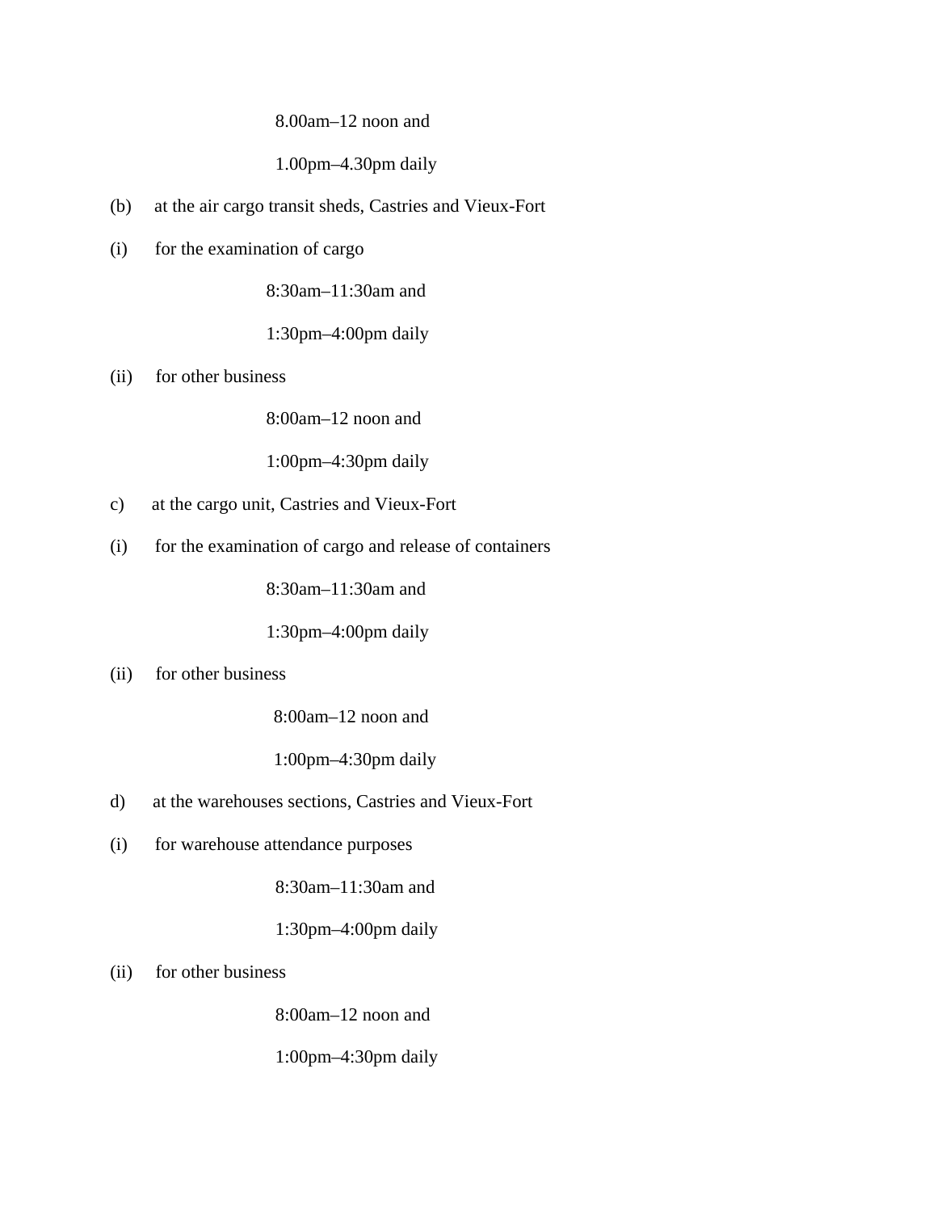8.00am–12 noon and

1.00pm–4.30pm daily

(b) at the air cargo transit sheds, Castries and Vieux-Fort

(i) for the examination of cargo

8:30am–11:30am and

1:30pm–4:00pm daily

(ii) for other business

8:00am–12 noon and

1:00pm–4:30pm daily

c) at the cargo unit, Castries and Vieux-Fort

(i) for the examination of cargo and release of containers

8:30am–11:30am and

1:30pm–4:00pm daily

(ii) for other business

8:00am–12 noon and

1:00pm–4:30pm daily

d) at the warehouses sections, Castries and Vieux-Fort

(i) for warehouse attendance purposes

8:30am–11:30am and

1:30pm–4:00pm daily

(ii) for other business

8:00am–12 noon and

1:00pm–4:30pm daily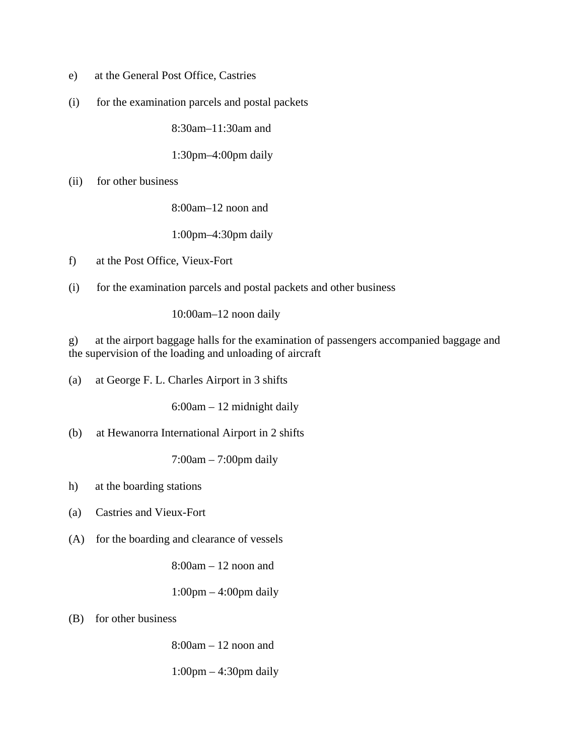e) at the General Post Office, Castries

(i) for the examination parcels and postal packets

8:30am–11:30am and

1:30pm–4:00pm daily

(ii) for other business

8:00am–12 noon and

1:00pm–4:30pm daily

f) at the Post Office, Vieux-Fort

(i) for the examination parcels and postal packets and other business

10:00am–12 noon daily

g) at the airport baggage halls for the examination of passengers accompanied baggage and the supervision of the loading and unloading of aircraft

(a) at George F. L. Charles Airport in 3 shifts

6:00am – 12 midnight daily

(b) at Hewanorra International Airport in 2 shifts

7:00am – 7:00pm daily

h) at the boarding stations

(a) Castries and Vieux-Fort

(A) for the boarding and clearance of vessels

8:00am – 12 noon and

1:00pm – 4:00pm daily

(B) for other business

8:00am – 12 noon and

1:00pm – 4:30pm daily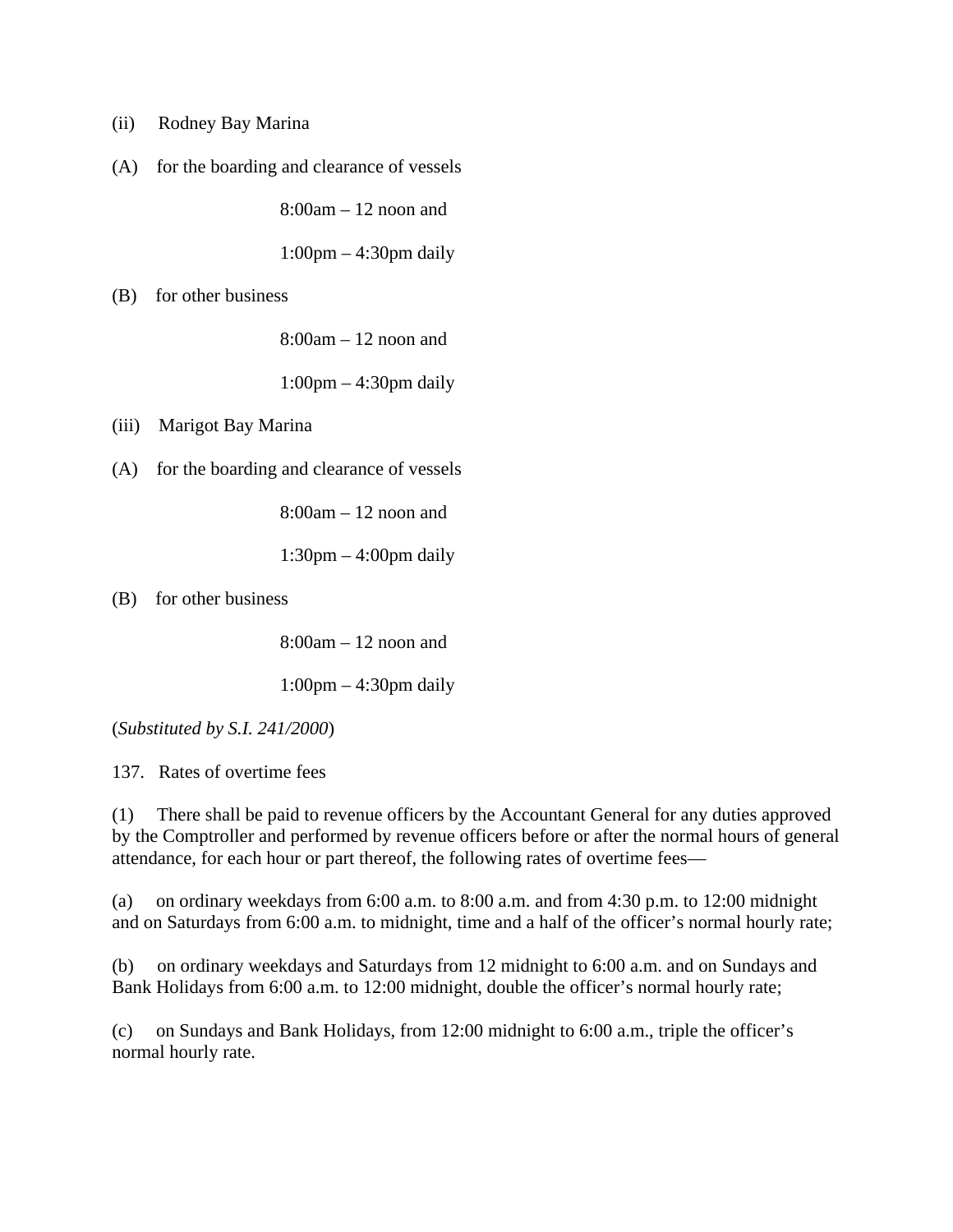(ii) Rodney Bay Marina

(A) for the boarding and clearance of vessels

8:00am – 12 noon and

1:00pm – 4:30pm daily

(B) for other business

8:00am – 12 noon and

1:00pm – 4:30pm daily

(iii) Marigot Bay Marina

(A) for the boarding and clearance of vessels

8:00am – 12 noon and

1:30pm – 4:00pm daily

(B) for other business

8:00am – 12 noon and

1:00pm – 4:30pm daily

(*Substituted by S.I. 241/2000*)

137. Rates of overtime fees

(1) There shall be paid to revenue officers by the Accountant General for any duties approved by the Comptroller and performed by revenue officers before or after the normal hours of general attendance, for each hour or part thereof, the following rates of overtime fees—

(a) on ordinary weekdays from 6:00 a.m. to 8:00 a.m. and from 4:30 p.m. to 12:00 midnight and on Saturdays from 6:00 a.m. to midnight, time and a half of the officer's normal hourly rate;

(b) on ordinary weekdays and Saturdays from 12 midnight to 6:00 a.m. and on Sundays and Bank Holidays from 6:00 a.m. to 12:00 midnight, double the officer's normal hourly rate;

(c) on Sundays and Bank Holidays, from 12:00 midnight to 6:00 a.m., triple the officer's normal hourly rate.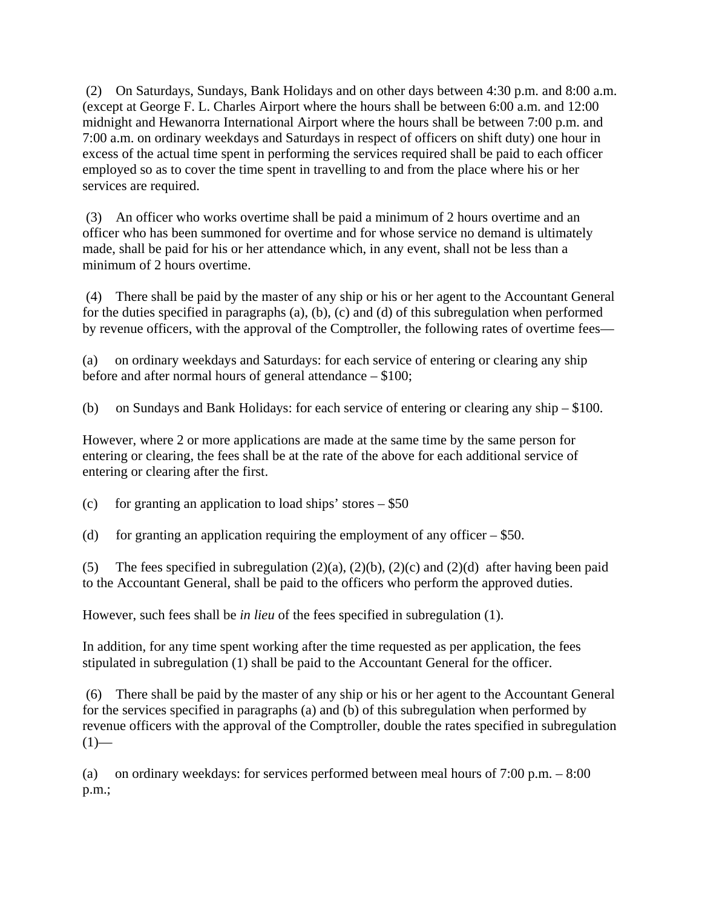(2) On Saturdays, Sundays, Bank Holidays and on other days between 4:30 p.m. and 8:00 a.m. (except at George F. L. Charles Airport where the hours shall be between 6:00 a.m. and 12:00 midnight and Hewanorra International Airport where the hours shall be between 7:00 p.m. and 7:00 a.m. on ordinary weekdays and Saturdays in respect of officers on shift duty) one hour in excess of the actual time spent in performing the services required shall be paid to each officer employed so as to cover the time spent in travelling to and from the place where his or her services are required.

(3) An officer who works overtime shall be paid a minimum of 2 hours overtime and an officer who has been summoned for overtime and for whose service no demand is ultimately made, shall be paid for his or her attendance which, in any event, shall not be less than a minimum of 2 hours overtime.

(4) There shall be paid by the master of any ship or his or her agent to the Accountant General for the duties specified in paragraphs (a), (b), (c) and (d) of this subregulation when performed by revenue officers, with the approval of the Comptroller, the following rates of overtime fees—

(a) on ordinary weekdays and Saturdays: for each service of entering or clearing any ship before and after normal hours of general attendance – $100;

(b) on Sundays and Bank Holidays: for each service of entering or clearing any ship – $100.

However, where 2 or more applications are made at the same time by the same person for entering or clearing, the fees shall be at the rate of the above for each additional service of entering or clearing after the first.

(c) for granting an application to load ships' stores – $50

(d) for granting an application requiring the employment of any officer – $50.

(5) The fees specified in subregulation (2)(a), (2)(b), (2)(c) and (2)(d) after having been paid to the Accountant General, shall be paid to the officers who perform the approved duties.

However, such fees shall be *in lieu* of the fees specified in subregulation (1).

In addition, for any time spent working after the time requested as per application, the fees stipulated in subregulation (1) shall be paid to the Accountant General for the officer.

(6) There shall be paid by the master of any ship or his or her agent to the Accountant General for the services specified in paragraphs (a) and (b) of this subregulation when performed by revenue officers with the approval of the Comptroller, double the rates specified in subregulation (1)—

(a) on ordinary weekdays: for services performed between meal hours of 7:00 p.m. – 8:00 p.m.;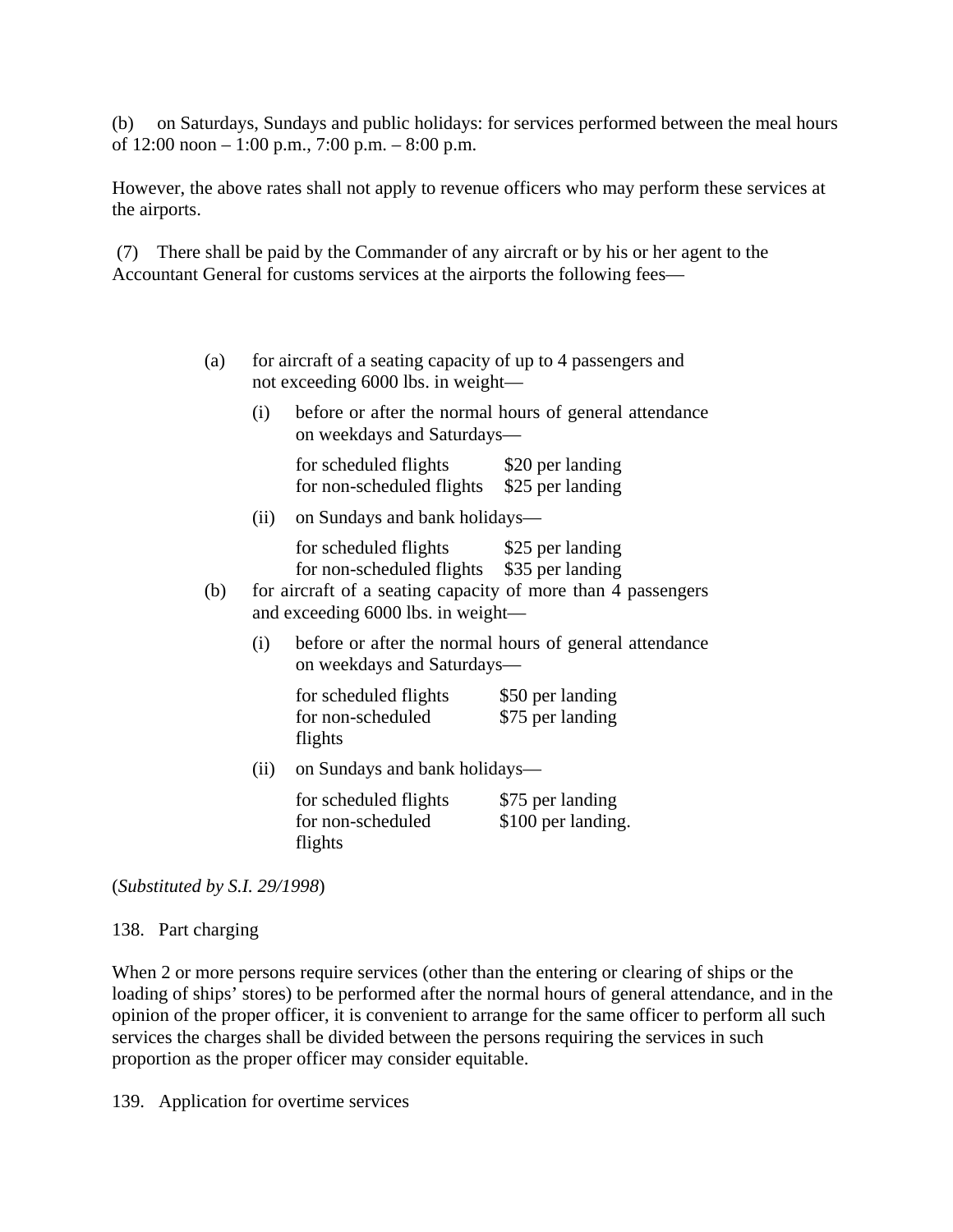(b) on Saturdays, Sundays and public holidays: for services performed between the meal hours of 12:00 noon – 1:00 p.m., 7:00 p.m. – 8:00 p.m.

However, the above rates shall not apply to revenue officers who may perform these services at the airports.

(7) There shall be paid by the Commander of any aircraft or by his or her agent to the Accountant General for customs services at the airports the following fees—

(a) for aircraft of a seating capacity of up to 4 passengers and not exceeding 6000 lbs. in weight—

(i) before or after the normal hours of general attendance on weekdays and Saturdays—

| | |
|---|---|
| for scheduled flights | $20 per landing |
| for non-scheduled flights | $25 per landing |

(ii) on Sundays and bank holidays—

| | |
|---|---|
| for scheduled flights | $25 per landing |
| for non-scheduled flights | $35 per landing |

(b) for aircraft of a seating capacity of more than 4 passengers and exceeding 6000 lbs. in weight—

(i) before or after the normal hours of general attendance on weekdays and Saturdays—

| | |
|---|---|
| for scheduled flights | $50 per landing |
| for non-scheduled flights | $75 per landing |

(ii) on Sundays and bank holidays—

| | |
|---|---|
| for scheduled flights | $75 per landing |
| for non-scheduled flights | $100 per landing. |

(*Substituted by S.I. 29/1998*)

138. Part charging

When 2 or more persons require services (other than the entering or clearing of ships or the loading of ships' stores) to be performed after the normal hours of general attendance, and in the opinion of the proper officer, it is convenient to arrange for the same officer to perform all such services the charges shall be divided between the persons requiring the services in such proportion as the proper officer may consider equitable.

139. Application for overtime services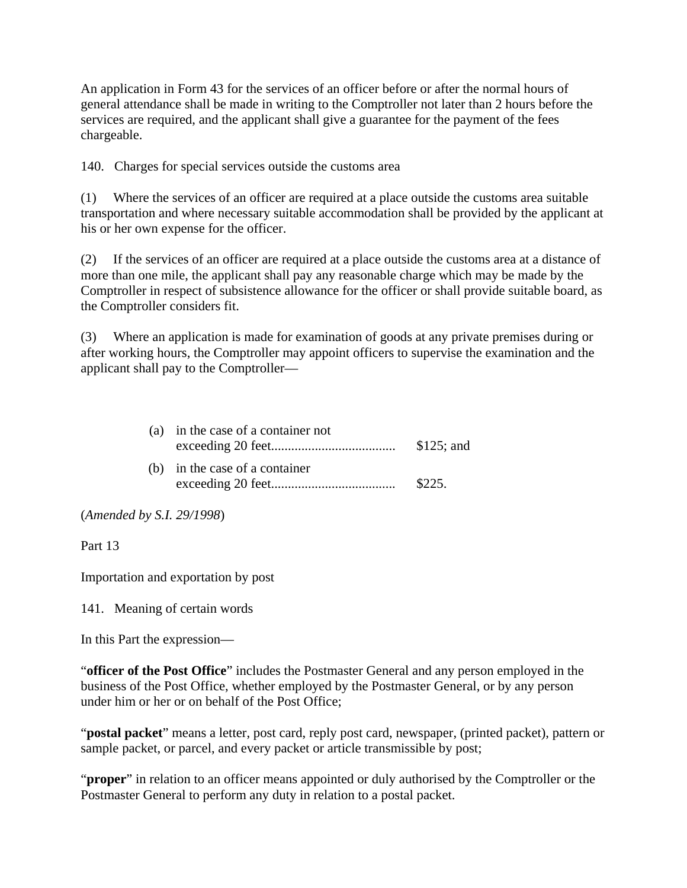An application in Form 43 for the services of an officer before or after the normal hours of general attendance shall be made in writing to the Comptroller not later than 2 hours before the services are required, and the applicant shall give a guarantee for the payment of the fees chargeable.

140. Charges for special services outside the customs area

(1) Where the services of an officer are required at a place outside the customs area suitable transportation and where necessary suitable accommodation shall be provided by the applicant at his or her own expense for the officer.

(2) If the services of an officer are required at a place outside the customs area at a distance of more than one mile, the applicant shall pay any reasonable charge which may be made by the Comptroller in respect of subsistence allowance for the officer or shall provide suitable board, as the Comptroller considers fit.

(3) Where an application is made for examination of goods at any private premises during or after working hours, the Comptroller may appoint officers to supervise the examination and the applicant shall pay to the Comptroller—

(a) in the case of a container not exceeding 20 feet.................................... $125; and

(b) in the case of a container exceeding 20 feet.................................... $225.

(*Amended by S.I. 29/1998*)

Part 13

Importation and exportation by post

141. Meaning of certain words

In this Part the expression—

"**officer of the Post Office**" includes the Postmaster General and any person employed in the business of the Post Office, whether employed by the Postmaster General, or by any person under him or her or on behalf of the Post Office;

"**postal packet**" means a letter, post card, reply post card, newspaper, (printed packet), pattern or sample packet, or parcel, and every packet or article transmissible by post;

"**proper**" in relation to an officer means appointed or duly authorised by the Comptroller or the Postmaster General to perform any duty in relation to a postal packet.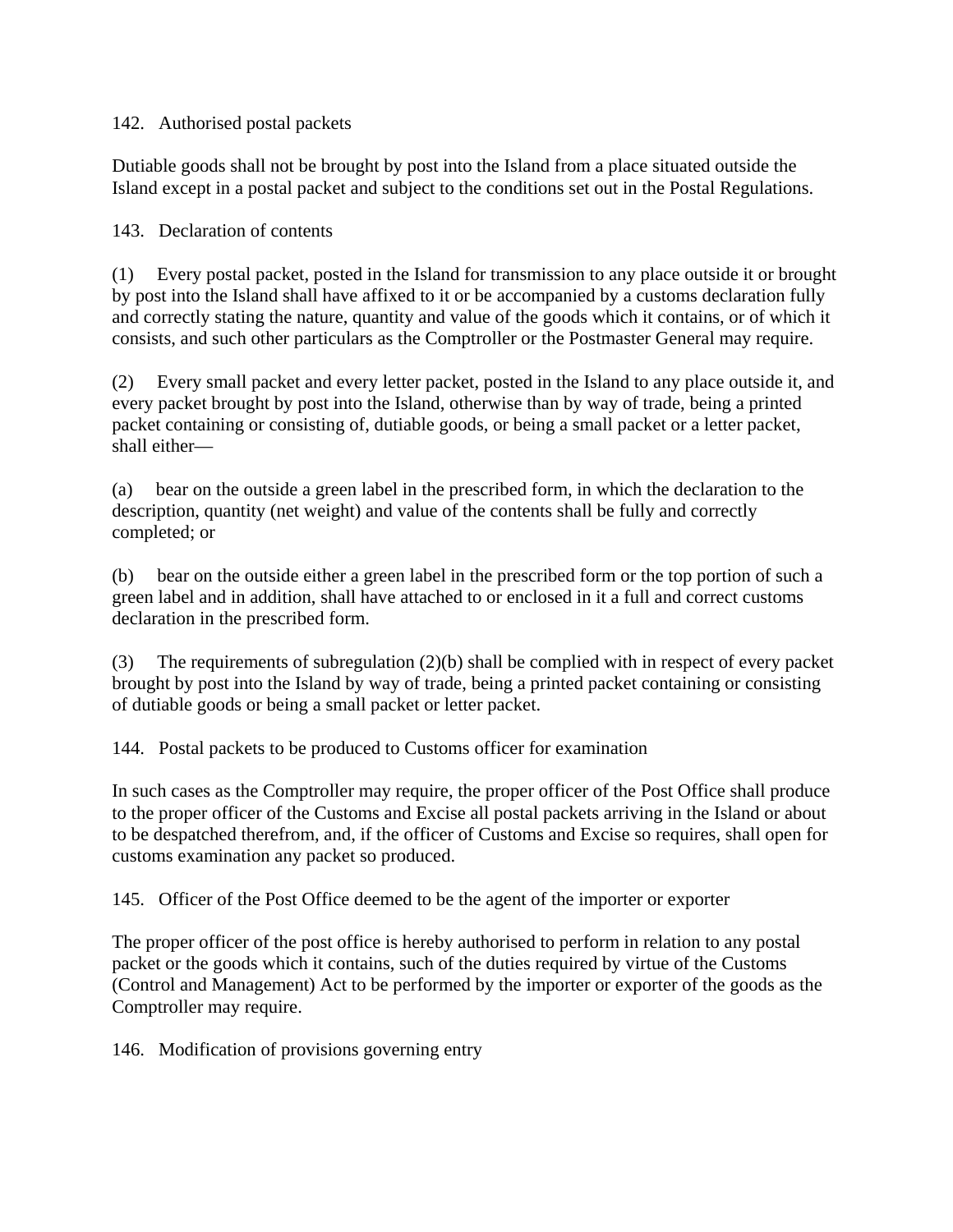142. Authorised postal packets

Dutiable goods shall not be brought by post into the Island from a place situated outside the Island except in a postal packet and subject to the conditions set out in the Postal Regulations.

143. Declaration of contents

(1) Every postal packet, posted in the Island for transmission to any place outside it or brought by post into the Island shall have affixed to it or be accompanied by a customs declaration fully and correctly stating the nature, quantity and value of the goods which it contains, or of which it consists, and such other particulars as the Comptroller or the Postmaster General may require.

(2) Every small packet and every letter packet, posted in the Island to any place outside it, and every packet brought by post into the Island, otherwise than by way of trade, being a printed packet containing or consisting of, dutiable goods, or being a small packet or a letter packet, shall either—

(a) bear on the outside a green label in the prescribed form, in which the declaration to the description, quantity (net weight) and value of the contents shall be fully and correctly completed; or

(b) bear on the outside either a green label in the prescribed form or the top portion of such a green label and in addition, shall have attached to or enclosed in it a full and correct customs declaration in the prescribed form.

(3) The requirements of subregulation (2)(b) shall be complied with in respect of every packet brought by post into the Island by way of trade, being a printed packet containing or consisting of dutiable goods or being a small packet or letter packet.

144. Postal packets to be produced to Customs officer for examination

In such cases as the Comptroller may require, the proper officer of the Post Office shall produce to the proper officer of the Customs and Excise all postal packets arriving in the Island or about to be despatched therefrom, and, if the officer of Customs and Excise so requires, shall open for customs examination any packet so produced.

145. Officer of the Post Office deemed to be the agent of the importer or exporter

The proper officer of the post office is hereby authorised to perform in relation to any postal packet or the goods which it contains, such of the duties required by virtue of the Customs (Control and Management) Act to be performed by the importer or exporter of the goods as the Comptroller may require.

146. Modification of provisions governing entry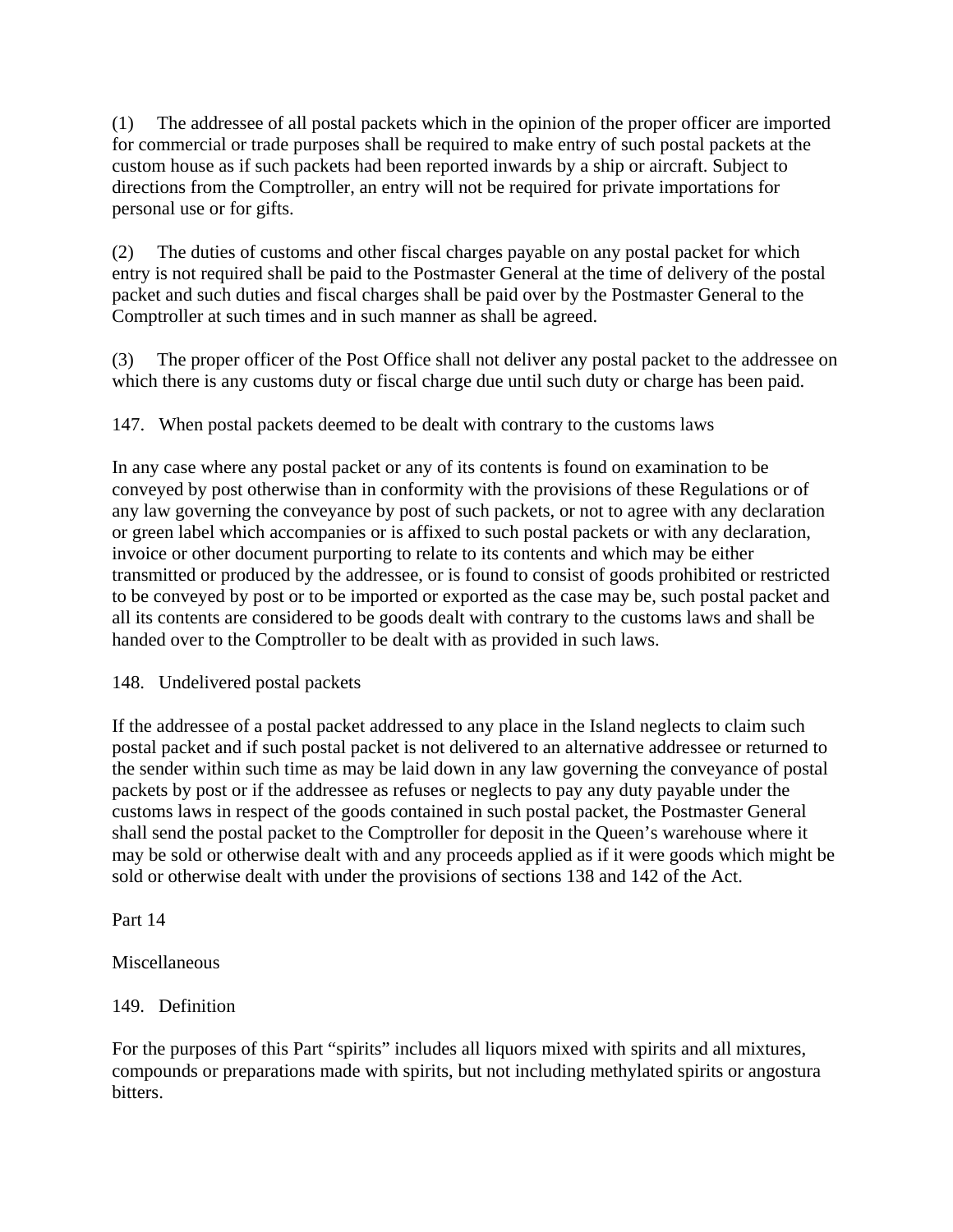(1) The addressee of all postal packets which in the opinion of the proper officer are imported for commercial or trade purposes shall be required to make entry of such postal packets at the custom house as if such packets had been reported inwards by a ship or aircraft. Subject to directions from the Comptroller, an entry will not be required for private importations for personal use or for gifts.

(2) The duties of customs and other fiscal charges payable on any postal packet for which entry is not required shall be paid to the Postmaster General at the time of delivery of the postal packet and such duties and fiscal charges shall be paid over by the Postmaster General to the Comptroller at such times and in such manner as shall be agreed.

(3) The proper officer of the Post Office shall not deliver any postal packet to the addressee on which there is any customs duty or fiscal charge due until such duty or charge has been paid.

147. When postal packets deemed to be dealt with contrary to the customs laws

In any case where any postal packet or any of its contents is found on examination to be conveyed by post otherwise than in conformity with the provisions of these Regulations or of any law governing the conveyance by post of such packets, or not to agree with any declaration or green label which accompanies or is affixed to such postal packets or with any declaration, invoice or other document purporting to relate to its contents and which may be either transmitted or produced by the addressee, or is found to consist of goods prohibited or restricted to be conveyed by post or to be imported or exported as the case may be, such postal packet and all its contents are considered to be goods dealt with contrary to the customs laws and shall be handed over to the Comptroller to be dealt with as provided in such laws.

148. Undelivered postal packets

If the addressee of a postal packet addressed to any place in the Island neglects to claim such postal packet and if such postal packet is not delivered to an alternative addressee or returned to the sender within such time as may be laid down in any law governing the conveyance of postal packets by post or if the addressee as refuses or neglects to pay any duty payable under the customs laws in respect of the goods contained in such postal packet, the Postmaster General shall send the postal packet to the Comptroller for deposit in the Queen's warehouse where it may be sold or otherwise dealt with and any proceeds applied as if it were goods which might be sold or otherwise dealt with under the provisions of sections 138 and 142 of the Act.

Part 14

Miscellaneous

149. Definition

For the purposes of this Part "spirits" includes all liquors mixed with spirits and all mixtures, compounds or preparations made with spirits, but not including methylated spirits or angostura bitters.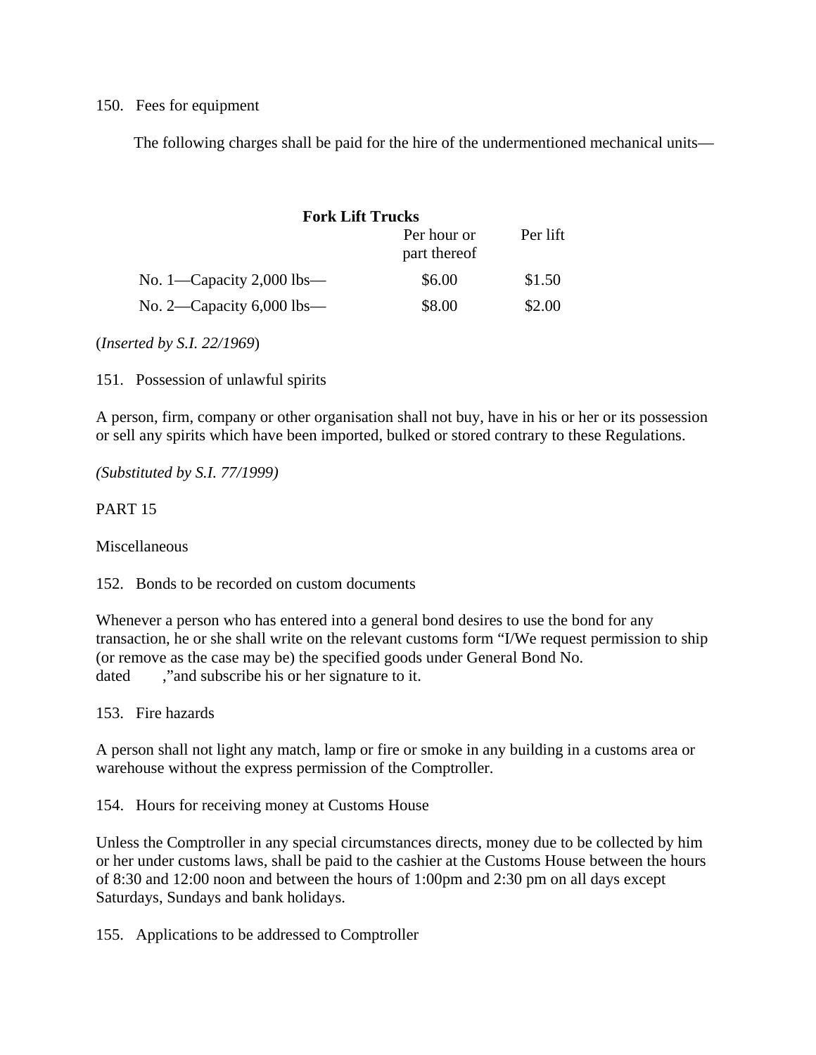150. Fees for equipment

The following charges shall be paid for the hire of the undermentioned mechanical units—

**Fork Lift Trucks**

| | Per hour or part thereof | Per lift |
|---|---|---|
| No. 1—Capacity 2,000 lbs— | $6.00 | $1.50 |
| No. 2—Capacity 6,000 lbs— | $8.00 | $2.00 |

(*Inserted by S.I. 22/1969*)

151. Possession of unlawful spirits

A person, firm, company or other organisation shall not buy, have in his or her or its possession or sell any spirits which have been imported, bulked or stored contrary to these Regulations.

*(Substituted by S.I. 77/1999)*

PART 15

Miscellaneous

152. Bonds to be recorded on custom documents

Whenever a person who has entered into a general bond desires to use the bond for any transaction, he or she shall write on the relevant customs form "I/We request permission to ship (or remove as the case may be) the specified goods under General Bond No.
dated ,"and subscribe his or her signature to it.

153. Fire hazards

A person shall not light any match, lamp or fire or smoke in any building in a customs area or warehouse without the express permission of the Comptroller.

154. Hours for receiving money at Customs House

Unless the Comptroller in any special circumstances directs, money due to be collected by him or her under customs laws, shall be paid to the cashier at the Customs House between the hours of 8:30 and 12:00 noon and between the hours of 1:00pm and 2:30 pm on all days except Saturdays, Sundays and bank holidays.

155. Applications to be addressed to Comptroller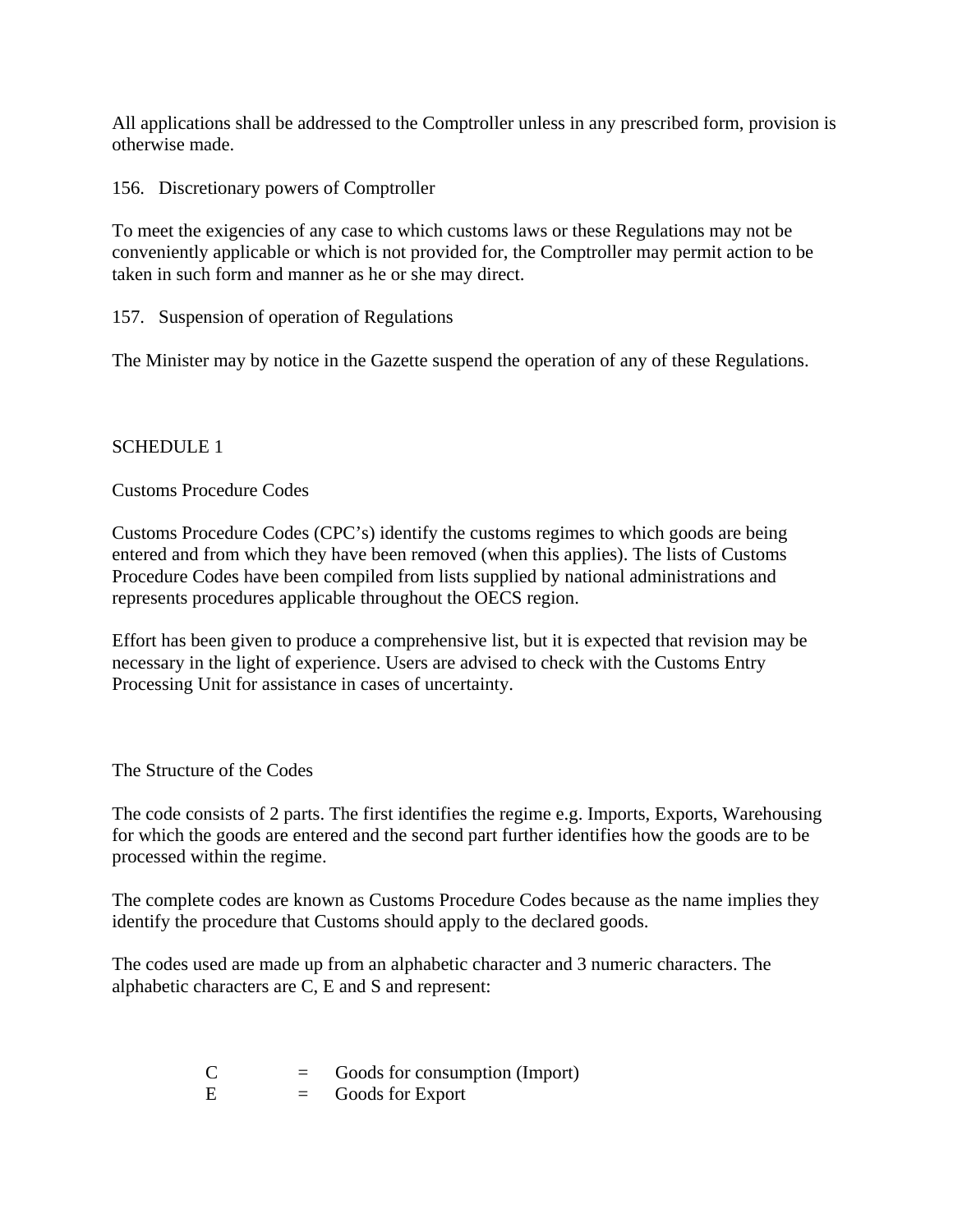All applications shall be addressed to the Comptroller unless in any prescribed form, provision is otherwise made.

### 156. Discretionary powers of Comptroller

To meet the exigencies of any case to which customs laws or these Regulations may not be conveniently applicable or which is not provided for, the Comptroller may permit action to be taken in such form and manner as he or she may direct.

### 157. Suspension of operation of Regulations

The Minister may by notice in the Gazette suspend the operation of any of these Regulations.

## SCHEDULE 1

### Customs Procedure Codes

Customs Procedure Codes (CPC's) identify the customs regimes to which goods are being entered and from which they have been removed (when this applies). The lists of Customs Procedure Codes have been compiled from lists supplied by national administrations and represents procedures applicable throughout the OECS region.

Effort has been given to produce a comprehensive list, but it is expected that revision may be necessary in the light of experience. Users are advised to check with the Customs Entry Processing Unit for assistance in cases of uncertainty.

### The Structure of the Codes

The code consists of 2 parts. The first identifies the regime e.g. Imports, Exports, Warehousing for which the goods are entered and the second part further identifies how the goods are to be processed within the regime.

The complete codes are known as Customs Procedure Codes because as the name implies they identify the procedure that Customs should apply to the declared goods.

The codes used are made up from an alphabetic character and 3 numeric characters. The alphabetic characters are C, E and S and represent:

C = Goods for consumption (Import)
E = Goods for Export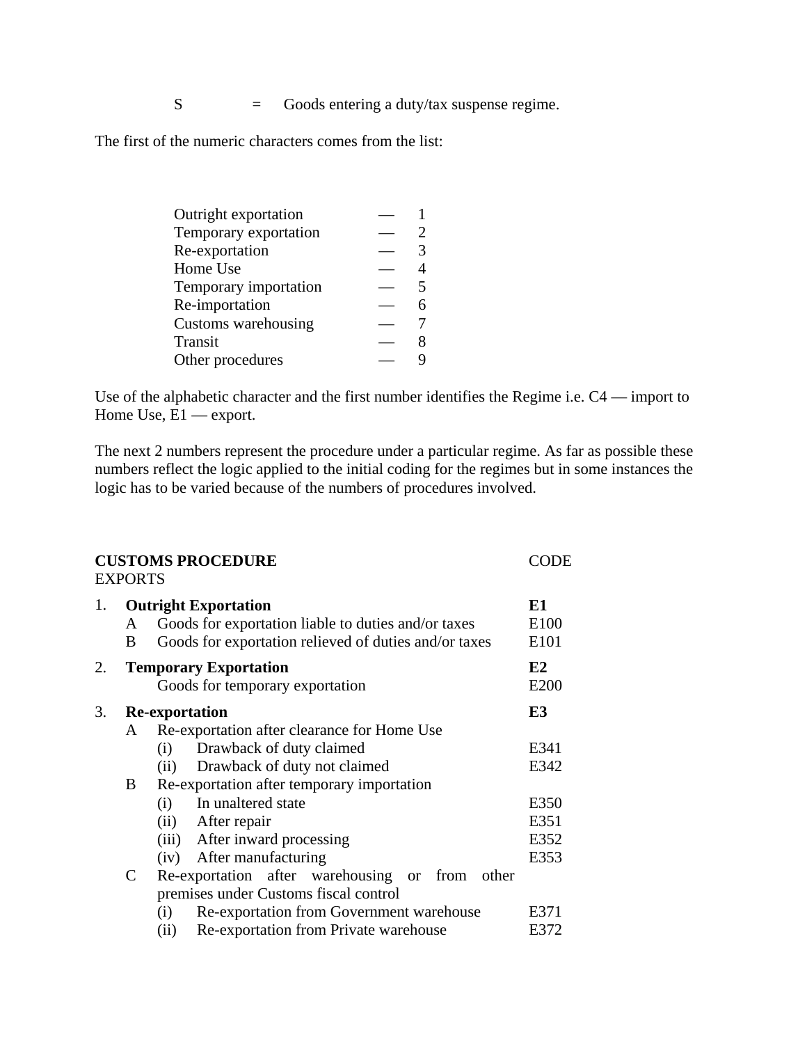S = Goods entering a duty/tax suspense regime.

The first of the numeric characters comes from the list:

| | | |
|---|---|---|
| Outright exportation | — | 1 |
| Temporary exportation | — | 2 |
| Re-exportation | — | 3 |
| Home Use | — | 4 |
| Temporary importation | — | 5 |
| Re-importation | — | 6 |
| Customs warehousing | — | 7 |
| Transit | — | 8 |
| Other procedures | — | 9 |

Use of the alphabetic character and the first number identifies the Regime i.e. C4 — import to Home Use, E1 — export.

The next 2 numbers represent the procedure under a particular regime. As far as possible these numbers reflect the logic applied to the initial coding for the regimes but in some instances the logic has to be varied because of the numbers of procedures involved.

| **CUSTOMS PROCEDURE**<br>EXPORTS | | | | CODE |
|---|---|---|---|---|
| 1. | **Outright Exportation** | | | **E1** |
| | A | Goods for exportation liable to duties and/or taxes | | E100 |
| | B | Goods for exportation relieved of duties and/or taxes | | E101 |
| 2. | **Temporary Exportation** | | | **E2** |
| | | Goods for temporary exportation | | E200 |
| 3. | **Re-exportation** | | | **E3** |
| | A | Re-exportation after clearance for Home Use | | |
| | | (i) | Drawback of duty claimed | E341 |
| | | (ii) | Drawback of duty not claimed | E342 |
| | B | Re-exportation after temporary importation | | |
| | | (i) | In unaltered state | E350 |
| | | (ii) | After repair | E351 |
| | | (iii) | After inward processing | E352 |
| | | (iv) | After manufacturing | E353 |
| | C | Re-exportation after warehousing or from other premises under Customs fiscal control | | |
| | | (i) | Re-exportation from Government warehouse | E371 |
| | | (ii) | Re-exportation from Private warehouse | E372 |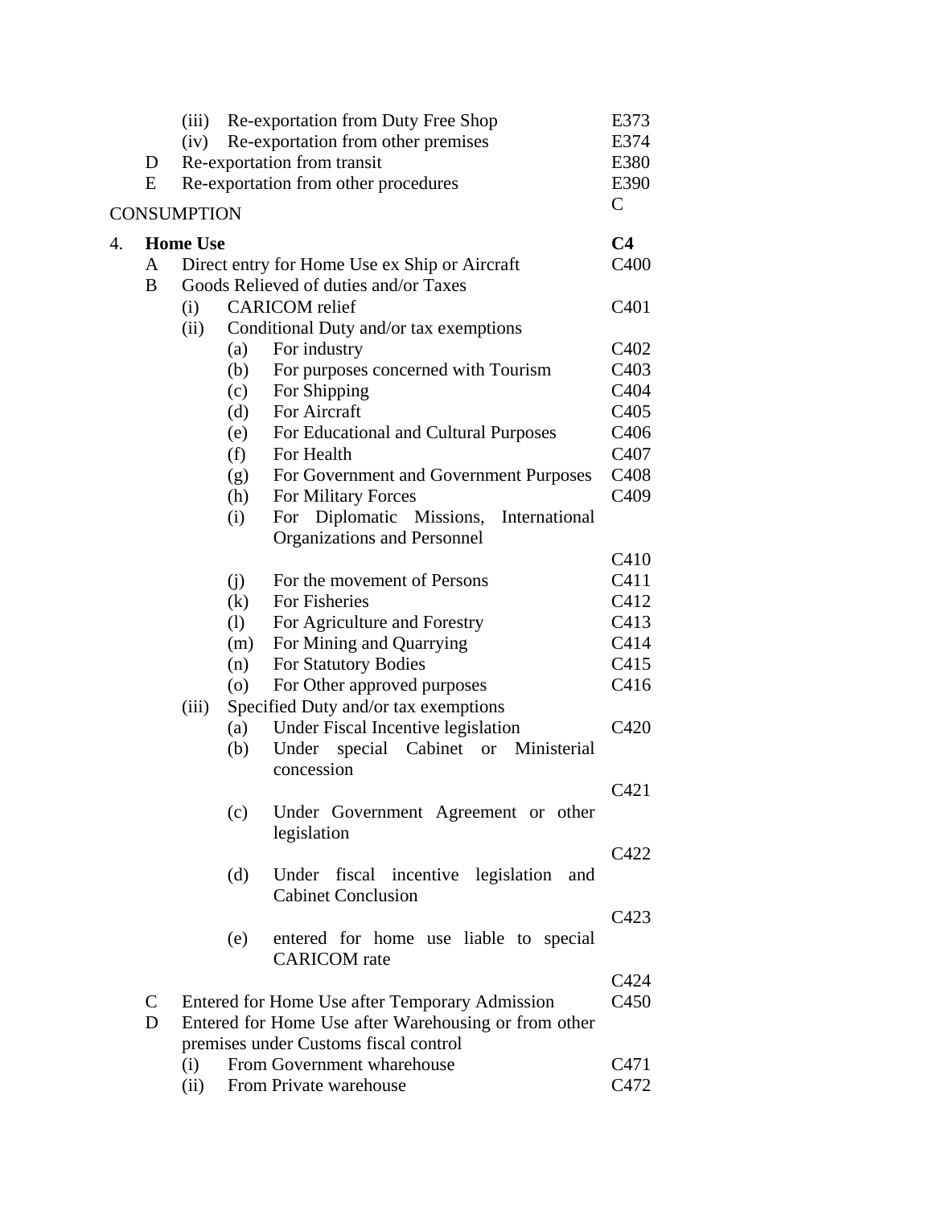| | | | | |
|---|---|---|---|---|
| | | (iii) | Re-exportation from Duty Free Shop | E373 |
| | | (iv) | Re-exportation from other premises | E374 |
| | D | | Re-exportation from transit | E380 |
| | E | | Re-exportation from other procedures | E390 |
| CONSUMPTION | | | | C |
| 4. | **Home Use** | | | **C4** |
| | A | | Direct entry for Home Use ex Ship or Aircraft | C400 |
| | B | | Goods Relieved of duties and/or Taxes | |
| | | (i) | CARICOM relief | C401 |
| | | (ii) | Conditional Duty and/or tax exemptions | |
| | | | (a) For industry | C402 |
| | | | (b) For purposes concerned with Tourism | C403 |
| | | | (c) For Shipping | C404 |
| | | | (d) For Aircraft | C405 |
| | | | (e) For Educational and Cultural Purposes | C406 |
| | | | (f) For Health | C407 |
| | | | (g) For Government and Government Purposes | C408 |
| | | | (h) For Military Forces | C409 |
| | | | (i) For Diplomatic Missions, International Organizations and Personnel | C410 |
| | | | (j) For the movement of Persons | C411 |
| | | | (k) For Fisheries | C412 |
| | | | (l) For Agriculture and Forestry | C413 |
| | | | (m) For Mining and Quarrying | C414 |
| | | | (n) For Statutory Bodies | C415 |
| | | | (o) For Other approved purposes | C416 |
| | | (iii) | Specified Duty and/or tax exemptions | |
| | | | (a) Under Fiscal Incentive legislation | C420 |
| | | | (b) Under special Cabinet or Ministerial concession | C421 |
| | | | (c) Under Government Agreement or other legislation | C422 |
| | | | (d) Under fiscal incentive legislation and Cabinet Conclusion | C423 |
| | | | (e) entered for home use liable to special CARICOM rate | C424 |
| | C | | Entered for Home Use after Temporary Admission | C450 |
| | D | | Entered for Home Use after Warehousing or from other premises under Customs fiscal control | |
| | | (i) | From Government wharehouse | C471 |
| | | (ii) | From Private warehouse | C472 |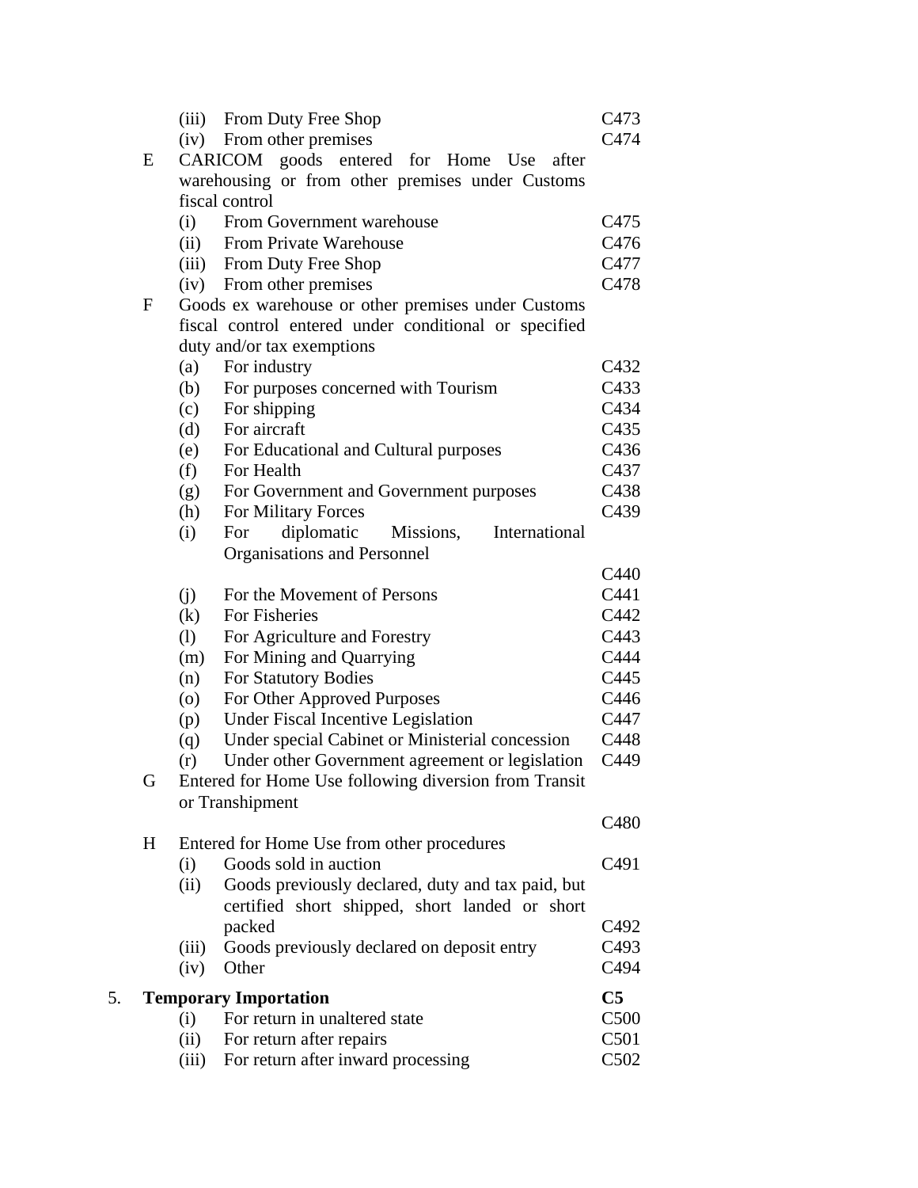| | | | |
|---|---|---|---|
| | (iii) | From Duty Free Shop | C473 |
| | (iv) | From other premises | C474 |
| E | | CARICOM goods entered for Home Use after warehousing or from other premises under Customs fiscal control | |
| | (i) | From Government warehouse | C475 |
| | (ii) | From Private Warehouse | C476 |
| | (iii) | From Duty Free Shop | C477 |
| | (iv) | From other premises | C478 |
| F | | Goods ex warehouse or other premises under Customs fiscal control entered under conditional or specified duty and/or tax exemptions | |
| | (a) | For industry | C432 |
| | (b) | For purposes concerned with Tourism | C433 |
| | (c) | For shipping | C434 |
| | (d) | For aircraft | C435 |
| | (e) | For Educational and Cultural purposes | C436 |
| | (f) | For Health | C437 |
| | (g) | For Government and Government purposes | C438 |
| | (h) | For Military Forces | C439 |
| | (i) | For diplomatic Missions, International Organisations and Personnel | C440 |
| | (j) | For the Movement of Persons | C441 |
| | (k) | For Fisheries | C442 |
| | (l) | For Agriculture and Forestry | C443 |
| | (m) | For Mining and Quarrying | C444 |
| | (n) | For Statutory Bodies | C445 |
| | (o) | For Other Approved Purposes | C446 |
| | (p) | Under Fiscal Incentive Legislation | C447 |
| | (q) | Under special Cabinet or Ministerial concession | C448 |
| | (r) | Under other Government agreement or legislation | C449 |
| G | | Entered for Home Use following diversion from Transit or Transhipment | C480 |
| H | | Entered for Home Use from other procedures | |
| | (i) | Goods sold in auction | C491 |
| | (ii) | Goods previously declared, duty and tax paid, but certified short shipped, short landed or short packed | C492 |
| | (iii) | Goods previously declared on deposit entry | C493 |
| | (iv) | Other | C494 |

5. **Temporary Importation** **C5**

| | | |
|---|---|---|
| (i) | For return in unaltered state | C500 |
| (ii) | For return after repairs | C501 |
| (iii) | For return after inward processing | C502 |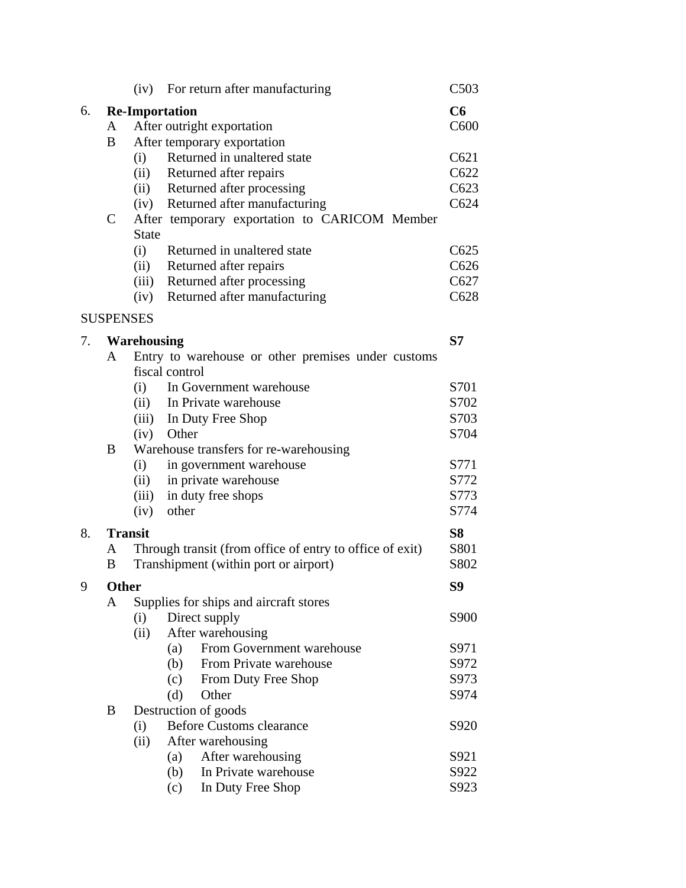| | | | | |
|---|---|---|---|---|
| | | (iv) | For return after manufacturing | C503 |
| 6. | **Re-Importation** | | | **C6** |
| | A | After outright exportation | | C600 |
| | B | After temporary exportation | | |
| | | (i) | Returned in unaltered state | C621 |
| | | (ii) | Returned after repairs | C622 |
| | | (ii) | Returned after processing | C623 |
| | | (iv) | Returned after manufacturing | C624 |
| | C | After temporary exportation to CARICOM Member State | | |
| | | (i) | Returned in unaltered state | C625 |
| | | (ii) | Returned after repairs | C626 |
| | | (iii) | Returned after processing | C627 |
| | | (iv) | Returned after manufacturing | C628 |

SUSPENSES

| | | | | | |
|---|---|---|---|---|---|
| 7. | **Warehousing** | | | | **S7** |
| | A | Entry to warehouse or other premises under customs fiscal control | | | |
| | | (i) | In Government warehouse | | S701 |
| | | (ii) | In Private warehouse | | S702 |
| | | (iii) | In Duty Free Shop | | S703 |
| | | (iv) | Other | | S704 |
| | B | Warehouse transfers for re-warehousing | | | |
| | | (i) | in government warehouse | | S771 |
| | | (ii) | in private warehouse | | S772 |
| | | (iii) | in duty free shops | | S773 |
| | | (iv) | other | | S774 |
| 8. | **Transit** | | | | **S8** |
| | A | Through transit (from office of entry to office of exit) | | | S801 |
| | B | Transhipment (within port or airport) | | | S802 |
| 9 | **Other** | | | | **S9** |
| | A | Supplies for ships and aircraft stores | | | |
| | | (i) | Direct supply | | S900 |
| | | (ii) | After warehousing | | |
| | | | (a) | From Government warehouse | S971 |
| | | | (b) | From Private warehouse | S972 |
| | | | (c) | From Duty Free Shop | S973 |
| | | | (d) | Other | S974 |
| | B | Destruction of goods | | | |
| | | (i) | Before Customs clearance | | S920 |
| | | (ii) | After warehousing | | |
| | | | (a) | After warehousing | S921 |
| | | | (b) | In Private warehouse | S922 |
| | | | (c) | In Duty Free Shop | S923 |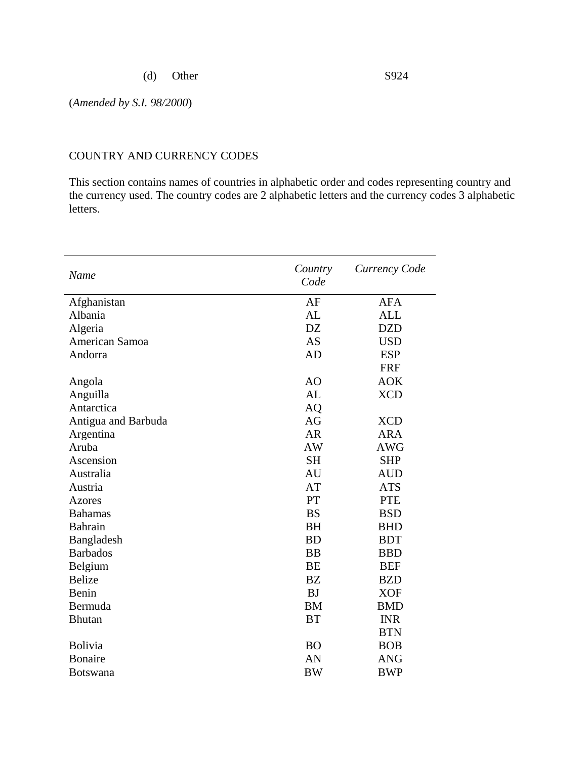(d) Other S924

(*Amended by S.I. 98/2000*)

COUNTRY AND CURRENCY CODES

This section contains names of countries in alphabetic order and codes representing country and the currency used. The country codes are 2 alphabetic letters and the currency codes 3 alphabetic letters.

| *Name* | *Country Code* | *Currency Code* |
|---|---|---|
| Afghanistan | AF | AFA |
| Albania | AL | ALL |
| Algeria | DZ | DZD |
| American Samoa | AS | USD |
| Andorra | AD | ESP |
| | | FRF |
| Angola | AO | AOK |
| Anguilla | AL | XCD |
| Antarctica | AQ | |
| Antigua and Barbuda | AG | XCD |
| Argentina | AR | ARA |
| Aruba | AW | AWG |
| Ascension | SH | SHP |
| Australia | AU | AUD |
| Austria | AT | ATS |
| Azores | PT | PTE |
| Bahamas | BS | BSD |
| Bahrain | BH | BHD |
| Bangladesh | BD | BDT |
| Barbados | BB | BBD |
| Belgium | BE | BEF |
| Belize | BZ | BZD |
| Benin | BJ | XOF |
| Bermuda | BM | BMD |
| Bhutan | BT | INR |
| | | BTN |
| Bolivia | BO | BOB |
| Bonaire | AN | ANG |
| Botswana | BW | BWP |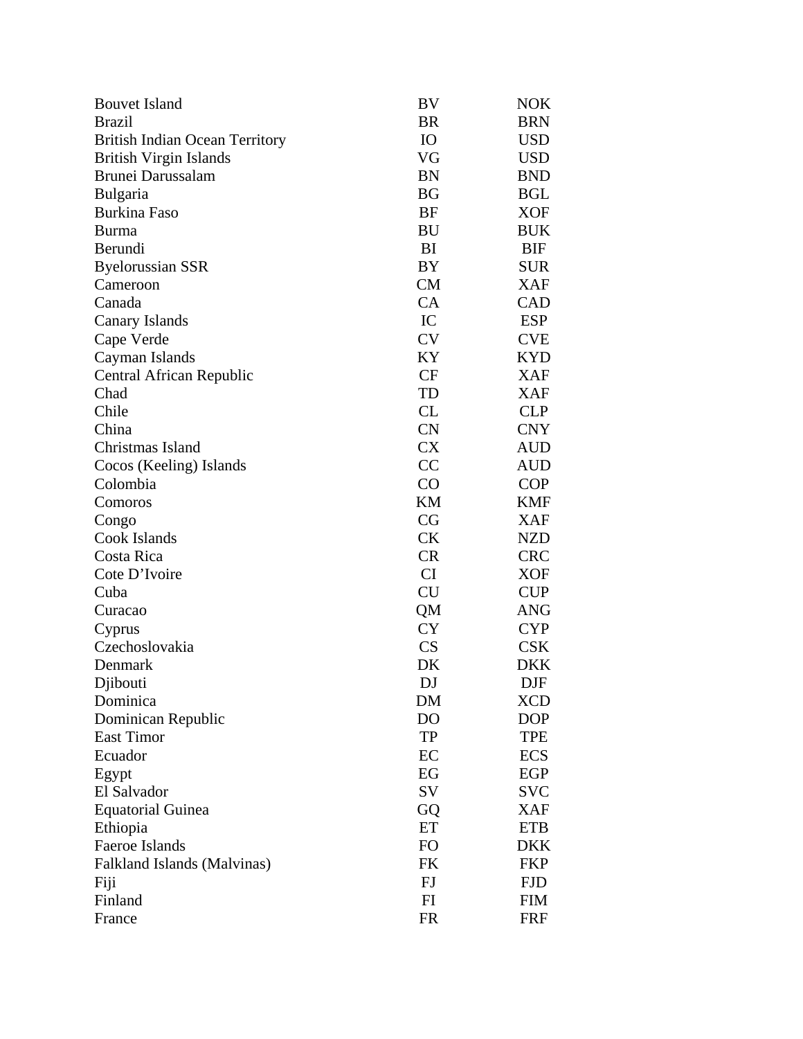| | | |
|---|---|---|
| Bouvet Island | BV | NOK |
| Brazil | BR | BRN |
| British Indian Ocean Territory | IO | USD |
| British Virgin Islands | VG | USD |
| Brunei Darussalam | BN | BND |
| Bulgaria | BG | BGL |
| Burkina Faso | BF | XOF |
| Burma | BU | BUK |
| Berundi | BI | BIF |
| Byelorussian SSR | BY | SUR |
| Cameroon | CM | XAF |
| Canada | CA | CAD |
| Canary Islands | IC | ESP |
| Cape Verde | CV | CVE |
| Cayman Islands | KY | KYD |
| Central African Republic | CF | XAF |
| Chad | TD | XAF |
| Chile | CL | CLP |
| China | CN | CNY |
| Christmas Island | CX | AUD |
| Cocos (Keeling) Islands | CC | AUD |
| Colombia | CO | COP |
| Comoros | KM | KMF |
| Congo | CG | XAF |
| Cook Islands | CK | NZD |
| Costa Rica | CR | CRC |
| Cote D'Ivoire | CI | XOF |
| Cuba | CU | CUP |
| Curacao | QM | ANG |
| Cyprus | CY | CYP |
| Czechoslovakia | CS | CSK |
| Denmark | DK | DKK |
| Djibouti | DJ | DJF |
| Dominica | DM | XCD |
| Dominican Republic | DO | DOP |
| East Timor | TP | TPE |
| Ecuador | EC | ECS |
| Egypt | EG | EGP |
| El Salvador | SV | SVC |
| Equatorial Guinea | GQ | XAF |
| Ethiopia | ET | ETB |
| Faeroe Islands | FO | DKK |
| Falkland Islands (Malvinas) | FK | FKP |
| Fiji | FJ | FJD |
| Finland | FI | FIM |
| France | FR | FRF |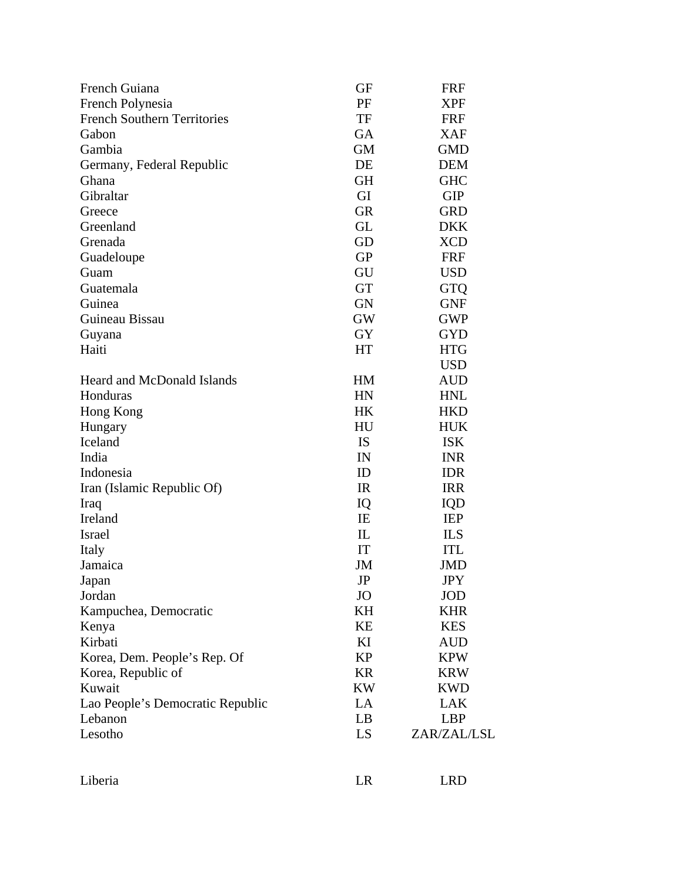| | | |
|---|---|---|
| French Guiana | GF | FRF |
| French Polynesia | PF | XPF |
| French Southern Territories | TF | FRF |
| Gabon | GA | XAF |
| Gambia | GM | GMD |
| Germany, Federal Republic | DE | DEM |
| Ghana | GH | GHC |
| Gibraltar | GI | GIP |
| Greece | GR | GRD |
| Greenland | GL | DKK |
| Grenada | GD | XCD |
| Guadeloupe | GP | FRF |
| Guam | GU | USD |
| Guatemala | GT | GTQ |
| Guinea | GN | GNF |
| Guineau Bissau | GW | GWP |
| Guyana | GY | GYD |
| Haiti | HT | HTG |
| | | USD |
| Heard and McDonald Islands | HM | AUD |
| Honduras | HN | HNL |
| Hong Kong | HK | HKD |
| Hungary | HU | HUK |
| Iceland | IS | ISK |
| India | IN | INR |
| Indonesia | ID | IDR |
| Iran (Islamic Republic Of) | IR | IRR |
| Iraq | IQ | IQD |
| Ireland | IE | IEP |
| Israel | IL | ILS |
| Italy | IT | ITL |
| Jamaica | JM | JMD |
| Japan | JP | JPY |
| Jordan | JO | JOD |
| Kampuchea, Democratic | KH | KHR |
| Kenya | KE | KES |
| Kiribati | KI | AUD |
| Korea, Dem. People's Rep. Of | KP | KPW |
| Korea, Republic of | KR | KRW |
| Kuwait | KW | KWD |
| Lao People's Democratic Republic | LA | LAK |
| Lebanon | LB | LBP |
| Lesotho | LS | ZAR/ZAL/LSL |
| Liberia | LR | LRD |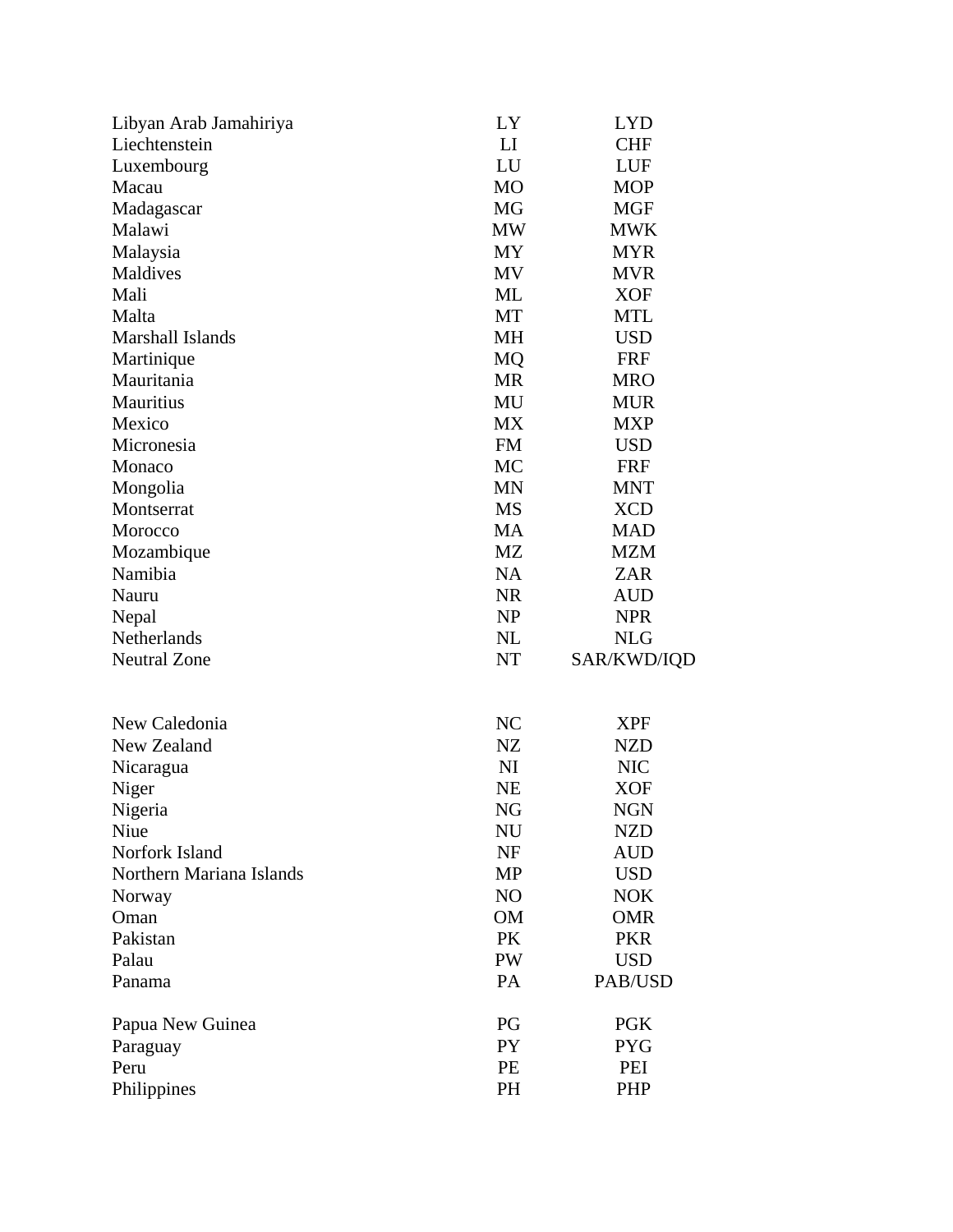| | | |
|---|---|---|
| Libyan Arab Jamahiriya | LY | LYD |
| Liechtenstein | LI | CHF |
| Luxembourg | LU | LUF |
| Macau | MO | MOP |
| Madagascar | MG | MGF |
| Malawi | MW | MWK |
| Malaysia | MY | MYR |
| Maldives | MV | MVR |
| Mali | ML | XOF |
| Malta | MT | MTL |
| Marshall Islands | MH | USD |
| Martinique | MQ | FRF |
| Mauritania | MR | MRO |
| Mauritius | MU | MUR |
| Mexico | MX | MXP |
| Micronesia | FM | USD |
| Monaco | MC | FRF |
| Mongolia | MN | MNT |
| Montserrat | MS | XCD |
| Morocco | MA | MAD |
| Mozambique | MZ | MZM |
| Namibia | NA | ZAR |
| Nauru | NR | AUD |
| Nepal | NP | NPR |
| Netherlands | NL | NLG |
| Neutral Zone | NT | SAR/KWD/IQD |
| New Caledonia | NC | XPF |
| New Zealand | NZ | NZD |
| Nicaragua | NI | NIC |
| Niger | NE | XOF |
| Nigeria | NG | NGN |
| Niue | NU | NZD |
| Norfork Island | NF | AUD |
| Northern Mariana Islands | MP | USD |
| Norway | NO | NOK |
| Oman | OM | OMR |
| Pakistan | PK | PKR |
| Palau | PW | USD |
| Panama | PA | PAB/USD |
| Papua New Guinea | PG | PGK |
| Paraguay | PY | PYG |
| Peru | PE | PEI |
| Philippines | PH | PHP |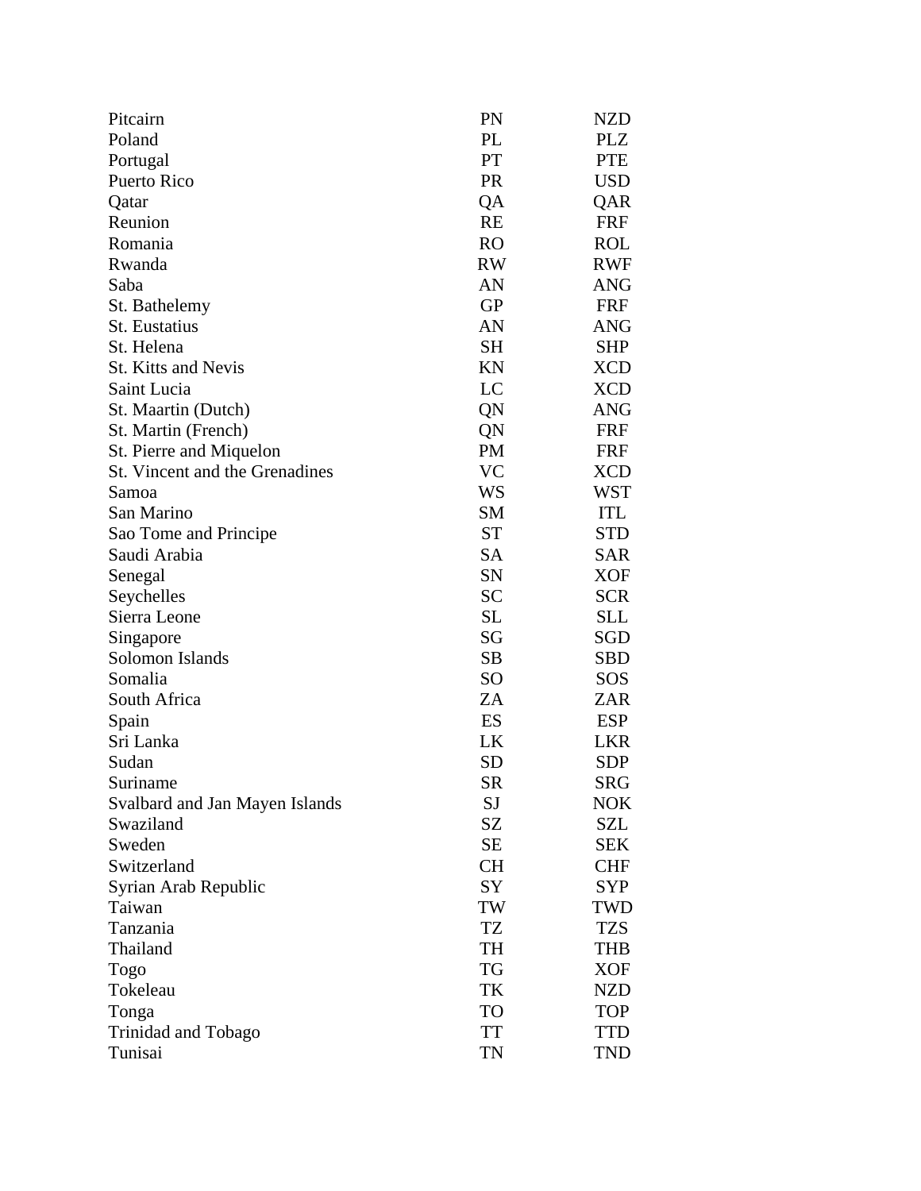| | | |
|---|---|---|
| Pitcairn | PN | NZD |
| Poland | PL | PLZ |
| Portugal | PT | PTE |
| Puerto Rico | PR | USD |
| Qatar | QA | QAR |
| Reunion | RE | FRF |
| Romania | RO | ROL |
| Rwanda | RW | RWF |
| Saba | AN | ANG |
| St. Bathelemy | GP | FRF |
| St. Eustatius | AN | ANG |
| St. Helena | SH | SHP |
| St. Kitts and Nevis | KN | XCD |
| Saint Lucia | LC | XCD |
| St. Maartin (Dutch) | QN | ANG |
| St. Martin (French) | QN | FRF |
| St. Pierre and Miquelon | PM | FRF |
| St. Vincent and the Grenadines | VC | XCD |
| Samoa | WS | WST |
| San Marino | SM | ITL |
| Sao Tome and Principe | ST | STD |
| Saudi Arabia | SA | SAR |
| Senegal | SN | XOF |
| Seychelles | SC | SCR |
| Sierra Leone | SL | SLL |
| Singapore | SG | SGD |
| Solomon Islands | SB | SBD |
| Somalia | SO | SOS |
| South Africa | ZA | ZAR |
| Spain | ES | ESP |
| Sri Lanka | LK | LKR |
| Sudan | SD | SDP |
| Suriname | SR | SRG |
| Svalbard and Jan Mayen Islands | SJ | NOK |
| Swaziland | SZ | SZL |
| Sweden | SE | SEK |
| Switzerland | CH | CHF |
| Syrian Arab Republic | SY | SYP |
| Taiwan | TW | TWD |
| Tanzania | TZ | TZS |
| Thailand | TH | THB |
| Togo | TG | XOF |
| Tokeleau | TK | NZD |
| Tonga | TO | TOP |
| Trinidad and Tobago | TT | TTD |
| Tunisai | TN | TND |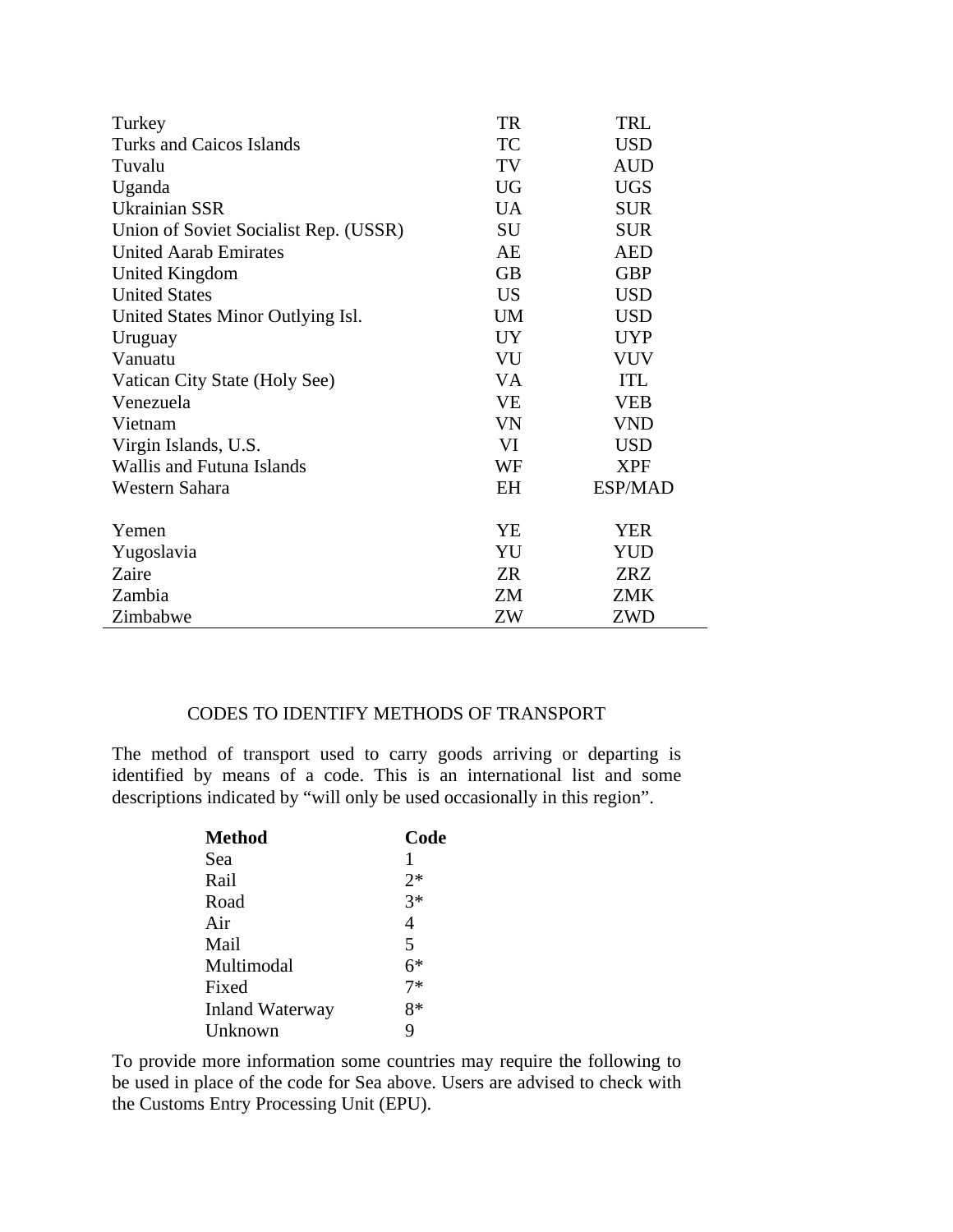| | | |
|---|---|---|
| Turkey | TR | TRL |
| Turks and Caicos Islands | TC | USD |
| Tuvalu | TV | AUD |
| Uganda | UG | UGS |
| Ukrainian SSR | UA | SUR |
| Union of Soviet Socialist Rep. (USSR) | SU | SUR |
| United Aarab Emirates | AE | AED |
| United Kingdom | GB | GBP |
| United States | US | USD |
| United States Minor Outlying Isl. | UM | USD |
| Uruguay | UY | UYP |
| Vanuatu | VU | VUV |
| Vatican City State (Holy See) | VA | ITL |
| Venezuela | VE | VEB |
| Vietnam | VN | VND |
| Virgin Islands, U.S. | VI | USD |
| Wallis and Futuna Islands | WF | XPF |
| Western Sahara | EH | ESP/MAD |
| Yemen | YE | YER |
| Yugoslavia | YU | YUD |
| Zaire | ZR | ZRZ |
| Zambia | ZM | ZMK |
| Zimbabwe | ZW | ZWD |

## CODES TO IDENTIFY METHODS OF TRANSPORT

The method of transport used to carry goods arriving or departing is identified by means of a code. This is an international list and some descriptions indicated by "will only be used occasionally in this region".

| **Method** | **Code** |
|---|---|
| Sea | 1 |
| Rail | 2* |
| Road | 3* |
| Air | 4 |
| Mail | 5 |
| Multimodal | 6* |
| Fixed | 7* |
| Inland Waterway | 8* |
| Unknown | 9 |

To provide more information some countries may require the following to be used in place of the code for Sea above. Users are advised to check with the Customs Entry Processing Unit (EPU).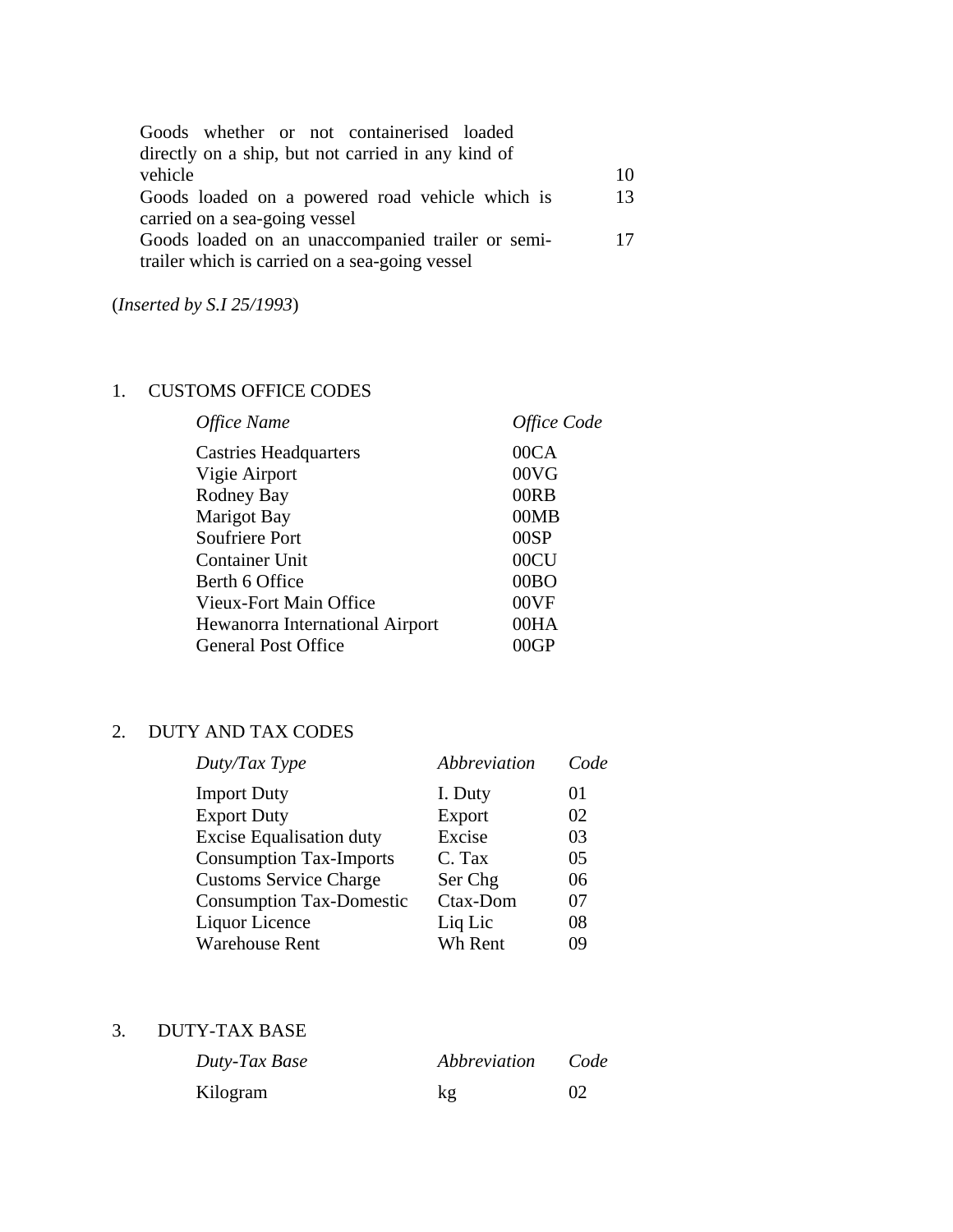| | |
|---|---|
| Goods whether or not containerised loaded directly on a ship, but not carried in any kind of vehicle | 10 |
| Goods loaded on a powered road vehicle which is carried on a sea-going vessel | 13 |
| Goods loaded on an unaccompanied trailer or semi-trailer which is carried on a sea-going vessel | 17 |

(*Inserted by S.I 25/1993*)

1. CUSTOMS OFFICE CODES

| *Office Name* | *Office Code* |
|---|---|
| Castries Headquarters | 00CA |
| Vigie Airport | 00VG |
| Rodney Bay | 00RB |
| Marigot Bay | 00MB |
| Soufriere Port | 00SP |
| Container Unit | 00CU |
| Berth 6 Office | 00BO |
| Vieux-Fort Main Office | 00VF |
| Hewanorra International Airport | 00HA |
| General Post Office | 00GP |

2. DUTY AND TAX CODES

| *Duty/Tax Type* | *Abbreviation* | *Code* |
|---|---|---|
| Import Duty | I. Duty | 01 |
| Export Duty | Export | 02 |
| Excise Equalisation duty | Excise | 03 |
| Consumption Tax-Imports | C. Tax | 05 |
| Customs Service Charge | Ser Chg | 06 |
| Consumption Tax-Domestic | Ctax-Dom | 07 |
| Liquor Licence | Liq Lic | 08 |
| Warehouse Rent | Wh Rent | 09 |

3. DUTY-TAX BASE

| *Duty-Tax Base* | *Abbreviation* | *Code* |
|---|---|---|
| Kilogram | kg | 02 |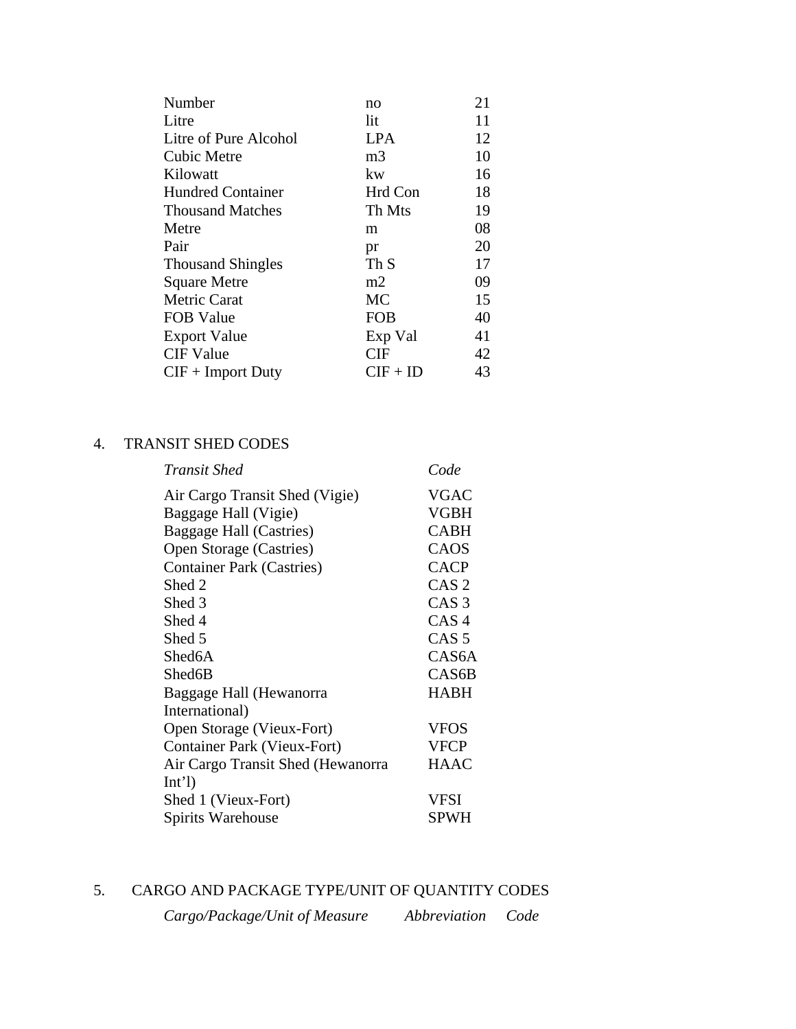| | | |
|---|---|---|
| Number | no | 21 |
| Litre | lit | 11 |
| Litre of Pure Alcohol | LPA | 12 |
| Cubic Metre | m3 | 10 |
| Kilowatt | kw | 16 |
| Hundred Container | Hrd Con | 18 |
| Thousand Matches | Th Mts | 19 |
| Metre | m | 08 |
| Pair | pr | 20 |
| Thousand Shingles | Th S | 17 |
| Square Metre | m2 | 09 |
| Metric Carat | MC | 15 |
| FOB Value | FOB | 40 |
| Export Value | Exp Val | 41 |
| CIF Value | CIF | 42 |
| CIF + Import Duty | CIF + ID | 43 |

4. TRANSIT SHED CODES

| *Transit Shed* | *Code* |
|---|---|
| Air Cargo Transit Shed (Vigie) | VGAC |
| Baggage Hall (Vigie) | VGBH |
| Baggage Hall (Castries) | CABH |
| Open Storage (Castries) | CAOS |
| Container Park (Castries) | CACP |
| Shed 2 | CAS 2 |
| Shed 3 | CAS 3 |
| Shed 4 | CAS 4 |
| Shed 5 | CAS 5 |
| Shed6A | CAS6A |
| Shed6B | CAS6B |
| Baggage Hall (Hewanorra International) | HABH |
| Open Storage (Vieux-Fort) | VFOS |
| Container Park (Vieux-Fort) | VFCP |
| Air Cargo Transit Shed (Hewanorra Int'l) | HAAC |
| Shed 1 (Vieux-Fort) | VFSI |
| Spirits Warehouse | SPWH |

5. CARGO AND PACKAGE TYPE/UNIT OF QUANTITY CODES

| *Cargo/Package/Unit of Measure* | *Abbreviation* | *Code* |
|---|---|---|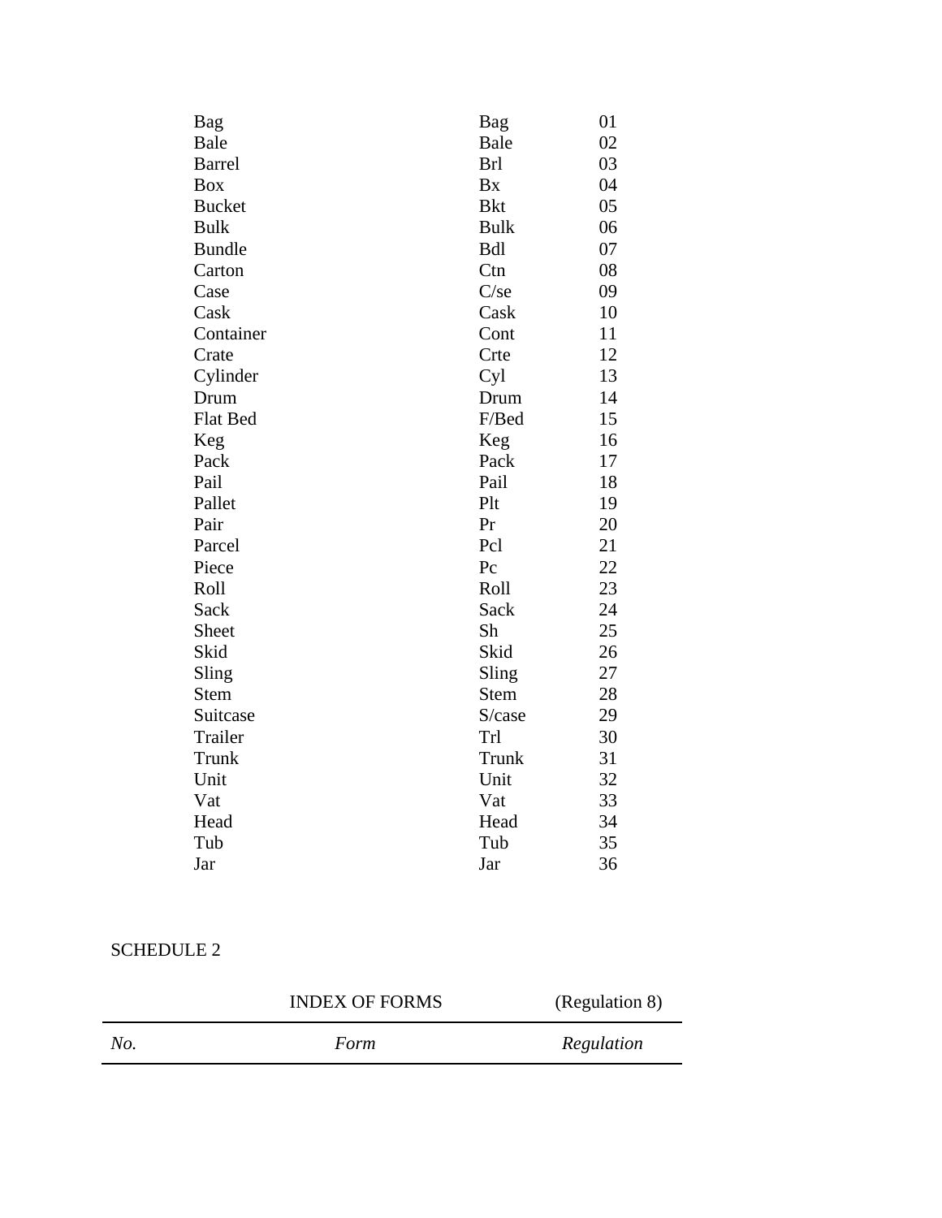| | | |
|---|---|---|
| Bag | Bag | 01 |
| Bale | Bale | 02 |
| Barrel | Brl | 03 |
| Box | Bx | 04 |
| Bucket | Bkt | 05 |
| Bulk | Bulk | 06 |
| Bundle | Bdl | 07 |
| Carton | Ctn | 08 |
| Case | C/se | 09 |
| Cask | Cask | 10 |
| Container | Cont | 11 |
| Crate | Crte | 12 |
| Cylinder | Cyl | 13 |
| Drum | Drum | 14 |
| Flat Bed | F/Bed | 15 |
| Keg | Keg | 16 |
| Pack | Pack | 17 |
| Pail | Pail | 18 |
| Pallet | Plt | 19 |
| Pair | Pr | 20 |
| Parcel | Pcl | 21 |
| Piece | Pc | 22 |
| Roll | Roll | 23 |
| Sack | Sack | 24 |
| Sheet | Sh | 25 |
| Skid | Skid | 26 |
| Sling | Sling | 27 |
| Stem | Stem | 28 |
| Suitcase | S/case | 29 |
| Trailer | Trl | 30 |
| Trunk | Trunk | 31 |
| Unit | Unit | 32 |
| Vat | Vat | 33 |
| Head | Head | 34 |
| Tub | Tub | 35 |
| Jar | Jar | 36 |

SCHEDULE 2

INDEX OF FORMS (Regulation 8)

| *No.* | *Form* | *Regulation* |
|---|---|---|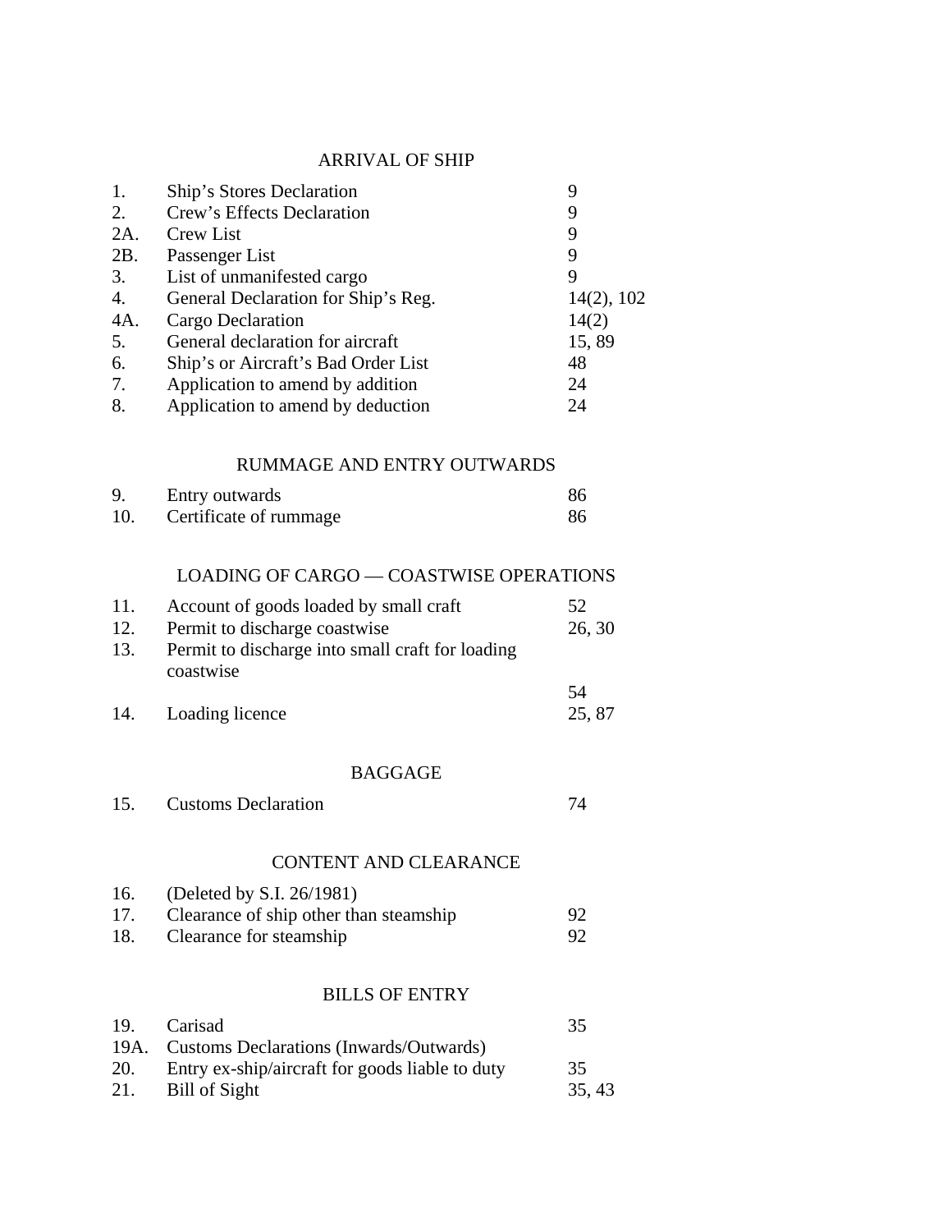## ARRIVAL OF SHIP

| | | |
|---|---|---|
| 1. | Ship's Stores Declaration | 9 |
| 2. | Crew's Effects Declaration | 9 |
| 2A. | Crew List | 9 |
| 2B. | Passenger List | 9 |
| 3. | List of unmanifested cargo | 9 |
| 4. | General Declaration for Ship's Reg. | 14(2), 102 |
| 4A. | Cargo Declaration | 14(2) |
| 5. | General declaration for aircraft | 15, 89 |
| 6. | Ship's or Aircraft's Bad Order List | 48 |
| 7. | Application to amend by addition | 24 |
| 8. | Application to amend by deduction | 24 |

## RUMMAGE AND ENTRY OUTWARDS

| | | |
|---|---|---|
| 9. | Entry outwards | 86 |
| 10. | Certificate of rummage | 86 |

## LOADING OF CARGO — COASTWISE OPERATIONS

| | | |
|---|---|---|
| 11. | Account of goods loaded by small craft | 52 |
| 12. | Permit to discharge coastwise | 26, 30 |
| 13. | Permit to discharge into small craft for loading coastwise | 54 |
| 14. | Loading licence | 25, 87 |

## BAGGAGE

| | | |
|---|---|---|
| 15. | Customs Declaration | 74 |

## CONTENT AND CLEARANCE

| | | |
|---|---|---|
| 16. | (Deleted by S.I. 26/1981) | |
| 17. | Clearance of ship other than steamship | 92 |
| 18. | Clearance for steamship | 92 |

## BILLS OF ENTRY

| | | |
|---|---|---|
| 19. | Carisad | 35 |
| 19A. | Customs Declarations (Inwards/Outwards) | |
| 20. | Entry ex-ship/aircraft for goods liable to duty | 35 |
| 21. | Bill of Sight | 35, 43 |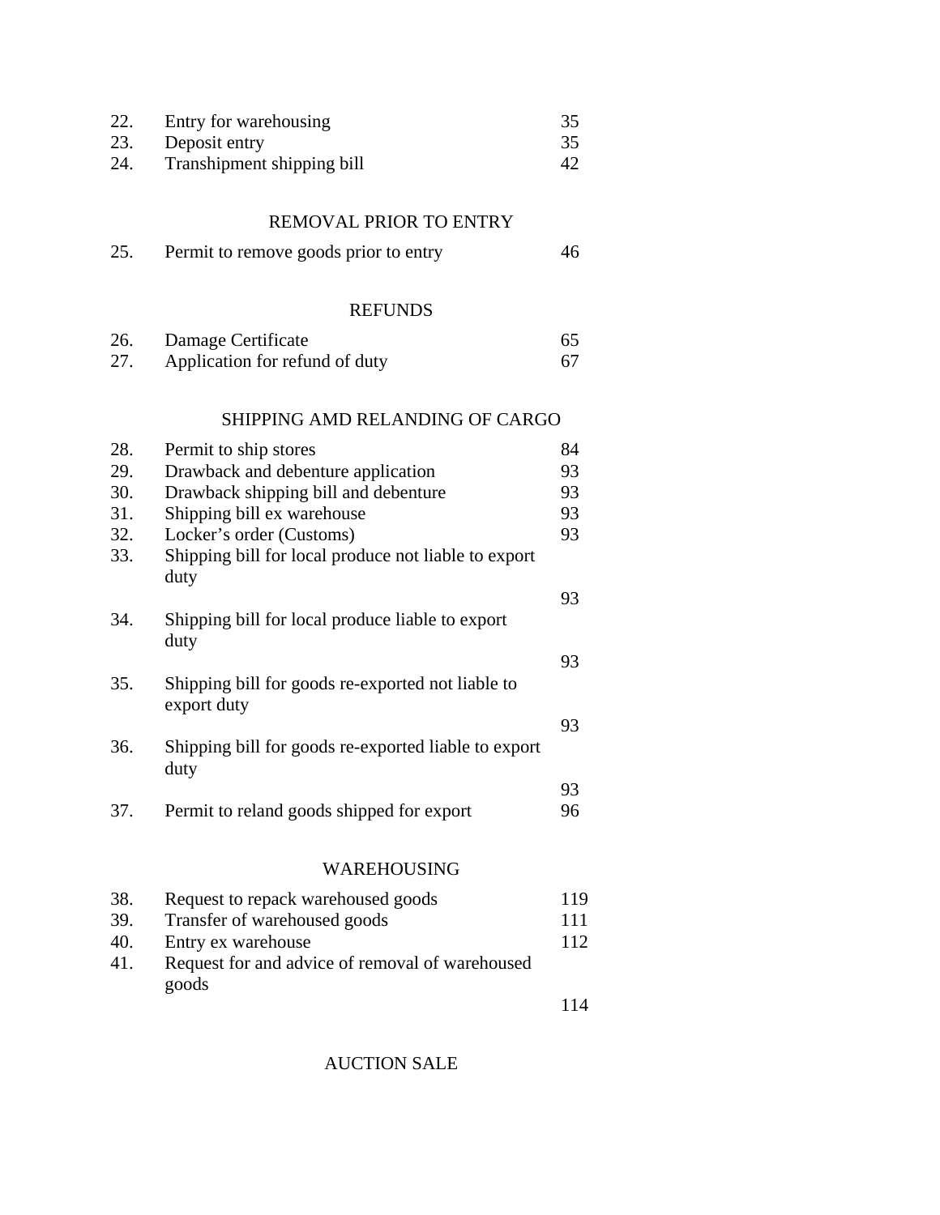| | | |
|---|---|---|
| 22. | Entry for warehousing | 35 |
| 23. | Deposit entry | 35 |
| 24. | Transhipment shipping bill | 42 |

REMOVAL PRIOR TO ENTRY

| | | |
|---|---|---|
| 25. | Permit to remove goods prior to entry | 46 |

REFUNDS

| | | |
|---|---|---|
| 26. | Damage Certificate | 65 |
| 27. | Application for refund of duty | 67 |

SHIPPING AMD RELANDING OF CARGO

| | | |
|---|---|---|
| 28. | Permit to ship stores | 84 |
| 29. | Drawback and debenture application | 93 |
| 30. | Drawback shipping bill and debenture | 93 |
| 31. | Shipping bill ex warehouse | 93 |
| 32. | Locker's order (Customs) | 93 |
| 33. | Shipping bill for local produce not liable to export duty | 93 |
| 34. | Shipping bill for local produce liable to export duty | 93 |
| 35. | Shipping bill for goods re-exported not liable to export duty | 93 |
| 36. | Shipping bill for goods re-exported liable to export duty | 93 |
| 37. | Permit to reland goods shipped for export | 96 |

WAREHOUSING

| | | |
|---|---|---|
| 38. | Request to repack warehoused goods | 119 |
| 39. | Transfer of warehoused goods | 111 |
| 40. | Entry ex warehouse | 112 |
| 41. | Request for and advice of removal of warehoused goods | 114 |

AUCTION SALE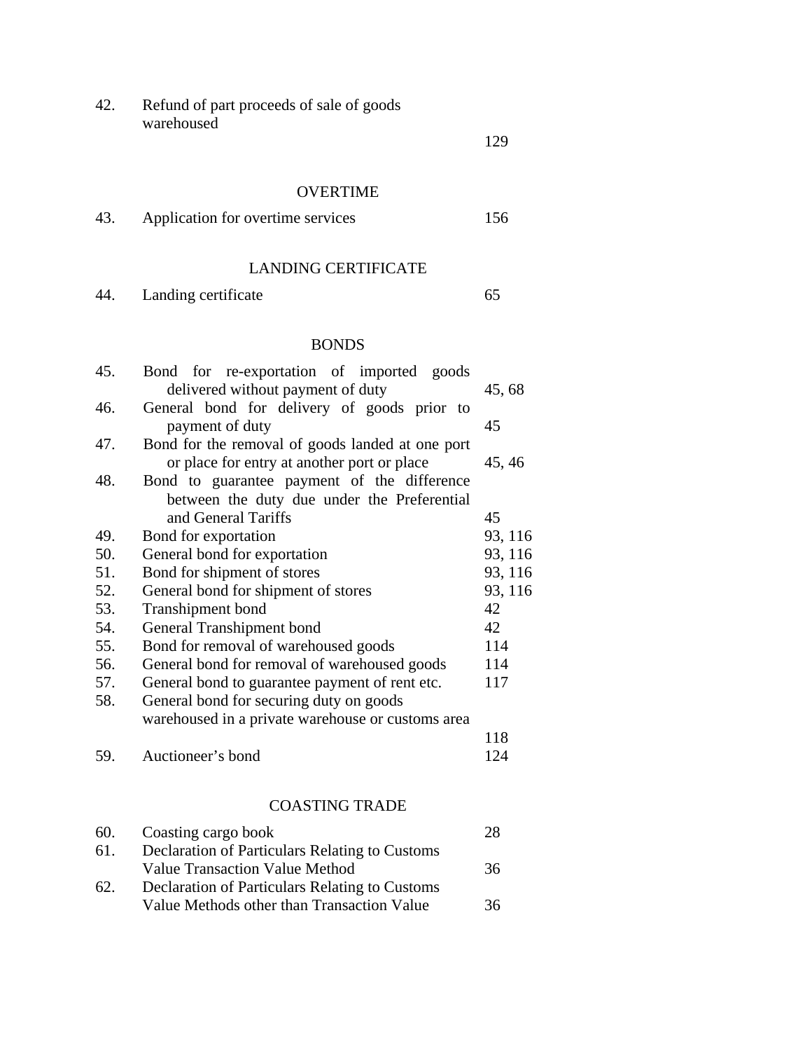| | | |
|---|---|---|
| 42. | Refund of part proceeds of sale of goods warehoused | 129 |

OVERTIME

| | | |
|---|---|---|
| 43. | Application for overtime services | 156 |

LANDING CERTIFICATE

| | | |
|---|---|---|
| 44. | Landing certificate | 65 |

BONDS

| | | |
|---|---|---|
| 45. | Bond for re-exportation of imported goods delivered without payment of duty | 45, 68 |
| 46. | General bond for delivery of goods prior to payment of duty | 45 |
| 47. | Bond for the removal of goods landed at one port or place for entry at another port or place | 45, 46 |
| 48. | Bond to guarantee payment of the difference between the duty due under the Preferential and General Tariffs | 45 |
| 49. | Bond for exportation | 93, 116 |
| 50. | General bond for exportation | 93, 116 |
| 51. | Bond for shipment of stores | 93, 116 |
| 52. | General bond for shipment of stores | 93, 116 |
| 53. | Transhipment bond | 42 |
| 54. | General Transhipment bond | 42 |
| 55. | Bond for removal of warehoused goods | 114 |
| 56. | General bond for removal of warehoused goods | 114 |
| 57. | General bond to guarantee payment of rent etc. | 117 |
| 58. | General bond for securing duty on goods warehoused in a private warehouse or customs area | 118 |
| 59. | Auctioneer's bond | 124 |

COASTING TRADE

| | | |
|---|---|---|
| 60. | Coasting cargo book | 28 |
| 61. | Declaration of Particulars Relating to Customs Value Transaction Value Method | 36 |
| 62. | Declaration of Particulars Relating to Customs Value Methods other than Transaction Value | 36 |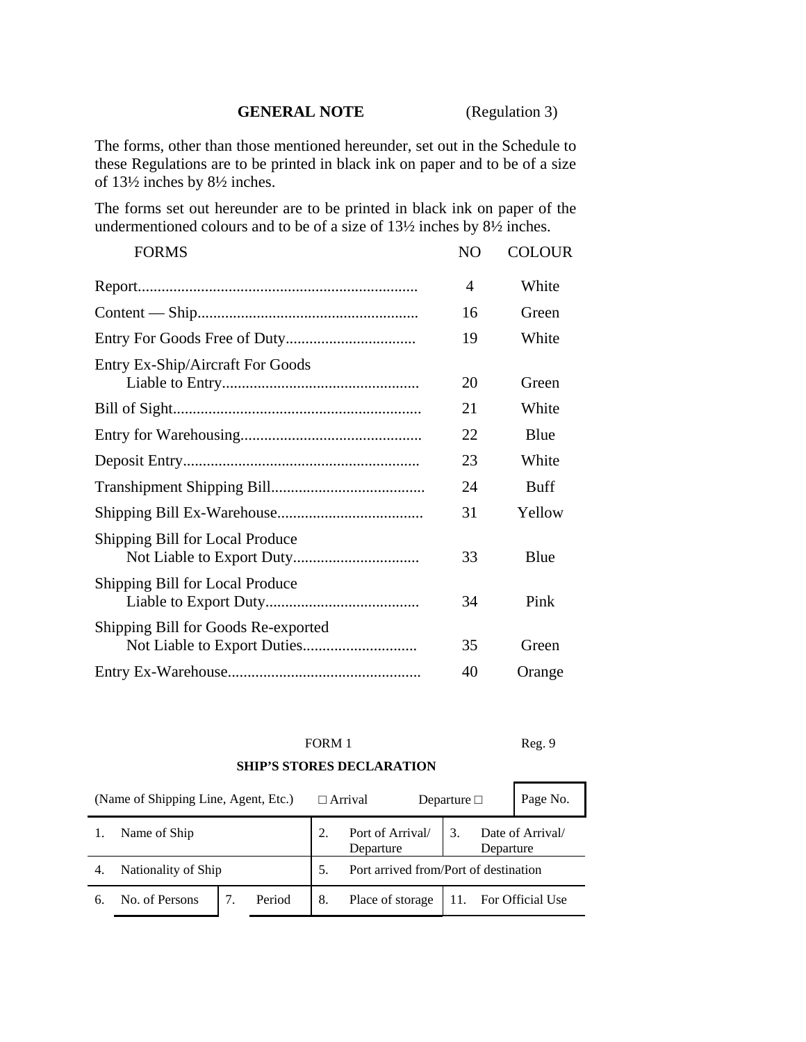**GENERAL NOTE** (Regulation 3)

The forms, other than those mentioned hereunder, set out in the Schedule to these Regulations are to be printed in black ink on paper and to be of a size of 13½ inches by 8½ inches.

The forms set out hereunder are to be printed in black ink on paper of the undermentioned colours and to be of a size of 13½ inches by 8½ inches.

| FORMS | NO | COLOUR |
|---|---|---|
| Report...................................................................... | 4 | White |
| Content — Ship....................................................... | 16 | Green |
| Entry For Goods Free of Duty................................ | 19 | White |
| Entry Ex-Ship/Aircraft For Goods Liable to Entry................................................. | 20 | Green |
| Bill of Sight.............................................................. | 21 | White |
| Entry for Warehousing............................................. | 22 | Blue |
| Deposit Entry........................................................... | 23 | White |
| Transhipment Shipping Bill...................................... | 24 | Buff |
| Shipping Bill Ex-Warehouse.................................... | 31 | Yellow |
| Shipping Bill for Local Produce Not Liable to Export Duty............................... | 33 | Blue |
| Shipping Bill for Local Produce Liable to Export Duty...................................... | 34 | Pink |
| Shipping Bill for Goods Re-exported Not Liable to Export Duties............................ | 35 | Green |
| Entry Ex-Warehouse................................................ | 40 | Orange |

FORM 1 Reg. 9

**SHIP'S STORES DECLARATION**

| (Name of Shipping Line, Agent, Etc.) | | | | □ Arrival | Departure □ | Page No. |
|---|---|---|---|---|---|---|
| 1. Name of Ship | | | | 2. Port of Arrival/ Departure | 3. Date of Arrival/ Departure | |
| 4. Nationality of Ship | | | | 5. Port arrived from/Port of destination | | |
| 6. No. of Persons | | 7. Period | | 8. Place of storage | 11. For Official Use | |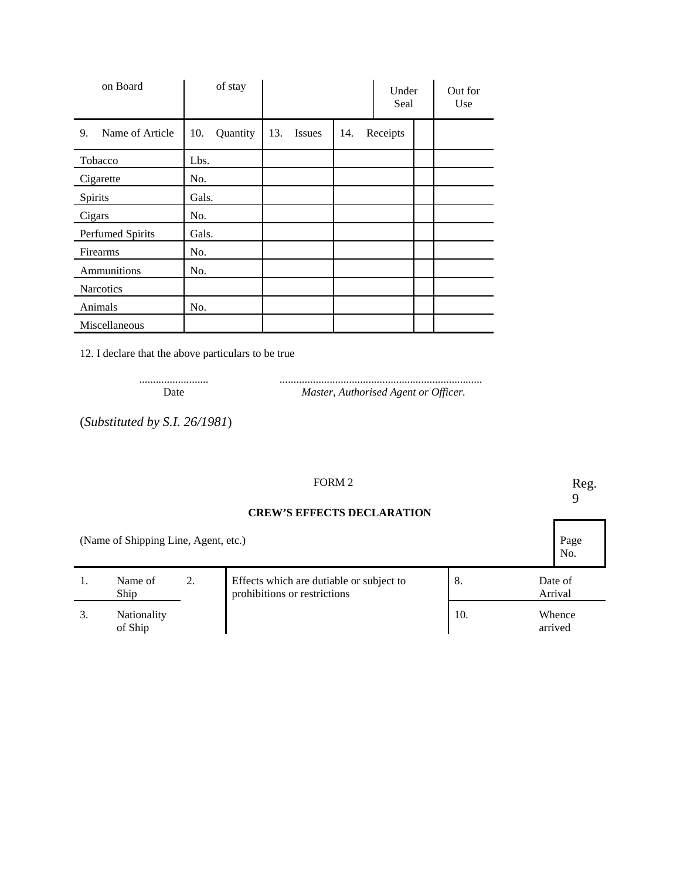| on Board | of stay | | | Under Seal | Out for Use |
|---|---|---|---|---|---|
| 9. Name of Article | 10. Quantity | 13. Issues | 14. Receipts | | |
| Tobacco | Lbs. | | | | |
| Cigarette | No. | | | | |
| Spirits | Gals. | | | | |
| Cigars | No. | | | | |
| Perfumed Spirits | Gals. | | | | |
| Firearms | No. | | | | |
| Ammunitions | No. | | | | |
| Narcotics | | | | | |
| Animals | No. | | | | |
| Miscellaneous | | | | | |

12. I declare that the above particulars to be true

......................... ........................................................................
Date *Master, Authorised Agent or Officer.*

(*Substituted by S.I. 26/1981*)

FORM 2

Reg. 9

**CREW'S EFFECTS DECLARATION**

| (Name of Shipping Line, Agent, etc.) | | | | Page No. |
|---|---|---|---|---|
| 1. Name of Ship | 2. | Effects which are dutiable or subject to prohibitions or restrictions | 8. | Date of Arrival |
| 3. Nationality of Ship | | | 10. | Whence arrived |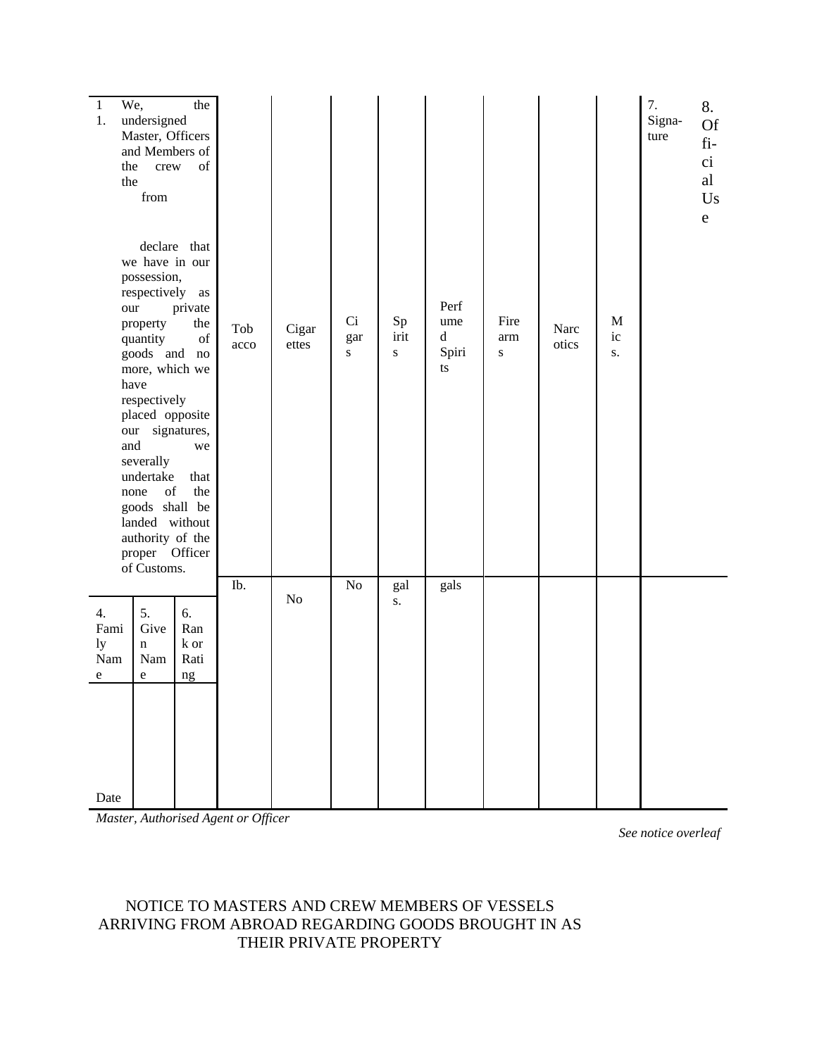| 1. We, the undersigned Master, Officers and Members of the crew of the from declare that we have in our possession, respectively as our private property the quantity of goods and no more, which we have respectively placed opposite our signatures, and we severally undertake that none of the goods shall be landed without authority of the proper Officer of Customs. | | | Tobacco | Cigarettes | Cigars | Spirits | Perfumed Spirits | Firearms | Narcotics | Misc. | 7. Signature | 8. Official Use |
|---|---|---|---|---|---|---|---|---|---|---|---|---|
| | | | lb. | No | No | gals. | gals | | | | | |
| 4. Family Name | 5. Given Name | 6. Rank or Rating | | | | | | | | | | |
| | | | | | | | | | | | | |
| Date | | | | | | | | | | | | |

*Master, Authorised Agent or Officer*

*See notice overleaf*

## NOTICE TO MASTERS AND CREW MEMBERS OF VESSELS ARRIVING FROM ABROAD REGARDING GOODS BROUGHT IN AS THEIR PRIVATE PROPERTY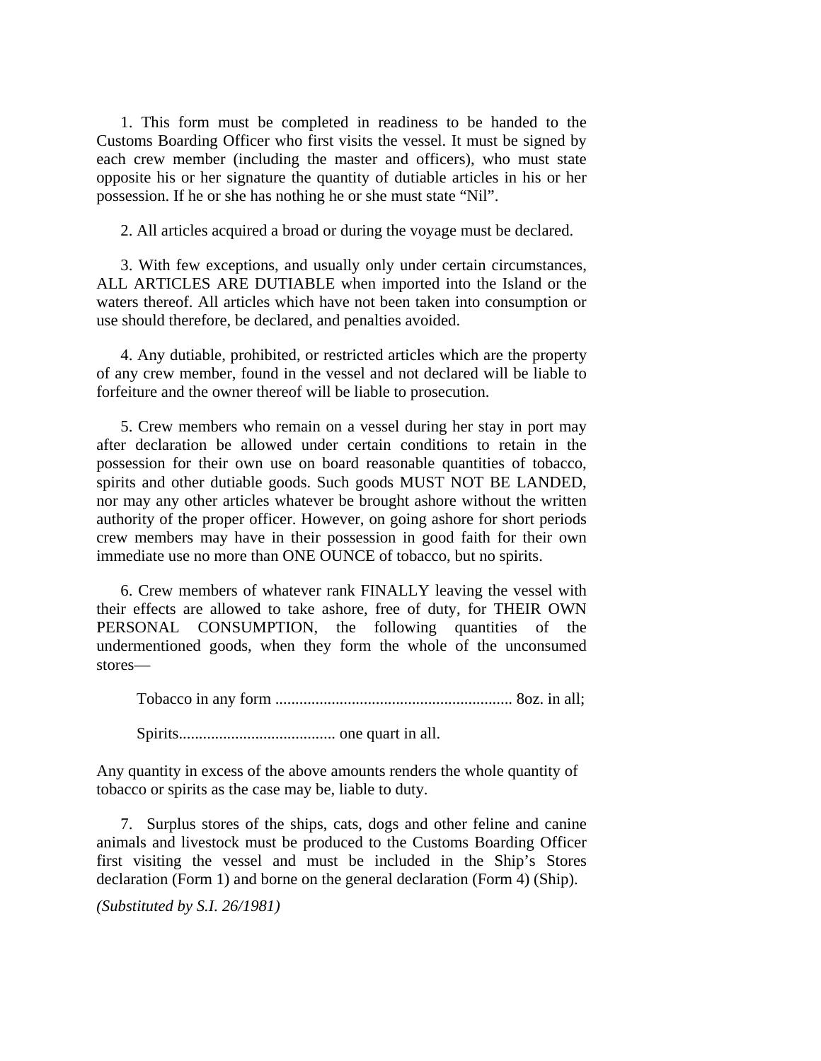1. This form must be completed in readiness to be handed to the Customs Boarding Officer who first visits the vessel. It must be signed by each crew member (including the master and officers), who must state opposite his or her signature the quantity of dutiable articles in his or her possession. If he or she has nothing he or she must state “Nil”.

2. All articles acquired a broad or during the voyage must be declared.

3. With few exceptions, and usually only under certain circumstances, ALL ARTICLES ARE DUTIABLE when imported into the Island or the waters thereof. All articles which have not been taken into consumption or use should therefore, be declared, and penalties avoided.

4. Any dutiable, prohibited, or restricted articles which are the property of any crew member, found in the vessel and not declared will be liable to forfeiture and the owner thereof will be liable to prosecution.

5. Crew members who remain on a vessel during her stay in port may after declaration be allowed under certain conditions to retain in the possession for their own use on board reasonable quantities of tobacco, spirits and other dutiable goods. Such goods MUST NOT BE LANDED, nor may any other articles whatever be brought ashore without the written authority of the proper officer. However, on going ashore for short periods crew members may have in their possession in good faith for their own immediate use no more than ONE OUNCE of tobacco, but no spirits.

6. Crew members of whatever rank FINALLY leaving the vessel with their effects are allowed to take ashore, free of duty, for THEIR OWN PERSONAL CONSUMPTION, the following quantities of the undermentioned goods, when they form the whole of the unconsumed stores—

Tobacco in any form ........................................................... 8oz. in all;

Spirits....................................... one quart in all.

Any quantity in excess of the above amounts renders the whole quantity of tobacco or spirits as the case may be, liable to duty.

7. Surplus stores of the ships, cats, dogs and other feline and canine animals and livestock must be produced to the Customs Boarding Officer first visiting the vessel and must be included in the Ship’s Stores declaration (Form 1) and borne on the general declaration (Form 4) (Ship).

*(Substituted by S.I. 26/1981)*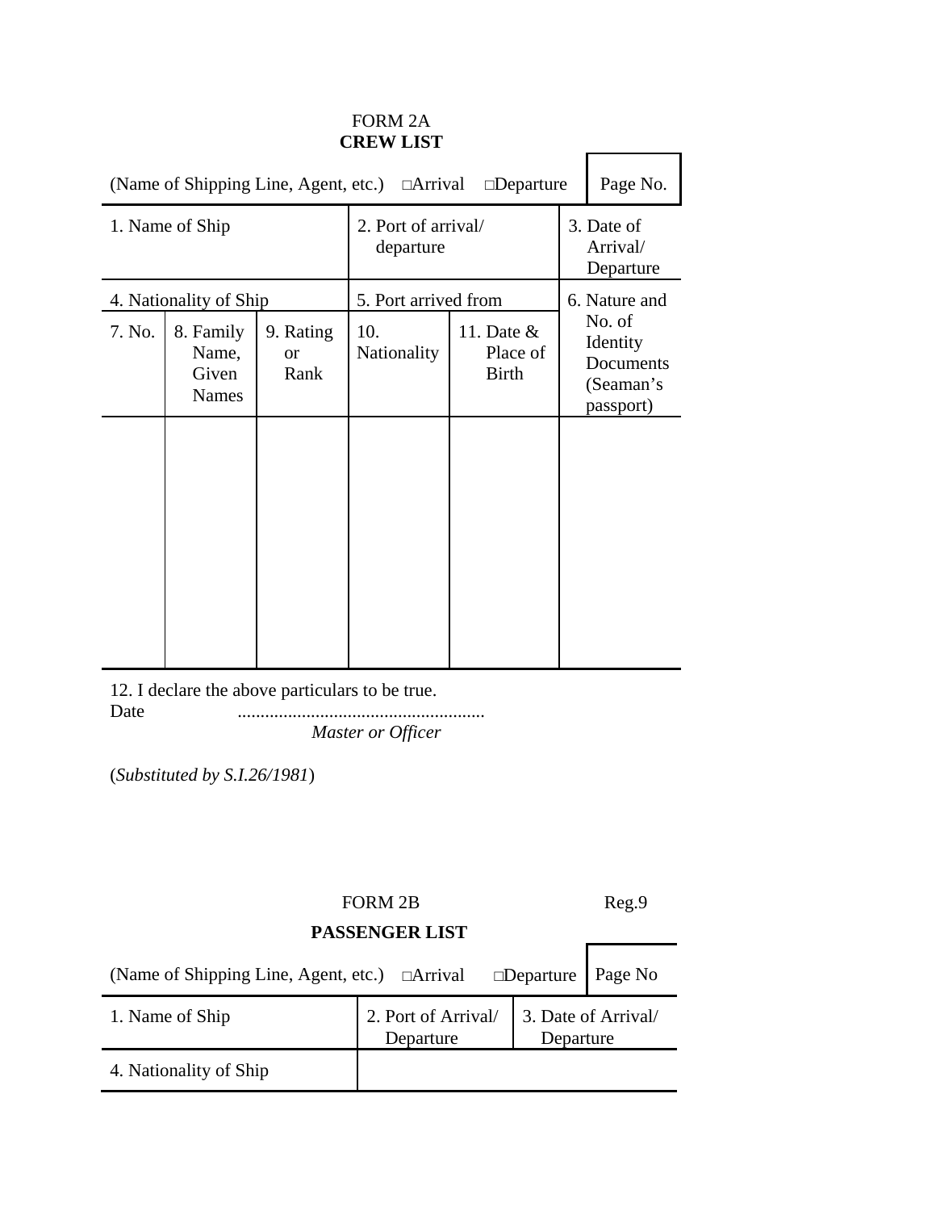FORM 2A

**CREW LIST**

| (Name of Shipping Line, Agent, etc.) □Arrival □Departure | | | | | Page No. |
|---|---|---|---|---|---|
| 1. Name of Ship | | | 2. Port of arrival/ departure | | 3. Date of Arrival/ Departure |
| 4. Nationality of Ship | | | 5. Port arrived from | | 6. Nature and No. of Identity Documents (Seaman's passport) |
| 7. No. | 8. Family Name, Given Names | 9. Rating or Rank | 10. Nationality | 11. Date & Place of Birth | |
| | | | | | |

12. I declare the above particulars to be true.

Date ......................................................

*Master or Officer*

(*Substituted by S.I.26/1981*)

FORM 2B

Reg.9

**PASSENGER LIST**

| (Name of Shipping Line, Agent, etc.) □Arrival □Departure | | Page No |
|---|---|---|
| 1. Name of Ship | 2. Port of Arrival/ Departure | 3. Date of Arrival/ Departure |
| 4. Nationality of Ship | | |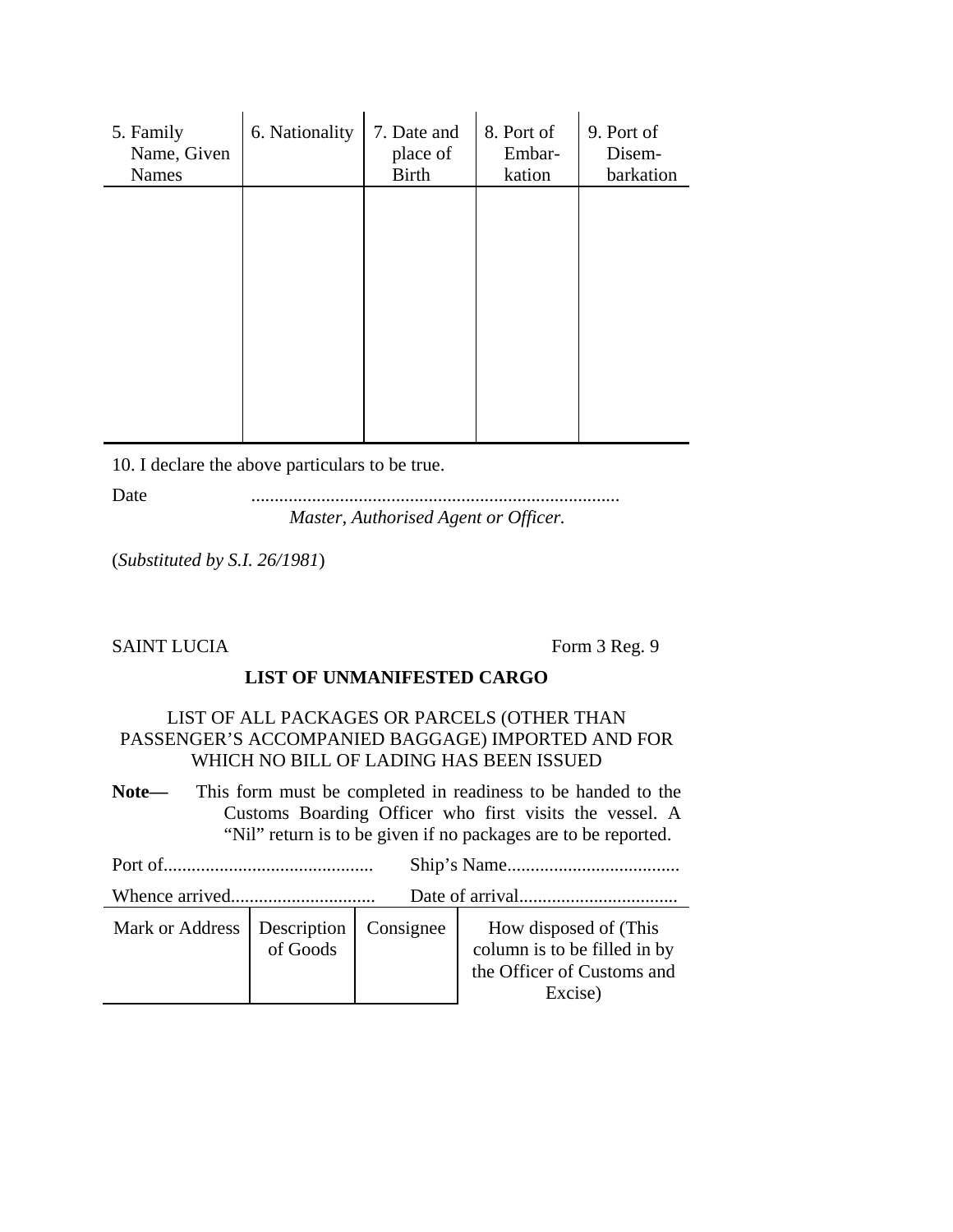| 5. Family Name, Given Names | 6. Nationality | 7. Date and place of Birth | 8. Port of Embar-kation | 9. Port of Disem-barkation |
|---|---|---|---|---|
| | | | | |

10. I declare the above particulars to be true.

Date ..............................................................................
*Master, Authorised Agent or Officer.*

(*Substituted by S.I. 26/1981*)

SAINT LUCIA Form 3 Reg. 9

**LIST OF UNMANIFESTED CARGO**

LIST OF ALL PACKAGES OR PARCELS (OTHER THAN PASSENGER'S ACCOMPANIED BAGGAGE) IMPORTED AND FOR WHICH NO BILL OF LADING HAS BEEN ISSUED

**Note—** This form must be completed in readiness to be handed to the Customs Boarding Officer who first visits the vessel. A "Nil" return is to be given if no packages are to be reported.

Port of............................................ Ship's Name....................................

Whence arrived.............................. Date of arrival.................................

| Mark or Address | Description of Goods | Consignee | How disposed of (This column is to be filled in by the Officer of Customs and Excise) |
|---|---|---|---|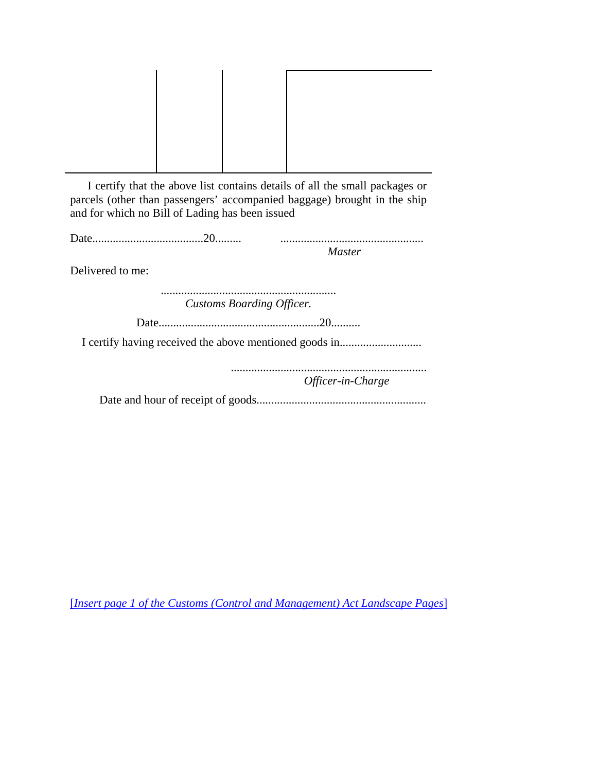| | | | |
|---|---|---|---|
| | | | |

I certify that the above list contains details of all the small packages or parcels (other than passengers' accompanied baggage) brought in the ship and for which no Bill of Lading has been issued

Date.....................................20.........                ................................................
*Master*

Delivered to me:

...........................................................
*Customs Boarding Officer.*

Date.......................................................20..........

I certify having received the above mentioned goods in............................

...................................................................
*Officer-in-Charge*

Date and hour of receipt of goods.........................................................

[*Insert page 1 of the Customs (Control and Management) Act Landscape Pages*]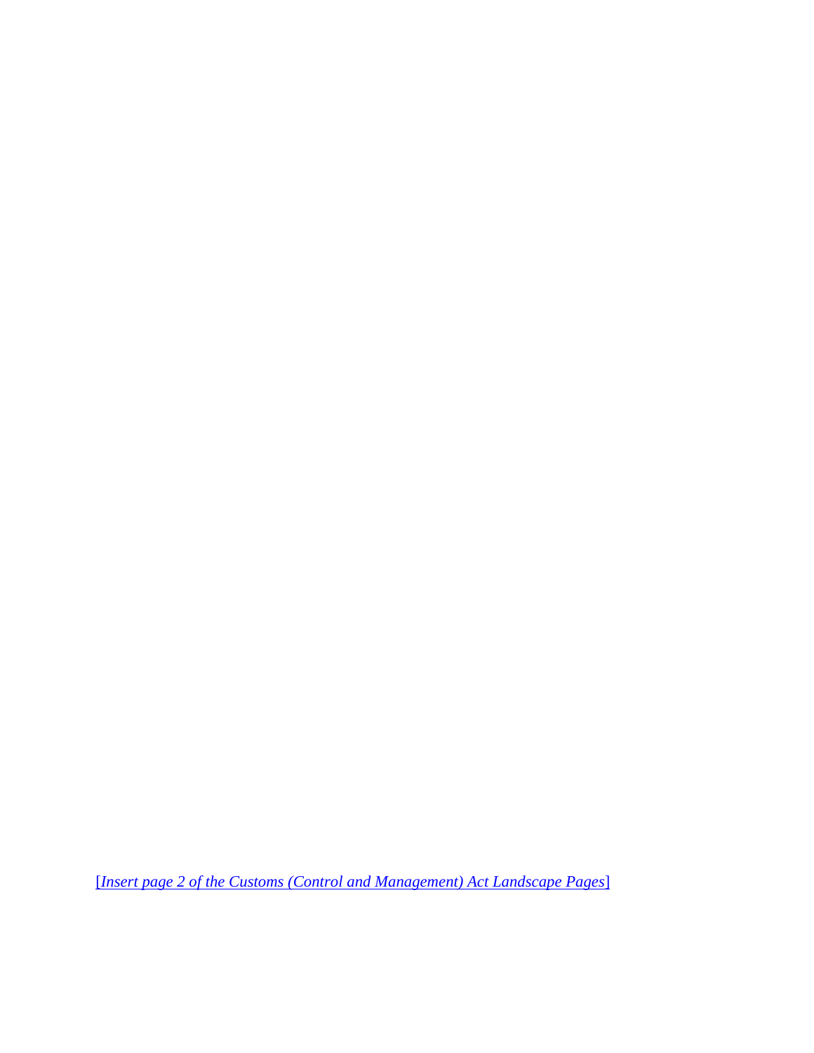[*Insert page 2 of the Customs (Control and Management) Act Landscape Pages*]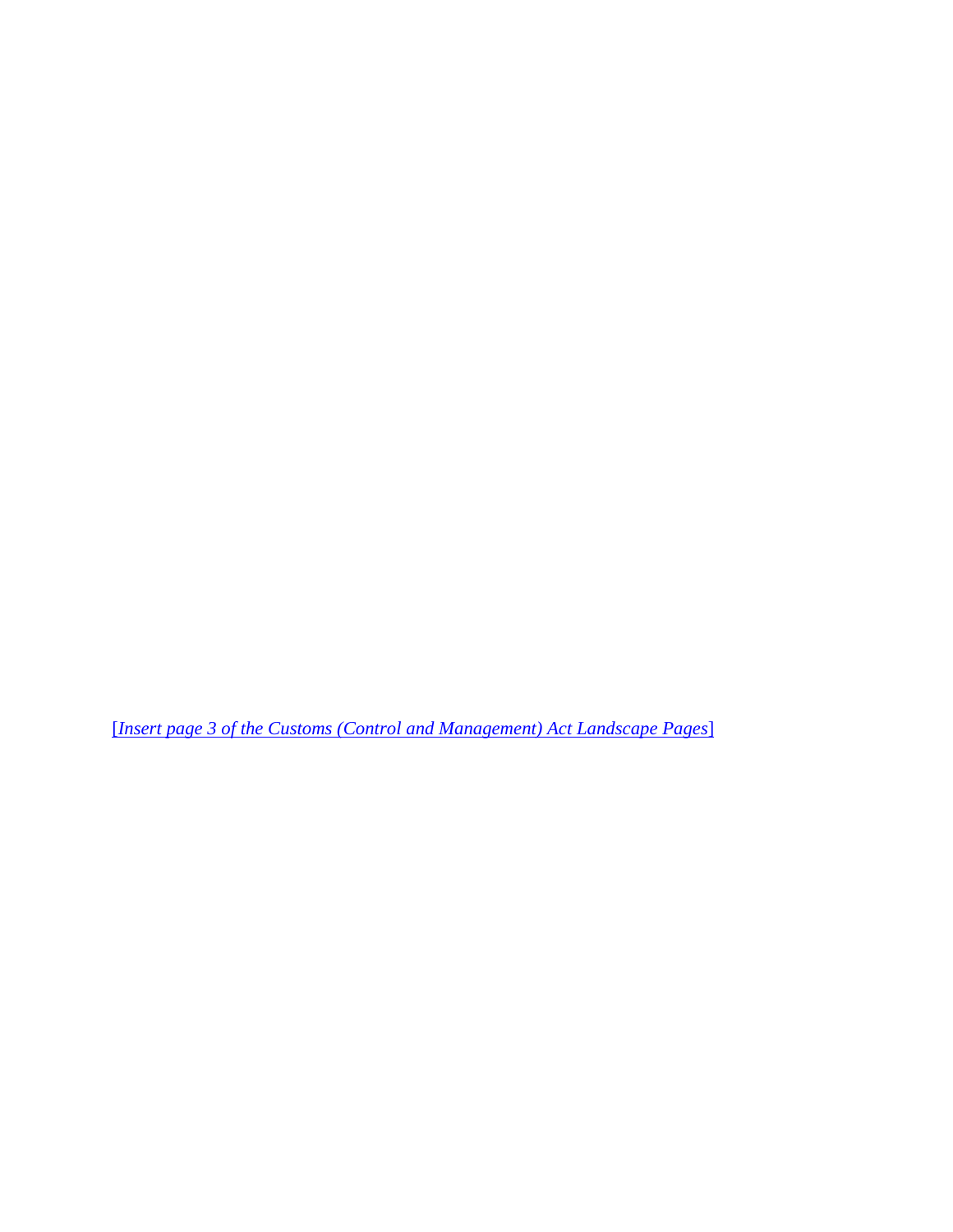[*Insert page 3 of the Customs (Control and Management) Act Landscape Pages*]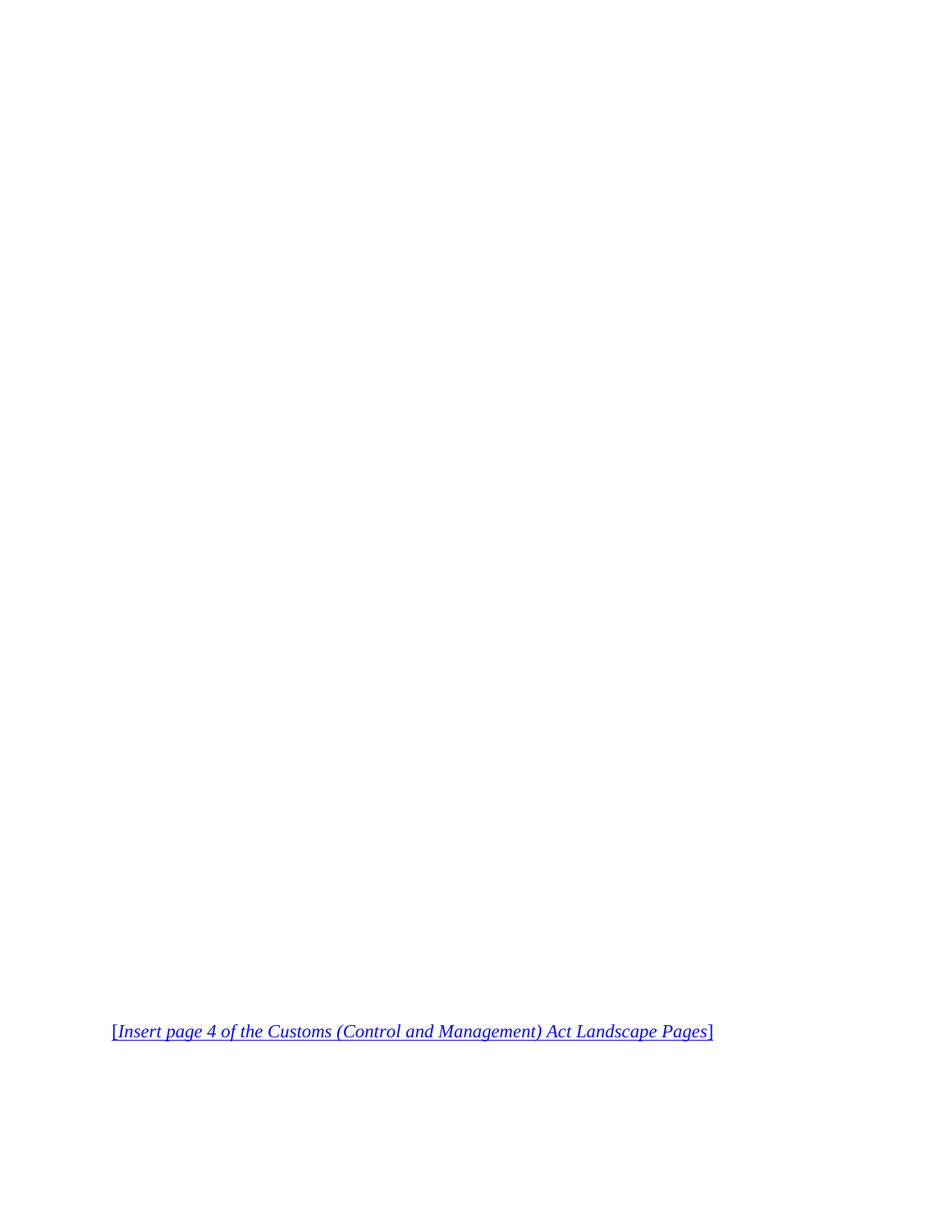[*Insert page 4 of the Customs (Control and Management) Act Landscape Pages*]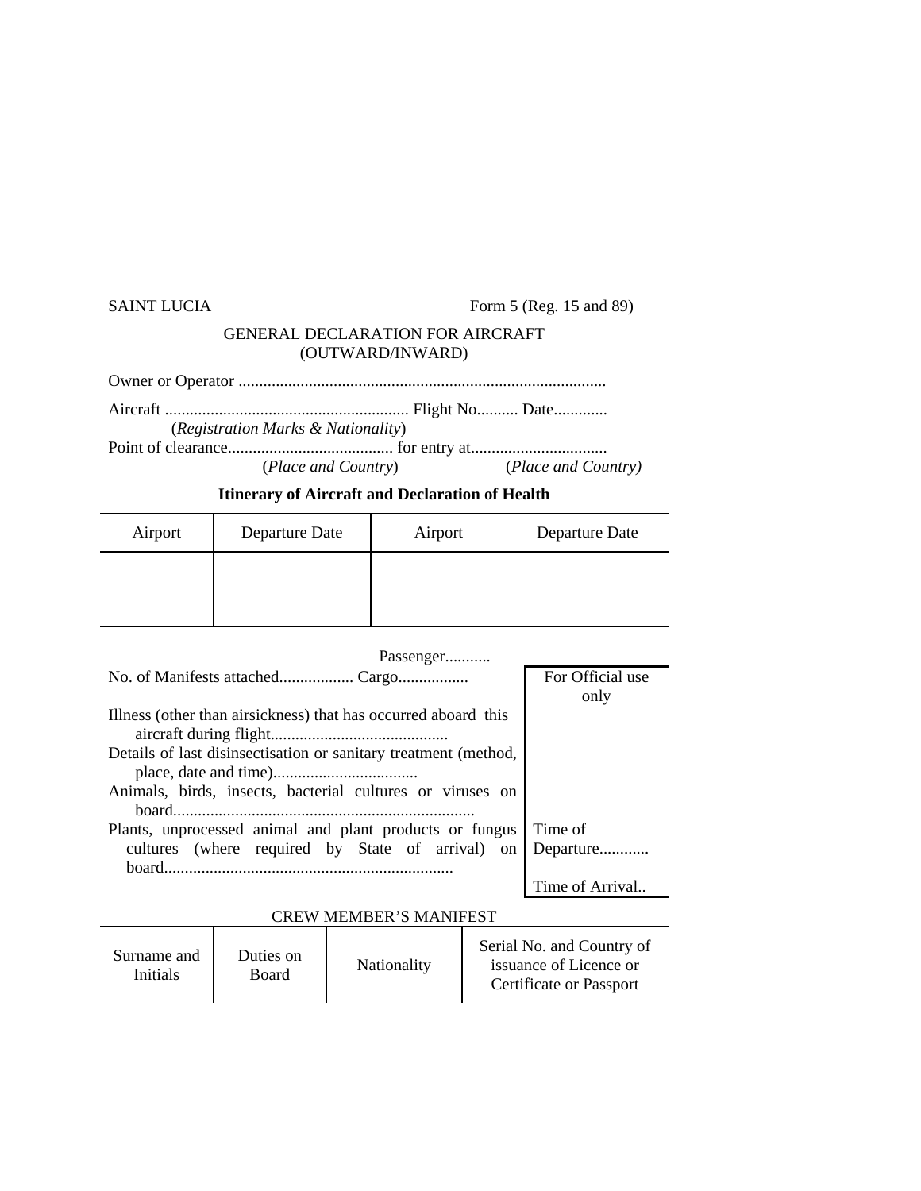SAINT LUCIA Form 5 (Reg. 15 and 89)

GENERAL DECLARATION FOR AIRCRAFT
(OUTWARD/INWARD)

Owner or Operator .........................................................................................

Aircraft ........................................................... Flight No.......... Date.............
(*Registration Marks & Nationality*)

Point of clearance........................................ for entry at.................................
(*Place and Country*) (*Place and Country)*

**Itinerary of Aircraft and Declaration of Health**

| Airport | Departure Date | Airport | Departure Date |
|---|---|---|---|
| | | | |

No. of Manifests attached................. Passenger........... Cargo.................

Illness (other than airsickness) that has occurred aboard this aircraft during flight...........................................

Details of last disinsectisation or sanitary treatment (method, place, date and time)...................................

Animals, birds, insects, bacterial cultures or viruses on board.........................................................................

Plants, unprocessed animal and plant products or fungus cultures (where required by State of arrival) on board......................................................................

| For Official use only |
|---|
| Time of Departure............ |
| Time of Arrival.. |

CREW MEMBER'S MANIFEST

| Surname and Initials | Duties on Board | Nationality | Serial No. and Country of issuance of Licence or Certificate or Passport |
|---|---|---|---|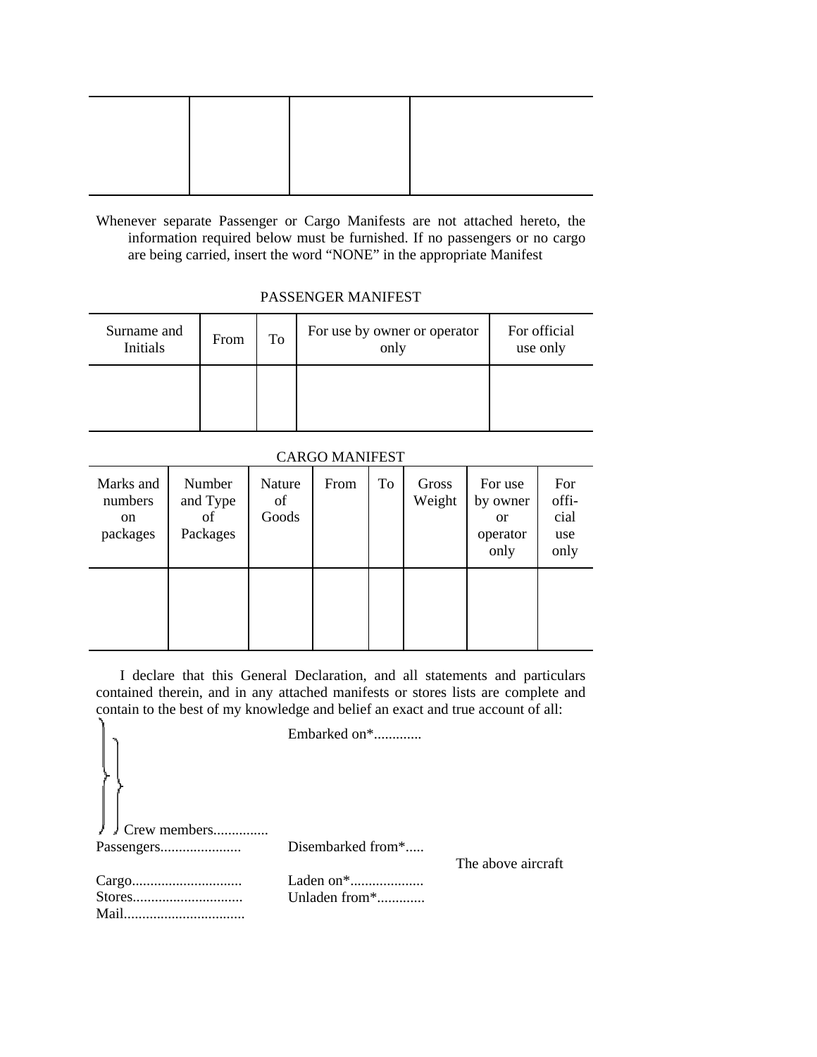| | | | |
|---|---|---|---|
| | | | |

Whenever separate Passenger or Cargo Manifests are not attached hereto, the information required below must be furnished. If no passengers or no cargo are being carried, insert the word "NONE" in the appropriate Manifest

PASSENGER MANIFEST

| Surname and Initials | From | To | For use by owner or operator only | For official use only |
|---|---|---|---|---|
| | | | | |

CARGO MANIFEST

| Marks and numbers on packages | Number and Type of Packages | Nature of Goods | From | To | Gross Weight | For use by owner or operator only | For official use only |
|---|---|---|---|---|---|---|---|
| | | | | | | | |

I declare that this General Declaration, and all statements and particulars contained therein, and in any attached manifests or stores lists are complete and contain to the best of my knowledge and belief an exact and true account of all:

Crew members..............
Passengers.....................
Cargo.............................
Stores.............................
Mail................................

Embarked on*.............
Disembarked from*.....
Laden on*...................
Unladen from*............

The above aircraft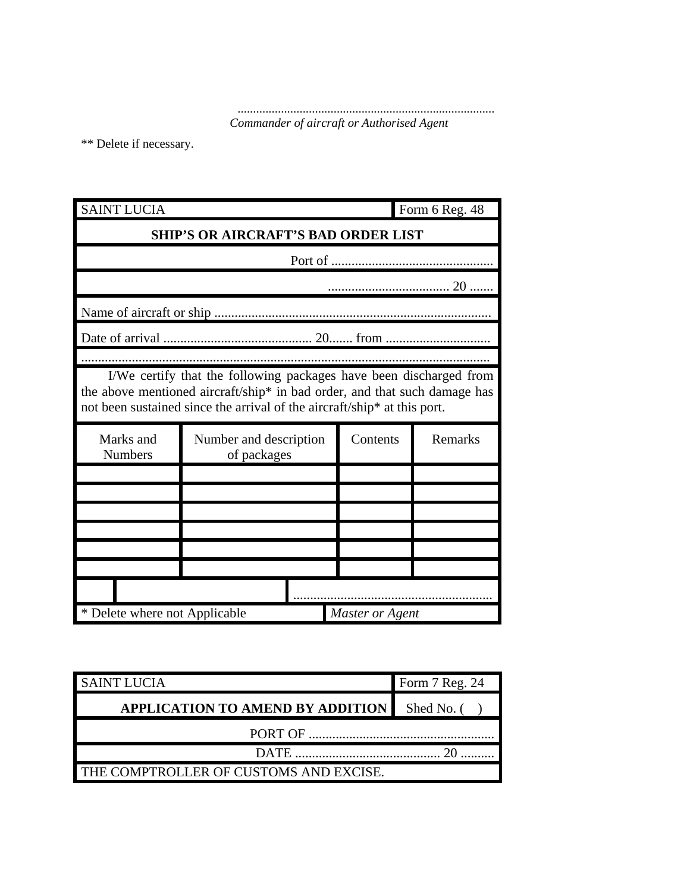..................................................................................
*Commander of aircraft or Authorised Agent*

** Delete if necessary.

| SAINT LUCIA | | | Form 6 Reg. 48 |
|---|---|---|---|
| **SHIP'S OR AIRCRAFT'S BAD ORDER LIST** | | | |
| Port of ................................................ | | | |
| .................................... 20 ....... | | | |
| Name of aircraft or ship .................................................................................. | | | |
| Date of arrival ............................................ 20....... from ............................... | | | |
| ........................................................................................................................ | | | |
| I/We certify that the following packages have been discharged from the above mentioned aircraft/ship* in bad order, and that such damage has not been sustained since the arrival of the aircraft/ship* at this port. | | | |
| Marks and Numbers | Number and description of packages | Contents | Remarks |
| | | | |
| | | | |
| | | | |
| | | | |
| | | | |
| | | | |
| | | ........................................................... | |
| * Delete where not Applicable | | *Master or Agent* | |

| SAINT LUCIA | Form 7 Reg. 24 |
|---|---|
| **APPLICATION TO AMEND BY ADDITION** | Shed No. (    ) |
| PORT OF ....................................................... | |
| DATE ........................................... 20 .......... | |
| THE COMPTROLLER OF CUSTOMS AND EXCISE. | |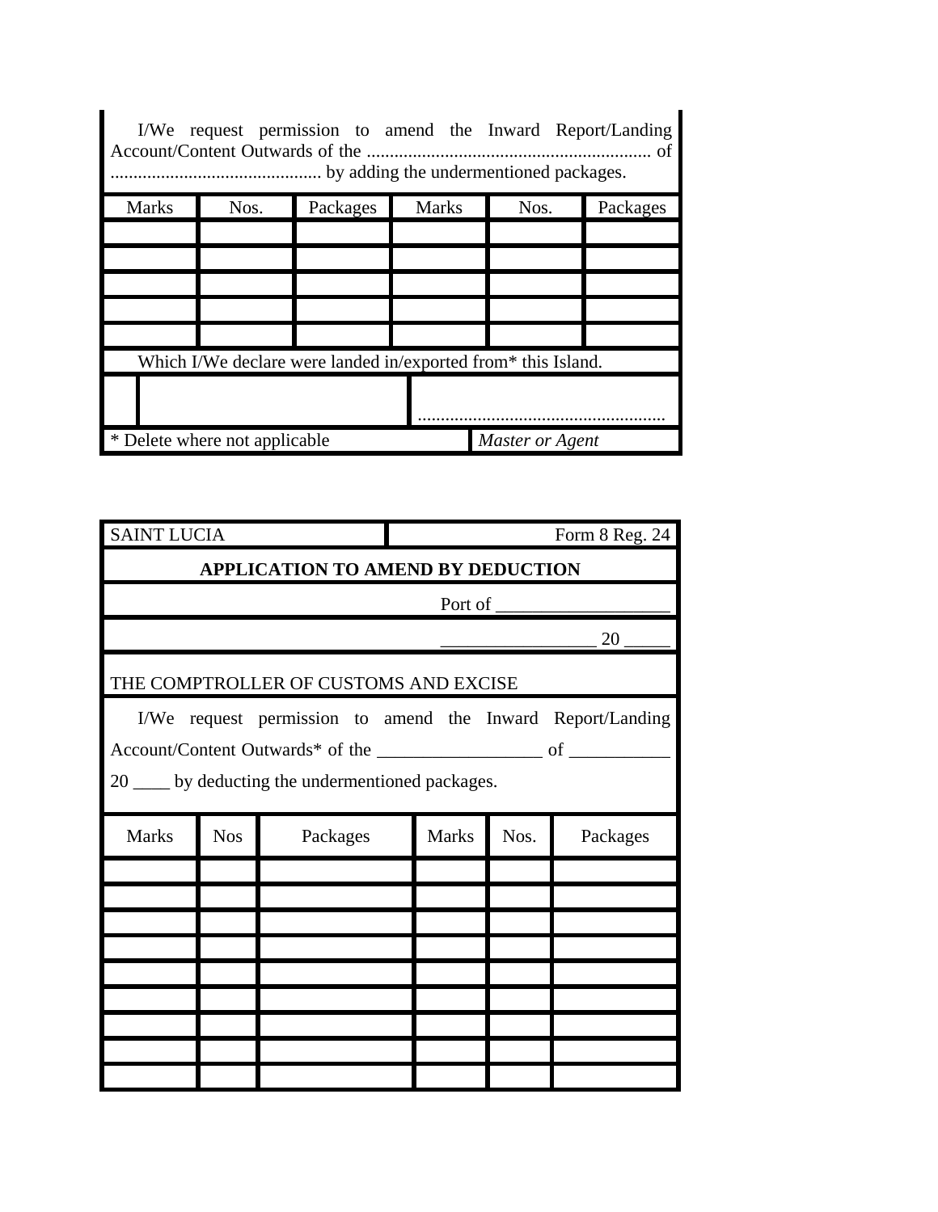I/We request permission to amend the Inward Report/Landing Account/Content Outwards of the ............................................................ of .............................................. by adding the undermentioned packages.

| Marks | Nos. | Packages | Marks | Nos. | Packages |
|---|---|---|---|---|---|
| | | | | | |
| | | | | | |
| | | | | | |
| | | | | | |
| | | | | | |

Which I/We declare were landed in/exported from* this Island.

.......................................................

\* Delete where not applicable

*Master or Agent*

SAINT LUCIA

Form 8 Reg. 24

## APPLICATION TO AMEND BY DEDUCTION

Port of ___________________

_________________ 20 _____

THE COMPTROLLER OF CUSTOMS AND EXCISE

I/We request permission to amend the Inward Report/Landing Account/Content Outwards* of the __________________ of ___________ 20 ____ by deducting the undermentioned packages.

| Marks | Nos | Packages | Marks | Nos. | Packages |
|---|---|---|---|---|---|
| | | | | | |
| | | | | | |
| | | | | | |
| | | | | | |
| | | | | | |
| | | | | | |
| | | | | | |
| | | | | | |
| | | | | | |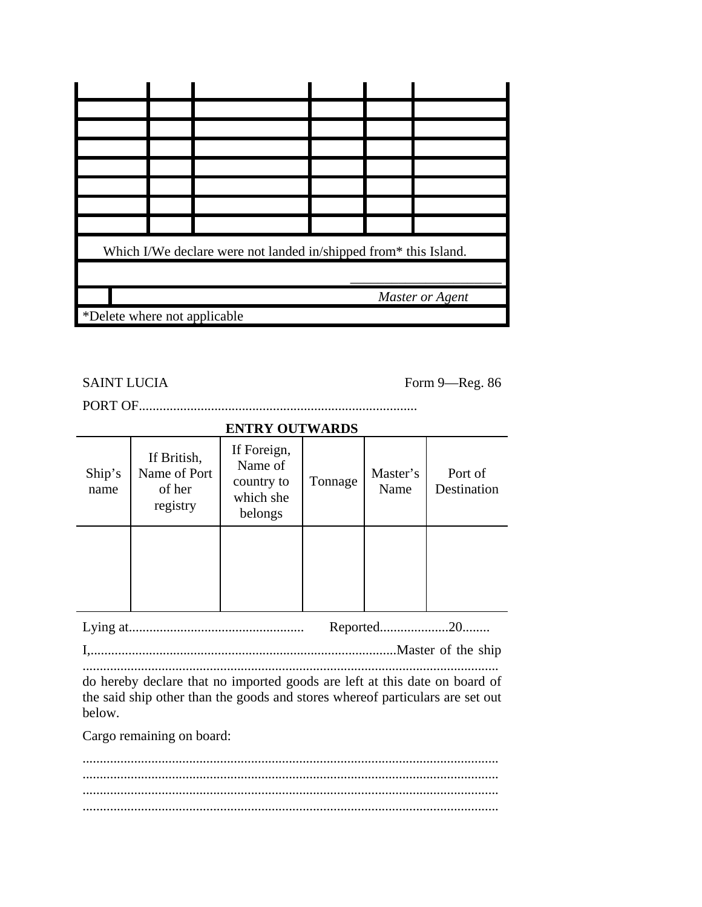| | | | | | |
|---|---|---|---|---|---|
| | | | | | |
| | | | | | |
| | | | | | |
| | | | | | |
| | | | | | |
| | | | | | |
| | | | | | |

Which I/We declare were not landed in/shipped from* this Island.

______________________

*Master or Agent*

*Delete where not applicable

SAINT LUCIA Form 9—Reg. 86

PORT OF................................................................................

**ENTRY OUTWARDS**

| Ship's name | If British, Name of Port of her registry | If Foreign, Name of country to which she belongs | Tonnage | Master's Name | Port of Destination |
|---|---|---|---|---|---|
| | | | | | |

Lying at.................................................. Reported...................20........

I,........................................................................................Master of the ship ........................................................................................................................ do hereby declare that no imported goods are left at this date on board of the said ship other than the goods and stores whereof particulars are set out below.

Cargo remaining on board:

........................................................................................................................
........................................................................................................................
........................................................................................................................
........................................................................................................................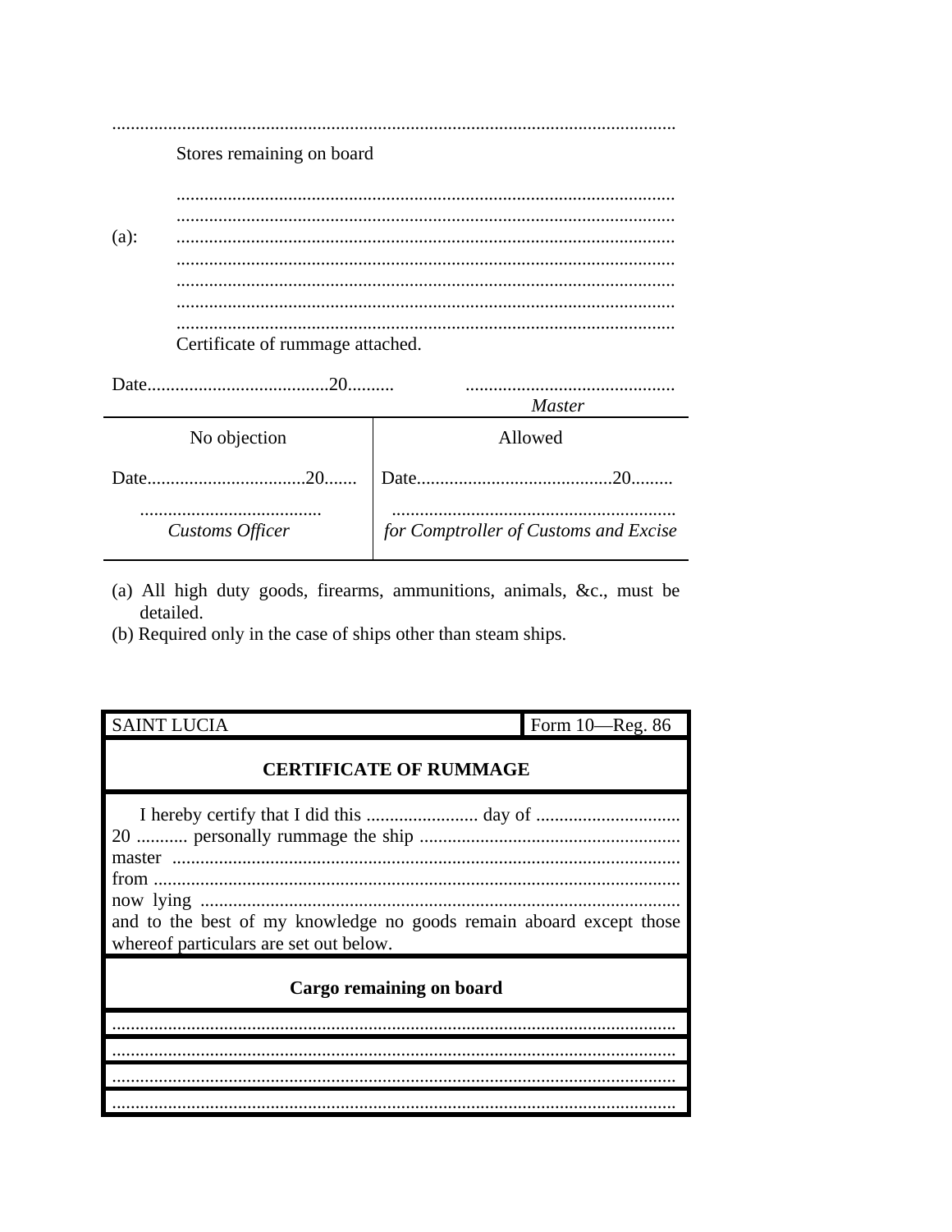..........................................................................................................................

Stores remaining on board

..........................................................................................................
..........................................................................................................
(a): ..........................................................................................................
..........................................................................................................
..........................................................................................................
..........................................................................................................
..........................................................................................................

Certificate of rummage attached.

Date.......................................20..........  .............................................
*Master*

| No objection | Allowed |
|---|---|
| Date..................................20....... | Date..........................................20......... |
| ....................................... *Customs Officer* | ............................................................. *for Comptroller of Customs and Excise* |

(a) All high duty goods, firearms, ammunitions, animals, &c., must be detailed.
(b) Required only in the case of ships other than steam ships.

| SAINT LUCIA | Form 10—Reg. 86 |
|---|---|

**CERTIFICATE OF RUMMAGE**

I hereby certify that I did this ........................ day of ............................... 20 ........... personally rummage the ship ........................................................ master ............................................................................................................ from ................................................................................................................ now lying ...................................................................................................... and to the best of my knowledge no goods remain aboard except those whereof particulars are set out below.

**Cargo remaining on board**

..........................................................................................................................
..........................................................................................................................
..........................................................................................................................
..........................................................................................................................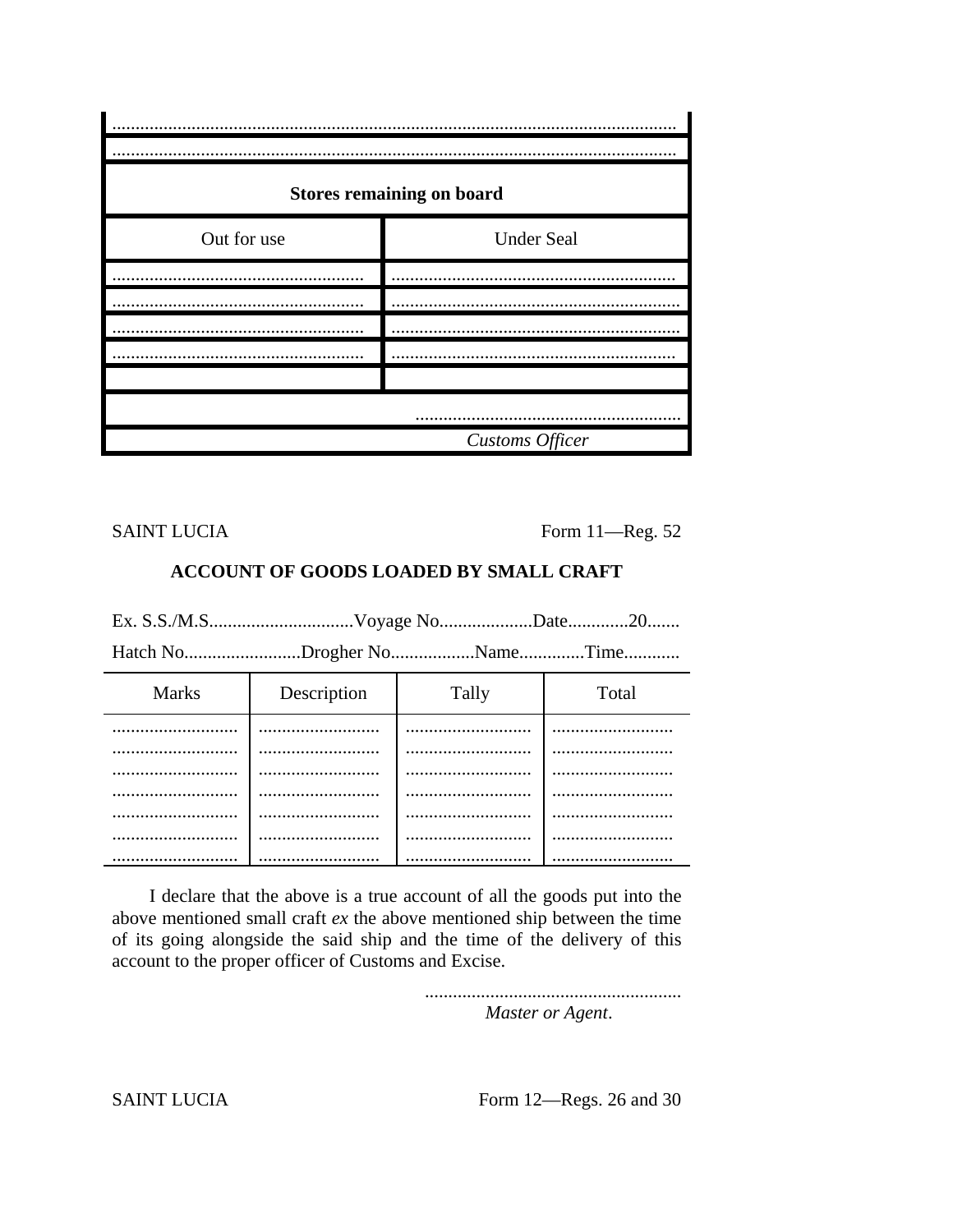| |
|---|
| ......................................................................................................................... |
| ......................................................................................................................... |

| **Stores remaining on board** | |
|---|---|
| Out for use | Under Seal |
| ...................................................... | ............................................................ |
| ...................................................... | ............................................................. |
| ...................................................... | ............................................................. |
| ...................................................... | ............................................................ |
| | |
| | ......................................................... |
| | *Customs Officer* |

SAINT LUCIA

Form 11—Reg. 52

**ACCOUNT OF GOODS LOADED BY SMALL CRAFT**

Ex. S.S./M.S...............................Voyage No....................Date............20.......

Hatch No.........................Drogher No.................Name.............Time............

| Marks | Description | Tally | Total |
|---|---|---|---|
| ........................... | .......................... | ........................... | .......................... |
| ........................... | .......................... | ........................... | .......................... |
| ........................... | .......................... | ........................... | .......................... |
| ........................... | .......................... | ........................... | .......................... |
| ........................... | .......................... | ........................... | .......................... |
| ........................... | .......................... | ........................... | .......................... |
| ........................... | .......................... | ........................... | .......................... |

I declare that the above is a true account of all the goods put into the above mentioned small craft *ex* the above mentioned ship between the time of its going alongside the said ship and the time of the delivery of this account to the proper officer of Customs and Excise.

.......................................................

*Master or Agent*.

SAINT LUCIA

Form 12—Regs. 26 and 30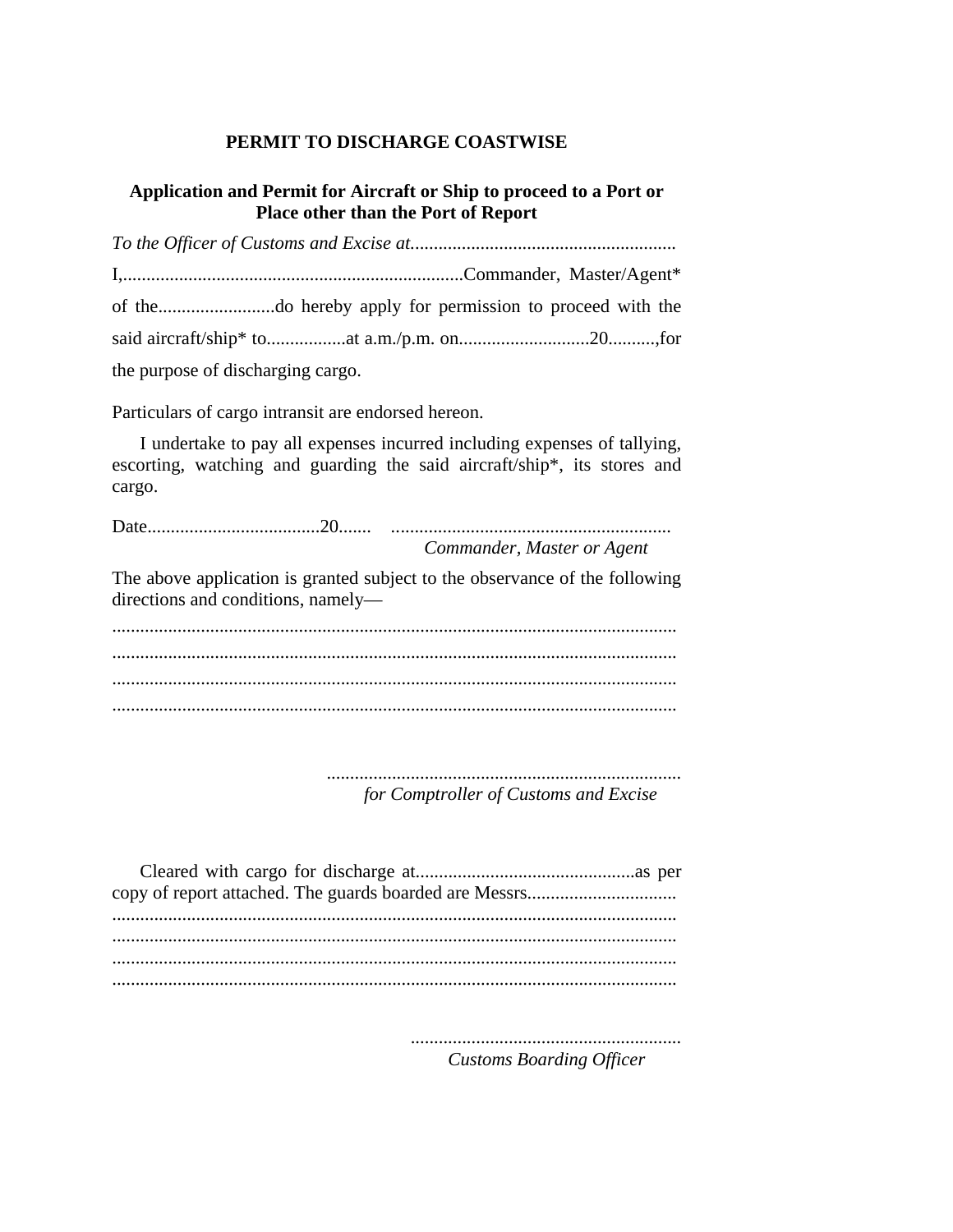## PERMIT TO DISCHARGE COASTWISE

### Application and Permit for Aircraft or Ship to proceed to a Port or Place other than the Port of Report

*To the Officer of Customs and Excise at*.........................................................

I,.........................................................................Commander, Master/Agent* of the.........................do hereby apply for permission to proceed with the said aircraft/ship* to.................at a.m./p.m. on...........................20..........,for the purpose of discharging cargo.

Particulars of cargo intransit are endorsed hereon.

I undertake to pay all expenses incurred including expenses of tallying, escorting, watching and guarding the said aircraft/ship*, its stores and cargo.

Date....................................20....... ............................................................

*Commander, Master or Agent*

The above application is granted subject to the observance of the following directions and conditions, namely—

........................................................................................................................
........................................................................................................................
........................................................................................................................
........................................................................................................................

...........................................................................

*for Comptroller of Customs and Excise*

Cleared with cargo for discharge at..............................................as per copy of report attached. The guards boarded are Messrs................................
........................................................................................................................
........................................................................................................................
........................................................................................................................
........................................................................................................................

..........................................................

*Customs Boarding Officer*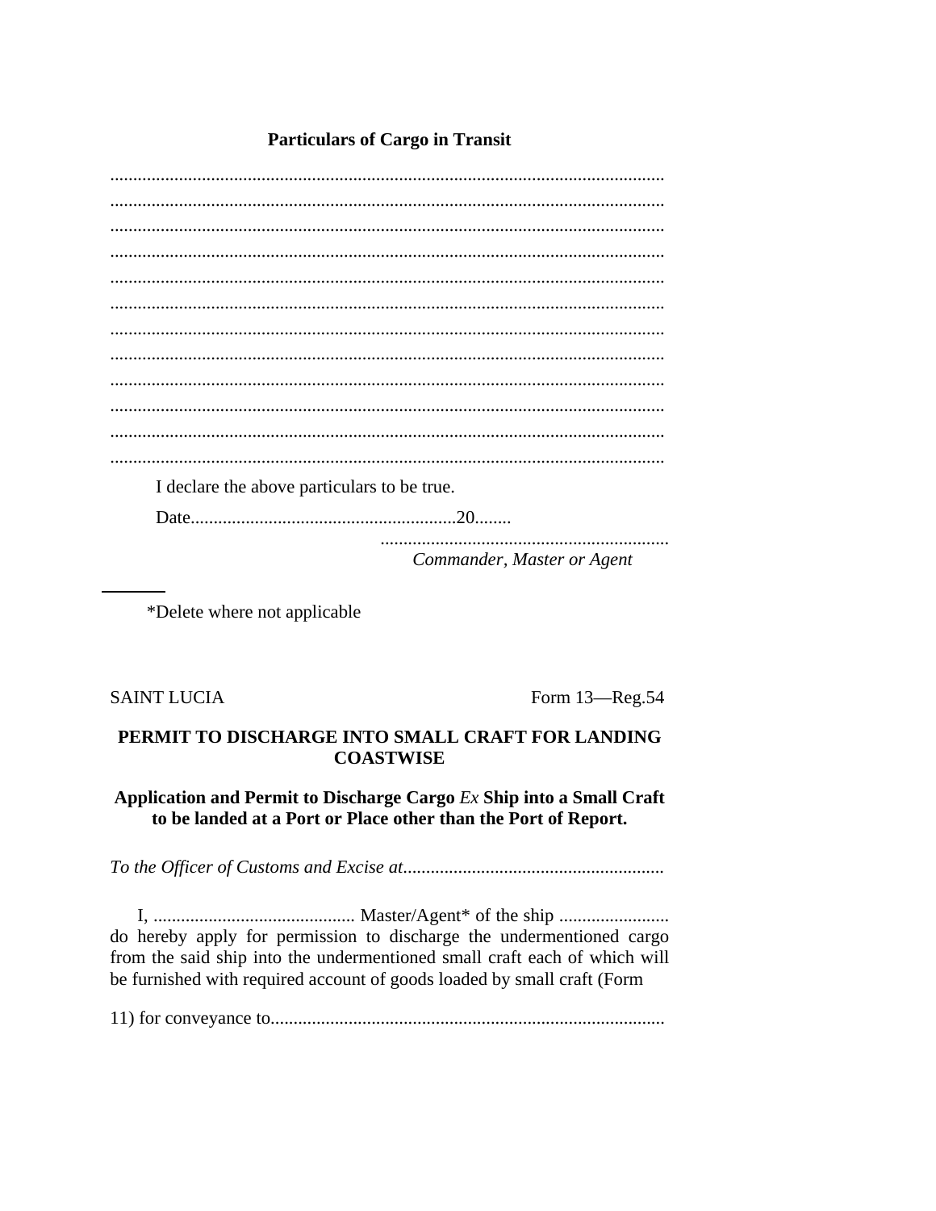**Particulars of Cargo in Transit**

..............................................................................................................................
..............................................................................................................................
..............................................................................................................................
..............................................................................................................................
..............................................................................................................................
..............................................................................................................................
..............................................................................................................................
..............................................................................................................................
..............................................................................................................................
..............................................................................................................................
..............................................................................................................................
..............................................................................................................................

I declare the above particulars to be true.

Date.........................................................20........

...............................................................
*Commander, Master or Agent*

---

*Delete where not applicable

SAINT LUCIA                                                                 Form 13—Reg.54

**PERMIT TO DISCHARGE INTO SMALL CRAFT FOR LANDING COASTWISE**

**Application and Permit to Discharge Cargo *Ex* Ship into a Small Craft to be landed at a Port or Place other than the Port of Report.**

*To the Officer of Customs and Excise at*........................................................

I, ........................................... Master/Agent* of the ship ........................ do hereby apply for permission to discharge the undermentioned cargo from the said ship into the undermentioned small craft each of which will be furnished with required account of goods loaded by small craft (Form 11) for conveyance to.....................................................................................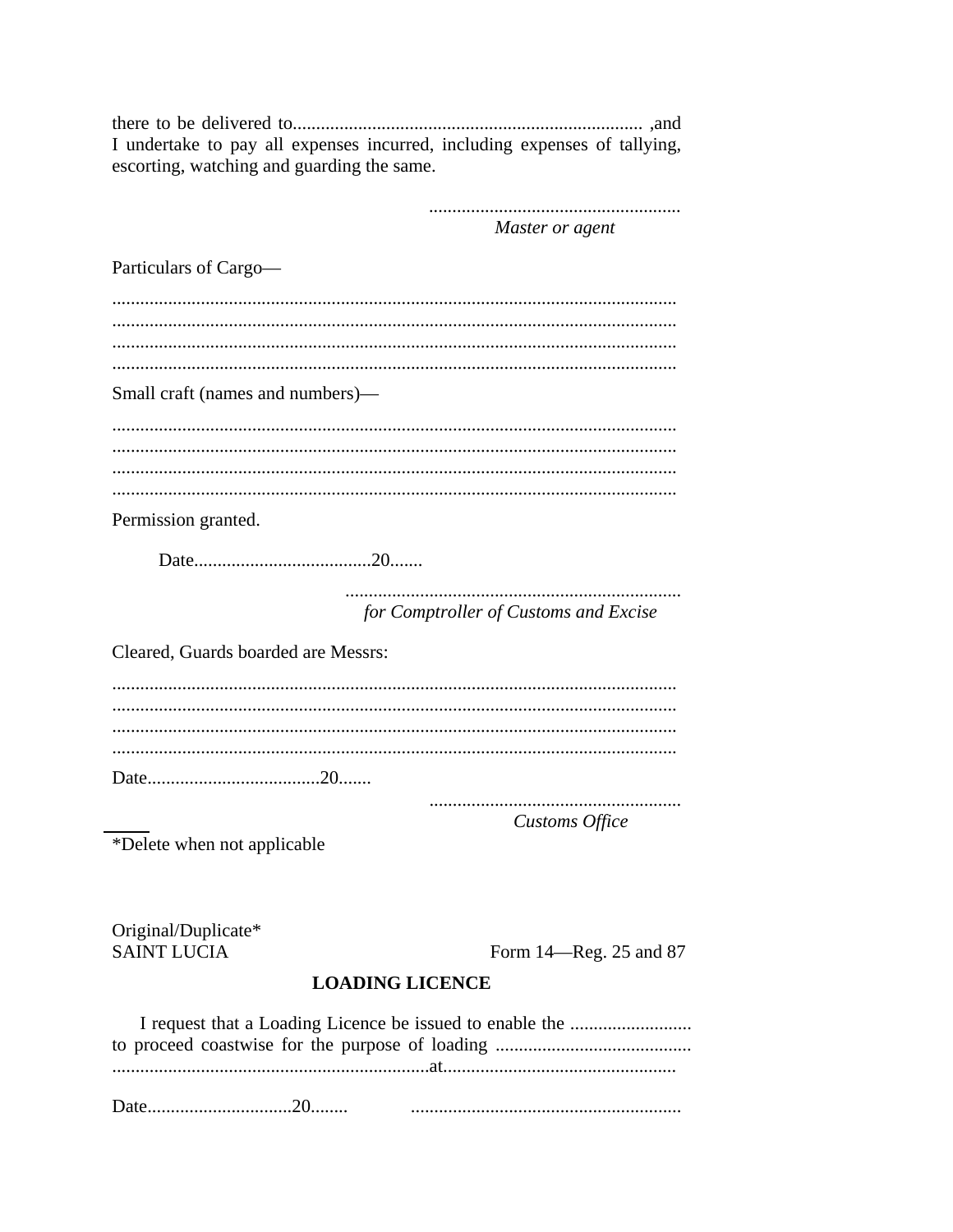there to be delivered to.......................................................................... ,and I undertake to pay all expenses incurred, including expenses of tallying, escorting, watching and guarding the same.

.....................................................
*Master or agent*

Particulars of Cargo—

........................................................................................................................
........................................................................................................................
........................................................................................................................
........................................................................................................................

Small craft (names and numbers)—

........................................................................................................................
........................................................................................................................
........................................................................................................................
........................................................................................................................

Permission granted.

Date......................................20.......

.......................................................................
*for Comptroller of Customs and Excise*

Cleared, Guards boarded are Messrs:

........................................................................................................................
........................................................................................................................
........................................................................................................................
........................................................................................................................

Date.....................................20.......

.....................................................
*Customs Office*

*Delete when not applicable

Original/Duplicate*
SAINT LUCIA

Form 14—Reg. 25 and 87

**LOADING LICENCE**

I request that a Loading Licence be issued to enable the .......................... to proceed coastwise for the purpose of loading .......................................... ....................................................................at.................................................

Date..............................20........ ..........................................................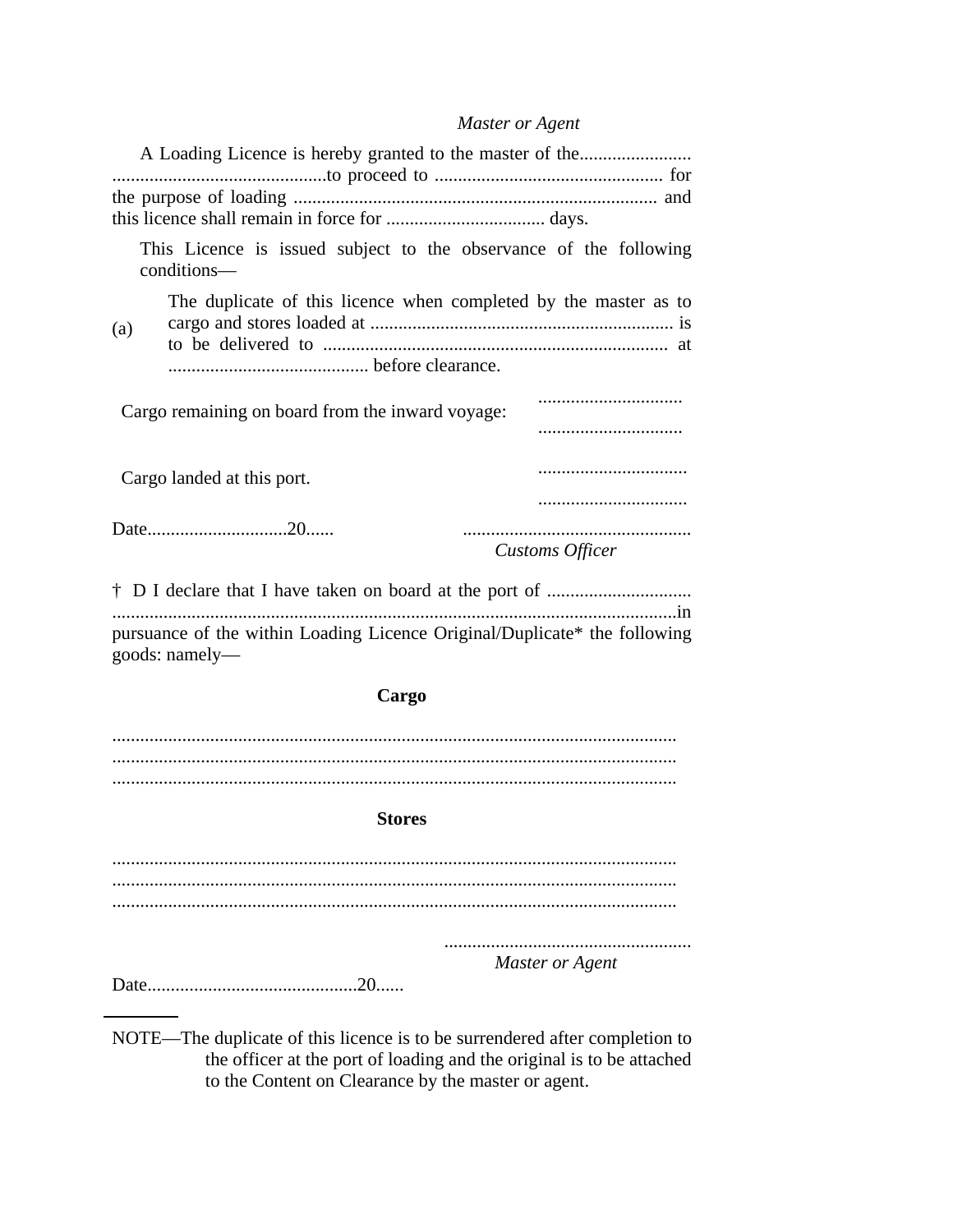*Master or Agent*

A Loading Licence is hereby granted to the master of the........................ ..............................................to proceed to ................................................. for the purpose of loading .............................................................................. and this licence shall remain in force for .................................. days.

This Licence is issued subject to the observance of the following conditions—

(a) The duplicate of this licence when completed by the master as to cargo and stores loaded at ................................................................. is to be delivered to .......................................................................... at ........................................... before clearance.

Cargo remaining on board from the inward voyage: ...............................

...............................

Cargo landed at this port. ................................

................................

Date..............................20...... .................................................

*Customs Officer*

† D I declare that I have taken on board at the port of ............................... ........................................................................................................................in pursuance of the within Loading Licence Original/Duplicate* the following goods: namely—

**Cargo**

........................................................................................................................
........................................................................................................................
........................................................................................................................

**Stores**

........................................................................................................................
........................................................................................................................
........................................................................................................................

.....................................................

*Master or Agent*

Date.............................................20......

---

NOTE—The duplicate of this licence is to be surrendered after completion to the officer at the port of loading and the original is to be attached to the Content on Clearance by the master or agent.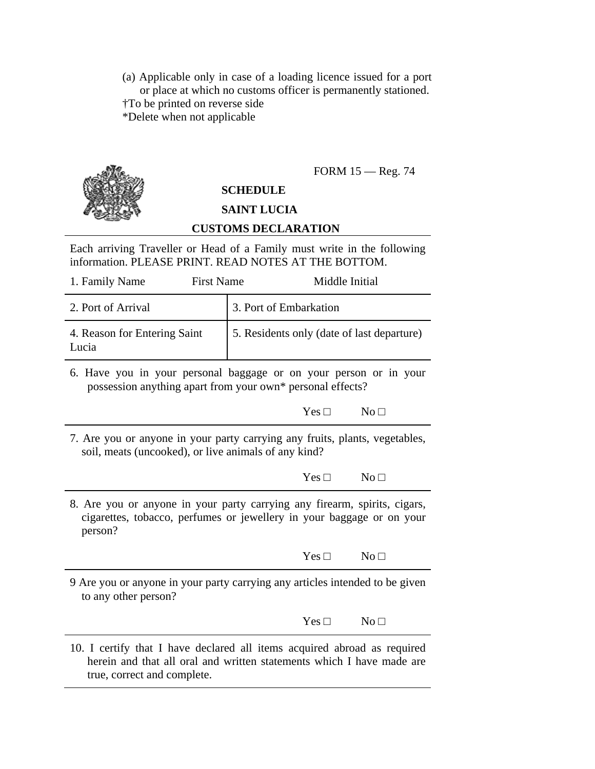(a) Applicable only in case of a loading licence issued for a port or place at which no customs officer is permanently stationed.

†To be printed on reverse side

*Delete when not applicable

FORM 15 — Reg. 74

**SCHEDULE**

**SAINT LUCIA**

**CUSTOMS DECLARATION**

Each arriving Traveller or Head of a Family must write in the following information. PLEASE PRINT. READ NOTES AT THE BOTTOM.

1. Family Name First Name Middle Initial

| 2. Port of Arrival | 3. Port of Embarkation |
|---|---|
| 4. Reason for Entering Saint Lucia | 5. Residents only (date of last departure) |

6. Have you in your personal baggage or on your person or in your possession anything apart from your own* personal effects?

Yes □ No □

7. Are you or anyone in your party carrying any fruits, plants, vegetables, soil, meats (uncooked), or live animals of any kind?

Yes □ No □

8. Are you or anyone in your party carrying any firearm, spirits, cigars, cigarettes, tobacco, perfumes or jewellery in your baggage or on your person?

Yes □ No □

9 Are you or anyone in your party carrying any articles intended to be given to any other person?

Yes □ No □

10. I certify that I have declared all items acquired abroad as required herein and that all oral and written statements which I have made are true, correct and complete.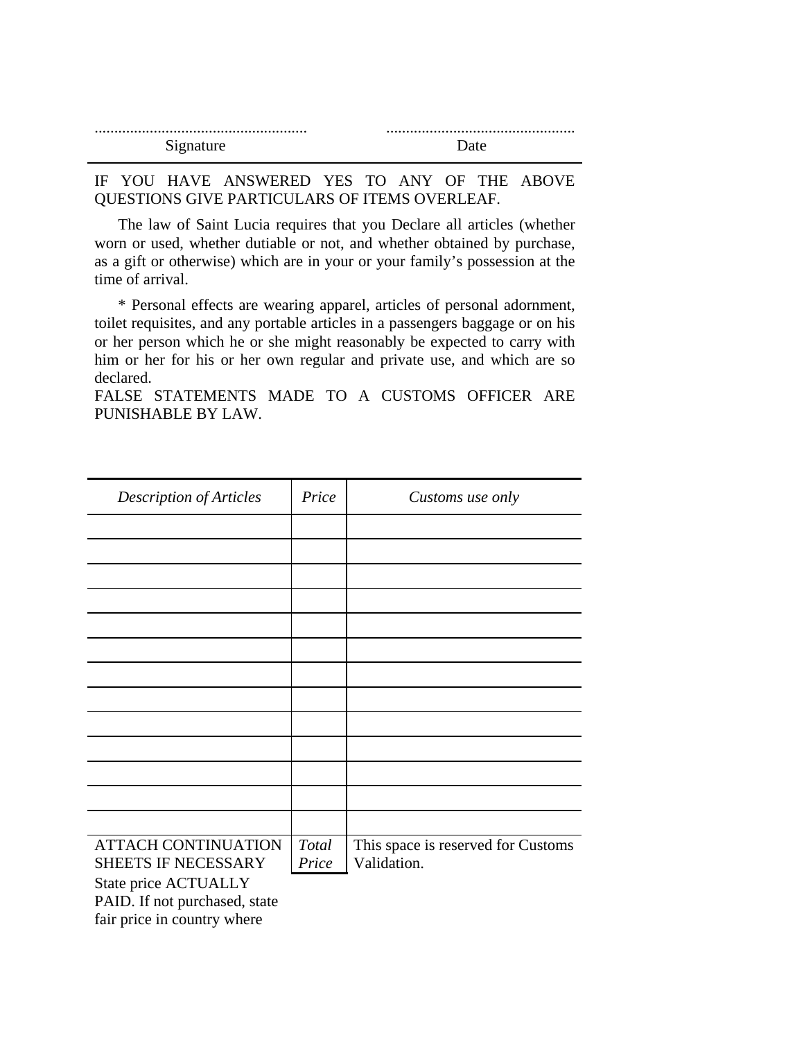| ...................................................... | ................................................ |
|---|---|
| Signature | Date |

IF YOU HAVE ANSWERED YES TO ANY OF THE ABOVE QUESTIONS GIVE PARTICULARS OF ITEMS OVERLEAF.

The law of Saint Lucia requires that you Declare all articles (whether worn or used, whether dutiable or not, and whether obtained by purchase, as a gift or otherwise) which are in your or your family's possession at the time of arrival.

* Personal effects are wearing apparel, articles of personal adornment, toilet requisites, and any portable articles in a passengers baggage or on his or her person which he or she might reasonably be expected to carry with him or her for his or her own regular and private use, and which are so declared.

FALSE STATEMENTS MADE TO A CUSTOMS OFFICER ARE PUNISHABLE BY LAW.

| *Description of Articles* | *Price* | *Customs use only* |
|---|---|---|
| | | |
| | | |
| | | |
| | | |
| | | |
| | | |
| | | |
| | | |
| | | |
| | | |
| | | |
| | | |
| | | |
| ATTACH CONTINUATION SHEETS IF NECESSARY | *Total Price* | This space is reserved for Customs Validation. |

State price ACTUALLY PAID. If not purchased, state fair price in country where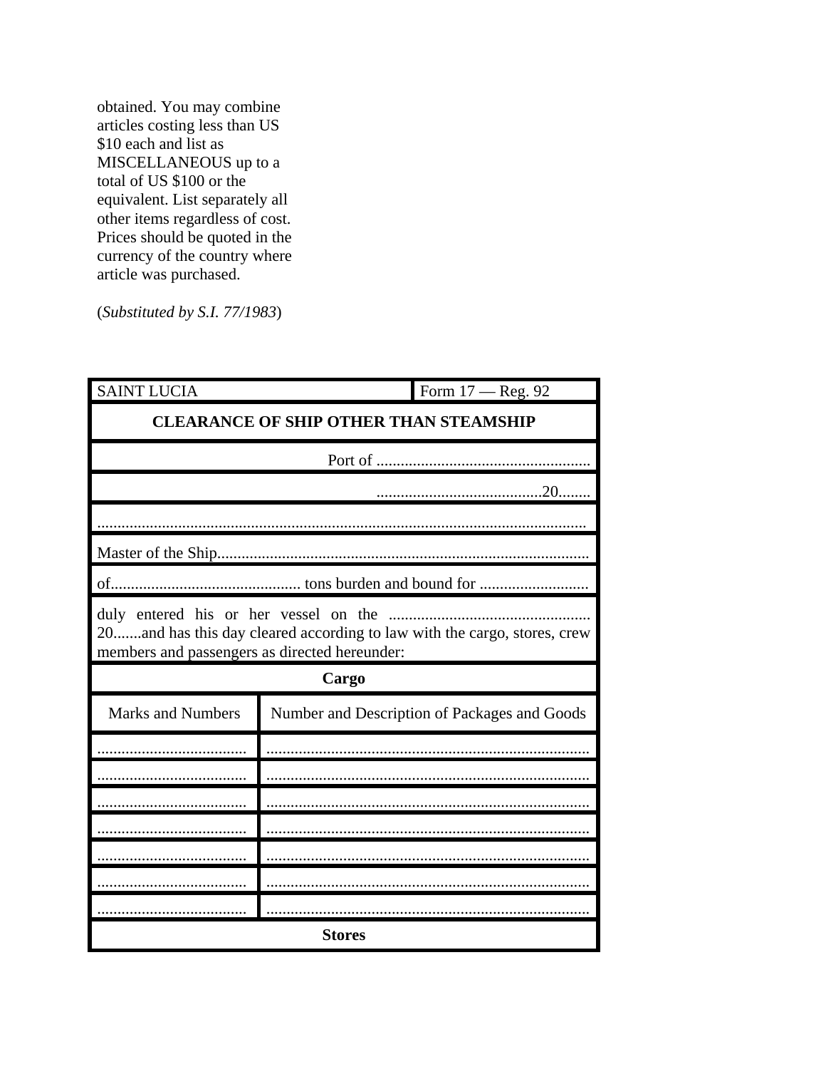obtained. You may combine articles costing less than US $10 each and list as MISCELLANEOUS up to a total of US $100 or the equivalent. List separately all other items regardless of cost. Prices should be quoted in the currency of the country where article was purchased.

(*Substituted by S.I. 77/1983*)

| SAINT LUCIA | Form 17 — Reg. 92 |
|---|---|
| **CLEARANCE OF SHIP OTHER THAN STEAMSHIP** | |
| Port of ..................................................... | |
| .........................................20........ | |
| ........................................................................................................................ | |
| Master of the Ship........................................................................................... | |
| of............................................... tons burden and bound for ........................... | |
| duly entered his or her vessel on the .................................................. 20.......and has this day cleared according to law with the cargo, stores, crew members and passengers as directed hereunder: | |
| **Cargo** | |
| Marks and Numbers | Number and Description of Packages and Goods |
| ...................................... | ................................................................................. |
| ...................................... | ................................................................................. |
| ...................................... | ................................................................................. |
| ...................................... | ................................................................................. |
| ...................................... | ................................................................................. |
| ...................................... | ................................................................................. |
| ...................................... | ................................................................................. |
| **Stores** | |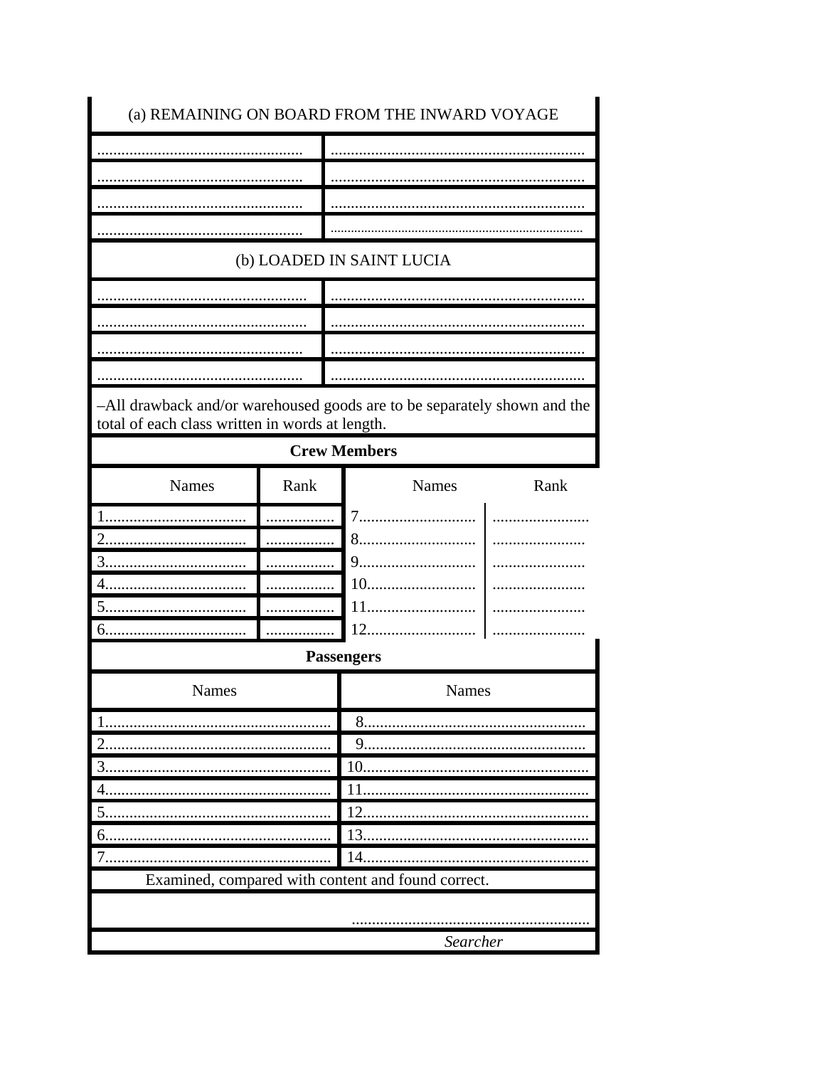(a) REMAINING ON BOARD FROM THE INWARD VOYAGE

| | |
|---|---|
| .................................................... | ................................................................ |
| .................................................... | ................................................................ |
| .................................................... | ................................................................ |
| .................................................... | ................................................................ |

(b) LOADED IN SAINT LUCIA

| | |
|---|---|
| .................................................... | ................................................................ |
| .................................................... | ................................................................ |
| .................................................... | ................................................................ |
| .................................................... | ................................................................ |

–All drawback and/or warehoused goods are to be separately shown and the total of each class written in words at length.

**Crew Members**

| Names | Rank | Names | Rank |
|---|---|---|---|
| 1.................................. | ................ | 7............................ | ....................... |
| 2.................................. | ................ | 8............................ | ....................... |
| 3.................................. | ................ | 9............................ | ....................... |
| 4.................................. | ................ | 10.......................... | ....................... |
| 5.................................. | ................ | 11.......................... | ....................... |
| 6.................................. | ................ | 12.......................... | ....................... |

**Passengers**

| Names | Names |
|---|---|
| 1....................................................... | 8...................................................... |
| 2....................................................... | 9...................................................... |
| 3....................................................... | 10...................................................... |
| 4....................................................... | 11...................................................... |
| 5....................................................... | 12...................................................... |
| 6....................................................... | 13...................................................... |
| 7....................................................... | 14...................................................... |

Examined, compared with content and found correct.

..........................................................

*Searcher*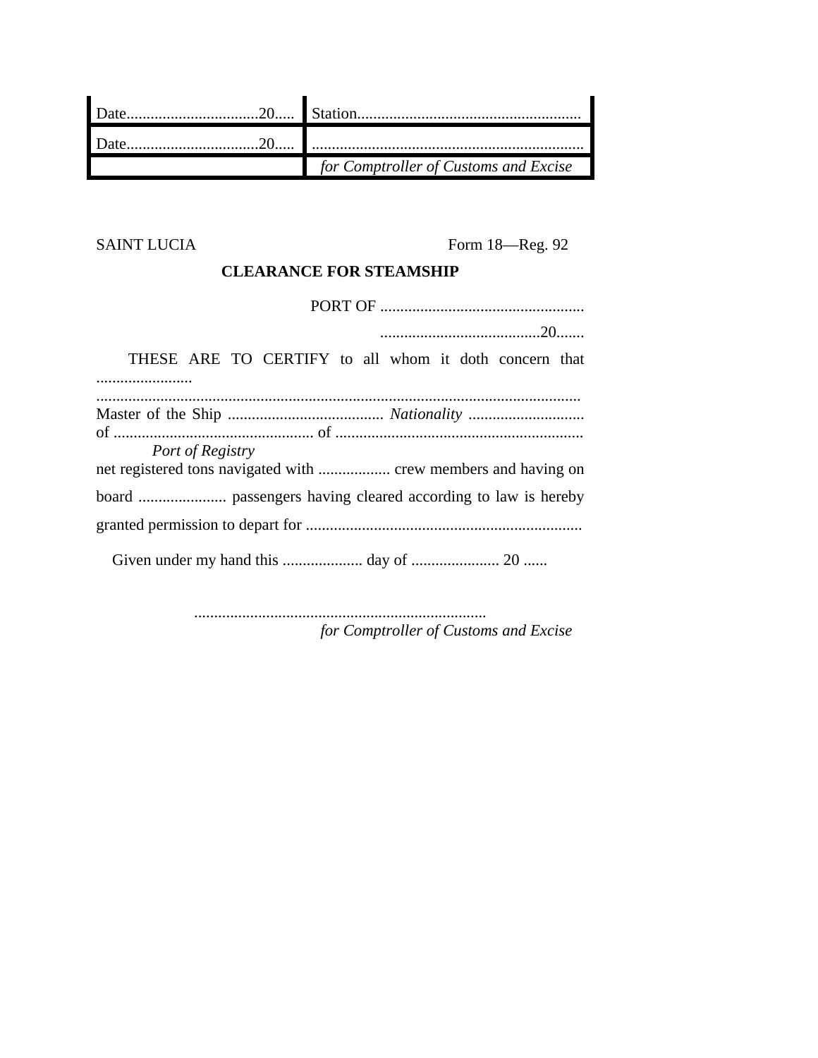| Date................................20..... | Station....................................................... |
|---|---|
| Date................................20..... | .................................................................... |
| | *for Comptroller of Customs and Excise* |

SAINT LUCIA Form 18—Reg. 92

**CLEARANCE FOR STEAMSHIP**

PORT OF ..................................................

........................................20.......

THESE ARE TO CERTIFY to all whom it doth concern that ........................ ........................................................................................................................ Master of the Ship ....................................... *Nationality* ............................. of .................................................. of ..............................................................
*Port of Registry*
net registered tons navigated with .................. crew members and having on board ...................... passengers having cleared according to law is hereby granted permission to depart for .....................................................................

Given under my hand this .................... day of ...................... 20 ......

........................................................................
*for Comptroller of Customs and Excise*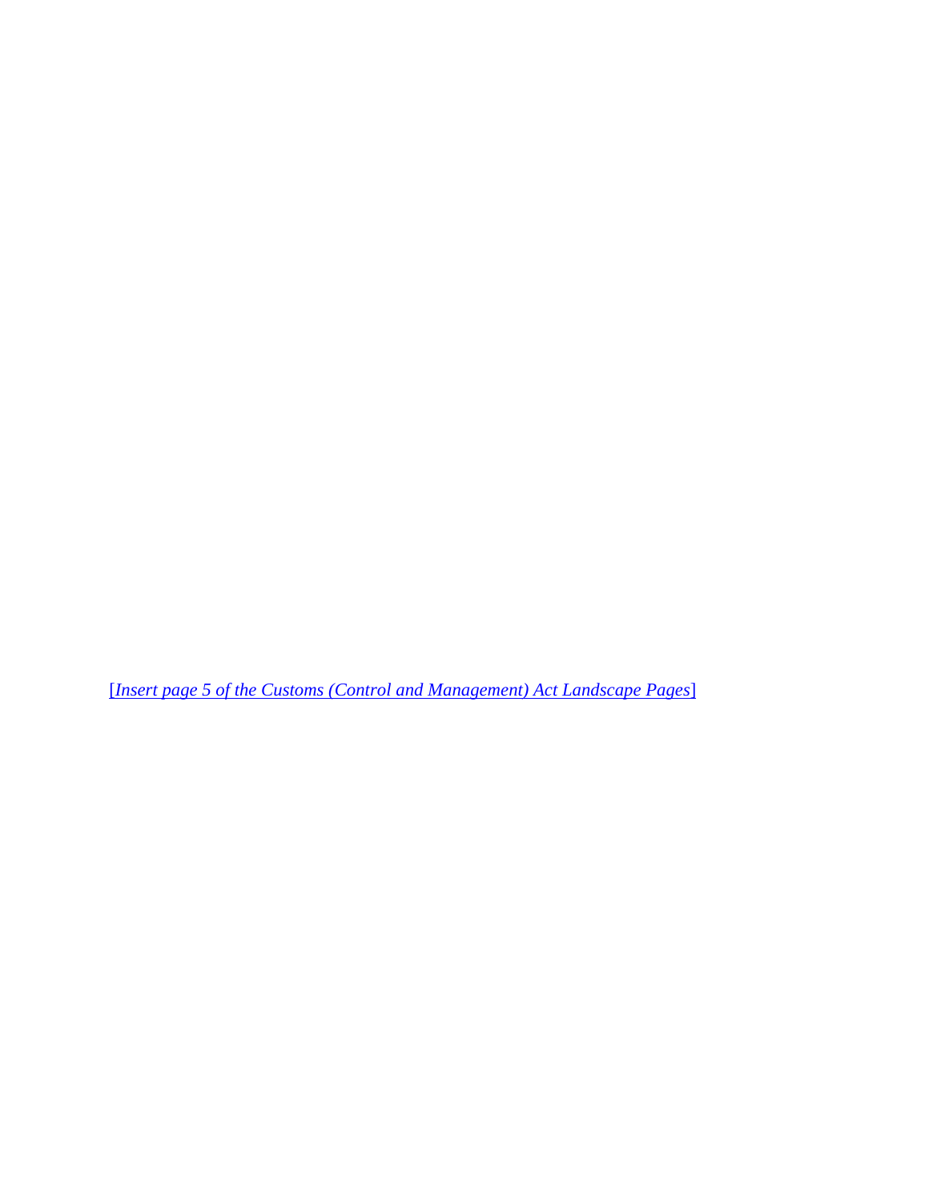[*Insert page 5 of the Customs (Control and Management) Act Landscape Pages*]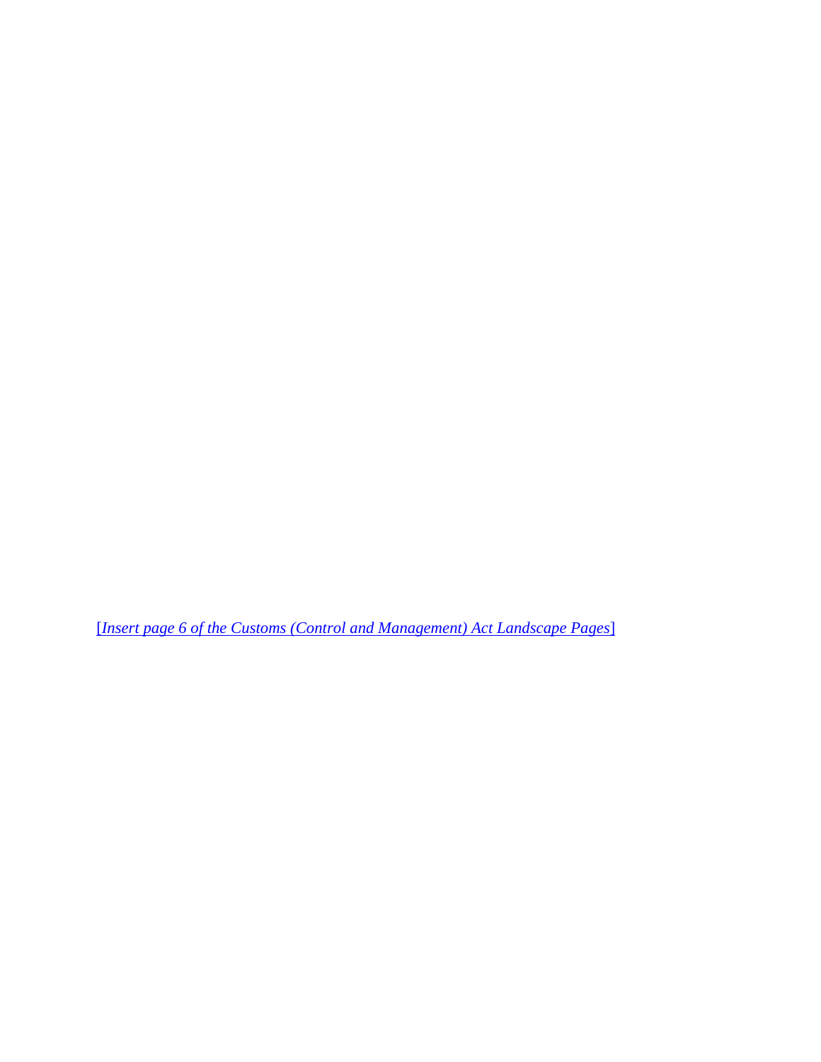[*Insert page 6 of the Customs (Control and Management) Act Landscape Pages*]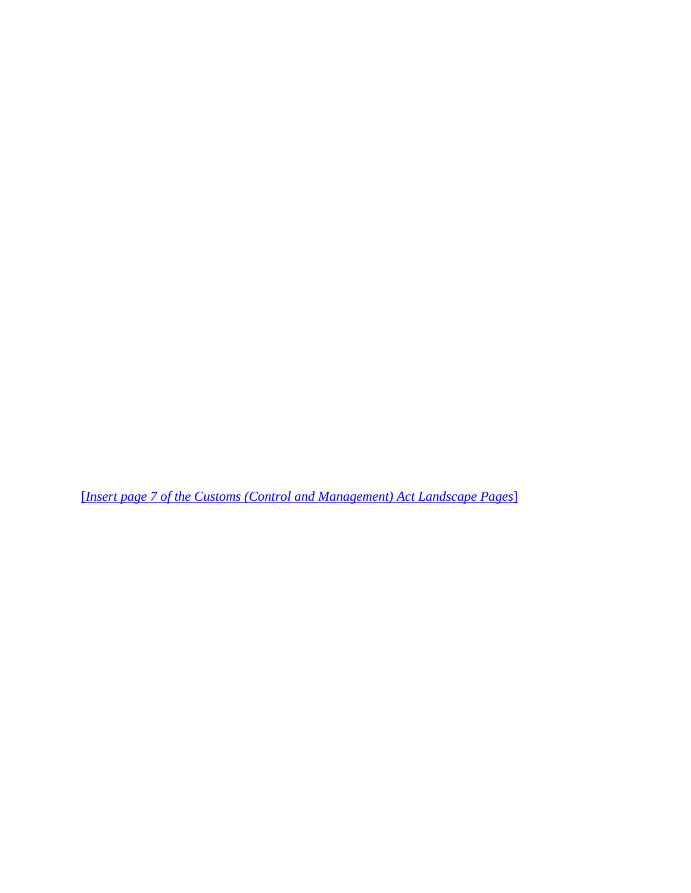[*Insert page 7 of the Customs (Control and Management) Act Landscape Pages*]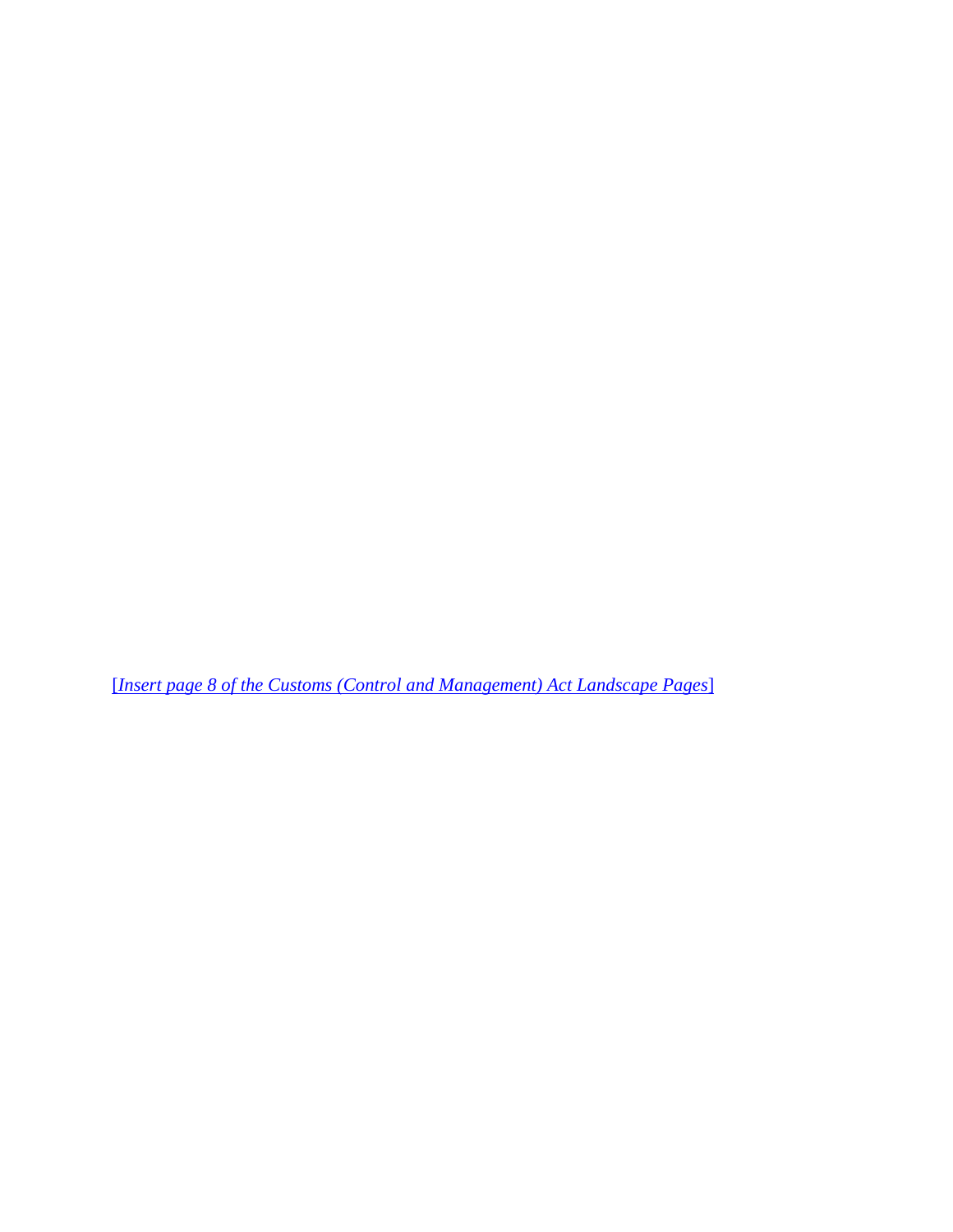[*Insert page 8 of the Customs (Control and Management) Act Landscape Pages*]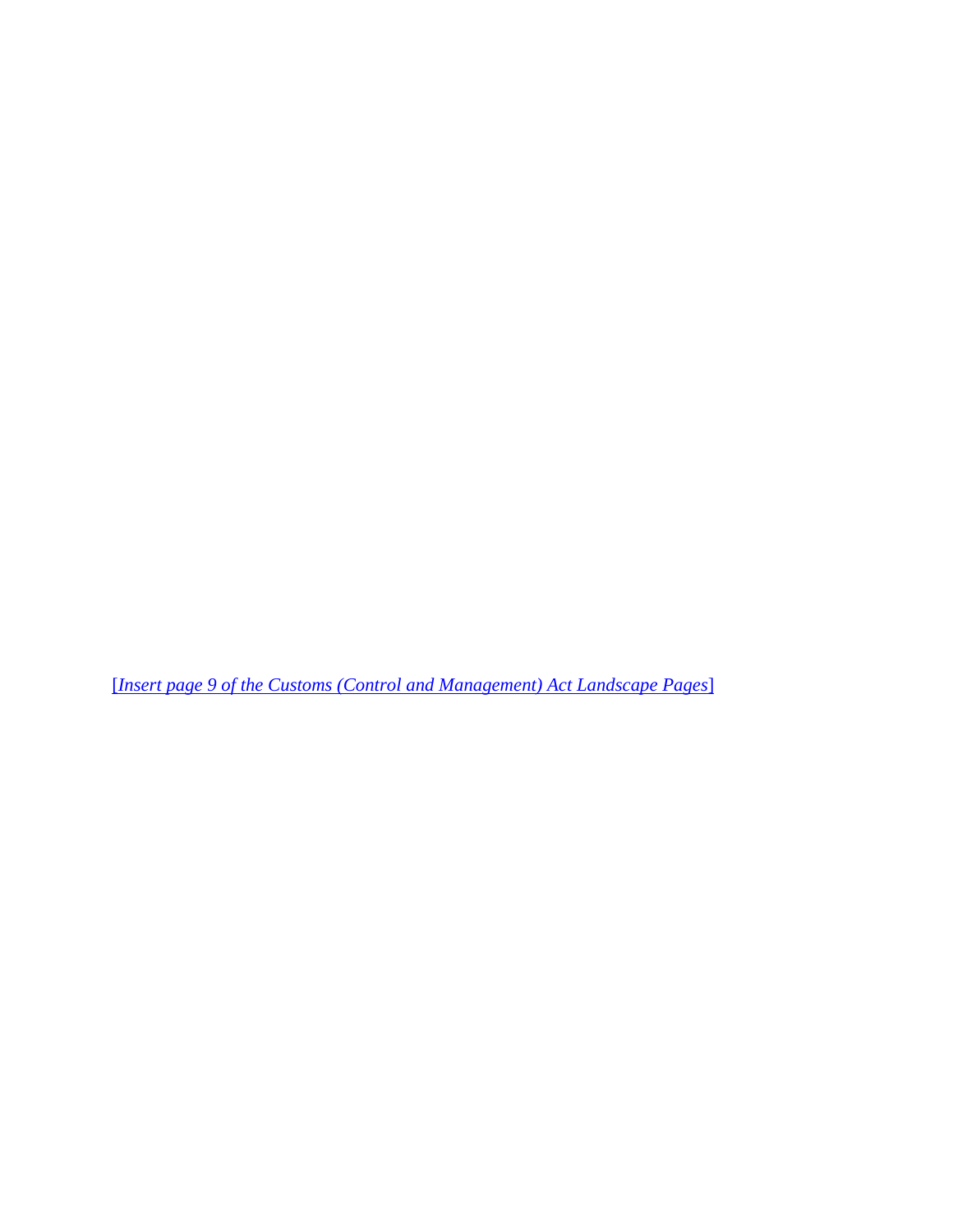[*Insert page 9 of the Customs (Control and Management) Act Landscape Pages*]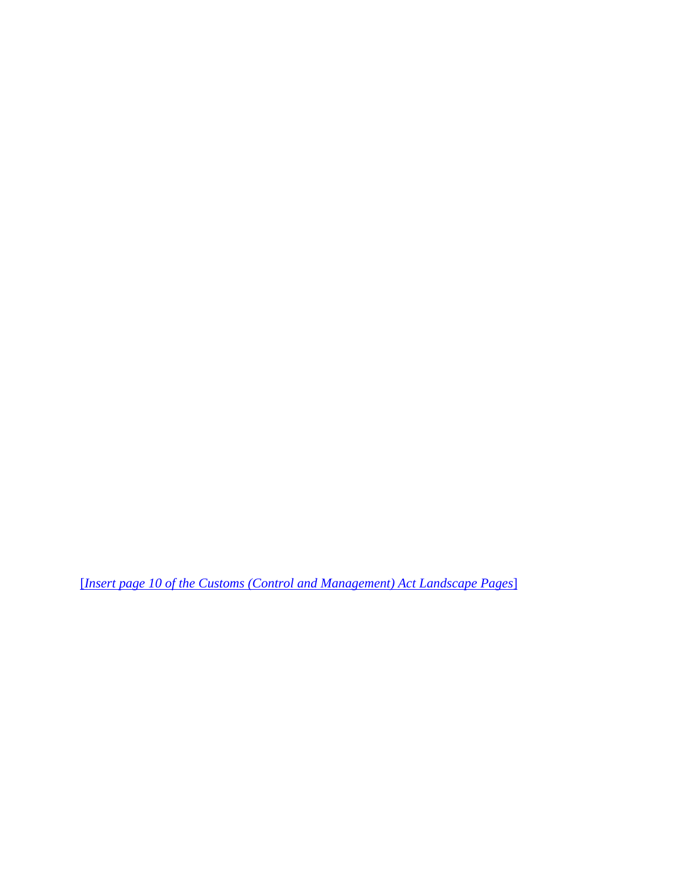[*Insert page 10 of the Customs (Control and Management) Act Landscape Pages*]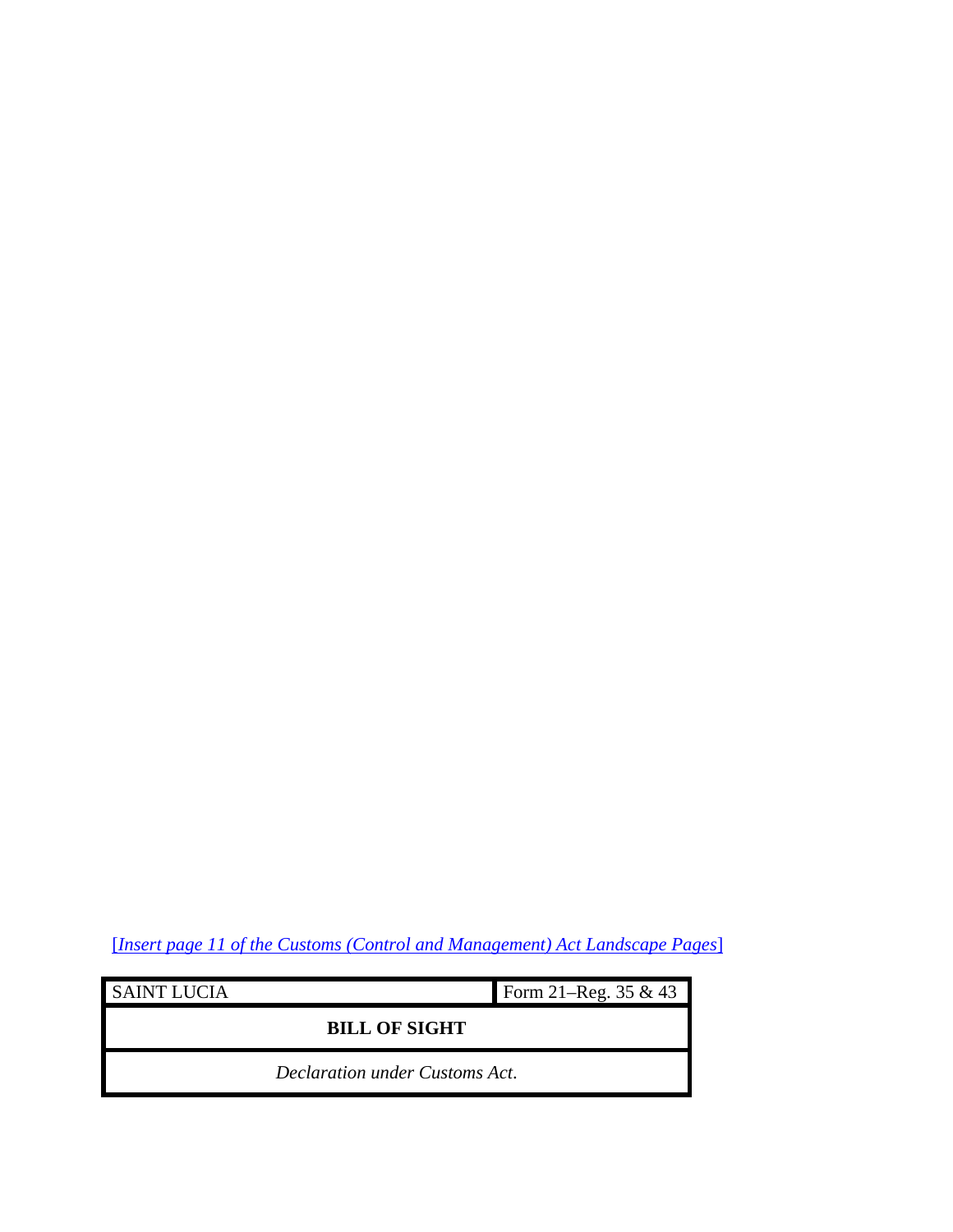[*Insert page 11 of the Customs (Control and Management) Act Landscape Pages*]

| SAINT LUCIA | Form 21–Reg. 35 & 43 |
|---|---|
| **BILL OF SIGHT** | |
| *Declaration under Customs Act*. | |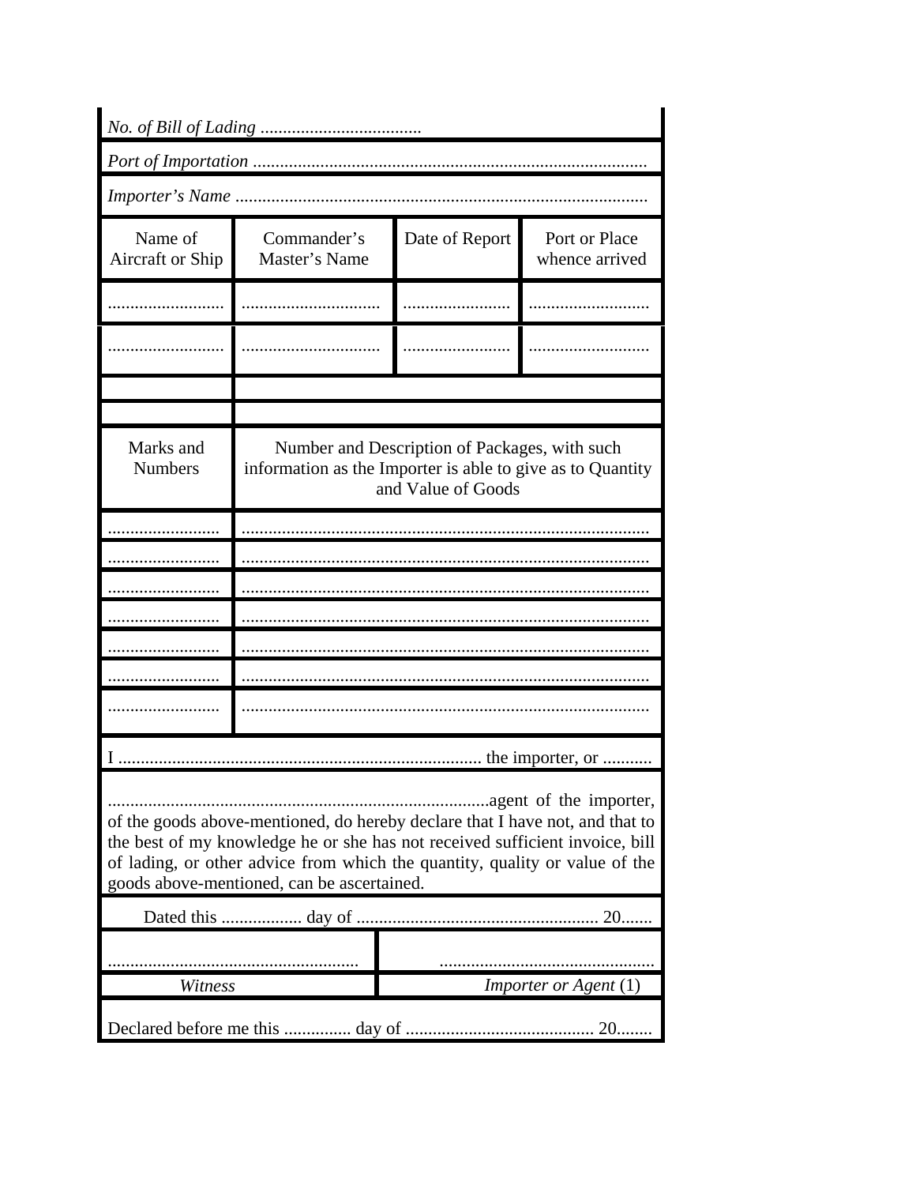*No. of Bill of Lading* ....................................

*Port of Importation* ........................................................................................

*Importer's Name* ...........................................................................................

| Name of Aircraft or Ship | Commander's Master's Name | Date of Report | Port or Place whence arrived |
|---|---|---|---|
| .......................... | .............................. | ........................ | ........................... |
| .......................... | .............................. | ........................ | ........................... |

| Marks and Numbers | Number and Description of Packages, with such information as the Importer is able to give as to Quantity and Value of Goods |
|---|---|
| ......................... | ........................................................................................... |
| ......................... | ........................................................................................... |
| ......................... | ........................................................................................... |
| ......................... | ........................................................................................... |
| ......................... | ........................................................................................... |
| ......................... | ........................................................................................... |
| ......................... | ........................................................................................... |

I ................................................................................ the importer, or ...........

.....................................................................................agent of the importer, of the goods above-mentioned, do hereby declare that I have not, and that to the best of my knowledge he or she has not received sufficient invoice, bill of lading, or other advice from which the quantity, quality or value of the goods above-mentioned, can be ascertained.

Dated this .................. day of ...................................................... 20.......

| ........................................................ | ................................................ |
|---|---|
| *Witness* | *Importer or Agent* (1) |

Declared before me this ............... day of .......................................... 20........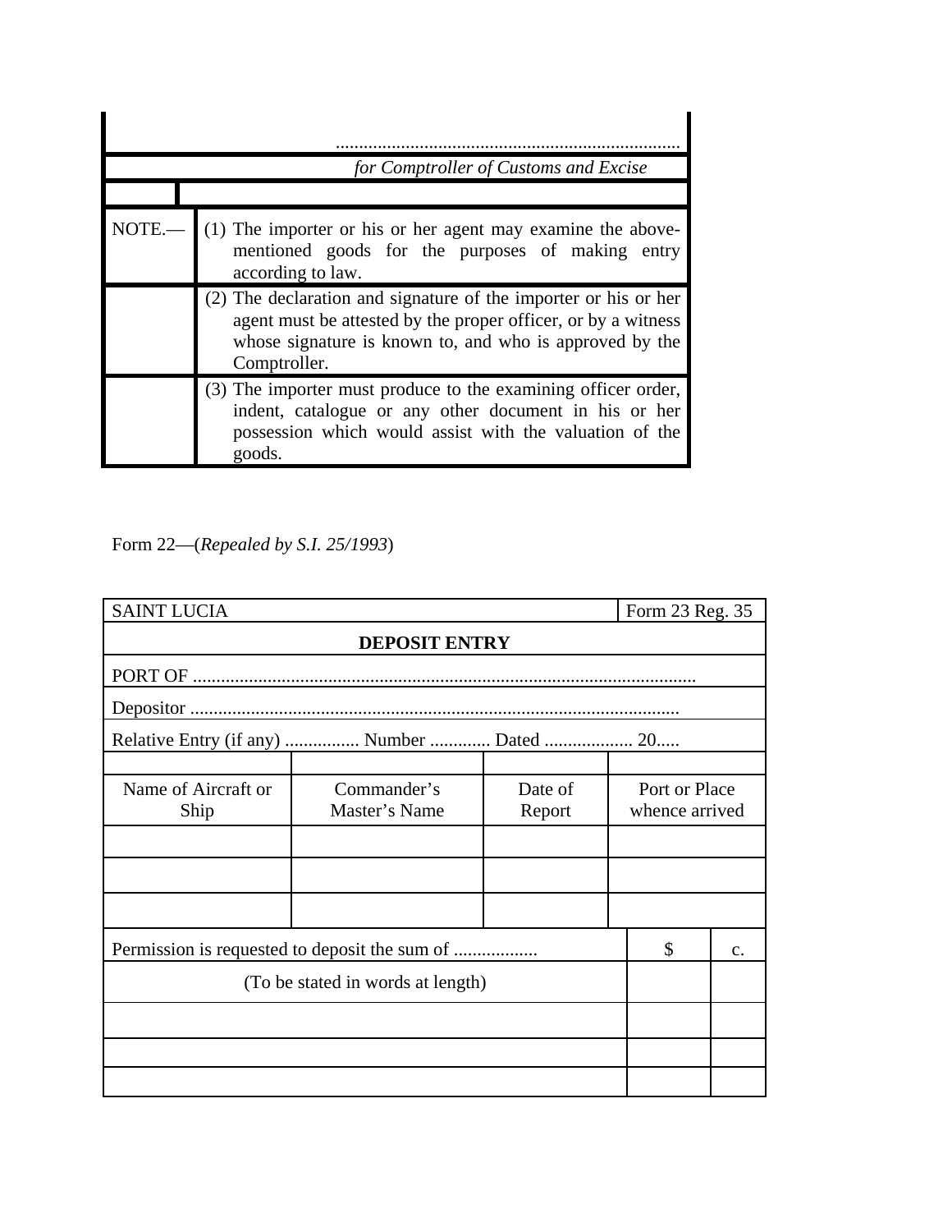| | |
|---|---|
| | .......................................................................... |
| | *for Comptroller of Customs and Excise* |
| | |
| NOTE.— | (1) The importer or his or her agent may examine the above-mentioned goods for the purposes of making entry according to law. |
| | (2) The declaration and signature of the importer or his or her agent must be attested by the proper officer, or by a witness whose signature is known to, and who is approved by the Comptroller. |
| | (3) The importer must produce to the examining officer order, indent, catalogue or any other document in his or her possession which would assist with the valuation of the goods. |

Form 22—(*Repealed by S.I. 25/1993*)

| SAINT LUCIA | | | Form 23 Reg. 35 |
|---|---|---|---|
| **DEPOSIT ENTRY** | | | |
| PORT OF ........................................................................................................... | | | |
| Depositor ......................................................................................................... | | | |
| Relative Entry (if any) ................ Number ............. Dated ................... 20..... | | | |
| | | | |
| Name of Aircraft or Ship | Commander's Master's Name | Date of Report | Port or Place whence arrived |
| | | | |
| | | | |
| | | | |

| Permission is requested to deposit the sum of .................. | $ | c. |
|---|---|---|
| (To be stated in words at length) | | |
| | | |
| | | |
| | | |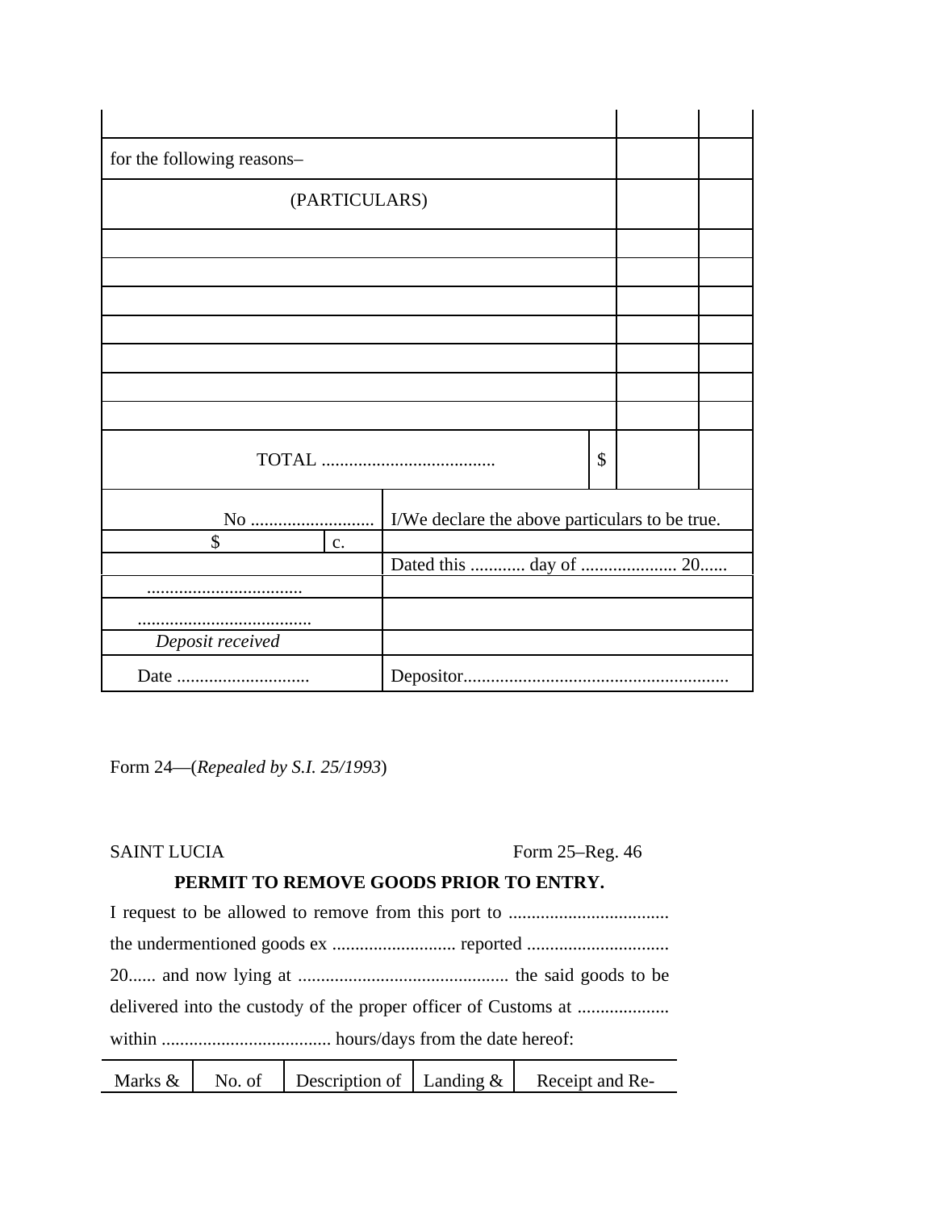| | | |
|---|---|---|
| | | |
| for the following reasons– | | |
| (PARTICULARS) | | |
| | | |
| | | |
| | | |
| | | |
| | | |
| | | |
| | | |
| TOTAL ...................................... $ | | |

| | | |
|---|---|---|
| No ........................... | | I/We declare the above particulars to be true. |
| $ | c. | |
| | | Dated this ............ day of ..................... 20...... |
| .................................. | | |
| ...................................... | | |
| *Deposit received* | | |
| Date ............................ | | Depositor.......................................................... |

Form 24—(*Repealed by S.I. 25/1993*)

SAINT LUCIA Form 25–Reg. 46

**PERMIT TO REMOVE GOODS PRIOR TO ENTRY.**

I request to be allowed to remove from this port to ................................... the undermentioned goods ex ........................... reported ............................... 20...... and now lying at .............................................. the said goods to be delivered into the custody of the proper officer of Customs at .................... within ..................................... hours/days from the date hereof:

| Marks & | No. of | Description of | Landing & | Receipt and Re- |
|---|---|---|---|---|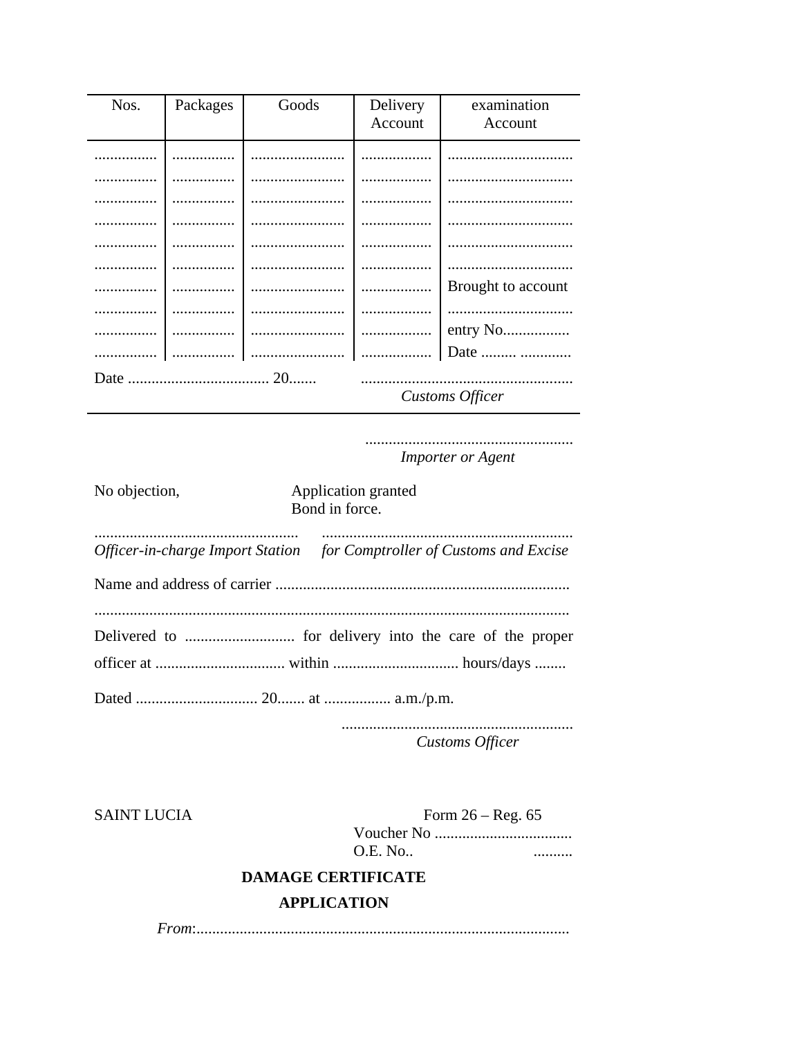| Nos. | Packages | Goods | Delivery Account | examination Account |
|---|---|---|---|---|
| ................ | ................ | ........................ | .................. | ................................ |
| ................ | ................ | ........................ | .................. | ................................ |
| ................ | ................ | ........................ | .................. | ................................ |
| ................ | ................ | ........................ | .................. | ................................ |
| ................ | ................ | ........................ | .................. | ................................ |
| ................ | ................ | ........................ | .................. | ................................ |
| ................ | ................ | ........................ | .................. | Brought to account |
| ................ | ................ | ........................ | .................. | ................................ |
| ................ | ................ | ........................ | .................. | entry No................. |
| ................ | ................ | ........................ | .................. | Date ......... ............. |

Date .................................... 20.......    .....................................................
*Customs Officer*

.....................................................
*Importer or Agent*

No objection,    Application granted
Bond in force.

....................................................    ...............................................................
*Officer-in-charge Import Station*    *for Comptroller of Customs and Excise*

Name and address of carrier ...........................................................................

.......................................................................................................................

Delivered to ............................ for delivery into the care of the proper officer at ................................ within ................................ hours/days ........

Dated ............................... 20....... at ................. a.m./p.m.

..........................................................
*Customs Officer*

SAINT LUCIA    Form 26 – Reg. 65
Voucher No ...................................
O.E. No..    ..........

**DAMAGE CERTIFICATE**

**APPLICATION**

*From*:..............................................................................................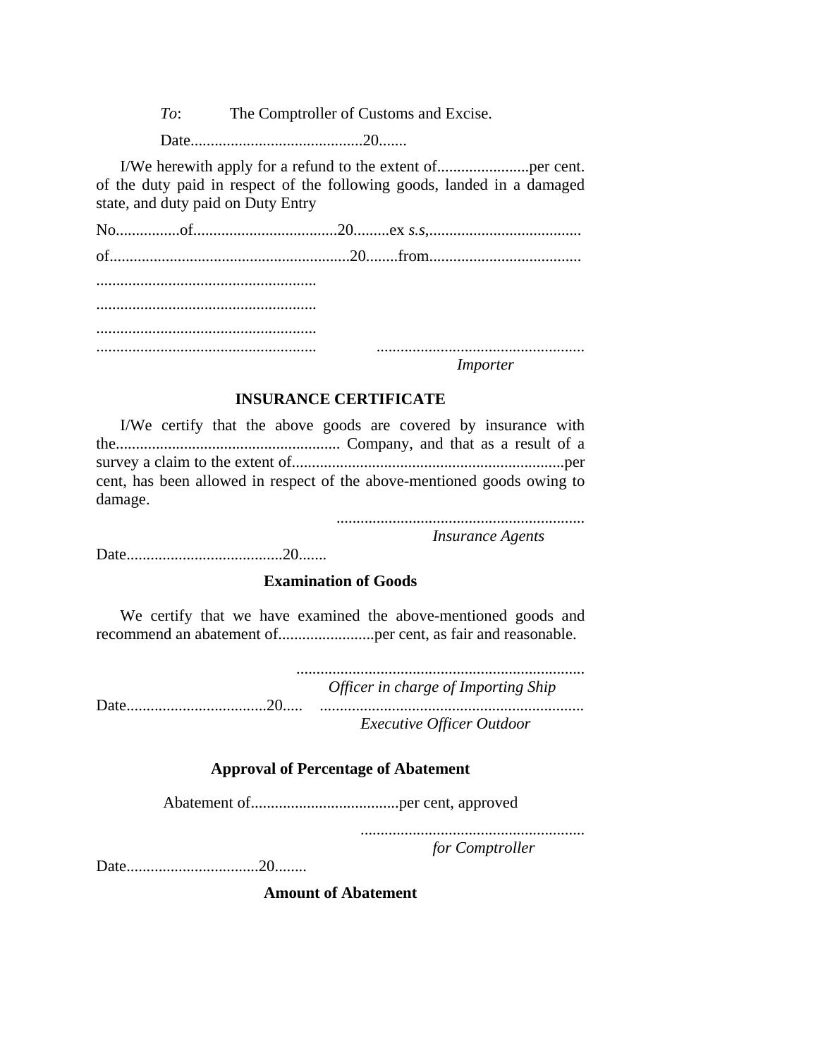*To*: The Comptroller of Customs and Excise.

Date...........................................20.......

I/We herewith apply for a refund to the extent of.......................per cent. of the duty paid in respect of the following goods, landed in a damaged state, and duty paid on Duty Entry

No................of....................................20.........ex *s.s*,......................................

of...........................................................20........from......................................

.......................................................

.......................................................

.......................................................

....................................................... ....................................................

*Importer*

**INSURANCE CERTIFICATE**

I/We certify that the above goods are covered by insurance with the........................................................ Company, and that as a result of a survey a claim to the extent of....................................................................per cent, has been allowed in respect of the above-mentioned goods owing to damage.

..............................................................

*Insurance Agents*

Date.......................................20.......

**Examination of Goods**

We certify that we have examined the above-mentioned goods and recommend an abatement of........................per cent, as fair and reasonable.

........................................................................

*Officer in charge of Importing Ship*

Date...................................20..... ..................................................................

*Executive Officer Outdoor*

**Approval of Percentage of Abatement**

Abatement of.....................................per cent, approved

........................................................

*for Comptroller*

Date.................................20........

**Amount of Abatement**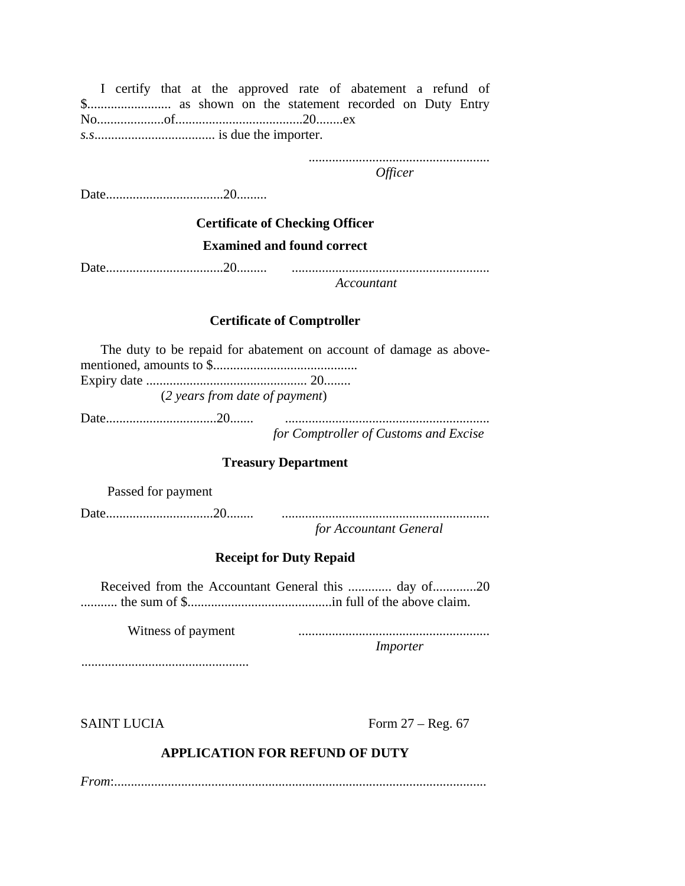I certify that at the approved rate of abatement a refund of $......................... as shown on the statement recorded on Duty Entry No....................of......................................20........ex *s.s*.................................... is due the importer.

......................................................
*Officer*

Date...................................20.........

**Certificate of Checking Officer**

**Examined and found correct**

Date...................................20......... ...........................................................
*Accountant*

**Certificate of Comptroller**

The duty to be repaid for abatement on account of damage as above-mentioned, amounts to $...........................................
Expiry date ................................................ 20........
(*2 years from date of payment*)

Date.................................20....... .............................................................
*for Comptroller of Customs and Excise*

**Treasury Department**

Passed for payment

Date................................20........ .............................................................
*for Accountant General*

**Receipt for Duty Repaid**

Received from the Accountant General this ............. day of.............20 ........... the sum of $...........................................in full of the above claim.

Witness of payment .........................................................
*Importer*

..................................................

SAINT LUCIA Form 27 – Reg. 67

**APPLICATION FOR REFUND OF DUTY**

*From*:...............................................................................................................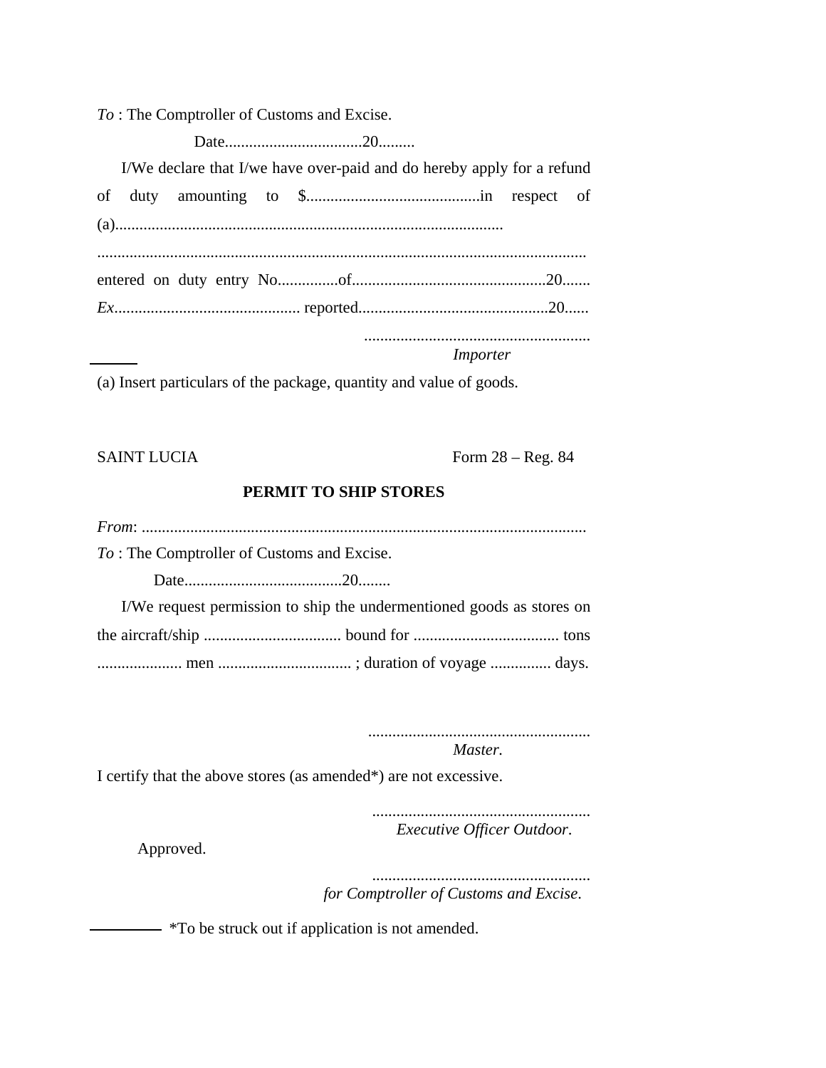*To* : The Comptroller of Customs and Excise.

Date..................................20.........

I/We declare that I/we have over-paid and do hereby apply for a refund of duty amounting to $...........................................in respect of (a)...............................................................................................

........................................................................................................................

entered on duty entry No...............of................................................20.......

*Ex*............................................. reported...............................................20......

........................................................

*Importer*

---

(a) Insert particulars of the package, quantity and value of goods.

SAINT LUCIA Form 28 – Reg. 84

**PERMIT TO SHIP STORES**

*From*: ............................................................................................................

*To* : The Comptroller of Customs and Excise.

Date.......................................20........

I/We request permission to ship the undermentioned goods as stores on the aircraft/ship .................................. bound for .................................... tons ..................... men ................................. ; duration of voyage ............... days.

.......................................................

*Master.*

I certify that the above stores (as amended*) are not excessive.

......................................................

*Executive Officer Outdoor.*

Approved.

......................................................

*for Comptroller of Customs and Excise.*

---

*To be struck out if application is not amended.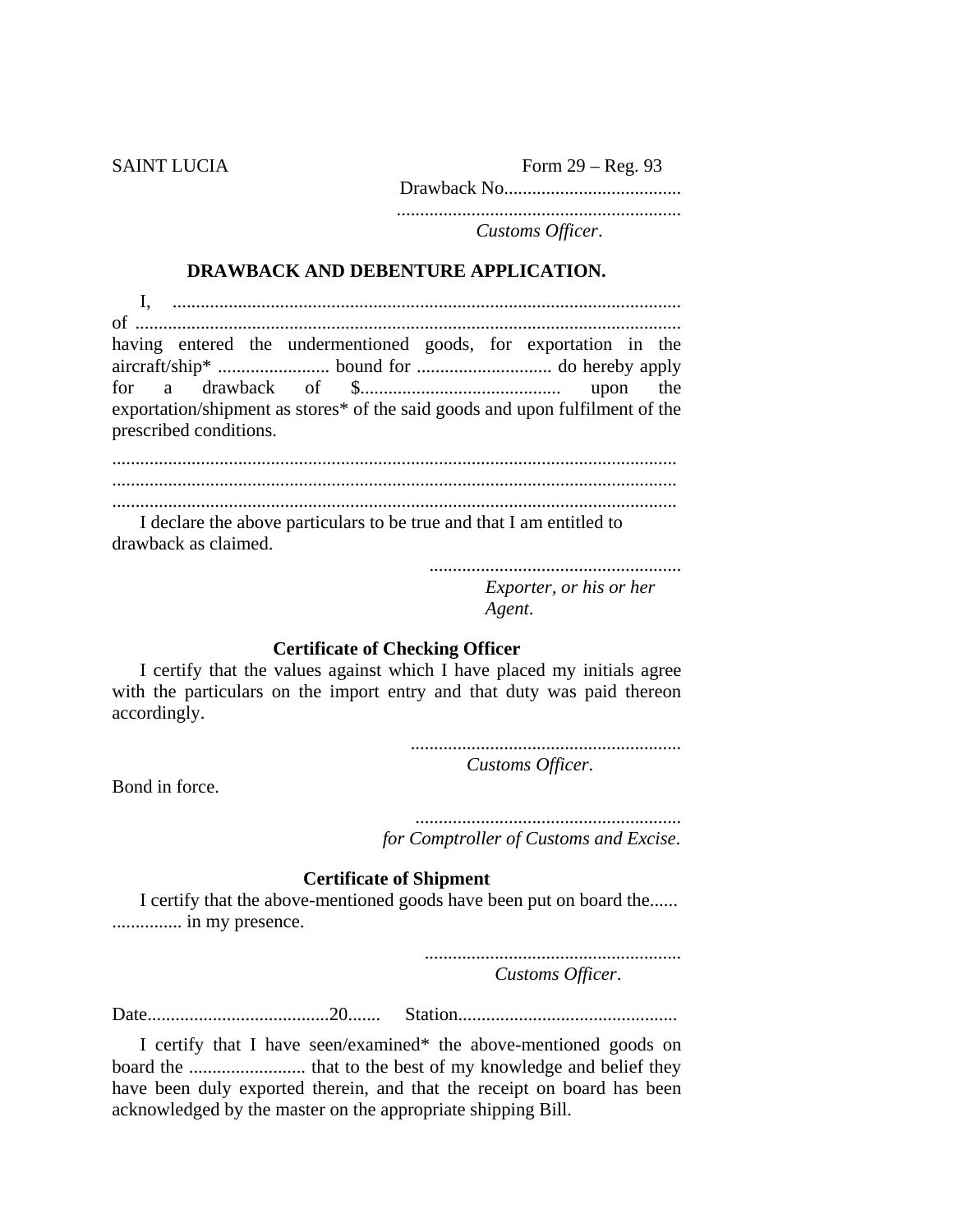SAINT LUCIA Form 29 – Reg. 93

Drawback No......................................

.............................................................
*Customs Officer*.

## DRAWBACK AND DEBENTURE APPLICATION.

I, ............................................................................................................ of ..................................................................................................................... having entered the undermentioned goods, for exportation in the aircraft/ship* ........................ bound for ............................ do hereby apply for a drawback of $.......................................... upon the exportation/shipment as stores* of the said goods and upon fulfilment of the prescribed conditions.

........................................................................................................................
........................................................................................................................
........................................................................................................................

I declare the above particulars to be true and that I am entitled to drawback as claimed.

......................................................
*Exporter, or his or her Agent*.

### Certificate of Checking Officer

I certify that the values against which I have placed my initials agree with the particulars on the import entry and that duty was paid thereon accordingly.

..........................................................
*Customs Officer*.

Bond in force.

.........................................................
*for Comptroller of Customs and Excise*.

### Certificate of Shipment

I certify that the above-mentioned goods have been put on board the...... ............... in my presence.

.......................................................
*Customs Officer*.

Date......................................20....... Station..............................................

I certify that I have seen/examined* the above-mentioned goods on board the ......................... that to the best of my knowledge and belief they have been duly exported therein, and that the receipt on board has been acknowledged by the master on the appropriate shipping Bill.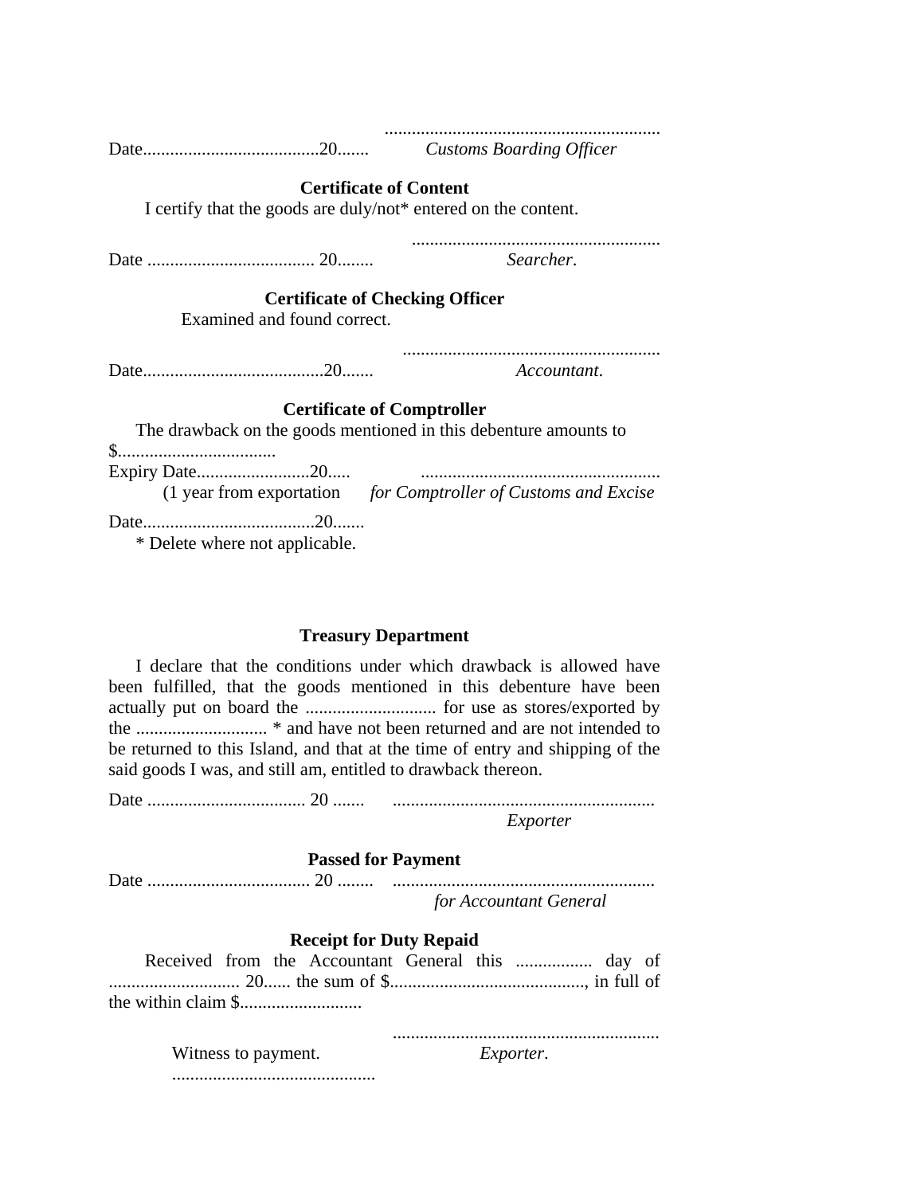.............................................................

Date.......................................20....... *Customs Boarding Officer*

**Certificate of Content**

I certify that the goods are duly/not* entered on the content.

.......................................................

Date ..................................... 20........ *Searcher*.

**Certificate of Checking Officer**

Examined and found correct.

.........................................................

Date........................................20....... *Accountant*.

**Certificate of Comptroller**

The drawback on the goods mentioned in this debenture amounts to $...................................

Expiry Date.........................20..... .....................................................

(1 year from exportation *for Comptroller of Customs and Excise*

Date......................................20.......

\* Delete where not applicable.

**Treasury Department**

I declare that the conditions under which drawback is allowed have been fulfilled, that the goods mentioned in this debenture have been actually put on board the ............................ for use as stores/exported by the ............................ * and have not been returned and are not intended to be returned to this Island, and that at the time of entry and shipping of the said goods I was, and still am, entitled to drawback thereon.

Date ................................... 20 ....... ..........................................................

*Exporter*

**Passed for Payment**

Date .................................... 20 ........ ..........................................................

*for Accountant General*

**Receipt for Duty Repaid**

Received from the Accountant General this ................. day of ............................ 20...... the sum of $..........................................., in full of the within claim $...........................

...........................................................

Witness to payment. *Exporter*.

.............................................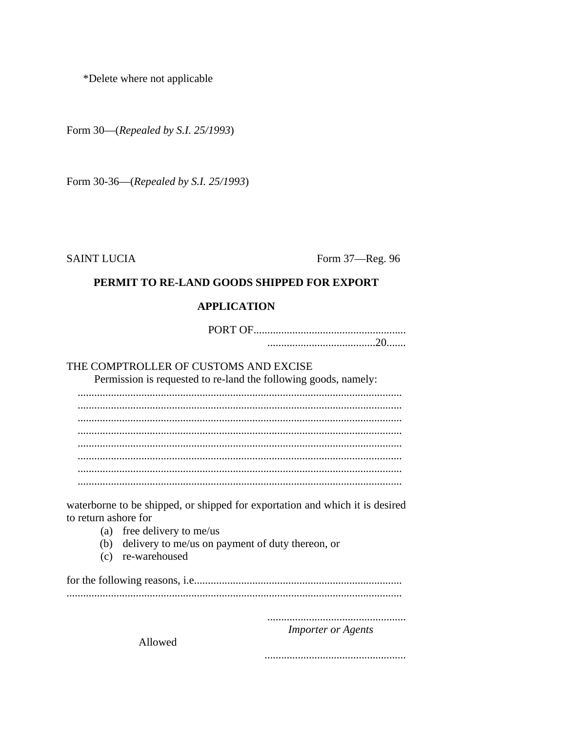*Delete where not applicable

Form 30—(*Repealed by S.I. 25/1993*)

Form 30-36—(*Repealed by S.I. 25/1993*)

SAINT LUCIA Form 37—Reg. 96

**PERMIT TO RE-LAND GOODS SHIPPED FOR EXPORT**

**APPLICATION**

PORT OF.......................................................

.......................................20.......

THE COMPTROLLER OF CUSTOMS AND EXCISE

Permission is requested to re-land the following goods, namely:

.....................................................................................................................
.....................................................................................................................
.....................................................................................................................
.....................................................................................................................
.....................................................................................................................
.....................................................................................................................
.....................................................................................................................
.....................................................................................................................

waterborne to be shipped, or shipped for exportation and which it is desired to return ashore for

(a) free delivery to me/us
(b) delivery to me/us on payment of duty thereon, or
(c) re-warehoused

for the following reasons, i.e..........................................................................
.......................................................................................................................

..................................................
*Importer or Agents*

Allowed

..................................................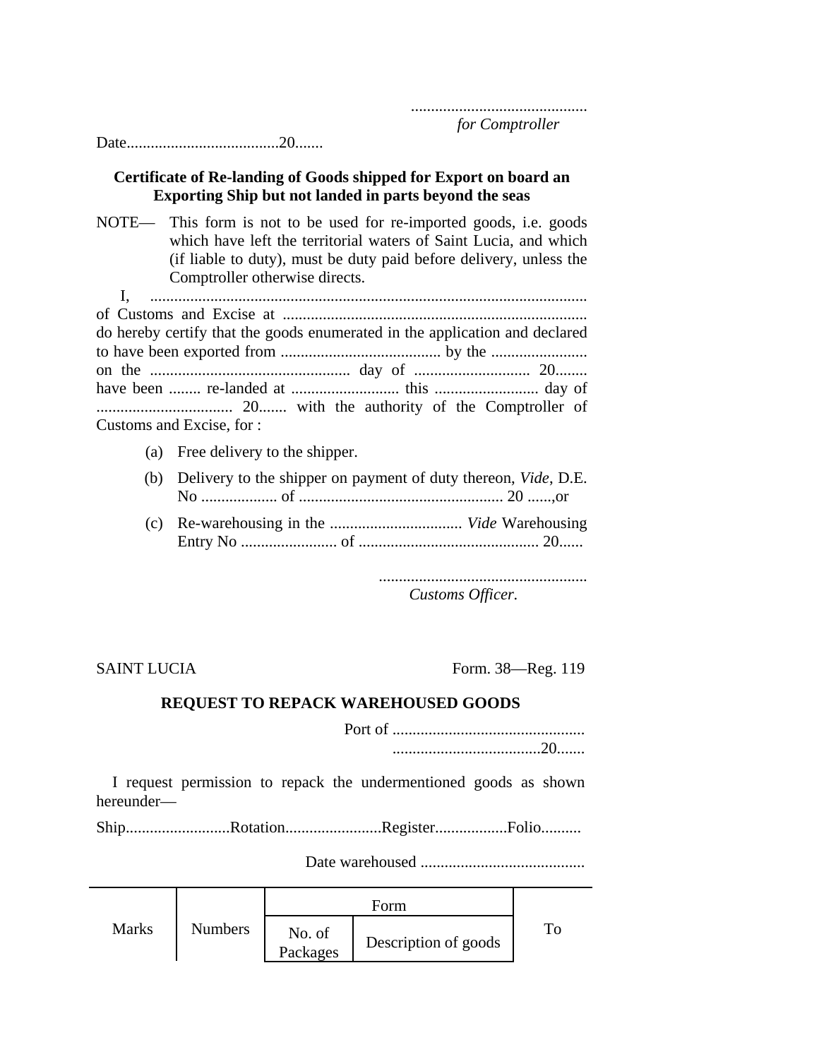............................................

*for Comptroller*

Date......................................20.......

**Certificate of Re-landing of Goods shipped for Export on board an Exporting Ship but not landed in parts beyond the seas**

NOTE— This form is not to be used for re-imported goods, i.e. goods which have left the territorial waters of Saint Lucia, and which (if liable to duty), must be duty paid before delivery, unless the Comptroller otherwise directs.

I, ............................................................................................................ of Customs and Excise at ............................................................................ do hereby certify that the goods enumerated in the application and declared to have been exported from ........................................ by the ........................ on the .................................................. day of ............................. 20........ have been ........ re-landed at ........................... this .......................... day of .................................. 20....... with the authority of the Comptroller of Customs and Excise, for :

(a) Free delivery to the shipper.

(b) Delivery to the shipper on payment of duty thereon, *Vide*, D.E. No ................... of ................................................... 20 ......,or

(c) Re-warehousing in the ................................. *Vide* Warehousing Entry No ........................ of ............................................ 20......

....................................................

*Customs Officer.*

SAINT LUCIA Form. 38—Reg. 119

**REQUEST TO REPACK WAREHOUSED GOODS**

Port of ................................................

.....................................20.......

I request permission to repack the undermentioned goods as shown hereunder—

Ship..........................Rotation........................Register..................Folio..........

Date warehoused .........................................

| Marks | Numbers | Form | | To |
|---|---|---|---|---|
| | | No. of Packages | Description of goods | |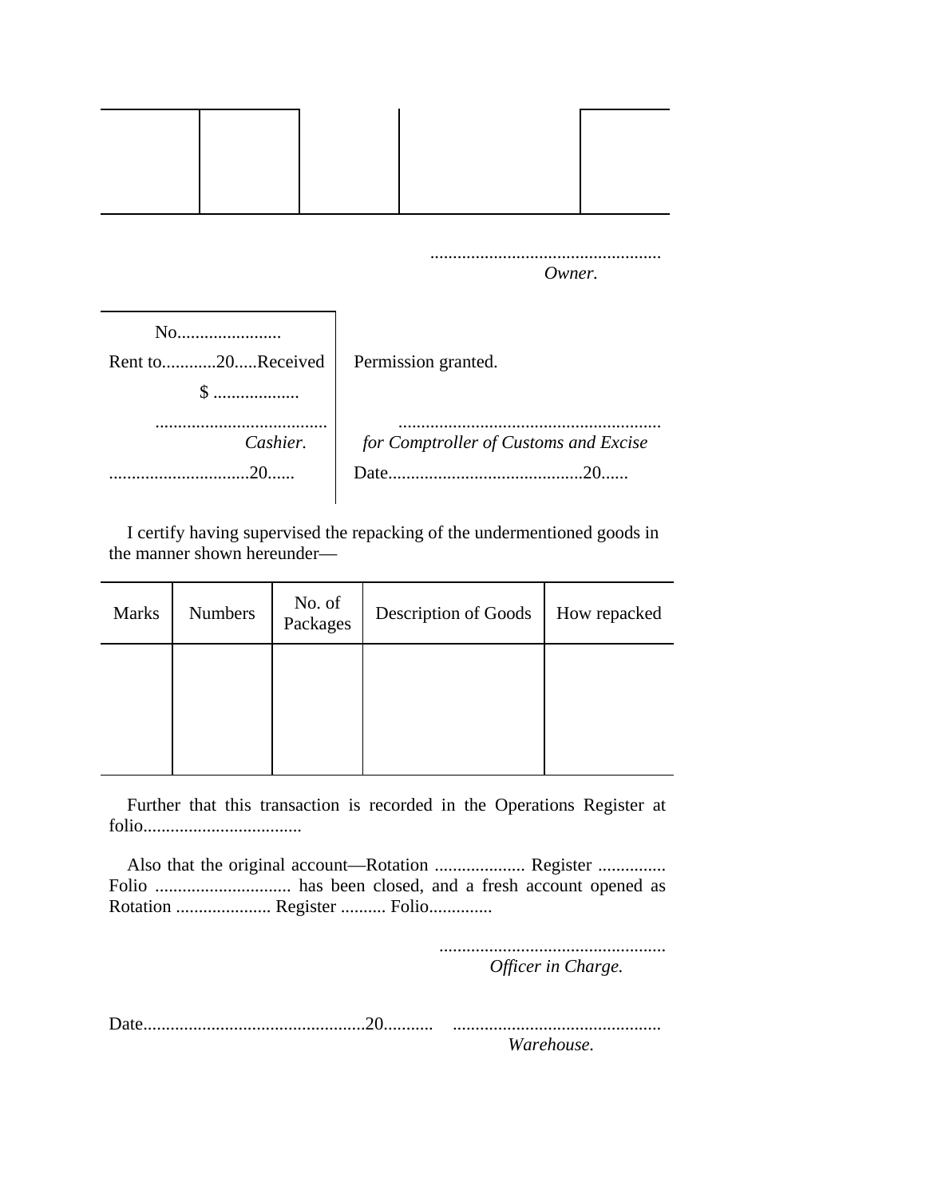| | | | | |
|---|---|---|---|---|
| | | | | |

....................................................
*Owner.*

| | |
|---|---|
| No....................... | |
| Rent to............20.....Received | Permission granted. |
| $ ................... | |
| ......................................<br>*Cashier.* | ..........................................................<br>*for Comptroller of Customs and Excise* |
| ...............................20...... | Date...........................................20...... |

I certify having supervised the repacking of the undermentioned goods in the manner shown hereunder—

| Marks | Numbers | No. of Packages | Description of Goods | How repacked |
|---|---|---|---|---|
| | | | | |

Further that this transaction is recorded in the Operations Register at folio...................................

Also that the original account—Rotation .................... Register ............... Folio .............................. has been closed, and a fresh account opened as Rotation ..................... Register .......... Folio..............

..................................................
*Officer in Charge.*

Date.................................................20........... ..............................................
*Warehouse.*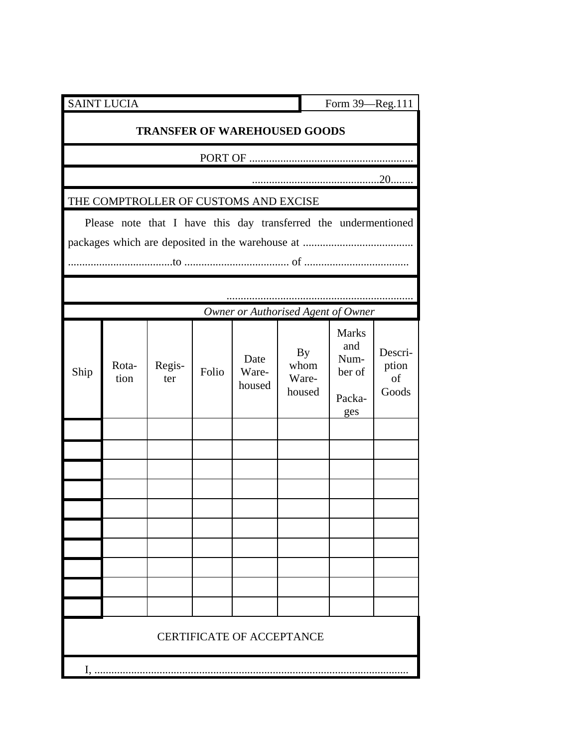SAINT LUCIA | Form 39—Reg.111

**TRANSFER OF WAREHOUSED GOODS**

PORT OF ..........................................................

............................................20........

THE COMPTROLLER OF CUSTOMS AND EXCISE

Please note that I have this day transferred the undermentioned packages which are deposited in the warehouse at ....................................... .....................................to ..................................... of .....................................

..................................................................
*Owner or Authorised Agent of Owner*

| Ship | Rotation | Register | Folio | Date Warehoused | By whom Warehoused | Marks and Number of Packages | Description of Goods |
|---|---|---|---|---|---|---|---|
| | | | | | | | |
| | | | | | | | |
| | | | | | | | |
| | | | | | | | |
| | | | | | | | |
| | | | | | | | |
| | | | | | | | |
| | | | | | | | |
| | | | | | | | |
| | | | | | | | |

CERTIFICATE OF ACCEPTANCE

I, ..............................................................................................................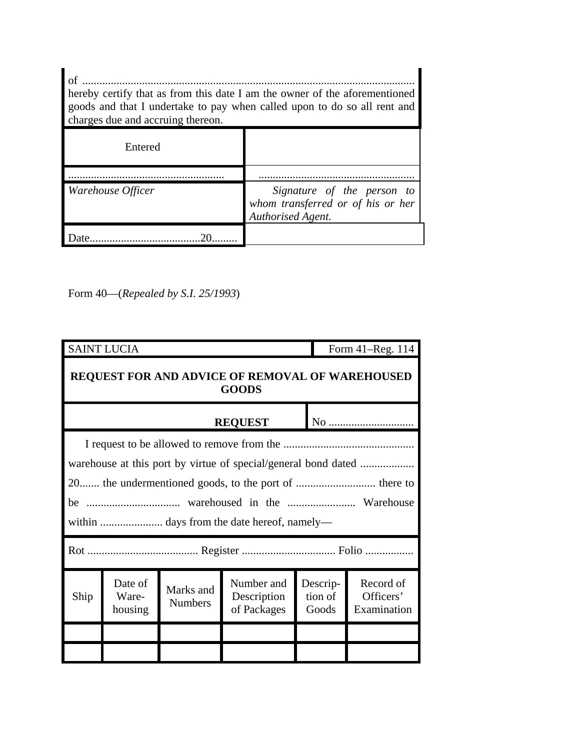of .....................................................................................................................
hereby certify that as from this date I am the owner of the aforementioned goods and that I undertake to pay when called upon to do so all rent and charges due and accruing thereon.

| Entered | |
|---|---|
| ....................................................... | ....................................................... |
| *Warehouse Officer* | *Signature of the person to whom transferred or of his or her Authorised Agent.* |
| Date.......................................20......... | |

Form 40—(*Repealed by S.I. 25/1993*)

| SAINT LUCIA | Form 41–Reg. 114 |
|---|---|

**REQUEST FOR AND ADVICE OF REMOVAL OF WAREHOUSED GOODS**

**REQUEST** No ..............................

I request to be allowed to remove from the .............................................. warehouse at this port by virtue of special/general bond dated ................... 20....... the undermentioned goods, to the port of ............................ there to be ................................ warehoused in the ........................ Warehouse within ...................... days from the date hereof, namely—

Rot ....................................... Register ................................ Folio .................

| Ship | Date of Ware-housing | Marks and Numbers | Number and Description of Packages | Descrip-tion of Goods | Record of Officers' Examination |
|---|---|---|---|---|---|
| | | | | | |
| | | | | | |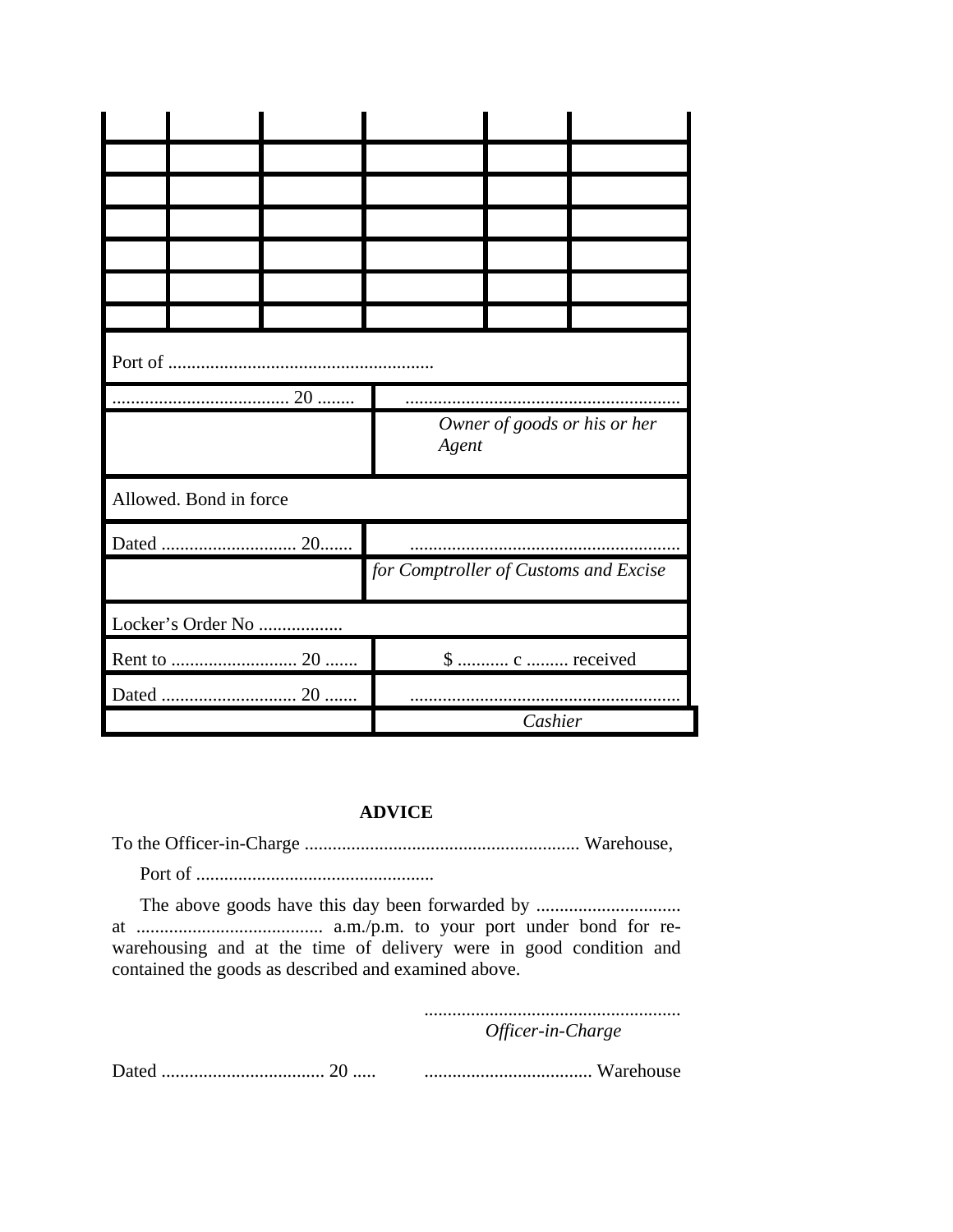| | | | | | |
|---|---|---|---|---|---|
| | | | | | |
| | | | | | |
| | | | | | |
| | | | | | |
| | | | | | |
| | | | | | |

| | |
|---|---|
| Port of ......................................................... | |
| ...................................... 20 ........ | ........................................................... |
| | *Owner of goods or his or her Agent* |
| Allowed. Bond in force | |
| Dated ............................ 20....... | .......................................................... |
| | *for Comptroller of Customs and Excise* |
| Locker's Order No .................. | |
| Rent to ........................... 20 ....... | $ ........... c ......... received |
| Dated ............................ 20 ....... | .......................................................... |
| | *Cashier* |

**ADVICE**

To the Officer-in-Charge ........................................................... Warehouse,

Port of ...................................................

The above goods have this day been forwarded by ............................... at ........................................ a.m./p.m. to your port under bond for re-warehousing and at the time of delivery were in good condition and contained the goods as described and examined above.

.......................................................
*Officer-in-Charge*

Dated ................................... 20 .....  .................................... Warehouse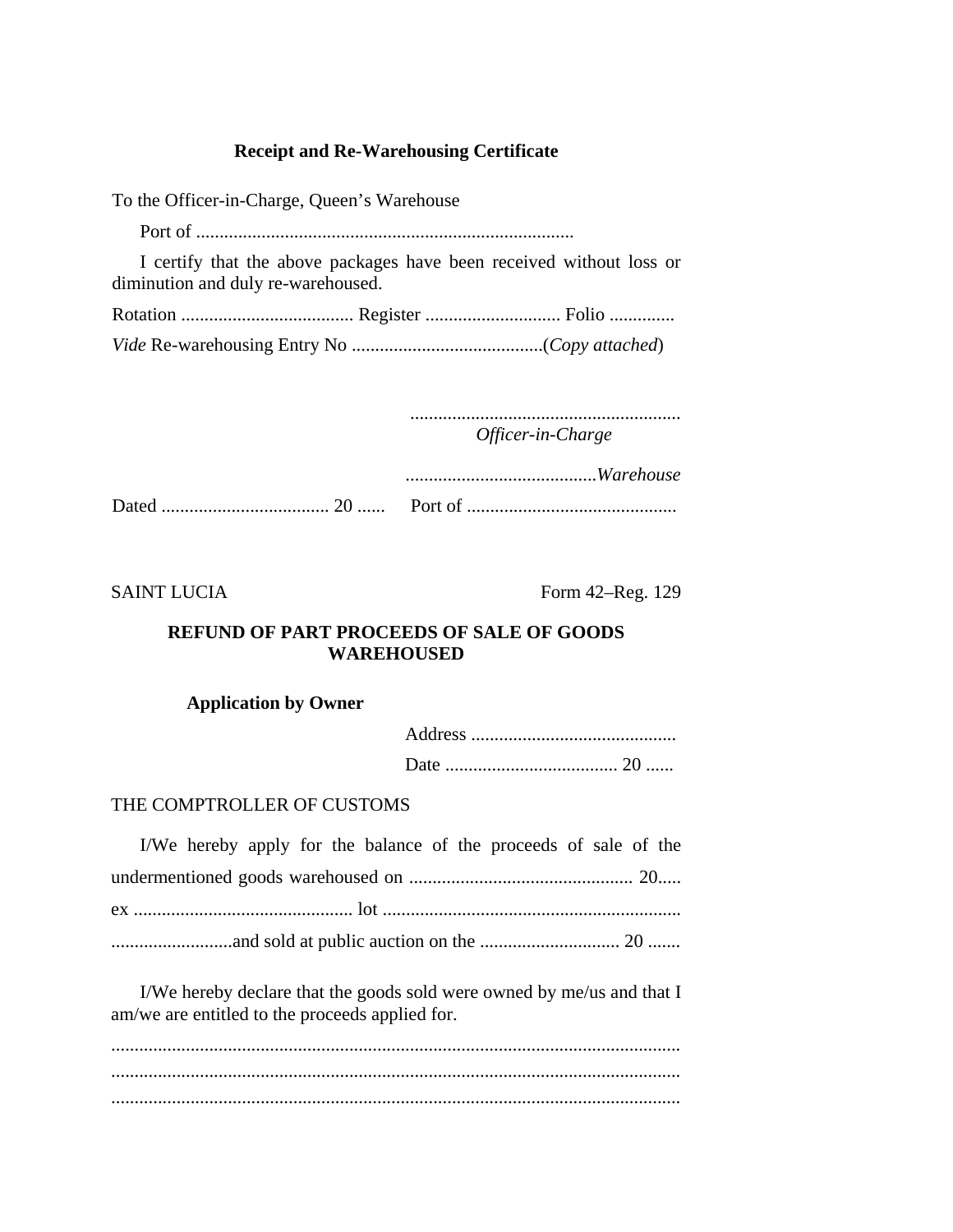**Receipt and Re-Warehousing Certificate**

To the Officer-in-Charge, Queen's Warehouse

Port of ..................................................................................

I certify that the above packages have been received without loss or diminution and duly re-warehoused.

Rotation ..................................... Register ............................. Folio ..............

*Vide* Re-warehousing Entry No ..........................................(*Copy attached*)

..........................................................
*Officer-in-Charge*

..........................................*Warehouse*

Dated .................................... 20 ...... Port of .............................................

SAINT LUCIA Form 42–Reg. 129

**REFUND OF PART PROCEEDS OF SALE OF GOODS WAREHOUSED**

**Application by Owner**

Address ............................................

Date ..................................... 20 ......

THE COMPTROLLER OF CUSTOMS

I/We hereby apply for the balance of the proceeds of sale of the undermentioned goods warehoused on ................................................ 20..... ex .............................................. lot ................................................................ ..........................and sold at public auction on the .............................. 20 .......

I/We hereby declare that the goods sold were owned by me/us and that I am/we are entitled to the proceeds applied for.

..........................................................................................................................
..........................................................................................................................
..........................................................................................................................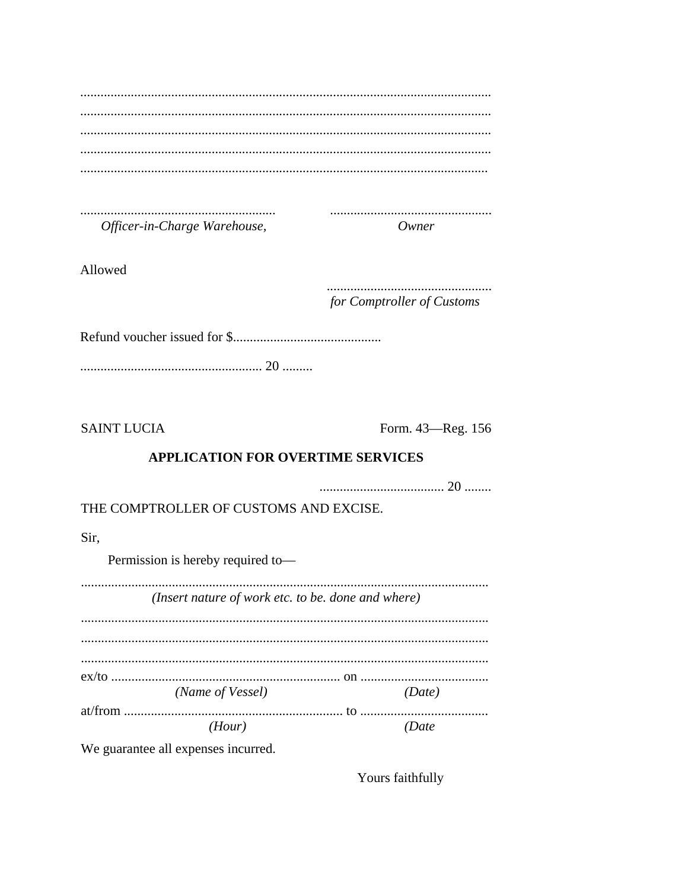.........................................................................................................................
.........................................................................................................................
.........................................................................................................................
.........................................................................................................................
........................................................................................................................

.......................................................... ................................................
*Officer-in-Charge Warehouse,* *Owner*

Allowed

.................................................
*for Comptroller of Customs*

Refund voucher issued for $............................................

...................................................... 20 .........

SAINT LUCIA Form. 43—Reg. 156

**APPLICATION FOR OVERTIME SERVICES**

..................................... 20 ........

THE COMPTROLLER OF CUSTOMS AND EXCISE.

Sir,

Permission is hereby required to—

........................................................................................................................
*(Insert nature of work etc. to be. done and where)*
........................................................................................................................
........................................................................................................................
........................................................................................................................

ex/to ................................................................... on ......................................
*(Name of Vessel)* *(Date)*

at/from ................................................................. to ......................................
*(Hour)* *(Date*

We guarantee all expenses incurred.

Yours faithfully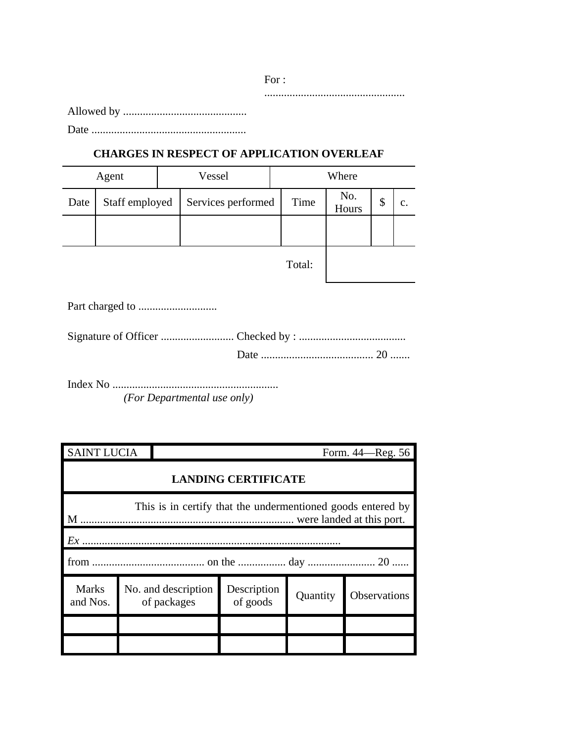For : ..................................................

Allowed by ............................................

Date .......................................................

**CHARGES IN RESPECT OF APPLICATION OVERLEAF**

| Agent | | Vessel | Where | | | |
|---|---|---|---|---|---|---|
| Date | Staff employed | Services performed | Time | No. Hours | $ | c. |
| | | | | | | |
| | | | Total: | | | |

Part charged to ............................

Signature of Officer .......................... Checked by : ......................................

Date ........................................ 20 .......

Index No ...........................................................
*(For Departmental use only)*

| SAINT LUCIA | Form. 44—Reg. 56 |
|---|---|

**LANDING CERTIFICATE**

This is in certify that the undermentioned goods entered by M ............................................................................ were landed at this port.

*Ex* ............................................................................................

from ........................................ on the ................. day ........................ 20 ......

| Marks and Nos. | No. and description of packages | Description of goods | Quantity | Observations |
|---|---|---|---|---|
| | | | | |
| | | | | |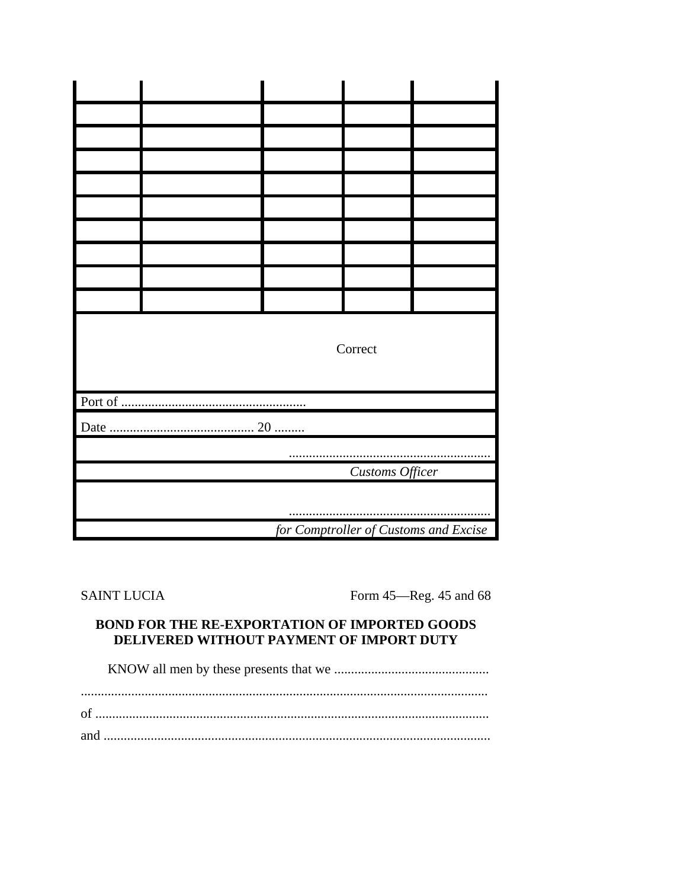| | | | | |
|---|---|---|---|---|
| | | | | |
| | | | | |
| | | | | |
| | | | | |
| | | | | |
| | | | | |
| | | | | |
| | | | | |
| | | | | |

Correct

Port of .......................................................

Date ........................................... 20 .........

............................................................

*Customs Officer*

............................................................

*for Comptroller of Customs and Excise*

SAINT LUCIA

Form 45—Reg. 45 and 68

**BOND FOR THE RE-EXPORTATION OF IMPORTED GOODS DELIVERED WITHOUT PAYMENT OF IMPORT DUTY**

KNOW all men by these presents that we ..............................................

.........................................................................................................................

of .....................................................................................................................

and ...................................................................................................................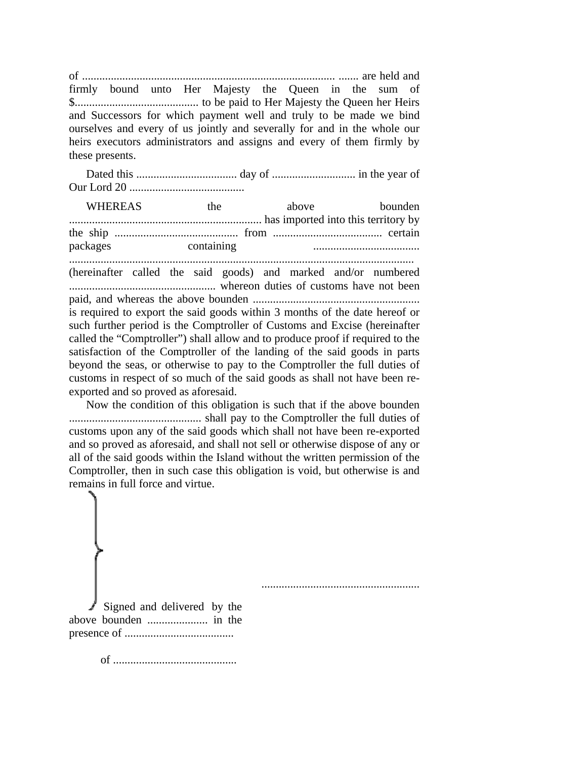of ........................................................................................ ....... are held and firmly bound unto Her Majesty the Queen in the sum of $........................................... to be paid to Her Majesty the Queen her Heirs and Successors for which payment well and truly to be made we bind ourselves and every of us jointly and severally for and in the whole our heirs executors administrators and assigns and every of them firmly by these presents.

Dated this ................................... day of ............................. in the year of Our Lord 20 ........................................

WHEREAS the above bounden ................................................................... has imported into this territory by the ship ........................................... from ...................................... certain packages containing ..................................... ........................................................................................................................ (hereinafter called the said goods) and marked and/or numbered .................................................. whereon duties of customs have not been paid, and whereas the above bounden .......................................................... is required to export the said goods within 3 months of the date hereof or such further period is the Comptroller of Customs and Excise (hereinafter called the "Comptroller") shall allow and to produce proof if required to the satisfaction of the Comptroller of the landing of the said goods in parts beyond the seas, or otherwise to pay to the Comptroller the full duties of customs in respect of so much of the said goods as shall not have been re-exported and so proved as aforesaid.

Now the condition of this obligation is such that if the above bounden .............................................. shall pay to the Comptroller the full duties of customs upon any of the said goods which shall not have been re-exported and so proved as aforesaid, and shall not sell or otherwise dispose of any or all of the said goods within the Island without the written permission of the Comptroller, then in such case this obligation is void, but otherwise is and remains in full force and virtue.

......................................................

Signed and delivered by the above bounden ..................... in the presence of ......................................

of ...........................................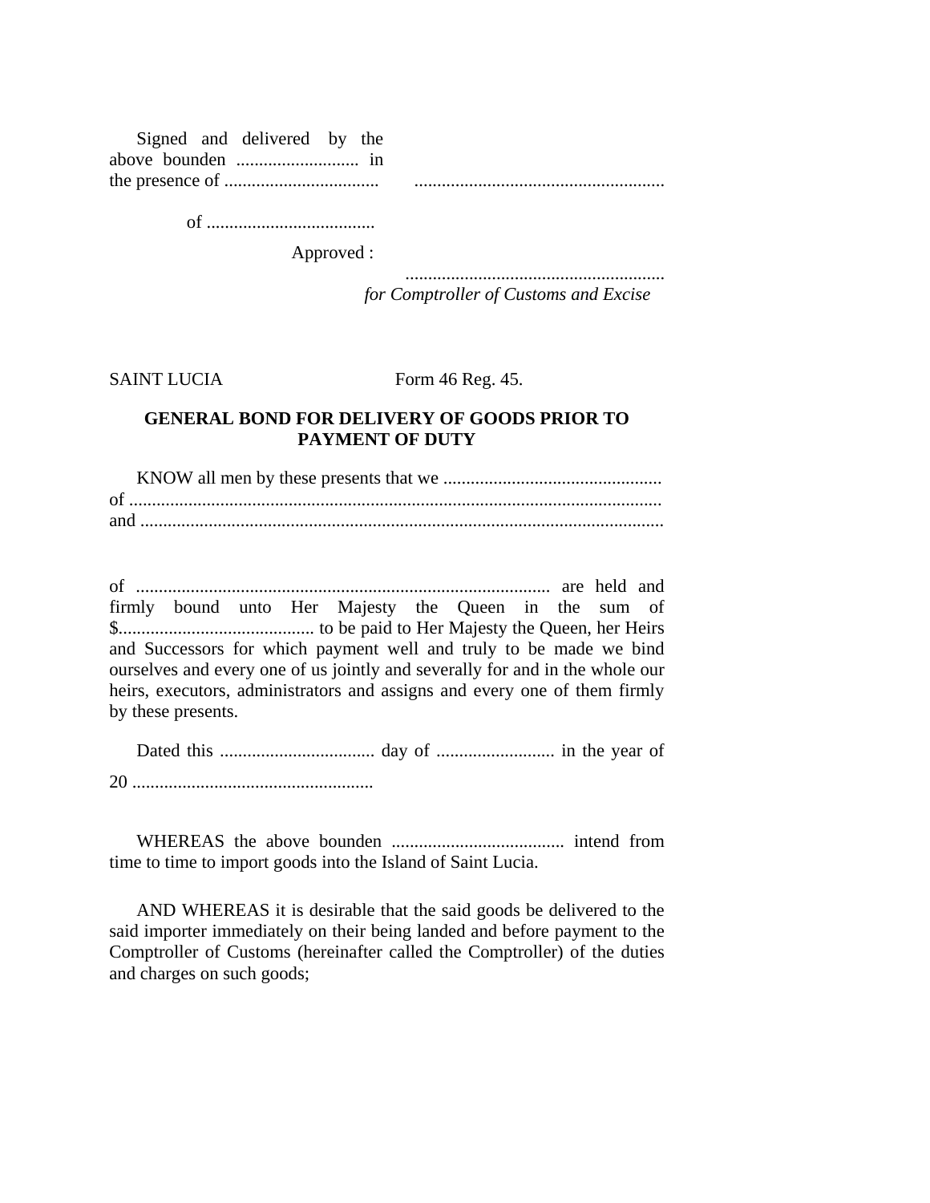Signed and delivered by the above bounden ........................... in the presence of .................................. .......................................................

of .....................................

Approved :

.........................................................
*for Comptroller of Customs and Excise*

SAINT LUCIA Form 46 Reg. 45.

**GENERAL BOND FOR DELIVERY OF GOODS PRIOR TO PAYMENT OF DUTY**

KNOW all men by these presents that we ................................................ of ..................................................................................................................... and ...................................................................................................................

of ........................................................................................... are held and firmly bound unto Her Majesty the Queen in the sum of $........................................... to be paid to Her Majesty the Queen, her Heirs and Successors for which payment well and truly to be made we bind ourselves and every one of us jointly and severally for and in the whole our heirs, executors, administrators and assigns and every one of them firmly by these presents.

Dated this .................................. day of .......................... in the year of 20 .....................................................

WHEREAS the above bounden ...................................... intend from time to time to import goods into the Island of Saint Lucia.

AND WHEREAS it is desirable that the said goods be delivered to the said importer immediately on their being landed and before payment to the Comptroller of Customs (hereinafter called the Comptroller) of the duties and charges on such goods;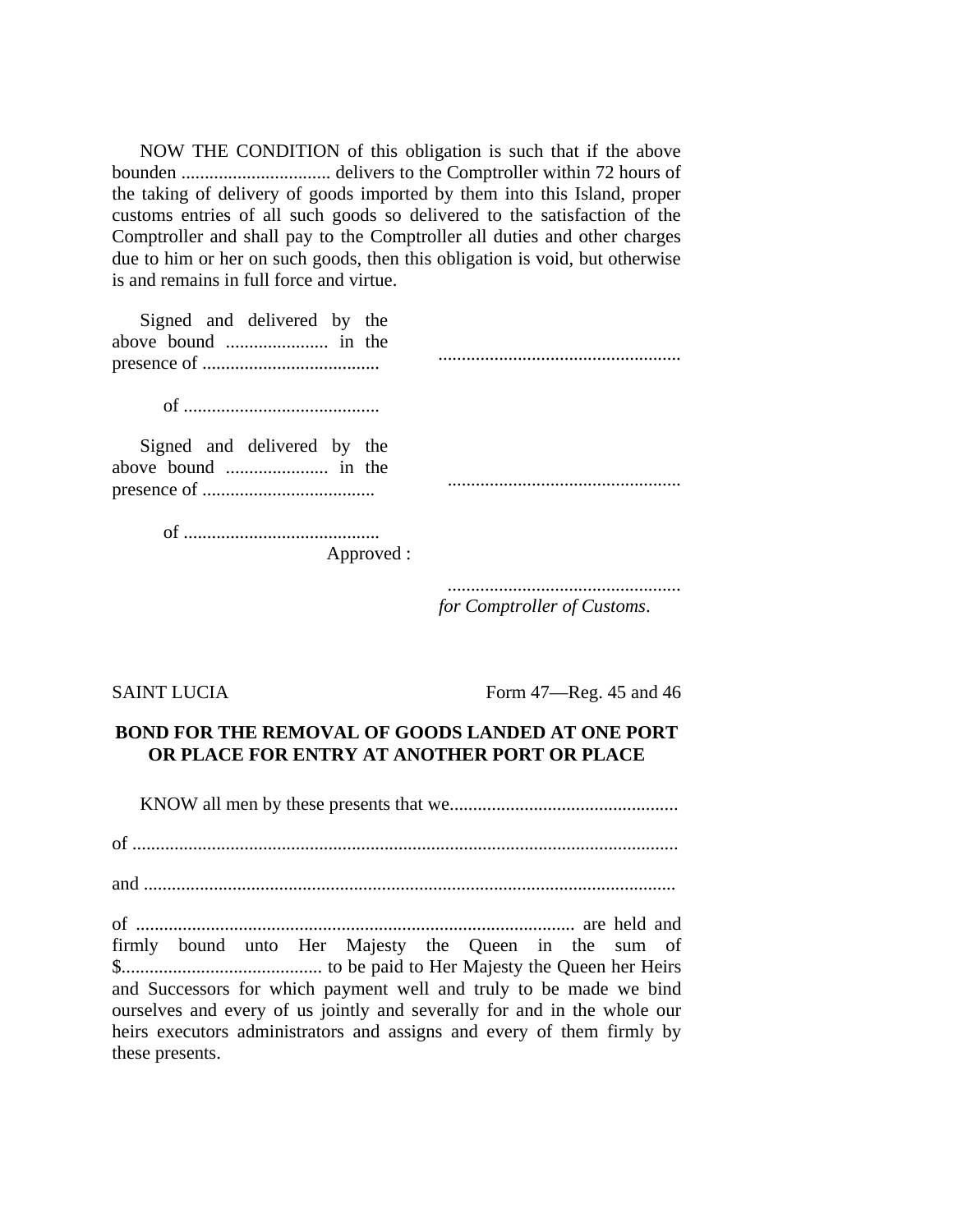NOW THE CONDITION of this obligation is such that if the above bounden ................................ delivers to the Comptroller within 72 hours of the taking of delivery of goods imported by them into this Island, proper customs entries of all such goods so delivered to the satisfaction of the Comptroller and shall pay to the Comptroller all duties and other charges due to him or her on such goods, then this obligation is void, but otherwise is and remains in full force and virtue.

Signed and delivered by the above bound ...................... in the presence of ......................................

...................................................

of ..........................................

Signed and delivered by the above bound ...................... in the presence of .....................................

.................................................

of ..........................................

Approved :

.................................................

*for Comptroller of Customs*.

SAINT LUCIA — Form 47—Reg. 45 and 46

**BOND FOR THE REMOVAL OF GOODS LANDED AT ONE PORT OR PLACE FOR ENTRY AT ANOTHER PORT OR PLACE**

KNOW all men by these presents that we.................................................

of ....................................................................................................................

and ................................................................................................................

of ............................................................................................ are held and firmly bound unto Her Majesty the Queen in the sum of $.......................................... to be paid to Her Majesty the Queen her Heirs and Successors for which payment well and truly to be made we bind ourselves and every of us jointly and severally for and in the whole our heirs executors administrators and assigns and every of them firmly by these presents.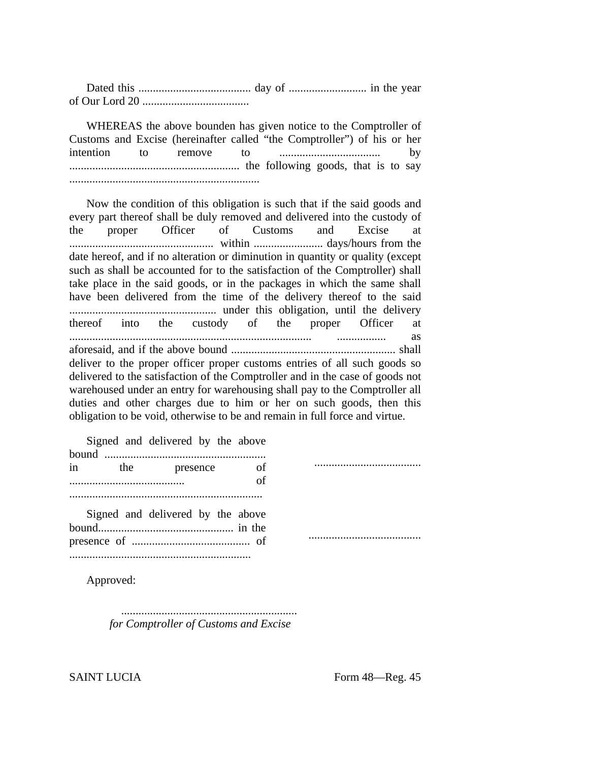Dated this ....................................... day of ........................... in the year of Our Lord 20 .....................................

WHEREAS the above bounden has given notice to the Comptroller of Customs and Excise (hereinafter called "the Comptroller") of his or her intention to remove to .................................. by .......................................................... the following goods, that is to say ..................................................................

Now the condition of this obligation is such that if the said goods and every part thereof shall be duly removed and delivered into the custody of the proper Officer of Customs and Excise at .................................................. within ........................ days/hours from the date hereof, and if no alteration or diminution in quantity or quality (except such as shall be accounted for to the satisfaction of the Comptroller) shall take place in the said goods, or in the packages in which the same shall have been delivered from the time of the delivery thereof to the said ................................................... under this obligation, until the delivery thereof into the custody of the proper Officer at ................................................................................... ................. as aforesaid, and if the above bound ......................................................... shall deliver to the proper officer proper customs entries of all such goods so delivered to the satisfaction of the Comptroller and in the case of goods not warehoused under an entry for warehousing shall pay to the Comptroller all duties and other charges due to him or her on such goods, then this obligation to be void, otherwise to be and remain in full force and virtue.

Signed and delivered by the above bound ........................................................ in the presence of ........................................ of ...................................................................

.....................................

Signed and delivered by the above bound............................................... in the presence of ......................................... of ...............................................................

.......................................

Approved:

.............................................................
*for Comptroller of Customs and Excise*

SAINT LUCIA Form 48—Reg. 45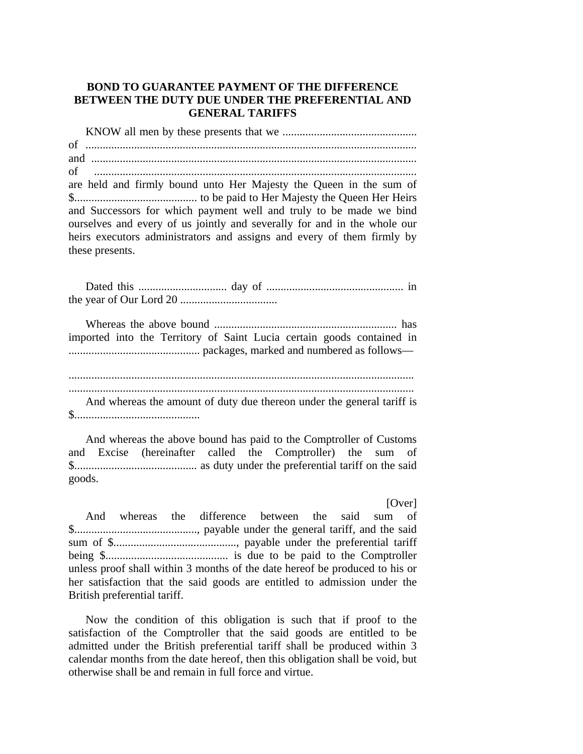**BOND TO GUARANTEE PAYMENT OF THE DIFFERENCE BETWEEN THE DUTY DUE UNDER THE PREFERENTIAL AND GENERAL TARIFFS**

KNOW all men by these presents that we ............................................... of ..................................................................................................................... and ................................................................................................................. of ................................................................................................................. are held and firmly bound unto Her Majesty the Queen in the sum of $........................................... to be paid to Her Majesty the Queen Her Heirs and Successors for which payment well and truly to be made we bind ourselves and every of us jointly and severally for and in the whole our heirs executors administrators and assigns and every of them firmly by these presents.

Dated this ............................... day of ................................................ in the year of Our Lord 20 ..................................

Whereas the above bound ................................................................ has imported into the Territory of Saint Lucia certain goods contained in ............................................. packages, marked and numbered as follows—

.........................................................................................................................
.........................................................................................................................

And whereas the amount of duty due thereon under the general tariff is $............................................

And whereas the above bound has paid to the Comptroller of Customs and Excise (hereinafter called the Comptroller) the sum of $........................................... as duty under the preferential tariff on the said goods.

[Over]

And whereas the difference between the said sum of $..........................................., payable under the general tariff, and the said sum of $..........................................., payable under the preferential tariff being $........................................... is due to be paid to the Comptroller unless proof shall within 3 months of the date hereof be produced to his or her satisfaction that the said goods are entitled to admission under the British preferential tariff.

Now the condition of this obligation is such that if proof to the satisfaction of the Comptroller that the said goods are entitled to be admitted under the British preferential tariff shall be produced within 3 calendar months from the date hereof, then this obligation shall be void, but otherwise shall be and remain in full force and virtue.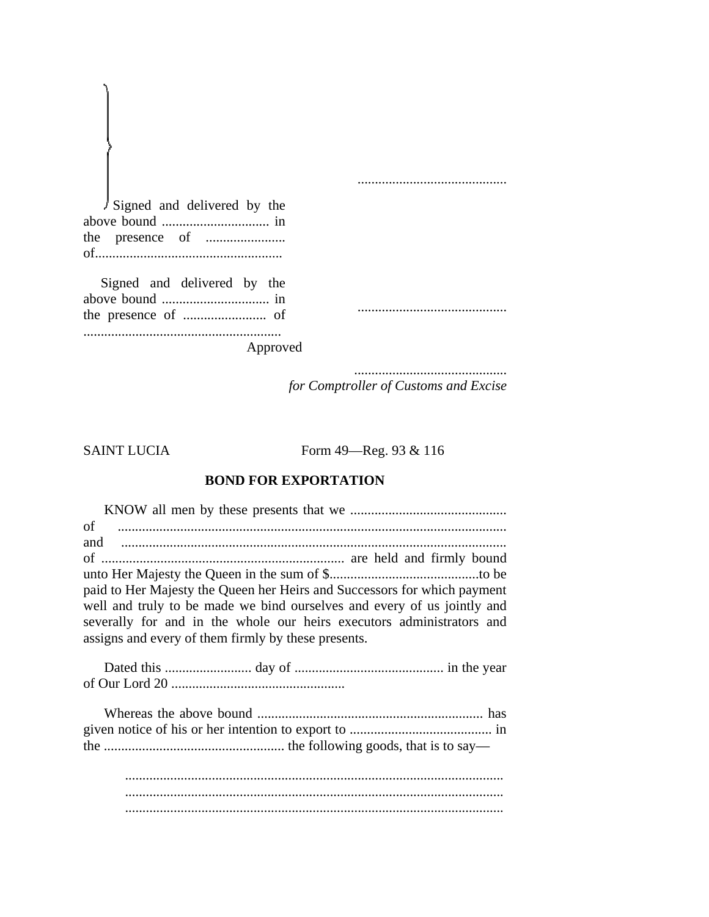...........................................

Signed and delivered by the above bound ............................... in the presence of ....................... of......................................................

Signed and delivered by the above bound ............................... in the presence of ........................ of .........................................................

...........................................

Approved

...........................................
*for Comptroller of Customs and Excise*

SAINT LUCIA Form 49—Reg. 93 & 116

**BOND FOR EXPORTATION**

KNOW all men by these presents that we ............................................. of ................................................................................................................ and ............................................................................................................... of ...................................................................... are held and firmly bound unto Her Majesty the Queen in the sum of $...........................................to be paid to Her Majesty the Queen her Heirs and Successors for which payment well and truly to be made we bind ourselves and every of us jointly and severally for and in the whole our heirs executors administrators and assigns and every of them firmly by these presents.

Dated this ......................... day of ........................................... in the year of Our Lord 20 .................................................

Whereas the above bound ................................................................. has given notice of his or her intention to export to ......................................... in the .................................................... the following goods, that is to say—

.............................................................................................................
.............................................................................................................
.............................................................................................................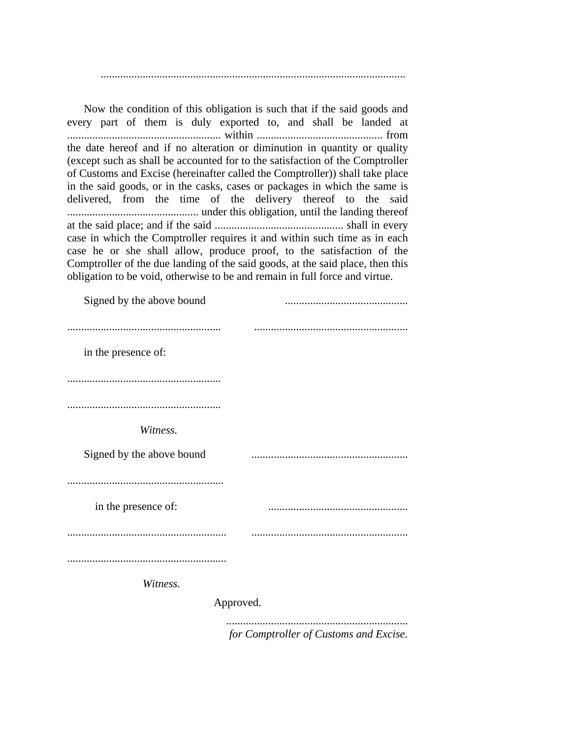..............................................................................................................

Now the condition of this obligation is such that if the said goods and every part of them is duly exported to, and shall be landed at ....................................................... within ............................................. from the date hereof and if no alteration or diminution in quantity or quality (except such as shall be accounted for to the satisfaction of the Comptroller of Customs and Excise (hereinafter called the Comptroller)) shall take place in the said goods, or in the casks, cases or packages in which the same is delivered, from the time of the delivery thereof to the said ............................................... under this obligation, until the landing thereof at the said place; and if the said .............................................. shall in every case in which the Comptroller requires it and within such time as in each case he or she shall allow, produce proof, to the satisfaction of the Comptroller of the due landing of the said goods, at the said place, then this obligation to be void, otherwise to be and remain in full force and virtue.

Signed by the above bound ............................................

....................................................... .......................................................

in the presence of:

.......................................................

.......................................................

*Witness.*

Signed by the above bound ........................................................

........................................................

in the presence of: .................................................

......................................................... ........................................................

.........................................................

*Witness.*

Approved.

.................................................................

*for Comptroller of Customs and Excise.*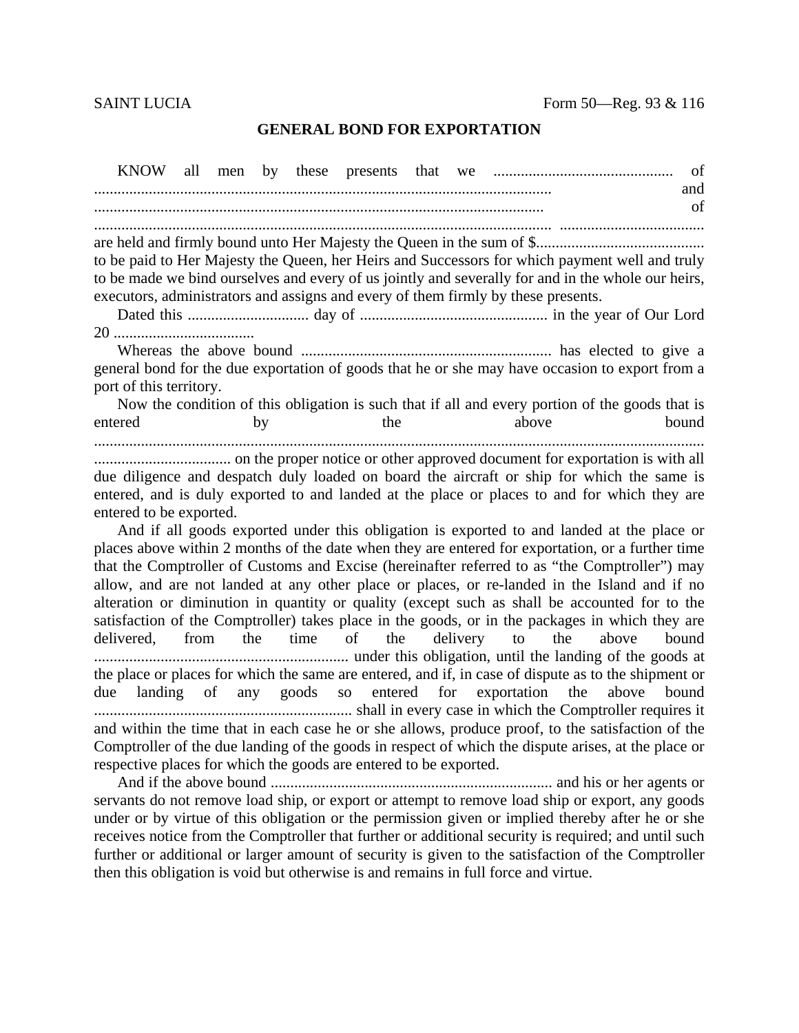SAINT LUCIA Form 50—Reg. 93 & 116

# GENERAL BOND FOR EXPORTATION

KNOW all men by these presents that we .............................................. of ..................................................................................................................... and ................................................................................................................... of ..................................................................................................................... ..................................... are held and firmly bound unto Her Majesty the Queen in the sum of $........................................... to be paid to Her Majesty the Queen, her Heirs and Successors for which payment well and truly to be made we bind ourselves and every of us jointly and severally for and in the whole our heirs, executors, administrators and assigns and every of them firmly by these presents.

Dated this ............................... day of ................................................ in the year of Our Lord 20 ....................................

Whereas the above bound ................................................................ has elected to give a general bond for the due exportation of goods that he or she may have occasion to export from a port of this territory.

Now the condition of this obligation is such that if all and every portion of the goods that is entered by the above bound ............................................................................................................................................... ................................... on the proper notice or other approved document for exportation is with all due diligence and despatch duly loaded on board the aircraft or ship for which the same is entered, and is duly exported to and landed at the place or places to and for which they are entered to be exported.

And if all goods exported under this obligation is exported to and landed at the place or places above within 2 months of the date when they are entered for exportation, or a further time that the Comptroller of Customs and Excise (hereinafter referred to as "the Comptroller") may allow, and are not landed at any other place or places, or re-landed in the Island and if no alteration or diminution in quantity or quality (except such as shall be accounted for to the satisfaction of the Comptroller) takes place in the goods, or in the packages in which they are delivered, from the time of the delivery to the above bound ................................................................. under this obligation, until the landing of the goods at the place or places for which the same are entered, and if, in case of dispute as to the shipment or due landing of any goods so entered for exportation the above bound .................................................................. shall in every case in which the Comptroller requires it and within the time that in each case he or she allows, produce proof, to the satisfaction of the Comptroller of the due landing of the goods in respect of which the dispute arises, at the place or respective places for which the goods are entered to be exported.

And if the above bound ........................................................................ and his or her agents or servants do not remove load ship, or export or attempt to remove load ship or export, any goods under or by virtue of this obligation or the permission given or implied thereby after he or she receives notice from the Comptroller that further or additional security is required; and until such further or additional or larger amount of security is given to the satisfaction of the Comptroller then this obligation is void but otherwise is and remains in full force and virtue.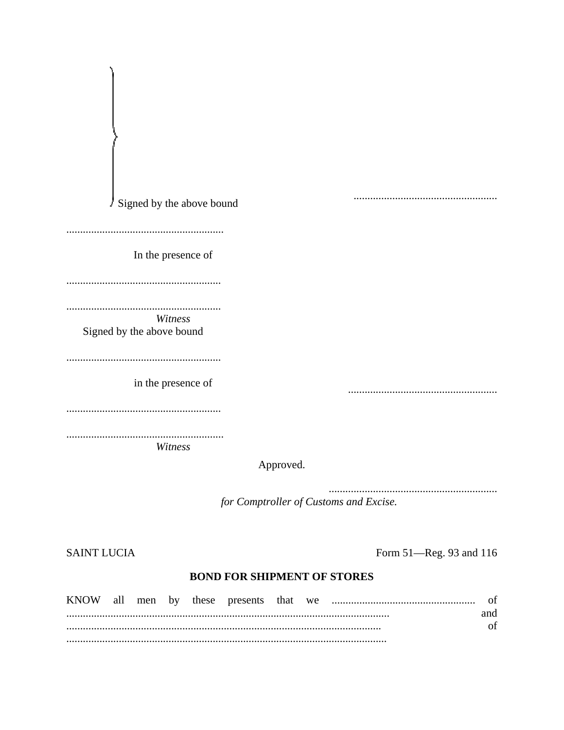Signed by the above bound ....................................................

..........................................................

In the presence of

..........................................................

..........................................................

*Witness*

Signed by the above bound

..........................................................

in the presence of ....................................................

..........................................................

..........................................................

*Witness*

Approved.

.............................................................

*for Comptroller of Customs and Excise.*

SAINT LUCIA — Form 51—Reg. 93 and 116

**BOND FOR SHIPMENT OF STORES**

KNOW all men by these presents that we .................................................... of .................................................................................................................. and ................................................................................................................ of ..................................................................................................................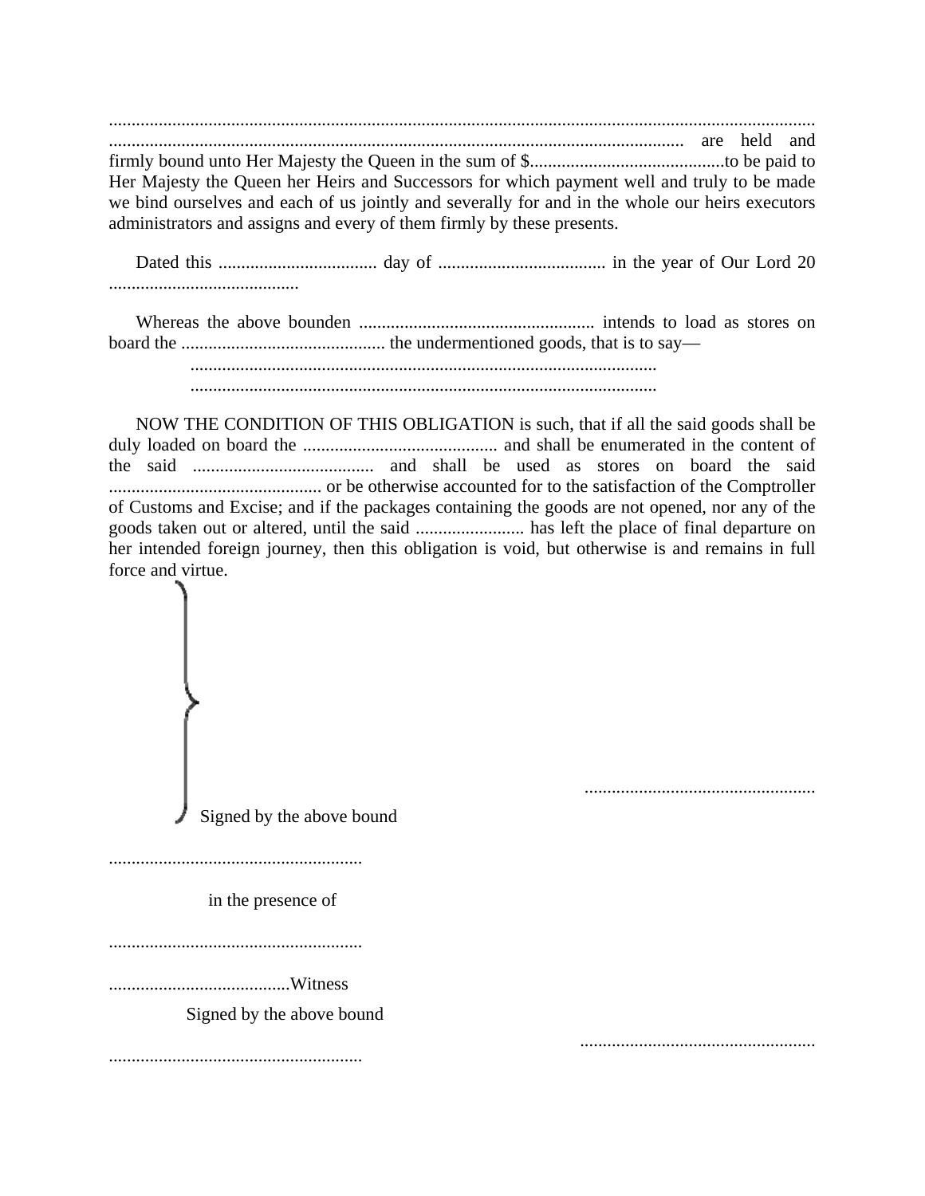.............................................................................................................................................................
.............................................................................................................................. are held and firmly bound unto Her Majesty the Queen in the sum of $..........................................to be paid to Her Majesty the Queen her Heirs and Successors for which payment well and truly to be made we bind ourselves and each of us jointly and severally for and in the whole our heirs executors administrators and assigns and every of them firmly by these presents.

Dated this ................................... day of ..................................... in the year of Our Lord 20 ..........................................

Whereas the above bounden .................................................... intends to load as stores on board the ............................................ the undermentioned goods, that is to say—

.......................................................................................................
.......................................................................................................

NOW THE CONDITION OF THIS OBLIGATION is such, that if all the said goods shall be duly loaded on board the ........................................... and shall be enumerated in the content of the said ........................................ and shall be used as stores on board the said ............................................... or be otherwise accounted for to the satisfaction of the Comptroller of Customs and Excise; and if the packages containing the goods are not opened, nor any of the goods taken out or altered, until the said ........................ has left the place of final departure on her intended foreign journey, then this obligation is void, but otherwise is and remains in full force and virtue.

...................................................

Signed by the above bound

........................................................

in the presence of

........................................................

........................................Witness

Signed by the above bound

...................................................

........................................................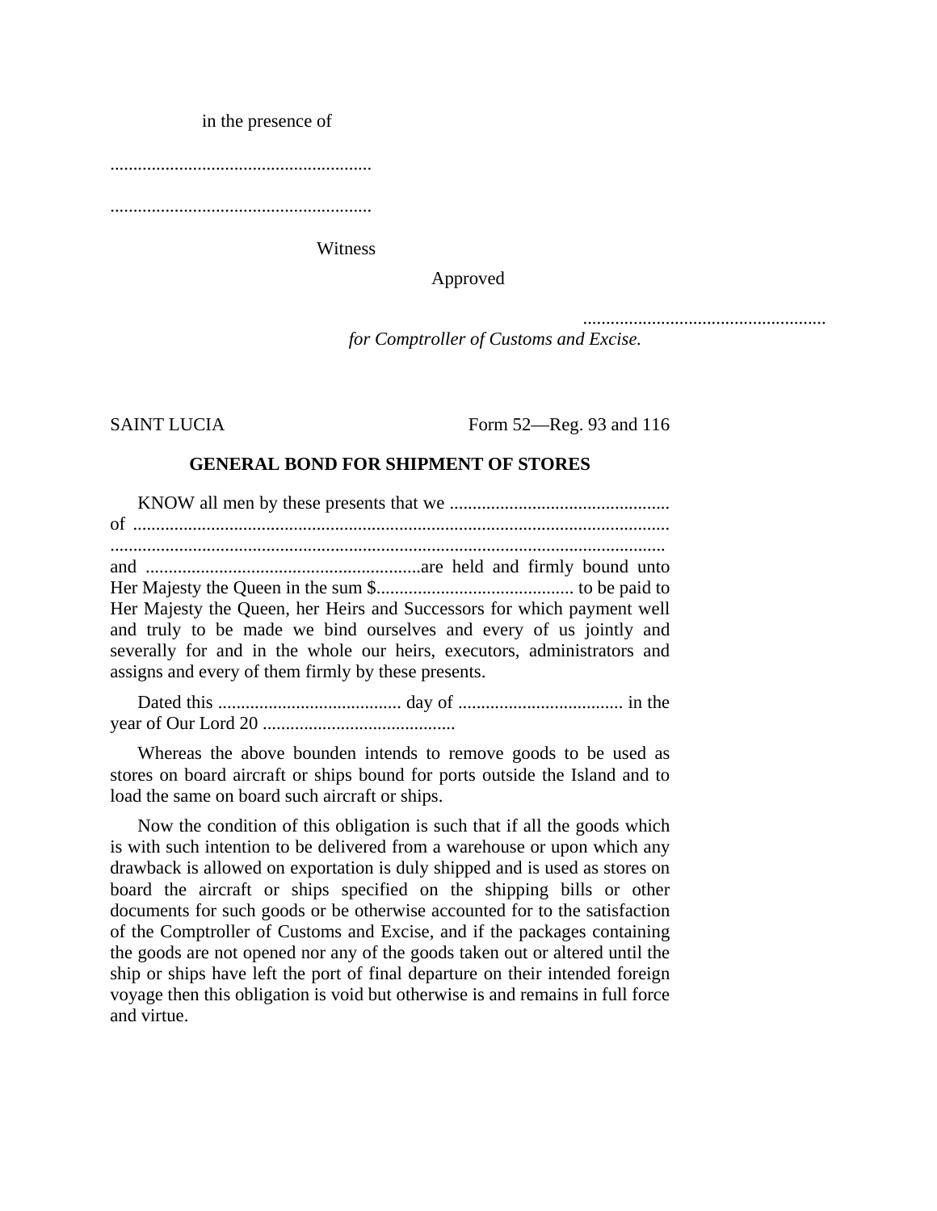in the presence of

.........................................................

.........................................................

Witness

Approved

.....................................................
*for Comptroller of Customs and Excise.*

SAINT LUCIA Form 52—Reg. 93 and 116

**GENERAL BOND FOR SHIPMENT OF STORES**

KNOW all men by these presents that we ................................................ of ..................................................................................................................... ......................................................................................................................... and ............................................................are held and firmly bound unto Her Majesty the Queen in the sum $........................................... to be paid to Her Majesty the Queen, her Heirs and Successors for which payment well and truly to be made we bind ourselves and every of us jointly and severally for and in the whole our heirs, executors, administrators and assigns and every of them firmly by these presents.

Dated this ........................................ day of .................................... in the year of Our Lord 20 ..........................................

Whereas the above bounden intends to remove goods to be used as stores on board aircraft or ships bound for ports outside the Island and to load the same on board such aircraft or ships.

Now the condition of this obligation is such that if all the goods which is with such intention to be delivered from a warehouse or upon which any drawback is allowed on exportation is duly shipped and is used as stores on board the aircraft or ships specified on the shipping bills or other documents for such goods or be otherwise accounted for to the satisfaction of the Comptroller of Customs and Excise, and if the packages containing the goods are not opened nor any of the goods taken out or altered until the ship or ships have left the port of final departure on their intended foreign voyage then this obligation is void but otherwise is and remains in full force and virtue.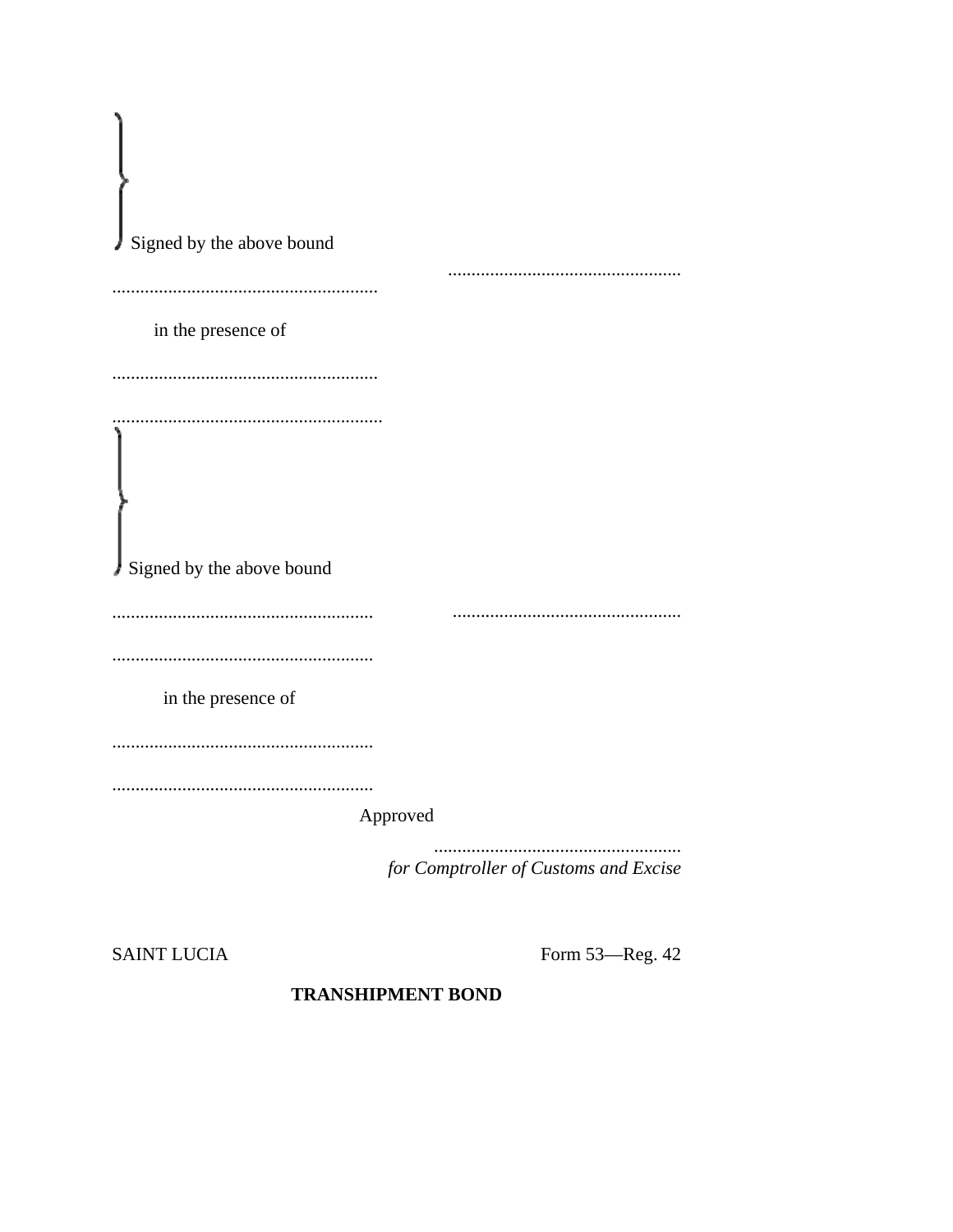Signed by the above bound

.................................................. ..................................................

in the presence of

..................................................

..................................................

Signed by the above bound

.................................................. ..................................................

..................................................

in the presence of

..................................................

..................................................

Approved

..................................................

*for Comptroller of Customs and Excise*

SAINT LUCIA Form 53—Reg. 42

**TRANSHIPMENT BOND**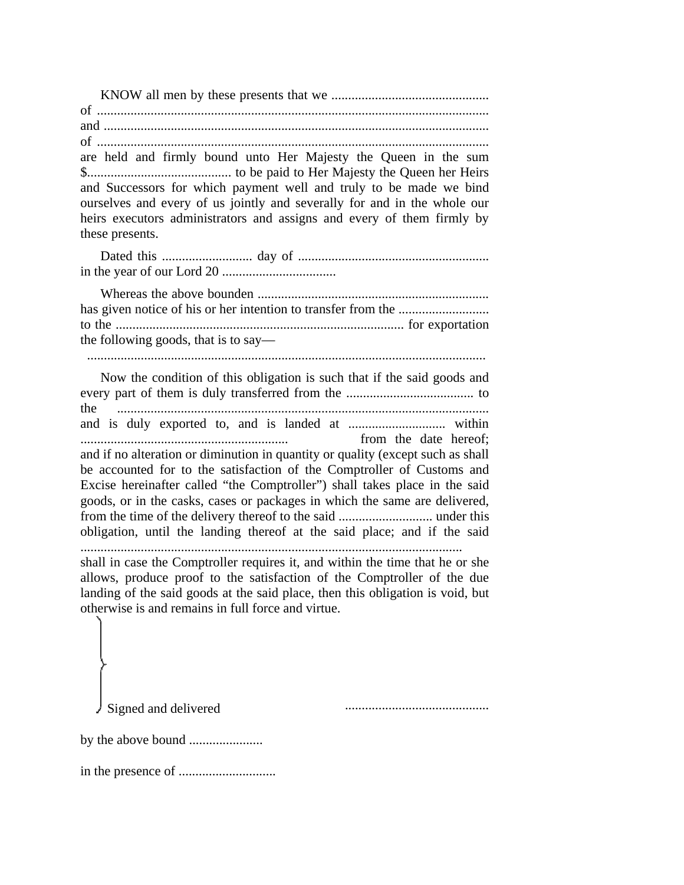KNOW all men by these presents that we ..............................................
of ....................................................................................................................
and ..................................................................................................................
of ....................................................................................................................
are held and firmly bound unto Her Majesty the Queen in the sum $........................................... to be paid to Her Majesty the Queen her Heirs and Successors for which payment well and truly to be made we bind ourselves and every of us jointly and severally for and in the whole our heirs executors administrators and assigns and every of them firmly by these presents.

Dated this ........................... day of ......................................................... in the year of our Lord 20 ..................................

Whereas the above bounden ..................................................................... has given notice of his or her intention to transfer from the ........................... to the ..................................................................................... for exportation the following goods, that is to say—

.......................................................................................................................

Now the condition of this obligation is such that if the said goods and every part of them is duly transferred from the ...................................... to the .............................................................................................................. and is duly exported to, and is landed at ............................ within .............................................................. from the date hereof; and if no alteration or diminution in quantity or quality (except such as shall be accounted for to the satisfaction of the Comptroller of Customs and Excise hereinafter called “the Comptroller”) shall takes place in the said goods, or in the casks, cases or packages in which the same are delivered, from the time of the delivery thereof to the said ............................ under this obligation, until the landing thereof at the said place; and if the said ................................................................................................................. shall in case the Comptroller requires it, and within the time that he or she allows, produce proof to the satisfaction of the Comptroller of the due landing of the said goods at the said place, then this obligation is void, but otherwise is and remains in full force and virtue.

Signed and delivered ...........................................

by the above bound ......................

in the presence of .............................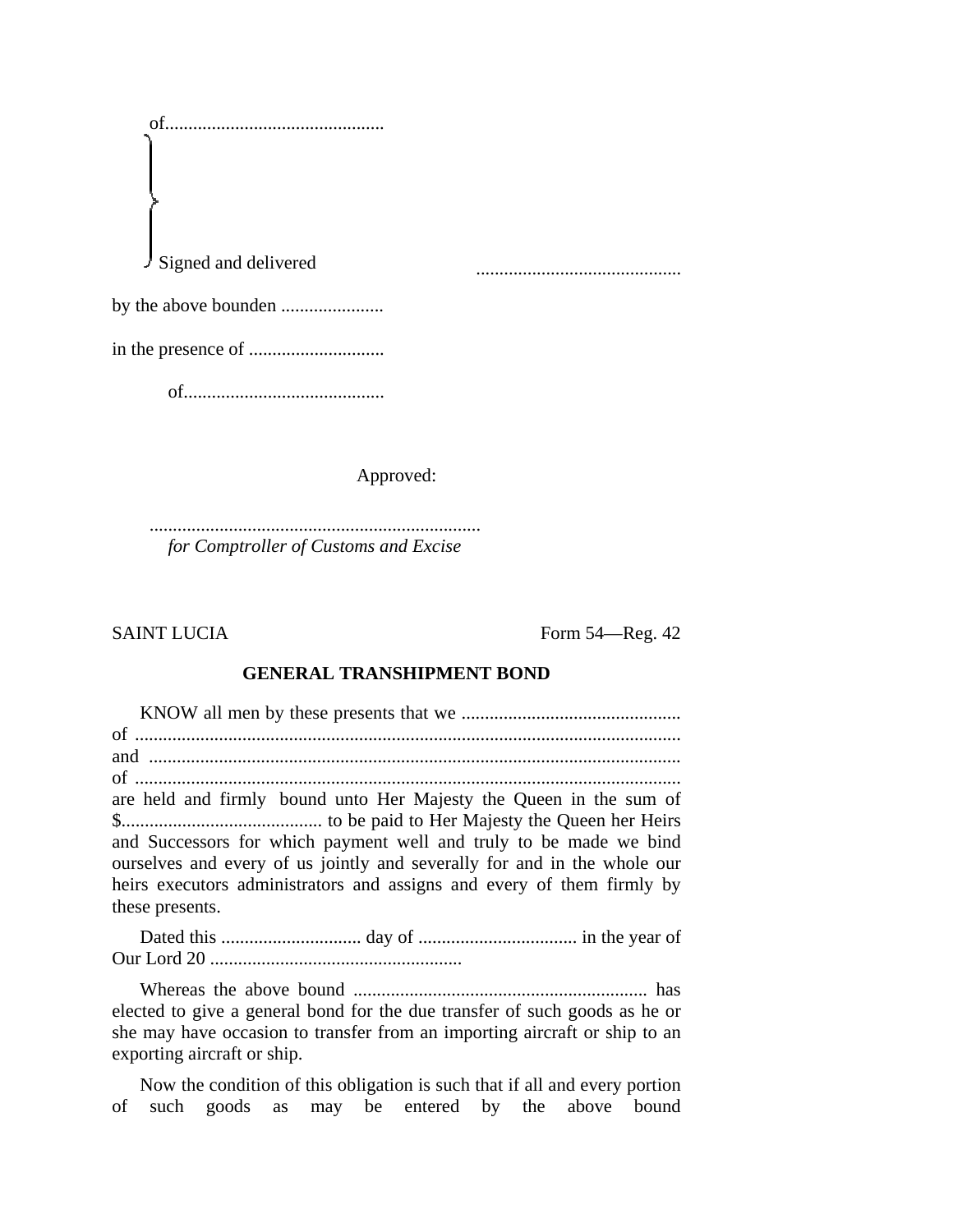of...............................................

Signed and delivered ............................................

by the above bounden ......................

in the presence of .............................

of...........................................

Approved:

.......................................................................
*for Comptroller of Customs and Excise*

SAINT LUCIA Form 54—Reg. 42

**GENERAL TRANSHIPMENT BOND**

KNOW all men by these presents that we ............................................... of .................................................................................................................... and ................................................................................................................. of .................................................................................................................... are held and firmly bound unto Her Majesty the Queen in the sum of $........................................... to be paid to Her Majesty the Queen her Heirs and Successors for which payment well and truly to be made we bind ourselves and every of us jointly and severally for and in the whole our heirs executors administrators and assigns and every of them firmly by these presents.

Dated this .............................. day of .................................. in the year of Our Lord 20 .....................................................

Whereas the above bound ............................................................... has elected to give a general bond for the due transfer of such goods as he or she may have occasion to transfer from an importing aircraft or ship to an exporting aircraft or ship.

Now the condition of this obligation is such that if all and every portion of such goods as may be entered by the above bound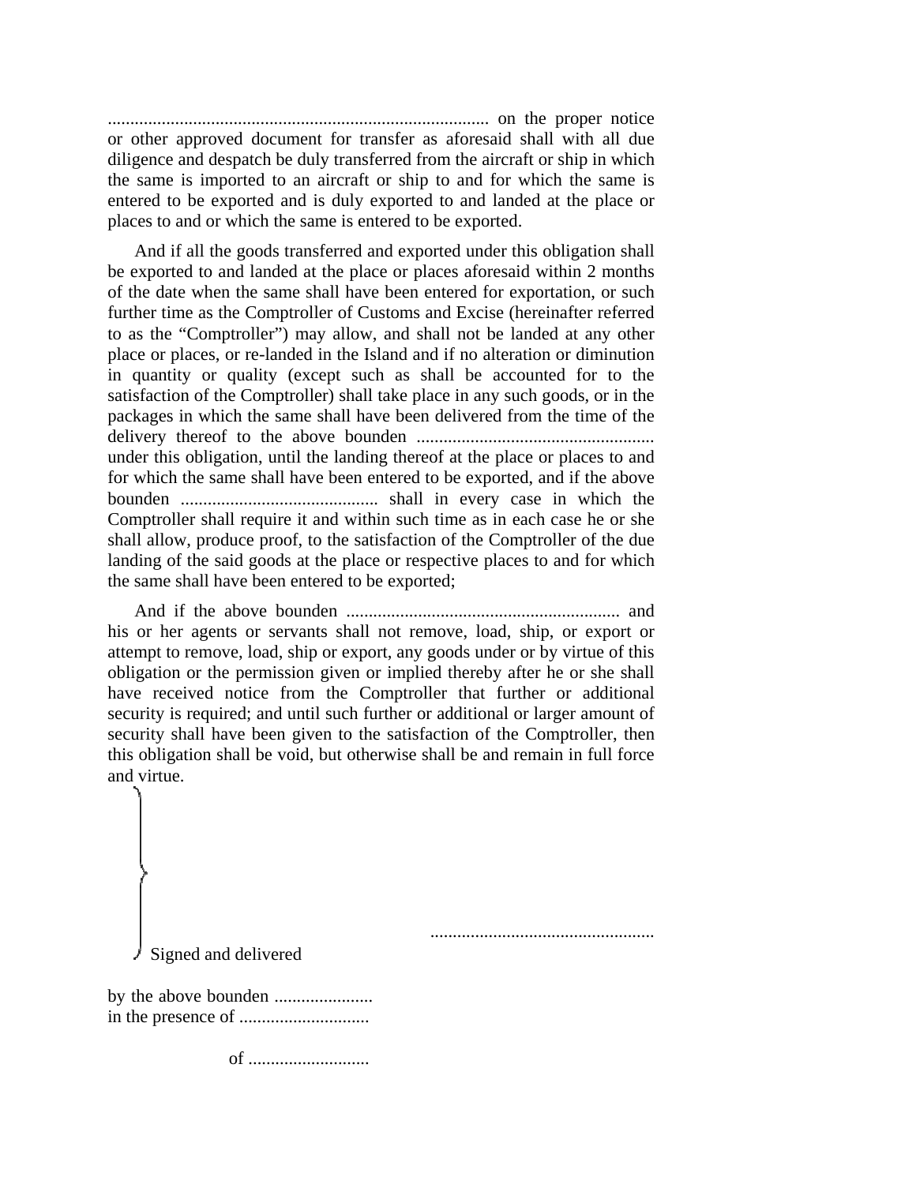..................................................................................... on the proper notice or other approved document for transfer as aforesaid shall with all due diligence and despatch be duly transferred from the aircraft or ship in which the same is imported to an aircraft or ship to and for which the same is entered to be exported and is duly exported to and landed at the place or places to and or which the same is entered to be exported.

And if all the goods transferred and exported under this obligation shall be exported to and landed at the place or places aforesaid within 2 months of the date when the same shall have been entered for exportation, or such further time as the Comptroller of Customs and Excise (hereinafter referred to as the "Comptroller") may allow, and shall not be landed at any other place or places, or re-landed in the Island and if no alteration or diminution in quantity or quality (except such as shall be accounted for to the satisfaction of the Comptroller) shall take place in any such goods, or in the packages in which the same shall have been delivered from the time of the delivery thereof to the above bounden ..................................................... under this obligation, until the landing thereof at the place or places to and for which the same shall have been entered to be exported, and if the above bounden ............................................ shall in every case in which the Comptroller shall require it and within such time as in each case he or she shall allow, produce proof, to the satisfaction of the Comptroller of the due landing of the said goods at the place or respective places to and for which the same shall have been entered to be exported;

And if the above bounden ............................................................. and his or her agents or servants shall not remove, load, ship, or export or attempt to remove, load, ship or export, any goods under or by virtue of this obligation or the permission given or implied thereby after he or she shall have received notice from the Comptroller that further or additional security is required; and until such further or additional or larger amount of security shall have been given to the satisfaction of the Comptroller, then this obligation shall be void, but otherwise shall be and remain in full force and virtue.

Signed and delivered ..................................................

by the above bounden ......................
in the presence of .............................

of ...........................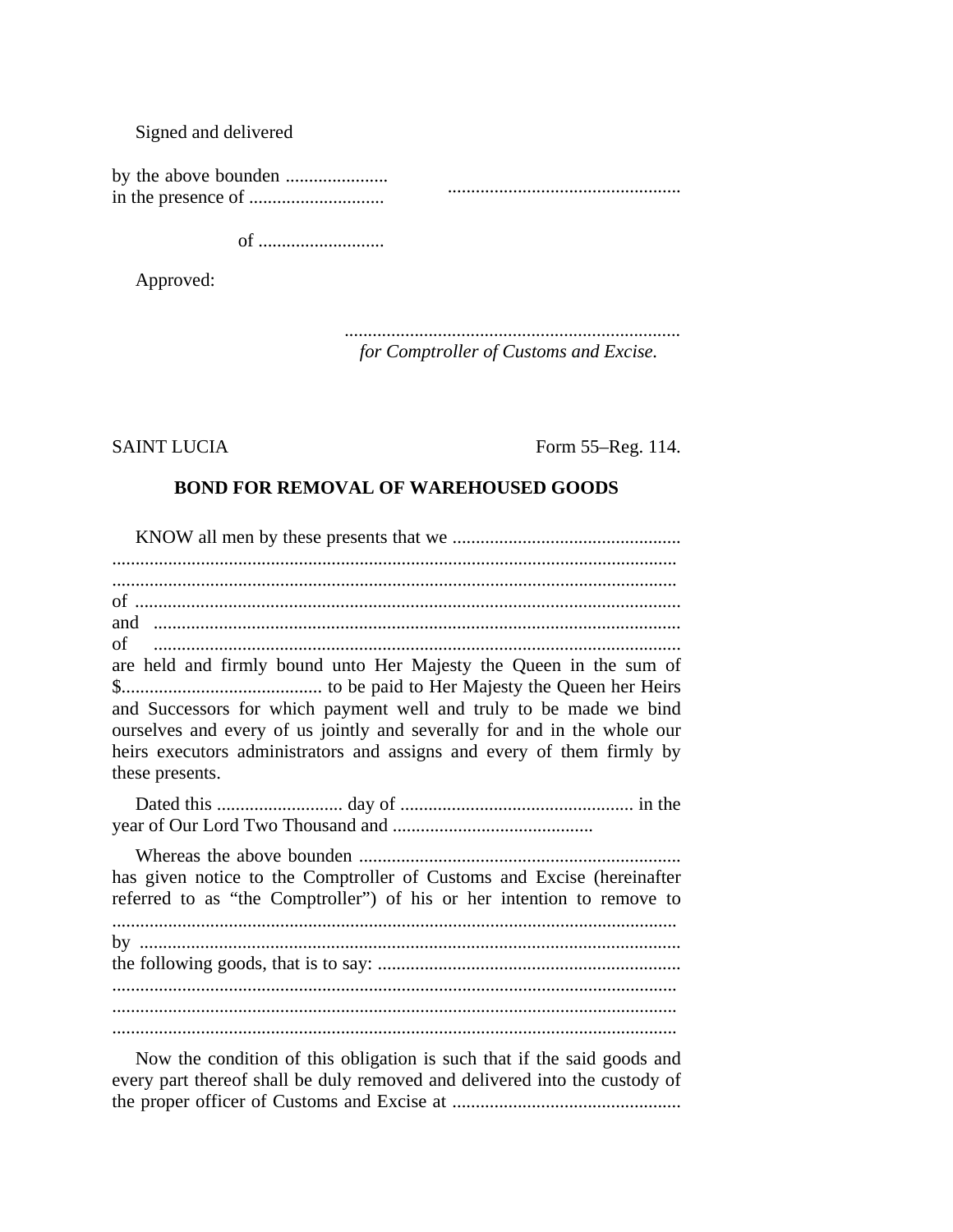Signed and delivered

by the above bounden ......................
in the presence of .............................  .................................................

of ...........................

Approved:

........................................................................
*for Comptroller of Customs and Excise.*

SAINT LUCIA Form 55–Reg. 114.

**BOND FOR REMOVAL OF WAREHOUSED GOODS**

KNOW all men by these presents that we .................................................
.........................................................................................................................
.........................................................................................................................
of .....................................................................................................................
and ..................................................................................................................
of .....................................................................................................................
are held and firmly bound unto Her Majesty the Queen in the sum of $........................................... to be paid to Her Majesty the Queen her Heirs and Successors for which payment well and truly to be made we bind ourselves and every of us jointly and severally for and in the whole our heirs executors administrators and assigns and every of them firmly by these presents.

Dated this ........................... day of .................................................. in the year of Our Lord Two Thousand and ...........................................

Whereas the above bounden ..................................................................... has given notice to the Comptroller of Customs and Excise (hereinafter referred to as "the Comptroller") of his or her intention to remove to .........................................................................................................................
by ....................................................................................................................
the following goods, that is to say: .................................................................
.........................................................................................................................
.........................................................................................................................
.........................................................................................................................

Now the condition of this obligation is such that if the said goods and every part thereof shall be duly removed and delivered into the custody of the proper officer of Customs and Excise at .................................................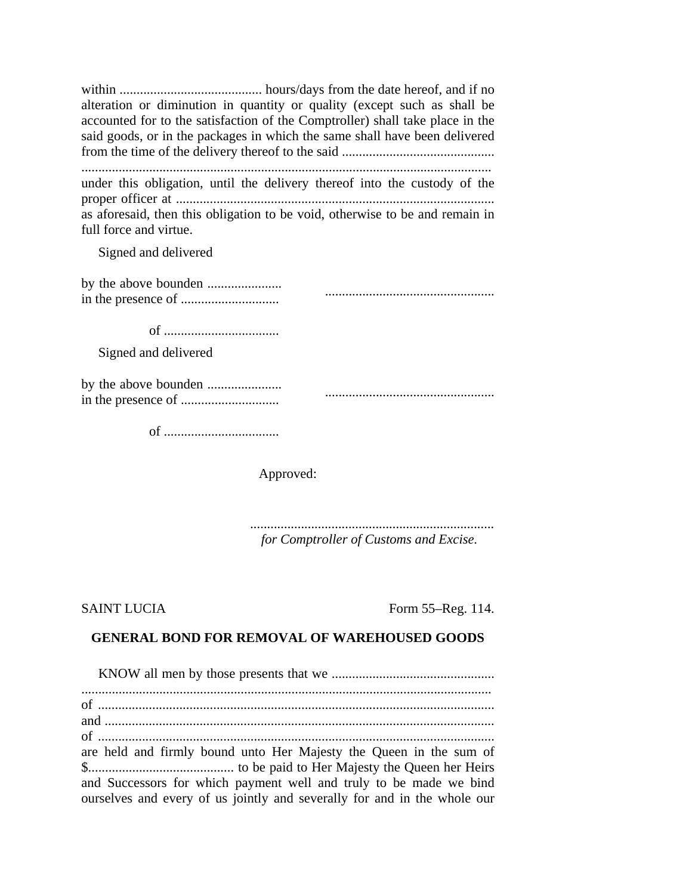within .......................................... hours/days from the date hereof, and if no alteration or diminution in quantity or quality (except such as shall be accounted for to the satisfaction of the Comptroller) shall take place in the said goods, or in the packages in which the same shall have been delivered from the time of the delivery thereof to the said .............................................
.........................................................................................................................
under this obligation, until the delivery thereof into the custody of the proper officer at .............................................................................................
as aforesaid, then this obligation to be void, otherwise to be and remain in full force and virtue.

Signed and delivered

by the above bounden ......................
in the presence of .............................  .................................................

of ..................................

Signed and delivered

by the above bounden ......................
in the presence of .............................  .................................................

of ..................................

Approved:

........................................................................
*for Comptroller of Customs and Excise.*

SAINT LUCIA — Form 55–Reg. 114.

**GENERAL BOND FOR REMOVAL OF WAREHOUSED GOODS**

KNOW all men by those presents that we ................................................
.........................................................................................................................
of .....................................................................................................................
and ...................................................................................................................
of .....................................................................................................................
are held and firmly bound unto Her Majesty the Queen in the sum of $........................................... to be paid to Her Majesty the Queen her Heirs and Successors for which payment well and truly to be made we bind ourselves and every of us jointly and severally for and in the whole our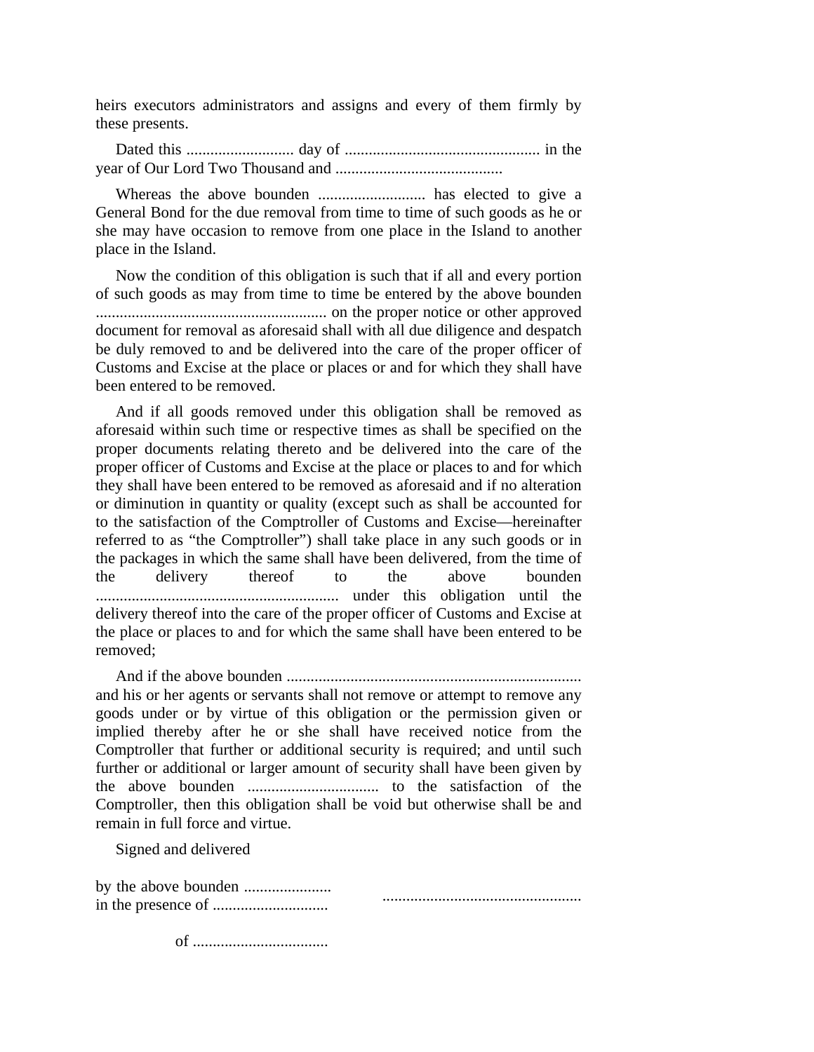heirs executors administrators and assigns and every of them firmly by these presents.

Dated this ........................... day of ................................................ in the year of Our Lord Two Thousand and ..........................................

Whereas the above bounden ........................... has elected to give a General Bond for the due removal from time to time of such goods as he or she may have occasion to remove from one place in the Island to another place in the Island.

Now the condition of this obligation is such that if all and every portion of such goods as may from time to time be entered by the above bounden .......................................................... on the proper notice or other approved document for removal as aforesaid shall with all due diligence and despatch be duly removed to and be delivered into the care of the proper officer of Customs and Excise at the place or places or and for which they shall have been entered to be removed.

And if all goods removed under this obligation shall be removed as aforesaid within such time or respective times as shall be specified on the proper documents relating thereto and be delivered into the care of the proper officer of Customs and Excise at the place or places to and for which they shall have been entered to be removed as aforesaid and if no alteration or diminution in quantity or quality (except such as shall be accounted for to the satisfaction of the Comptroller of Customs and Excise—hereinafter referred to as "the Comptroller") shall take place in any such goods or in the packages in which the same shall have been delivered, from the time of the delivery thereof to the above bounden ............................................................ under this obligation until the delivery thereof into the care of the proper officer of Customs and Excise at the place or places to and for which the same shall have been entered to be removed;

And if the above bounden .......................................................................... and his or her agents or servants shall not remove or attempt to remove any goods under or by virtue of this obligation or the permission given or implied thereby after he or she shall have received notice from the Comptroller that further or additional security is required; and until such further or additional or larger amount of security shall have been given by the above bounden ................................ to the satisfaction of the Comptroller, then this obligation shall be void but otherwise shall be and remain in full force and virtue.

Signed and delivered

by the above bounden ......................
in the presence of .............................

.................................................

of ..................................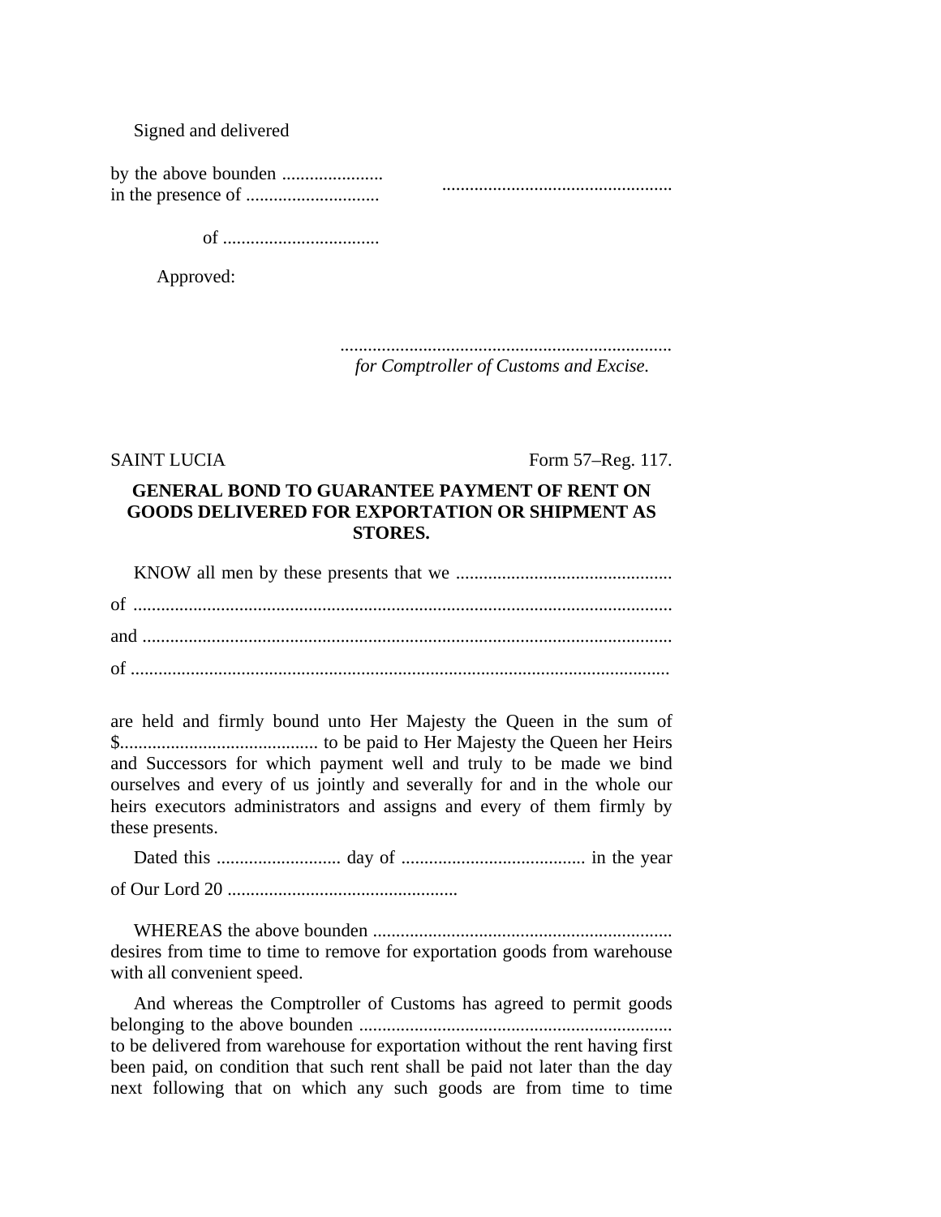Signed and delivered

by the above bounden ......................
in the presence of .............................     .................................................

of ..................................

Approved:

........................................................................
*for Comptroller of Customs and Excise.*

SAINT LUCIA                                                                                    Form 57–Reg. 117.

**GENERAL BOND TO GUARANTEE PAYMENT OF RENT ON GOODS DELIVERED FOR EXPORTATION OR SHIPMENT AS STORES.**

KNOW all men by these presents that we ...............................................

of .....................................................................................................................

and ...................................................................................................................

of .....................................................................................................................

are held and firmly bound unto Her Majesty the Queen in the sum of $.......................................... to be paid to Her Majesty the Queen her Heirs and Successors for which payment well and truly to be made we bind ourselves and every of us jointly and severally for and in the whole our heirs executors administrators and assigns and every of them firmly by these presents.

Dated this ........................... day of ........................................ in the year

of Our Lord 20 ..................................................

WHEREAS the above bounden ................................................................ desires from time to time to remove for exportation goods from warehouse with all convenient speed.

And whereas the Comptroller of Customs has agreed to permit goods belonging to the above bounden .................................................................... to be delivered from warehouse for exportation without the rent having first been paid, on condition that such rent shall be paid not later than the day next following that on which any such goods are from time to time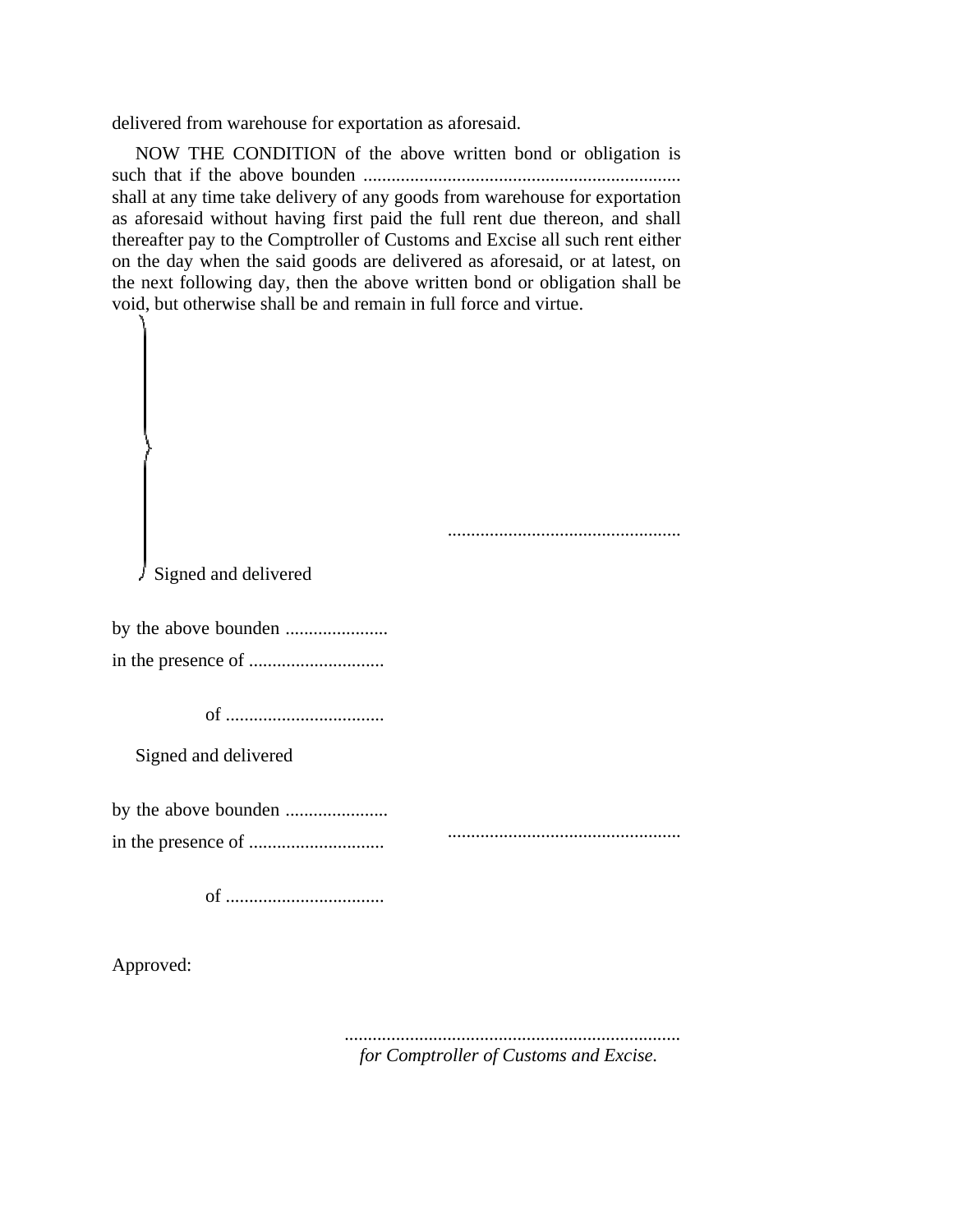delivered from warehouse for exportation as aforesaid.

NOW THE CONDITION of the above written bond or obligation is such that if the above bounden .................................................................... shall at any time take delivery of any goods from warehouse for exportation as aforesaid without having first paid the full rent due thereon, and shall thereafter pay to the Comptroller of Customs and Excise all such rent either on the day when the said goods are delivered as aforesaid, or at latest, on the next following day, then the above written bond or obligation shall be void, but otherwise shall be and remain in full force and virtue.

..................................................

Signed and delivered

by the above bounden ......................

in the presence of .............................

of ..................................

Signed and delivered

by the above bounden ......................

in the presence of .............................

..................................................

of ..................................

Approved:

........................................................................

*for Comptroller of Customs and Excise.*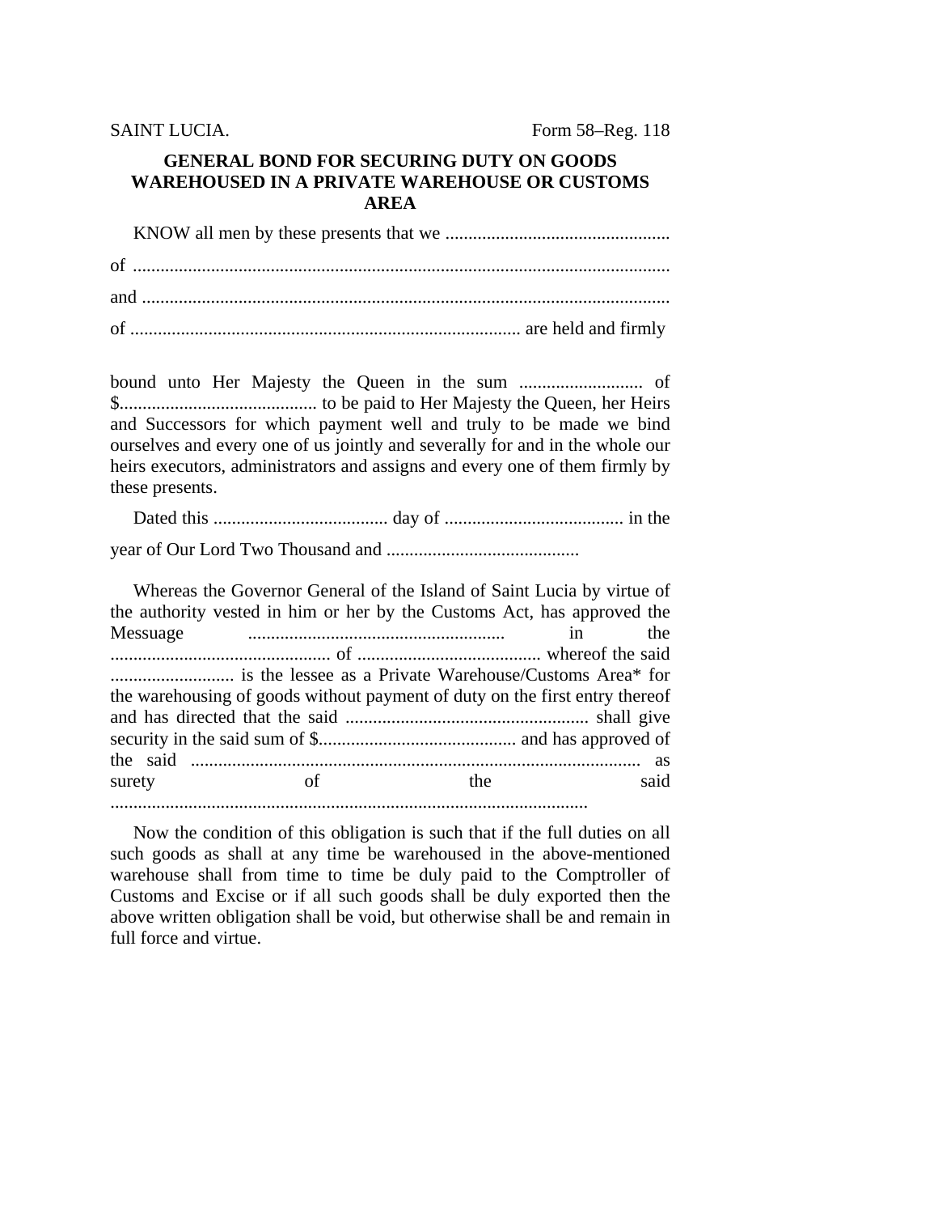SAINT LUCIA. Form 58–Reg. 118

**GENERAL BOND FOR SECURING DUTY ON GOODS WAREHOUSED IN A PRIVATE WAREHOUSE OR CUSTOMS AREA**

KNOW all men by these presents that we .................................................

of .....................................................................................................................

and ...................................................................................................................

of ..................................................................................... are held and firmly

bound unto Her Majesty the Queen in the sum ........................... of $........................................... to be paid to Her Majesty the Queen, her Heirs and Successors for which payment well and truly to be made we bind ourselves and every one of us jointly and severally for and in the whole our heirs executors, administrators and assigns and every one of them firmly by these presents.

Dated this ...................................... day of ....................................... in the

year of Our Lord Two Thousand and ..........................................

Whereas the Governor General of the Island of Saint Lucia by virtue of the authority vested in him or her by the Customs Act, has approved the Messuage ........................................................ in the ................................................ of ........................................ whereof the said ........................... is the lessee as a Private Warehouse/Customs Area* for the warehousing of goods without payment of duty on the first entry thereof and has directed that the said ..................................................... shall give security in the said sum of $........................................... and has approved of the said ................................................................................................. as surety of the said .......................................................................................................

Now the condition of this obligation is such that if the full duties on all such goods as shall at any time be warehoused in the above-mentioned warehouse shall from time to time be duly paid to the Comptroller of Customs and Excise or if all such goods shall be duly exported then the above written obligation shall be void, but otherwise shall be and remain in full force and virtue.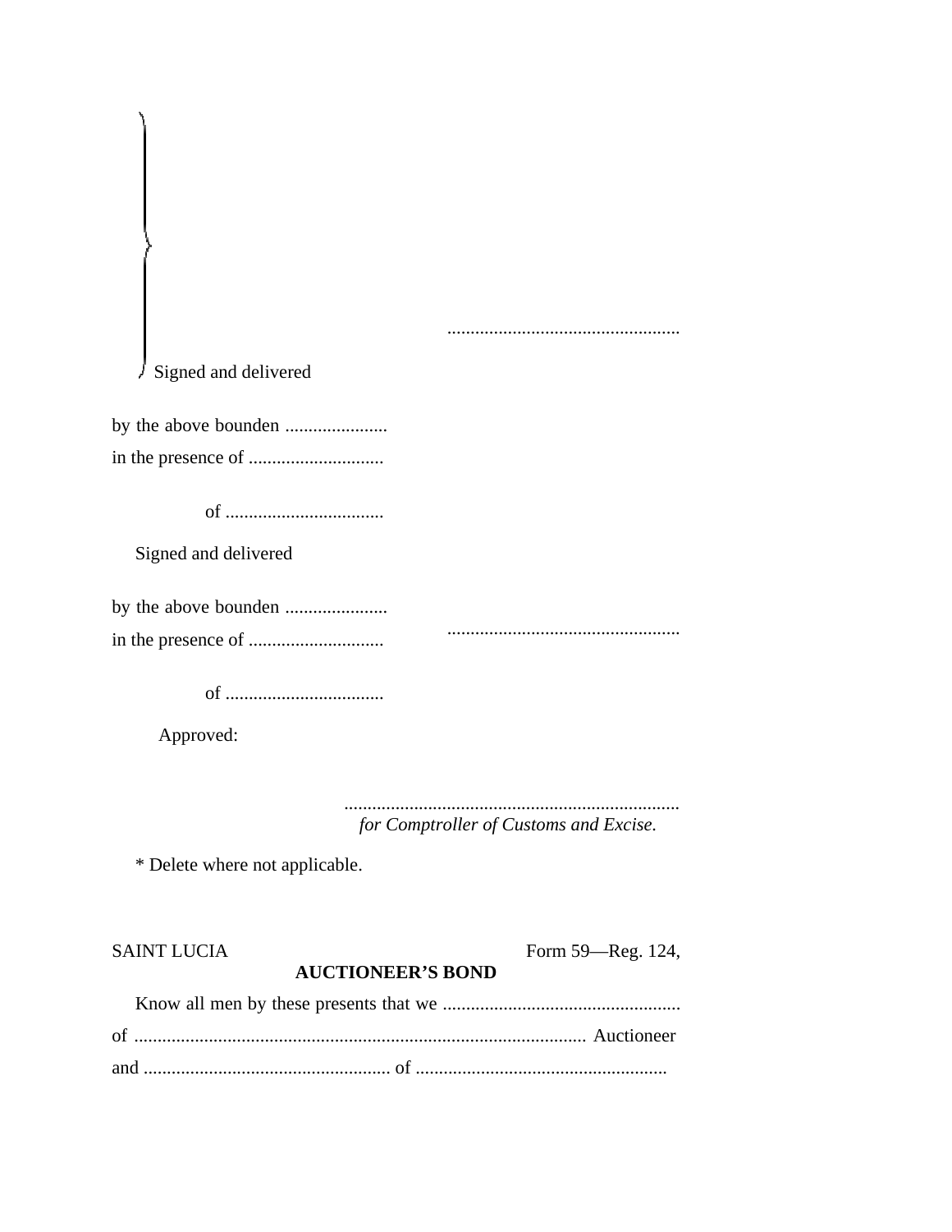..................................................

Signed and delivered

by the above bounden ......................

in the presence of .............................

of ..................................

Signed and delivered

by the above bounden ......................

in the presence of .............................    ..................................................

of ..................................

Approved:

........................................................................

*for Comptroller of Customs and Excise.*

* Delete where not applicable.

SAINT LUCIA    Form 59—Reg. 124,

**AUCTIONEER'S BOND**

Know all men by these presents that we ...................................................

of ................................................................................................ Auctioneer

and ..................................................... of .....................................................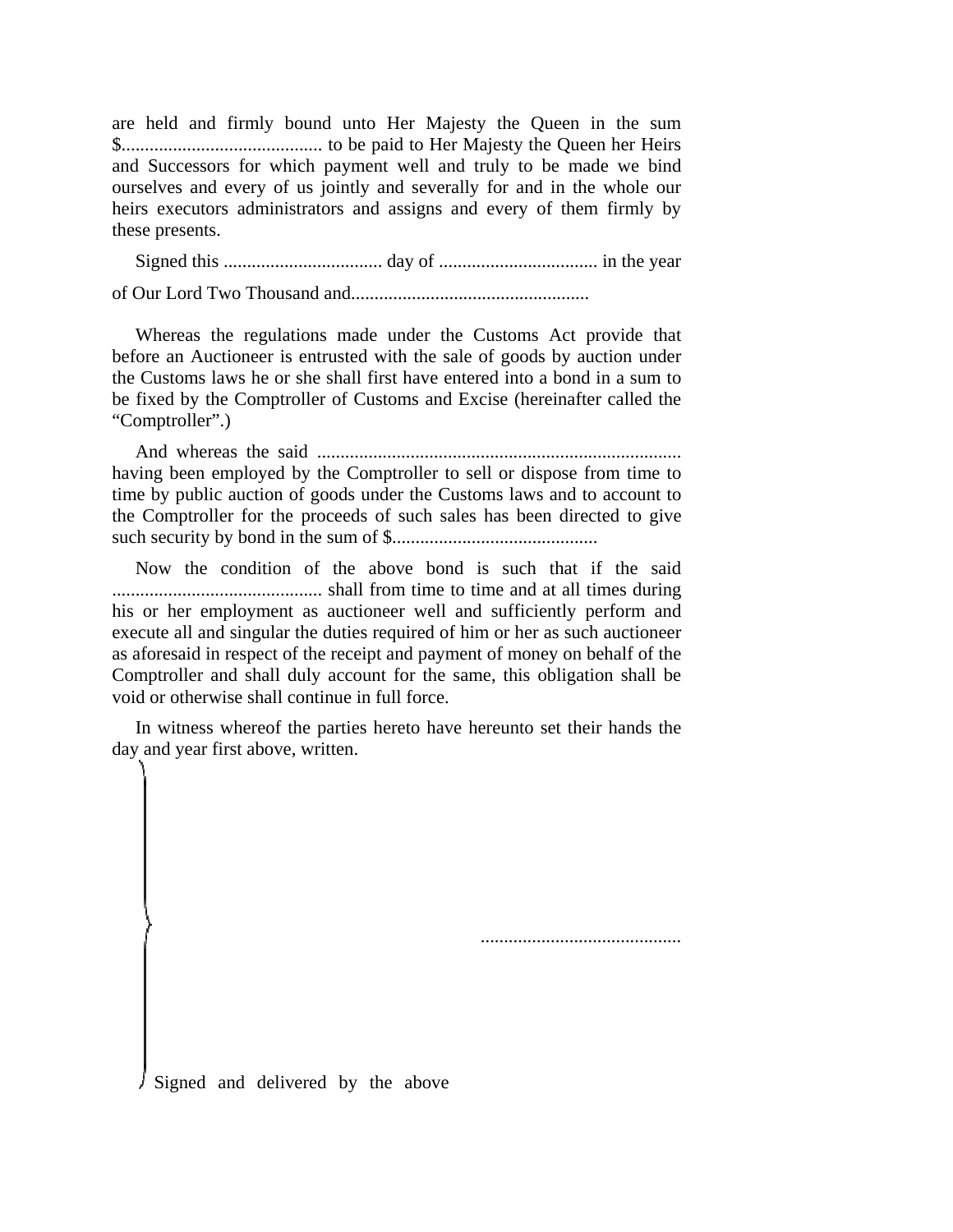are held and firmly bound unto Her Majesty the Queen in the sum $........................................... to be paid to Her Majesty the Queen her Heirs and Successors for which payment well and truly to be made we bind ourselves and every of us jointly and severally for and in the whole our heirs executors administrators and assigns and every of them firmly by these presents.

Signed this .................................. day of .................................. in the year of Our Lord Two Thousand and...................................................

Whereas the regulations made under the Customs Act provide that before an Auctioneer is entrusted with the sale of goods by auction under the Customs laws he or she shall first have entered into a bond in a sum to be fixed by the Comptroller of Customs and Excise (hereinafter called the "Comptroller".)

And whereas the said .............................................................................. having been employed by the Comptroller to sell or dispose from time to time by public auction of goods under the Customs laws and to account to the Comptroller for the proceeds of such sales has been directed to give such security by bond in the sum of $............................................

Now the condition of the above bond is such that if the said ............................................ shall from time to time and at all times during his or her employment as auctioneer well and sufficiently perform and execute all and singular the duties required of him or her as such auctioneer as aforesaid in respect of the receipt and payment of money on behalf of the Comptroller and shall duly account for the same, this obligation shall be void or otherwise shall continue in full force.

In witness whereof the parties hereto have hereunto set their hands the day and year first above, written.

...........................................

Signed and delivered by the above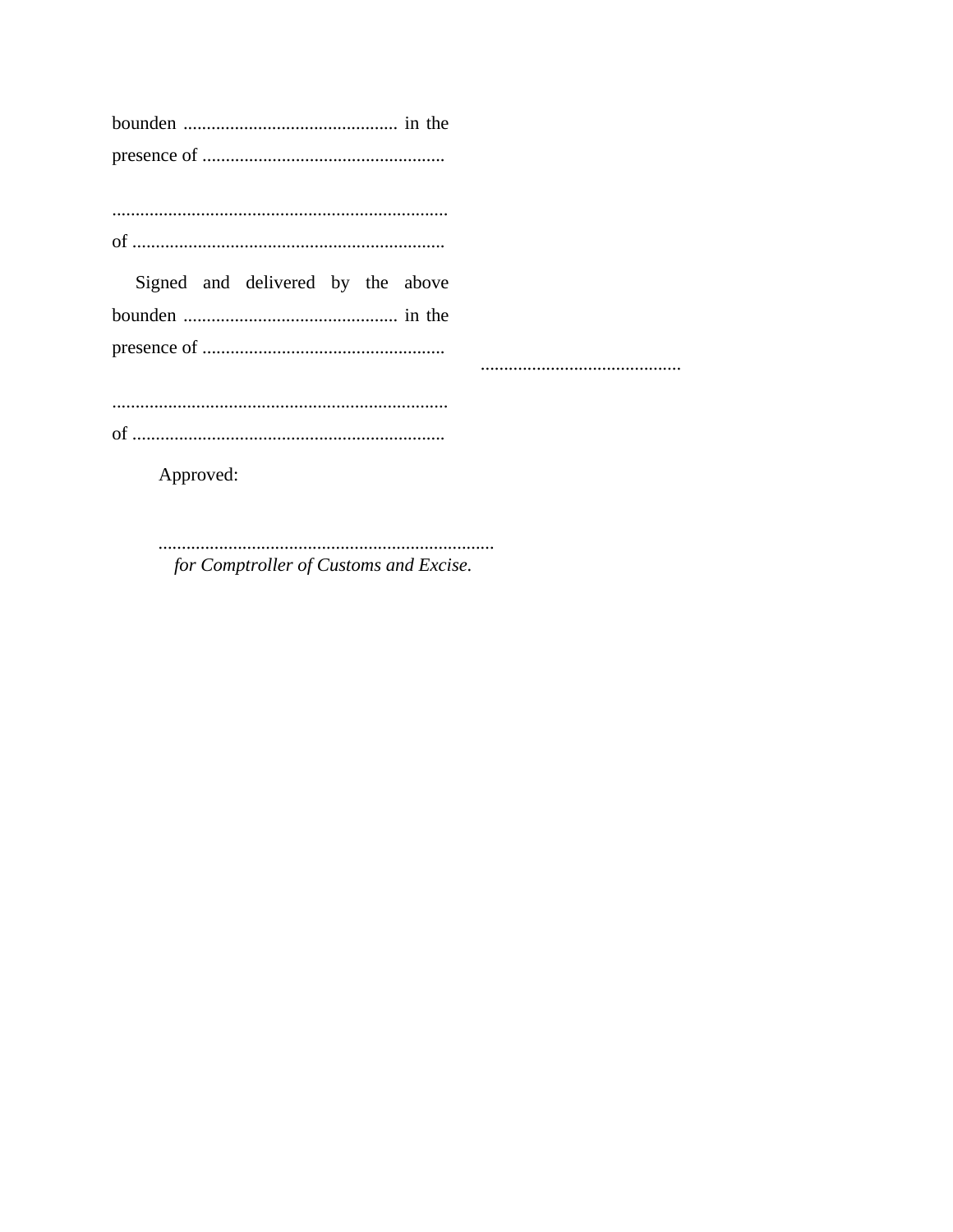bounden .............................................. in the presence of ....................................................

.........................................................................
of ...................................................................

Signed and delivered by the above bounden .............................................. in the presence of ....................................................

...........................................

.........................................................................
of ...................................................................

Approved:

.........................................................................
*for Comptroller of Customs and Excise.*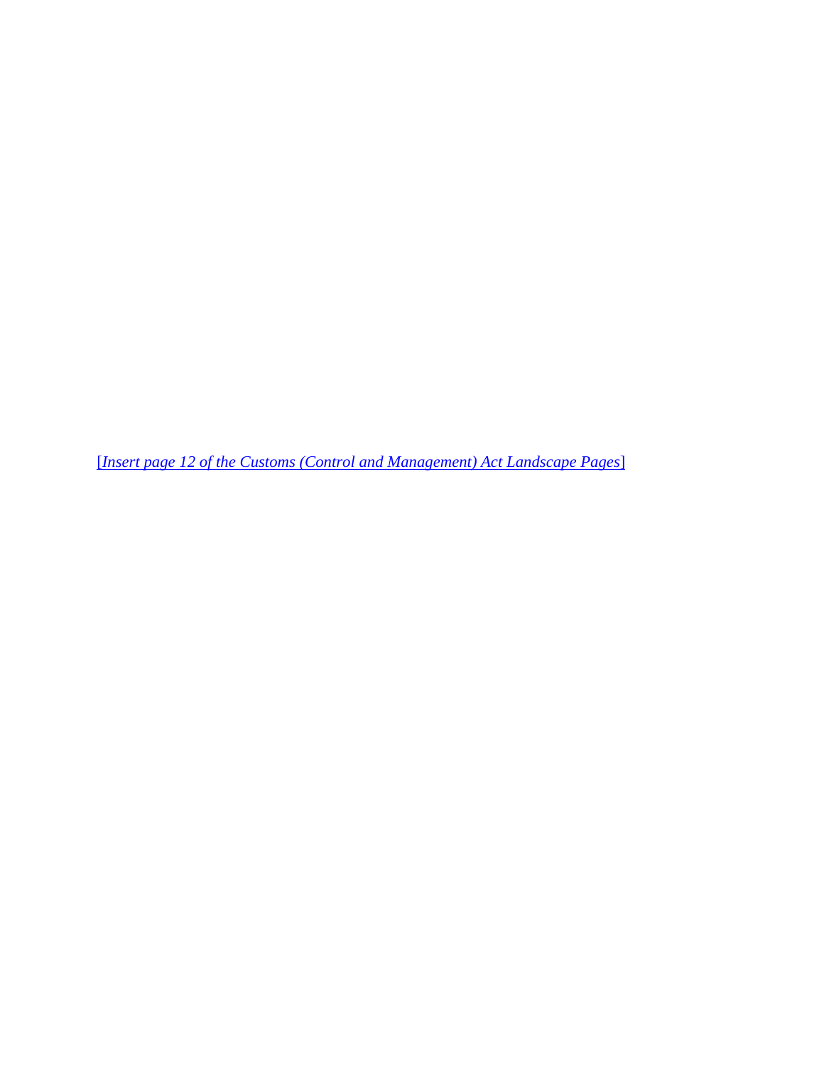[*Insert page 12 of the Customs (Control and Management) Act Landscape Pages*]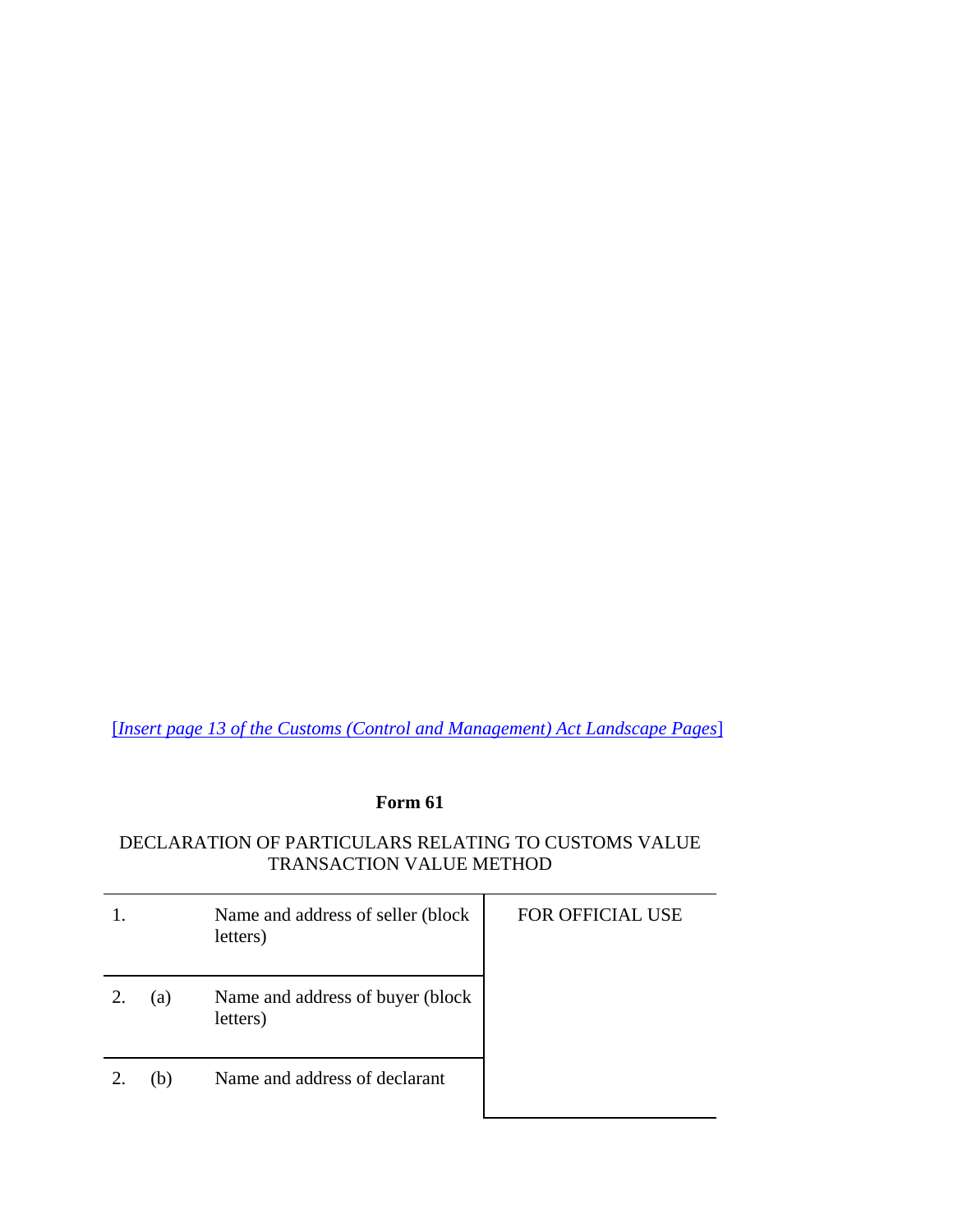[*Insert page 13 of the Customs (Control and Management) Act Landscape Pages*]

**Form 61**

DECLARATION OF PARTICULARS RELATING TO CUSTOMS VALUE
TRANSACTION VALUE METHOD

| | | | |
|---|---|---|---|
| 1. | | Name and address of seller (block letters) | FOR OFFICIAL USE |
| 2. | (a) | Name and address of buyer (block letters) | |
| 2. | (b) | Name and address of declarant | |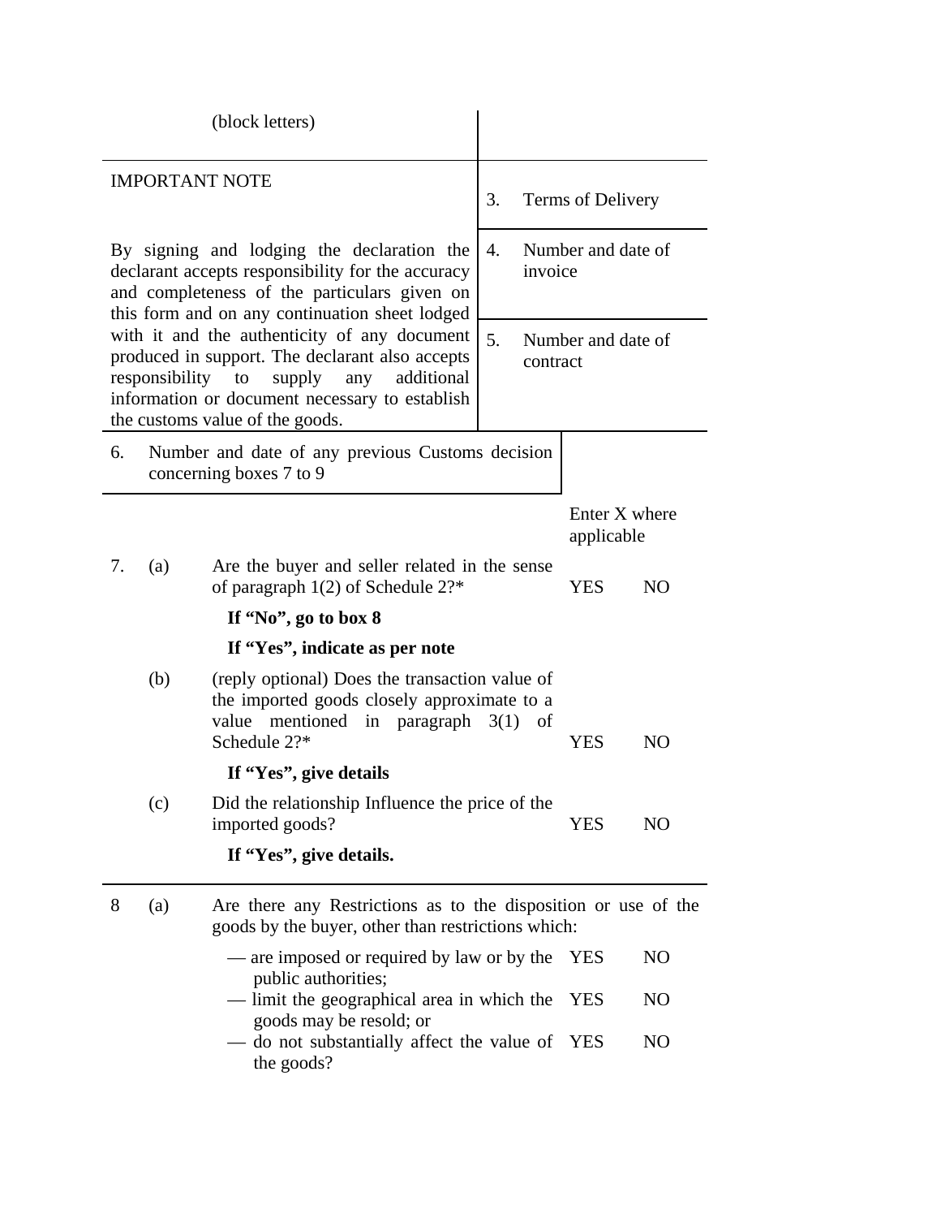(block letters)

| IMPORTANT NOTE | 3. Terms of Delivery |
|---|---|
| By signing and lodging the declaration the declarant accepts responsibility for the accuracy and completeness of the particulars given on this form and on any continuation sheet lodged with it and the authenticity of any document produced in support. The declarant also accepts responsibility to supply any additional information or document necessary to establish the customs value of the goods. | 4. Number and date of invoice<br><br>5. Number and date of contract |

6. Number and date of any previous Customs decision concerning boxes 7 to 9

| | | | Enter X where applicable | |
|---|---|---|---|---|
| 7. | (a) | Are the buyer and seller related in the sense of paragraph 1(2) of Schedule 2?* | YES | NO |
| | | **If "No", go to box 8** | | |
| | | **If "Yes", indicate as per note** | | |
| | (b) | (reply optional) Does the transaction value of the imported goods closely approximate to a value mentioned in paragraph 3(1) of Schedule 2?* | YES | NO |
| | | **If "Yes", give details** | | |
| | (c) | Did the relationship Influence the price of the imported goods? | YES | NO |
| | | **If "Yes", give details.** | | |

| | | | | |
|---|---|---|---|---|
| 8 | (a) | Are there any Restrictions as to the disposition or use of the goods by the buyer, other than restrictions which: | | |
| | | — are imposed or required by law or by the public authorities; | YES | NO |
| | | — limit the geographical area in which the goods may be resold; or | YES | NO |
| | | — do not substantially affect the value of the goods? | YES | NO |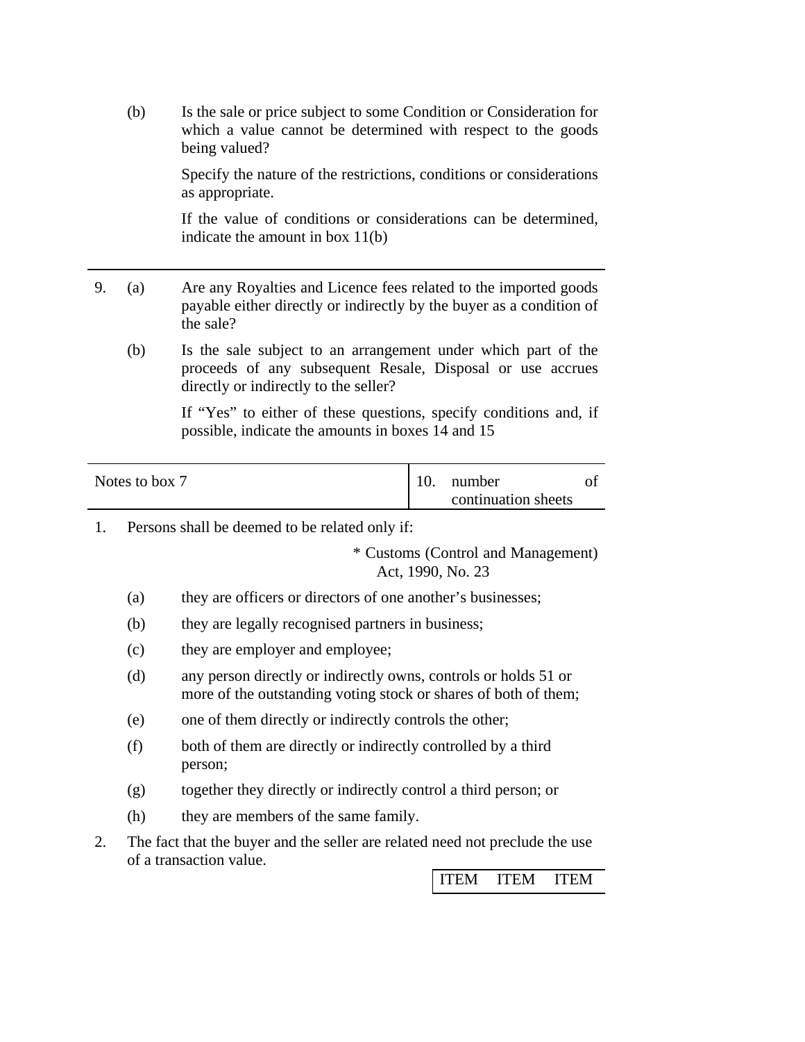(b) Is the sale or price subject to some Condition or Consideration for which a value cannot be determined with respect to the goods being valued?

Specify the nature of the restrictions, conditions or considerations as appropriate.

If the value of conditions or considerations can be determined, indicate the amount in box 11(b)

---

9. (a) Are any Royalties and Licence fees related to the imported goods payable either directly or indirectly by the buyer as a condition of the sale?

   (b) Is the sale subject to an arrangement under which part of the proceeds of any subsequent Resale, Disposal or use accrues directly or indirectly to the seller?

   If "Yes" to either of these questions, specify conditions and, if possible, indicate the amounts in boxes 14 and 15

| Notes to box 7 | 10. number of continuation sheets |
|---|---|

1. Persons shall be deemed to be related only if:

   \* Customs (Control and Management) Act, 1990, No. 23

   (a) they are officers or directors of one another's businesses;

   (b) they are legally recognised partners in business;

   (c) they are employer and employee;

   (d) any person directly or indirectly owns, controls or holds 51 or more of the outstanding voting stock or shares of both of them;

   (e) one of them directly or indirectly controls the other;

   (f) both of them are directly or indirectly controlled by a third person;

   (g) together they directly or indirectly control a third person; or

   (h) they are members of the same family.

2. The fact that the buyer and the seller are related need not preclude the use of a transaction value.

| ITEM | ITEM | ITEM |
|---|---|---|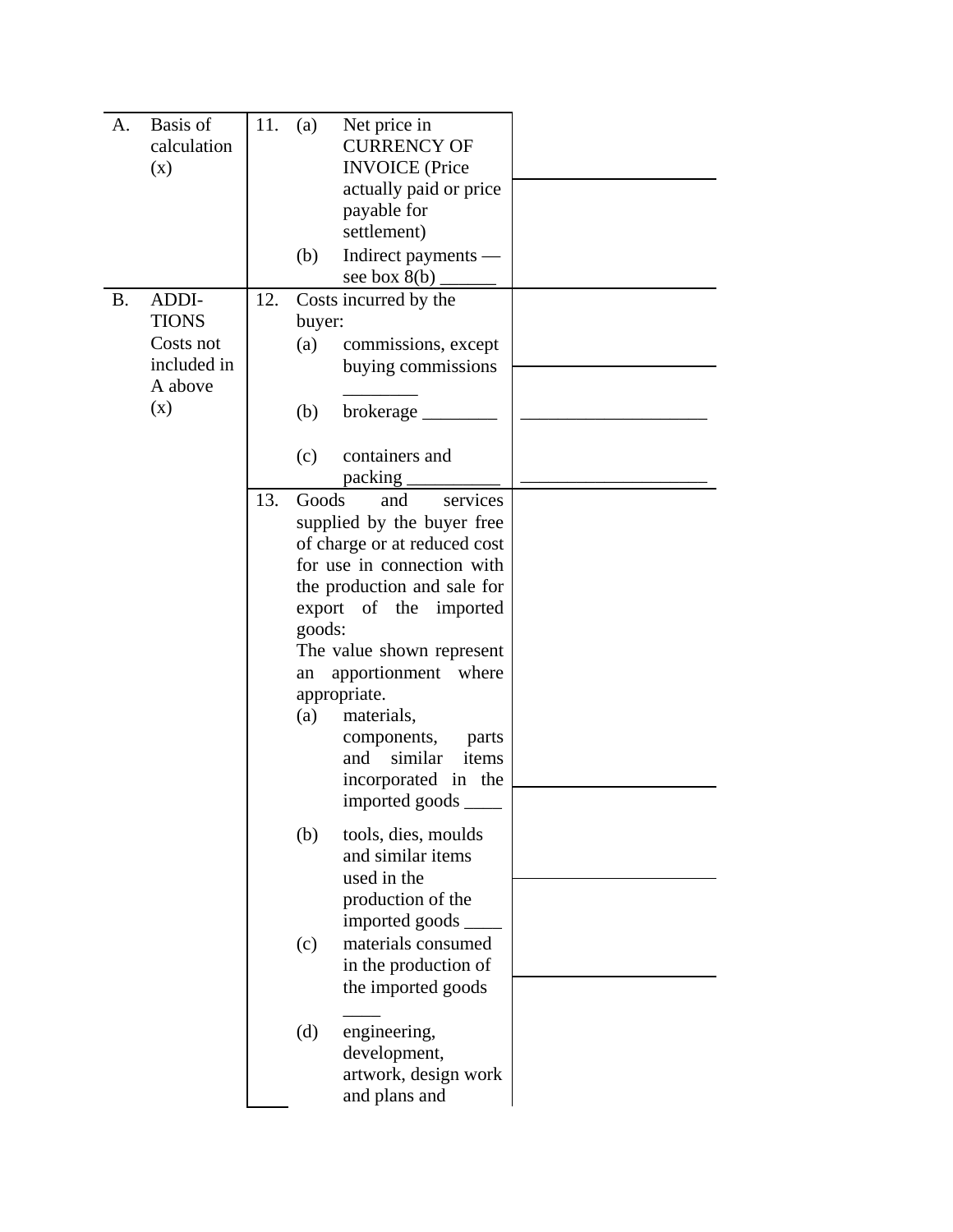| | | | | | |
|---|---|---|---|---|---|
| A. | Basis of calculation (x) | 11. | (a) | Net price in CURRENCY OF INVOICE (Price actually paid or price payable for settlement) | |
| | | | (b) | Indirect payments — see box 8(b) ______ | |
| B. | ADDI-TIONS Costs not included in A above (x) | 12. | | Costs incurred by the buyer: | |
| | | | (a) | commissions, except buying commissions ________ | |
| | | | (b) | brokerage ________ | ___________________ |
| | | | (c) | containers and packing __________ | ___________________ |
| | | 13. | | Goods and services supplied by the buyer free of charge or at reduced cost for use in connection with the production and sale for export of the imported goods: The value shown represent an apportionment where appropriate. | |
| | | | (a) | materials, components, parts and similar items incorporated in the imported goods ____ | |
| | | | (b) | tools, dies, moulds and similar items used in the production of the imported goods ____ | |
| | | | (c) | materials consumed in the production of the imported goods ____ | |
| | | | (d) | engineering, development, artwork, design work and plans and | |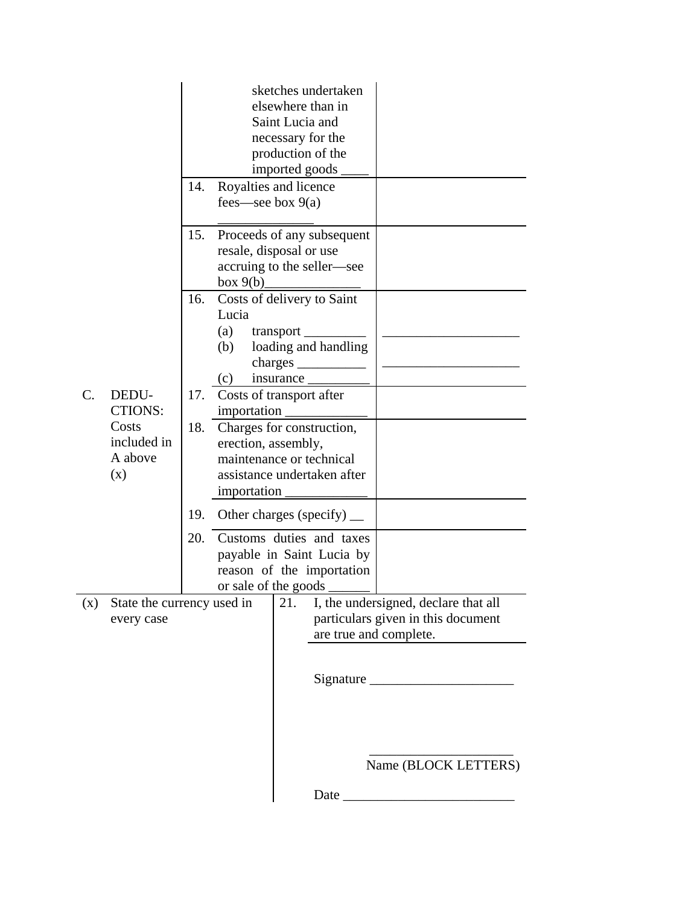| | | | | |
|---|---|---|---|---|
| | | | sketches undertaken elsewhere than in Saint Lucia and necessary for the production of the imported goods ____ | |
| | | 14. | Royalties and licence fees—see box 9(a) ______________ | |
| | | 15. | Proceeds of any subsequent resale, disposal or use accruing to the seller—see box 9(b)______________ | |
| | | 16. | Costs of delivery to Saint Lucia<br>(a) transport _________<br>(b) loading and handling charges __________<br>(c) insurance _________ | <br>____________________<br>____________________ |
| C. | DEDU-CTIONS: Costs included in A above (x) | 17. | Costs of transport after importation ____________ | |
| | | 18. | Charges for construction, erection, assembly, maintenance or technical assistance undertaken after importation ____________ | |
| | | 19. | Other charges (specify) __ | |
| | | 20. | Customs duties and taxes payable in Saint Lucia by reason of the importation or sale of the goods ______ | |

| | |
|---|---|
| (x) State the currency used in every case | 21. I, the undersigned, declare that all particulars given in this document are true and complete.<br><br>Signature _____________________<br><br>_____________________<br>Name (BLOCK LETTERS)<br><br>Date _________________________ |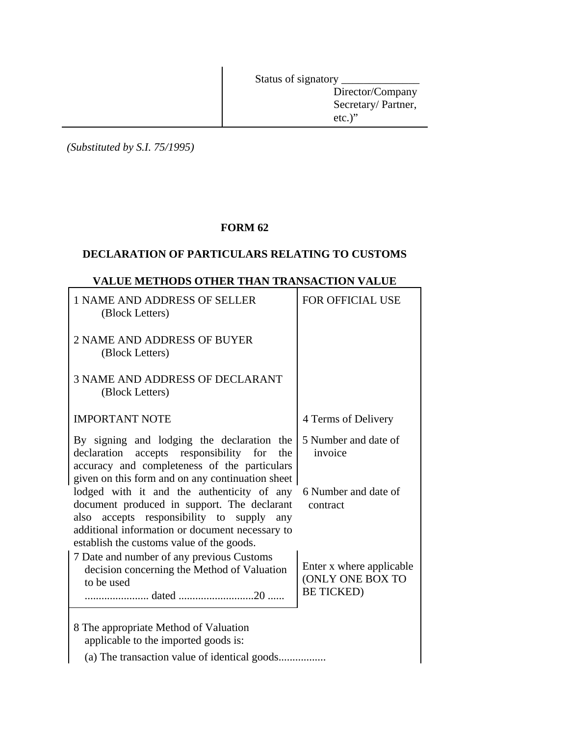| | Status of signatory ______________ Director/Company Secretary/ Partner, etc.)” |
|---|---|

*(Substituted by S.I. 75/1995)*

**FORM 62**

**DECLARATION OF PARTICULARS RELATING TO CUSTOMS**

**VALUE METHODS OTHER THAN TRANSACTION VALUE**

| | |
|---|---|
| 1 NAME AND ADDRESS OF SELLER (Block Letters)<br><br>2 NAME AND ADDRESS OF BUYER (Block Letters)<br><br>3 NAME AND ADDRESS OF DECLARANT (Block Letters) | FOR OFFICIAL USE |
| IMPORTANT NOTE | 4 Terms of Delivery |
| By signing and lodging the declaration the declaration accepts responsibility for the accuracy and completeness of the particulars given on this form and on any continuation sheet lodged with it and the authenticity of any document produced in support. The declarant also accepts responsibility to supply any additional information or document necessary to establish the customs value of the goods. | 5 Number and date of invoice<br><br>6 Number and date of contract |
| 7 Date and number of any previous Customs decision concerning the Method of Valuation to be used<br>...................... dated ..........................20 ...... | Enter x where applicable (ONLY ONE BOX TO BE TICKED) |
| 8 The appropriate Method of Valuation applicable to the imported goods is:<br>(a) The transaction value of identical goods................. | |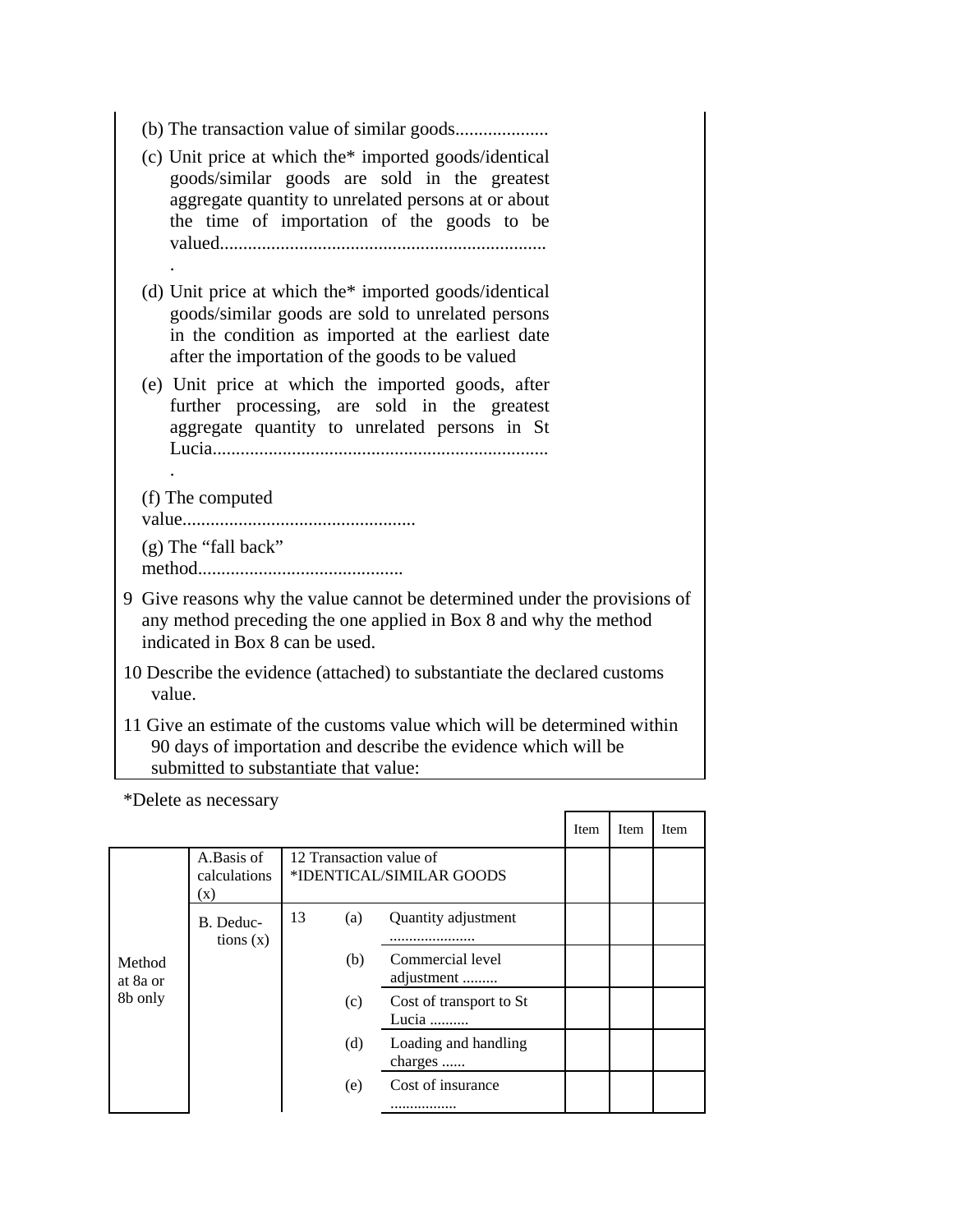(b) The transaction value of similar goods....................

(c) Unit price at which the* imported goods/identical goods/similar goods are sold in the greatest aggregate quantity to unrelated persons at or about the time of importation of the goods to be valued.......................................................................

(d) Unit price at which the* imported goods/identical goods/similar goods are sold to unrelated persons in the condition as imported at the earliest date after the importation of the goods to be valued

(e) Unit price at which the imported goods, after further processing, are sold in the greatest aggregate quantity to unrelated persons in St Lucia.........................................................................

(f) The computed value..................................................

(g) The "fall back" method............................................

9 Give reasons why the value cannot be determined under the provisions of any method preceding the one applied in Box 8 and why the method indicated in Box 8 can be used.

10 Describe the evidence (attached) to substantiate the declared customs value.

11 Give an estimate of the customs value which will be determined within 90 days of importation and describe the evidence which will be submitted to substantiate that value:

*Delete as necessary

| | | | | | Item | Item | Item |
|---|---|---|---|---|---|---|---|
| Method at 8a or 8b only | A.Basis of calculations (x) | 12 Transaction value of *IDENTICAL/SIMILAR GOODS | | | | | |
| | B. Deduc-tions (x) | 13 | (a) | Quantity adjustment ...................... | | | |
| | | | (b) | Commercial level adjustment ......... | | | |
| | | | (c) | Cost of transport to St Lucia .......... | | | |
| | | | (d) | Loading and handling charges ...... | | | |
| | | | (e) | Cost of insurance ................. | | | |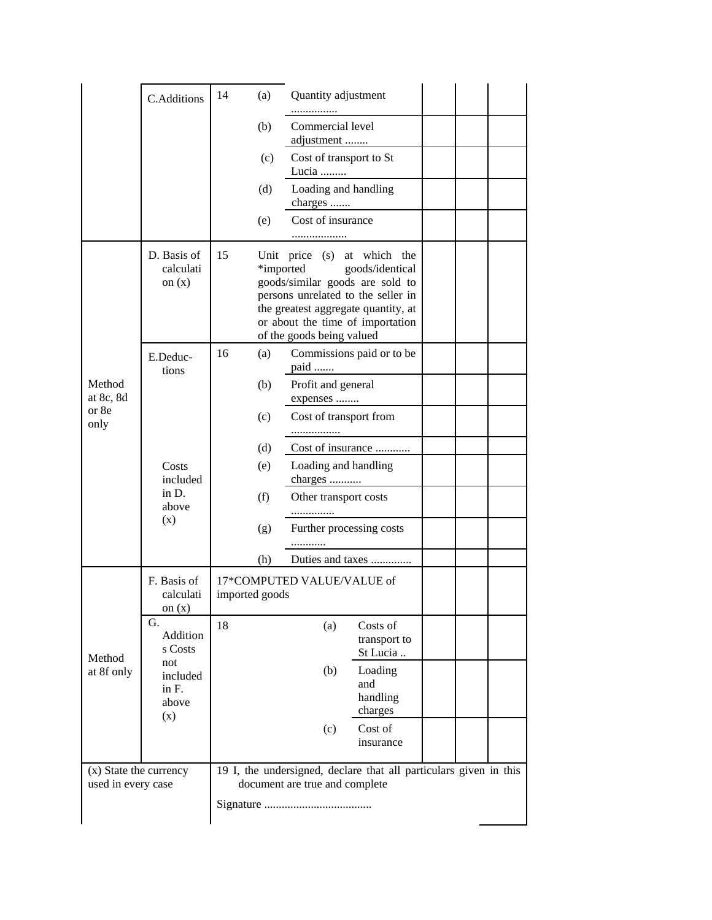| | | | | | | | |
|---|---|---|---|---|---|---|---|
| | C.Additions | 14 | (a) | Quantity adjustment ................ | | | |
| | | | (b) | Commercial level adjustment ........ | | | |
| | | | (c) | Cost of transport to St Lucia ......... | | | |
| | | | (d) | Loading and handling charges ....... | | | |
| | | | (e) | Cost of insurance ................... | | | |
| Method at 8c, 8d or 8e only | D. Basis of calculation (x) | 15 | | Unit price (s) at which the *imported goods/identical goods/similar goods are sold to persons unrelated to the seller in the greatest aggregate quantity, at or about the time of importation of the goods being valued | | | |
| | E.Deductions | 16 | (a) | Commissions paid or to be paid ....... | | | |
| | | | (b) | Profit and general expenses ........ | | | |
| | | | (c) | Cost of transport from ................. | | | |
| | | | (d) | Cost of insurance ............ | | | |
| | Costs included in D. above (x) | | (e) | Loading and handling charges ........... | | | |
| | | | (f) | Other transport costs ............... | | | |
| | | | (g) | Further processing costs ............ | | | |
| | | | (h) | Duties and taxes .............. | | | |
| Method at 8f only | F. Basis of calculation (x) | 17*COMPUTED VALUE/VALUE of imported goods | | | | | |
| | G. Additions Costs not included in F. above (x) | 18 | (a) | Costs of transport to St Lucia .. | | | |
| | | | (b) | Loading and handling charges | | | |
| | | | (c) | Cost of insurance | | | |

(x) State the currency used in every case

19 I, the undersigned, declare that all particulars given in this document are true and complete

Signature .....................................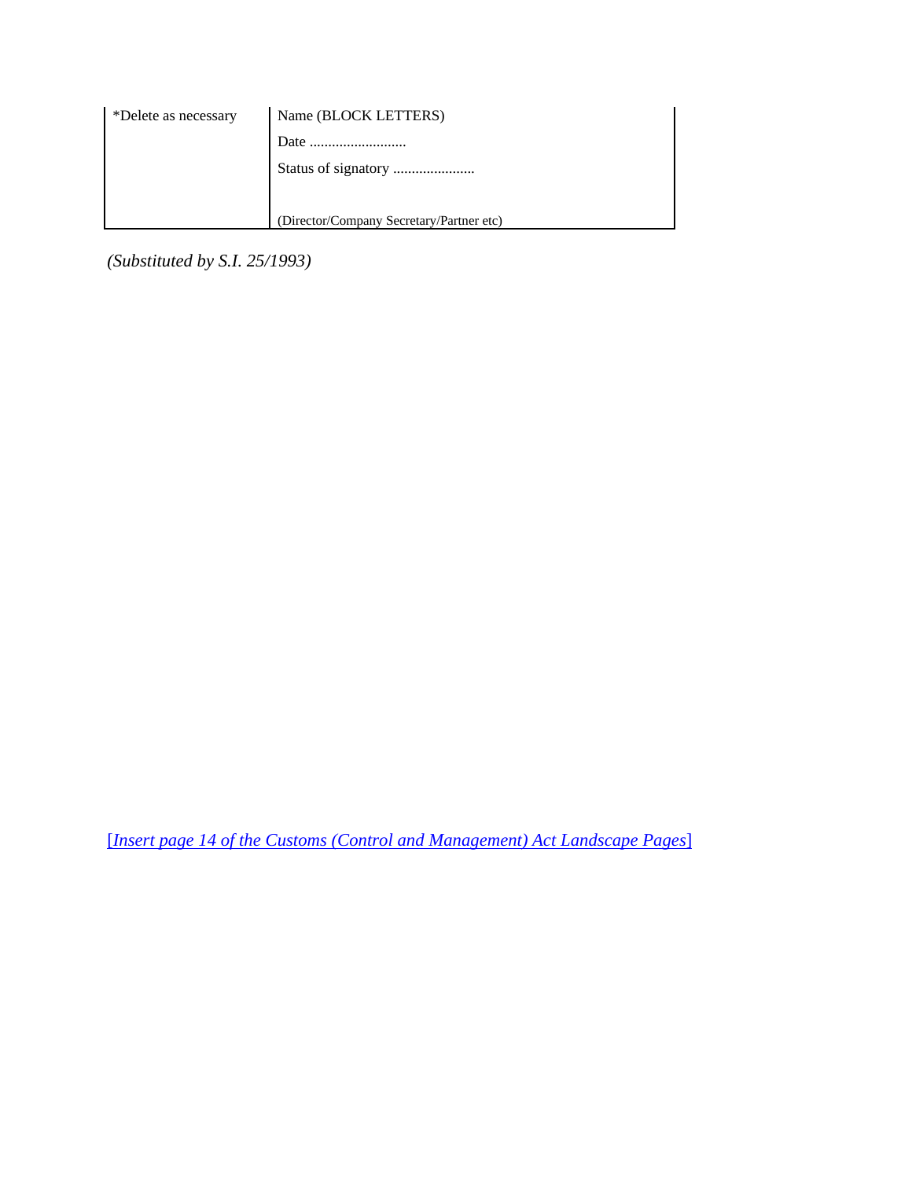| *Delete as necessary | Name (BLOCK LETTERS) |
|---|---|
| | Date .......................... |
| | Status of signatory ...................... |
| | |
| | (Director/Company Secretary/Partner etc) |

*(Substituted by S.I. 25/1993)*

[*Insert page 14 of the Customs (Control and Management) Act Landscape Pages*]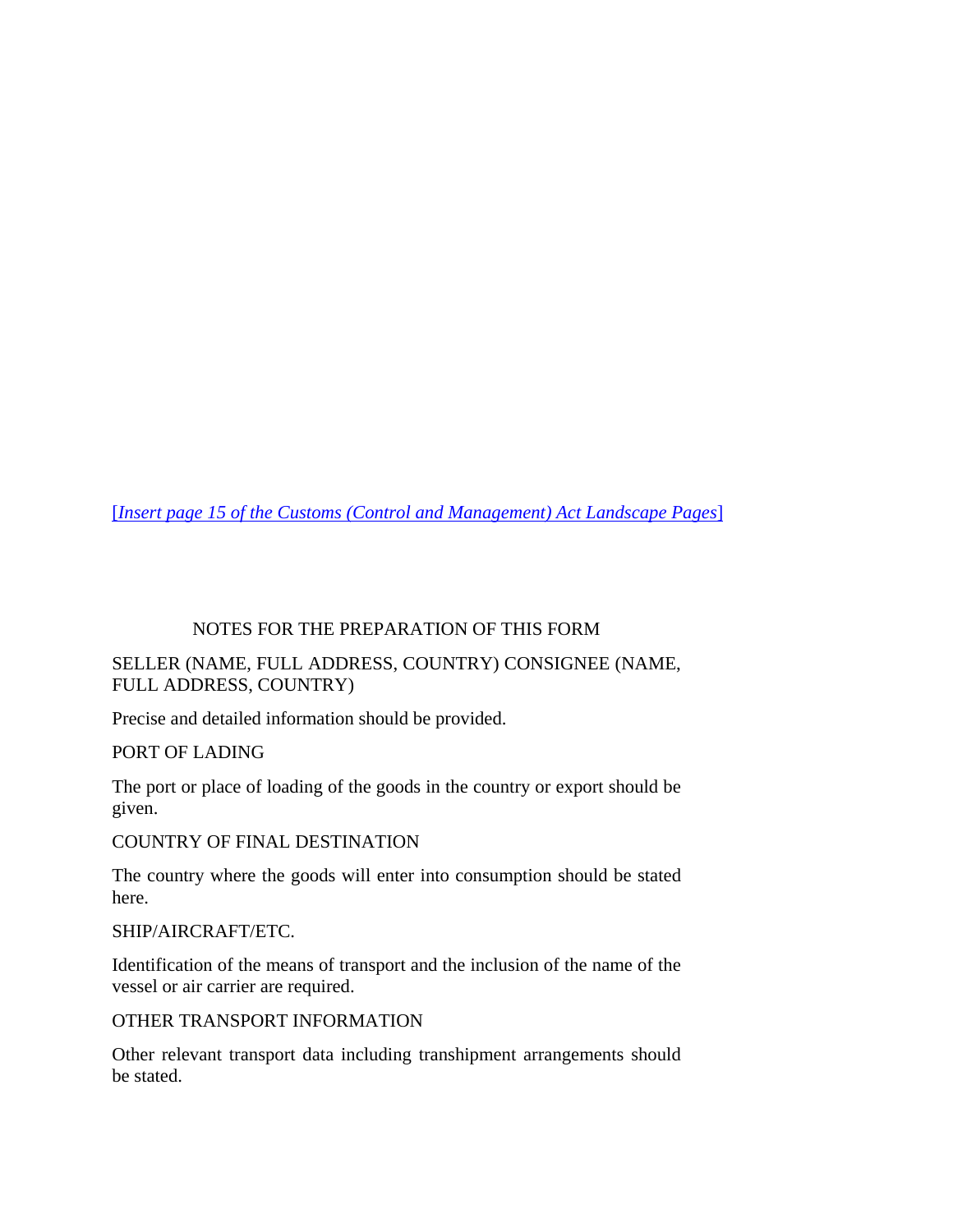[*Insert page 15 of the Customs (Control and Management) Act Landscape Pages*]

NOTES FOR THE PREPARATION OF THIS FORM

SELLER (NAME, FULL ADDRESS, COUNTRY) CONSIGNEE (NAME, FULL ADDRESS, COUNTRY)

Precise and detailed information should be provided.

PORT OF LADING

The port or place of loading of the goods in the country or export should be given.

COUNTRY OF FINAL DESTINATION

The country where the goods will enter into consumption should be stated here.

SHIP/AIRCRAFT/ETC.

Identification of the means of transport and the inclusion of the name of the vessel or air carrier are required.

OTHER TRANSPORT INFORMATION

Other relevant transport data including transhipment arrangements should be stated.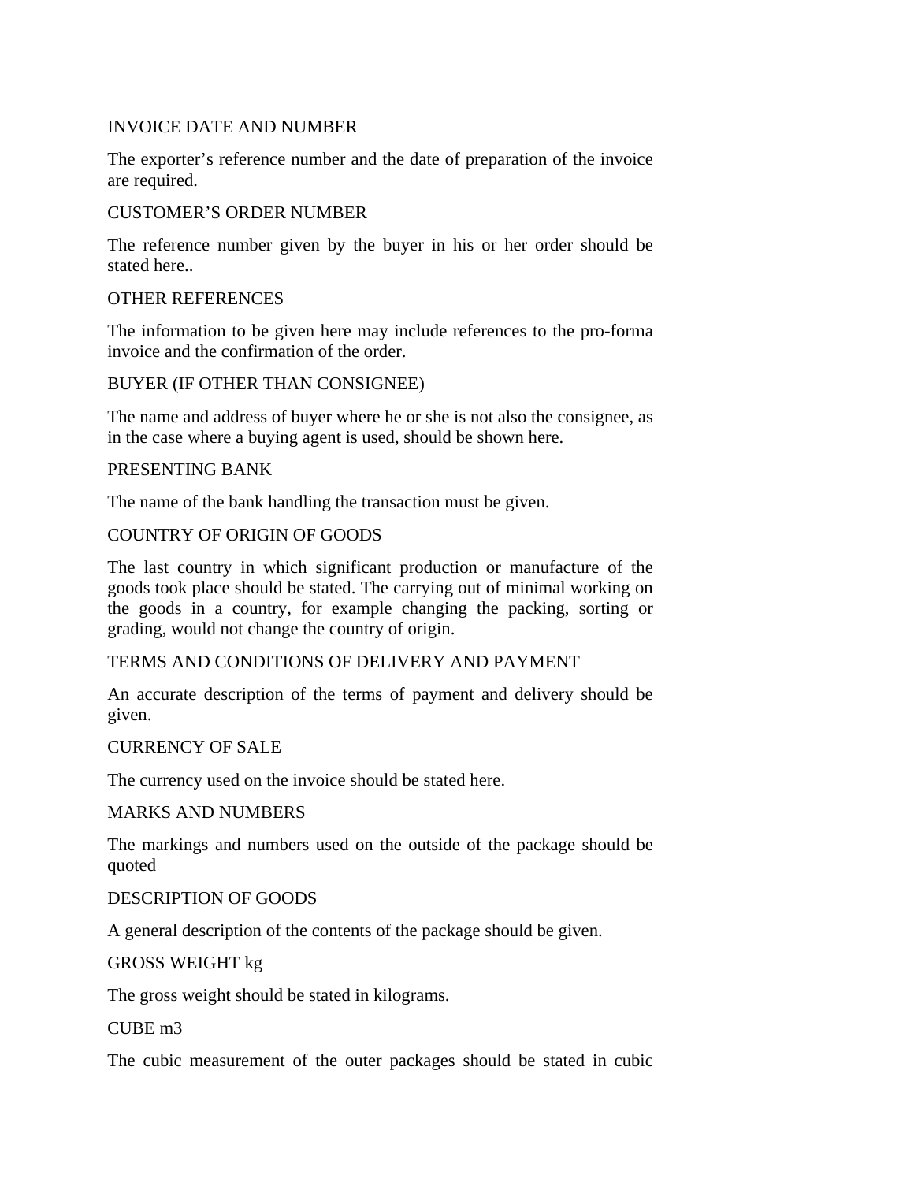INVOICE DATE AND NUMBER

The exporter's reference number and the date of preparation of the invoice are required.

CUSTOMER'S ORDER NUMBER

The reference number given by the buyer in his or her order should be stated here..

OTHER REFERENCES

The information to be given here may include references to the pro-forma invoice and the confirmation of the order.

BUYER (IF OTHER THAN CONSIGNEE)

The name and address of buyer where he or she is not also the consignee, as in the case where a buying agent is used, should be shown here.

PRESENTING BANK

The name of the bank handling the transaction must be given.

COUNTRY OF ORIGIN OF GOODS

The last country in which significant production or manufacture of the goods took place should be stated. The carrying out of minimal working on the goods in a country, for example changing the packing, sorting or grading, would not change the country of origin.

TERMS AND CONDITIONS OF DELIVERY AND PAYMENT

An accurate description of the terms of payment and delivery should be given.

CURRENCY OF SALE

The currency used on the invoice should be stated here.

MARKS AND NUMBERS

The markings and numbers used on the outside of the package should be quoted

DESCRIPTION OF GOODS

A general description of the contents of the package should be given.

GROSS WEIGHT kg

The gross weight should be stated in kilograms.

CUBE m3

The cubic measurement of the outer packages should be stated in cubic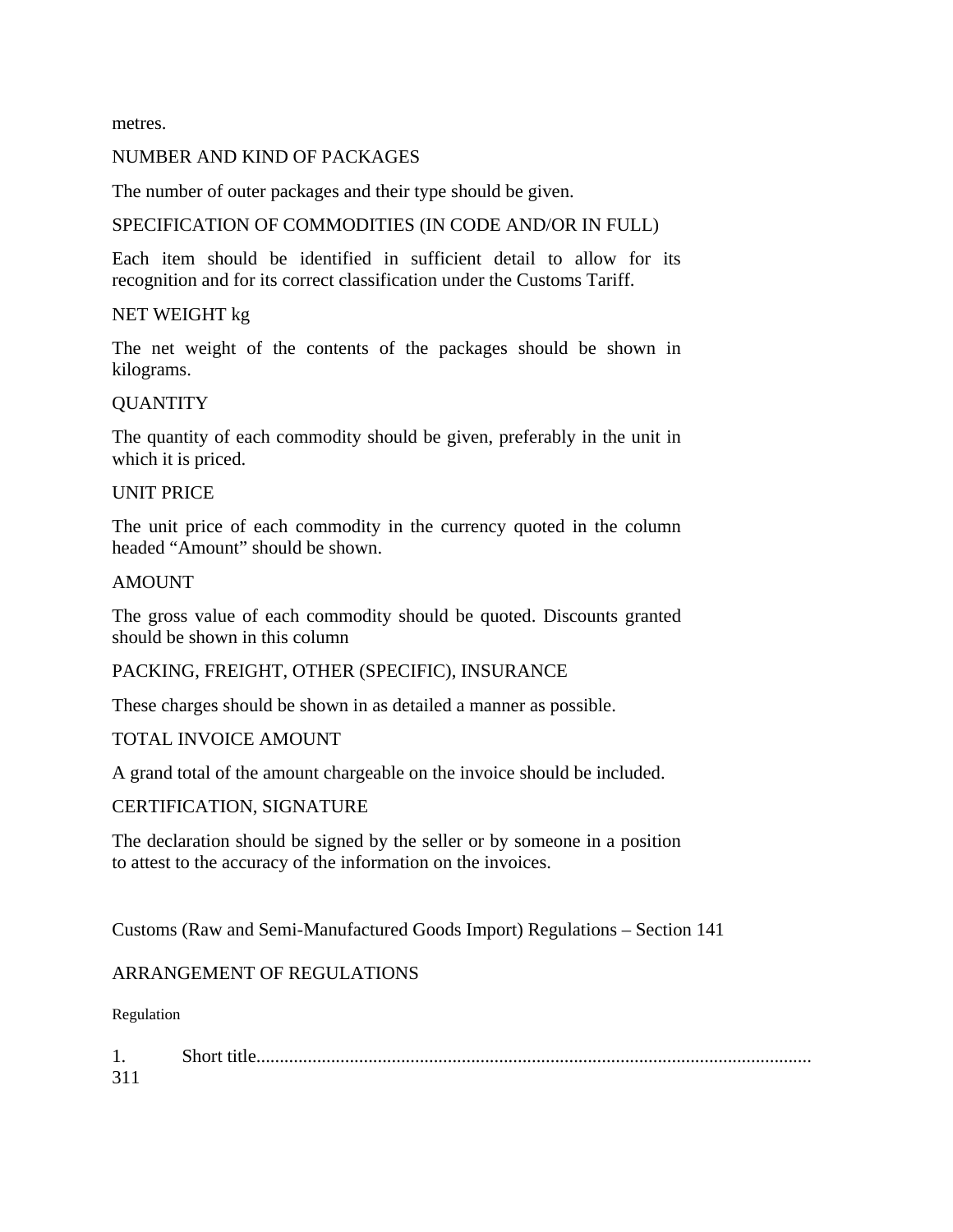metres.

NUMBER AND KIND OF PACKAGES

The number of outer packages and their type should be given.

SPECIFICATION OF COMMODITIES (IN CODE AND/OR IN FULL)

Each item should be identified in sufficient detail to allow for its recognition and for its correct classification under the Customs Tariff.

NET WEIGHT kg

The net weight of the contents of the packages should be shown in kilograms.

QUANTITY

The quantity of each commodity should be given, preferably in the unit in which it is priced.

UNIT PRICE

The unit price of each commodity in the currency quoted in the column headed "Amount" should be shown.

AMOUNT

The gross value of each commodity should be quoted. Discounts granted should be shown in this column

PACKING, FREIGHT, OTHER (SPECIFIC), INSURANCE

These charges should be shown in as detailed a manner as possible.

TOTAL INVOICE AMOUNT

A grand total of the amount chargeable on the invoice should be included.

CERTIFICATION, SIGNATURE

The declaration should be signed by the seller or by someone in a position to attest to the accuracy of the information on the invoices.

Customs (Raw and Semi-Manufactured Goods Import) Regulations – Section 141

ARRANGEMENT OF REGULATIONS

Regulation

1. Short title...................................................................................................................... 311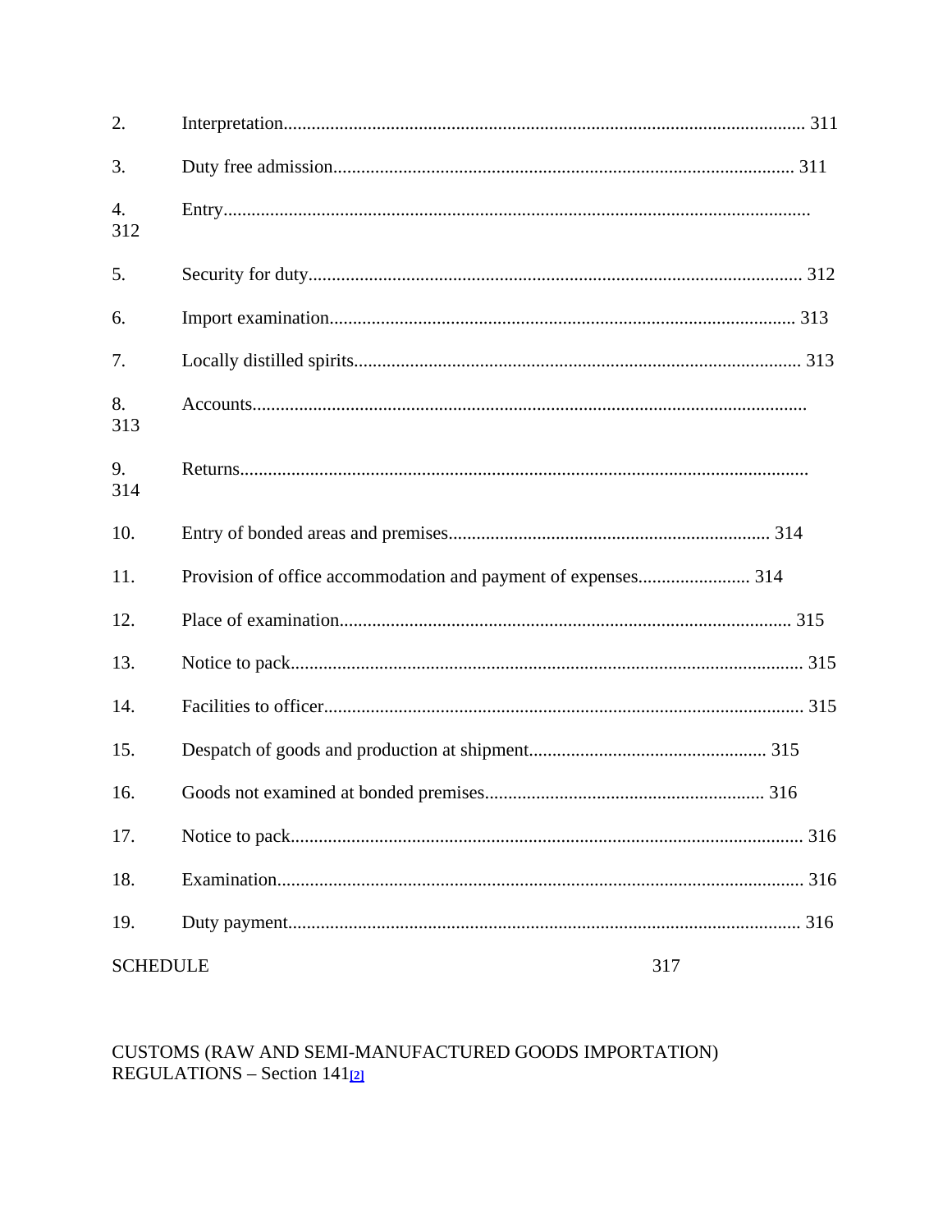2. Interpretation.............................................................................................................. 311

3. Duty free admission.................................................................................................. 311

4. Entry............................................................................................................................ 312

5. Security for duty......................................................................................................... 312

6. Import examination.................................................................................................... 313

7. Locally distilled spirits............................................................................................... 313

8. Accounts...................................................................................................................... 313

9. Returns......................................................................................................................... 314

10. Entry of bonded areas and premises..................................................................... 314

11. Provision of office accommodation and payment of expenses........................ 314

12. Place of examination................................................................................................ 315

13. Notice to pack............................................................................................................. 315

14. Facilities to officer...................................................................................................... 315

15. Despatch of goods and production at shipment.................................................. 315

16. Goods not examined at bonded premises............................................................ 316

17. Notice to pack............................................................................................................. 316

18. Examination................................................................................................................ 316

19. Duty payment............................................................................................................. 316

SCHEDULE 317

CUSTOMS (RAW AND SEMI-MANUFACTURED GOODS IMPORTATION) REGULATIONS – Section 141[2]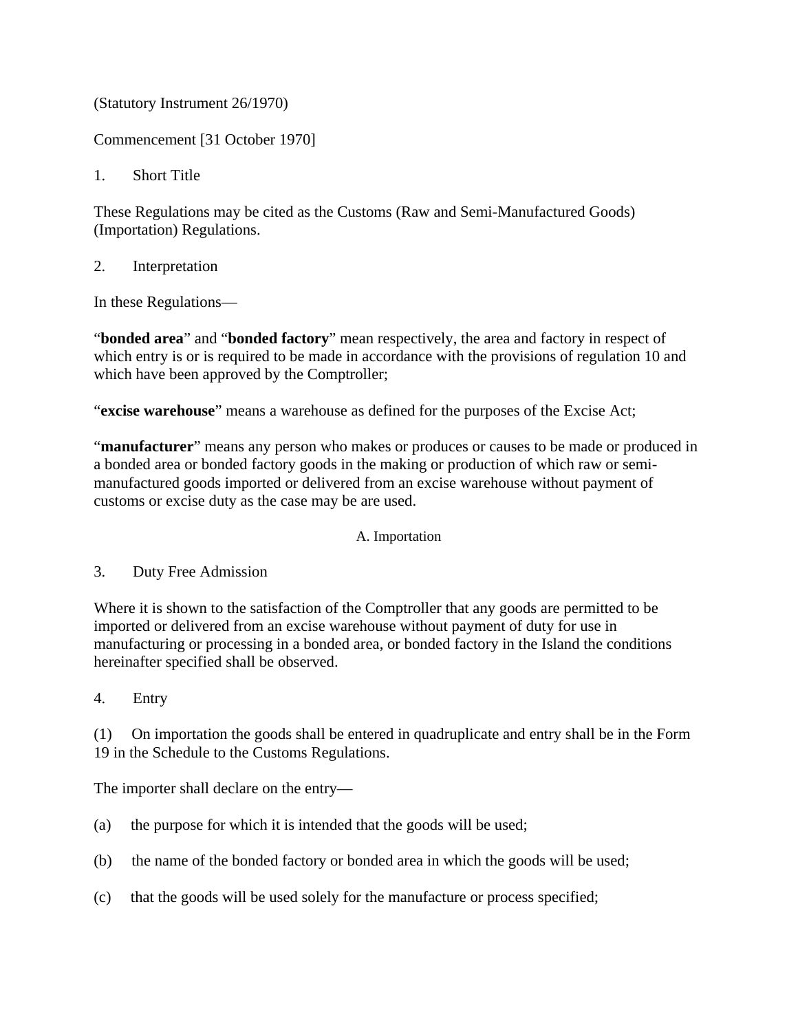(Statutory Instrument 26/1970)

Commencement [31 October 1970]

1. Short Title

These Regulations may be cited as the Customs (Raw and Semi-Manufactured Goods) (Importation) Regulations.

2. Interpretation

In these Regulations—

"**bonded area**" and "**bonded factory**" mean respectively, the area and factory in respect of which entry is or is required to be made in accordance with the provisions of regulation 10 and which have been approved by the Comptroller;

"**excise warehouse**" means a warehouse as defined for the purposes of the Excise Act;

"**manufacturer**" means any person who makes or produces or causes to be made or produced in a bonded area or bonded factory goods in the making or production of which raw or semi-manufactured goods imported or delivered from an excise warehouse without payment of customs or excise duty as the case may be are used.

A. Importation

3. Duty Free Admission

Where it is shown to the satisfaction of the Comptroller that any goods are permitted to be imported or delivered from an excise warehouse without payment of duty for use in manufacturing or processing in a bonded area, or bonded factory in the Island the conditions hereinafter specified shall be observed.

4. Entry

(1) On importation the goods shall be entered in quadruplicate and entry shall be in the Form 19 in the Schedule to the Customs Regulations.

The importer shall declare on the entry—

(a) the purpose for which it is intended that the goods will be used;

(b) the name of the bonded factory or bonded area in which the goods will be used;

(c) that the goods will be used solely for the manufacture or process specified;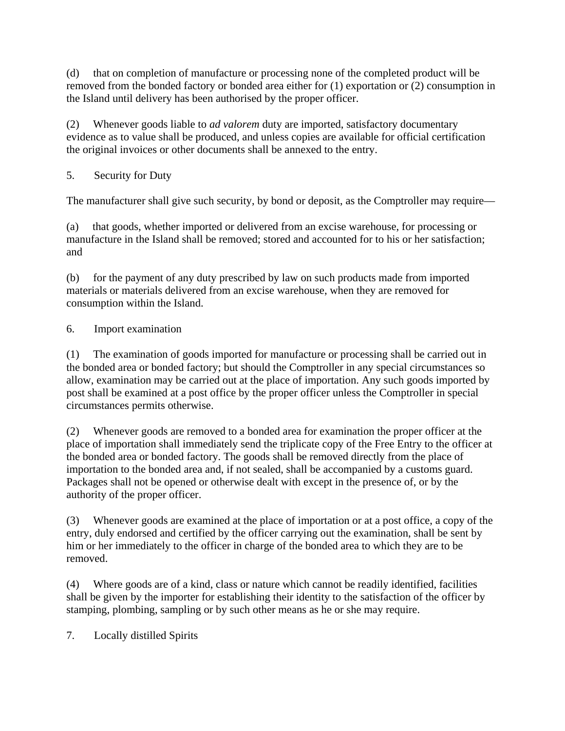(d) that on completion of manufacture or processing none of the completed product will be removed from the bonded factory or bonded area either for (1) exportation or (2) consumption in the Island until delivery has been authorised by the proper officer.

(2) Whenever goods liable to *ad valorem* duty are imported, satisfactory documentary evidence as to value shall be produced, and unless copies are available for official certification the original invoices or other documents shall be annexed to the entry.

5. Security for Duty

The manufacturer shall give such security, by bond or deposit, as the Comptroller may require—

(a) that goods, whether imported or delivered from an excise warehouse, for processing or manufacture in the Island shall be removed; stored and accounted for to his or her satisfaction; and

(b) for the payment of any duty prescribed by law on such products made from imported materials or materials delivered from an excise warehouse, when they are removed for consumption within the Island.

6. Import examination

(1) The examination of goods imported for manufacture or processing shall be carried out in the bonded area or bonded factory; but should the Comptroller in any special circumstances so allow, examination may be carried out at the place of importation. Any such goods imported by post shall be examined at a post office by the proper officer unless the Comptroller in special circumstances permits otherwise.

(2) Whenever goods are removed to a bonded area for examination the proper officer at the place of importation shall immediately send the triplicate copy of the Free Entry to the officer at the bonded area or bonded factory. The goods shall be removed directly from the place of importation to the bonded area and, if not sealed, shall be accompanied by a customs guard. Packages shall not be opened or otherwise dealt with except in the presence of, or by the authority of the proper officer.

(3) Whenever goods are examined at the place of importation or at a post office, a copy of the entry, duly endorsed and certified by the officer carrying out the examination, shall be sent by him or her immediately to the officer in charge of the bonded area to which they are to be removed.

(4) Where goods are of a kind, class or nature which cannot be readily identified, facilities shall be given by the importer for establishing their identity to the satisfaction of the officer by stamping, plombing, sampling or by such other means as he or she may require.

7. Locally distilled Spirits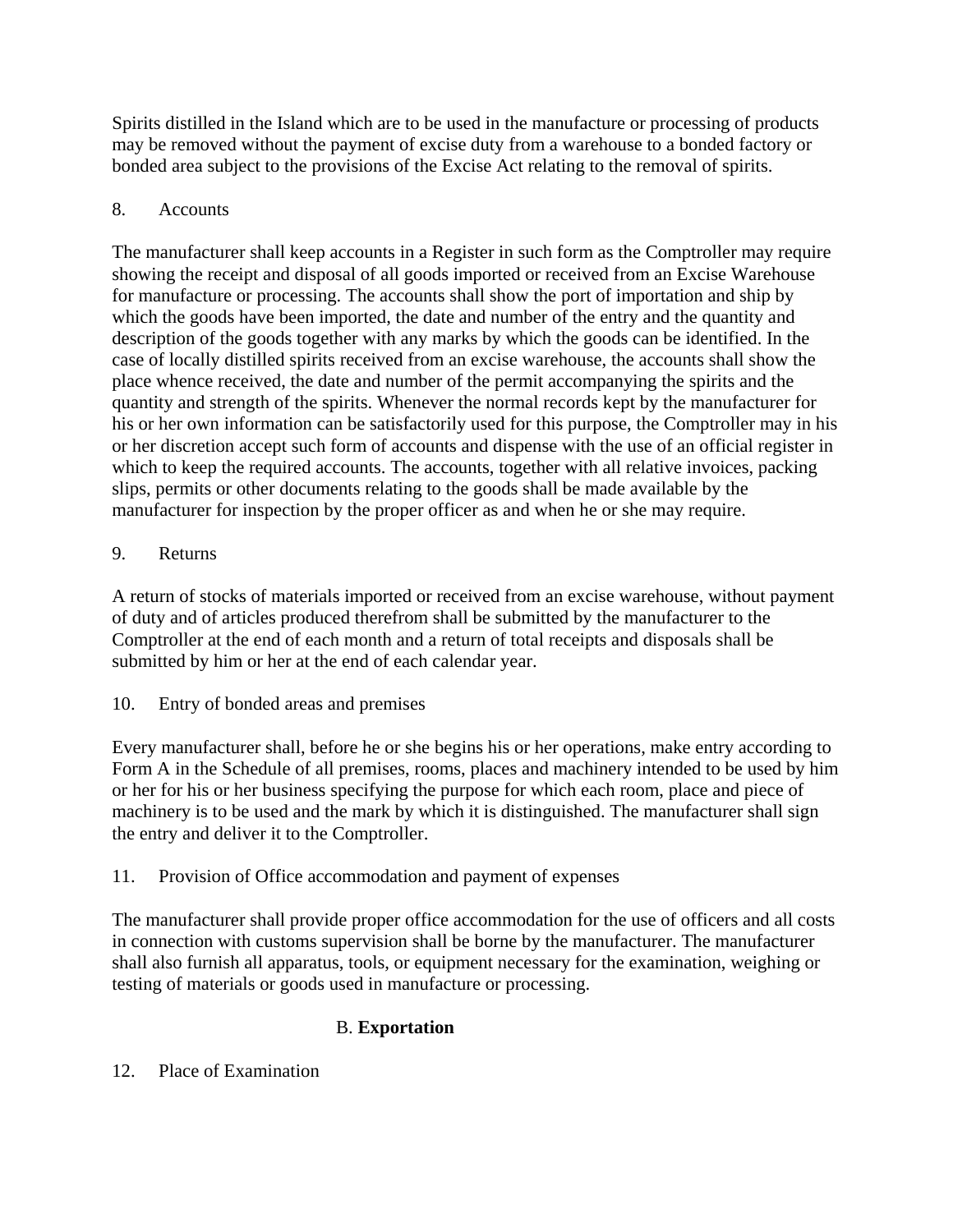Spirits distilled in the Island which are to be used in the manufacture or processing of products may be removed without the payment of excise duty from a warehouse to a bonded factory or bonded area subject to the provisions of the Excise Act relating to the removal of spirits.

8. Accounts

The manufacturer shall keep accounts in a Register in such form as the Comptroller may require showing the receipt and disposal of all goods imported or received from an Excise Warehouse for manufacture or processing. The accounts shall show the port of importation and ship by which the goods have been imported, the date and number of the entry and the quantity and description of the goods together with any marks by which the goods can be identified. In the case of locally distilled spirits received from an excise warehouse, the accounts shall show the place whence received, the date and number of the permit accompanying the spirits and the quantity and strength of the spirits. Whenever the normal records kept by the manufacturer for his or her own information can be satisfactorily used for this purpose, the Comptroller may in his or her discretion accept such form of accounts and dispense with the use of an official register in which to keep the required accounts. The accounts, together with all relative invoices, packing slips, permits or other documents relating to the goods shall be made available by the manufacturer for inspection by the proper officer as and when he or she may require.

9. Returns

A return of stocks of materials imported or received from an excise warehouse, without payment of duty and of articles produced therefrom shall be submitted by the manufacturer to the Comptroller at the end of each month and a return of total receipts and disposals shall be submitted by him or her at the end of each calendar year.

10. Entry of bonded areas and premises

Every manufacturer shall, before he or she begins his or her operations, make entry according to Form A in the Schedule of all premises, rooms, places and machinery intended to be used by him or her for his or her business specifying the purpose for which each room, place and piece of machinery is to be used and the mark by which it is distinguished. The manufacturer shall sign the entry and deliver it to the Comptroller.

11. Provision of Office accommodation and payment of expenses

The manufacturer shall provide proper office accommodation for the use of officers and all costs in connection with customs supervision shall be borne by the manufacturer. The manufacturer shall also furnish all apparatus, tools, or equipment necessary for the examination, weighing or testing of materials or goods used in manufacture or processing.

## B. **Exportation**

12. Place of Examination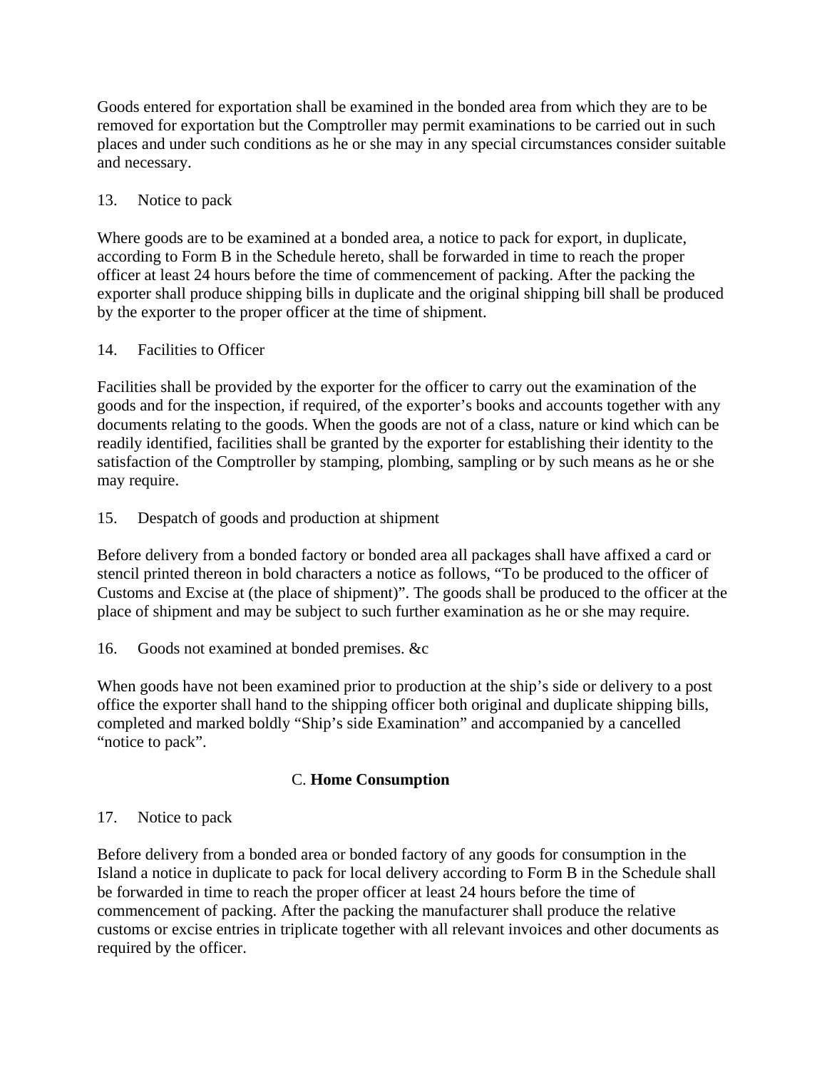Goods entered for exportation shall be examined in the bonded area from which they are to be removed for exportation but the Comptroller may permit examinations to be carried out in such places and under such conditions as he or she may in any special circumstances consider suitable and necessary.

13. Notice to pack

Where goods are to be examined at a bonded area, a notice to pack for export, in duplicate, according to Form B in the Schedule hereto, shall be forwarded in time to reach the proper officer at least 24 hours before the time of commencement of packing. After the packing the exporter shall produce shipping bills in duplicate and the original shipping bill shall be produced by the exporter to the proper officer at the time of shipment.

14. Facilities to Officer

Facilities shall be provided by the exporter for the officer to carry out the examination of the goods and for the inspection, if required, of the exporter's books and accounts together with any documents relating to the goods. When the goods are not of a class, nature or kind which can be readily identified, facilities shall be granted by the exporter for establishing their identity to the satisfaction of the Comptroller by stamping, plombing, sampling or by such means as he or she may require.

15. Despatch of goods and production at shipment

Before delivery from a bonded factory or bonded area all packages shall have affixed a card or stencil printed thereon in bold characters a notice as follows, "To be produced to the officer of Customs and Excise at (the place of shipment)". The goods shall be produced to the officer at the place of shipment and may be subject to such further examination as he or she may require.

16. Goods not examined at bonded premises. &c

When goods have not been examined prior to production at the ship's side or delivery to a post office the exporter shall hand to the shipping officer both original and duplicate shipping bills, completed and marked boldly "Ship's side Examination" and accompanied by a cancelled "notice to pack".

## C. **Home Consumption**

17. Notice to pack

Before delivery from a bonded area or bonded factory of any goods for consumption in the Island a notice in duplicate to pack for local delivery according to Form B in the Schedule shall be forwarded in time to reach the proper officer at least 24 hours before the time of commencement of packing. After the packing the manufacturer shall produce the relative customs or excise entries in triplicate together with all relevant invoices and other documents as required by the officer.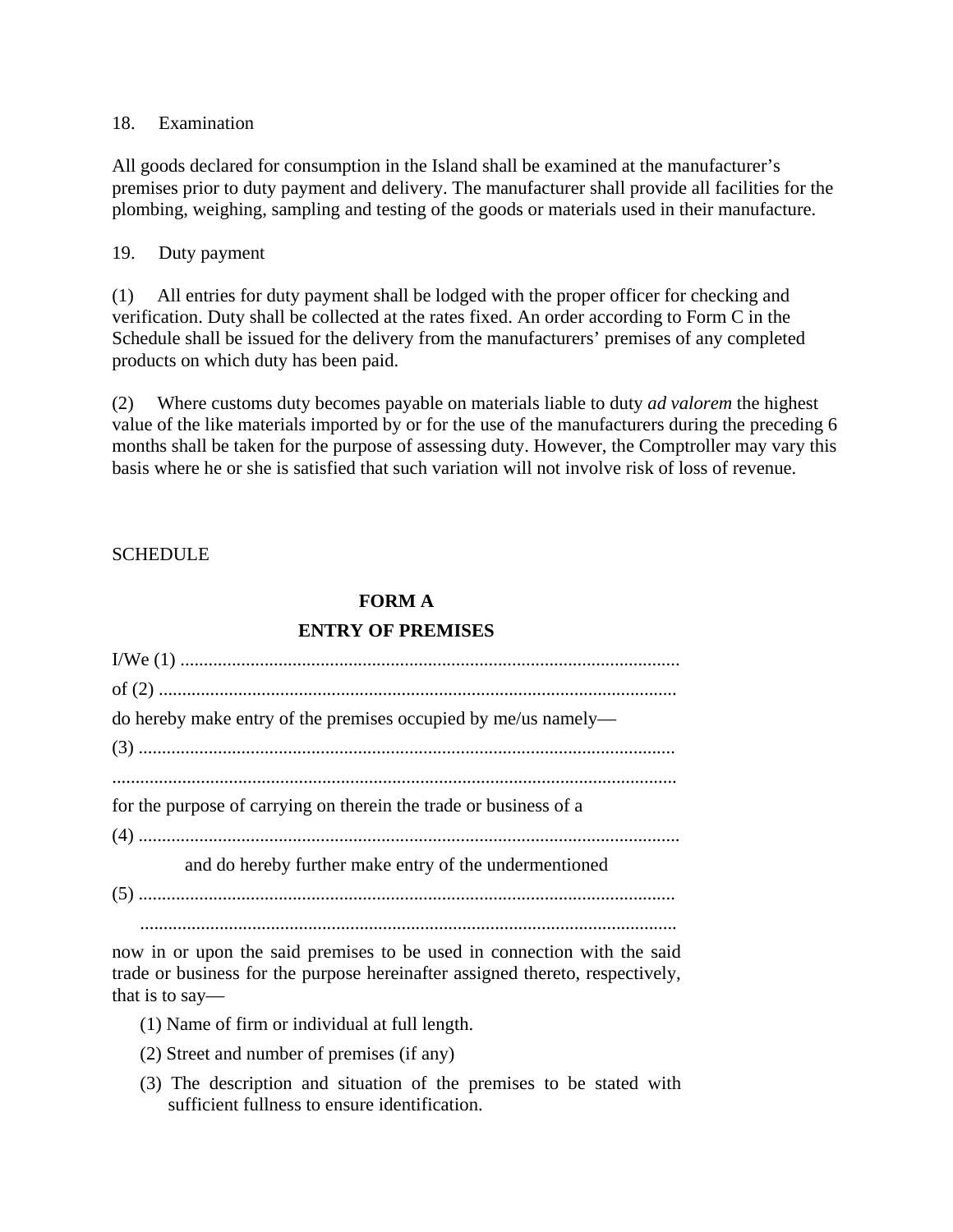18. Examination

All goods declared for consumption in the Island shall be examined at the manufacturer's premises prior to duty payment and delivery. The manufacturer shall provide all facilities for the plombing, weighing, sampling and testing of the goods or materials used in their manufacture.

19. Duty payment

(1) All entries for duty payment shall be lodged with the proper officer for checking and verification. Duty shall be collected at the rates fixed. An order according to Form C in the Schedule shall be issued for the delivery from the manufacturers' premises of any completed products on which duty has been paid.

(2) Where customs duty becomes payable on materials liable to duty *ad valorem* the highest value of the like materials imported by or for the use of the manufacturers during the preceding 6 months shall be taken for the purpose of assessing duty. However, the Comptroller may vary this basis where he or she is satisfied that such variation will not involve risk of loss of revenue.

SCHEDULE

**FORM A**

**ENTRY OF PREMISES**

I/We (1) ..........................................................................................................

of (2) ..............................................................................................................

do hereby make entry of the premises occupied by me/us namely—

(3) ..................................................................................................................

..........................................................................................................................

for the purpose of carrying on therein the trade or business of a

(4) ..................................................................................................................

and do hereby further make entry of the undermentioned

(5) ..................................................................................................................

..................................................................................................................

now in or upon the said premises to be used in connection with the said trade or business for the purpose hereinafter assigned thereto, respectively, that is to say—

(1) Name of firm or individual at full length.

(2) Street and number of premises (if any)

(3) The description and situation of the premises to be stated with sufficient fullness to ensure identification.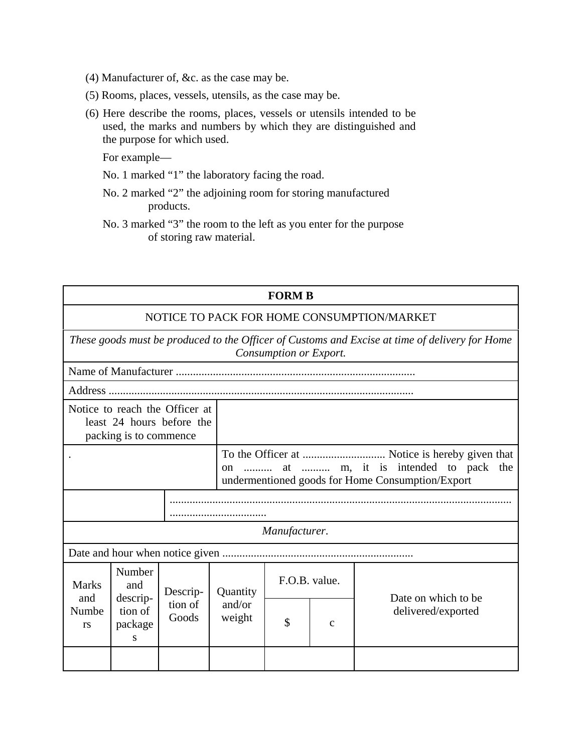(4) Manufacturer of, &c. as the case may be.

(5) Rooms, places, vessels, utensils, as the case may be.

(6) Here describe the rooms, places, vessels or utensils intended to be used, the marks and numbers by which they are distinguished and the purpose for which used.

For example—

No. 1 marked "1" the laboratory facing the road.

No. 2 marked "2" the adjoining room for storing manufactured products.

No. 3 marked "3" the room to the left as you enter for the purpose of storing raw material.

**FORM B**

NOTICE TO PACK FOR HOME CONSUMPTION/MARKET

*These goods must be produced to the Officer of Customs and Excise at time of delivery for Home Consumption or Export.*

Name of Manufacturer ....................................................................................

Address ..........................................................................................................

| Notice to reach the Officer at least 24 hours before the packing is to commence | |
|---|---|
| . | To the Officer at ............................ Notice is hereby given that on .......... at .......... m, it is intended to pack the undermentioned goods for Home Consumption/Export |

.......................................................................................................................
.................................

*Manufacturer.*

Date and hour when notice given ..................................................................

| Marks and Numbers | Number and description of packages | Description of Goods | Quantity and/or weight | F.O.B. value. | | Date on which to be delivered/exported |
|---|---|---|---|---|---|---|
| | | | | $ | c | |
| | | | | | | |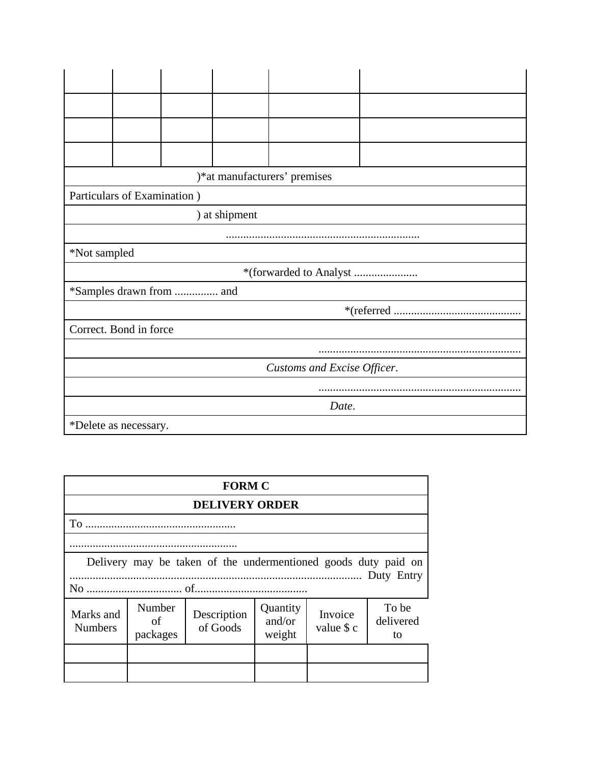| | | | | | |
|---|---|---|---|---|---|
| | | | | | |
| | | | | | |
| | | | | | |
| | | | | | |

)*at manufacturers' premises

Particulars of Examination )

) at shipment

..................................................................

*Not sampled

*(forwarded to Analyst ......................

*Samples drawn from ............... and

*(referred ............................................

Correct. Bond in force

......................................................................

*Customs and Excise Officer*.

......................................................................

*Date*.

*Delete as necessary.

**FORM C**

**DELIVERY ORDER**

To ....................................................

..........................................................

Delivery may be taken of the undermentioned goods duty paid on .................................................................................................... Duty Entry No ................................. of.......................................

| Marks and Numbers | Number of packages | Description of Goods | Quantity and/or weight | Invoice value $ c | To be delivered to |
|---|---|---|---|---|---|
| | | | | | |
| | | | | | |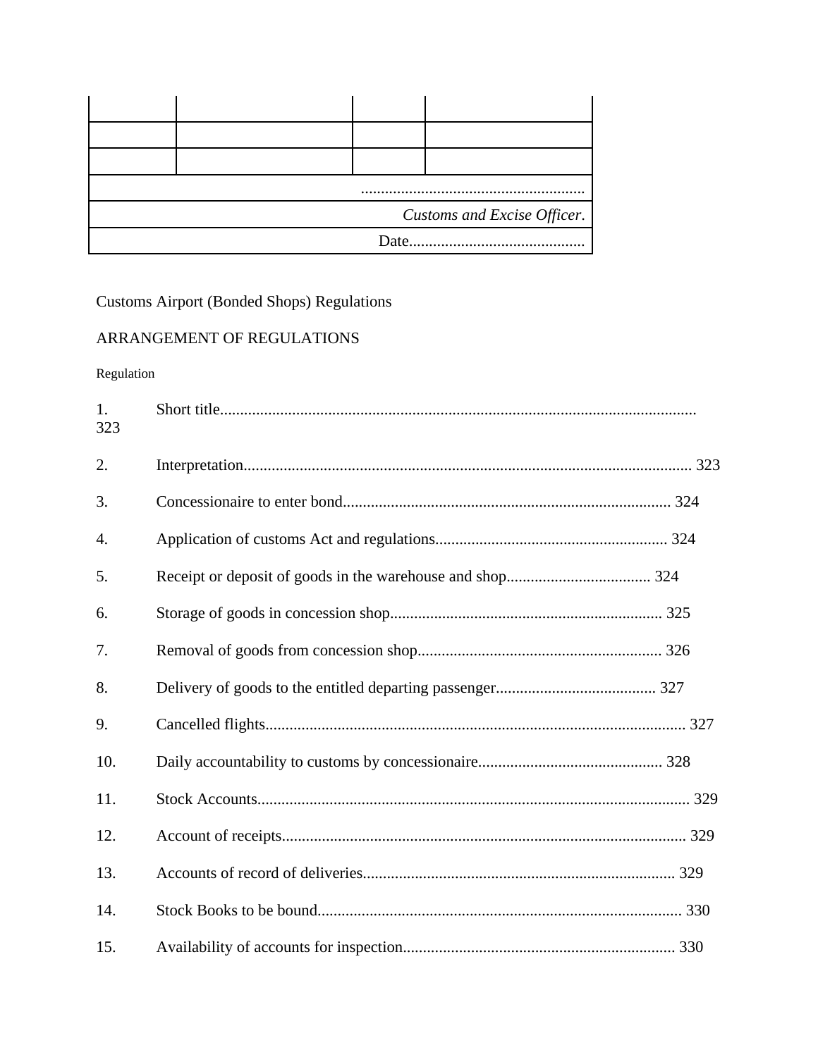| | | | |
|---|---|---|---|
| | | | |
| | | | |
| | | | |
| ........................................................ | | | |
| *Customs and Excise Officer*. | | | |
| Date............................................ | | | |

Customs Airport (Bonded Shops) Regulations

ARRANGEMENT OF REGULATIONS

Regulation

1. Short title...................................................................................................................... 323
2. Interpretation............................................................................................................... 323
3. Concessionaire to enter bond.................................................................................. 324
4. Application of customs Act and regulations.......................................................... 324
5. Receipt or deposit of goods in the warehouse and shop.................................... 324
6. Storage of goods in concession shop.................................................................... 325
7. Removal of goods from concession shop............................................................. 326
8. Delivery of goods to the entitled departing passenger........................................ 327
9. Cancelled flights......................................................................................................... 327
10. Daily accountability to customs by concessionaire.............................................. 328
11. Stock Accounts........................................................................................................... 329
12. Account of receipts..................................................................................................... 329
13. Accounts of record of deliveries.............................................................................. 329
14. Stock Books to be bound........................................................................................... 330
15. Availability of accounts for inspection.................................................................... 330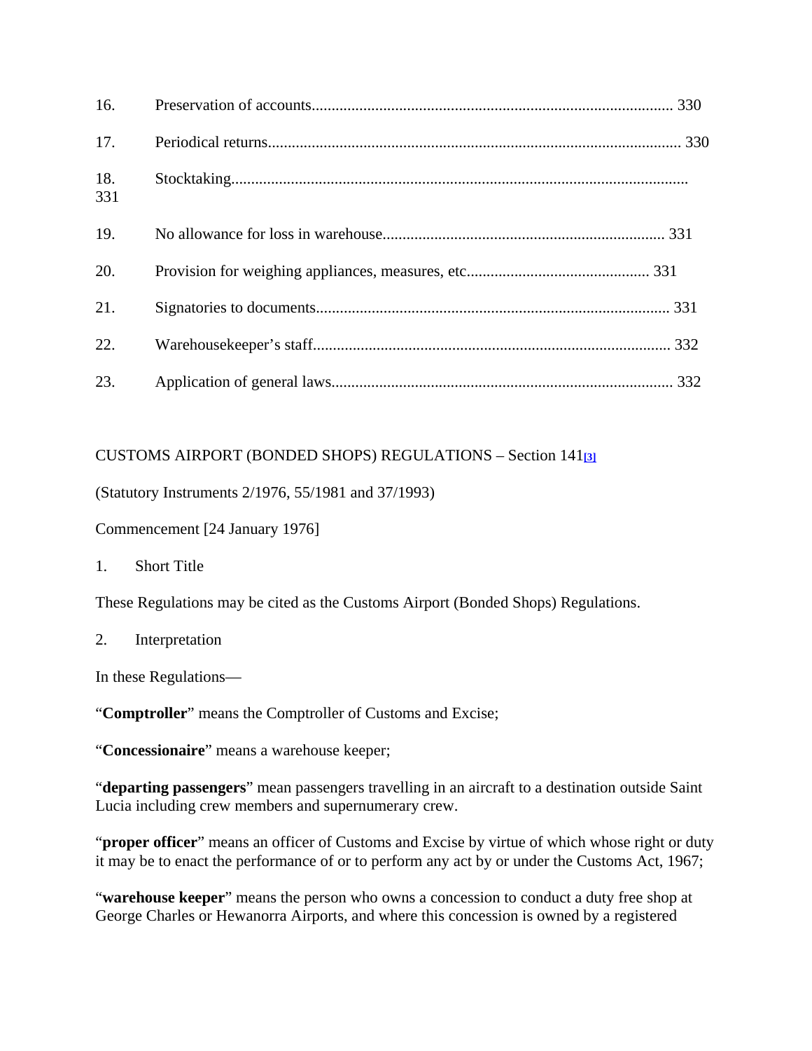16. Preservation of accounts.......................................................................................... 330

17. Periodical returns....................................................................................................... 330

18. Stocktaking.................................................................................................................. 331

19. No allowance for loss in warehouse...................................................................... 331

20. Provision for weighing appliances, measures, etc............................................. 331

21. Signatories to documents........................................................................................ 331

22. Warehousekeeper's staff.......................................................................................... 332

23. Application of general laws..................................................................................... 332

CUSTOMS AIRPORT (BONDED SHOPS) REGULATIONS – Section 141[3]

(Statutory Instruments 2/1976, 55/1981 and 37/1993)

Commencement [24 January 1976]

1. Short Title

These Regulations may be cited as the Customs Airport (Bonded Shops) Regulations.

2. Interpretation

In these Regulations—

"**Comptroller**" means the Comptroller of Customs and Excise;

"**Concessionaire**" means a warehouse keeper;

"**departing passengers**" mean passengers travelling in an aircraft to a destination outside Saint Lucia including crew members and supernumerary crew.

"**proper officer**" means an officer of Customs and Excise by virtue of which whose right or duty it may be to enact the performance of or to perform any act by or under the Customs Act, 1967;

"**warehouse keeper**" means the person who owns a concession to conduct a duty free shop at George Charles or Hewanorra Airports, and where this concession is owned by a registered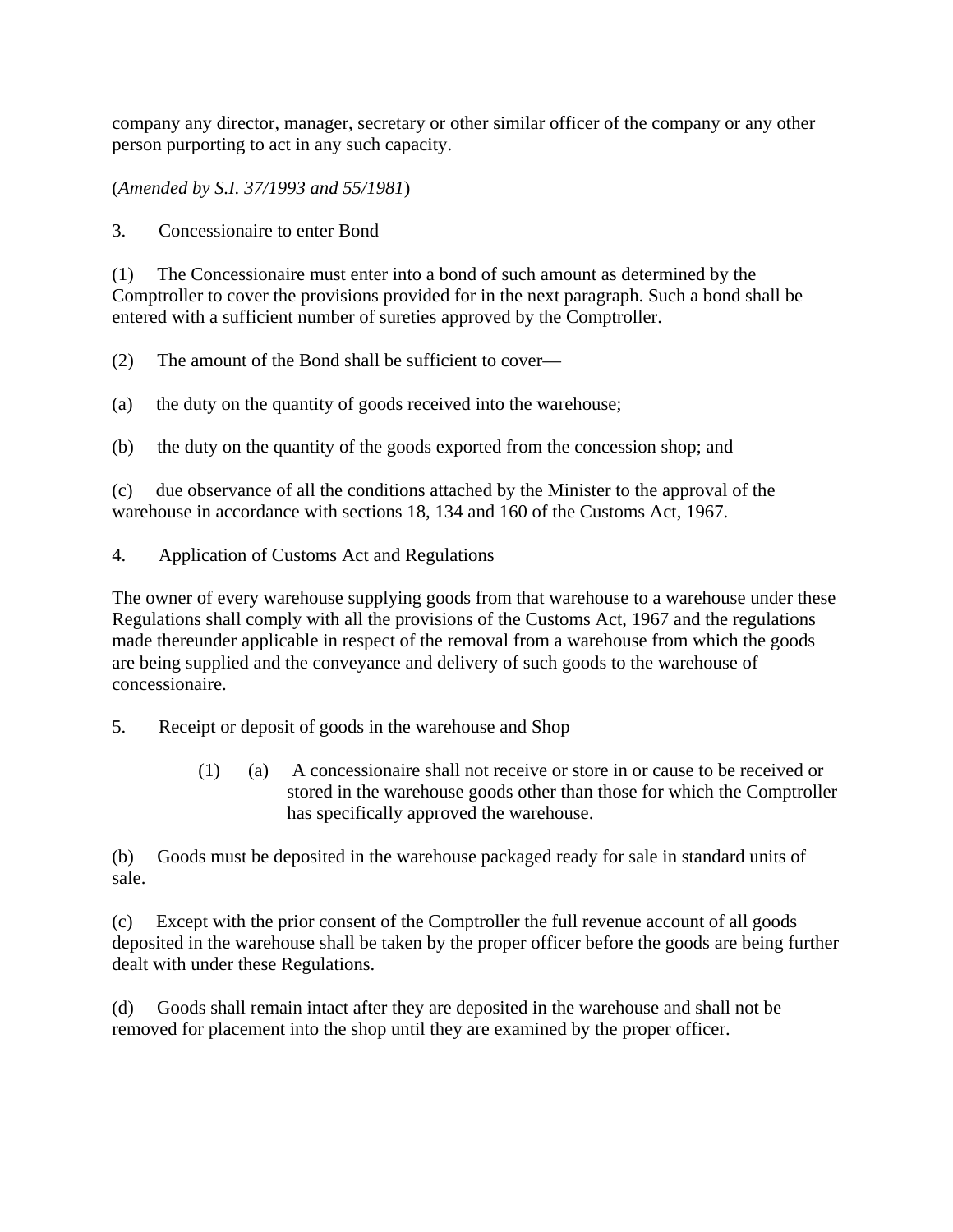company any director, manager, secretary or other similar officer of the company or any other person purporting to act in any such capacity.

(*Amended by S.I. 37/1993 and 55/1981*)

3. Concessionaire to enter Bond

(1) The Concessionaire must enter into a bond of such amount as determined by the Comptroller to cover the provisions provided for in the next paragraph. Such a bond shall be entered with a sufficient number of sureties approved by the Comptroller.

(2) The amount of the Bond shall be sufficient to cover—

(a) the duty on the quantity of goods received into the warehouse;

(b) the duty on the quantity of the goods exported from the concession shop; and

(c) due observance of all the conditions attached by the Minister to the approval of the warehouse in accordance with sections 18, 134 and 160 of the Customs Act, 1967.

4. Application of Customs Act and Regulations

The owner of every warehouse supplying goods from that warehouse to a warehouse under these Regulations shall comply with all the provisions of the Customs Act, 1967 and the regulations made thereunder applicable in respect of the removal from a warehouse from which the goods are being supplied and the conveyance and delivery of such goods to the warehouse of concessionaire.

5. Receipt or deposit of goods in the warehouse and Shop

(1) (a) A concessionaire shall not receive or store in or cause to be received or stored in the warehouse goods other than those for which the Comptroller has specifically approved the warehouse.

(b) Goods must be deposited in the warehouse packaged ready for sale in standard units of sale.

(c) Except with the prior consent of the Comptroller the full revenue account of all goods deposited in the warehouse shall be taken by the proper officer before the goods are being further dealt with under these Regulations.

(d) Goods shall remain intact after they are deposited in the warehouse and shall not be removed for placement into the shop until they are examined by the proper officer.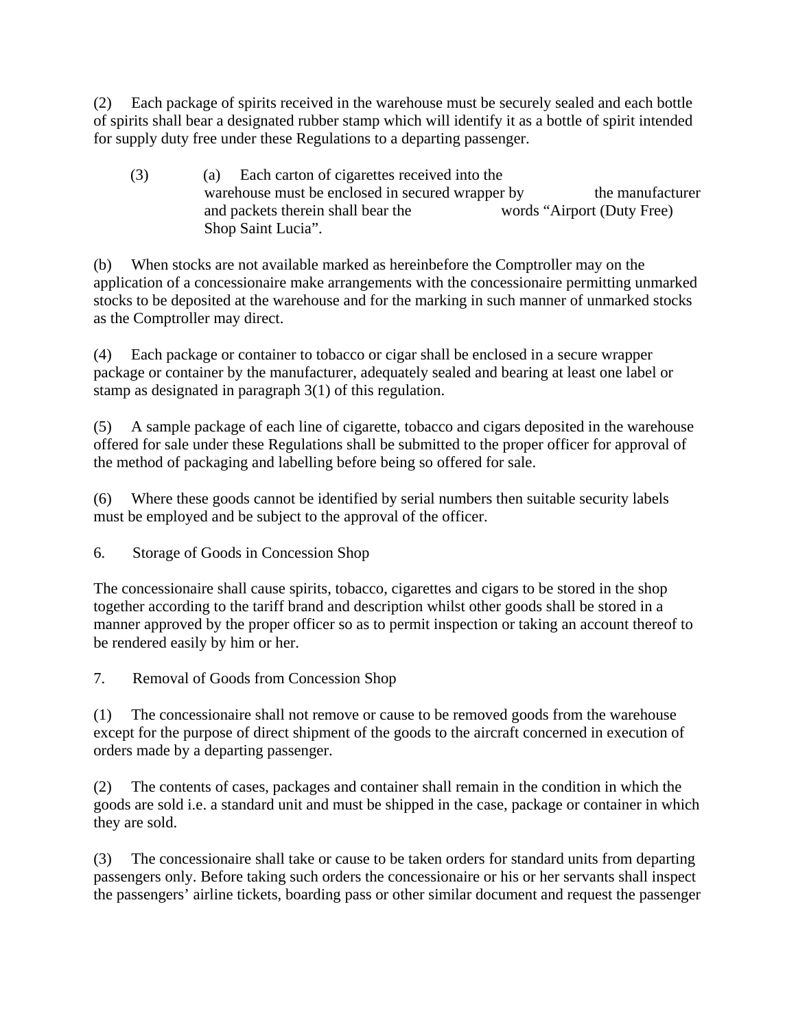(2) Each package of spirits received in the warehouse must be securely sealed and each bottle of spirits shall bear a designated rubber stamp which will identify it as a bottle of spirit intended for supply duty free under these Regulations to a departing passenger.

(3) (a) Each carton of cigarettes received into the warehouse must be enclosed in secured wrapper by the manufacturer and packets therein shall bear the words “Airport (Duty Free) Shop Saint Lucia”.

(b) When stocks are not available marked as hereinbefore the Comptroller may on the application of a concessionaire make arrangements with the concessionaire permitting unmarked stocks to be deposited at the warehouse and for the marking in such manner of unmarked stocks as the Comptroller may direct.

(4) Each package or container to tobacco or cigar shall be enclosed in a secure wrapper package or container by the manufacturer, adequately sealed and bearing at least one label or stamp as designated in paragraph 3(1) of this regulation.

(5) A sample package of each line of cigarette, tobacco and cigars deposited in the warehouse offered for sale under these Regulations shall be submitted to the proper officer for approval of the method of packaging and labelling before being so offered for sale.

(6) Where these goods cannot be identified by serial numbers then suitable security labels must be employed and be subject to the approval of the officer.

6. Storage of Goods in Concession Shop

The concessionaire shall cause spirits, tobacco, cigarettes and cigars to be stored in the shop together according to the tariff brand and description whilst other goods shall be stored in a manner approved by the proper officer so as to permit inspection or taking an account thereof to be rendered easily by him or her.

7. Removal of Goods from Concession Shop

(1) The concessionaire shall not remove or cause to be removed goods from the warehouse except for the purpose of direct shipment of the goods to the aircraft concerned in execution of orders made by a departing passenger.

(2) The contents of cases, packages and container shall remain in the condition in which the goods are sold i.e. a standard unit and must be shipped in the case, package or container in which they are sold.

(3) The concessionaire shall take or cause to be taken orders for standard units from departing passengers only. Before taking such orders the concessionaire or his or her servants shall inspect the passengers’ airline tickets, boarding pass or other similar document and request the passenger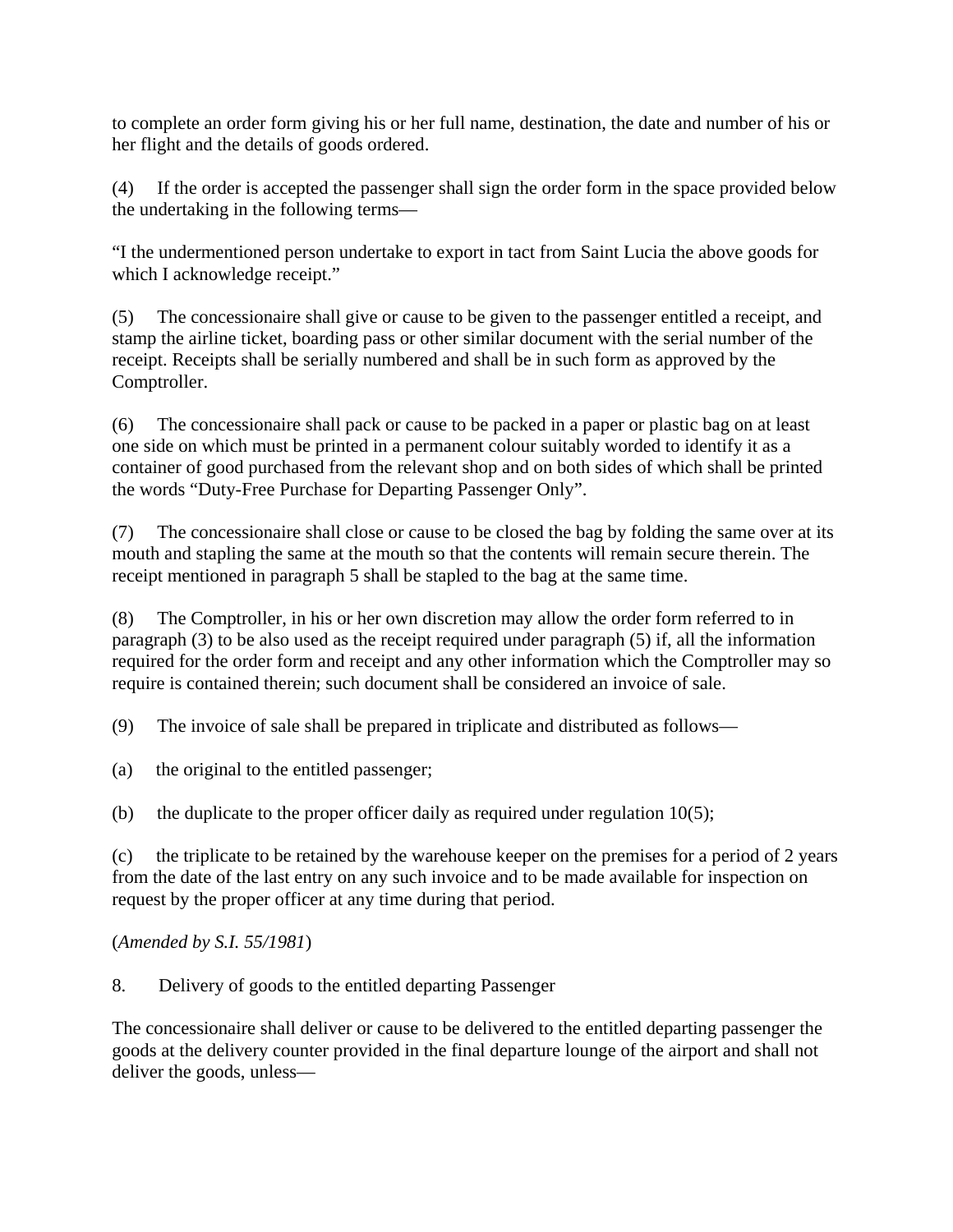to complete an order form giving his or her full name, destination, the date and number of his or her flight and the details of goods ordered.

(4) If the order is accepted the passenger shall sign the order form in the space provided below the undertaking in the following terms—

“I the undermentioned person undertake to export in tact from Saint Lucia the above goods for which I acknowledge receipt.”

(5) The concessionaire shall give or cause to be given to the passenger entitled a receipt, and stamp the airline ticket, boarding pass or other similar document with the serial number of the receipt. Receipts shall be serially numbered and shall be in such form as approved by the Comptroller.

(6) The concessionaire shall pack or cause to be packed in a paper or plastic bag on at least one side on which must be printed in a permanent colour suitably worded to identify it as a container of good purchased from the relevant shop and on both sides of which shall be printed the words “Duty-Free Purchase for Departing Passenger Only”.

(7) The concessionaire shall close or cause to be closed the bag by folding the same over at its mouth and stapling the same at the mouth so that the contents will remain secure therein. The receipt mentioned in paragraph 5 shall be stapled to the bag at the same time.

(8) The Comptroller, in his or her own discretion may allow the order form referred to in paragraph (3) to be also used as the receipt required under paragraph (5) if, all the information required for the order form and receipt and any other information which the Comptroller may so require is contained therein; such document shall be considered an invoice of sale.

(9) The invoice of sale shall be prepared in triplicate and distributed as follows—

(a) the original to the entitled passenger;

(b) the duplicate to the proper officer daily as required under regulation 10(5);

(c) the triplicate to be retained by the warehouse keeper on the premises for a period of 2 years from the date of the last entry on any such invoice and to be made available for inspection on request by the proper officer at any time during that period.

(*Amended by S.I. 55/1981*)

8. Delivery of goods to the entitled departing Passenger

The concessionaire shall deliver or cause to be delivered to the entitled departing passenger the goods at the delivery counter provided in the final departure lounge of the airport and shall not deliver the goods, unless—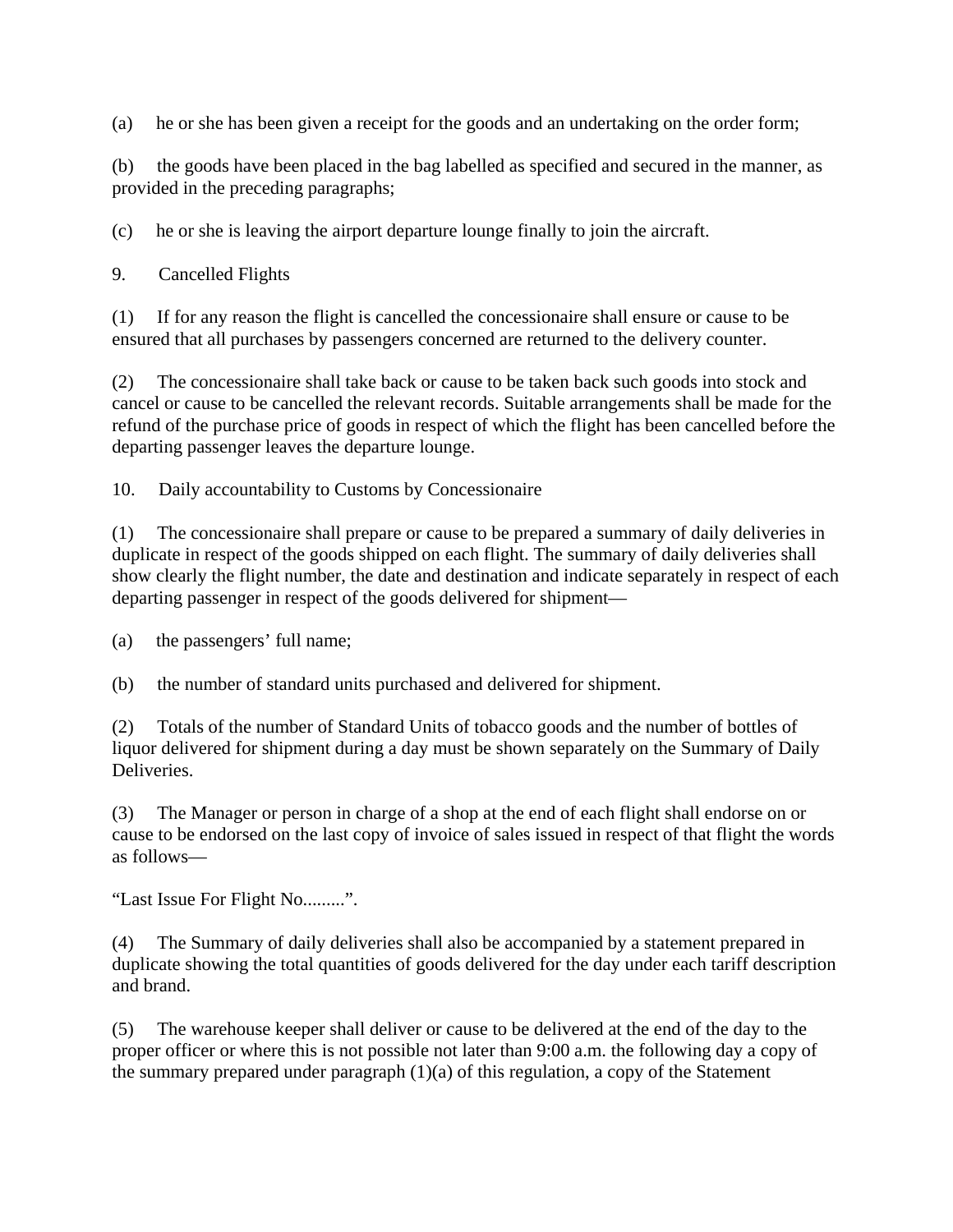(a) he or she has been given a receipt for the goods and an undertaking on the order form;

(b) the goods have been placed in the bag labelled as specified and secured in the manner, as provided in the preceding paragraphs;

(c) he or she is leaving the airport departure lounge finally to join the aircraft.

9. Cancelled Flights

(1) If for any reason the flight is cancelled the concessionaire shall ensure or cause to be ensured that all purchases by passengers concerned are returned to the delivery counter.

(2) The concessionaire shall take back or cause to be taken back such goods into stock and cancel or cause to be cancelled the relevant records. Suitable arrangements shall be made for the refund of the purchase price of goods in respect of which the flight has been cancelled before the departing passenger leaves the departure lounge.

10. Daily accountability to Customs by Concessionaire

(1) The concessionaire shall prepare or cause to be prepared a summary of daily deliveries in duplicate in respect of the goods shipped on each flight. The summary of daily deliveries shall show clearly the flight number, the date and destination and indicate separately in respect of each departing passenger in respect of the goods delivered for shipment—

(a) the passengers' full name;

(b) the number of standard units purchased and delivered for shipment.

(2) Totals of the number of Standard Units of tobacco goods and the number of bottles of liquor delivered for shipment during a day must be shown separately on the Summary of Daily Deliveries.

(3) The Manager or person in charge of a shop at the end of each flight shall endorse on or cause to be endorsed on the last copy of invoice of sales issued in respect of that flight the words as follows—

"Last Issue For Flight No.........".

(4) The Summary of daily deliveries shall also be accompanied by a statement prepared in duplicate showing the total quantities of goods delivered for the day under each tariff description and brand.

(5) The warehouse keeper shall deliver or cause to be delivered at the end of the day to the proper officer or where this is not possible not later than 9:00 a.m. the following day a copy of the summary prepared under paragraph (1)(a) of this regulation, a copy of the Statement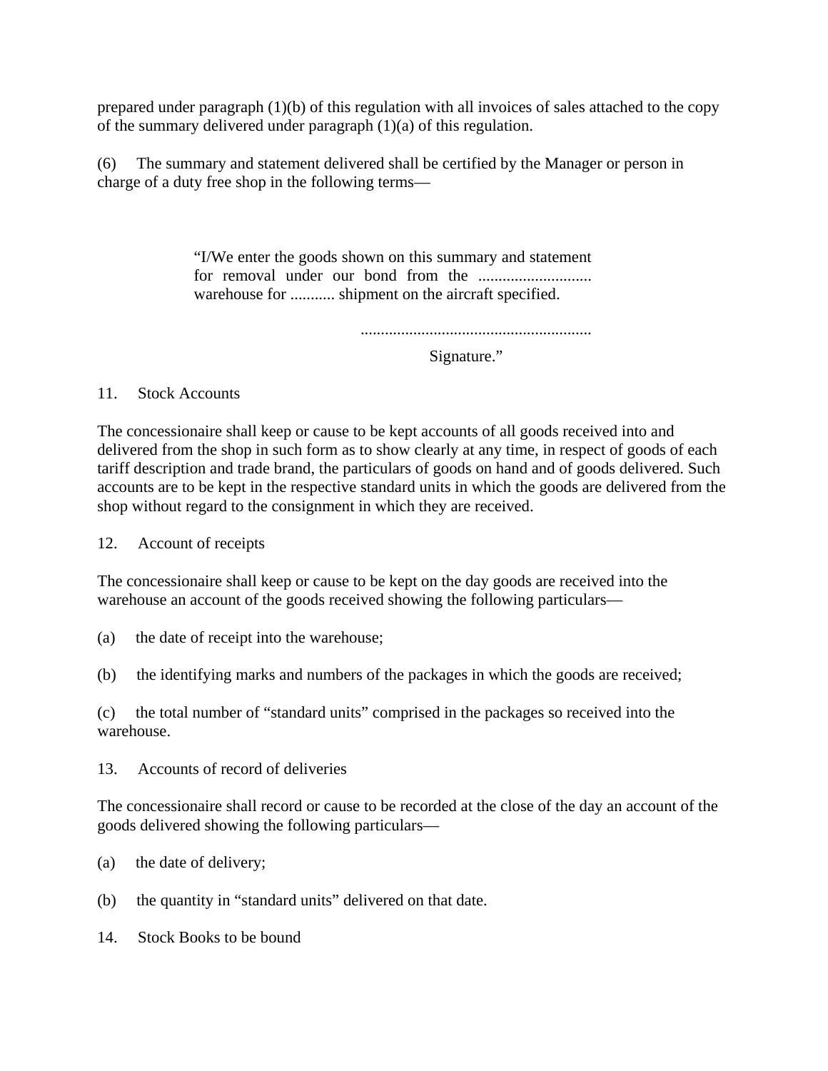prepared under paragraph (1)(b) of this regulation with all invoices of sales attached to the copy of the summary delivered under paragraph (1)(a) of this regulation.

(6) The summary and statement delivered shall be certified by the Manager or person in charge of a duty free shop in the following terms—

> "I/We enter the goods shown on this summary and statement for removal under our bond from the ............................ warehouse for ........... shipment on the aircraft specified.
>
> .........................................................
>
> Signature."

11. Stock Accounts

The concessionaire shall keep or cause to be kept accounts of all goods received into and delivered from the shop in such form as to show clearly at any time, in respect of goods of each tariff description and trade brand, the particulars of goods on hand and of goods delivered. Such accounts are to be kept in the respective standard units in which the goods are delivered from the shop without regard to the consignment in which they are received.

12. Account of receipts

The concessionaire shall keep or cause to be kept on the day goods are received into the warehouse an account of the goods received showing the following particulars—

(a) the date of receipt into the warehouse;

(b) the identifying marks and numbers of the packages in which the goods are received;

(c) the total number of "standard units" comprised in the packages so received into the warehouse.

13. Accounts of record of deliveries

The concessionaire shall record or cause to be recorded at the close of the day an account of the goods delivered showing the following particulars—

(a) the date of delivery;

(b) the quantity in "standard units" delivered on that date.

14. Stock Books to be bound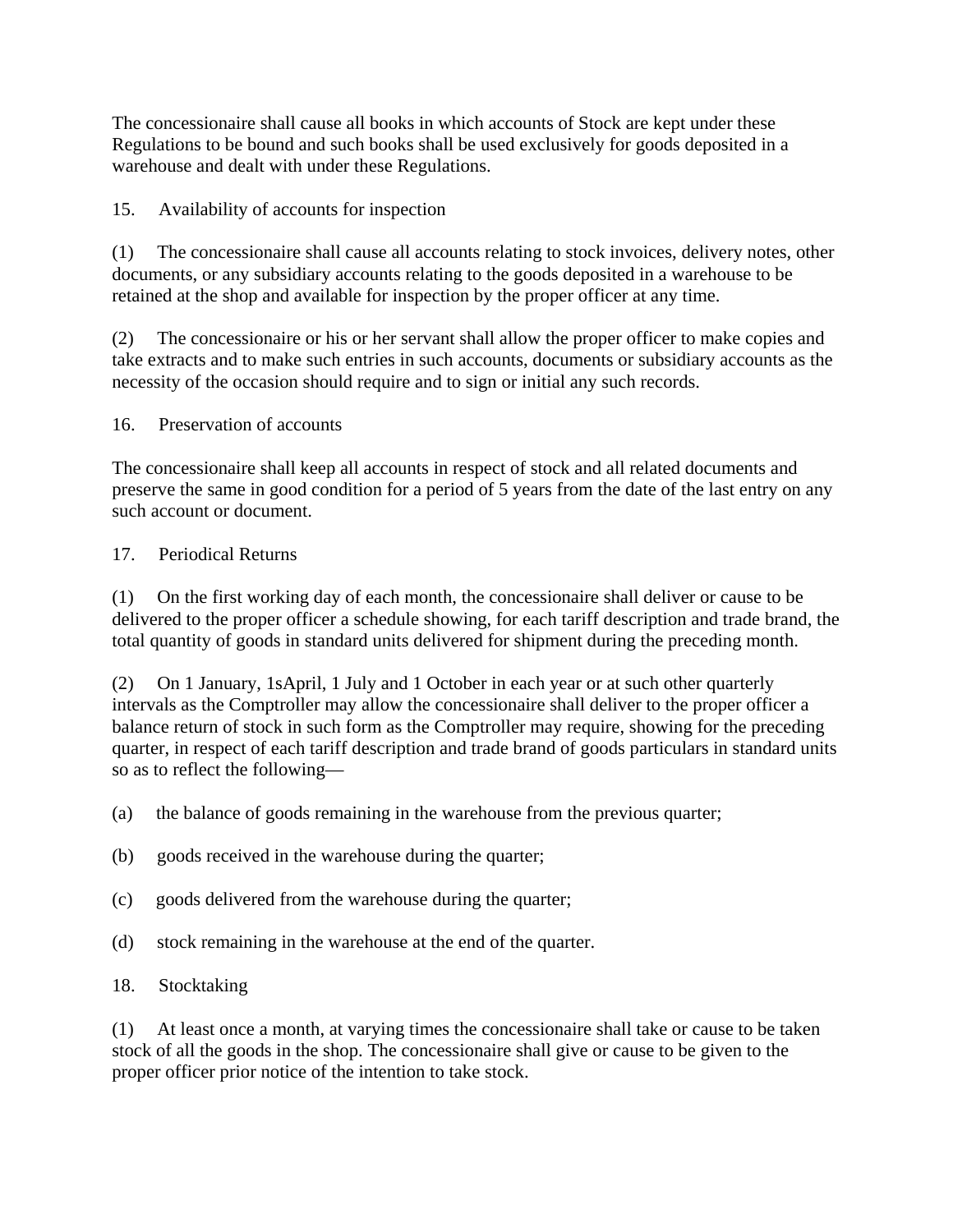The concessionaire shall cause all books in which accounts of Stock are kept under these Regulations to be bound and such books shall be used exclusively for goods deposited in a warehouse and dealt with under these Regulations.

15. Availability of accounts for inspection

(1) The concessionaire shall cause all accounts relating to stock invoices, delivery notes, other documents, or any subsidiary accounts relating to the goods deposited in a warehouse to be retained at the shop and available for inspection by the proper officer at any time.

(2) The concessionaire or his or her servant shall allow the proper officer to make copies and take extracts and to make such entries in such accounts, documents or subsidiary accounts as the necessity of the occasion should require and to sign or initial any such records.

16. Preservation of accounts

The concessionaire shall keep all accounts in respect of stock and all related documents and preserve the same in good condition for a period of 5 years from the date of the last entry on any such account or document.

17. Periodical Returns

(1) On the first working day of each month, the concessionaire shall deliver or cause to be delivered to the proper officer a schedule showing, for each tariff description and trade brand, the total quantity of goods in standard units delivered for shipment during the preceding month.

(2) On 1 January, 1sApril, 1 July and 1 October in each year or at such other quarterly intervals as the Comptroller may allow the concessionaire shall deliver to the proper officer a balance return of stock in such form as the Comptroller may require, showing for the preceding quarter, in respect of each tariff description and trade brand of goods particulars in standard units so as to reflect the following—

(a) the balance of goods remaining in the warehouse from the previous quarter;

(b) goods received in the warehouse during the quarter;

(c) goods delivered from the warehouse during the quarter;

(d) stock remaining in the warehouse at the end of the quarter.

18. Stocktaking

(1) At least once a month, at varying times the concessionaire shall take or cause to be taken stock of all the goods in the shop. The concessionaire shall give or cause to be given to the proper officer prior notice of the intention to take stock.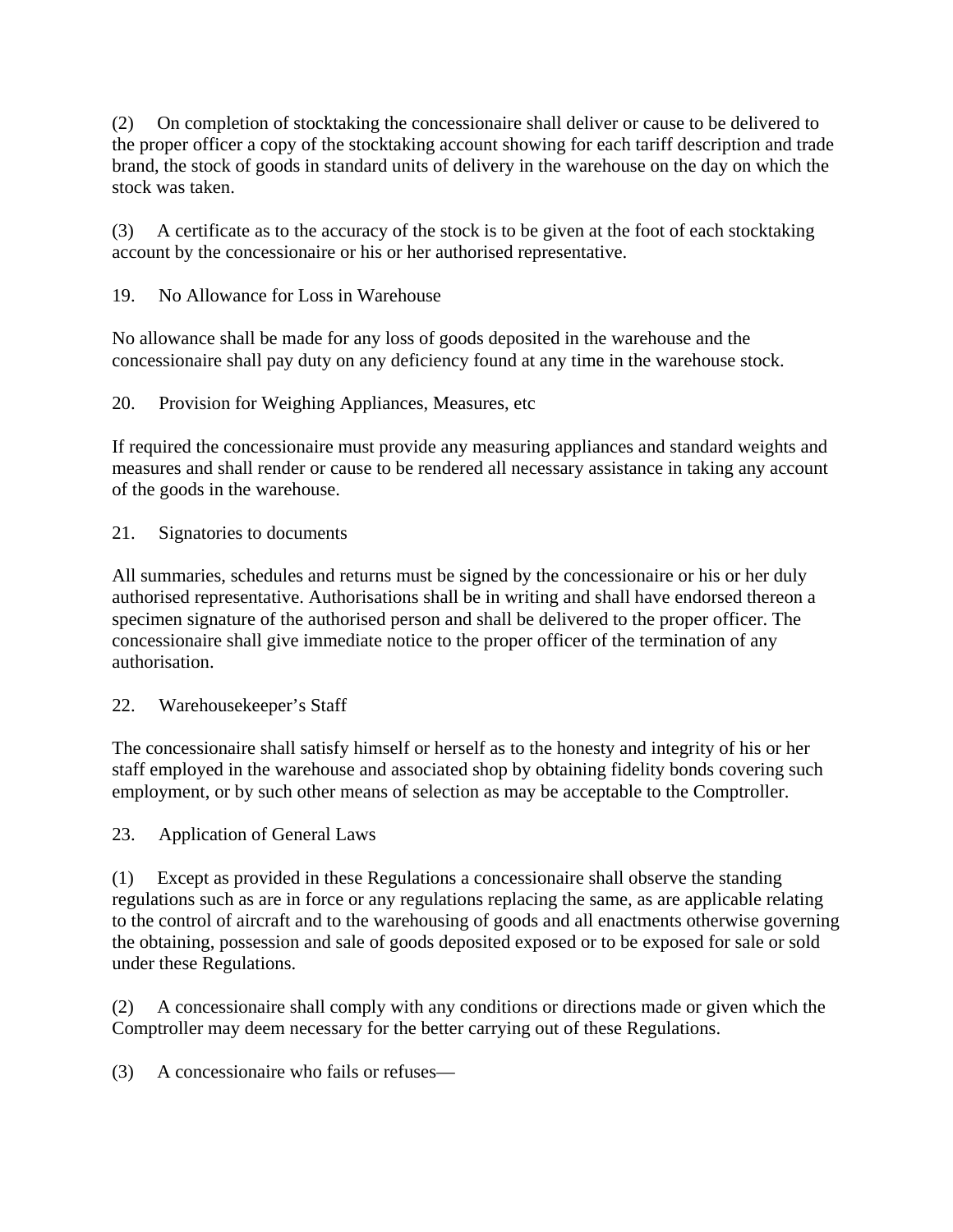(2) On completion of stocktaking the concessionaire shall deliver or cause to be delivered to the proper officer a copy of the stocktaking account showing for each tariff description and trade brand, the stock of goods in standard units of delivery in the warehouse on the day on which the stock was taken.

(3) A certificate as to the accuracy of the stock is to be given at the foot of each stocktaking account by the concessionaire or his or her authorised representative.

19. No Allowance for Loss in Warehouse

No allowance shall be made for any loss of goods deposited in the warehouse and the concessionaire shall pay duty on any deficiency found at any time in the warehouse stock.

20. Provision for Weighing Appliances, Measures, etc

If required the concessionaire must provide any measuring appliances and standard weights and measures and shall render or cause to be rendered all necessary assistance in taking any account of the goods in the warehouse.

21. Signatories to documents

All summaries, schedules and returns must be signed by the concessionaire or his or her duly authorised representative. Authorisations shall be in writing and shall have endorsed thereon a specimen signature of the authorised person and shall be delivered to the proper officer. The concessionaire shall give immediate notice to the proper officer of the termination of any authorisation.

22. Warehousekeeper's Staff

The concessionaire shall satisfy himself or herself as to the honesty and integrity of his or her staff employed in the warehouse and associated shop by obtaining fidelity bonds covering such employment, or by such other means of selection as may be acceptable to the Comptroller.

23. Application of General Laws

(1) Except as provided in these Regulations a concessionaire shall observe the standing regulations such as are in force or any regulations replacing the same, as are applicable relating to the control of aircraft and to the warehousing of goods and all enactments otherwise governing the obtaining, possession and sale of goods deposited exposed or to be exposed for sale or sold under these Regulations.

(2) A concessionaire shall comply with any conditions or directions made or given which the Comptroller may deem necessary for the better carrying out of these Regulations.

(3) A concessionaire who fails or refuses—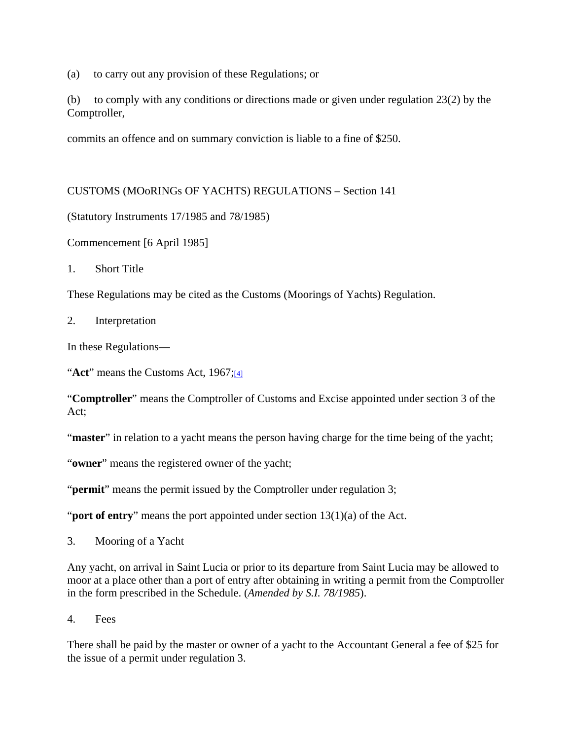(a) to carry out any provision of these Regulations; or

(b) to comply with any conditions or directions made or given under regulation 23(2) by the Comptroller,

commits an offence and on summary conviction is liable to a fine of $250.

CUSTOMS (MOoRINGs OF YACHTS) REGULATIONS – Section 141

(Statutory Instruments 17/1985 and 78/1985)

Commencement [6 April 1985]

1. Short Title

These Regulations may be cited as the Customs (Moorings of Yachts) Regulation.

2. Interpretation

In these Regulations—

"**Act**" means the Customs Act, 1967;[4]

"**Comptroller**" means the Comptroller of Customs and Excise appointed under section 3 of the Act;

"**master**" in relation to a yacht means the person having charge for the time being of the yacht;

"**owner**" means the registered owner of the yacht;

"**permit**" means the permit issued by the Comptroller under regulation 3;

"**port of entry**" means the port appointed under section 13(1)(a) of the Act.

3. Mooring of a Yacht

Any yacht, on arrival in Saint Lucia or prior to its departure from Saint Lucia may be allowed to moor at a place other than a port of entry after obtaining in writing a permit from the Comptroller in the form prescribed in the Schedule. (*Amended by S.I. 78/1985*).

4. Fees

There shall be paid by the master or owner of a yacht to the Accountant General a fee of $25 for the issue of a permit under regulation 3.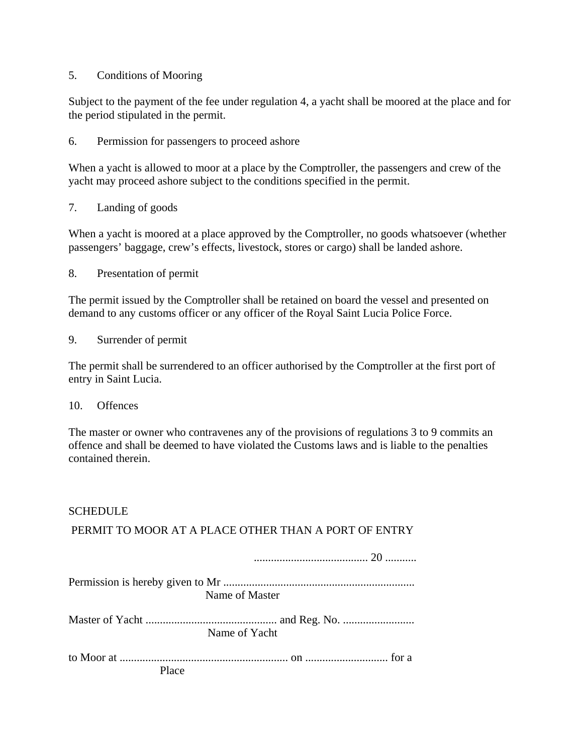5. Conditions of Mooring

Subject to the payment of the fee under regulation 4, a yacht shall be moored at the place and for the period stipulated in the permit.

6. Permission for passengers to proceed ashore

When a yacht is allowed to moor at a place by the Comptroller, the passengers and crew of the yacht may proceed ashore subject to the conditions specified in the permit.

7. Landing of goods

When a yacht is moored at a place approved by the Comptroller, no goods whatsoever (whether passengers' baggage, crew's effects, livestock, stores or cargo) shall be landed ashore.

8. Presentation of permit

The permit issued by the Comptroller shall be retained on board the vessel and presented on demand to any customs officer or any officer of the Royal Saint Lucia Police Force.

9. Surrender of permit

The permit shall be surrendered to an officer authorised by the Comptroller at the first port of entry in Saint Lucia.

10. Offences

The master or owner who contravenes any of the provisions of regulations 3 to 9 commits an offence and shall be deemed to have violated the Customs laws and is liable to the penalties contained therein.

SCHEDULE

PERMIT TO MOOR AT A PLACE OTHER THAN A PORT OF ENTRY

........................................ 20 ...........

Permission is hereby given to Mr ...................................................................
Name of Master

Master of Yacht .............................................. and Reg. No. .........................
Name of Yacht

to Moor at ........................................................... on ............................. for a
Place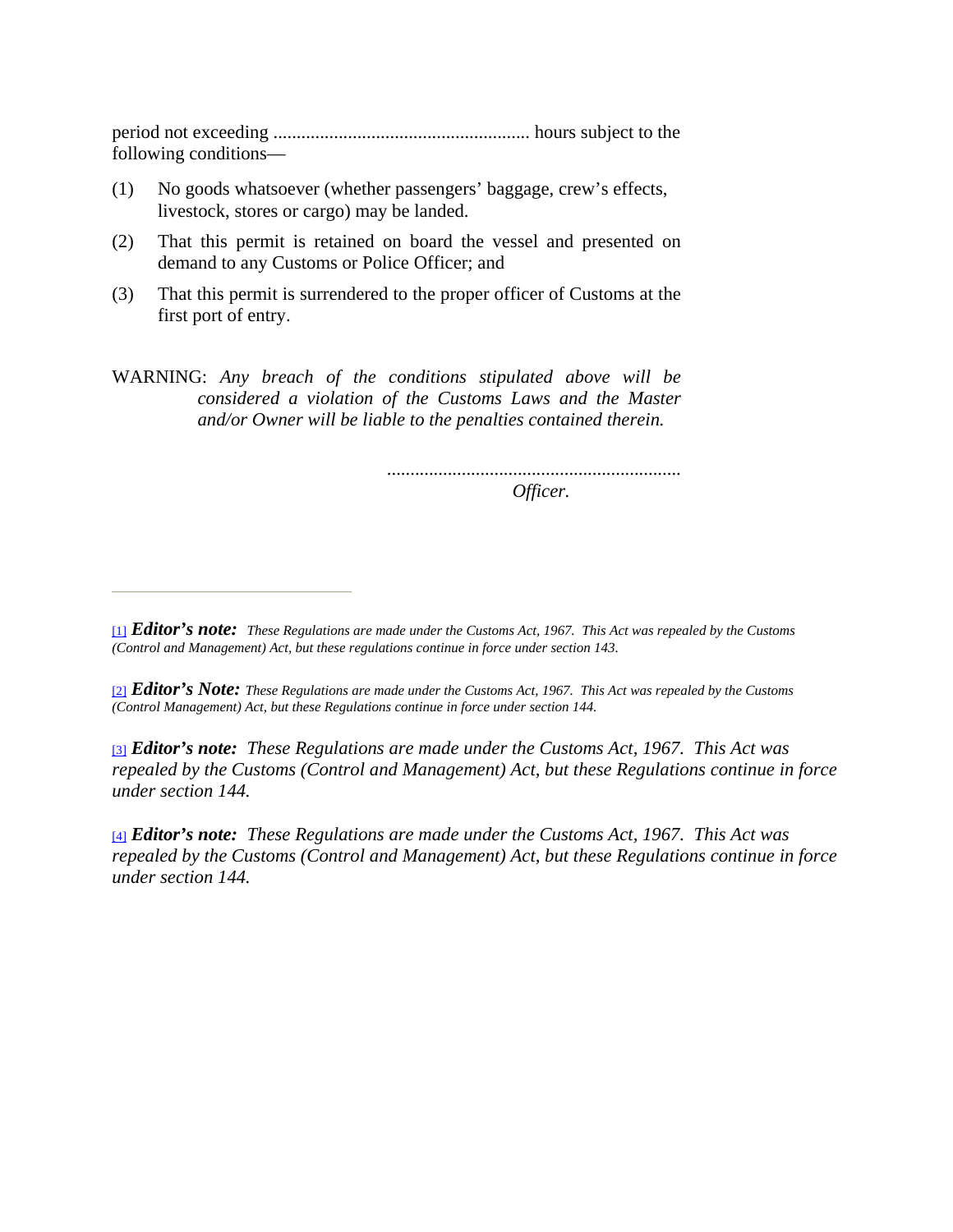period not exceeding ....................................................... hours subject to the following conditions—

(1) No goods whatsoever (whether passengers' baggage, crew's effects, livestock, stores or cargo) may be landed.

(2) That this permit is retained on board the vessel and presented on demand to any Customs or Police Officer; and

(3) That this permit is surrendered to the proper officer of Customs at the first port of entry.

WARNING: *Any breach of the conditions stipulated above will be considered a violation of the Customs Laws and the Master and/or Owner will be liable to the penalties contained therein.*

..............................................................
*Officer.*

---

[1] ***Editor's note:*** *These Regulations are made under the Customs Act, 1967. This Act was repealed by the Customs (Control and Management) Act, but these regulations continue in force under section 143.*

[2] ***Editor's Note:*** *These Regulations are made under the Customs Act, 1967. This Act was repealed by the Customs (Control Management) Act, but these Regulations continue in force under section 144.*

[3] ***Editor's note:*** *These Regulations are made under the Customs Act, 1967. This Act was repealed by the Customs (Control and Management) Act, but these Regulations continue in force under section 144.*

[4] ***Editor's note:*** *These Regulations are made under the Customs Act, 1967. This Act was repealed by the Customs (Control and Management) Act, but these Regulations continue in force under section 144.*